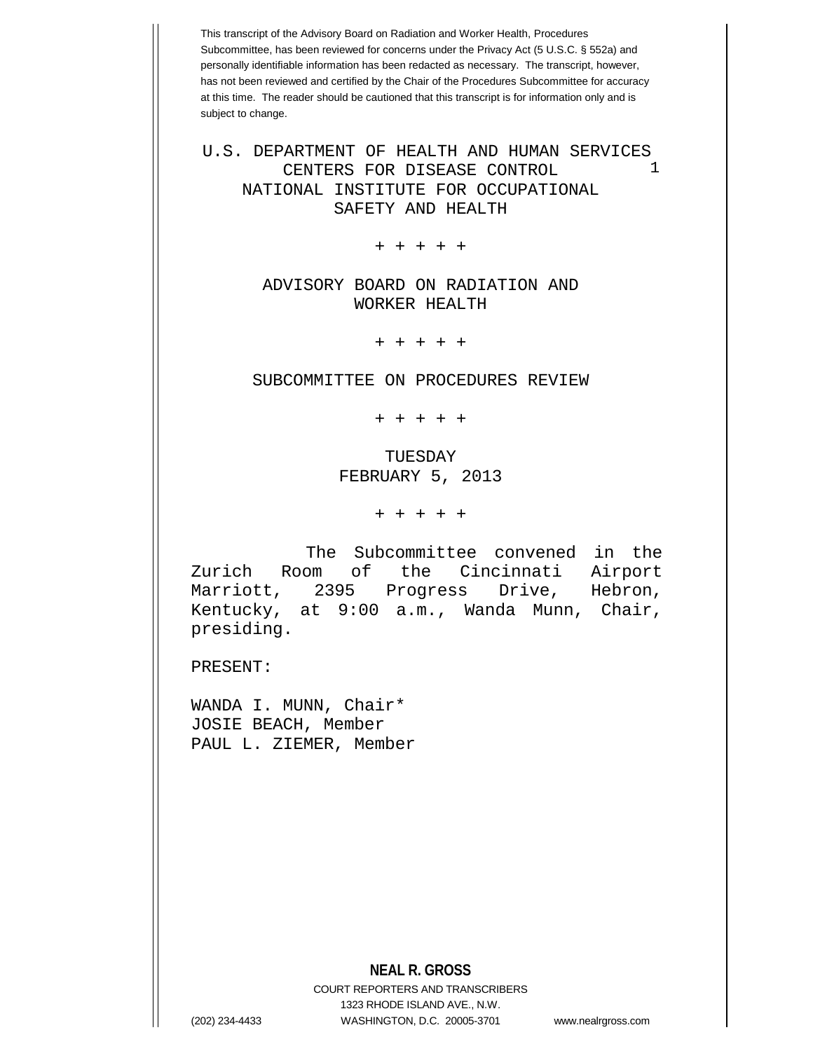This transcript of the Advisory Board on Radiation and Worker Health, Procedures Subcommittee, has been reviewed for concerns under the Privacy Act (5 U.S.C. § 552a) and personally identifiable information has been redacted as necessary. The transcript, however, has not been reviewed and certified by the Chair of the Procedures Subcommittee for accuracy at this time. The reader should be cautioned that this transcript is for information only and is subject to change.

U.S. DEPARTMENT OF HEALTH AND HUMAN SERVICES
CENTERS FOR DISEASE CONTROL
NATIONAL INSTITUTE FOR OCCUPATIONAL
SAFETY AND HEALTH

+ + + + +

ADVISORY BOARD ON RADIATION AND
WORKER HEALTH

+ + + + +

SUBCOMMITTEE ON PROCEDURES REVIEW

+ + + + +

TUESDAY
FEBRUARY 5, 2013

+ + + + +

The Subcommittee convened in the Zurich Room of the Cincinnati Airport Marriott, 2395 Progress Drive, Hebron, Kentucky, at 9:00 a.m., Wanda Munn, Chair, presiding.

PRESENT:

WANDA I. MUNN, Chair*
JOSIE BEACH, Member
PAUL L. ZIEMER, Member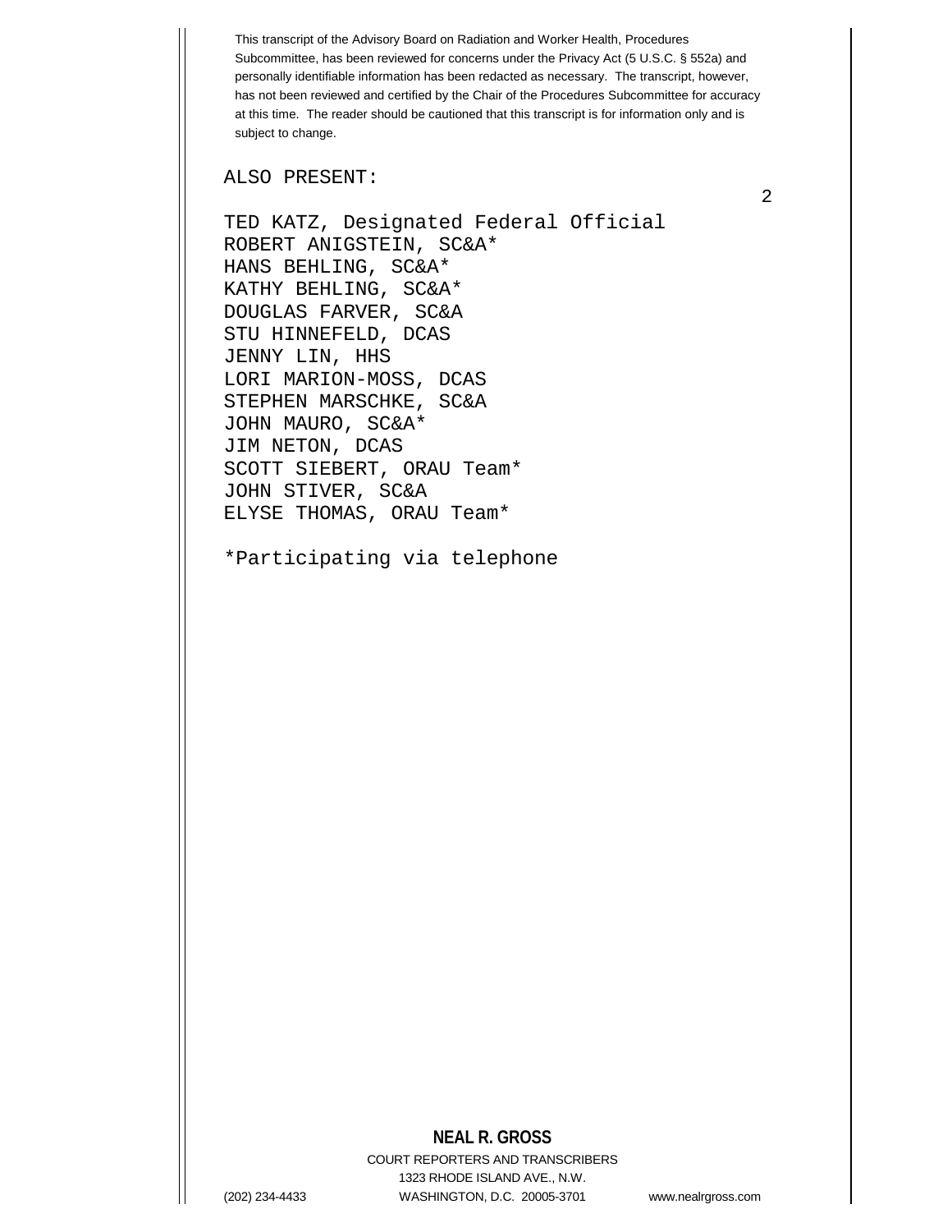This transcript of the Advisory Board on Radiation and Worker Health, Procedures Subcommittee, has been reviewed for concerns under the Privacy Act (5 U.S.C. § 552a) and personally identifiable information has been redacted as necessary. The transcript, however, has not been reviewed and certified by the Chair of the Procedures Subcommittee for accuracy at this time. The reader should be cautioned that this transcript is for information only and is subject to change.

ALSO PRESENT:

TED KATZ, Designated Federal Official
ROBERT ANIGSTEIN, SC&A*
HANS BEHLING, SC&A*
KATHY BEHLING, SC&A*
DOUGLAS FARVER, SC&A
STU HINNEFELD, DCAS
JENNY LIN, HHS
LORI MARION-MOSS, DCAS
STEPHEN MARSCHKE, SC&A
JOHN MAURO, SC&A*
JIM NETON, DCAS
SCOTT SIEBERT, ORAU Team*
JOHN STIVER, SC&A
ELYSE THOMAS, ORAU Team*

*Participating via telephone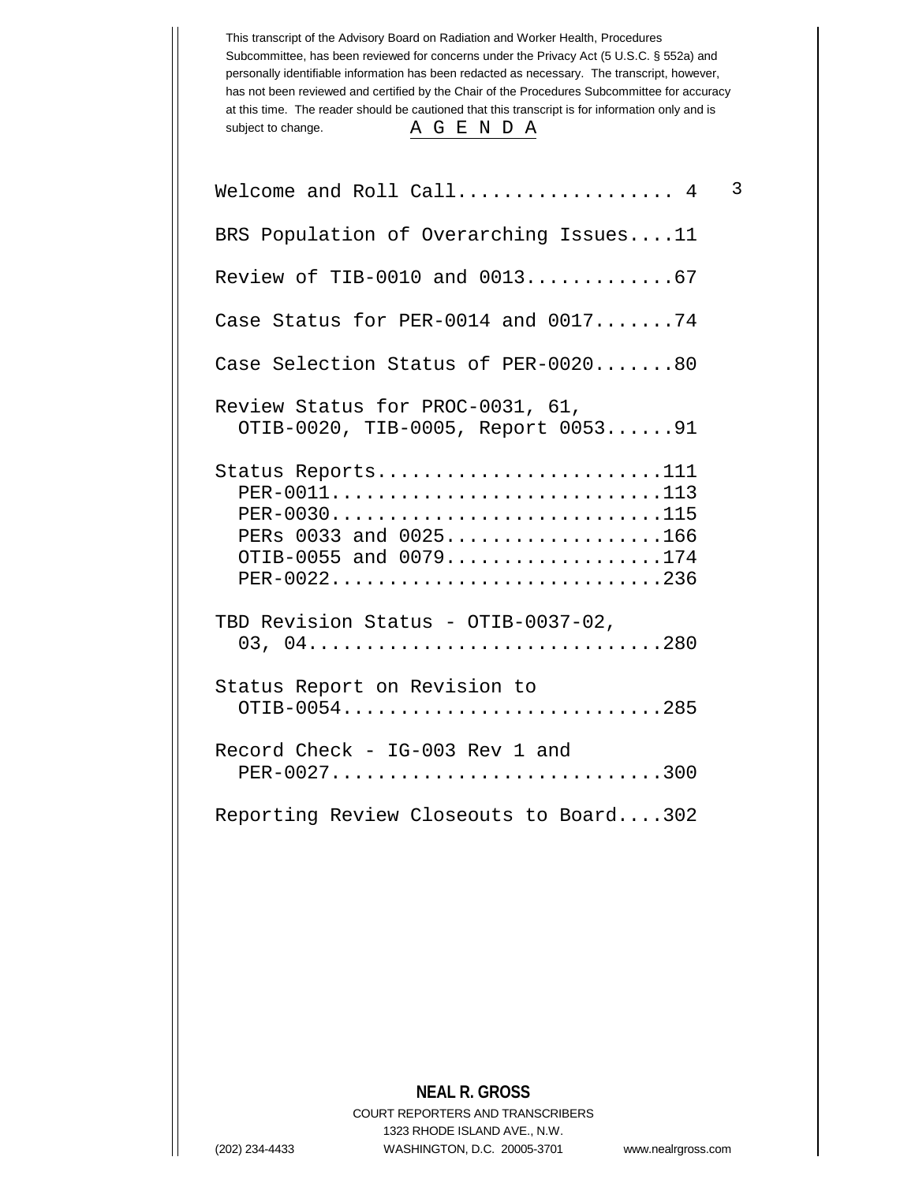This transcript of the Advisory Board on Radiation and Worker Health, Procedures Subcommittee, has been reviewed for concerns under the Privacy Act (5 U.S.C. § 552a) and personally identifiable information has been redacted as necessary. The transcript, however, has not been reviewed and certified by the Chair of the Procedures Subcommittee for accuracy at this time. The reader should be cautioned that this transcript is for information only and is subject to change.

# A G E N D A

Welcome and Roll Call.................. 4

BRS Population of Overarching Issues....11

Review of TIB-0010 and 0013.............67

Case Status for PER-0014 and 0017.......74

Case Selection Status of PER-0020.......80

Review Status for PROC-0031, 61,
OTIB-0020, TIB-0005, Report 0053......91

Status Reports........................111
- PER-0011............................113
- PER-0030............................115
- PERs 0033 and 0025..................166
- OTIB-0055 and 0079..................174
- PER-0022............................236

TBD Revision Status - OTIB-0037-02,
03, 04..............................280

Status Report on Revision to
OTIB-0054...........................285

Record Check - IG-003 Rev 1 and
PER-0027............................300

Reporting Review Closeouts to Board....302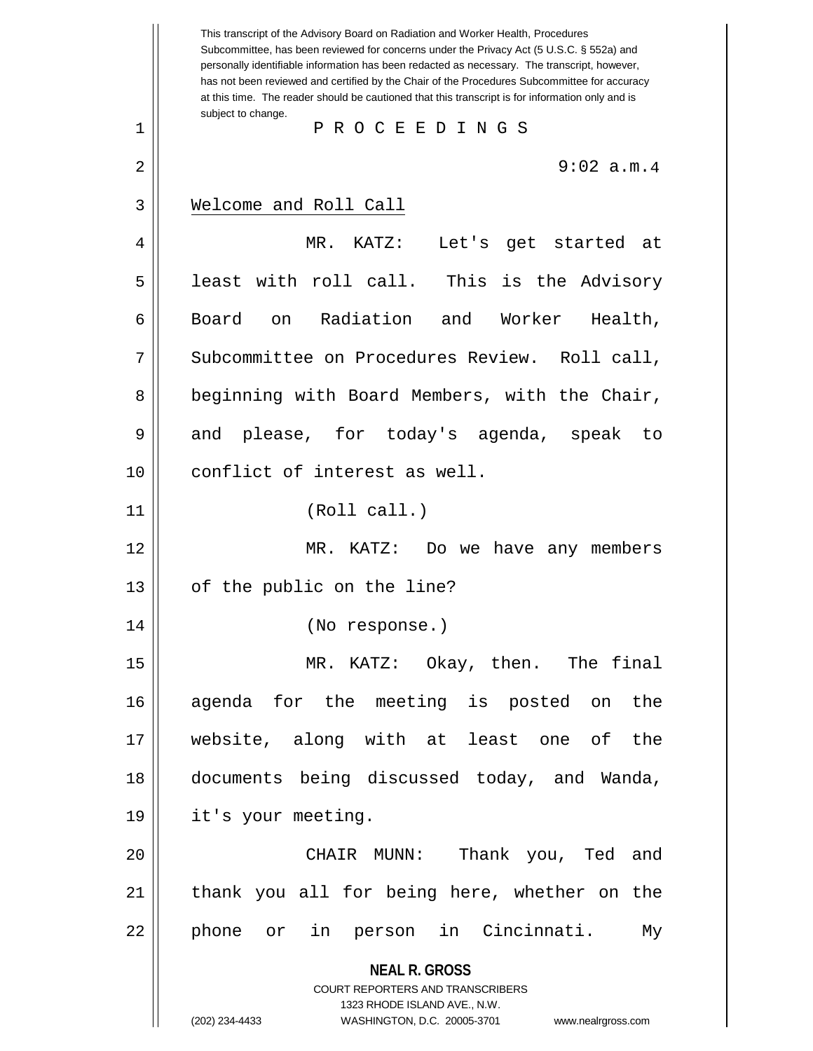This transcript of the Advisory Board on Radiation and Worker Health, Procedures Subcommittee, has been reviewed for concerns under the Privacy Act (5 U.S.C. § 552a) and personally identifiable information has been redacted as necessary. The transcript, however, has not been reviewed and certified by the Chair of the Procedures Subcommittee for accuracy at this time. The reader should be cautioned that this transcript is for information only and is subject to change.

P R O C E E D I N G S

9:02 a.m.

Welcome and Roll Call

MR. KATZ: Let's get started at least with roll call. This is the Advisory Board on Radiation and Worker Health, Subcommittee on Procedures Review. Roll call, beginning with Board Members, with the Chair, and please, for today's agenda, speak to conflict of interest as well.

(Roll call.)

MR. KATZ: Do we have any members of the public on the line?

(No response.)

MR. KATZ: Okay, then. The final agenda for the meeting is posted on the website, along with at least one of the documents being discussed today, and Wanda, it's your meeting.

CHAIR MUNN: Thank you, Ted and thank you all for being here, whether on the phone or in person in Cincinnati. My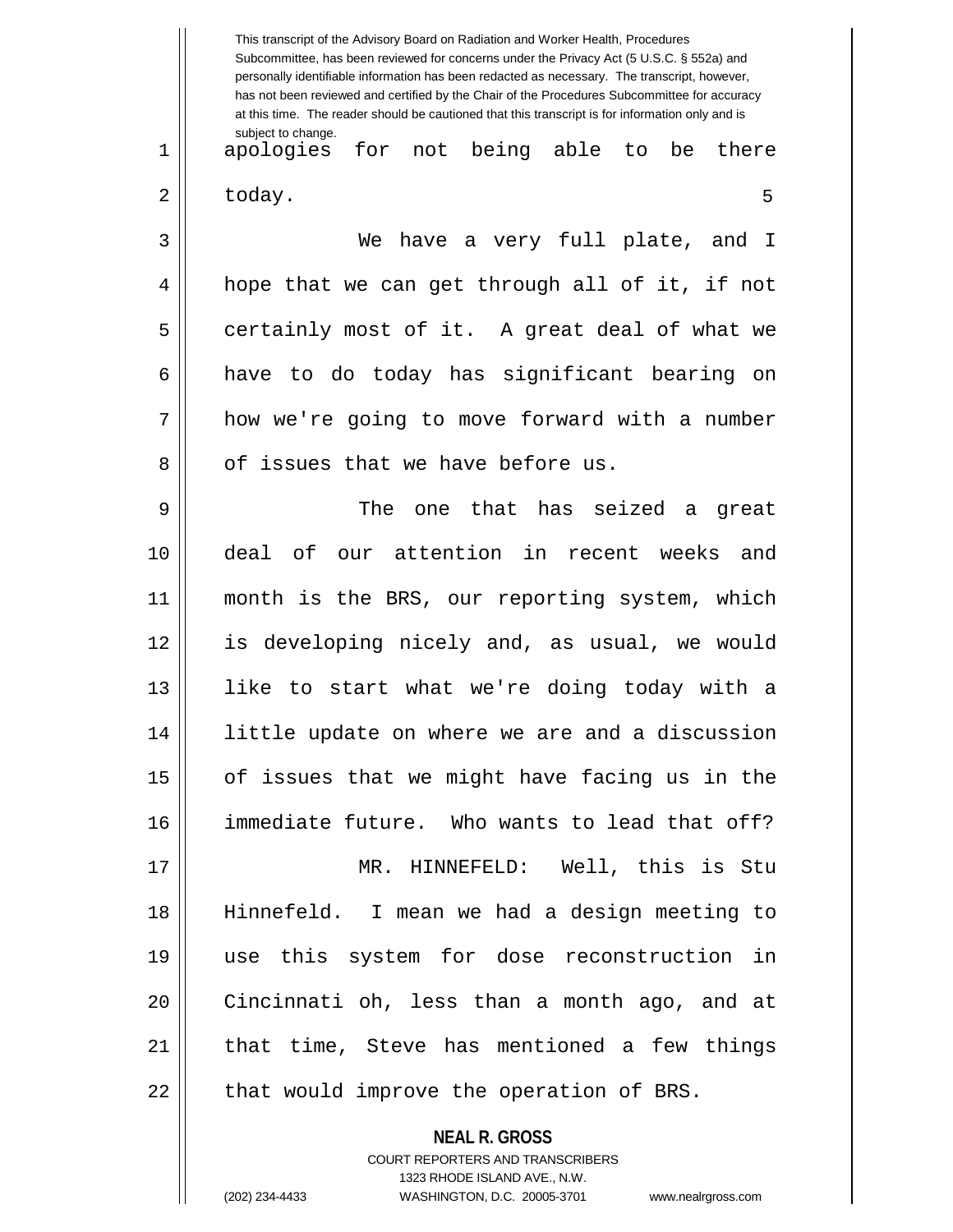apologies for not being able to be there today.

We have a very full plate, and I hope that we can get through all of it, if not certainly most of it. A great deal of what we have to do today has significant bearing on how we're going to move forward with a number of issues that we have before us.

The one that has seized a great deal of our attention in recent weeks and month is the BRS, our reporting system, which is developing nicely and, as usual, we would like to start what we're doing today with a little update on where we are and a discussion of issues that we might have facing us in the immediate future. Who wants to lead that off?

MR. HINNEFELD: Well, this is Stu Hinnefeld. I mean we had a design meeting to use this system for dose reconstruction in Cincinnati oh, less than a month ago, and at that time, Steve has mentioned a few things that would improve the operation of BRS.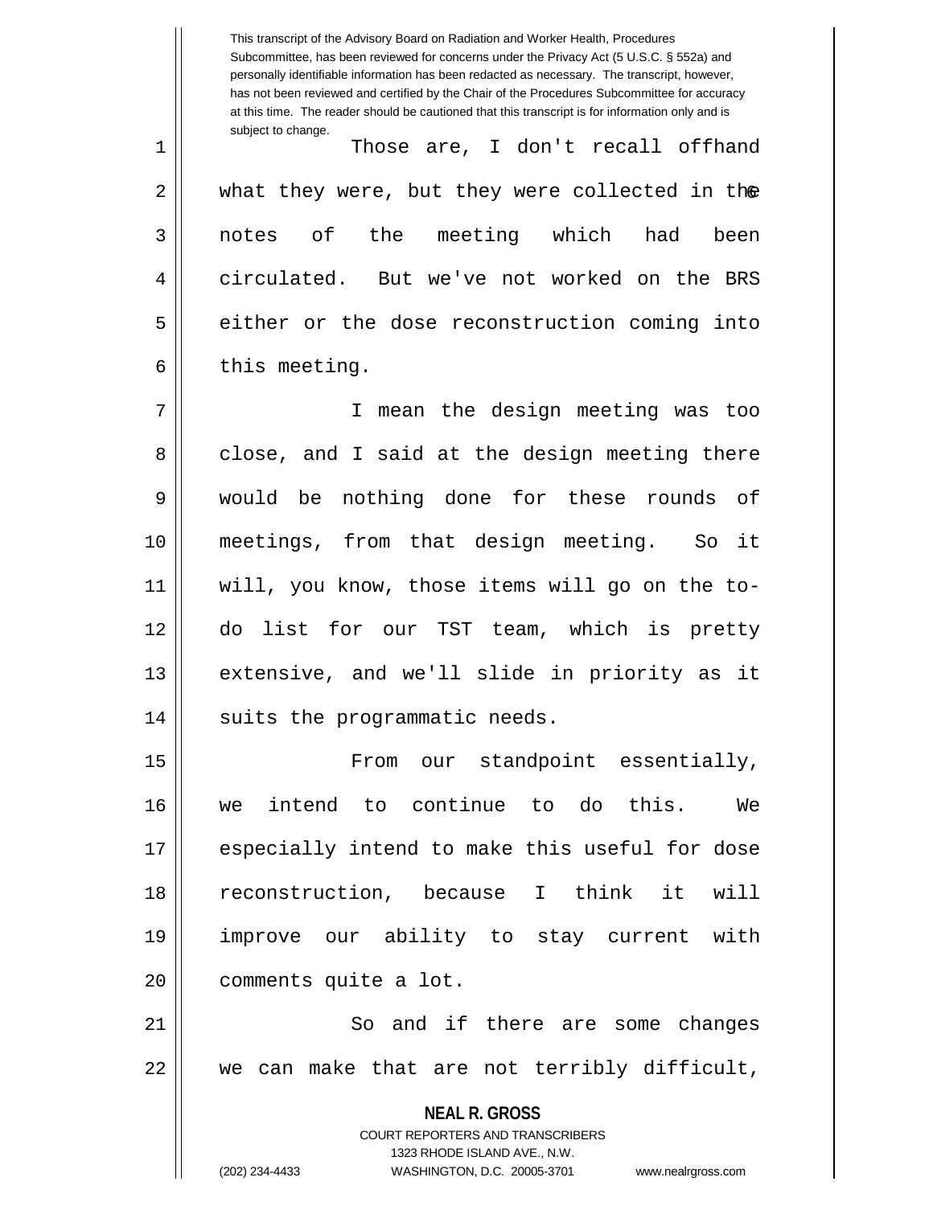This transcript of the Advisory Board on Radiation and Worker Health, Procedures Subcommittee, has been reviewed for concerns under the Privacy Act (5 U.S.C. § 552a) and personally identifiable information has been redacted as necessary. The transcript, however, has not been reviewed and certified by the Chair of the Procedures Subcommittee for accuracy at this time. The reader should be cautioned that this transcript is for information only and is subject to change.

Those are, I don't recall offhand what they were, but they were collected in the notes of the meeting which had been circulated. But we've not worked on the BRS either or the dose reconstruction coming into this meeting.

I mean the design meeting was too close, and I said at the design meeting there would be nothing done for these rounds of meetings, from that design meeting. So it will, you know, those items will go on the to-do list for our TST team, which is pretty extensive, and we'll slide in priority as it suits the programmatic needs.

From our standpoint essentially, we intend to continue to do this. We especially intend to make this useful for dose reconstruction, because I think it will improve our ability to stay current with comments quite a lot.

So and if there are some changes we can make that are not terribly difficult,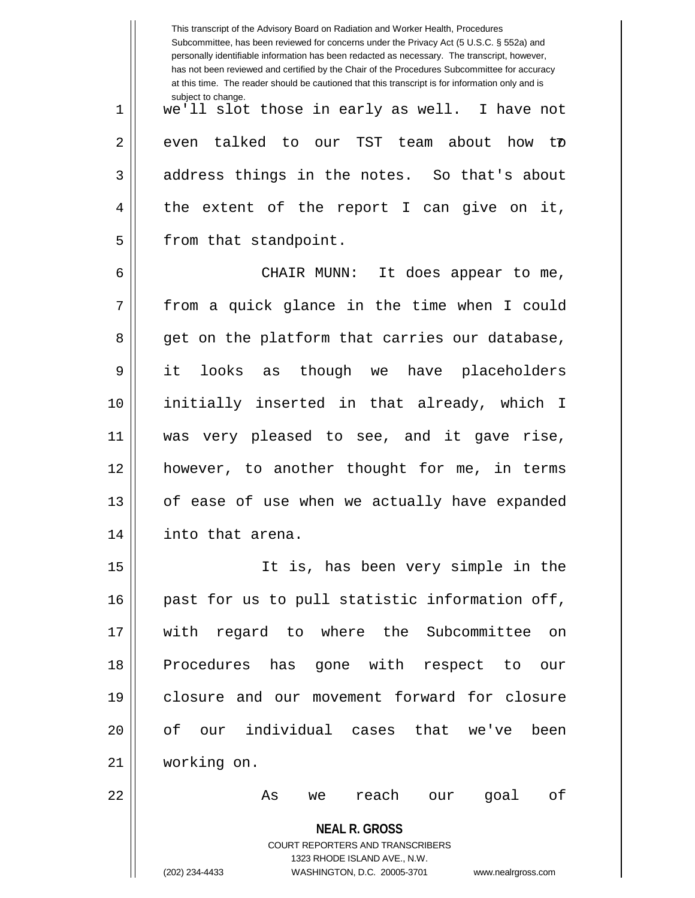we'll slot those in early as well. I have not even talked to our TST team about how to address things in the notes. So that's about the extent of the report I can give on it, from that standpoint.

CHAIR MUNN: It does appear to me, from a quick glance in the time when I could get on the platform that carries our database, it looks as though we have placeholders initially inserted in that already, which I was very pleased to see, and it gave rise, however, to another thought for me, in terms of ease of use when we actually have expanded into that arena.

It is, has been very simple in the past for us to pull statistic information off, with regard to where the Subcommittee on Procedures has gone with respect to our closure and our movement forward for closure of our individual cases that we've been working on.

As we reach our goal of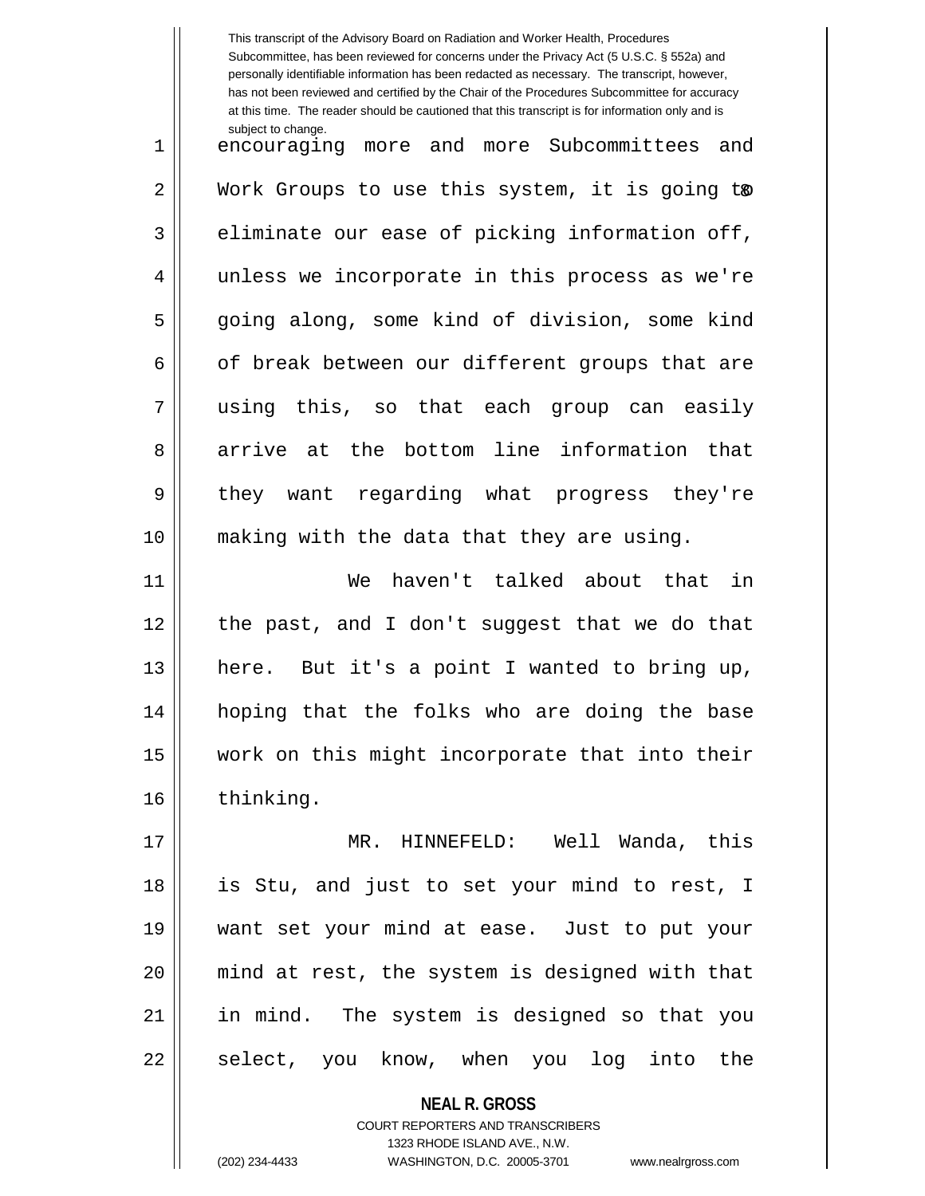encouraging more and more Subcommittees and Work Groups to use this system, it is going to eliminate our ease of picking information off, unless we incorporate in this process as we're going along, some kind of division, some kind of break between our different groups that are using this, so that each group can easily arrive at the bottom line information that they want regarding what progress they're making with the data that they are using.

We haven't talked about that in the past, and I don't suggest that we do that here. But it's a point I wanted to bring up, hoping that the folks who are doing the base work on this might incorporate that into their thinking.

MR. HINNEFELD: Well Wanda, this is Stu, and just to set your mind to rest, I want set your mind at ease. Just to put your mind at rest, the system is designed with that in mind. The system is designed so that you select, you know, when you log into the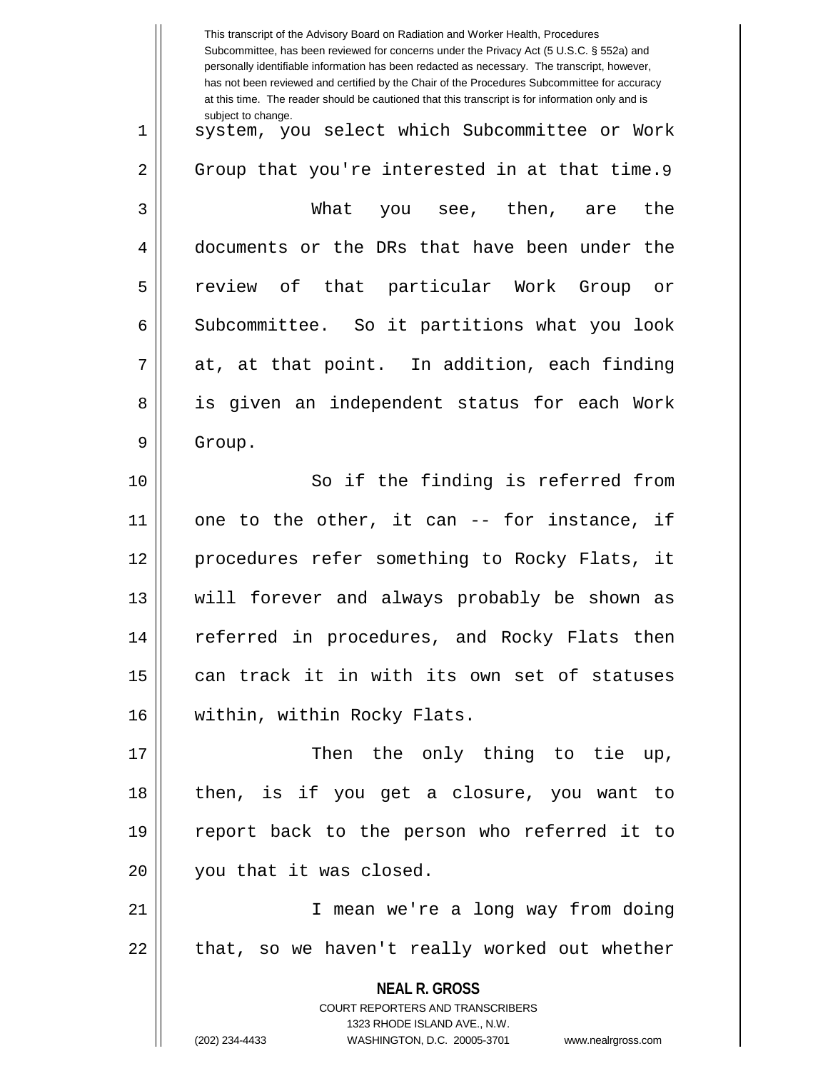system, you select which Subcommittee or Work Group that you're interested in at that time.

What you see, then, are the documents or the DRs that have been under the review of that particular Work Group or Subcommittee. So it partitions what you look at, at that point. In addition, each finding is given an independent status for each Work Group.

So if the finding is referred from one to the other, it can -- for instance, if procedures refer something to Rocky Flats, it will forever and always probably be shown as referred in procedures, and Rocky Flats then can track it in with its own set of statuses within, within Rocky Flats.

Then the only thing to tie up, then, is if you get a closure, you want to report back to the person who referred it to you that it was closed.

I mean we're a long way from doing that, so we haven't really worked out whether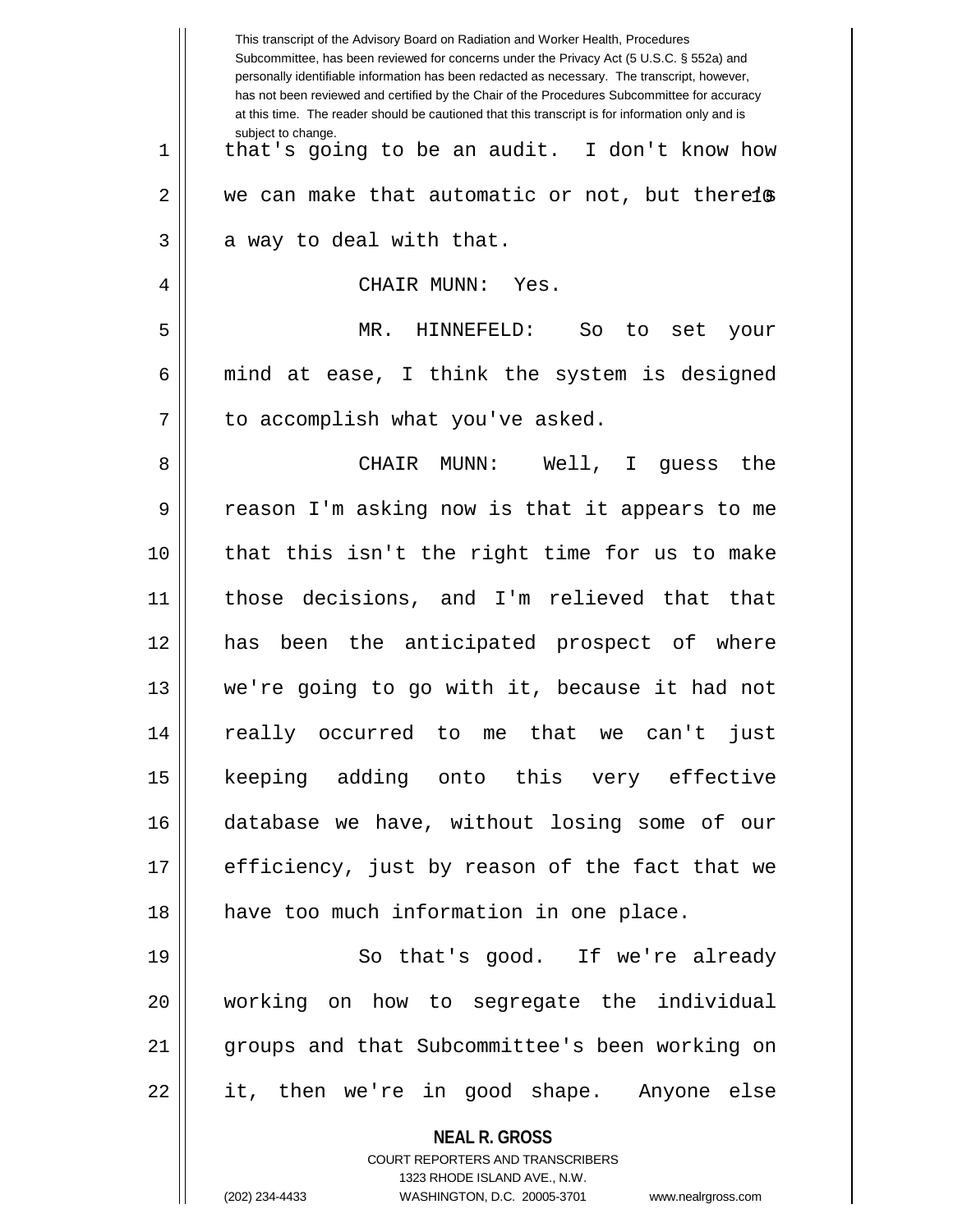that's going to be an audit. I don't know how we can make that automatic or not, but there's a way to deal with that.

CHAIR MUNN: Yes.

MR. HINNEFELD: So to set your mind at ease, I think the system is designed to accomplish what you've asked.

CHAIR MUNN: Well, I guess the reason I'm asking now is that it appears to me that this isn't the right time for us to make those decisions, and I'm relieved that that has been the anticipated prospect of where we're going to go with it, because it had not really occurred to me that we can't just keeping adding onto this very effective database we have, without losing some of our efficiency, just by reason of the fact that we have too much information in one place.

So that's good. If we're already working on how to segregate the individual groups and that Subcommittee's been working on it, then we're in good shape. Anyone else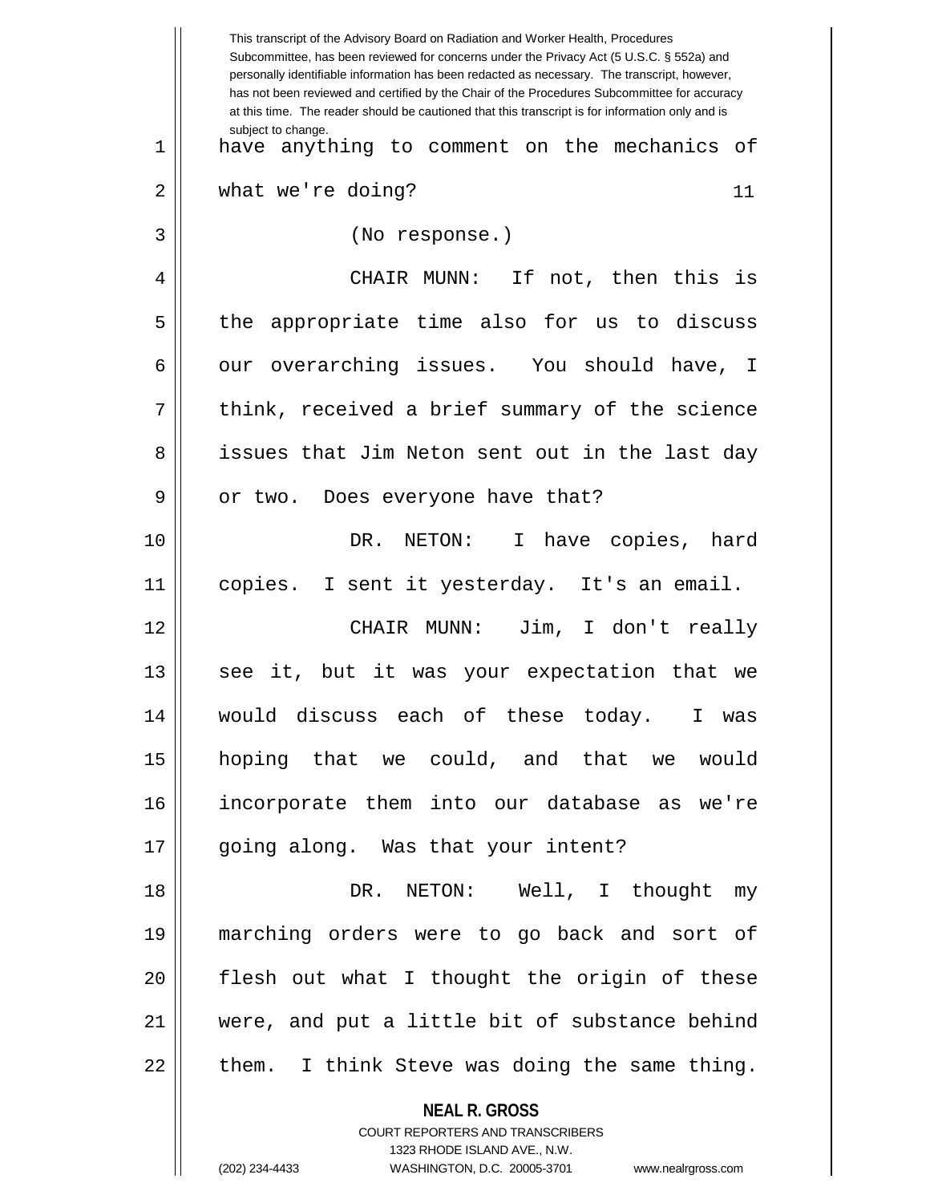have anything to comment on the mechanics of what we're doing?

(No response.)

CHAIR MUNN: If not, then this is the appropriate time also for us to discuss our overarching issues. You should have, I think, received a brief summary of the science issues that Jim Neton sent out in the last day or two. Does everyone have that?

DR. NETON: I have copies, hard copies. I sent it yesterday. It's an email.

CHAIR MUNN: Jim, I don't really see it, but it was your expectation that we would discuss each of these today. I was hoping that we could, and that we would incorporate them into our database as we're going along. Was that your intent?

DR. NETON: Well, I thought my marching orders were to go back and sort of flesh out what I thought the origin of these were, and put a little bit of substance behind them. I think Steve was doing the same thing.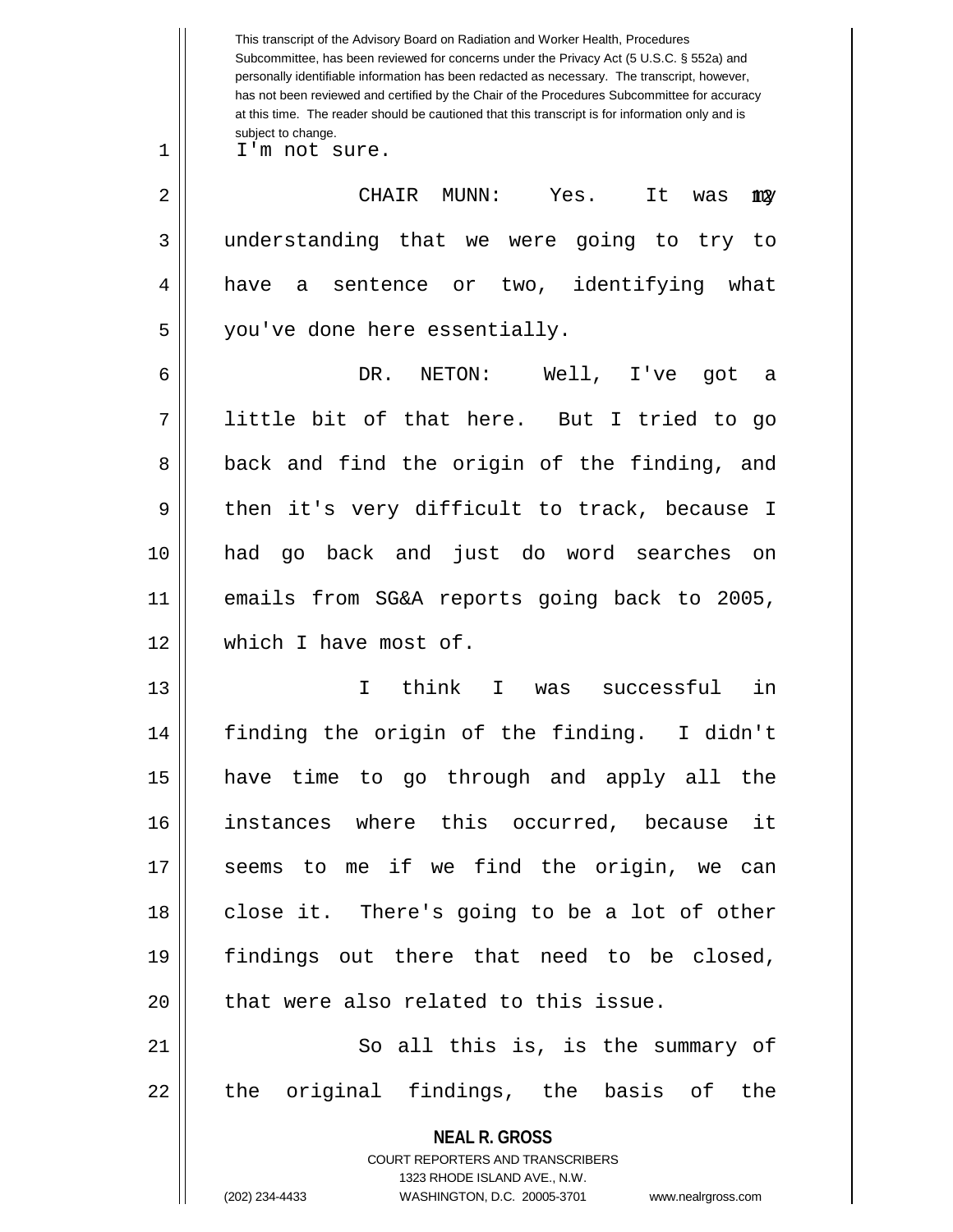This transcript of the Advisory Board on Radiation and Worker Health, Procedures Subcommittee, has been reviewed for concerns under the Privacy Act (5 U.S.C. § 552a) and personally identifiable information has been redacted as necessary. The transcript, however, has not been reviewed and certified by the Chair of the Procedures Subcommittee for accuracy at this time. The reader should be cautioned that this transcript is for information only and is subject to change.

I'm not sure.

CHAIR MUNN: Yes. It was my understanding that we were going to try to have a sentence or two, identifying what you've done here essentially.

DR. NETON: Well, I've got a little bit of that here. But I tried to go back and find the origin of the finding, and then it's very difficult to track, because I had go back and just do word searches on emails from SG&A reports going back to 2005, which I have most of.

I think I was successful in finding the origin of the finding. I didn't have time to go through and apply all the instances where this occurred, because it seems to me if we find the origin, we can close it. There's going to be a lot of other findings out there that need to be closed, that were also related to this issue.

So all this is, is the summary of the original findings, the basis of the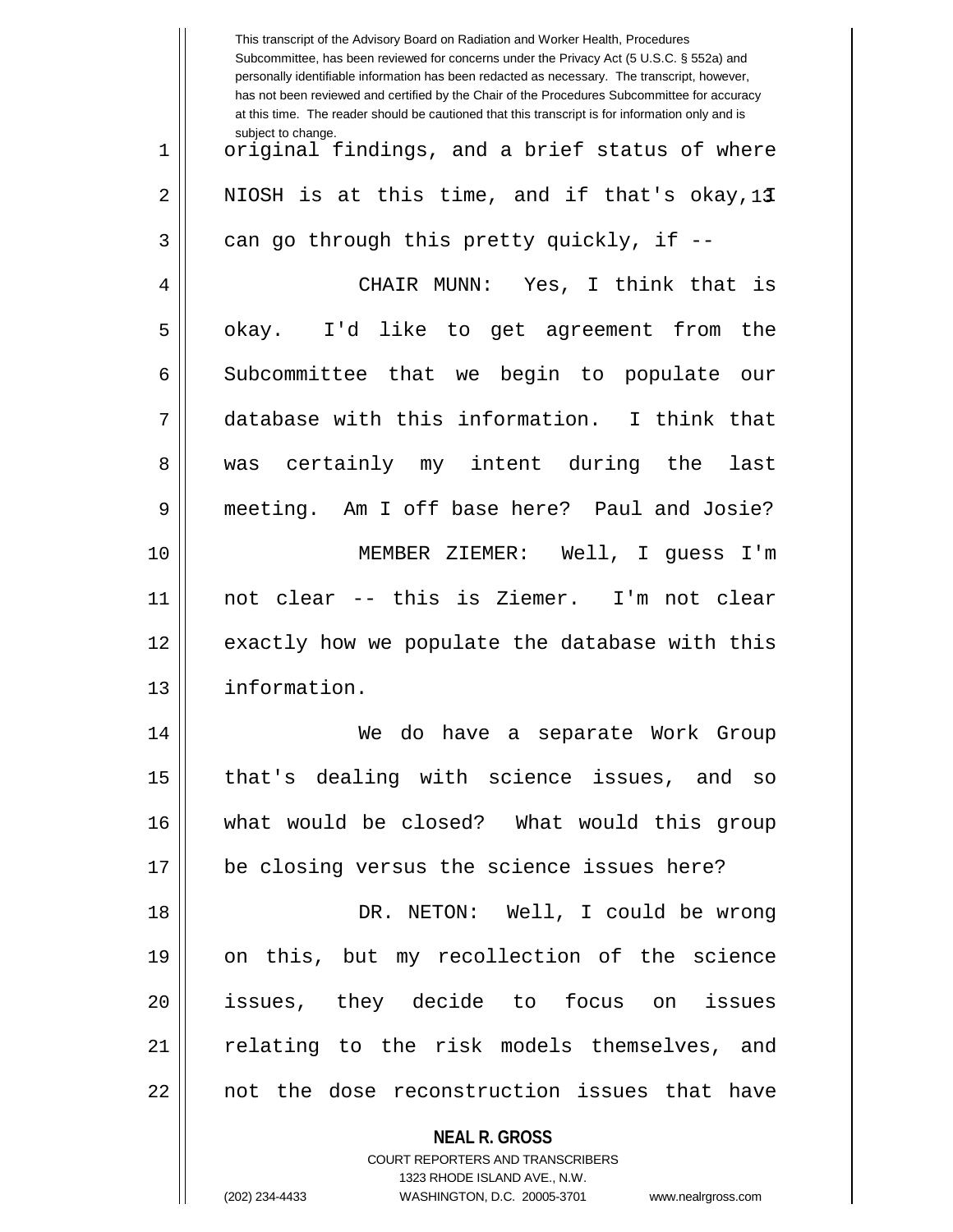original findings, and a brief status of where NIOSH is at this time, and if that's okay, I can go through this pretty quickly, if --

CHAIR MUNN: Yes, I think that is okay. I'd like to get agreement from the Subcommittee that we begin to populate our database with this information. I think that was certainly my intent during the last meeting. Am I off base here? Paul and Josie?

MEMBER ZIEMER: Well, I guess I'm not clear -- this is Ziemer. I'm not clear exactly how we populate the database with this information.

We do have a separate Work Group that's dealing with science issues, and so what would be closed? What would this group be closing versus the science issues here?

DR. NETON: Well, I could be wrong on this, but my recollection of the science issues, they decide to focus on issues relating to the risk models themselves, and not the dose reconstruction issues that have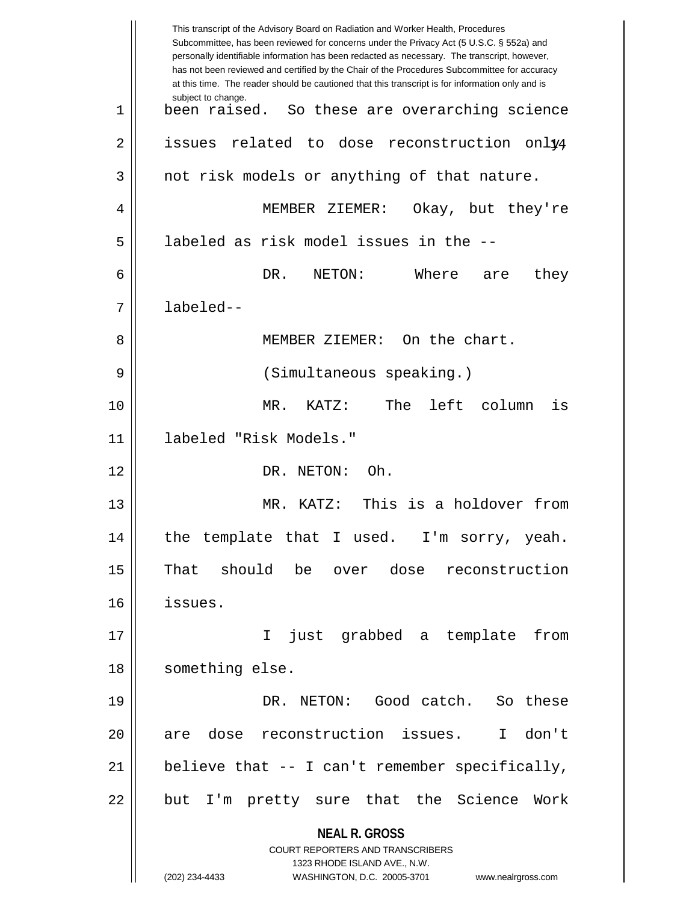been raised. So these are overarching science issues related to dose reconstruction only, not risk models or anything of that nature.

MEMBER ZIEMER: Okay, but they're labeled as risk model issues in the --

DR. NETON: Where are they labeled--

MEMBER ZIEMER: On the chart.

(Simultaneous speaking.)

MR. KATZ: The left column is labeled "Risk Models."

DR. NETON: Oh.

MR. KATZ: This is a holdover from the template that I used. I'm sorry, yeah. That should be over dose reconstruction issues.

I just grabbed a template from something else.

DR. NETON: Good catch. So these are dose reconstruction issues. I don't believe that -- I can't remember specifically, but I'm pretty sure that the Science Work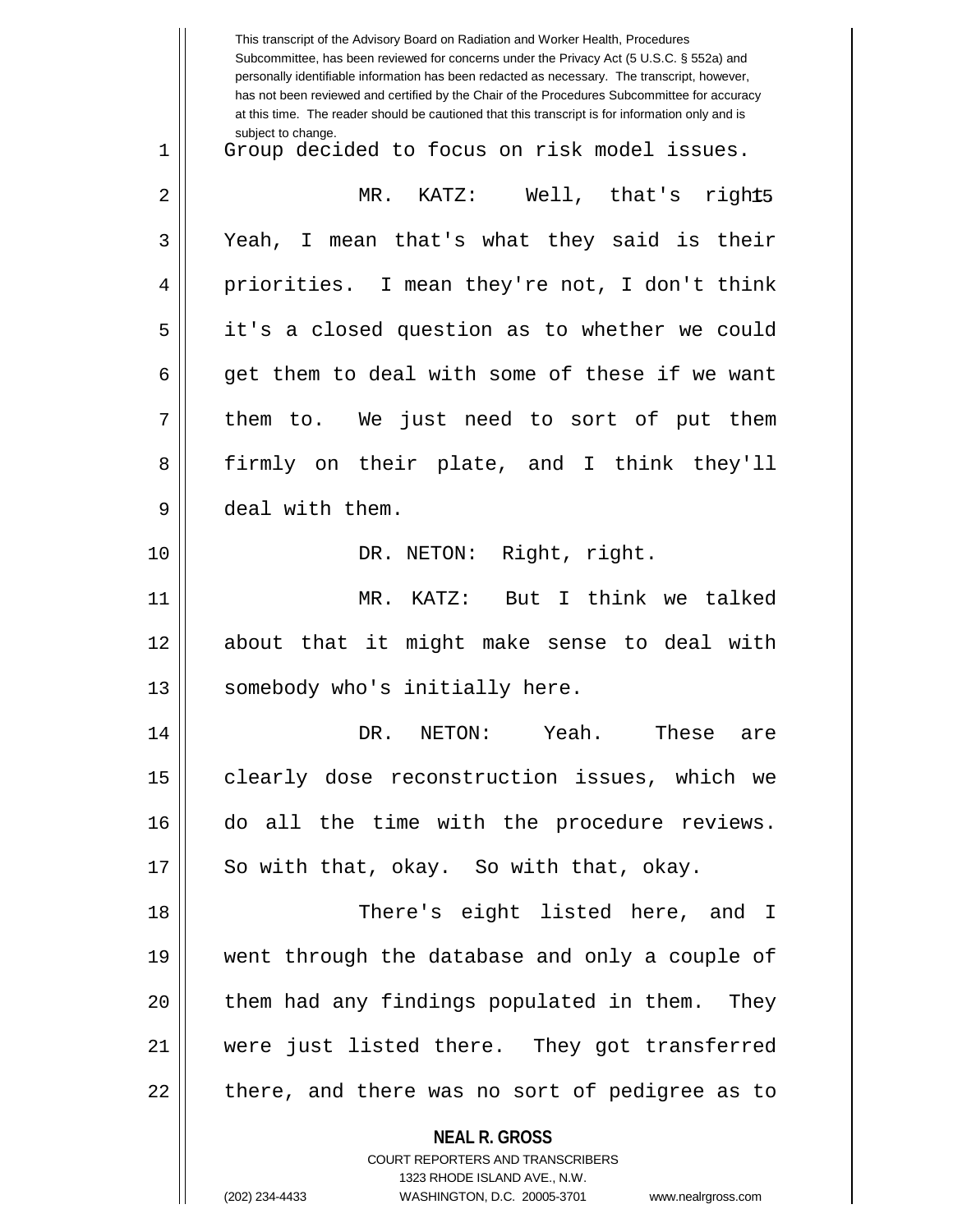Group decided to focus on risk model issues.

MR. KATZ: Well, that's right. Yeah, I mean that's what they said is their priorities. I mean they're not, I don't think it's a closed question as to whether we could get them to deal with some of these if we want them to. We just need to sort of put them firmly on their plate, and I think they'll deal with them.

DR. NETON: Right, right.

MR. KATZ: But I think we talked about that it might make sense to deal with somebody who's initially here.

DR. NETON: Yeah. These are clearly dose reconstruction issues, which we do all the time with the procedure reviews. So with that, okay. So with that, okay.

There's eight listed here, and I went through the database and only a couple of them had any findings populated in them. They were just listed there. They got transferred there, and there was no sort of pedigree as to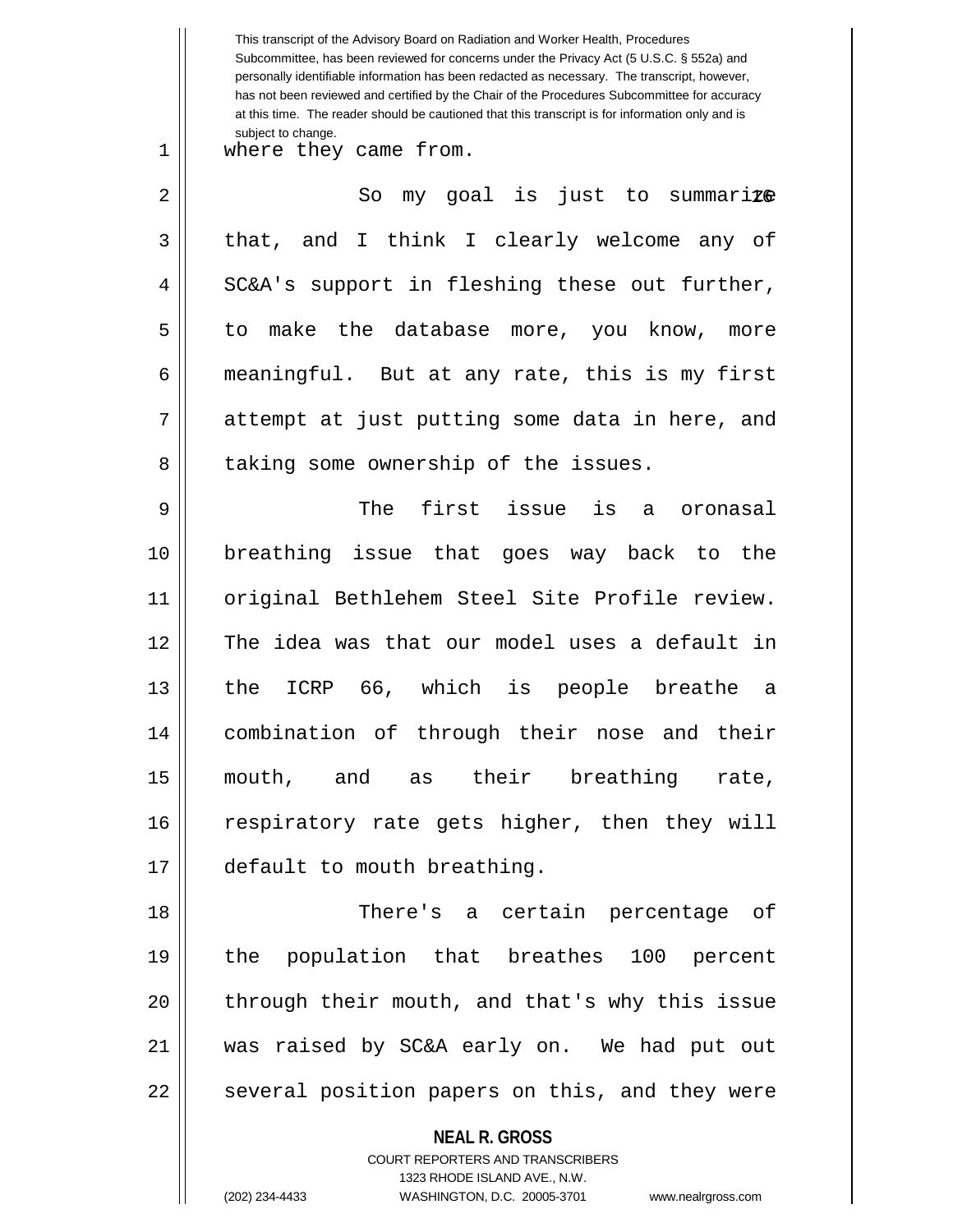where they came from.

So my goal is just to summarize that, and I think I clearly welcome any of SC&A's support in fleshing these out further, to make the database more, you know, more meaningful. But at any rate, this is my first attempt at just putting some data in here, and taking some ownership of the issues.

The first issue is a oronasal breathing issue that goes way back to the original Bethlehem Steel Site Profile review. The idea was that our model uses a default in the ICRP 66, which is people breathe a combination of through their nose and their mouth, and as their breathing rate, respiratory rate gets higher, then they will default to mouth breathing.

There's a certain percentage of the population that breathes 100 percent through their mouth, and that's why this issue was raised by SC&A early on. We had put out several position papers on this, and they were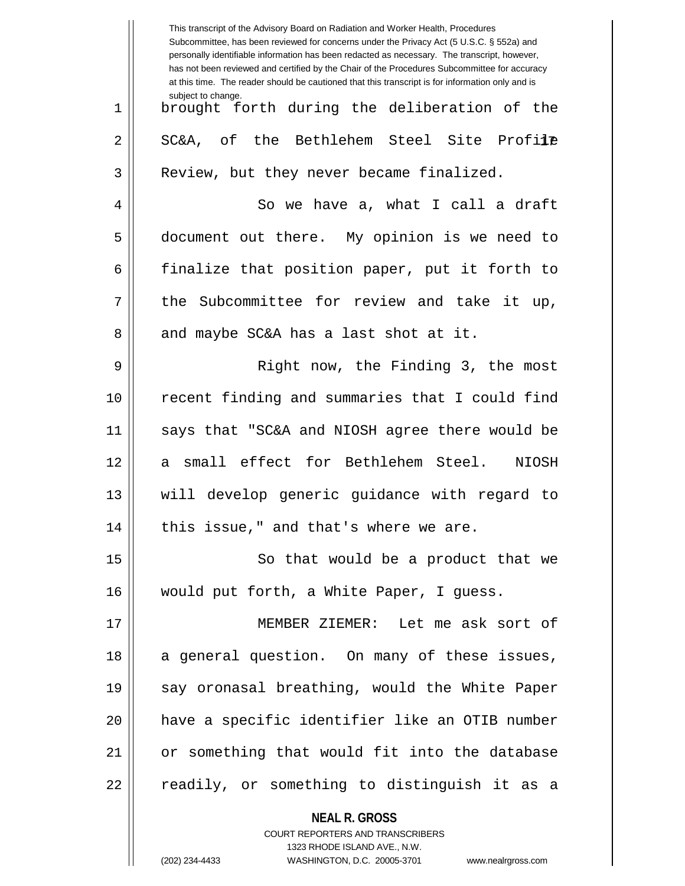This transcript of the Advisory Board on Radiation and Worker Health, Procedures Subcommittee, has been reviewed for concerns under the Privacy Act (5 U.S.C. § 552a) and personally identifiable information has been redacted as necessary. The transcript, however, has not been reviewed and certified by the Chair of the Procedures Subcommittee for accuracy at this time. The reader should be cautioned that this transcript is for information only and is subject to change.

brought forth during the deliberation of the SC&A, of the Bethlehem Steel Site Profile Review, but they never became finalized.

So we have a, what I call a draft document out there. My opinion is we need to finalize that position paper, put it forth to the Subcommittee for review and take it up, and maybe SC&A has a last shot at it.

Right now, the Finding 3, the most recent finding and summaries that I could find says that "SC&A and NIOSH agree there would be a small effect for Bethlehem Steel. NIOSH will develop generic guidance with regard to this issue," and that's where we are.

So that would be a product that we would put forth, a White Paper, I guess.

MEMBER ZIEMER: Let me ask sort of a general question. On many of these issues, say oronasal breathing, would the White Paper have a specific identifier like an OTIB number or something that would fit into the database readily, or something to distinguish it as a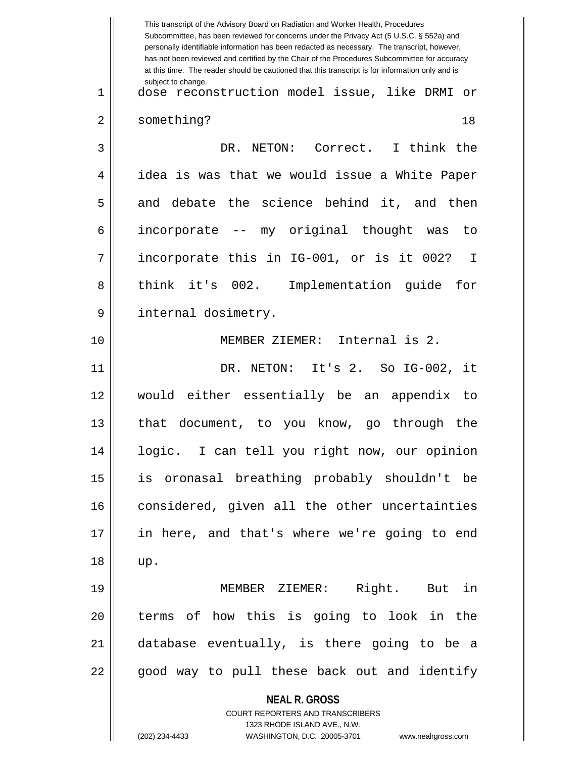dose reconstruction model issue, like DRMI or something?

DR. NETON: Correct. I think the idea is was that we would issue a White Paper and debate the science behind it, and then incorporate -- my original thought was to incorporate this in IG-001, or is it 002? I think it's 002. Implementation guide for internal dosimetry.

MEMBER ZIEMER: Internal is 2.

DR. NETON: It's 2. So IG-002, it would either essentially be an appendix to that document, to you know, go through the logic. I can tell you right now, our opinion is oronasal breathing probably shouldn't be considered, given all the other uncertainties in here, and that's where we're going to end up.

MEMBER ZIEMER: Right. But in terms of how this is going to look in the database eventually, is there going to be a good way to pull these back out and identify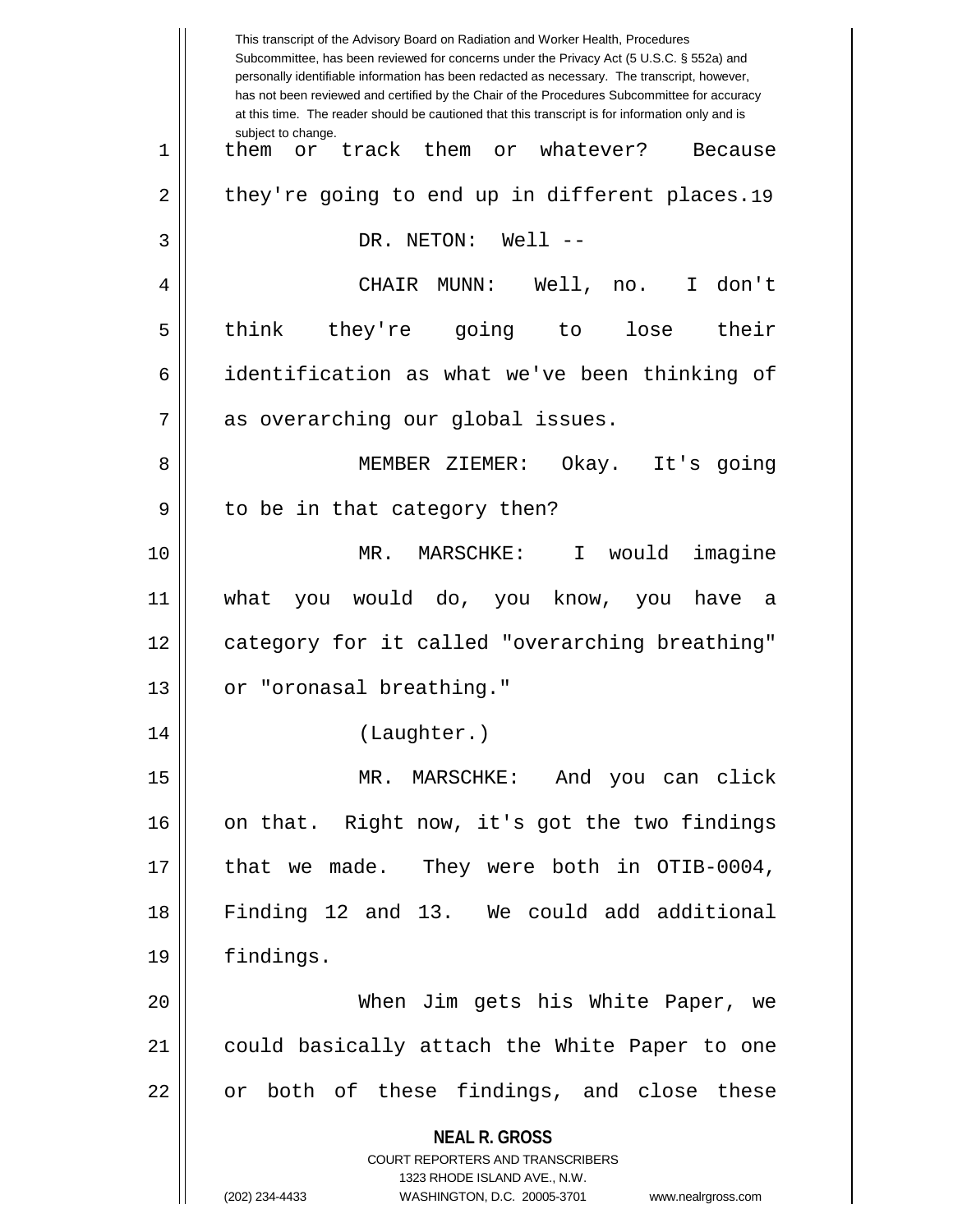them or track them or whatever? Because they're going to end up in different places.

DR. NETON: Well --

CHAIR MUNN: Well, no. I don't think they're going to lose their identification as what we've been thinking of as overarching our global issues.

MEMBER ZIEMER: Okay. It's going to be in that category then?

MR. MARSCHKE: I would imagine what you would do, you know, you have a category for it called "overarching breathing" or "oronasal breathing."

(Laughter.)

MR. MARSCHKE: And you can click on that. Right now, it's got the two findings that we made. They were both in OTIB-0004, Finding 12 and 13. We could add additional findings.

When Jim gets his White Paper, we could basically attach the White Paper to one or both of these findings, and close these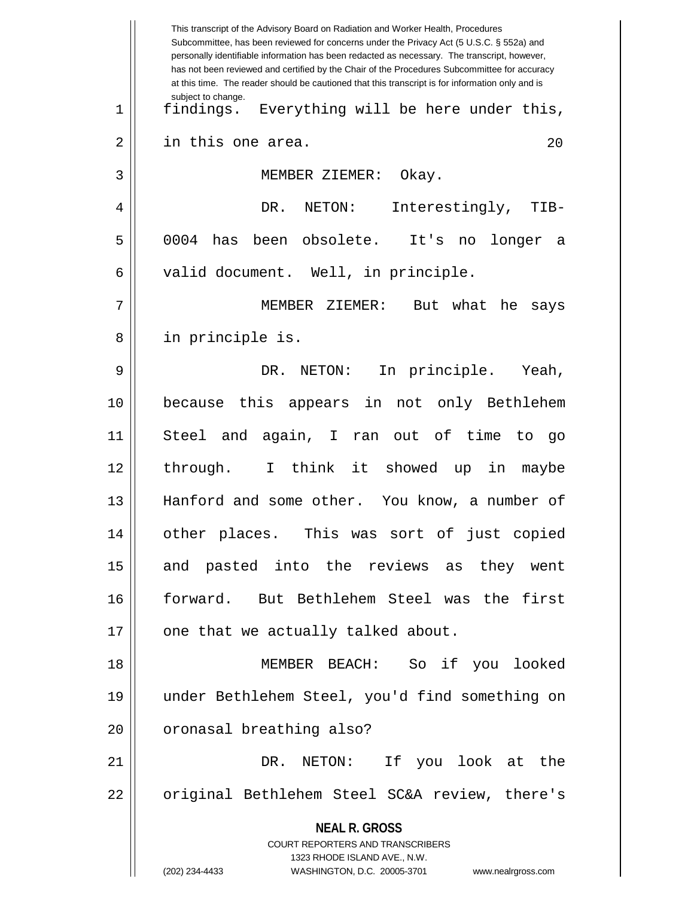This transcript of the Advisory Board on Radiation and Worker Health, Procedures Subcommittee, has been reviewed for concerns under the Privacy Act (5 U.S.C. § 552a) and personally identifiable information has been redacted as necessary. The transcript, however, has not been reviewed and certified by the Chair of the Procedures Subcommittee for accuracy at this time. The reader should be cautioned that this transcript is for information only and is subject to change.

findings. Everything will be here under this, in this one area.

MEMBER ZIEMER: Okay.

DR. NETON: Interestingly, TIB-0004 has been obsolete. It's no longer a valid document. Well, in principle.

MEMBER ZIEMER: But what he says in principle is.

DR. NETON: In principle. Yeah, because this appears in not only Bethlehem Steel and again, I ran out of time to go through. I think it showed up in maybe Hanford and some other. You know, a number of other places. This was sort of just copied and pasted into the reviews as they went forward. But Bethlehem Steel was the first one that we actually talked about.

MEMBER BEACH: So if you looked under Bethlehem Steel, you'd find something on oronasal breathing also?

DR. NETON: If you look at the original Bethlehem Steel SC&A review, there's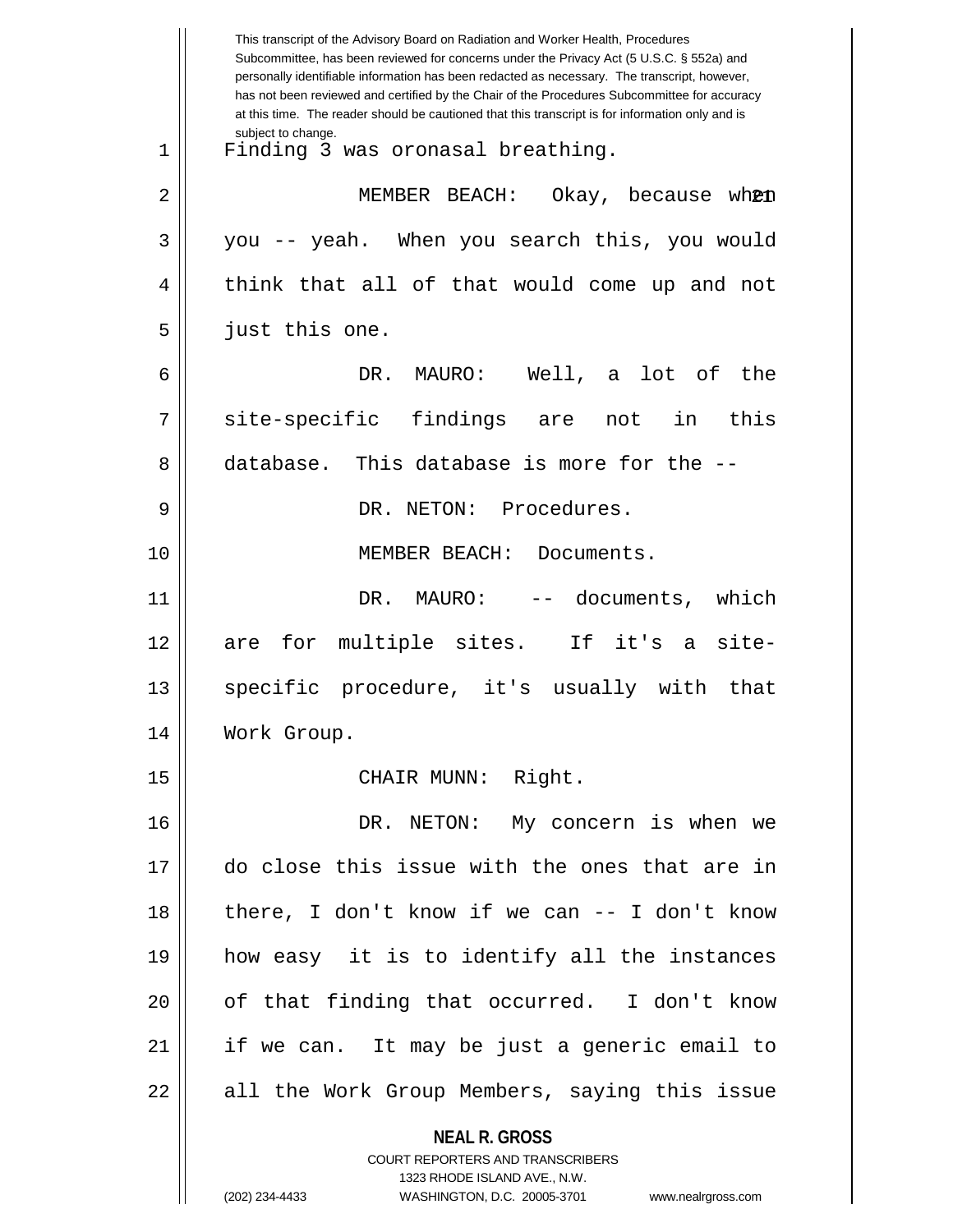This transcript of the Advisory Board on Radiation and Worker Health, Procedures Subcommittee, has been reviewed for concerns under the Privacy Act (5 U.S.C. § 552a) and personally identifiable information has been redacted as necessary. The transcript, however, has not been reviewed and certified by the Chair of the Procedures Subcommittee for accuracy at this time. The reader should be cautioned that this transcript is for information only and is subject to change.

Finding 3 was oronasal breathing.

MEMBER BEACH: Okay, because when you -- yeah. When you search this, you would think that all of that would come up and not just this one.

DR. MAURO: Well, a lot of the site-specific findings are not in this database. This database is more for the --

DR. NETON: Procedures.

MEMBER BEACH: Documents.

DR. MAURO: -- documents, which are for multiple sites. If it's a site-specific procedure, it's usually with that Work Group.

CHAIR MUNN: Right.

DR. NETON: My concern is when we do close this issue with the ones that are in there, I don't know if we can -- I don't know how easy it is to identify all the instances of that finding that occurred. I don't know if we can. It may be just a generic email to all the Work Group Members, saying this issue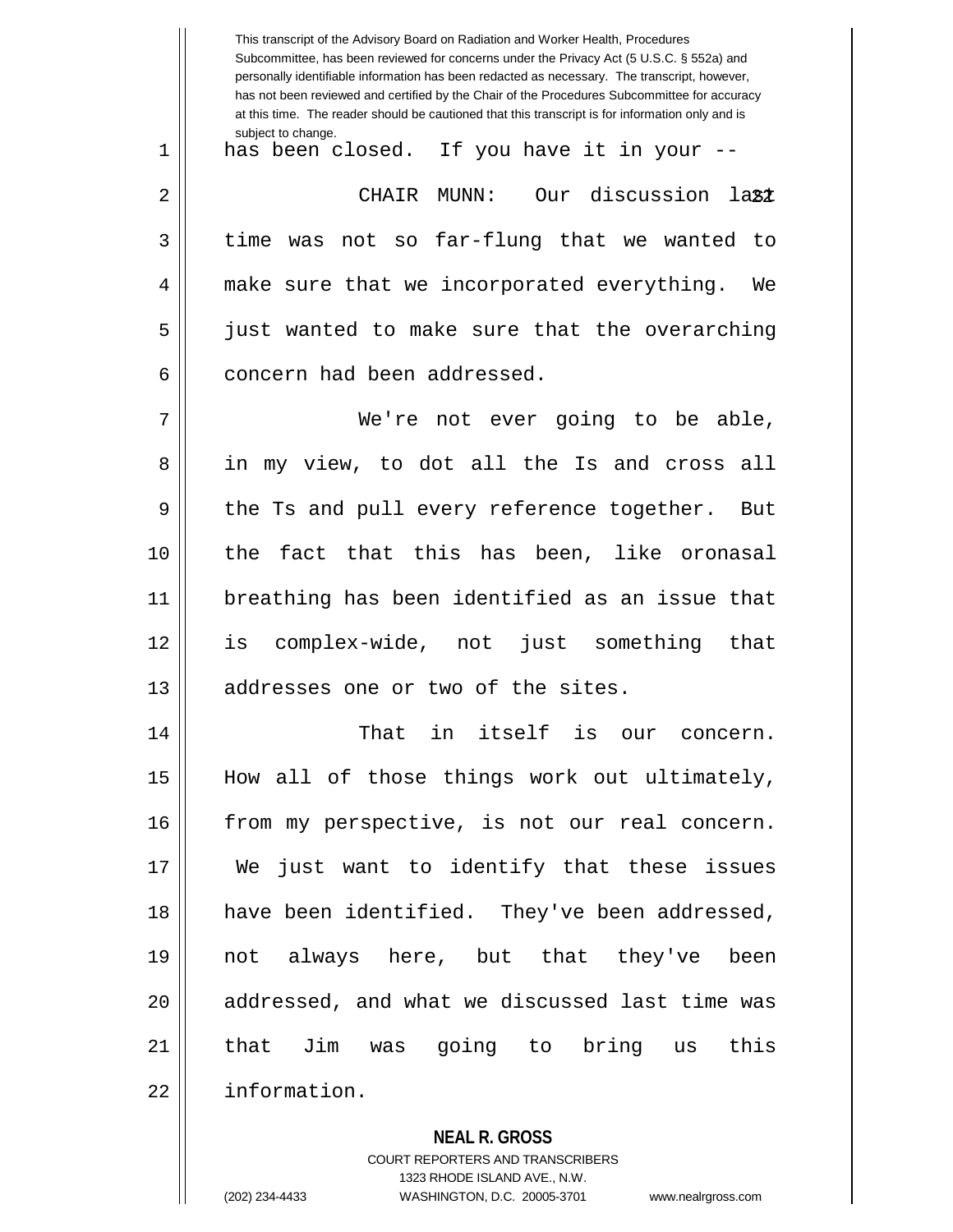has been closed. If you have it in your --

CHAIR MUNN: Our discussion last time was not so far-flung that we wanted to make sure that we incorporated everything. We just wanted to make sure that the overarching concern had been addressed.

We're not ever going to be able, in my view, to dot all the Is and cross all the Ts and pull every reference together. But the fact that this has been, like oronasal breathing has been identified as an issue that is complex-wide, not just something that addresses one or two of the sites.

That in itself is our concern. How all of those things work out ultimately, from my perspective, is not our real concern. We just want to identify that these issues have been identified. They've been addressed, not always here, but that they've been addressed, and what we discussed last time was that Jim was going to bring us this information.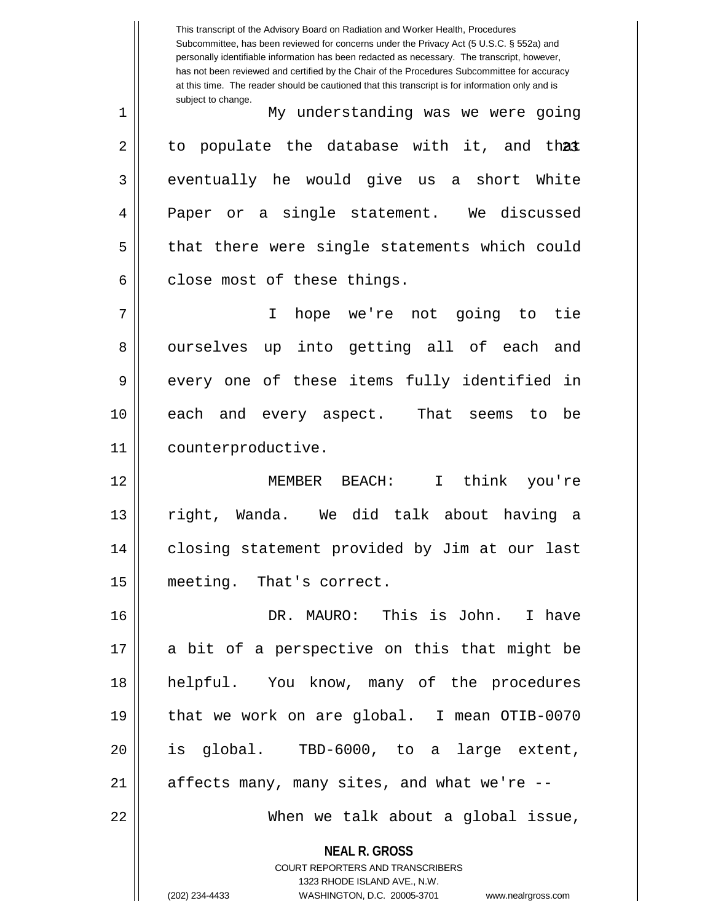My understanding was we were going to populate the database with it, and that eventually he would give us a short White Paper or a single statement. We discussed that there were single statements which could close most of these things.

I hope we're not going to tie ourselves up into getting all of each and every one of these items fully identified in each and every aspect. That seems to be counterproductive.

MEMBER BEACH: I think you're right, Wanda. We did talk about having a closing statement provided by Jim at our last meeting. That's correct.

DR. MAURO: This is John. I have a bit of a perspective on this that might be helpful. You know, many of the procedures that we work on are global. I mean OTIB-0070 is global. TBD-6000, to a large extent, affects many, many sites, and what we're --

When we talk about a global issue,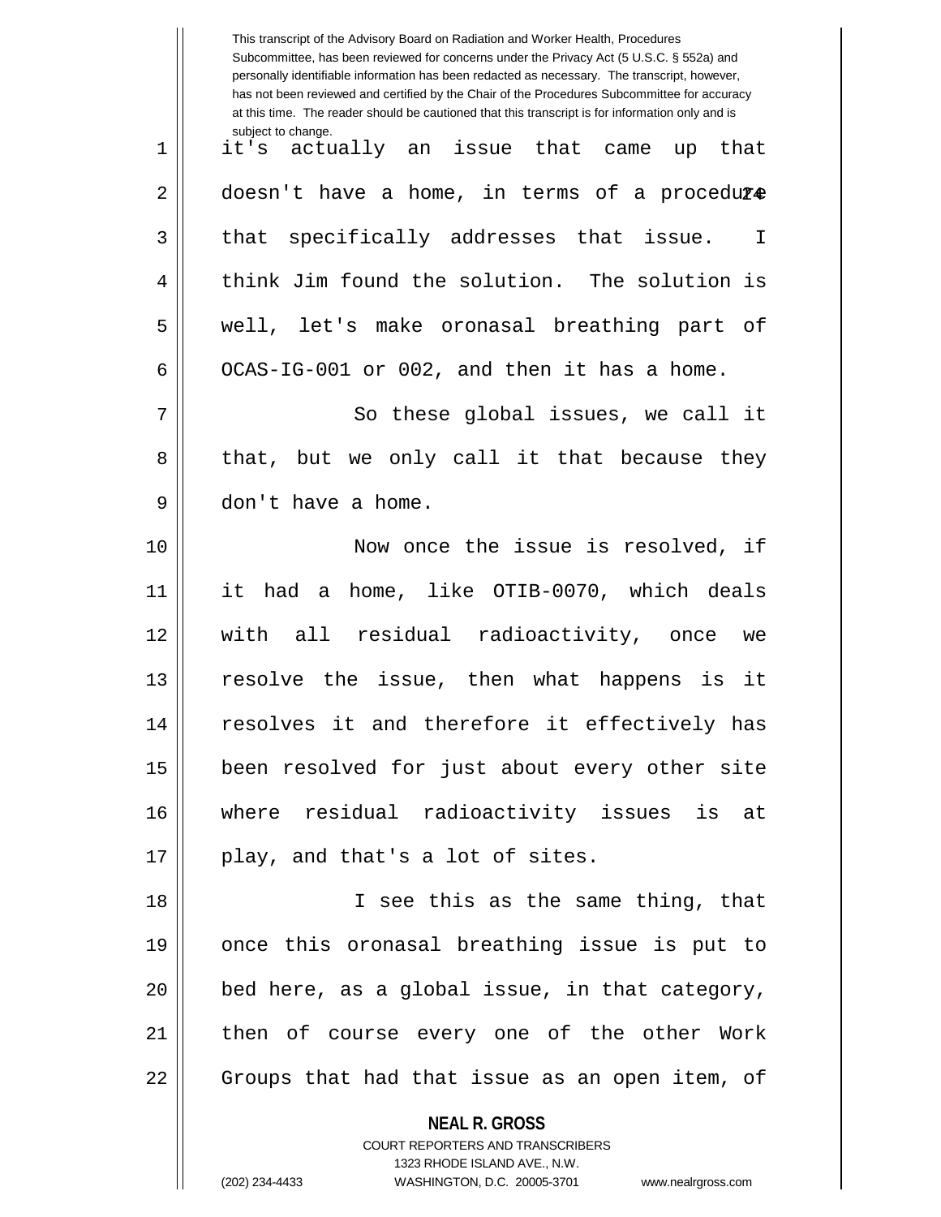it's actually an issue that came up that doesn't have a home, in terms of a procedure that specifically addresses that issue. I think Jim found the solution. The solution is well, let's make oronasal breathing part of OCAS-IG-001 or 002, and then it has a home.

So these global issues, we call it that, but we only call it that because they don't have a home.

Now once the issue is resolved, if it had a home, like OTIB-0070, which deals with all residual radioactivity, once we resolve the issue, then what happens is it resolves it and therefore it effectively has been resolved for just about every other site where residual radioactivity issues is at play, and that's a lot of sites.

I see this as the same thing, that once this oronasal breathing issue is put to bed here, as a global issue, in that category, then of course every one of the other Work Groups that had that issue as an open item, of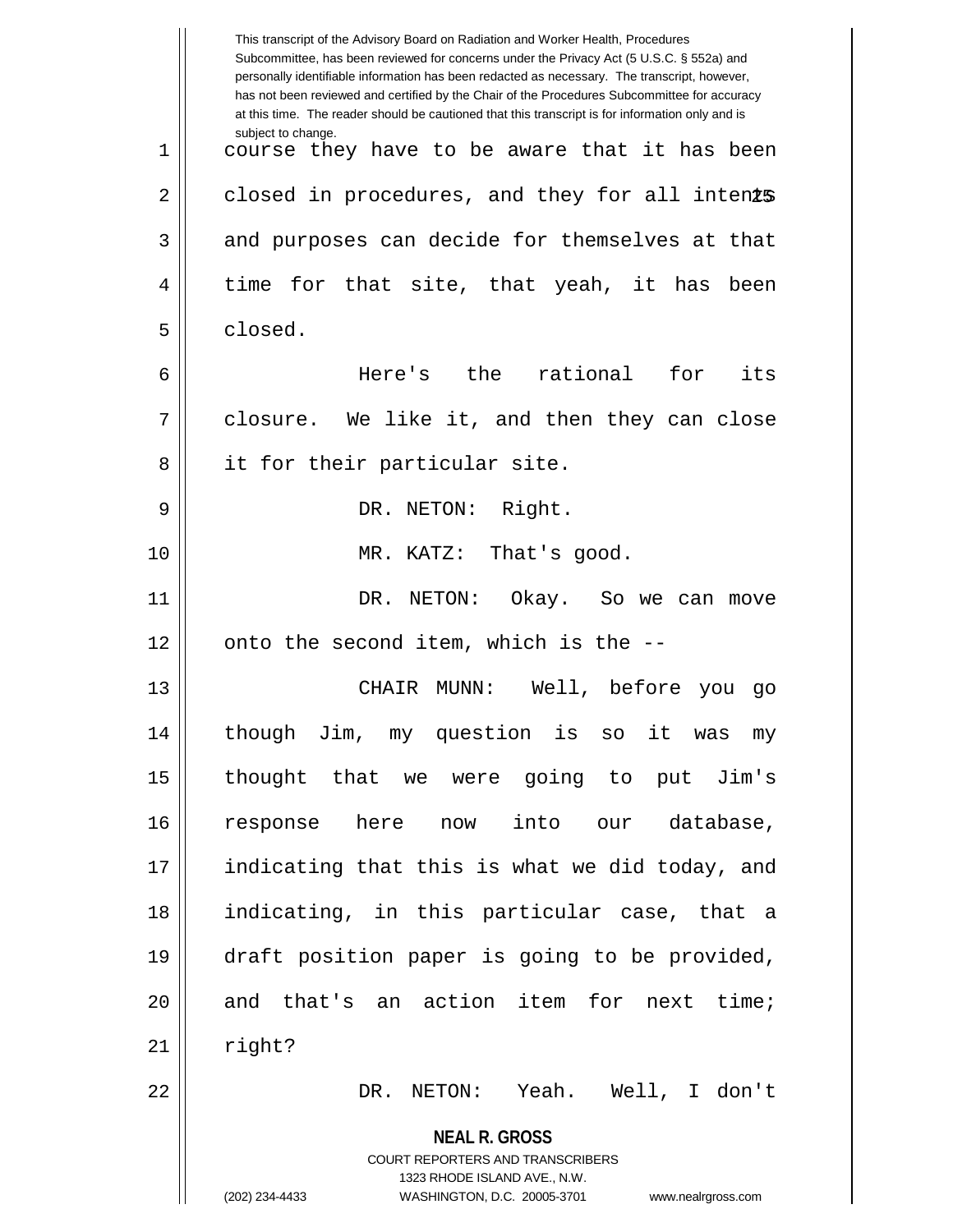course they have to be aware that it has been closed in procedures, and they for all intents and purposes can decide for themselves at that time for that site, that yeah, it has been closed.

Here's the rational for its closure. We like it, and then they can close it for their particular site.

DR. NETON: Right.

MR. KATZ: That's good.

DR. NETON: Okay. So we can move onto the second item, which is the --

CHAIR MUNN: Well, before you go though Jim, my question is so it was my thought that we were going to put Jim's response here now into our database, indicating that this is what we did today, and indicating, in this particular case, that a draft position paper is going to be provided, and that's an action item for next time; right?

DR. NETON: Yeah. Well, I don't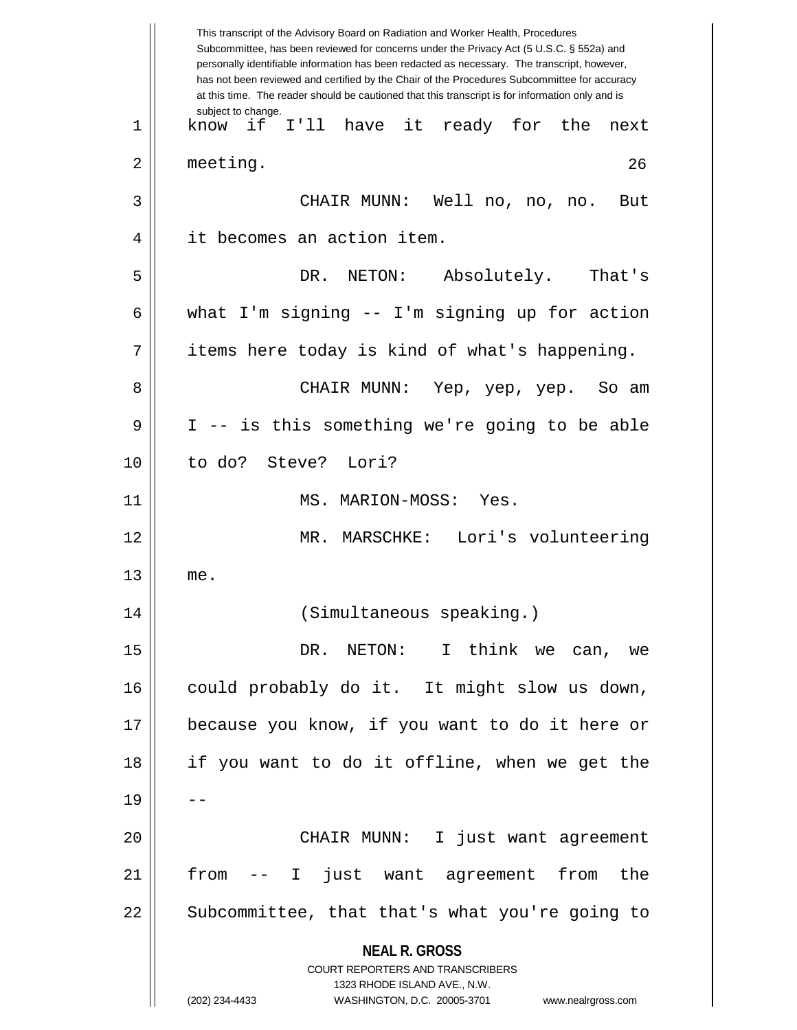This transcript of the Advisory Board on Radiation and Worker Health, Procedures Subcommittee, has been reviewed for concerns under the Privacy Act (5 U.S.C. § 552a) and personally identifiable information has been redacted as necessary. The transcript, however, has not been reviewed and certified by the Chair of the Procedures Subcommittee for accuracy at this time. The reader should be cautioned that this transcript is for information only and is subject to change.

know if I'll have it ready for the next meeting.

CHAIR MUNN: Well no, no, no. But it becomes an action item.

DR. NETON: Absolutely. That's what I'm signing -- I'm signing up for action items here today is kind of what's happening.

CHAIR MUNN: Yep, yep, yep. So am I -- is this something we're going to be able to do? Steve? Lori?

MS. MARION-MOSS: Yes.

MR. MARSCHKE: Lori's volunteering me.

(Simultaneous speaking.)

DR. NETON: I think we can, we could probably do it. It might slow us down, because you know, if you want to do it here or if you want to do it offline, when we get the --

CHAIR MUNN: I just want agreement from -- I just want agreement from the Subcommittee, that that's what you're going to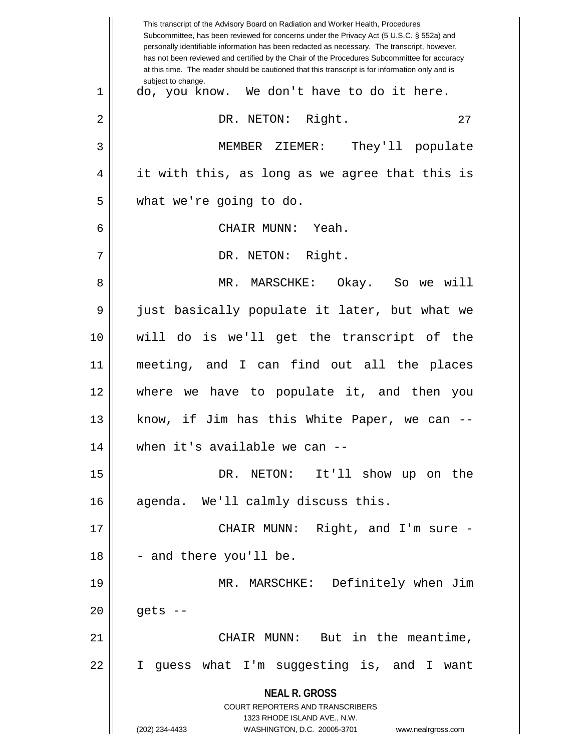do, you know. We don't have to do it here.

DR. NETON: Right.

MEMBER ZIEMER: They'll populate it with this, as long as we agree that this is what we're going to do.

CHAIR MUNN: Yeah.

DR. NETON: Right.

MR. MARSCHKE: Okay. So we will just basically populate it later, but what we will do is we'll get the transcript of the meeting, and I can find out all the places where we have to populate it, and then you know, if Jim has this White Paper, we can -- when it's available we can --

DR. NETON: It'll show up on the agenda. We'll calmly discuss this.

CHAIR MUNN: Right, and I'm sure -- and there you'll be.

MR. MARSCHKE: Definitely when Jim gets --

CHAIR MUNN: But in the meantime, I guess what I'm suggesting is, and I want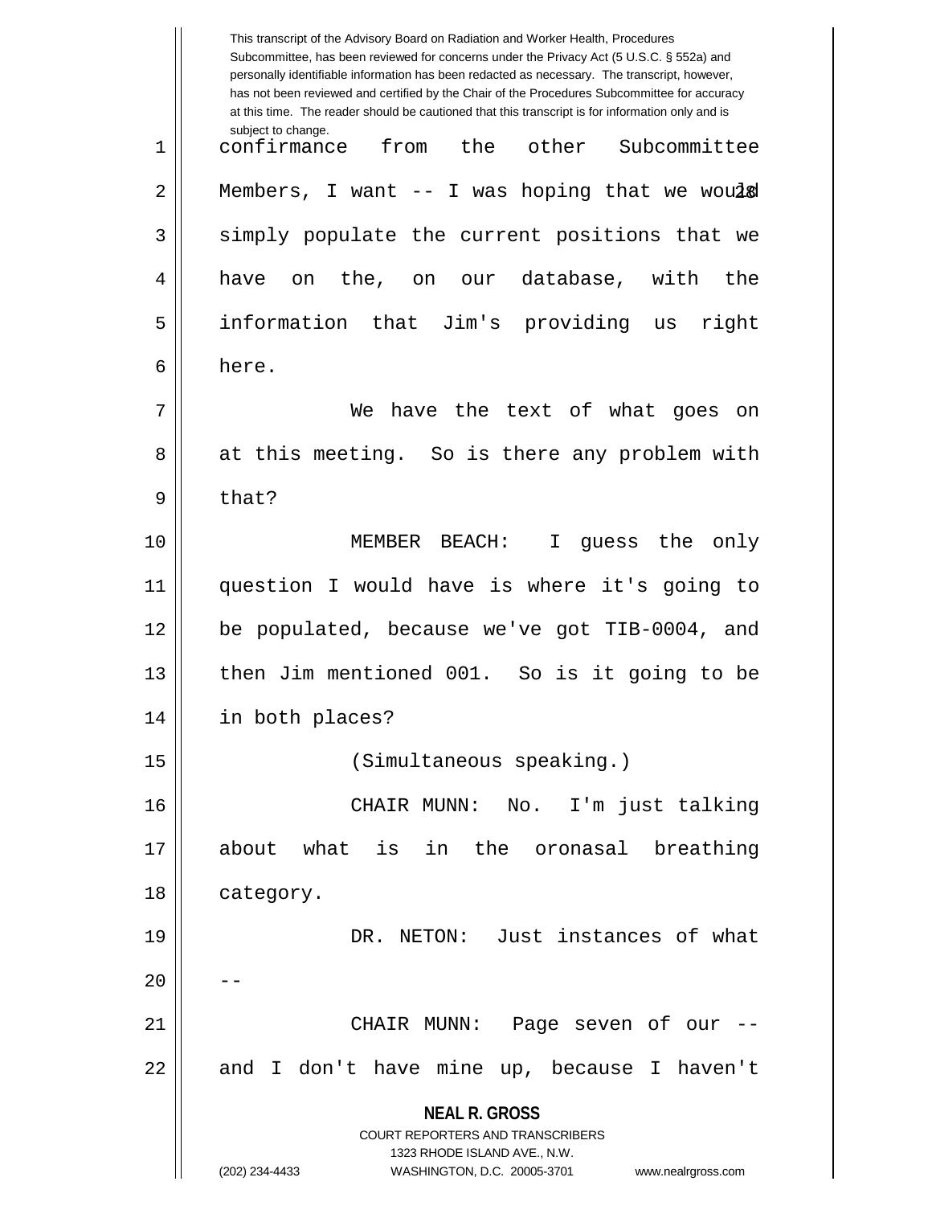confirmance from the other Subcommittee Members, I want -- I was hoping that we would simply populate the current positions that we have on the, on our database, with the information that Jim's providing us right here.

We have the text of what goes on at this meeting. So is there any problem with that?

MEMBER BEACH: I guess the only question I would have is where it's going to be populated, because we've got TIB-0004, and then Jim mentioned 001. So is it going to be in both places?

(Simultaneous speaking.)

CHAIR MUNN: No. I'm just talking about what is in the oronasal breathing category.

DR. NETON: Just instances of what --

CHAIR MUNN: Page seven of our -- and I don't have mine up, because I haven't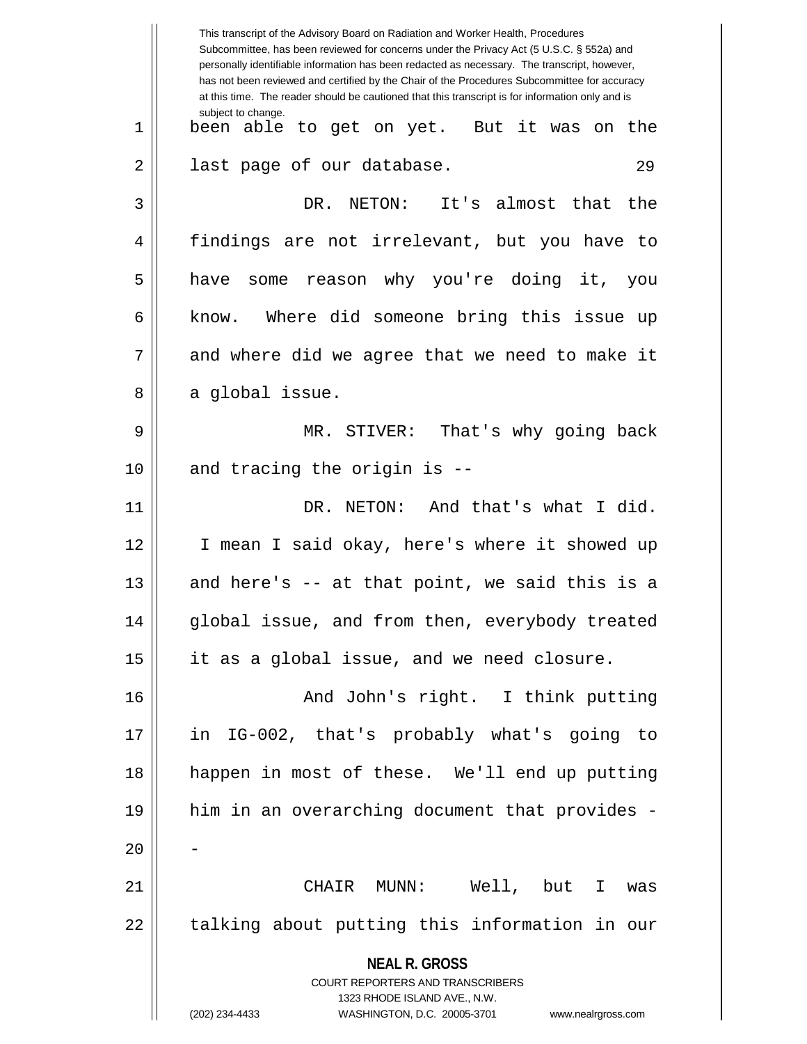This transcript of the Advisory Board on Radiation and Worker Health, Procedures Subcommittee, has been reviewed for concerns under the Privacy Act (5 U.S.C. § 552a) and personally identifiable information has been redacted as necessary. The transcript, however, has not been reviewed and certified by the Chair of the Procedures Subcommittee for accuracy at this time. The reader should be cautioned that this transcript is for information only and is subject to change.

been able to get on yet. But it was on the last page of our database.

DR. NETON: It's almost that the findings are not irrelevant, but you have to have some reason why you're doing it, you know. Where did someone bring this issue up and where did we agree that we need to make it a global issue.

MR. STIVER: That's why going back and tracing the origin is --

DR. NETON: And that's what I did. I mean I said okay, here's where it showed up and here's -- at that point, we said this is a global issue, and from then, everybody treated it as a global issue, and we need closure.

And John's right. I think putting in IG-002, that's probably what's going to happen in most of these. We'll end up putting him in an overarching document that provides --

CHAIR MUNN: Well, but I was talking about putting this information in our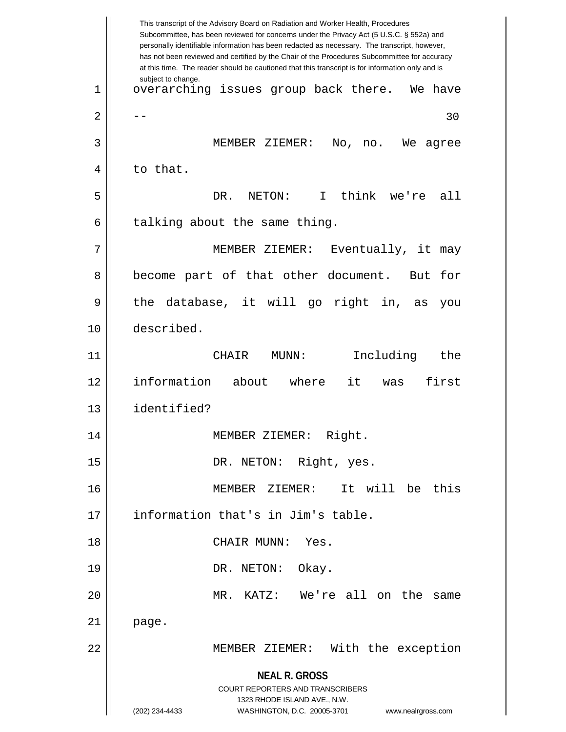This transcript of the Advisory Board on Radiation and Worker Health, Procedures Subcommittee, has been reviewed for concerns under the Privacy Act (5 U.S.C. § 552a) and personally identifiable information has been redacted as necessary. The transcript, however, has not been reviewed and certified by the Chair of the Procedures Subcommittee for accuracy at this time. The reader should be cautioned that this transcript is for information only and is subject to change.

overarching issues group back there. We have --

MEMBER ZIEMER: No, no. We agree to that.

DR. NETON: I think we're all talking about the same thing.

MEMBER ZIEMER: Eventually, it may become part of that other document. But for the database, it will go right in, as you described.

CHAIR MUNN: Including the information about where it was first identified?

MEMBER ZIEMER: Right.

DR. NETON: Right, yes.

MEMBER ZIEMER: It will be this information that's in Jim's table.

CHAIR MUNN: Yes.

DR. NETON: Okay.

MR. KATZ: We're all on the same page.

MEMBER ZIEMER: With the exception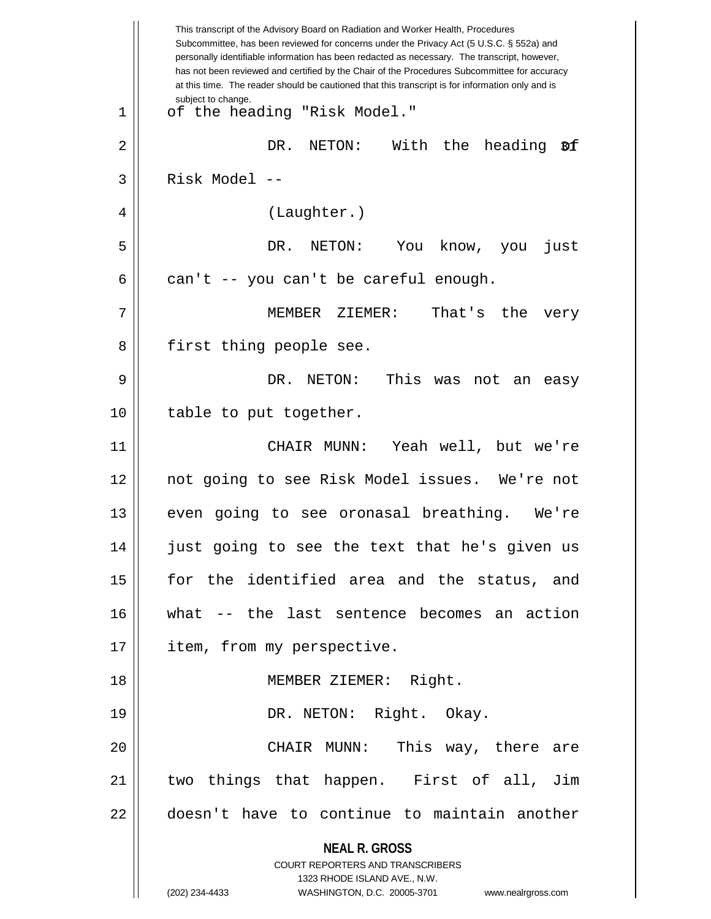This transcript of the Advisory Board on Radiation and Worker Health, Procedures Subcommittee, has been reviewed for concerns under the Privacy Act (5 U.S.C. § 552a) and personally identifiable information has been redacted as necessary. The transcript, however, has not been reviewed and certified by the Chair of the Procedures Subcommittee for accuracy at this time. The reader should be cautioned that this transcript is for information only and is subject to change.

1 of the heading "Risk Model."

2 DR. NETON: With the heading of

3 Risk Model --

4 (Laughter.)

5 DR. NETON: You know, you just

6 can't -- you can't be careful enough.

7 MEMBER ZIEMER: That's the very

8 first thing people see.

9 DR. NETON: This was not an easy

10 table to put together.

11 CHAIR MUNN: Yeah well, but we're

12 not going to see Risk Model issues. We're not

13 even going to see oronasal breathing. We're

14 just going to see the text that he's given us

15 for the identified area and the status, and

16 what -- the last sentence becomes an action

17 item, from my perspective.

18 MEMBER ZIEMER: Right.

19 DR. NETON: Right. Okay.

20 CHAIR MUNN: This way, there are

21 two things that happen. First of all, Jim

22 doesn't have to continue to maintain another

**NEAL R. GROSS**
COURT REPORTERS AND TRANSCRIBERS
1323 RHODE ISLAND AVE., N.W.
(202) 234-4433 WASHINGTON, D.C. 20005-3701 www.nealrgross.com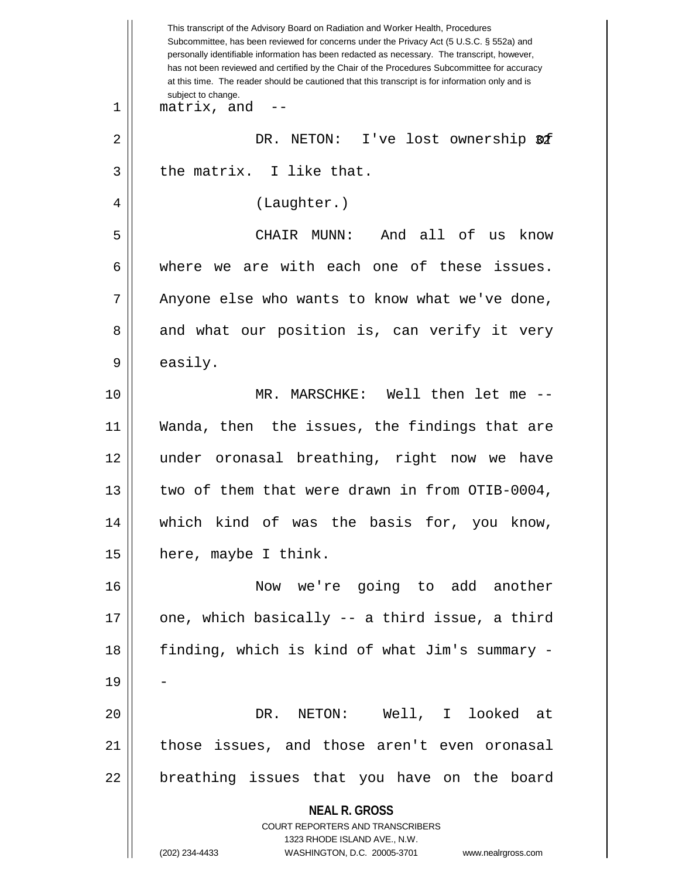This transcript of the Advisory Board on Radiation and Worker Health, Procedures Subcommittee, has been reviewed for concerns under the Privacy Act (5 U.S.C. § 552a) and personally identifiable information has been redacted as necessary. The transcript, however, has not been reviewed and certified by the Chair of the Procedures Subcommittee for accuracy at this time. The reader should be cautioned that this transcript is for information only and is subject to change.

matrix, and --

DR. NETON: I've lost ownership of the matrix. I like that.

(Laughter.)

CHAIR MUNN: And all of us know where we are with each one of these issues. Anyone else who wants to know what we've done, and what our position is, can verify it very easily.

MR. MARSCHKE: Well then let me -- Wanda, then the issues, the findings that are under oronasal breathing, right now we have two of them that were drawn in from OTIB-0004, which kind of was the basis for, you know, here, maybe I think.

Now we're going to add another one, which basically -- a third issue, a third finding, which is kind of what Jim's summary --

DR. NETON: Well, I looked at those issues, and those aren't even oronasal breathing issues that you have on the board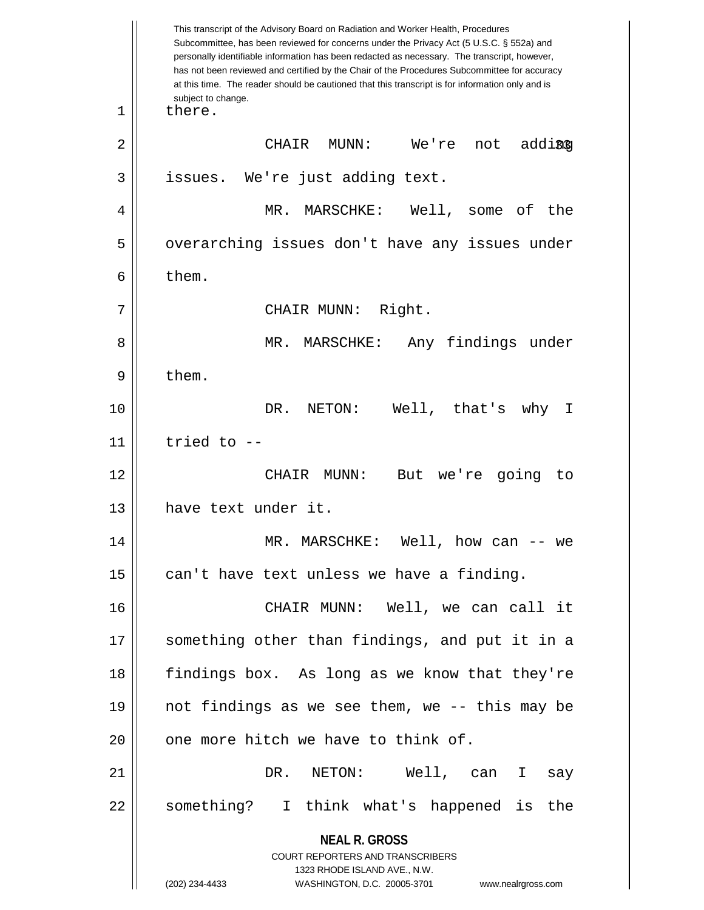This transcript of the Advisory Board on Radiation and Worker Health, Procedures Subcommittee, has been reviewed for concerns under the Privacy Act (5 U.S.C. § 552a) and personally identifiable information has been redacted as necessary. The transcript, however, has not been reviewed and certified by the Chair of the Procedures Subcommittee for accuracy at this time. The reader should be cautioned that this transcript is for information only and is subject to change.

1 there.

2 CHAIR MUNN: We're not adding

3 issues. We're just adding text.

4 MR. MARSCHKE: Well, some of the

5 overarching issues don't have any issues under

6 them.

7 CHAIR MUNN: Right.

8 MR. MARSCHKE: Any findings under

9 them.

10 DR. NETON: Well, that's why I

11 tried to --

12 CHAIR MUNN: But we're going to

13 have text under it.

14 MR. MARSCHKE: Well, how can -- we

15 can't have text unless we have a finding.

16 CHAIR MUNN: Well, we can call it

17 something other than findings, and put it in a

18 findings box. As long as we know that they're

19 not findings as we see them, we -- this may be

20 one more hitch we have to think of.

21 DR. NETON: Well, can I say

22 something? I think what's happened is the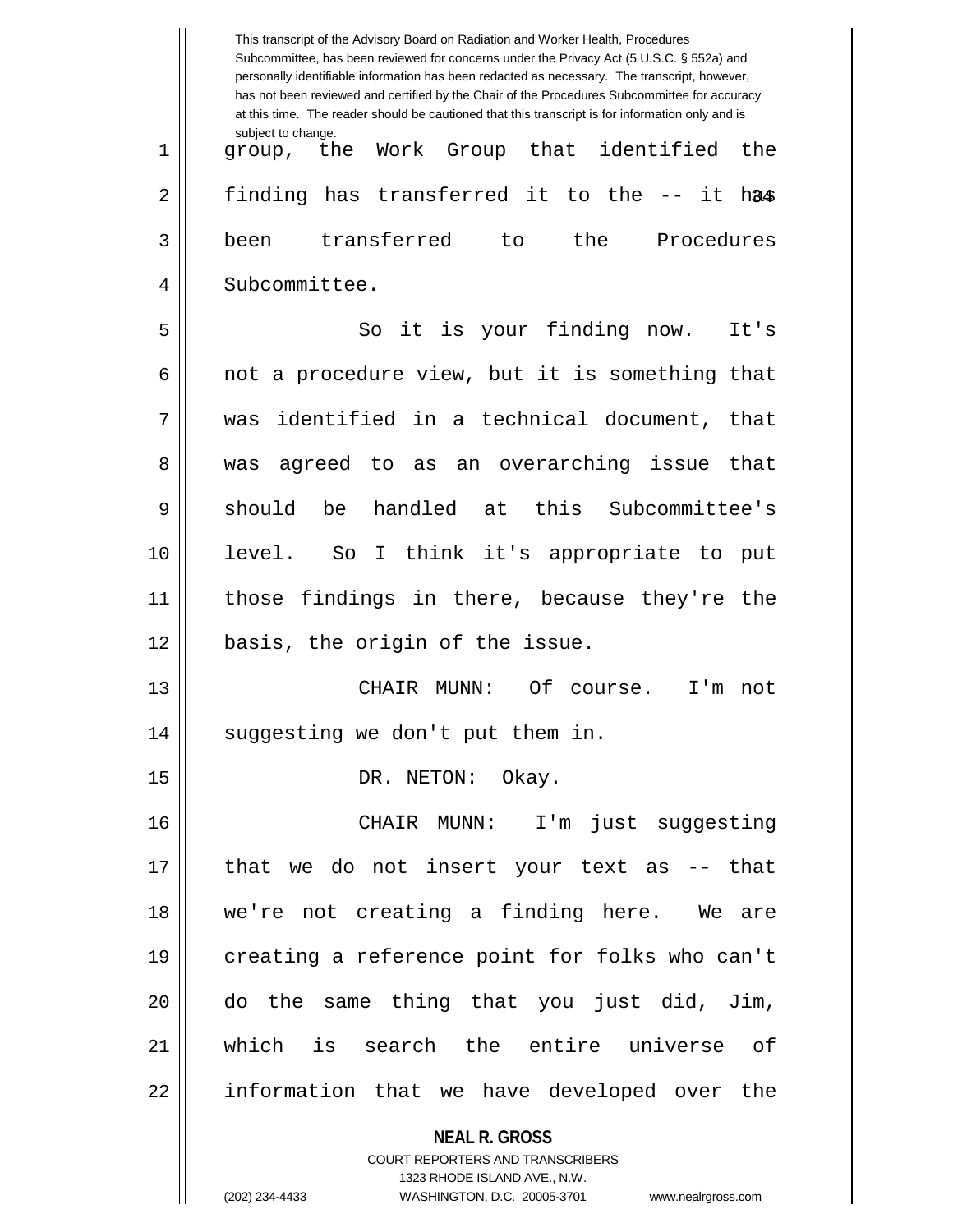group, the Work Group that identified the finding has transferred it to the -- it has been transferred to the Procedures Subcommittee.

So it is your finding now. It's not a procedure view, but it is something that was identified in a technical document, that was agreed to as an overarching issue that should be handled at this Subcommittee's level. So I think it's appropriate to put those findings in there, because they're the basis, the origin of the issue.

CHAIR MUNN: Of course. I'm not suggesting we don't put them in.

DR. NETON: Okay.

CHAIR MUNN: I'm just suggesting that we do not insert your text as -- that we're not creating a finding here. We are creating a reference point for folks who can't do the same thing that you just did, Jim, which is search the entire universe of information that we have developed over the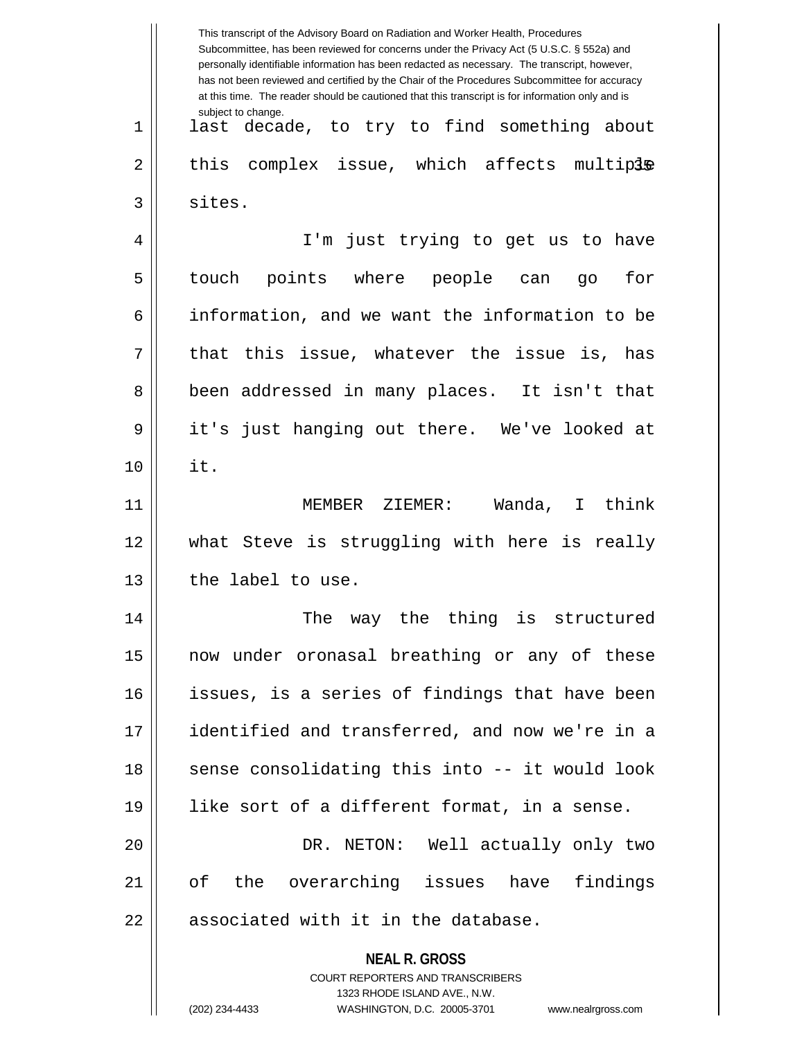last decade, to try to find something about this complex issue, which affects multiple sites.

I'm just trying to get us to have touch points where people can go for information, and we want the information to be that this issue, whatever the issue is, has been addressed in many places. It isn't that it's just hanging out there. We've looked at it.

MEMBER ZIEMER: Wanda, I think what Steve is struggling with here is really the label to use.

The way the thing is structured now under oronasal breathing or any of these issues, is a series of findings that have been identified and transferred, and now we're in a sense consolidating this into -- it would look like sort of a different format, in a sense.

DR. NETON: Well actually only two of the overarching issues have findings associated with it in the database.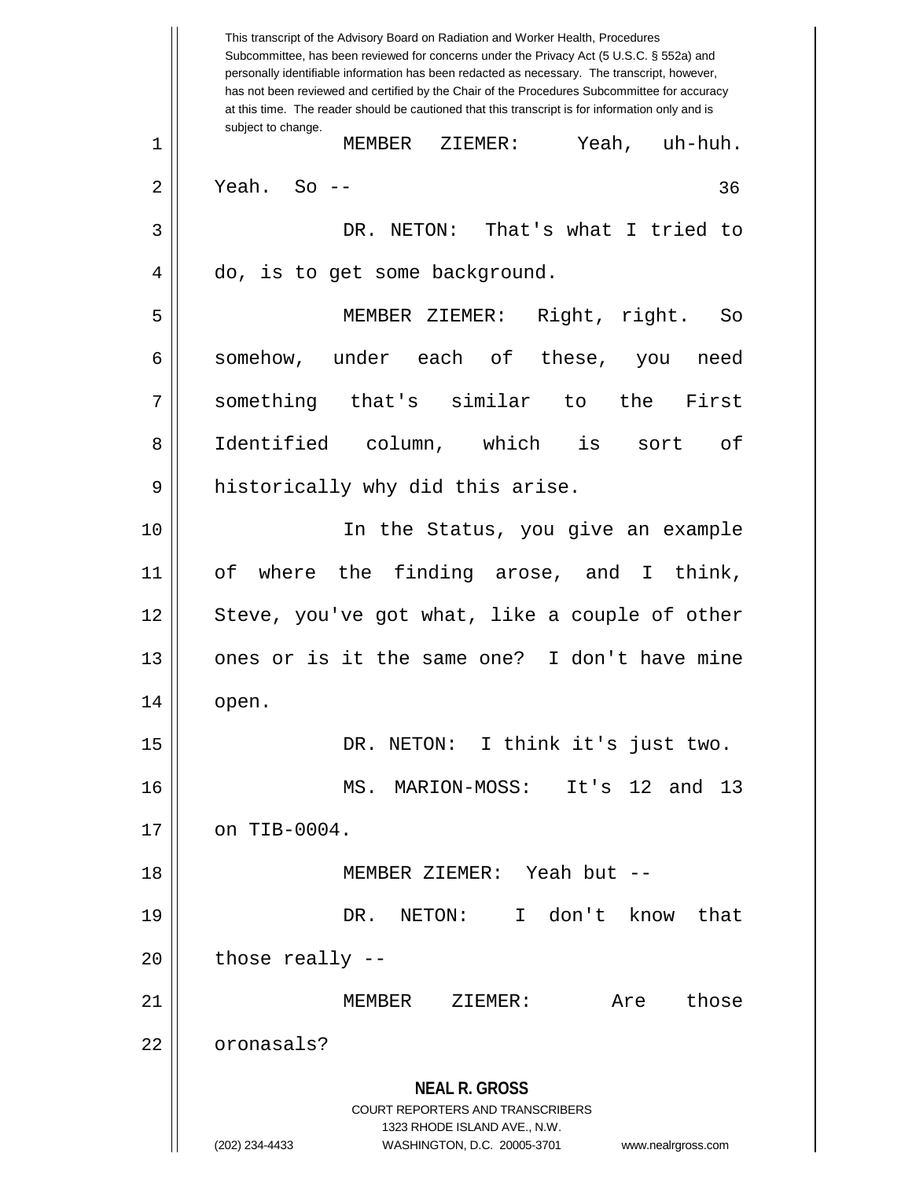This transcript of the Advisory Board on Radiation and Worker Health, Procedures Subcommittee, has been reviewed for concerns under the Privacy Act (5 U.S.C. § 552a) and personally identifiable information has been redacted as necessary. The transcript, however, has not been reviewed and certified by the Chair of the Procedures Subcommittee for accuracy at this time. The reader should be cautioned that this transcript is for information only and is subject to change.

MEMBER ZIEMER: Yeah, uh-huh. Yeah. So --

DR. NETON: That's what I tried to do, is to get some background.

MEMBER ZIEMER: Right, right. So somehow, under each of these, you need something that's similar to the First Identified column, which is sort of historically why did this arise.

In the Status, you give an example of where the finding arose, and I think, Steve, you've got what, like a couple of other ones or is it the same one? I don't have mine open.

DR. NETON: I think it's just two.

MS. MARION-MOSS: It's 12 and 13 on TIB-0004.

MEMBER ZIEMER: Yeah but --

DR. NETON: I don't know that those really --

MEMBER ZIEMER: Are those oronasals?

**NEAL R. GROSS**
COURT REPORTERS AND TRANSCRIBERS
1323 RHODE ISLAND AVE., N.W.
(202) 234-4433 WASHINGTON, D.C. 20005-3701 www.nealrgross.com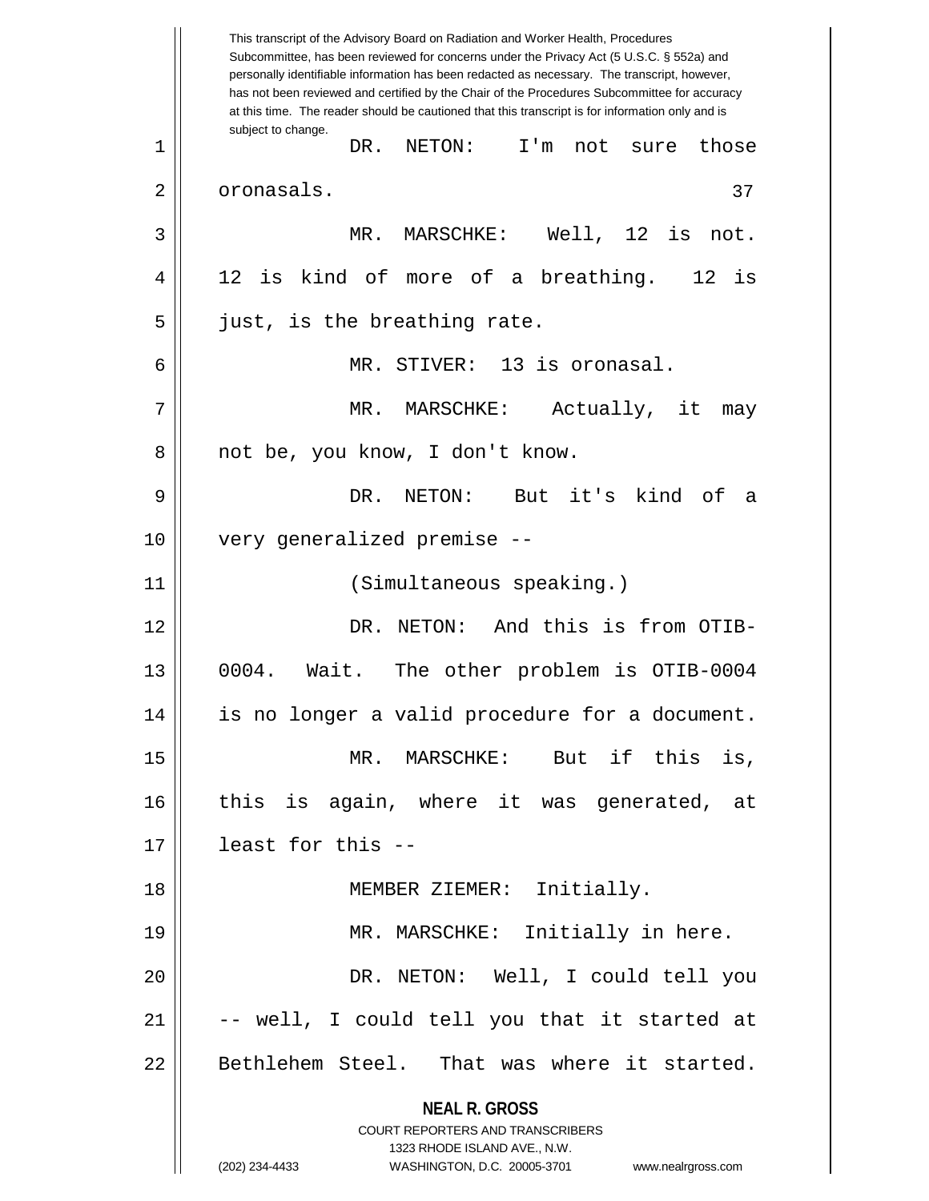This transcript of the Advisory Board on Radiation and Worker Health, Procedures Subcommittee, has been reviewed for concerns under the Privacy Act (5 U.S.C. § 552a) and personally identifiable information has been redacted as necessary. The transcript, however, has not been reviewed and certified by the Chair of the Procedures Subcommittee for accuracy at this time. The reader should be cautioned that this transcript is for information only and is subject to change.

DR. NETON: I'm not sure those oronasals.

MR. MARSCHKE: Well, 12 is not. 12 is kind of more of a breathing. 12 is just, is the breathing rate.

MR. STIVER: 13 is oronasal.

MR. MARSCHKE: Actually, it may not be, you know, I don't know.

DR. NETON: But it's kind of a very generalized premise --

(Simultaneous speaking.)

DR. NETON: And this is from OTIB-0004. Wait. The other problem is OTIB-0004 is no longer a valid procedure for a document.

MR. MARSCHKE: But if this is, this is again, where it was generated, at least for this --

MEMBER ZIEMER: Initially.

MR. MARSCHKE: Initially in here.

DR. NETON: Well, I could tell you -- well, I could tell you that it started at Bethlehem Steel. That was where it started.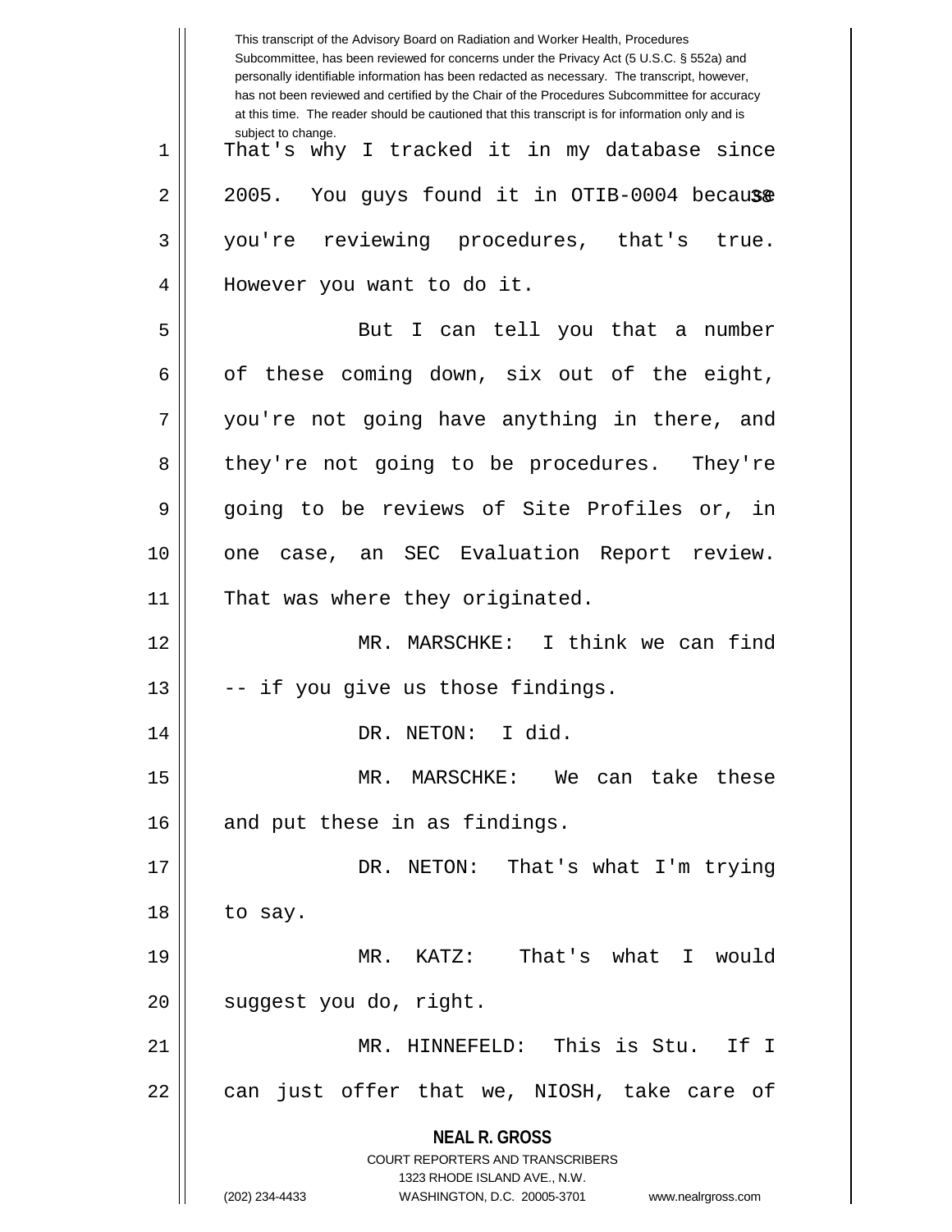That's why I tracked it in my database since 2005. You guys found it in OTIB-0004 because you're reviewing procedures, that's true. However you want to do it.

But I can tell you that a number of these coming down, six out of the eight, you're not going have anything in there, and they're not going to be procedures. They're going to be reviews of Site Profiles or, in one case, an SEC Evaluation Report review. That was where they originated.

MR. MARSCHKE: I think we can find -- if you give us those findings.

DR. NETON: I did.

MR. MARSCHKE: We can take these and put these in as findings.

DR. NETON: That's what I'm trying to say.

MR. KATZ: That's what I would suggest you do, right.

MR. HINNEFELD: This is Stu. If I can just offer that we, NIOSH, take care of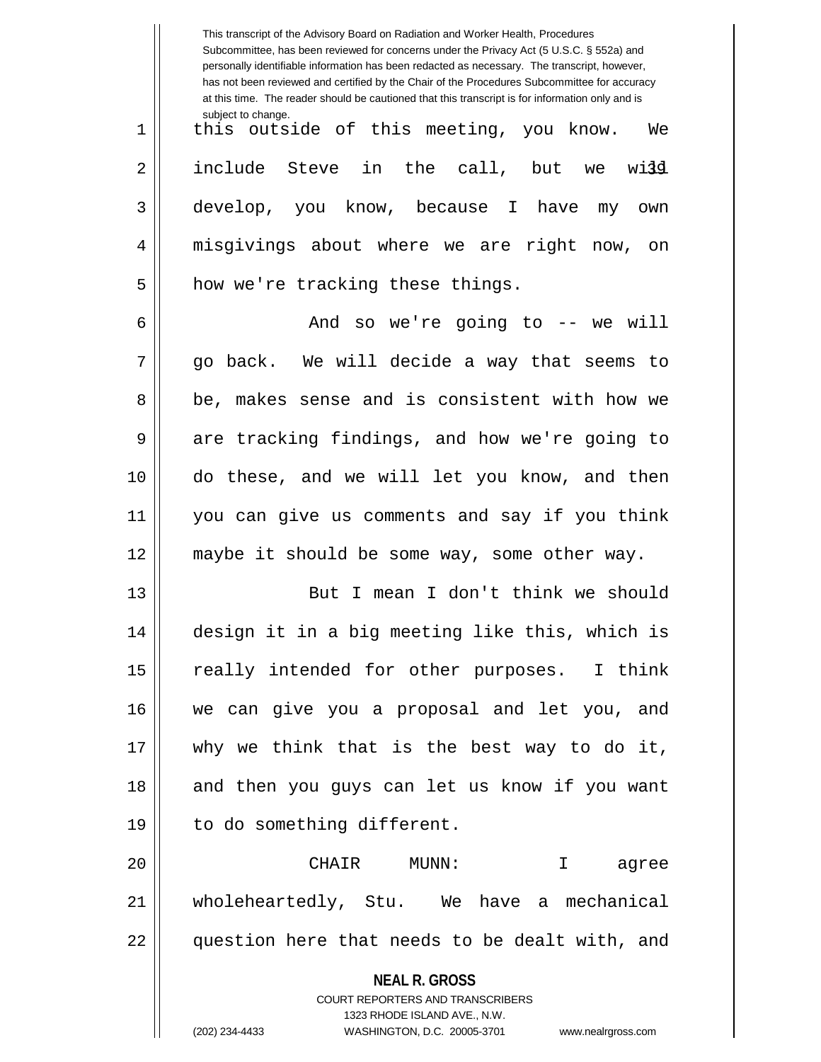this outside of this meeting, you know. We include Steve in the call, but we will develop, you know, because I have my own misgivings about where we are right now, on how we're tracking these things.

And so we're going to -- we will go back. We will decide a way that seems to be, makes sense and is consistent with how we are tracking findings, and how we're going to do these, and we will let you know, and then you can give us comments and say if you think maybe it should be some way, some other way.

But I mean I don't think we should design it in a big meeting like this, which is really intended for other purposes. I think we can give you a proposal and let you, and why we think that is the best way to do it, and then you guys can let us know if you want to do something different.

CHAIR MUNN: I agree wholeheartedly, Stu. We have a mechanical question here that needs to be dealt with, and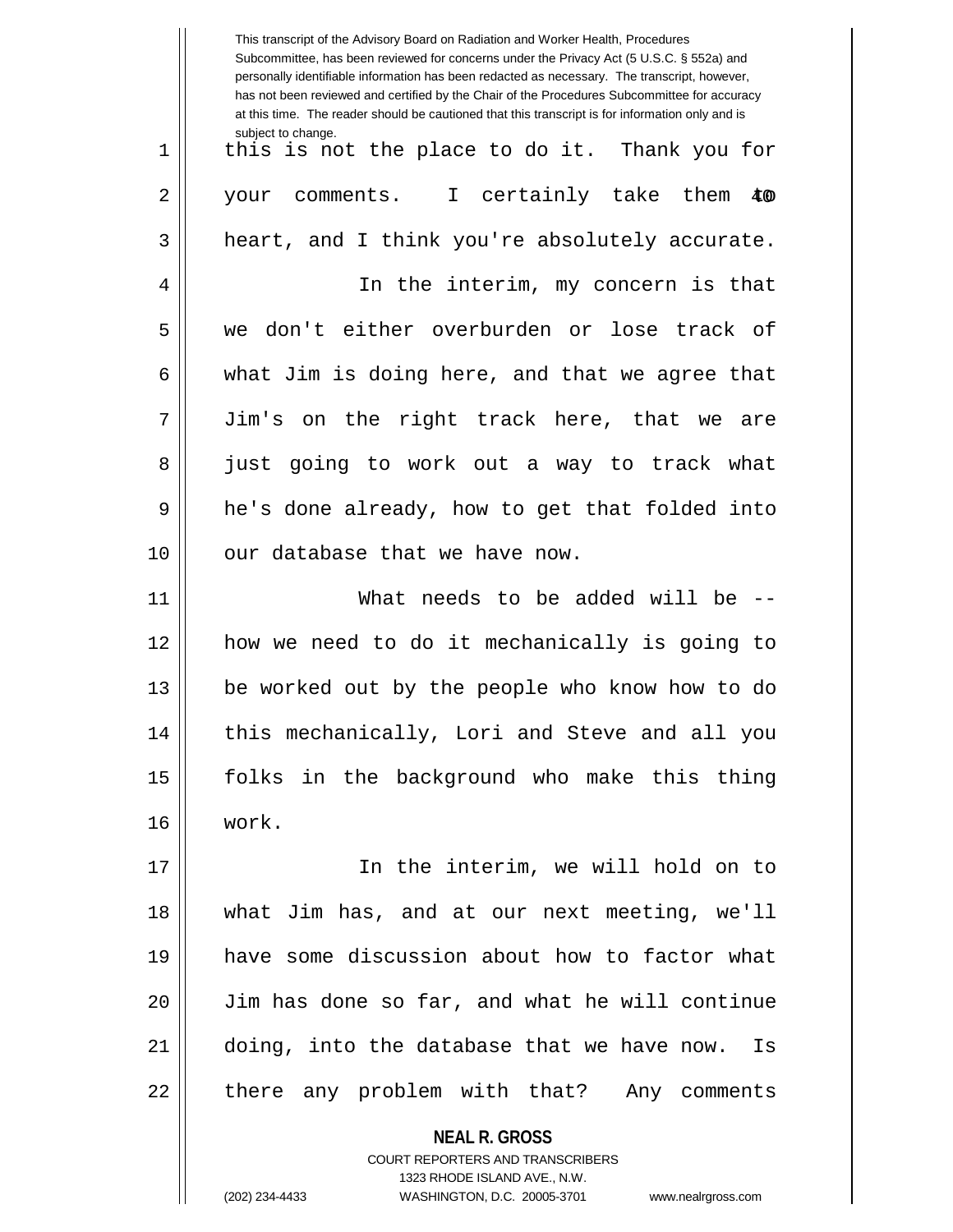this is not the place to do it. Thank you for your comments. I certainly take them to heart, and I think you're absolutely accurate.

In the interim, my concern is that we don't either overburden or lose track of what Jim is doing here, and that we agree that Jim's on the right track here, that we are just going to work out a way to track what he's done already, how to get that folded into our database that we have now.

What needs to be added will be -- how we need to do it mechanically is going to be worked out by the people who know how to do this mechanically, Lori and Steve and all you folks in the background who make this thing work.

In the interim, we will hold on to what Jim has, and at our next meeting, we'll have some discussion about how to factor what Jim has done so far, and what he will continue doing, into the database that we have now. Is there any problem with that? Any comments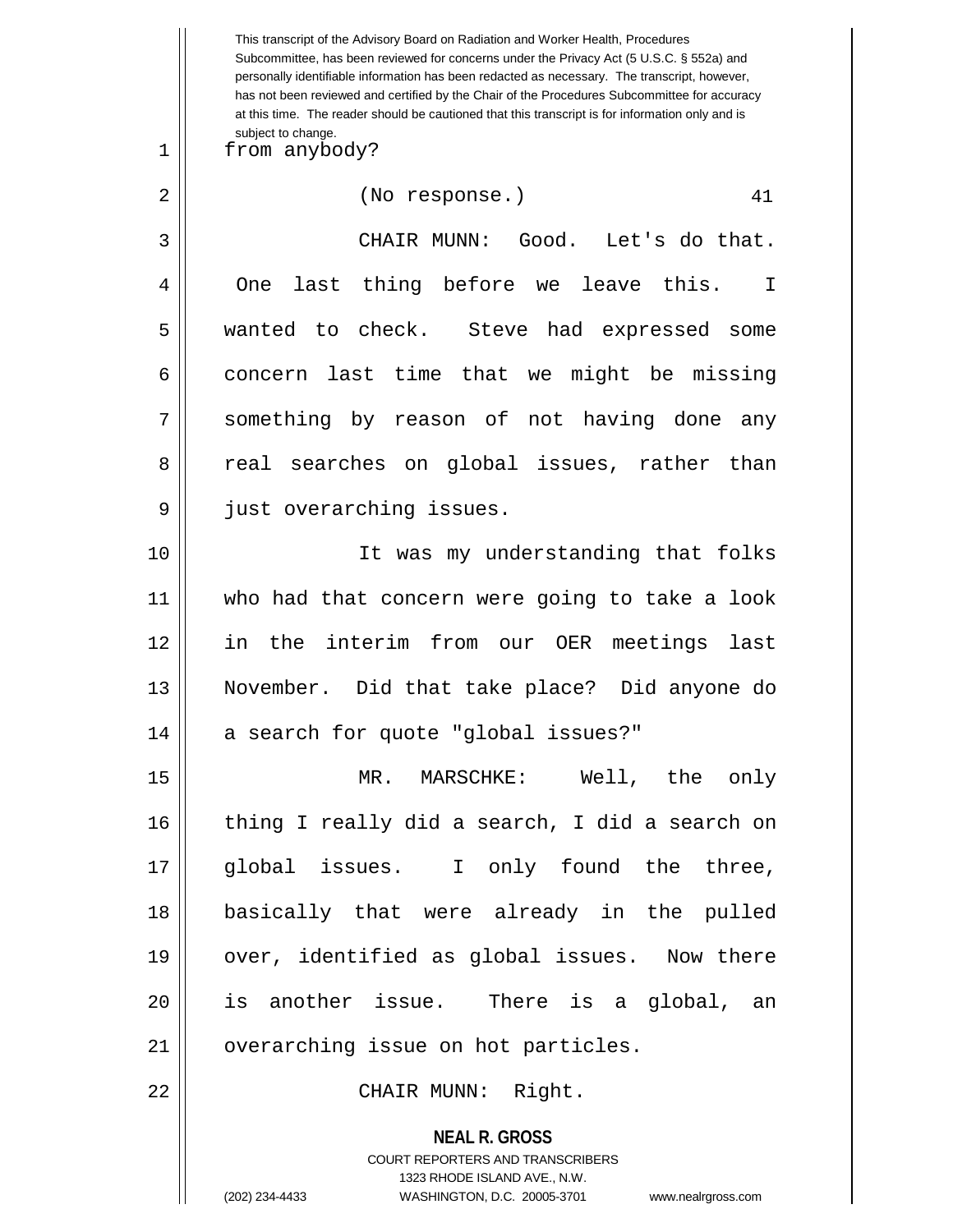from anybody?

(No response.)

CHAIR MUNN: Good. Let's do that. One last thing before we leave this. I wanted to check. Steve had expressed some concern last time that we might be missing something by reason of not having done any real searches on global issues, rather than just overarching issues.

It was my understanding that folks who had that concern were going to take a look in the interim from our OER meetings last November. Did that take place? Did anyone do a search for quote "global issues?"

MR. MARSCHKE: Well, the only thing I really did a search, I did a search on global issues. I only found the three, basically that were already in the pulled over, identified as global issues. Now there is another issue. There is a global, an overarching issue on hot particles.

CHAIR MUNN: Right.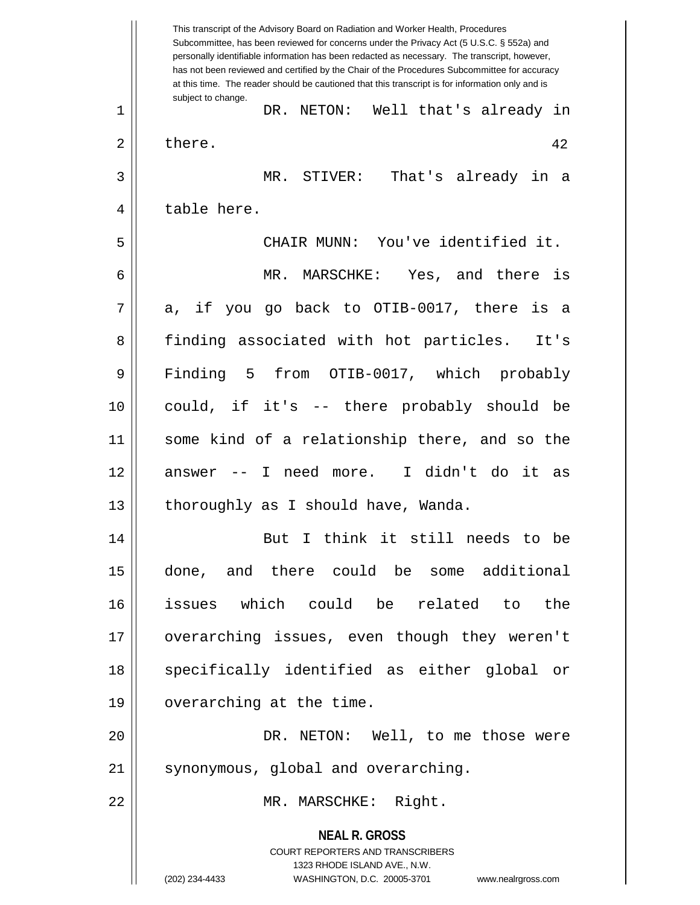DR. NETON: Well that's already in there.

MR. STIVER: That's already in a table here.

CHAIR MUNN: You've identified it.

MR. MARSCHKE: Yes, and there is a, if you go back to OTIB-0017, there is a finding associated with hot particles. It's Finding 5 from OTIB-0017, which probably could, if it's -- there probably should be some kind of a relationship there, and so the answer -- I need more. I didn't do it as thoroughly as I should have, Wanda.

But I think it still needs to be done, and there could be some additional issues which could be related to the overarching issues, even though they weren't specifically identified as either global or overarching at the time.

DR. NETON: Well, to me those were synonymous, global and overarching.

MR. MARSCHKE: Right.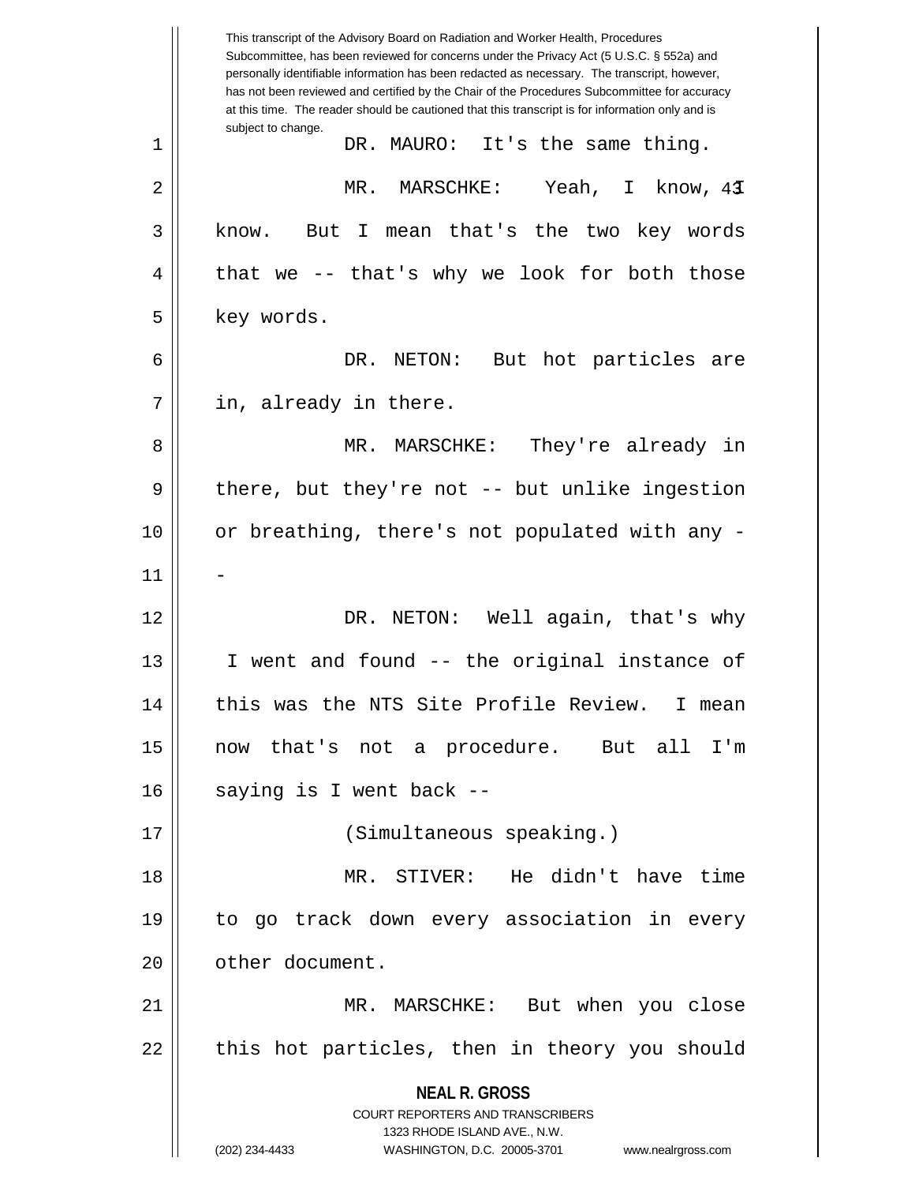This transcript of the Advisory Board on Radiation and Worker Health, Procedures Subcommittee, has been reviewed for concerns under the Privacy Act (5 U.S.C. § 552a) and personally identifiable information has been redacted as necessary. The transcript, however, has not been reviewed and certified by the Chair of the Procedures Subcommittee for accuracy at this time. The reader should be cautioned that this transcript is for information only and is subject to change.

DR. MAURO: It's the same thing.

MR. MARSCHKE: Yeah, I know, I know. But I mean that's the two key words that we -- that's why we look for both those key words.

DR. NETON: But hot particles are in, already in there.

MR. MARSCHKE: They're already in there, but they're not -- but unlike ingestion or breathing, there's not populated with any --

DR. NETON: Well again, that's why I went and found -- the original instance of this was the NTS Site Profile Review. I mean now that's not a procedure. But all I'm saying is I went back --

(Simultaneous speaking.)

MR. STIVER: He didn't have time to go track down every association in every other document.

MR. MARSCHKE: But when you close this hot particles, then in theory you should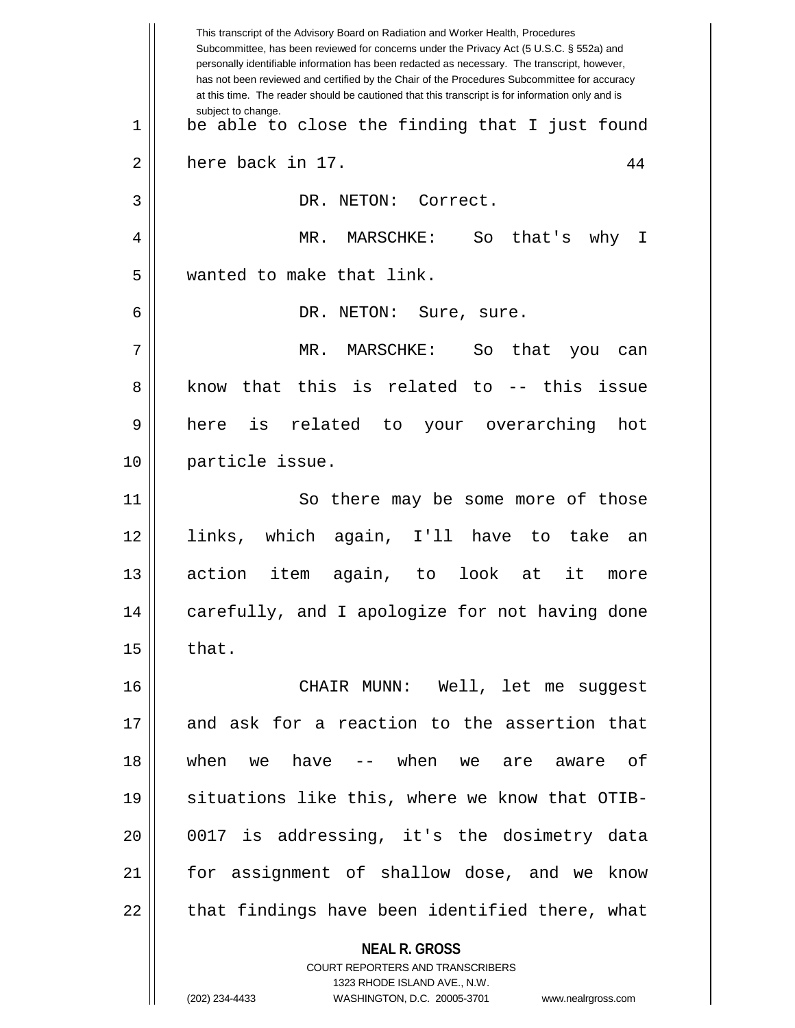This transcript of the Advisory Board on Radiation and Worker Health, Procedures Subcommittee, has been reviewed for concerns under the Privacy Act (5 U.S.C. § 552a) and personally identifiable information has been redacted as necessary. The transcript, however, has not been reviewed and certified by the Chair of the Procedures Subcommittee for accuracy at this time. The reader should be cautioned that this transcript is for information only and is subject to change.

be able to close the finding that I just found here back in 17.

DR. NETON: Correct.

MR. MARSCHKE: So that's why I wanted to make that link.

DR. NETON: Sure, sure.

MR. MARSCHKE: So that you can know that this is related to -- this issue here is related to your overarching hot particle issue.

So there may be some more of those links, which again, I'll have to take an action item again, to look at it more carefully, and I apologize for not having done that.

CHAIR MUNN: Well, let me suggest and ask for a reaction to the assertion that when we have -- when we are aware of situations like this, where we know that OTIB-0017 is addressing, it's the dosimetry data for assignment of shallow dose, and we know that findings have been identified there, what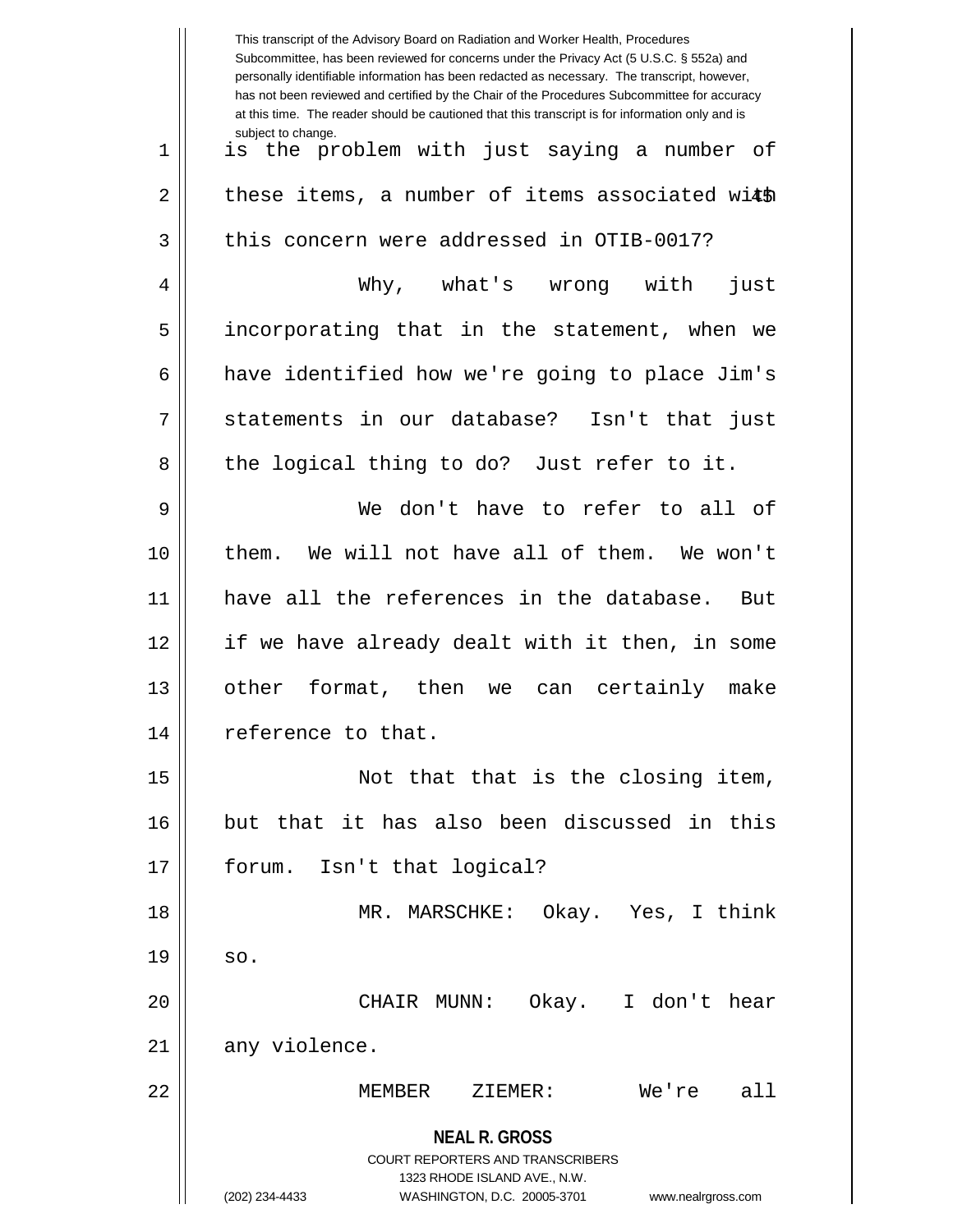is the problem with just saying a number of these items, a number of items associated with this concern were addressed in OTIB-0017?

Why, what's wrong with just incorporating that in the statement, when we have identified how we're going to place Jim's statements in our database? Isn't that just the logical thing to do? Just refer to it.

We don't have to refer to all of them. We will not have all of them. We won't have all the references in the database. But if we have already dealt with it then, in some other format, then we can certainly make reference to that.

Not that that is the closing item, but that it has also been discussed in this forum. Isn't that logical?

MR. MARSCHKE: Okay. Yes, I think so.

CHAIR MUNN: Okay. I don't hear any violence.

MEMBER ZIEMER: We're all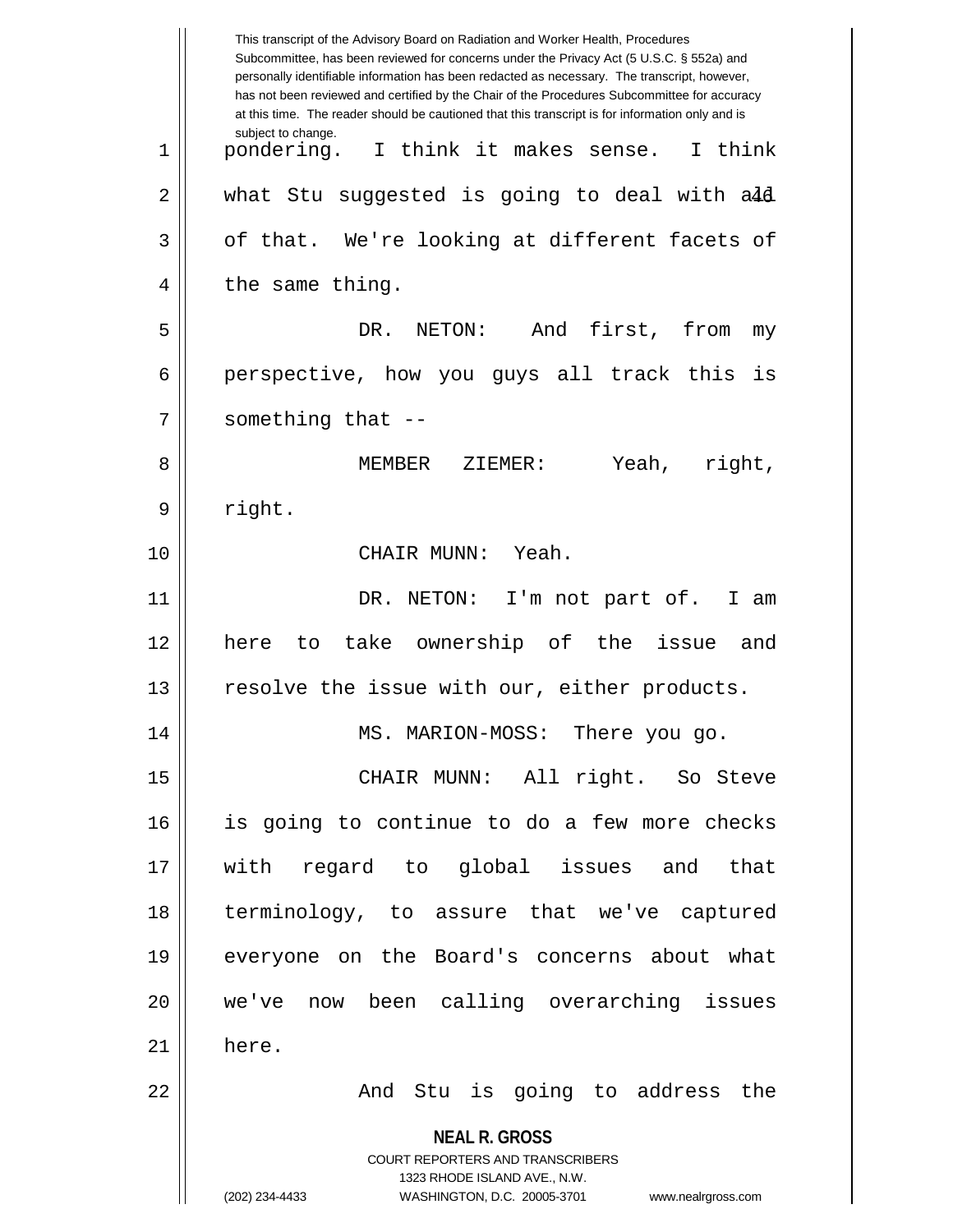pondering. I think it makes sense. I think what Stu suggested is going to deal with all of that. We're looking at different facets of the same thing.

DR. NETON: And first, from my perspective, how you guys all track this is something that --

MEMBER ZIEMER: Yeah, right, right.

CHAIR MUNN: Yeah.

DR. NETON: I'm not part of. I am here to take ownership of the issue and resolve the issue with our, either products.

MS. MARION-MOSS: There you go.

CHAIR MUNN: All right. So Steve is going to continue to do a few more checks with regard to global issues and that terminology, to assure that we've captured everyone on the Board's concerns about what we've now been calling overarching issues here.

And Stu is going to address the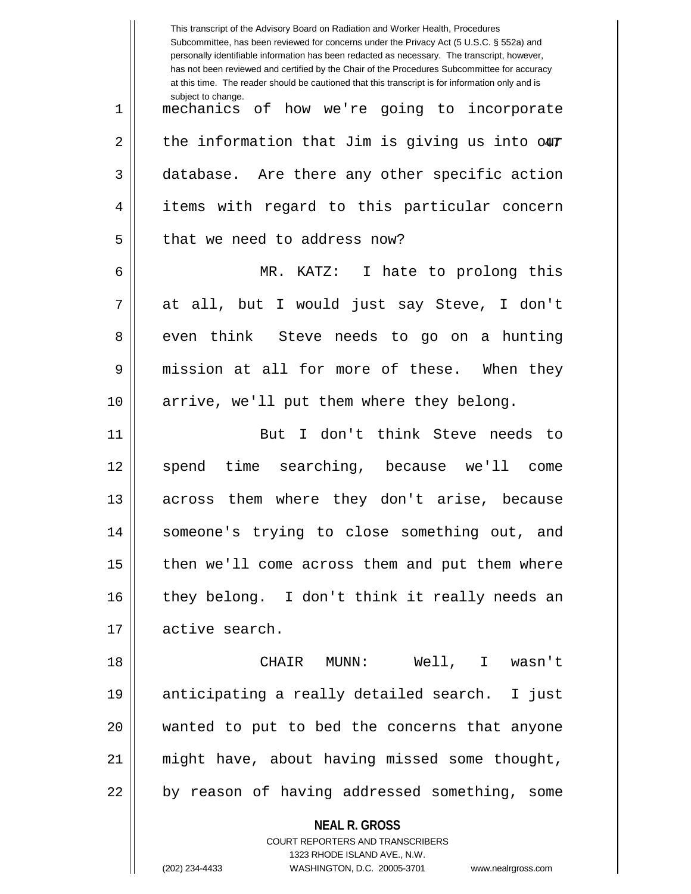mechanics of how we're going to incorporate the information that Jim is giving us into our database. Are there any other specific action items with regard to this particular concern that we need to address now?

MR. KATZ: I hate to prolong this at all, but I would just say Steve, I don't even think Steve needs to go on a hunting mission at all for more of these. When they arrive, we'll put them where they belong.

But I don't think Steve needs to spend time searching, because we'll come across them where they don't arise, because someone's trying to close something out, and then we'll come across them and put them where they belong. I don't think it really needs an active search.

CHAIR MUNN: Well, I wasn't anticipating a really detailed search. I just wanted to put to bed the concerns that anyone might have, about having missed some thought, by reason of having addressed something, some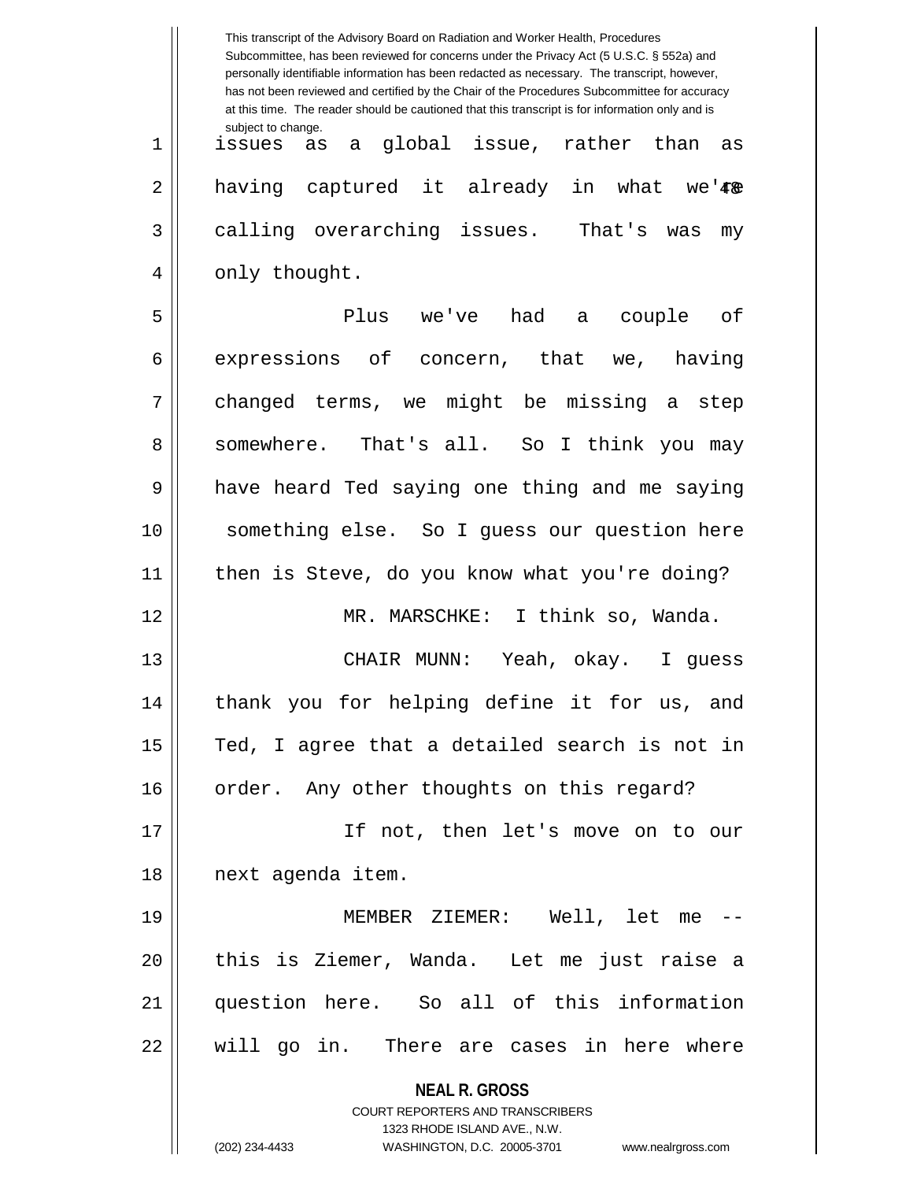issues as a global issue, rather than as having captured it already in what we're calling overarching issues. That's was my only thought.

Plus we've had a couple of expressions of concern, that we, having changed terms, we might be missing a step somewhere. That's all. So I think you may have heard Ted saying one thing and me saying something else. So I guess our question here then is Steve, do you know what you're doing?

MR. MARSCHKE: I think so, Wanda.

CHAIR MUNN: Yeah, okay. I guess thank you for helping define it for us, and Ted, I agree that a detailed search is not in order. Any other thoughts on this regard?

If not, then let's move on to our next agenda item.

MEMBER ZIEMER: Well, let me -- this is Ziemer, Wanda. Let me just raise a question here. So all of this information will go in. There are cases in here where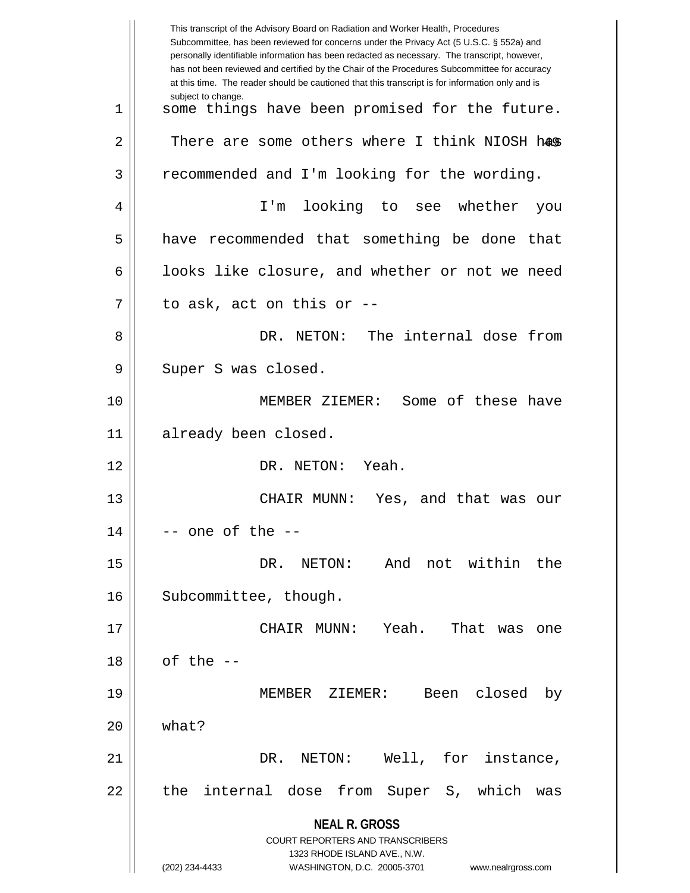This transcript of the Advisory Board on Radiation and Worker Health, Procedures Subcommittee, has been reviewed for concerns under the Privacy Act (5 U.S.C. § 552a) and personally identifiable information has been redacted as necessary. The transcript, however, has not been reviewed and certified by the Chair of the Procedures Subcommittee for accuracy at this time. The reader should be cautioned that this transcript is for information only and is subject to change.

some things have been promised for the future. There are some others where I think NIOSH has recommended and I'm looking for the wording.

I'm looking to see whether you have recommended that something be done that looks like closure, and whether or not we need to ask, act on this or --

DR. NETON: The internal dose from Super S was closed.

MEMBER ZIEMER: Some of these have already been closed.

DR. NETON: Yeah.

CHAIR MUNN: Yes, and that was our -- one of the --

DR. NETON: And not within the Subcommittee, though.

CHAIR MUNN: Yeah. That was one of the --

MEMBER ZIEMER: Been closed by what?

DR. NETON: Well, for instance, the internal dose from Super S, which was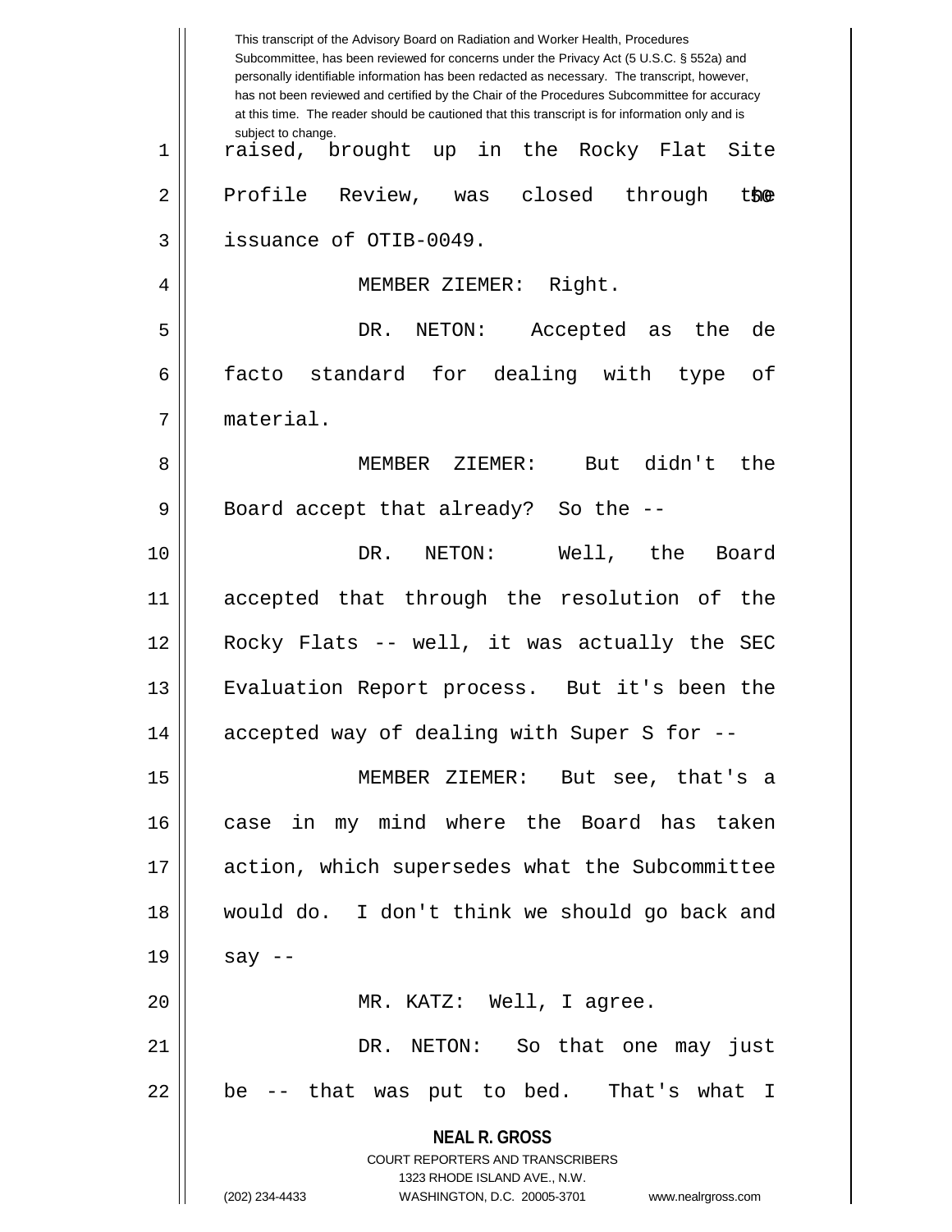This transcript of the Advisory Board on Radiation and Worker Health, Procedures Subcommittee, has been reviewed for concerns under the Privacy Act (5 U.S.C. § 552a) and personally identifiable information has been redacted as necessary. The transcript, however, has not been reviewed and certified by the Chair of the Procedures Subcommittee for accuracy at this time. The reader should be cautioned that this transcript is for information only and is subject to change.

raised, brought up in the Rocky Flat Site Profile Review, was closed through the issuance of OTIB-0049.

MEMBER ZIEMER: Right.

DR. NETON: Accepted as the de facto standard for dealing with type of material.

MEMBER ZIEMER: But didn't the Board accept that already? So the --

DR. NETON: Well, the Board accepted that through the resolution of the Rocky Flats -- well, it was actually the SEC Evaluation Report process. But it's been the accepted way of dealing with Super S for --

MEMBER ZIEMER: But see, that's a case in my mind where the Board has taken action, which supersedes what the Subcommittee would do. I don't think we should go back and say --

MR. KATZ: Well, I agree.

DR. NETON: So that one may just be -- that was put to bed. That's what I

**NEAL R. GROSS**
COURT REPORTERS AND TRANSCRIBERS
1323 RHODE ISLAND AVE., N.W.
(202) 234-4433 WASHINGTON, D.C. 20005-3701 www.nealrgross.com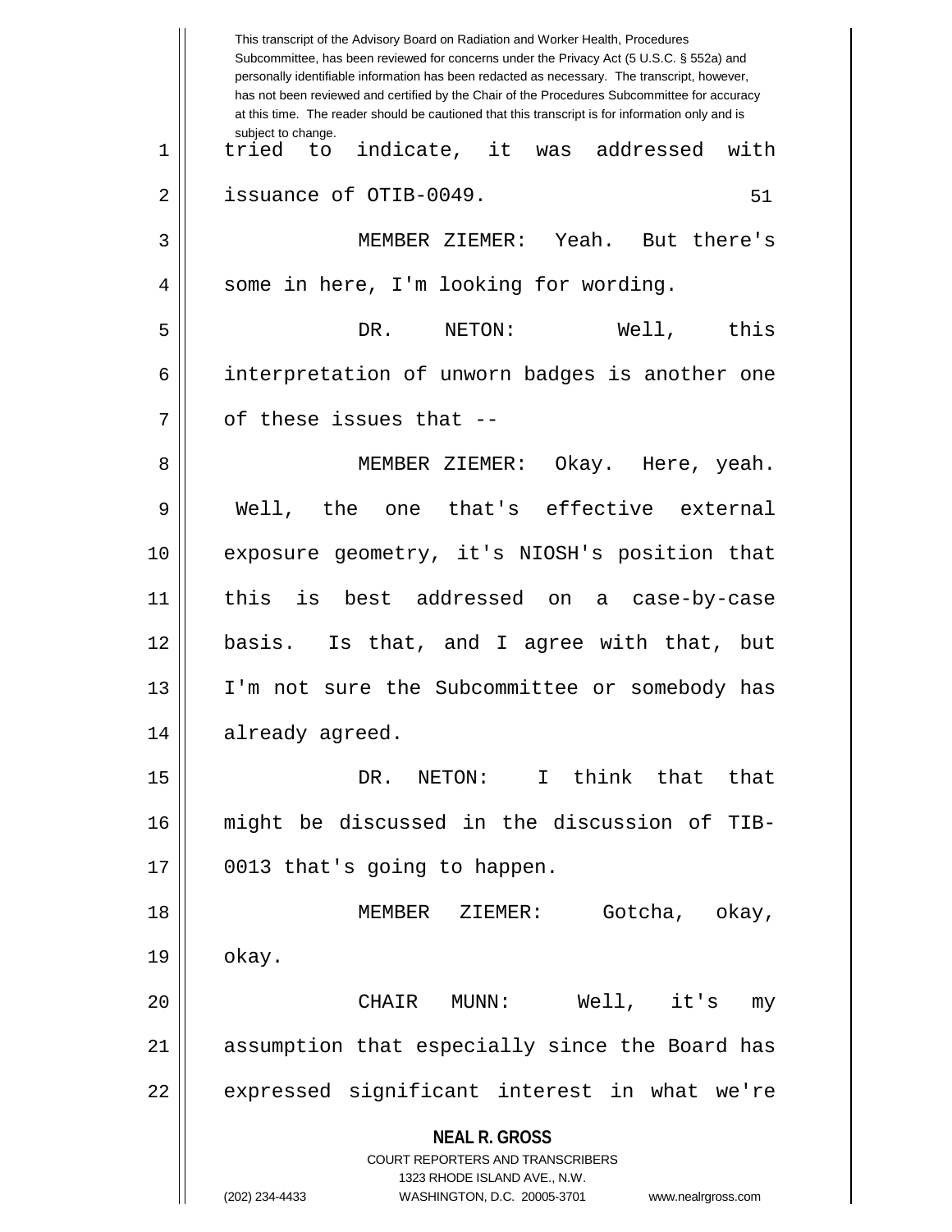tried to indicate, it was addressed with issuance of OTIB-0049.

MEMBER ZIEMER: Yeah. But there's some in here, I'm looking for wording.

DR. NETON: Well, this interpretation of unworn badges is another one of these issues that --

MEMBER ZIEMER: Okay. Here, yeah. Well, the one that's effective external exposure geometry, it's NIOSH's position that this is best addressed on a case-by-case basis. Is that, and I agree with that, but I'm not sure the Subcommittee or somebody has already agreed.

DR. NETON: I think that that might be discussed in the discussion of TIB-0013 that's going to happen.

MEMBER ZIEMER: Gotcha, okay, okay.

CHAIR MUNN: Well, it's my assumption that especially since the Board has expressed significant interest in what we're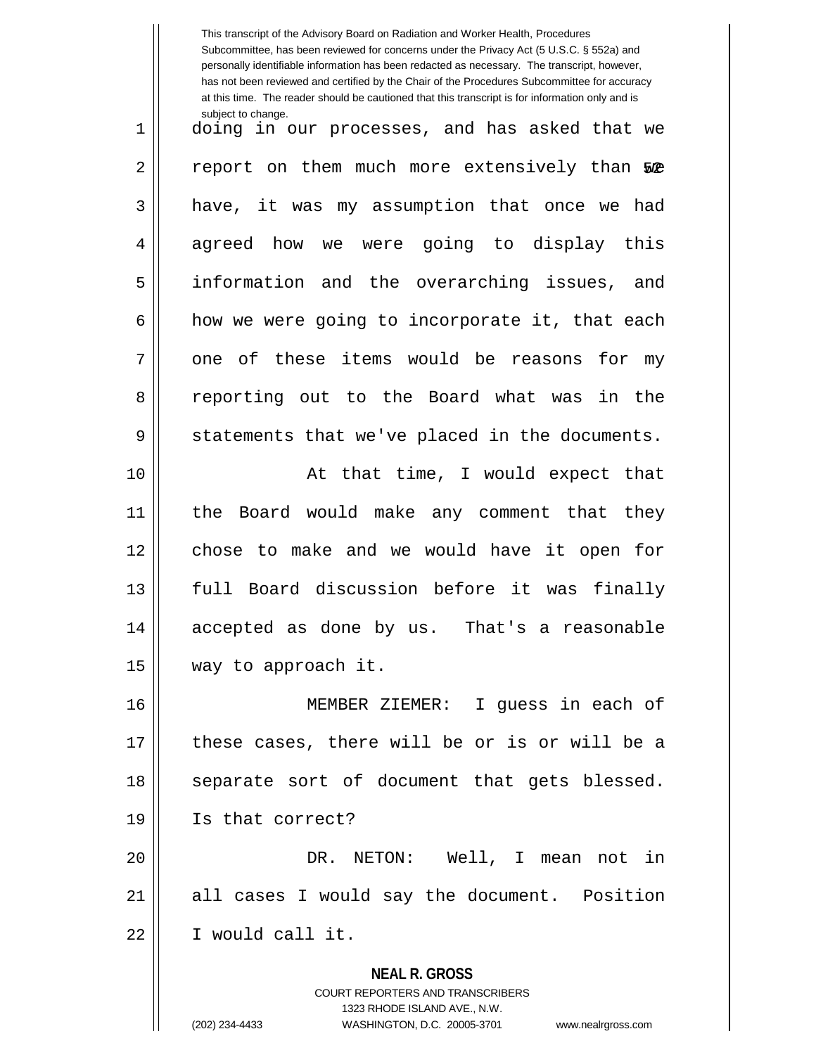doing in our processes, and has asked that we report on them much more extensively than we have, it was my assumption that once we had agreed how we were going to display this information and the overarching issues, and how we were going to incorporate it, that each one of these items would be reasons for my reporting out to the Board what was in the statements that we've placed in the documents.

At that time, I would expect that the Board would make any comment that they chose to make and we would have it open for full Board discussion before it was finally accepted as done by us. That's a reasonable way to approach it.

MEMBER ZIEMER: I guess in each of these cases, there will be or is or will be a separate sort of document that gets blessed. Is that correct?

DR. NETON: Well, I mean not in all cases I would say the document. Position I would call it.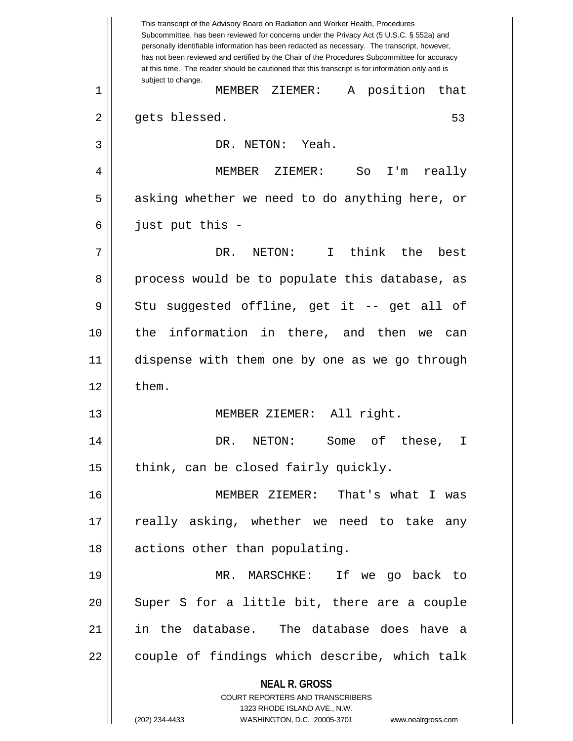MEMBER ZIEMER: A position that gets blessed.

DR. NETON: Yeah.

MEMBER ZIEMER: So I'm really asking whether we need to do anything here, or just put this -

DR. NETON: I think the best process would be to populate this database, as Stu suggested offline, get it -- get all of the information in there, and then we can dispense with them one by one as we go through them.

MEMBER ZIEMER: All right.

DR. NETON: Some of these, I think, can be closed fairly quickly.

MEMBER ZIEMER: That's what I was really asking, whether we need to take any actions other than populating.

MR. MARSCHKE: If we go back to Super S for a little bit, there are a couple in the database. The database does have a couple of findings which describe, which talk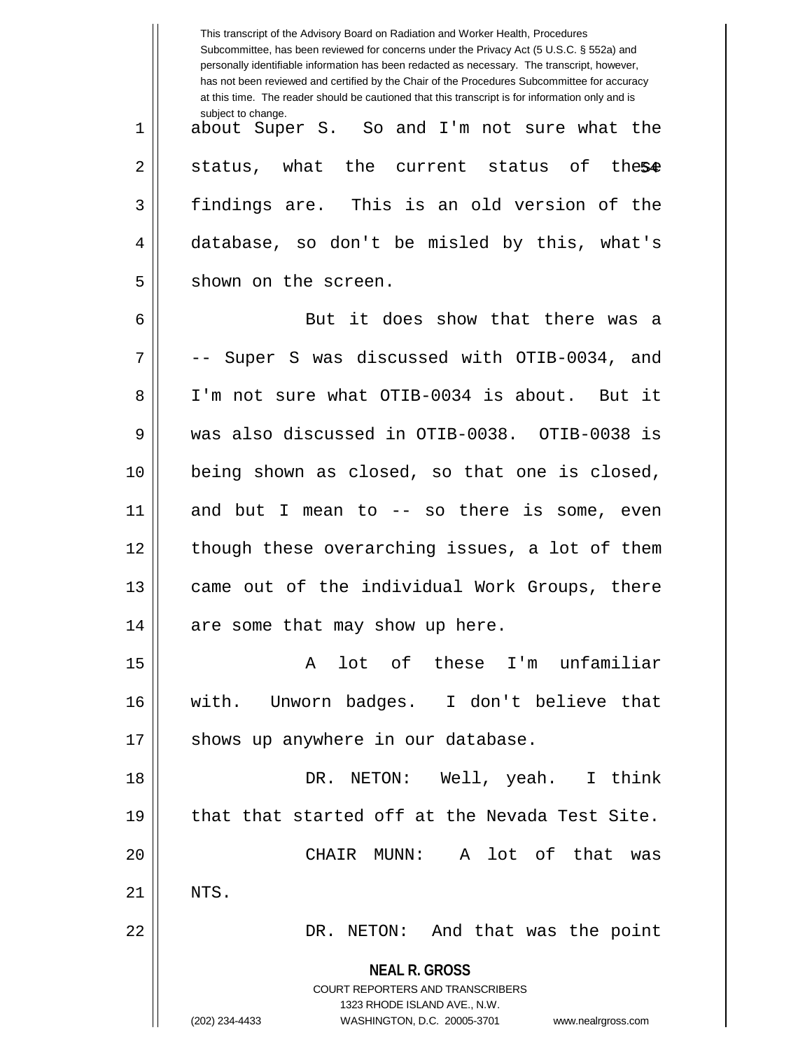about Super S. So and I'm not sure what the status, what the current status of these findings are. This is an old version of the database, so don't be misled by this, what's shown on the screen.

But it does show that there was a -- Super S was discussed with OTIB-0034, and I'm not sure what OTIB-0034 is about. But it was also discussed in OTIB-0038. OTIB-0038 is being shown as closed, so that one is closed, and but I mean to -- so there is some, even though these overarching issues, a lot of them came out of the individual Work Groups, there are some that may show up here.

A lot of these I'm unfamiliar with. Unworn badges. I don't believe that shows up anywhere in our database.

DR. NETON: Well, yeah. I think that that started off at the Nevada Test Site.

CHAIR MUNN: A lot of that was NTS.

DR. NETON: And that was the point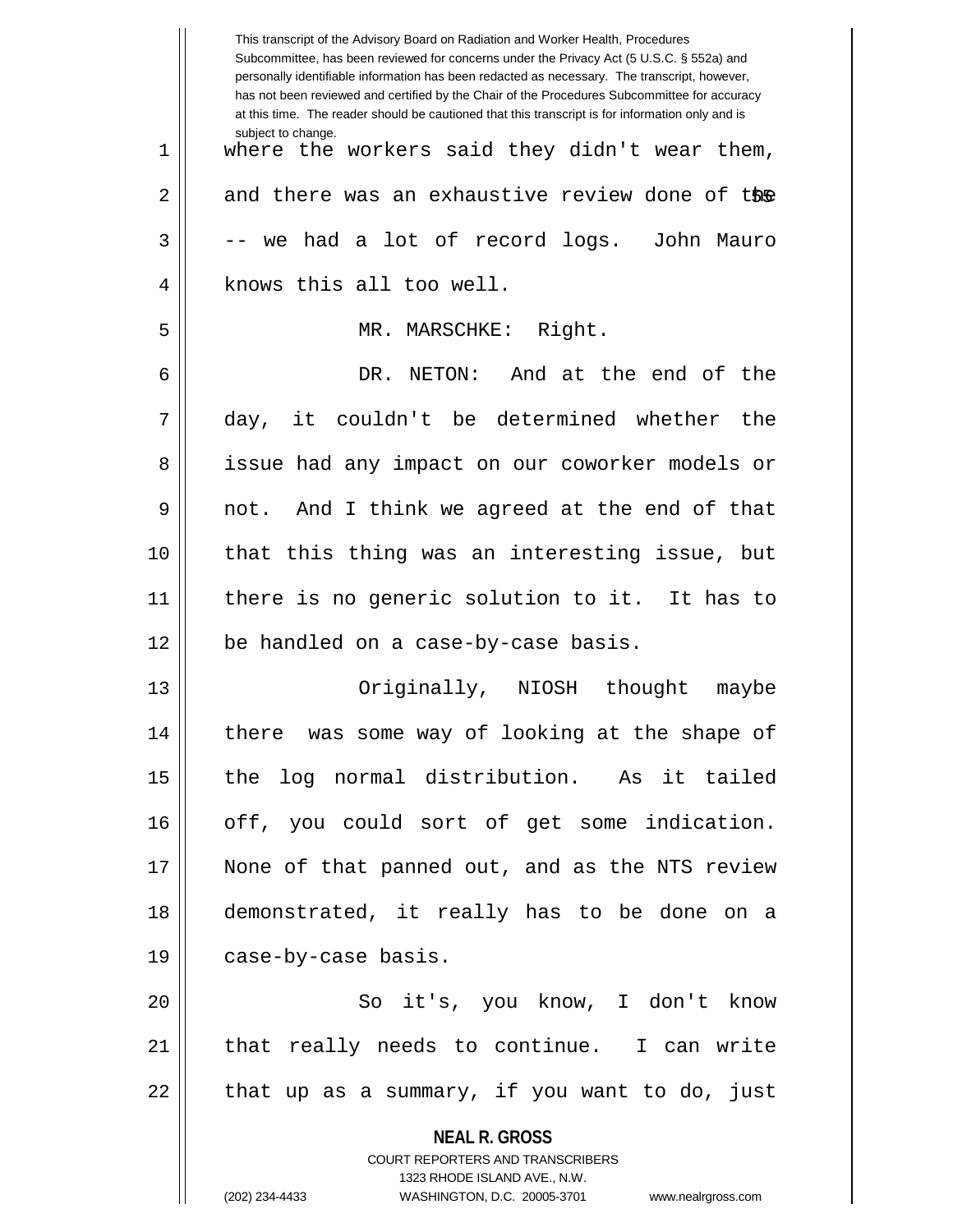This transcript of the Advisory Board on Radiation and Worker Health, Procedures Subcommittee, has been reviewed for concerns under the Privacy Act (5 U.S.C. § 552a) and personally identifiable information has been redacted as necessary. The transcript, however, has not been reviewed and certified by the Chair of the Procedures Subcommittee for accuracy at this time. The reader should be cautioned that this transcript is for information only and is subject to change.

where the workers said they didn't wear them, and there was an exhaustive review done of the -- we had a lot of record logs. John Mauro knows this all too well.

MR. MARSCHKE: Right.

DR. NETON: And at the end of the day, it couldn't be determined whether the issue had any impact on our coworker models or not. And I think we agreed at the end of that that this thing was an interesting issue, but there is no generic solution to it. It has to be handled on a case-by-case basis.

Originally, NIOSH thought maybe there was some way of looking at the shape of the log normal distribution. As it tailed off, you could sort of get some indication. None of that panned out, and as the NTS review demonstrated, it really has to be done on a case-by-case basis.

So it's, you know, I don't know that really needs to continue. I can write that up as a summary, if you want to do, just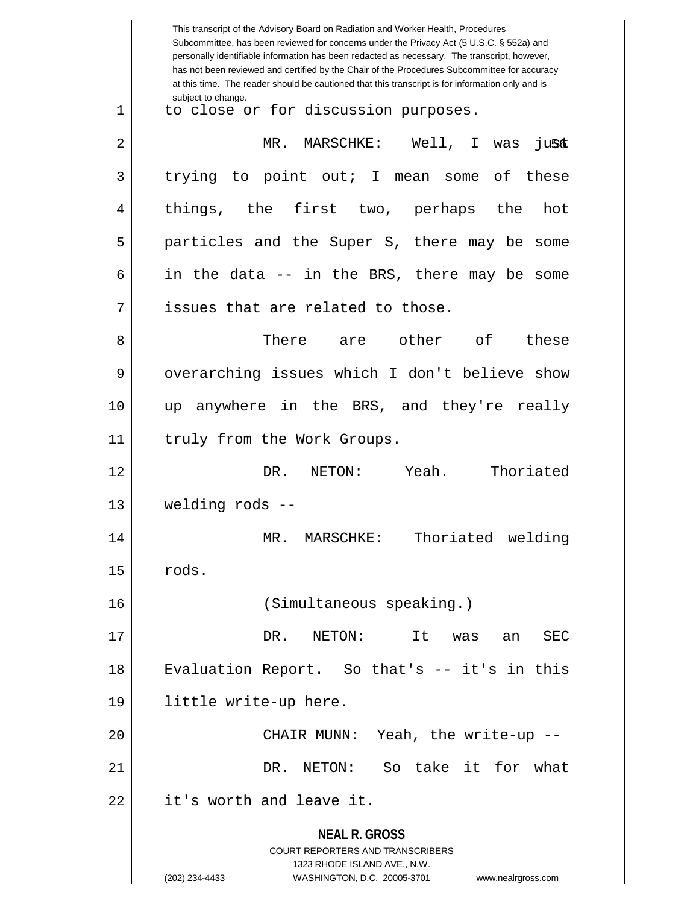This transcript of the Advisory Board on Radiation and Worker Health, Procedures Subcommittee, has been reviewed for concerns under the Privacy Act (5 U.S.C. § 552a) and personally identifiable information has been redacted as necessary. The transcript, however, has not been reviewed and certified by the Chair of the Procedures Subcommittee for accuracy at this time. The reader should be cautioned that this transcript is for information only and is subject to change.

to close or for discussion purposes.

MR. MARSCHKE: Well, I was just trying to point out; I mean some of these things, the first two, perhaps the hot particles and the Super S, there may be some in the data -- in the BRS, there may be some issues that are related to those.

There are other of these overarching issues which I don't believe show up anywhere in the BRS, and they're really truly from the Work Groups.

DR. NETON: Yeah. Thoriated welding rods --

MR. MARSCHKE: Thoriated welding rods.

(Simultaneous speaking.)

DR. NETON: It was an SEC Evaluation Report. So that's -- it's in this little write-up here.

CHAIR MUNN: Yeah, the write-up --

DR. NETON: So take it for what it's worth and leave it.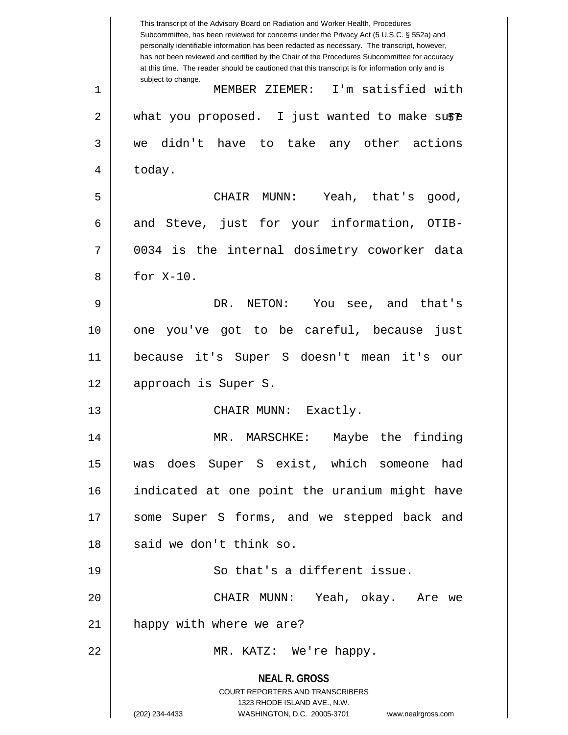MEMBER ZIEMER: I'm satisfied with what you proposed. I just wanted to make sure we didn't have to take any other actions today.

CHAIR MUNN: Yeah, that's good, and Steve, just for your information, OTIB-0034 is the internal dosimetry coworker data for X-10.

DR. NETON: You see, and that's one you've got to be careful, because just because it's Super S doesn't mean it's our approach is Super S.

CHAIR MUNN: Exactly.

MR. MARSCHKE: Maybe the finding was does Super S exist, which someone had indicated at one point the uranium might have some Super S forms, and we stepped back and said we don't think so.

So that's a different issue.

CHAIR MUNN: Yeah, okay. Are we happy with where we are?

MR. KATZ: We're happy.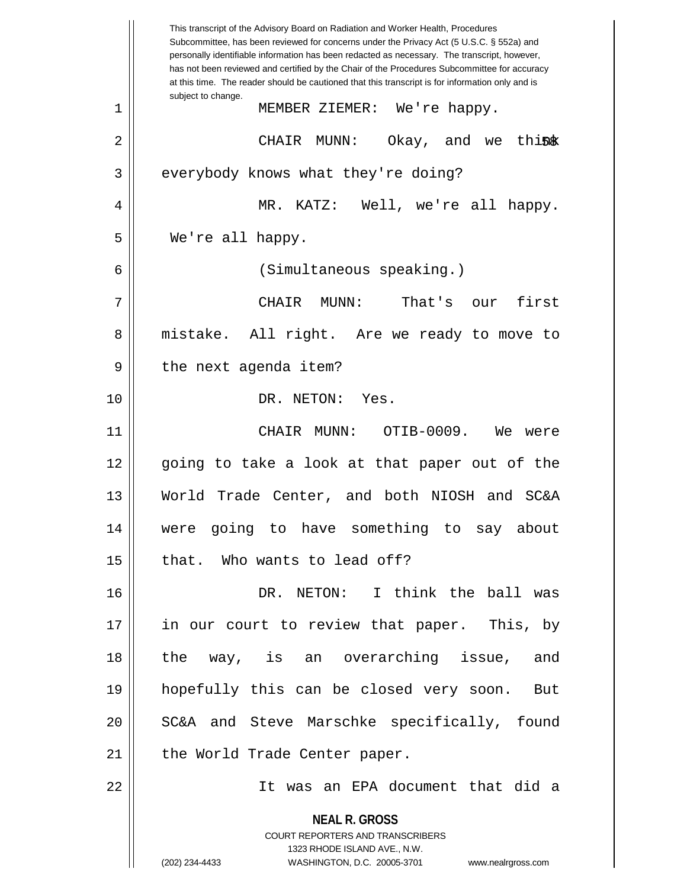This transcript of the Advisory Board on Radiation and Worker Health, Procedures Subcommittee, has been reviewed for concerns under the Privacy Act (5 U.S.C. § 552a) and personally identifiable information has been redacted as necessary. The transcript, however, has not been reviewed and certified by the Chair of the Procedures Subcommittee for accuracy at this time. The reader should be cautioned that this transcript is for information only and is subject to change.

1 MEMBER ZIEMER: We're happy.

2 CHAIR MUNN: Okay, and we think

3 everybody knows what they're doing?

4 MR. KATZ: Well, we're all happy.

5 We're all happy.

6 (Simultaneous speaking.)

7 CHAIR MUNN: That's our first

8 mistake. All right. Are we ready to move to

9 the next agenda item?

10 DR. NETON: Yes.

11 CHAIR MUNN: OTIB-0009. We were

12 going to take a look at that paper out of the

13 World Trade Center, and both NIOSH and SC&A

14 were going to have something to say about

15 that. Who wants to lead off?

16 DR. NETON: I think the ball was

17 in our court to review that paper. This, by

18 the way, is an overarching issue, and

19 hopefully this can be closed very soon. But

20 SC&A and Steve Marschke specifically, found

21 the World Trade Center paper.

22 It was an EPA document that did a

**NEAL R. GROSS**
COURT REPORTERS AND TRANSCRIBERS
1323 RHODE ISLAND AVE., N.W.
(202) 234-4433 WASHINGTON, D.C. 20005-3701 www.nealrgross.com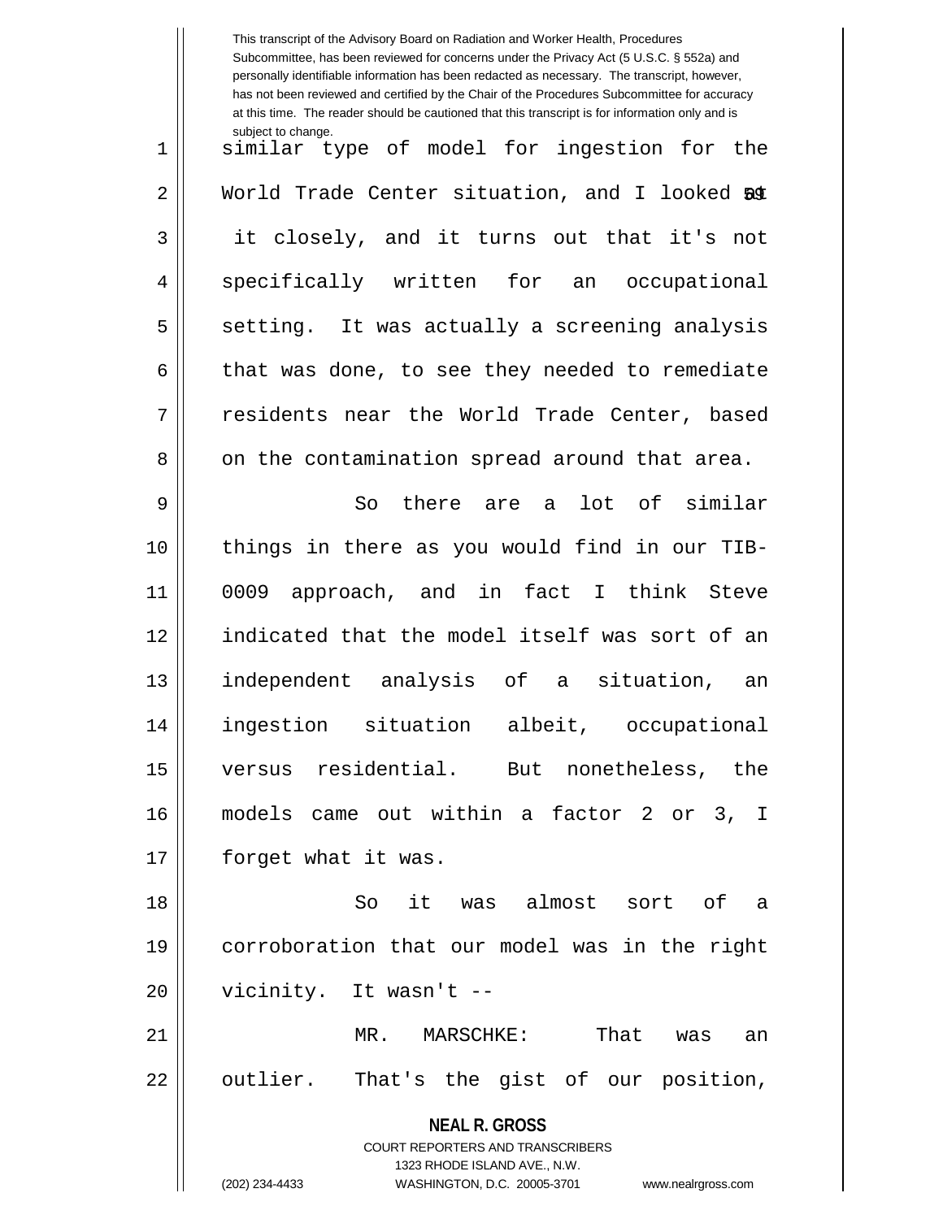similar type of model for ingestion for the World Trade Center situation, and I looked at it closely, and it turns out that it's not specifically written for an occupational setting. It was actually a screening analysis that was done, to see they needed to remediate residents near the World Trade Center, based on the contamination spread around that area.

So there are a lot of similar things in there as you would find in our TIB-0009 approach, and in fact I think Steve indicated that the model itself was sort of an independent analysis of a situation, an ingestion situation albeit, occupational versus residential. But nonetheless, the models came out within a factor 2 or 3, I forget what it was.

So it was almost sort of a corroboration that our model was in the right vicinity. It wasn't --

MR. MARSCHKE: That was an outlier. That's the gist of our position,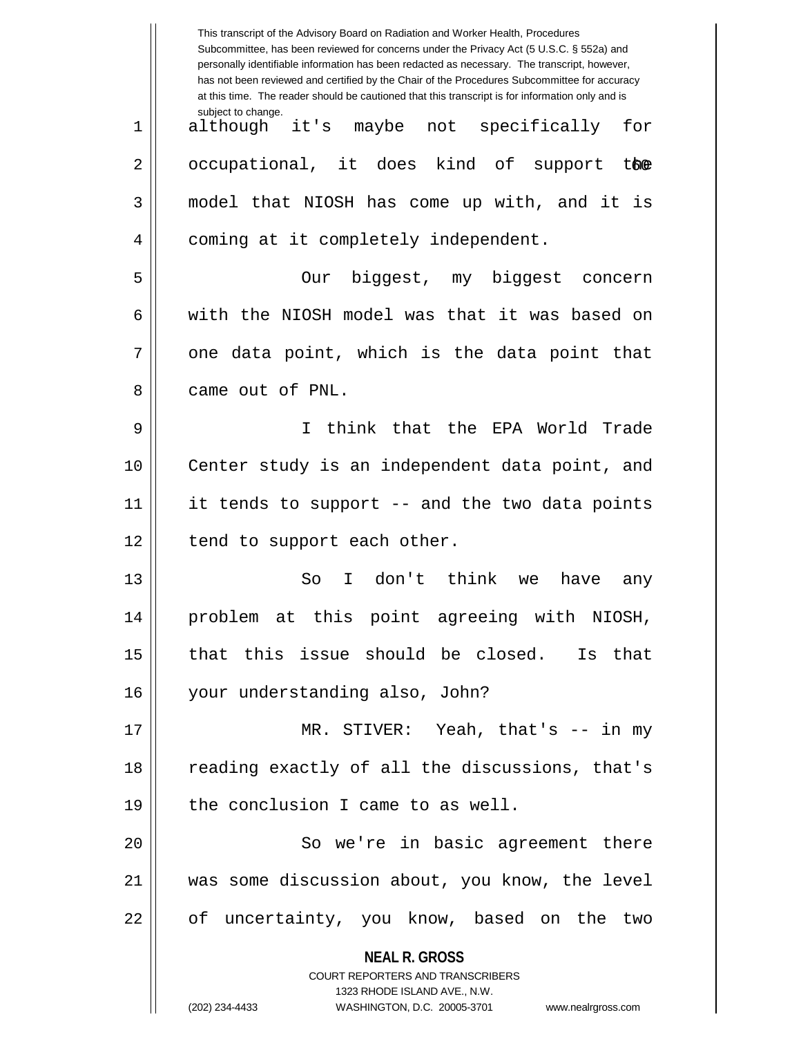although it's maybe not specifically for occupational, it does kind of support the model that NIOSH has come up with, and it is coming at it completely independent.

Our biggest, my biggest concern with the NIOSH model was that it was based on one data point, which is the data point that came out of PNL.

I think that the EPA World Trade Center study is an independent data point, and it tends to support -- and the two data points tend to support each other.

So I don't think we have any problem at this point agreeing with NIOSH, that this issue should be closed. Is that your understanding also, John?

MR. STIVER: Yeah, that's -- in my reading exactly of all the discussions, that's the conclusion I came to as well.

So we're in basic agreement there was some discussion about, you know, the level of uncertainty, you know, based on the two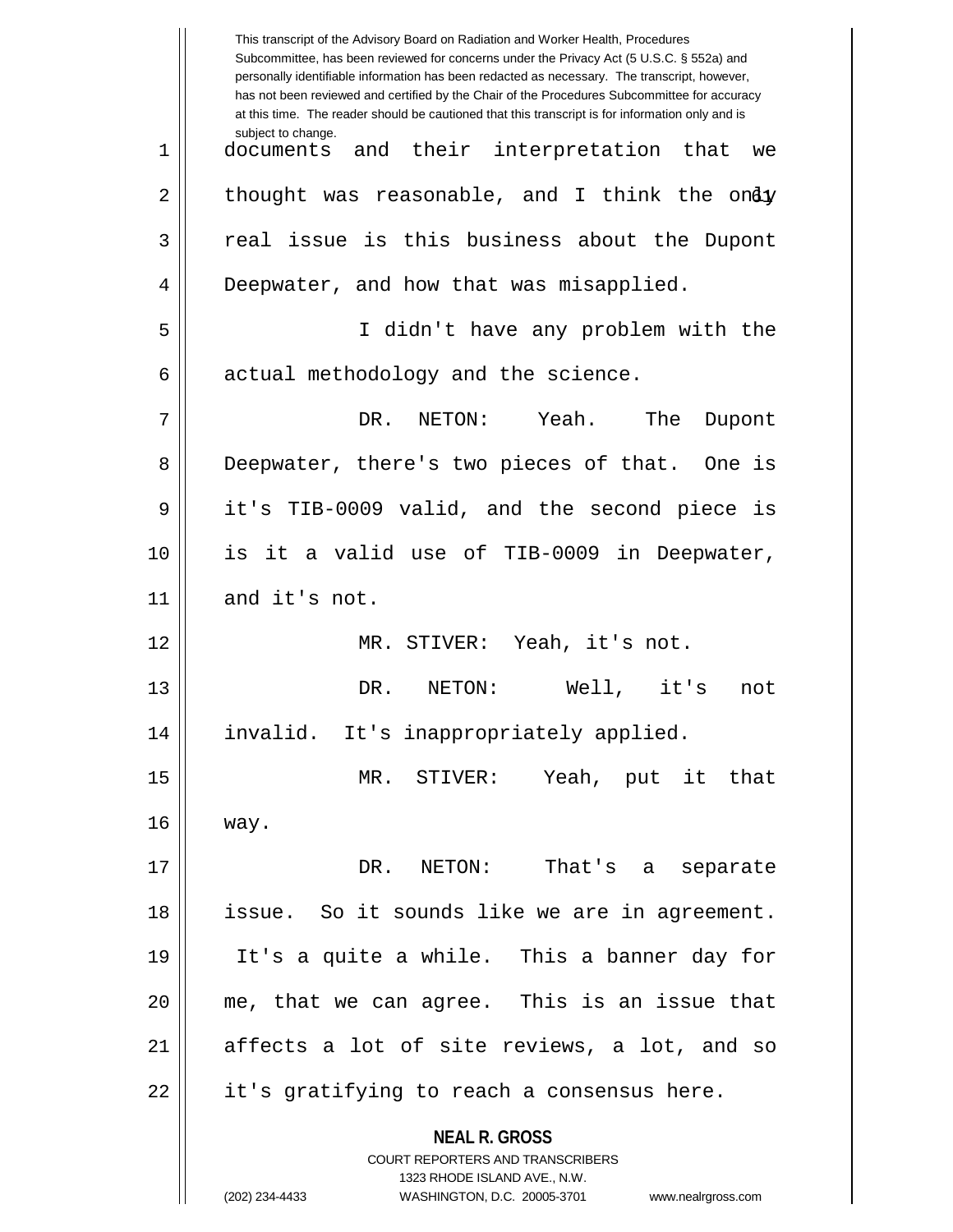documents and their interpretation that we thought was reasonable, and I think the only real issue is this business about the Dupont Deepwater, and how that was misapplied.

I didn't have any problem with the actual methodology and the science.

DR. NETON: Yeah. The Dupont Deepwater, there's two pieces of that. One is it's TIB-0009 valid, and the second piece is is it a valid use of TIB-0009 in Deepwater, and it's not.

MR. STIVER: Yeah, it's not.

DR. NETON: Well, it's not invalid. It's inappropriately applied.

MR. STIVER: Yeah, put it that way.

DR. NETON: That's a separate issue. So it sounds like we are in agreement. It's a quite a while. This a banner day for me, that we can agree. This is an issue that affects a lot of site reviews, a lot, and so it's gratifying to reach a consensus here.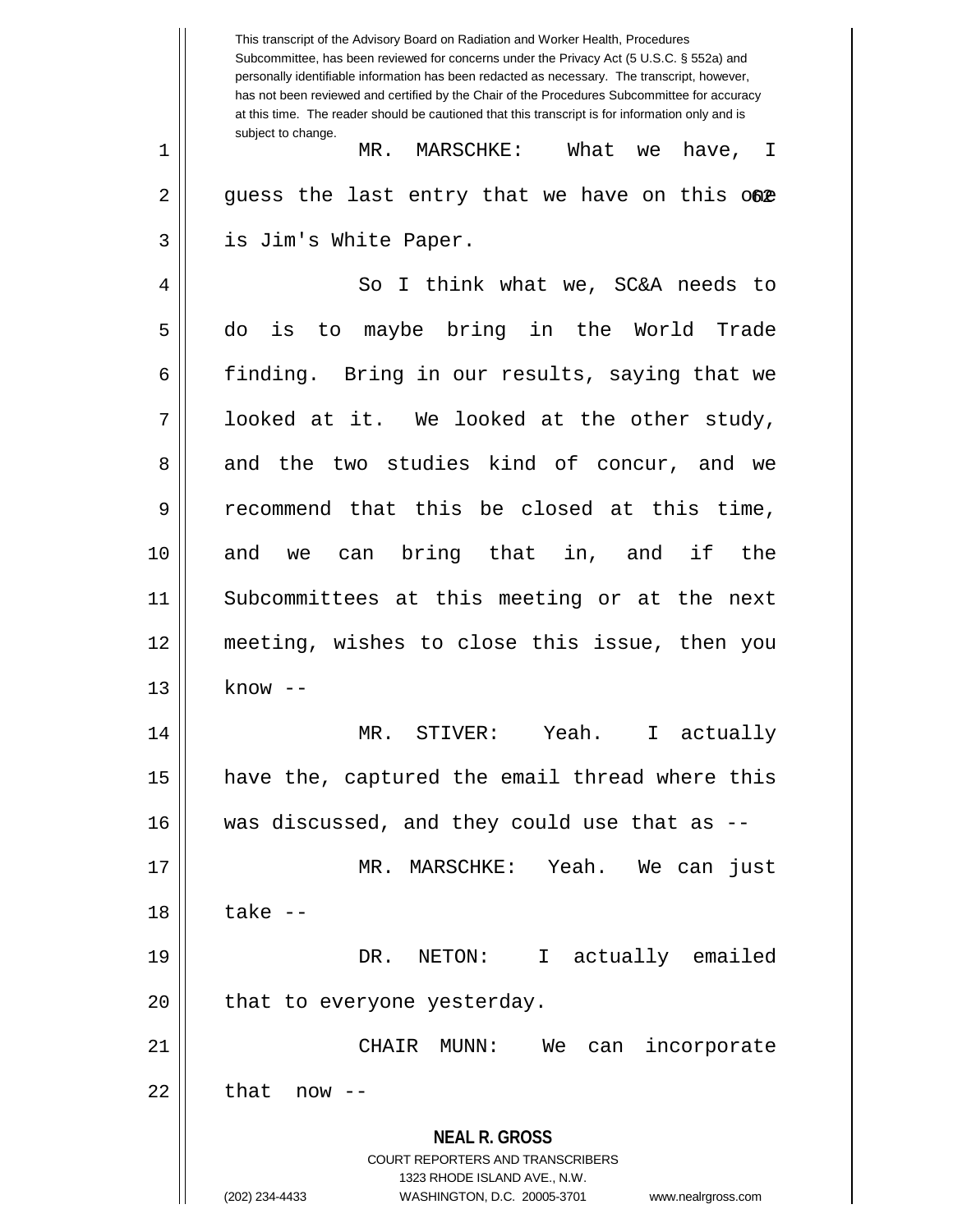MR. MARSCHKE: What we have, I guess the last entry that we have on this one is Jim's White Paper.

So I think what we, SC&A needs to do is to maybe bring in the World Trade finding. Bring in our results, saying that we looked at it. We looked at the other study, and the two studies kind of concur, and we recommend that this be closed at this time, and we can bring that in, and if the Subcommittees at this meeting or at the next meeting, wishes to close this issue, then you know --

MR. STIVER: Yeah. I actually have the, captured the email thread where this was discussed, and they could use that as --

MR. MARSCHKE: Yeah. We can just take --

DR. NETON: I actually emailed that to everyone yesterday.

CHAIR MUNN: We can incorporate that now --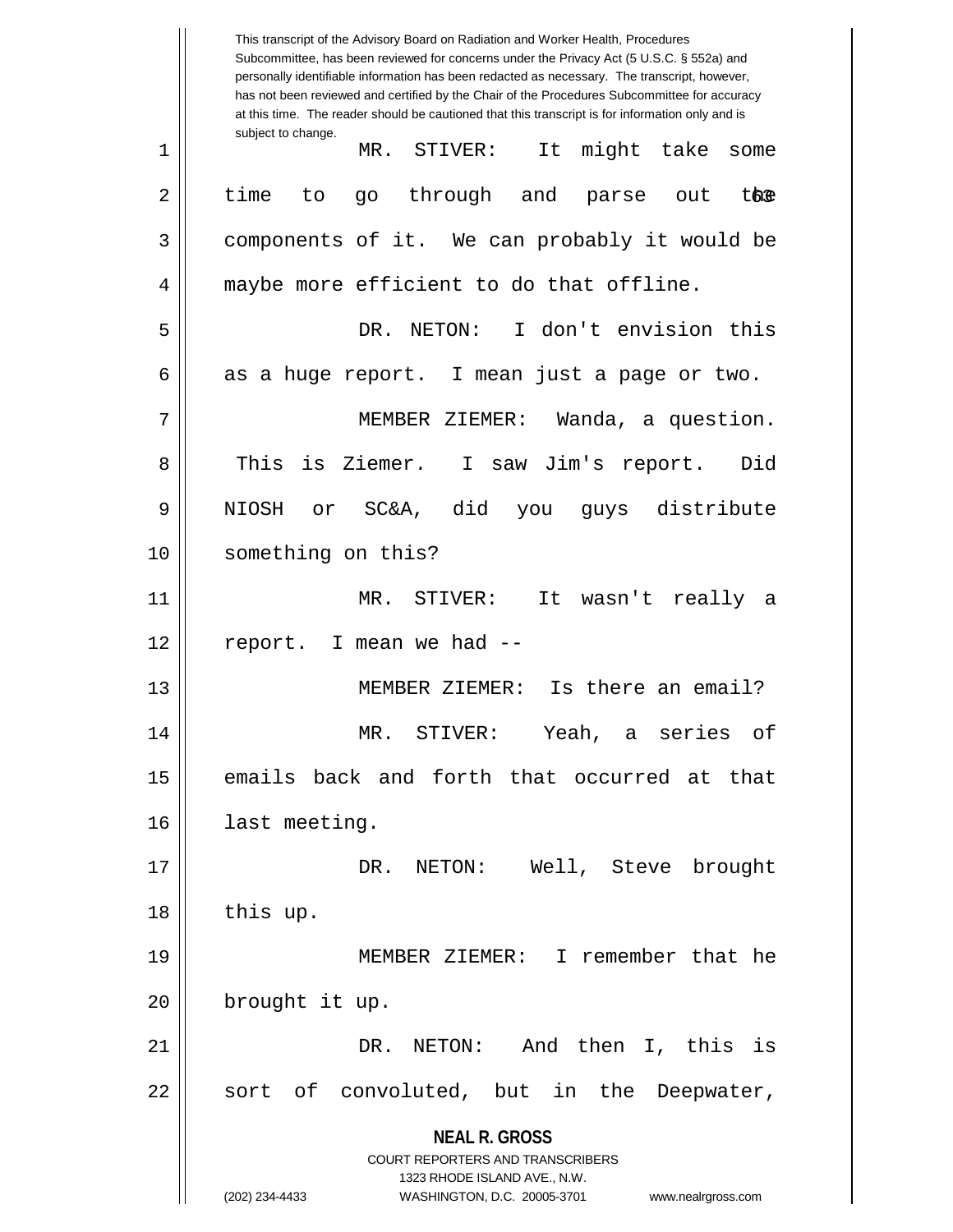MR. STIVER: It might take some time to go through and parse out the components of it. We can probably it would be maybe more efficient to do that offline.

DR. NETON: I don't envision this as a huge report. I mean just a page or two.

MEMBER ZIEMER: Wanda, a question. This is Ziemer. I saw Jim's report. Did NIOSH or SC&A, did you guys distribute something on this?

MR. STIVER: It wasn't really a report. I mean we had --

MEMBER ZIEMER: Is there an email?

MR. STIVER: Yeah, a series of emails back and forth that occurred at that last meeting.

DR. NETON: Well, Steve brought this up.

MEMBER ZIEMER: I remember that he brought it up.

DR. NETON: And then I, this is sort of convoluted, but in the Deepwater,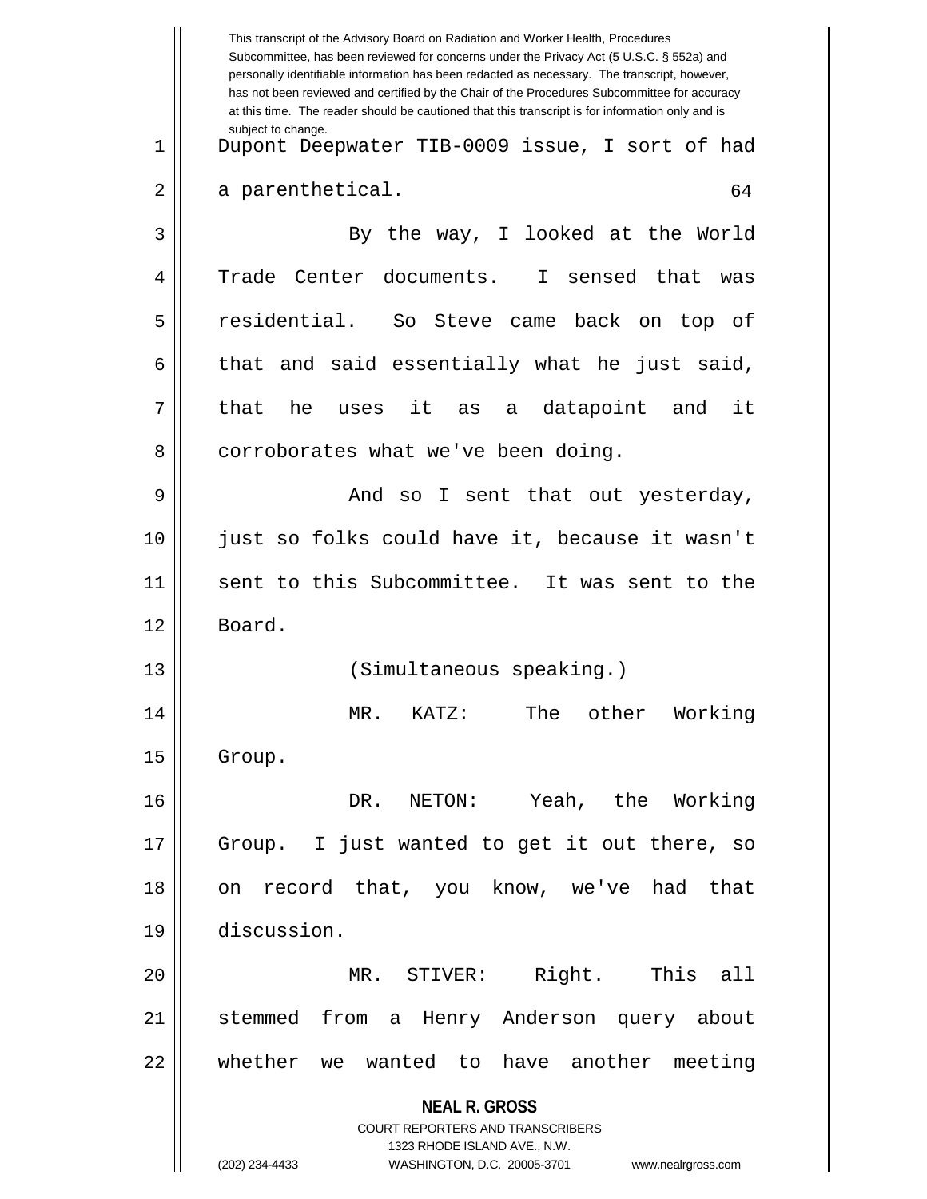Dupont Deepwater TIB-0009 issue, I sort of had a parenthetical.

By the way, I looked at the World Trade Center documents. I sensed that was residential. So Steve came back on top of that and said essentially what he just said, that he uses it as a datapoint and it corroborates what we've been doing.

And so I sent that out yesterday, just so folks could have it, because it wasn't sent to this Subcommittee. It was sent to the Board.

(Simultaneous speaking.)

MR. KATZ: The other Working Group.

DR. NETON: Yeah, the Working Group. I just wanted to get it out there, so on record that, you know, we've had that discussion.

MR. STIVER: Right. This all stemmed from a Henry Anderson query about whether we wanted to have another meeting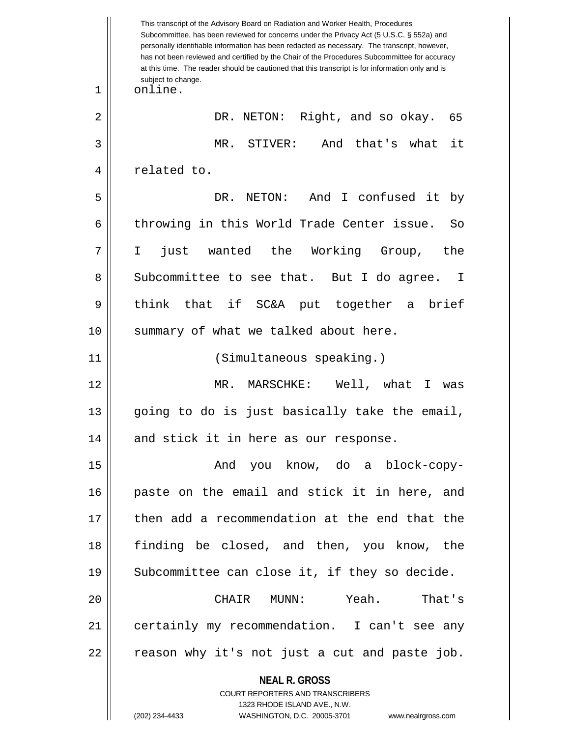online.

DR. NETON: Right, and so okay.

MR. STIVER: And that's what it related to.

DR. NETON: And I confused it by throwing in this World Trade Center issue. So I just wanted the Working Group, the Subcommittee to see that. But I do agree. I think that if SC&A put together a brief summary of what we talked about here.

(Simultaneous speaking.)

MR. MARSCHKE: Well, what I was going to do is just basically take the email, and stick it in here as our response.

And you know, do a block-copy-paste on the email and stick it in here, and then add a recommendation at the end that the finding be closed, and then, you know, the Subcommittee can close it, if they so decide.

CHAIR MUNN: Yeah. That's certainly my recommendation. I can't see any reason why it's not just a cut and paste job.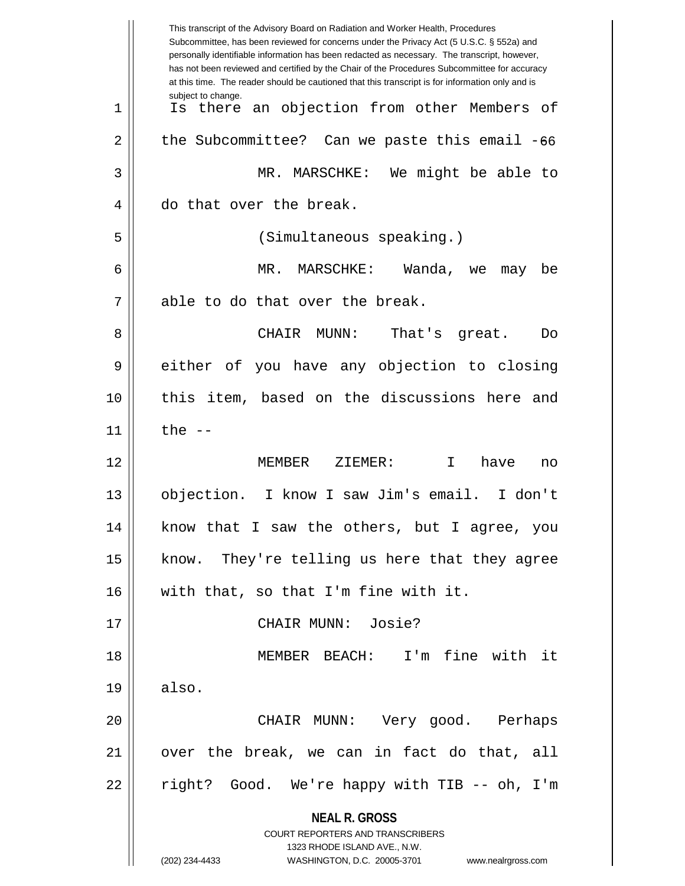Is there an objection from other Members of the Subcommittee? Can we paste this email -

MR. MARSCHKE: We might be able to do that over the break.

(Simultaneous speaking.)

MR. MARSCHKE: Wanda, we may be able to do that over the break.

CHAIR MUNN: That's great. Do either of you have any objection to closing this item, based on the discussions here and the --

MEMBER ZIEMER: I have no objection. I know I saw Jim's email. I don't know that I saw the others, but I agree, you know. They're telling us here that they agree with that, so that I'm fine with it.

CHAIR MUNN: Josie?

MEMBER BEACH: I'm fine with it also.

CHAIR MUNN: Very good. Perhaps over the break, we can in fact do that, all right? Good. We're happy with TIB -- oh, I'm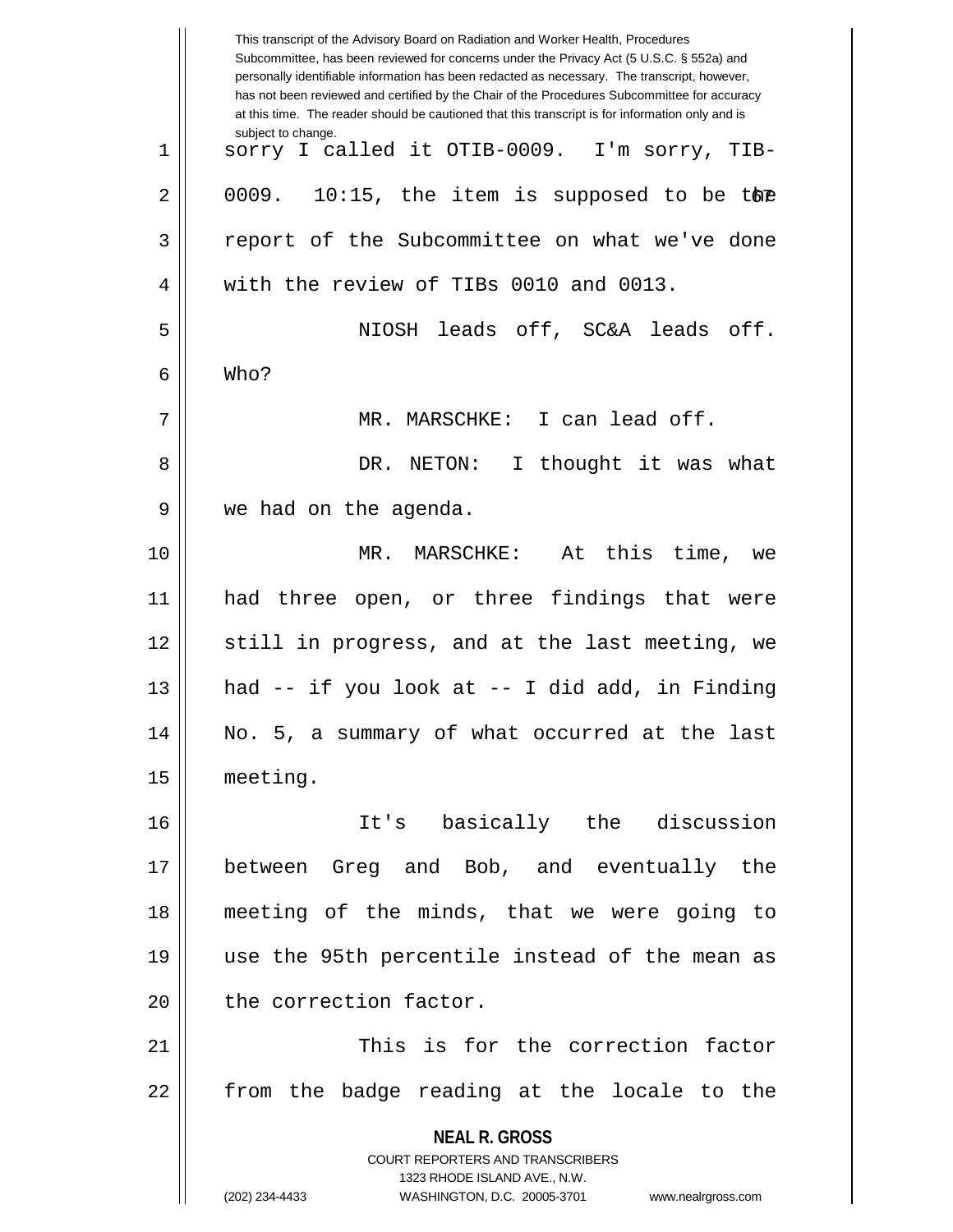sorry I called it OTIB-0009. I'm sorry, TIB-0009. 10:15, the item is supposed to be the report of the Subcommittee on what we've done with the review of TIBs 0010 and 0013.

NIOSH leads off, SC&A leads off. Who?

MR. MARSCHKE: I can lead off.

DR. NETON: I thought it was what we had on the agenda.

MR. MARSCHKE: At this time, we had three open, or three findings that were still in progress, and at the last meeting, we had -- if you look at -- I did add, in Finding No. 5, a summary of what occurred at the last meeting.

It's basically the discussion between Greg and Bob, and eventually the meeting of the minds, that we were going to use the 95th percentile instead of the mean as the correction factor.

This is for the correction factor from the badge reading at the locale to the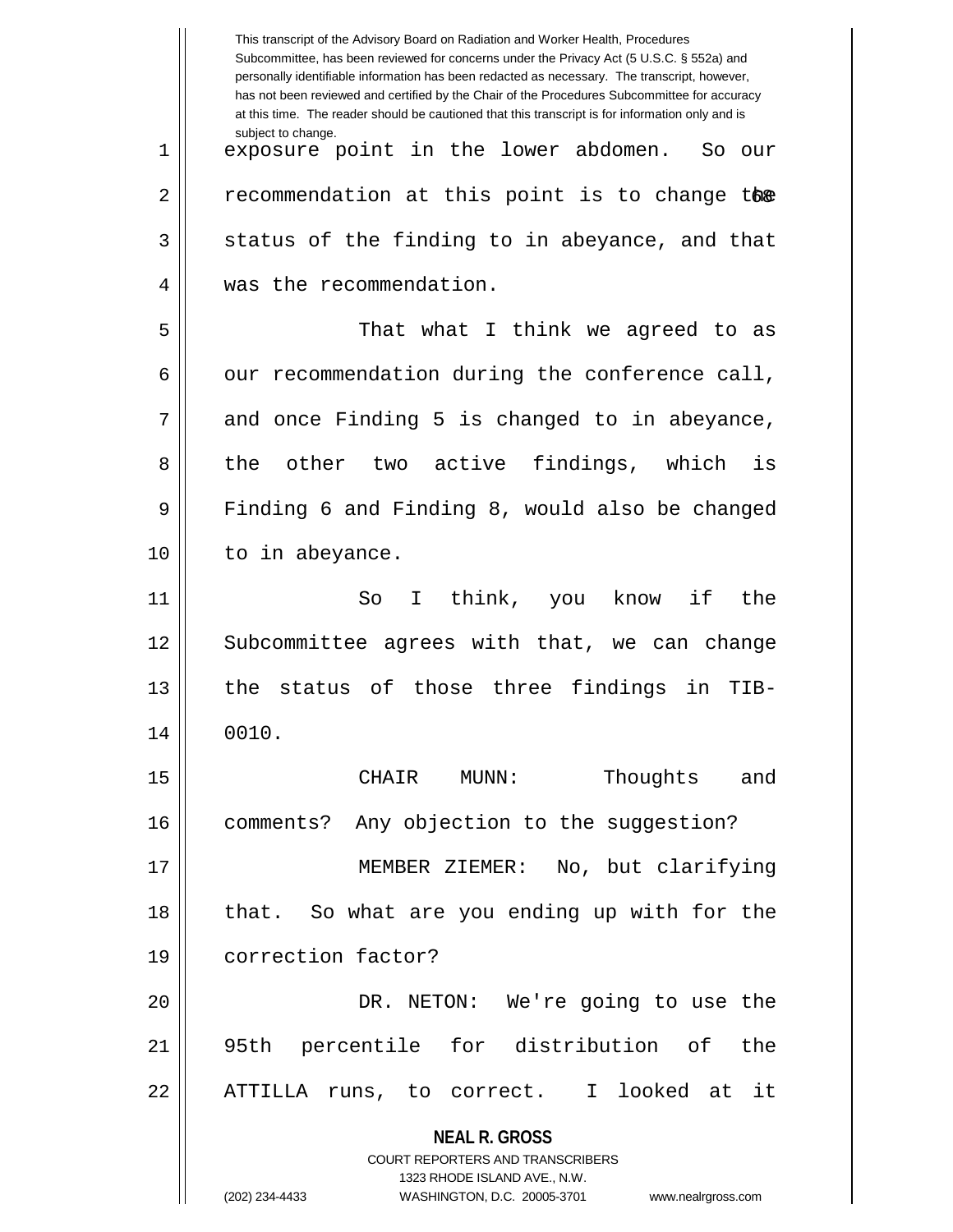exposure point in the lower abdomen. So our recommendation at this point is to change the status of the finding to in abeyance, and that was the recommendation.

That what I think we agreed to as our recommendation during the conference call, and once Finding 5 is changed to in abeyance, the other two active findings, which is Finding 6 and Finding 8, would also be changed to in abeyance.

So I think, you know if the Subcommittee agrees with that, we can change the status of those three findings in TIB-0010.

CHAIR MUNN: Thoughts and comments? Any objection to the suggestion?

MEMBER ZIEMER: No, but clarifying that. So what are you ending up with for the correction factor?

DR. NETON: We're going to use the 95th percentile for distribution of the ATTILLA runs, to correct. I looked at it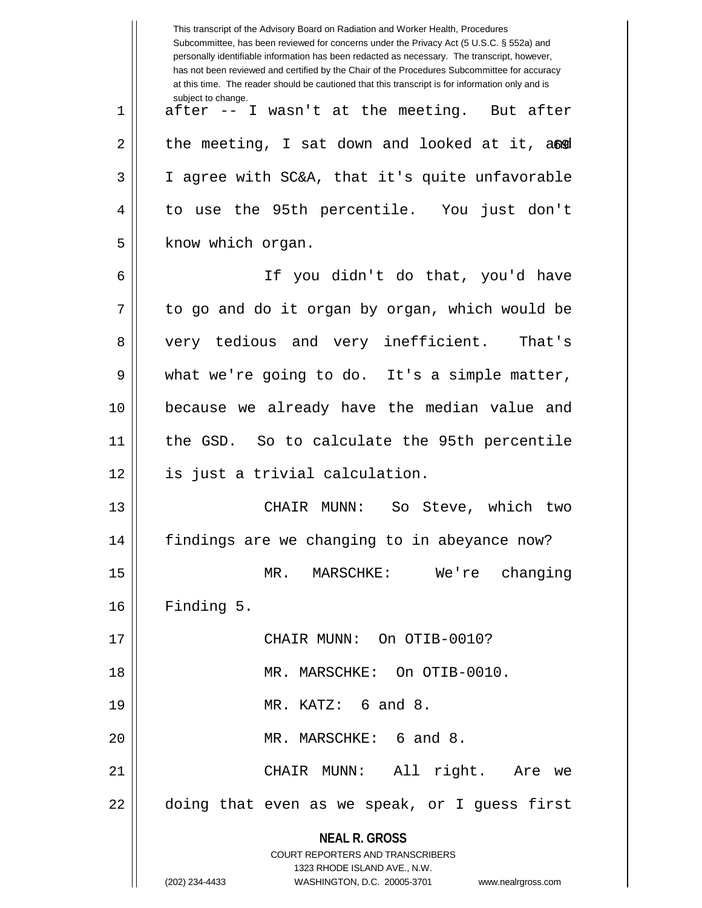after -- I wasn't at the meeting. But after the meeting, I sat down and looked at it, and I agree with SC&A, that it's quite unfavorable to use the 95th percentile. You just don't know which organ.

If you didn't do that, you'd have to go and do it organ by organ, which would be very tedious and very inefficient. That's what we're going to do. It's a simple matter, because we already have the median value and the GSD. So to calculate the 95th percentile is just a trivial calculation.

CHAIR MUNN: So Steve, which two findings are we changing to in abeyance now?

MR. MARSCHKE: We're changing Finding 5.

CHAIR MUNN: On OTIB-0010?

MR. MARSCHKE: On OTIB-0010.

MR. KATZ: 6 and 8.

MR. MARSCHKE: 6 and 8.

CHAIR MUNN: All right. Are we doing that even as we speak, or I guess first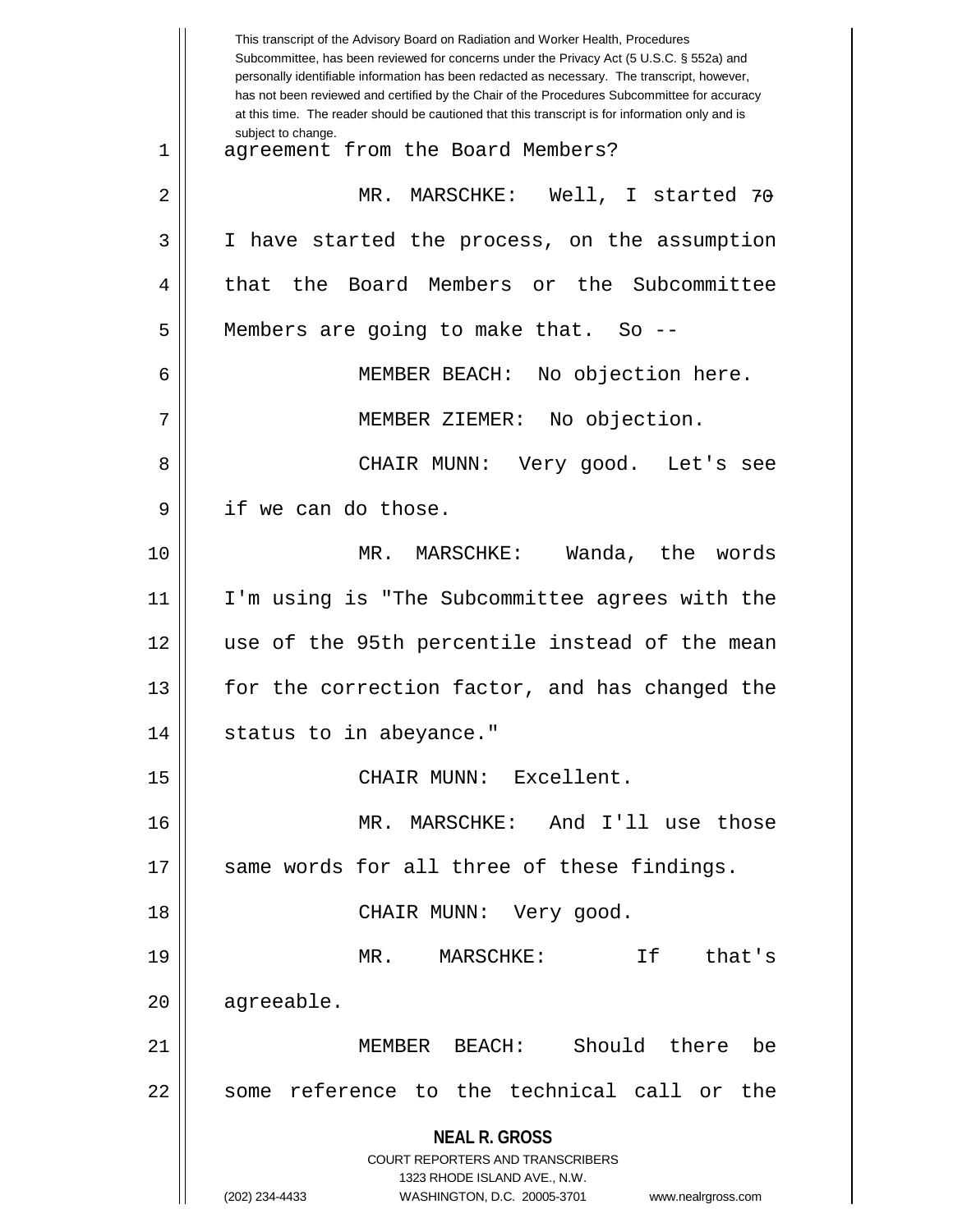agreement from the Board Members?

MR. MARSCHKE: Well, I started -- I have started the process, on the assumption that the Board Members or the Subcommittee Members are going to make that. So --

MEMBER BEACH: No objection here.

MEMBER ZIEMER: No objection.

CHAIR MUNN: Very good. Let's see if we can do those.

MR. MARSCHKE: Wanda, the words I'm using is "The Subcommittee agrees with the use of the 95th percentile instead of the mean for the correction factor, and has changed the status to in abeyance."

CHAIR MUNN: Excellent.

MR. MARSCHKE: And I'll use those same words for all three of these findings.

CHAIR MUNN: Very good.

MR. MARSCHKE: If that's agreeable.

MEMBER BEACH: Should there be some reference to the technical call or the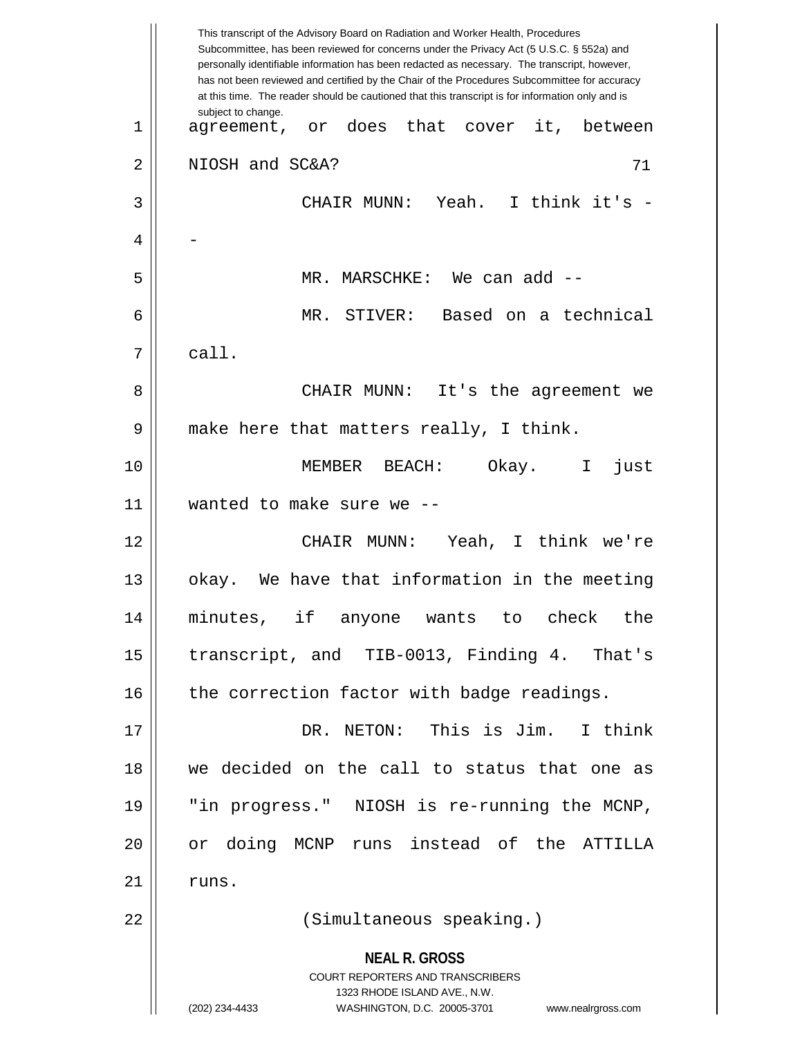This transcript of the Advisory Board on Radiation and Worker Health, Procedures Subcommittee, has been reviewed for concerns under the Privacy Act (5 U.S.C. § 552a) and personally identifiable information has been redacted as necessary. The transcript, however, has not been reviewed and certified by the Chair of the Procedures Subcommittee for accuracy at this time. The reader should be cautioned that this transcript is for information only and is subject to change.

agreement, or does that cover it, between NIOSH and SC&A?

CHAIR MUNN: Yeah. I think it's --

MR. MARSCHKE: We can add --

MR. STIVER: Based on a technical call.

CHAIR MUNN: It's the agreement we make here that matters really, I think.

MEMBER BEACH: Okay. I just wanted to make sure we --

CHAIR MUNN: Yeah, I think we're okay. We have that information in the meeting minutes, if anyone wants to check the transcript, and TIB-0013, Finding 4. That's the correction factor with badge readings.

DR. NETON: This is Jim. I think we decided on the call to status that one as "in progress." NIOSH is re-running the MCNP, or doing MCNP runs instead of the ATTILLA runs.

(Simultaneous speaking.)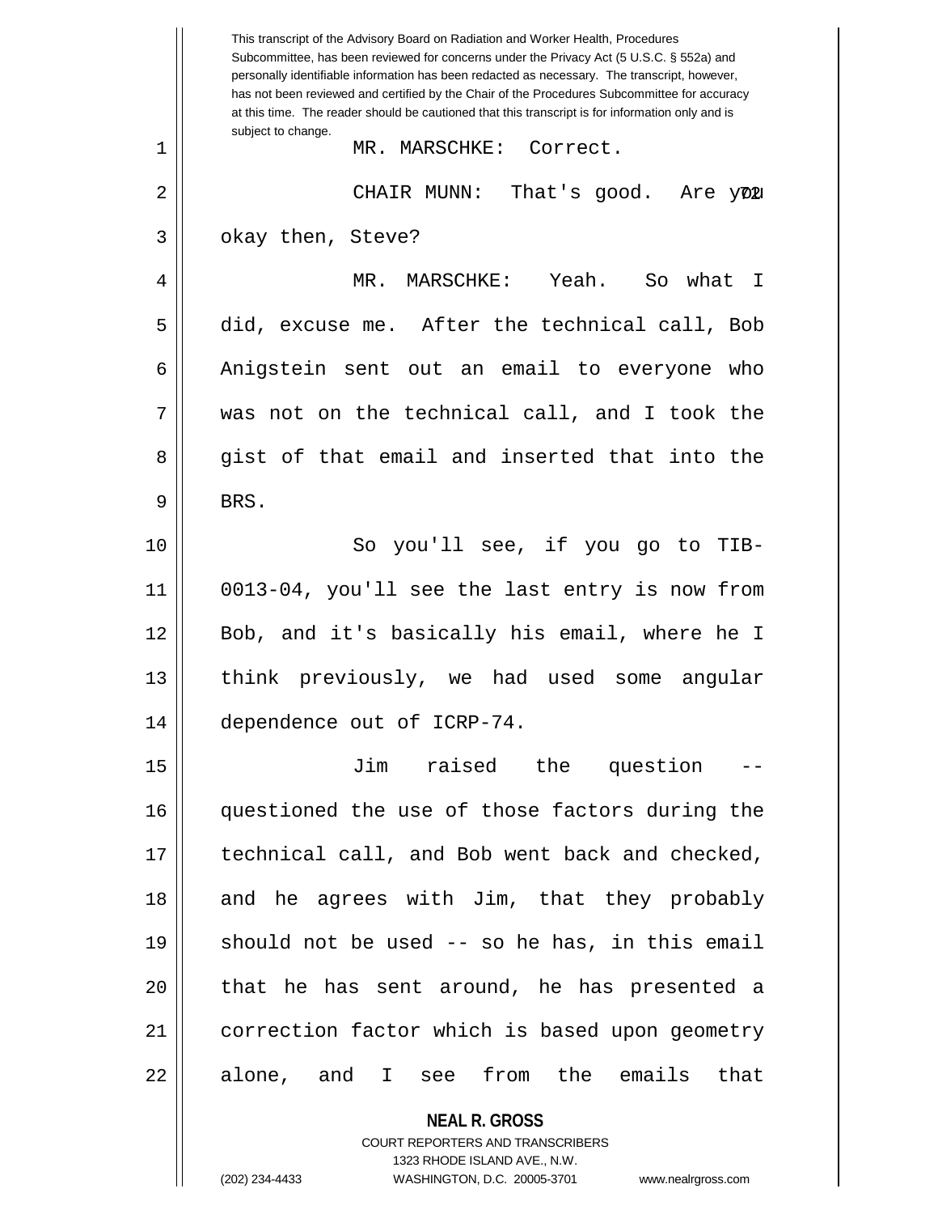MR. MARSCHKE: Correct.

CHAIR MUNN: That's good. Are you okay then, Steve?

MR. MARSCHKE: Yeah. So what I did, excuse me. After the technical call, Bob Anigstein sent out an email to everyone who was not on the technical call, and I took the gist of that email and inserted that into the BRS.

So you'll see, if you go to TIB-0013-04, you'll see the last entry is now from Bob, and it's basically his email, where he I think previously, we had used some angular dependence out of ICRP-74.

Jim raised the question -- questioned the use of those factors during the technical call, and Bob went back and checked, and he agrees with Jim, that they probably should not be used -- so he has, in this email that he has sent around, he has presented a correction factor which is based upon geometry alone, and I see from the emails that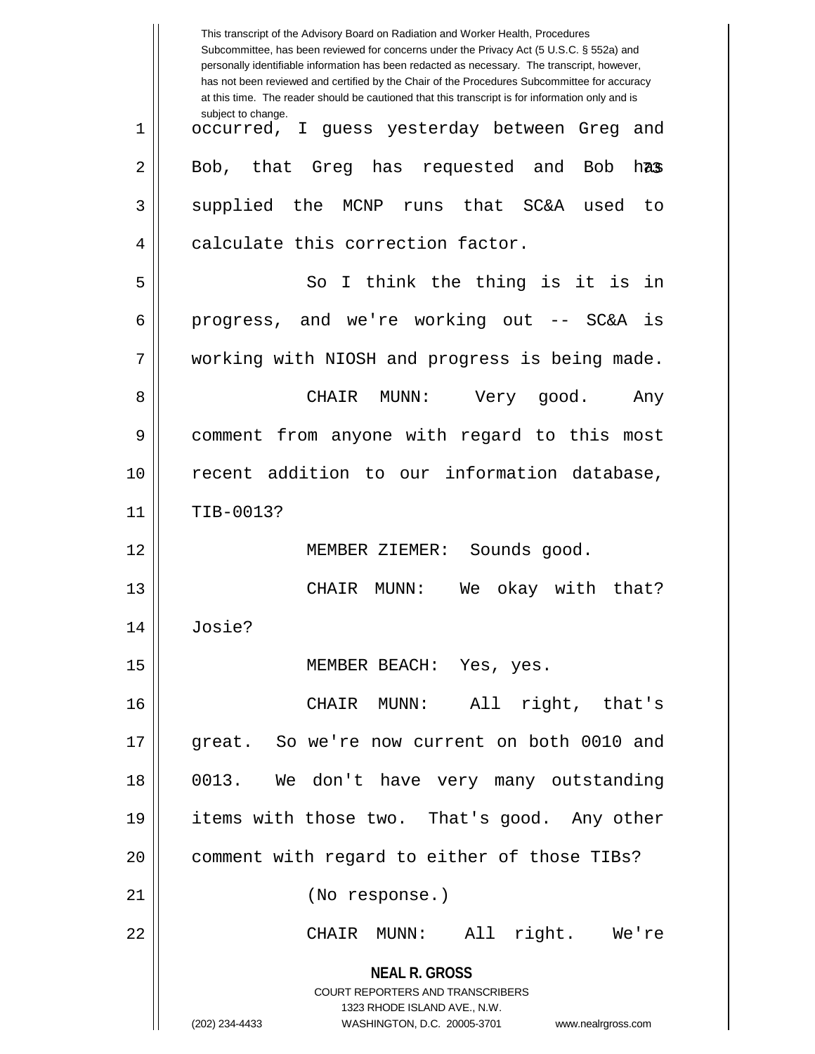This transcript of the Advisory Board on Radiation and Worker Health, Procedures Subcommittee, has been reviewed for concerns under the Privacy Act (5 U.S.C. § 552a) and personally identifiable information has been redacted as necessary. The transcript, however, has not been reviewed and certified by the Chair of the Procedures Subcommittee for accuracy at this time. The reader should be cautioned that this transcript is for information only and is subject to change.

occurred, I guess yesterday between Greg and Bob, that Greg has requested and Bob has supplied the MCNP runs that SC&A used to calculate this correction factor.

So I think the thing is it is in progress, and we're working out -- SC&A is working with NIOSH and progress is being made.

CHAIR MUNN: Very good. Any comment from anyone with regard to this most recent addition to our information database, TIB-0013?

MEMBER ZIEMER: Sounds good.

CHAIR MUNN: We okay with that? Josie?

MEMBER BEACH: Yes, yes.

CHAIR MUNN: All right, that's great. So we're now current on both 0010 and 0013. We don't have very many outstanding items with those two. That's good. Any other comment with regard to either of those TIBs?

(No response.)

CHAIR MUNN: All right. We're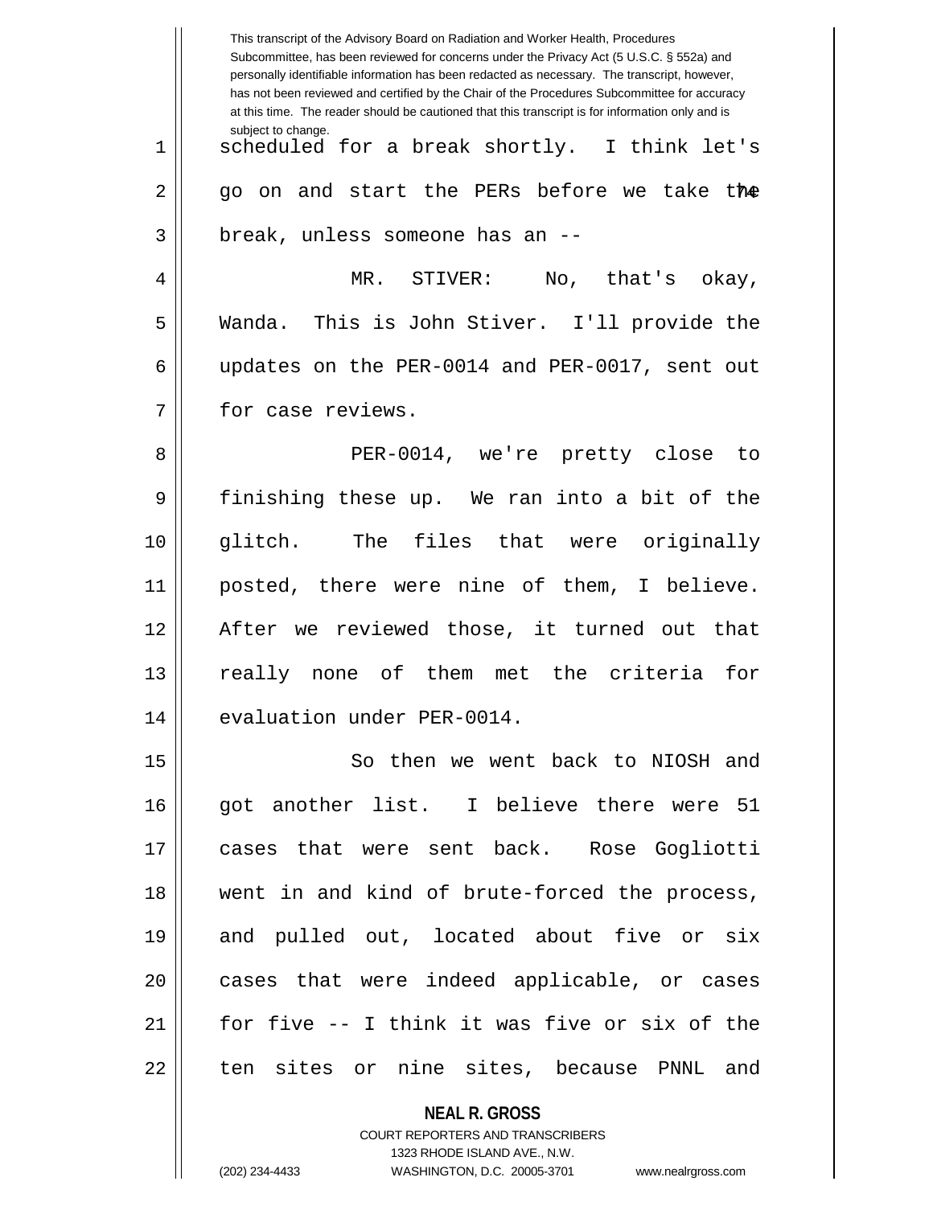scheduled for a break shortly. I think let's go on and start the PERs before we take the break, unless someone has an --

MR. STIVER: No, that's okay, Wanda. This is John Stiver. I'll provide the updates on the PER-0014 and PER-0017, sent out for case reviews.

PER-0014, we're pretty close to finishing these up. We ran into a bit of the glitch. The files that were originally posted, there were nine of them, I believe. After we reviewed those, it turned out that really none of them met the criteria for evaluation under PER-0014.

So then we went back to NIOSH and got another list. I believe there were 51 cases that were sent back. Rose Gogliotti went in and kind of brute-forced the process, and pulled out, located about five or six cases that were indeed applicable, or cases for five -- I think it was five or six of the ten sites or nine sites, because PNNL and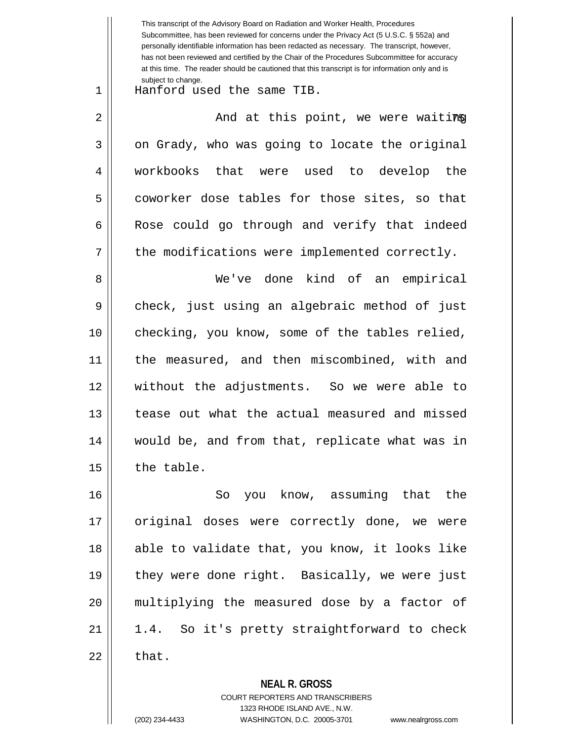Hanford used the same TIB.

And at this point, we were waiting on Grady, who was going to locate the original workbooks that were used to develop the coworker dose tables for those sites, so that Rose could go through and verify that indeed the modifications were implemented correctly.

We've done kind of an empirical check, just using an algebraic method of just checking, you know, some of the tables relied, the measured, and then miscombined, with and without the adjustments. So we were able to tease out what the actual measured and missed would be, and from that, replicate what was in the table.

So you know, assuming that the original doses were correctly done, we were able to validate that, you know, it looks like they were done right. Basically, we were just multiplying the measured dose by a factor of 1.4. So it's pretty straightforward to check that.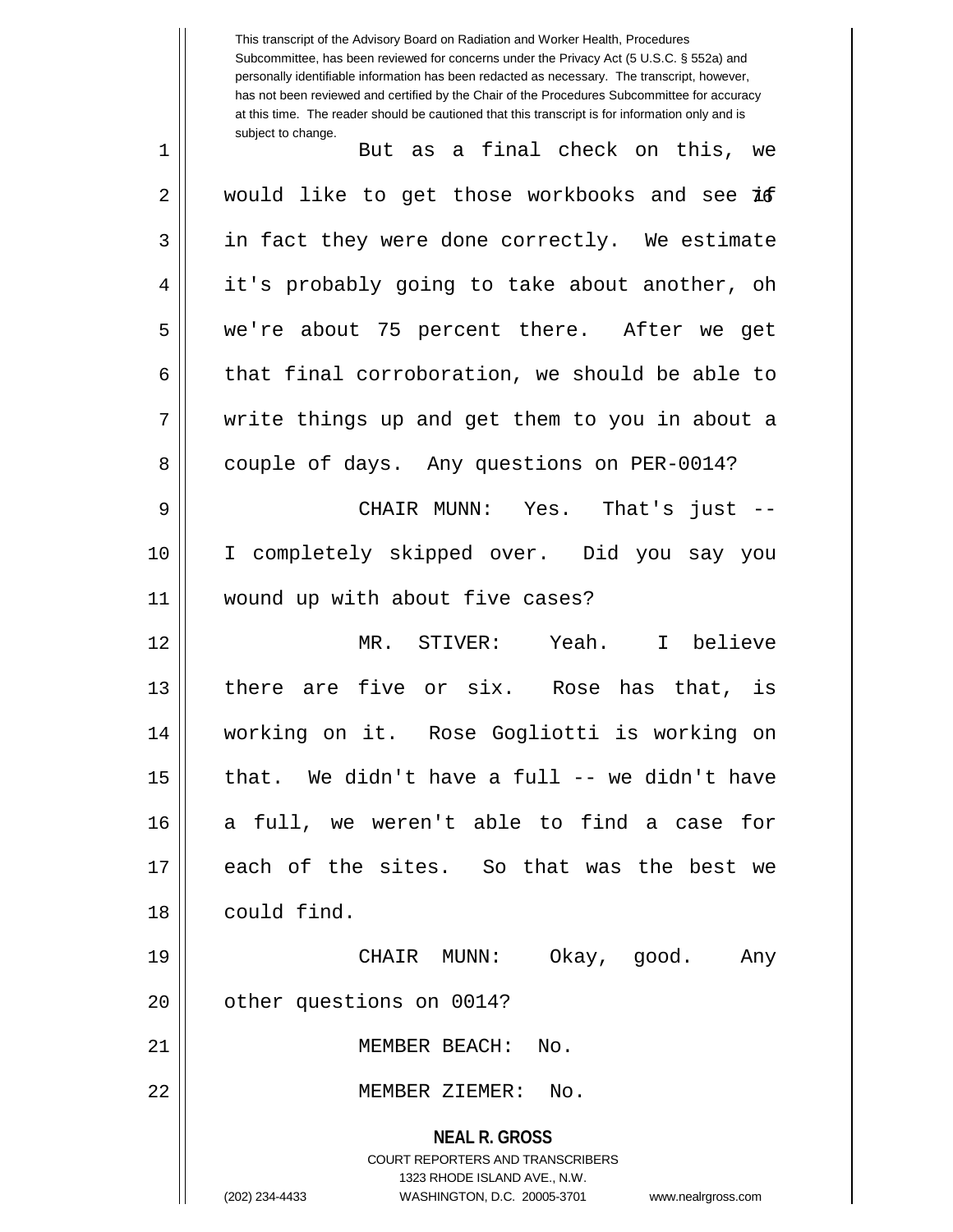But as a final check on this, we would like to get those workbooks and see if in fact they were done correctly. We estimate it's probably going to take about another, oh we're about 75 percent there. After we get that final corroboration, we should be able to write things up and get them to you in about a couple of days. Any questions on PER-0014?

CHAIR MUNN: Yes. That's just -- I completely skipped over. Did you say you wound up with about five cases?

MR. STIVER: Yeah. I believe there are five or six. Rose has that, is working on it. Rose Gogliotti is working on that. We didn't have a full -- we didn't have a full, we weren't able to find a case for each of the sites. So that was the best we could find.

CHAIR MUNN: Okay, good. Any other questions on 0014?

MEMBER BEACH: No.

MEMBER ZIEMER: No.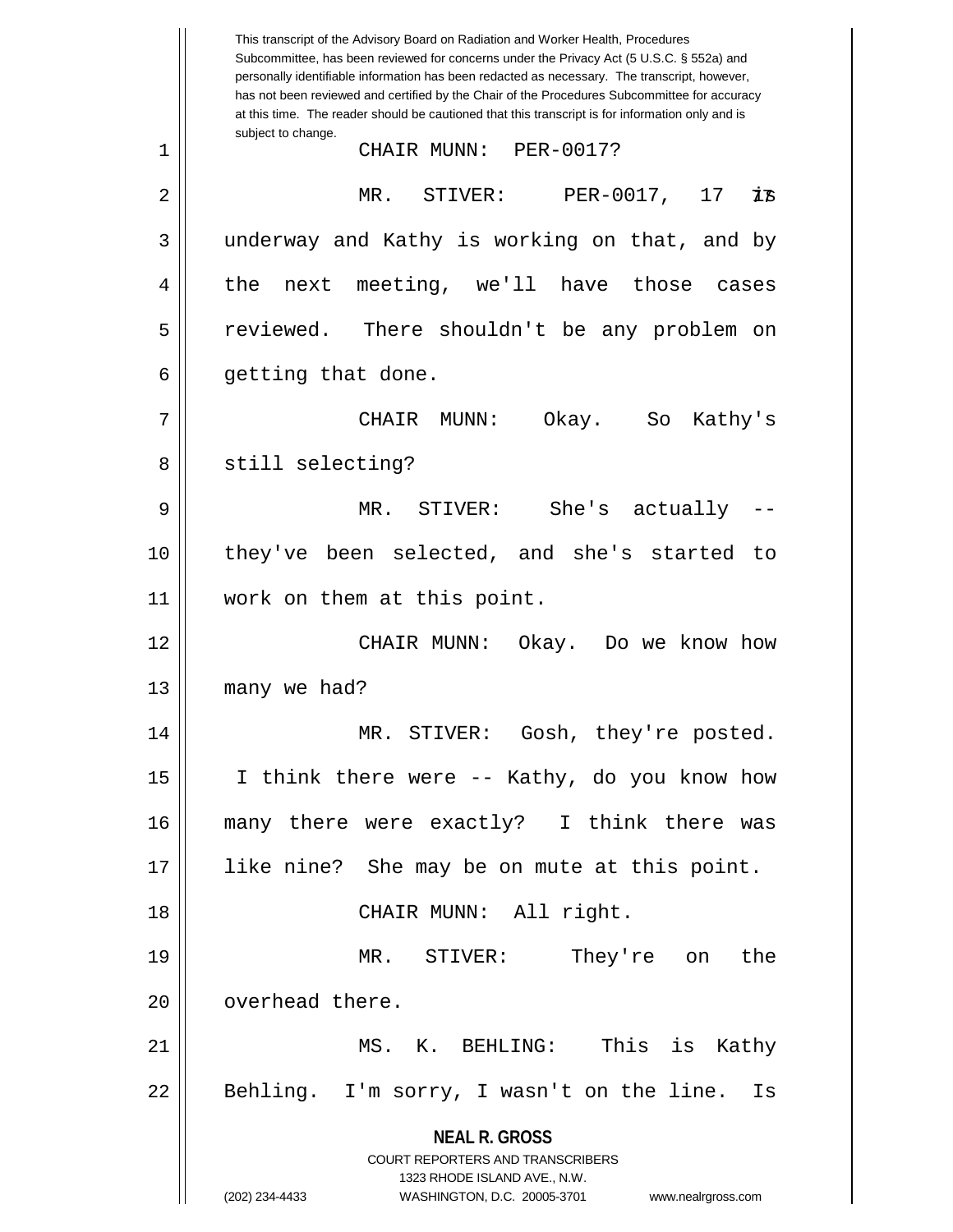This transcript of the Advisory Board on Radiation and Worker Health, Procedures Subcommittee, has been reviewed for concerns under the Privacy Act (5 U.S.C. § 552a) and personally identifiable information has been redacted as necessary. The transcript, however, has not been reviewed and certified by the Chair of the Procedures Subcommittee for accuracy at this time. The reader should be cautioned that this transcript is for information only and is subject to change.

1 CHAIR MUNN: PER-0017?

2 MR. STIVER: PER-0017, 17 is

3 underway and Kathy is working on that, and by

4 the next meeting, we'll have those cases

5 reviewed. There shouldn't be any problem on

6 getting that done.

7 CHAIR MUNN: Okay. So Kathy's

8 still selecting?

9 MR. STIVER: She's actually --

10 they've been selected, and she's started to

11 work on them at this point.

12 CHAIR MUNN: Okay. Do we know how

13 many we had?

14 MR. STIVER: Gosh, they're posted.

15 I think there were -- Kathy, do you know how

16 many there were exactly? I think there was

17 like nine? She may be on mute at this point.

18 CHAIR MUNN: All right.

19 MR. STIVER: They're on the

20 overhead there.

21 MS. K. BEHLING: This is Kathy

22 Behling. I'm sorry, I wasn't on the line. Is

**NEAL R. GROSS**
COURT REPORTERS AND TRANSCRIBERS
1323 RHODE ISLAND AVE., N.W.
(202) 234-4433 WASHINGTON, D.C. 20005-3701 www.nealrgross.com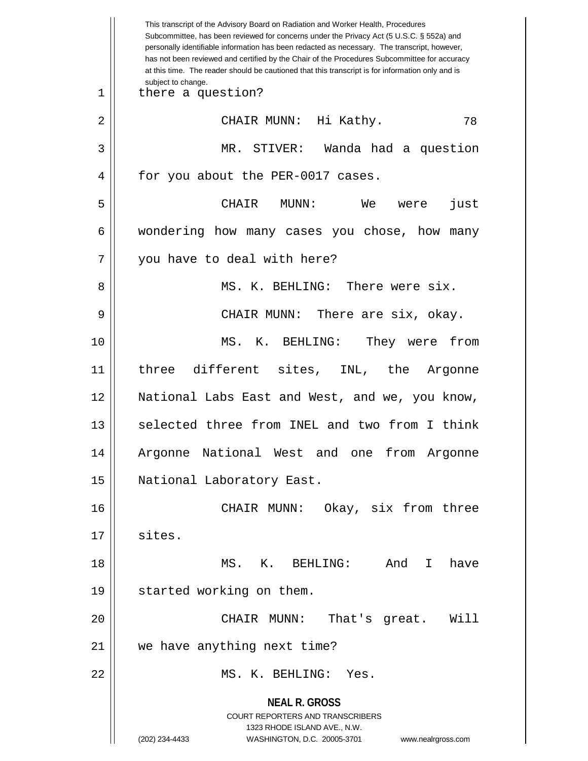This transcript of the Advisory Board on Radiation and Worker Health, Procedures Subcommittee, has been reviewed for concerns under the Privacy Act (5 U.S.C. § 552a) and personally identifiable information has been redacted as necessary. The transcript, however, has not been reviewed and certified by the Chair of the Procedures Subcommittee for accuracy at this time. The reader should be cautioned that this transcript is for information only and is subject to change.

there a question?

CHAIR MUNN: Hi Kathy.

MR. STIVER: Wanda had a question for you about the PER-0017 cases.

CHAIR MUNN: We were just wondering how many cases you chose, how many you have to deal with here?

MS. K. BEHLING: There were six.

CHAIR MUNN: There are six, okay.

MS. K. BEHLING: They were from three different sites, INL, the Argonne National Labs East and West, and we, you know, selected three from INEL and two from I think Argonne National West and one from Argonne National Laboratory East.

CHAIR MUNN: Okay, six from three sites.

MS. K. BEHLING: And I have started working on them.

CHAIR MUNN: That's great. Will we have anything next time?

MS. K. BEHLING: Yes.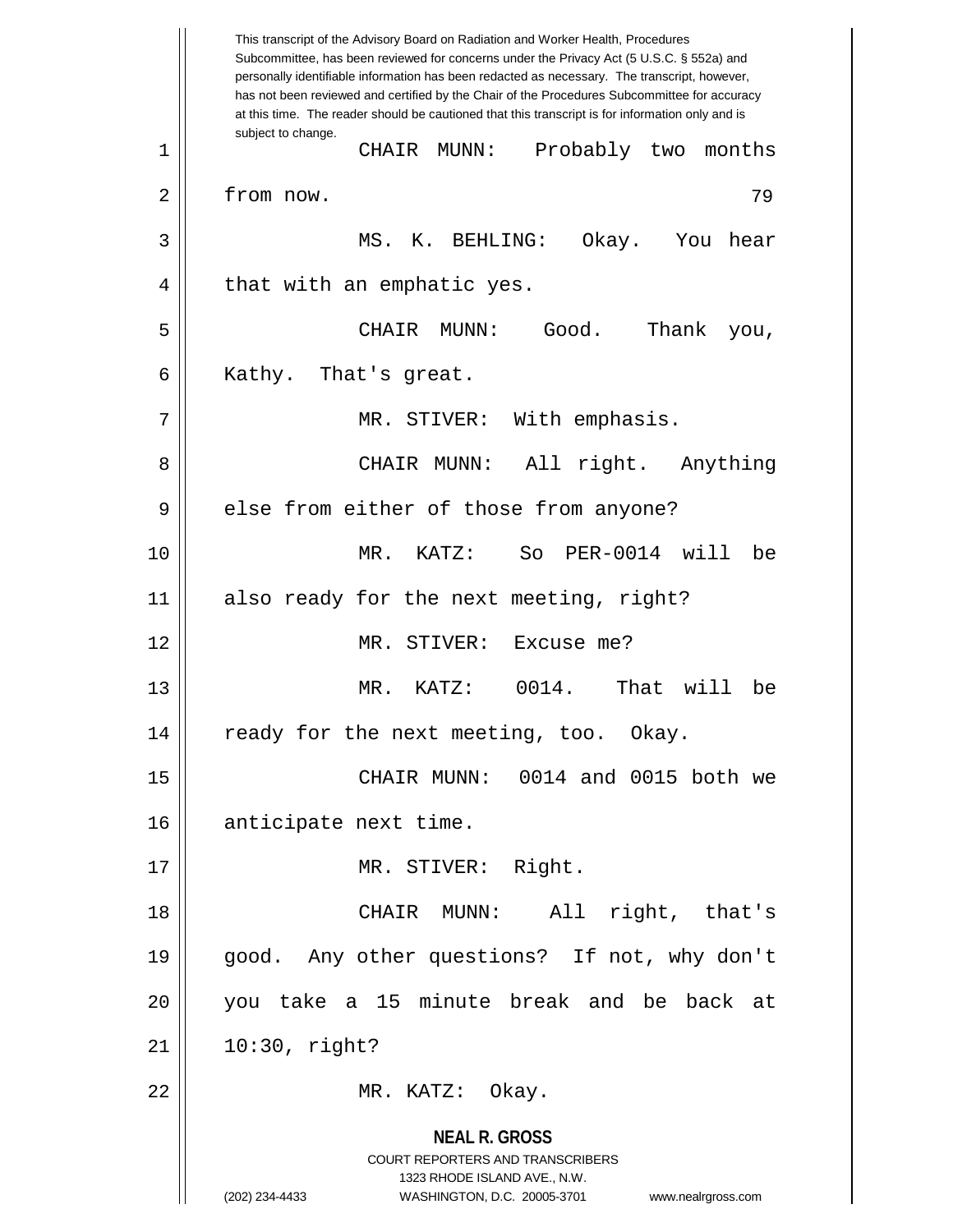CHAIR MUNN: Probably two months from now.

MS. K. BEHLING: Okay. You hear that with an emphatic yes.

CHAIR MUNN: Good. Thank you, Kathy. That's great.

MR. STIVER: With emphasis.

CHAIR MUNN: All right. Anything else from either of those from anyone?

MR. KATZ: So PER-0014 will be also ready for the next meeting, right?

MR. STIVER: Excuse me?

MR. KATZ: 0014. That will be ready for the next meeting, too. Okay.

CHAIR MUNN: 0014 and 0015 both we anticipate next time.

MR. STIVER: Right.

CHAIR MUNN: All right, that's good. Any other questions? If not, why don't you take a 15 minute break and be back at 10:30, right?

MR. KATZ: Okay.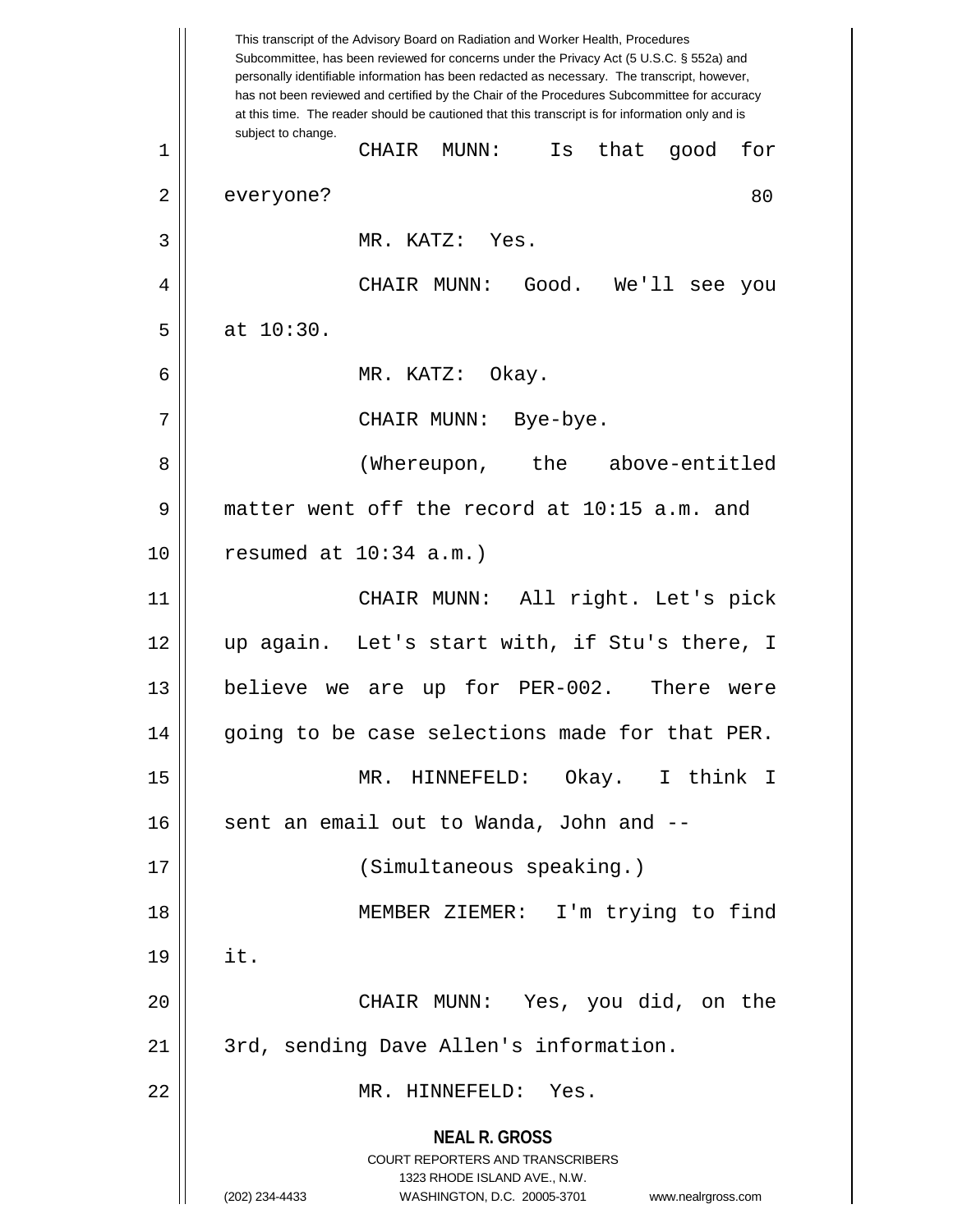This transcript of the Advisory Board on Radiation and Worker Health, Procedures Subcommittee, has been reviewed for concerns under the Privacy Act (5 U.S.C. § 552a) and personally identifiable information has been redacted as necessary. The transcript, however, has not been reviewed and certified by the Chair of the Procedures Subcommittee for accuracy at this time. The reader should be cautioned that this transcript is for information only and is subject to change.

CHAIR MUNN: Is that good for everyone?

MR. KATZ: Yes.

CHAIR MUNN: Good. We'll see you at 10:30.

MR. KATZ: Okay.

CHAIR MUNN: Bye-bye.

(Whereupon, the above-entitled matter went off the record at 10:15 a.m. and resumed at 10:34 a.m.)

CHAIR MUNN: All right. Let's pick up again. Let's start with, if Stu's there, I believe we are up for PER-002. There were going to be case selections made for that PER.

MR. HINNEFELD: Okay. I think I sent an email out to Wanda, John and --

(Simultaneous speaking.)

MEMBER ZIEMER: I'm trying to find it.

CHAIR MUNN: Yes, you did, on the 3rd, sending Dave Allen's information.

MR. HINNEFELD: Yes.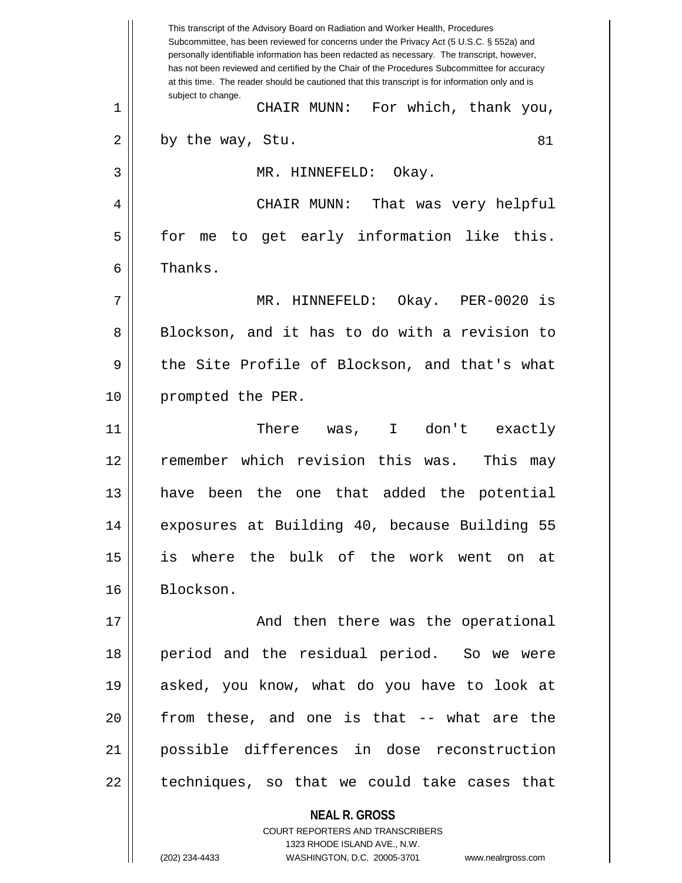CHAIR MUNN: For which, thank you, by the way, Stu.

MR. HINNEFELD: Okay.

CHAIR MUNN: That was very helpful for me to get early information like this. Thanks.

MR. HINNEFELD: Okay. PER-0020 is Blockson, and it has to do with a revision to the Site Profile of Blockson, and that's what prompted the PER.

There was, I don't exactly remember which revision this was. This may have been the one that added the potential exposures at Building 40, because Building 55 is where the bulk of the work went on at Blockson.

And then there was the operational period and the residual period. So we were asked, you know, what do you have to look at from these, and one is that -- what are the possible differences in dose reconstruction techniques, so that we could take cases that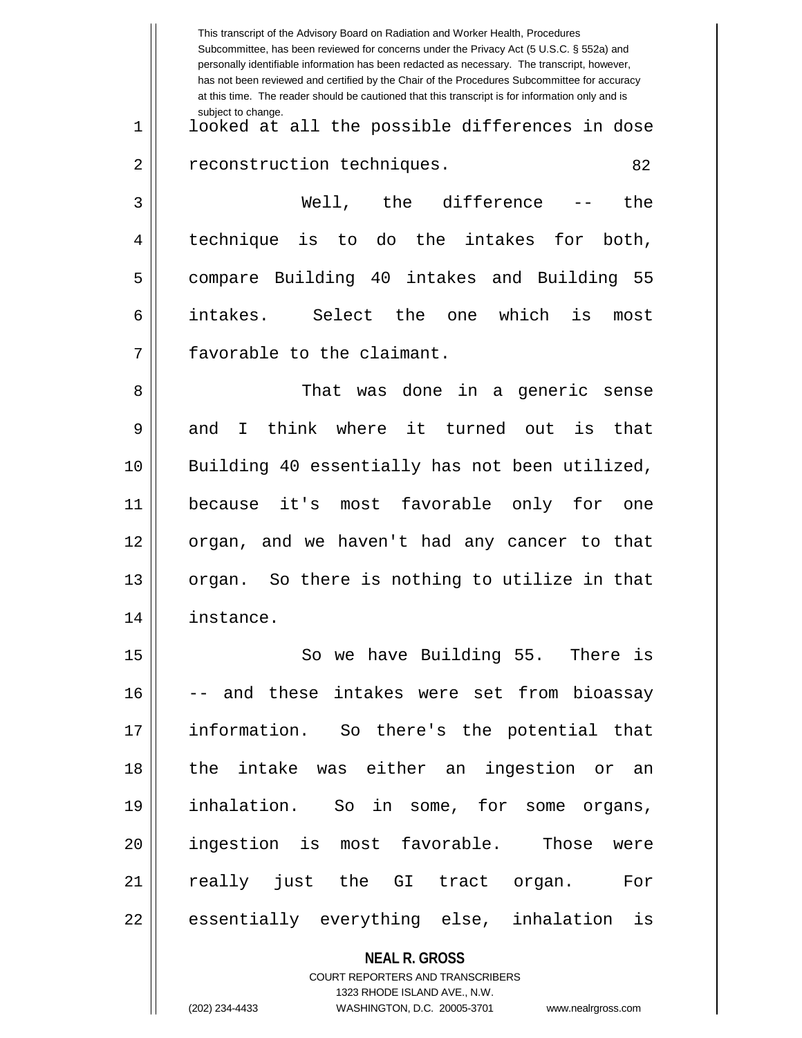looked at all the possible differences in dose reconstruction techniques.

Well, the difference -- the technique is to do the intakes for both, compare Building 40 intakes and Building 55 intakes. Select the one which is most favorable to the claimant.

That was done in a generic sense and I think where it turned out is that Building 40 essentially has not been utilized, because it's most favorable only for one organ, and we haven't had any cancer to that organ. So there is nothing to utilize in that instance.

So we have Building 55. There is -- and these intakes were set from bioassay information. So there's the potential that the intake was either an ingestion or an inhalation. So in some, for some organs, ingestion is most favorable. Those were really just the GI tract organ. For essentially everything else, inhalation is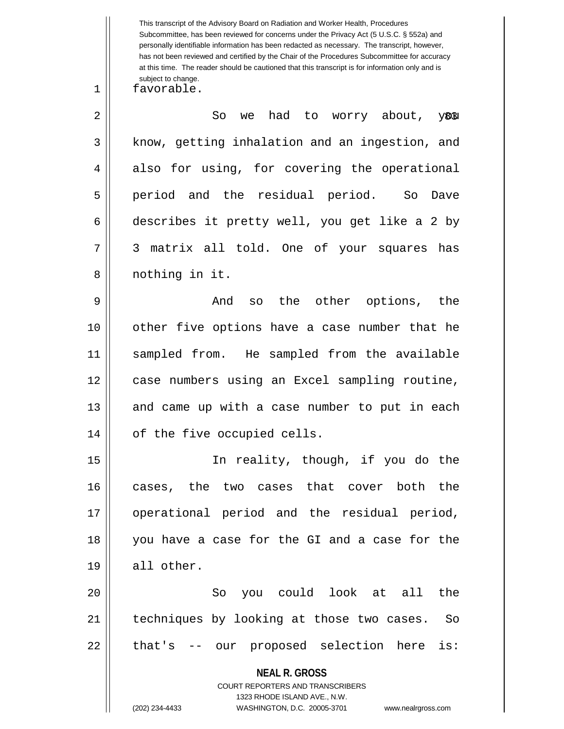favorable.

So we had to worry about, you know, getting inhalation and an ingestion, and also for using, for covering the operational period and the residual period. So Dave describes it pretty well, you get like a 2 by 3 matrix all told. One of your squares has nothing in it.

And so the other options, the other five options have a case number that he sampled from. He sampled from the available case numbers using an Excel sampling routine, and came up with a case number to put in each of the five occupied cells.

In reality, though, if you do the cases, the two cases that cover both the operational period and the residual period, you have a case for the GI and a case for the all other.

So you could look at all the techniques by looking at those two cases. So that's -- our proposed selection here is: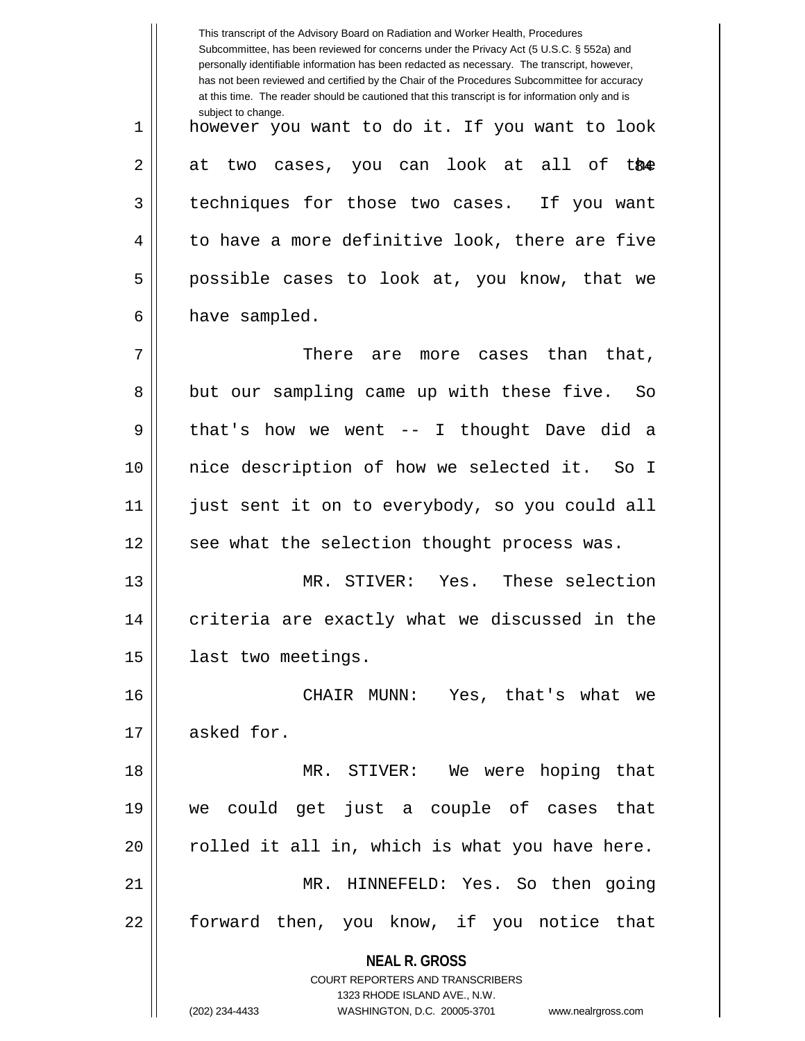This transcript of the Advisory Board on Radiation and Worker Health, Procedures Subcommittee, has been reviewed for concerns under the Privacy Act (5 U.S.C. § 552a) and personally identifiable information has been redacted as necessary. The transcript, however, has not been reviewed and certified by the Chair of the Procedures Subcommittee for accuracy at this time. The reader should be cautioned that this transcript is for information only and is subject to change.

however you want to do it. If you want to look at two cases, you can look at all of the techniques for those two cases. If you want to have a more definitive look, there are five possible cases to look at, you know, that we have sampled.

There are more cases than that, but our sampling came up with these five. So that's how we went -- I thought Dave did a nice description of how we selected it. So I just sent it on to everybody, so you could all see what the selection thought process was.

MR. STIVER: Yes. These selection criteria are exactly what we discussed in the last two meetings.

CHAIR MUNN: Yes, that's what we asked for.

MR. STIVER: We were hoping that we could get just a couple of cases that rolled it all in, which is what you have here.

MR. HINNEFELD: Yes. So then going forward then, you know, if you notice that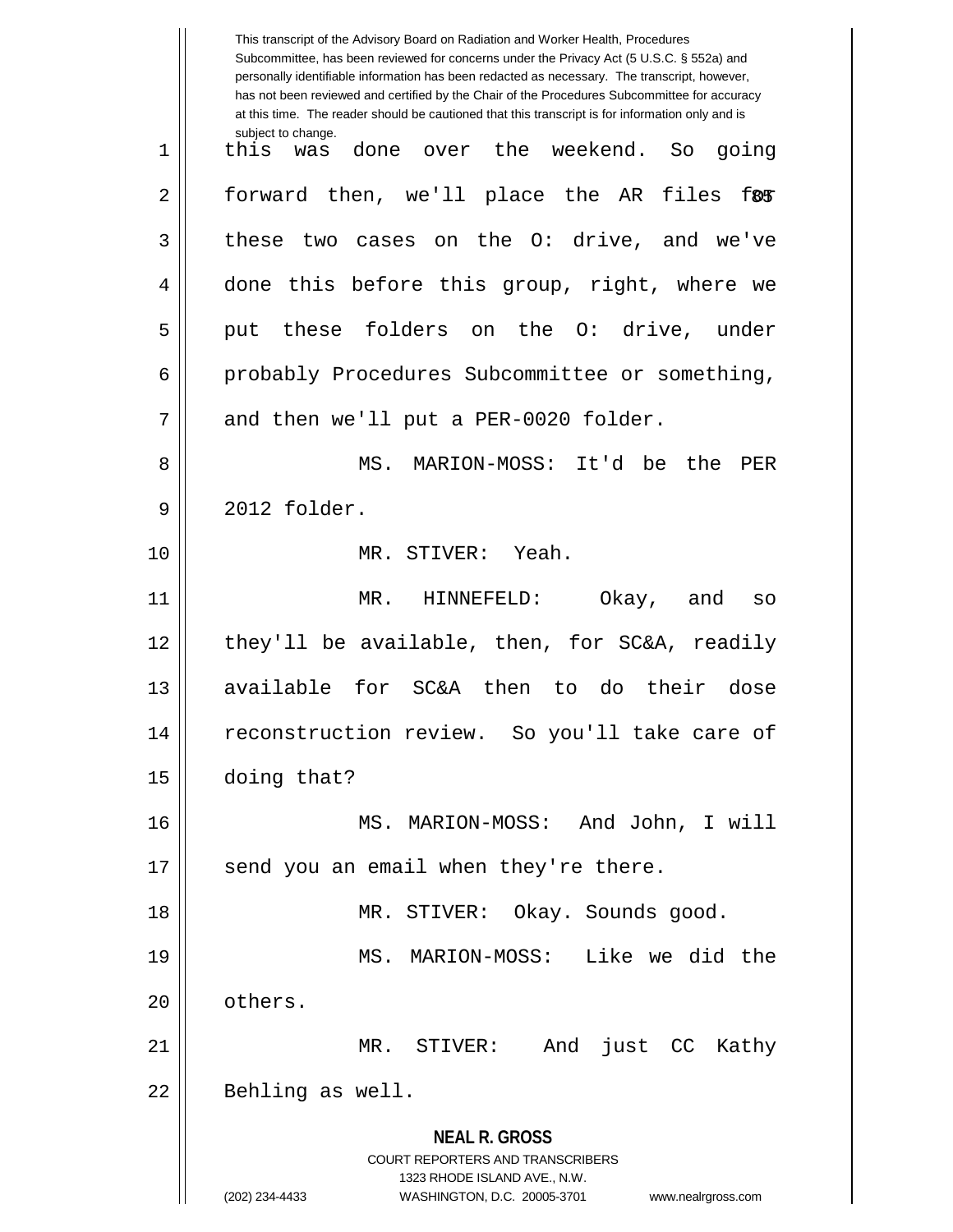this was done over the weekend. So going forward then, we'll place the AR files for these two cases on the O: drive, and we've done this before this group, right, where we put these folders on the O: drive, under probably Procedures Subcommittee or something, and then we'll put a PER-0020 folder.

MS. MARION-MOSS: It'd be the PER 2012 folder.

MR. STIVER: Yeah.

MR. HINNEFELD: Okay, and so they'll be available, then, for SC&A, readily available for SC&A then to do their dose reconstruction review. So you'll take care of doing that?

MS. MARION-MOSS: And John, I will send you an email when they're there.

MR. STIVER: Okay. Sounds good.

MS. MARION-MOSS: Like we did the others.

MR. STIVER: And just CC Kathy Behling as well.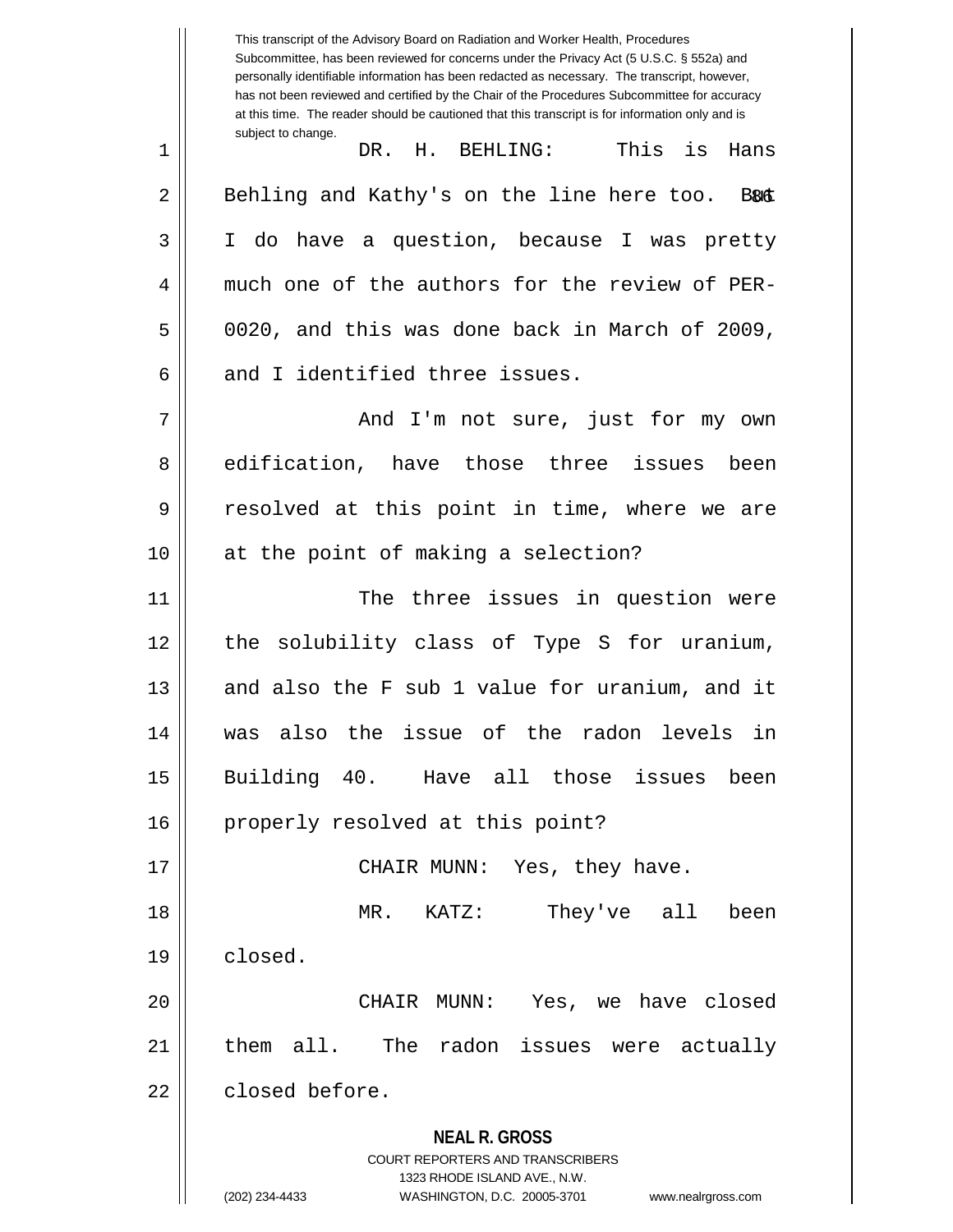This transcript of the Advisory Board on Radiation and Worker Health, Procedures Subcommittee, has been reviewed for concerns under the Privacy Act (5 U.S.C. § 552a) and personally identifiable information has been redacted as necessary. The transcript, however, has not been reviewed and certified by the Chair of the Procedures Subcommittee for accuracy at this time. The reader should be cautioned that this transcript is for information only and is subject to change.

DR. H. BEHLING: This is Hans Behling and Kathy's on the line here too. But I do have a question, because I was pretty much one of the authors for the review of PER-0020, and this was done back in March of 2009, and I identified three issues.

And I'm not sure, just for my own edification, have those three issues been resolved at this point in time, where we are at the point of making a selection?

The three issues in question were the solubility class of Type S for uranium, and also the F sub 1 value for uranium, and it was also the issue of the radon levels in Building 40. Have all those issues been properly resolved at this point?

CHAIR MUNN: Yes, they have.

MR. KATZ: They've all been closed.

CHAIR MUNN: Yes, we have closed them all. The radon issues were actually closed before.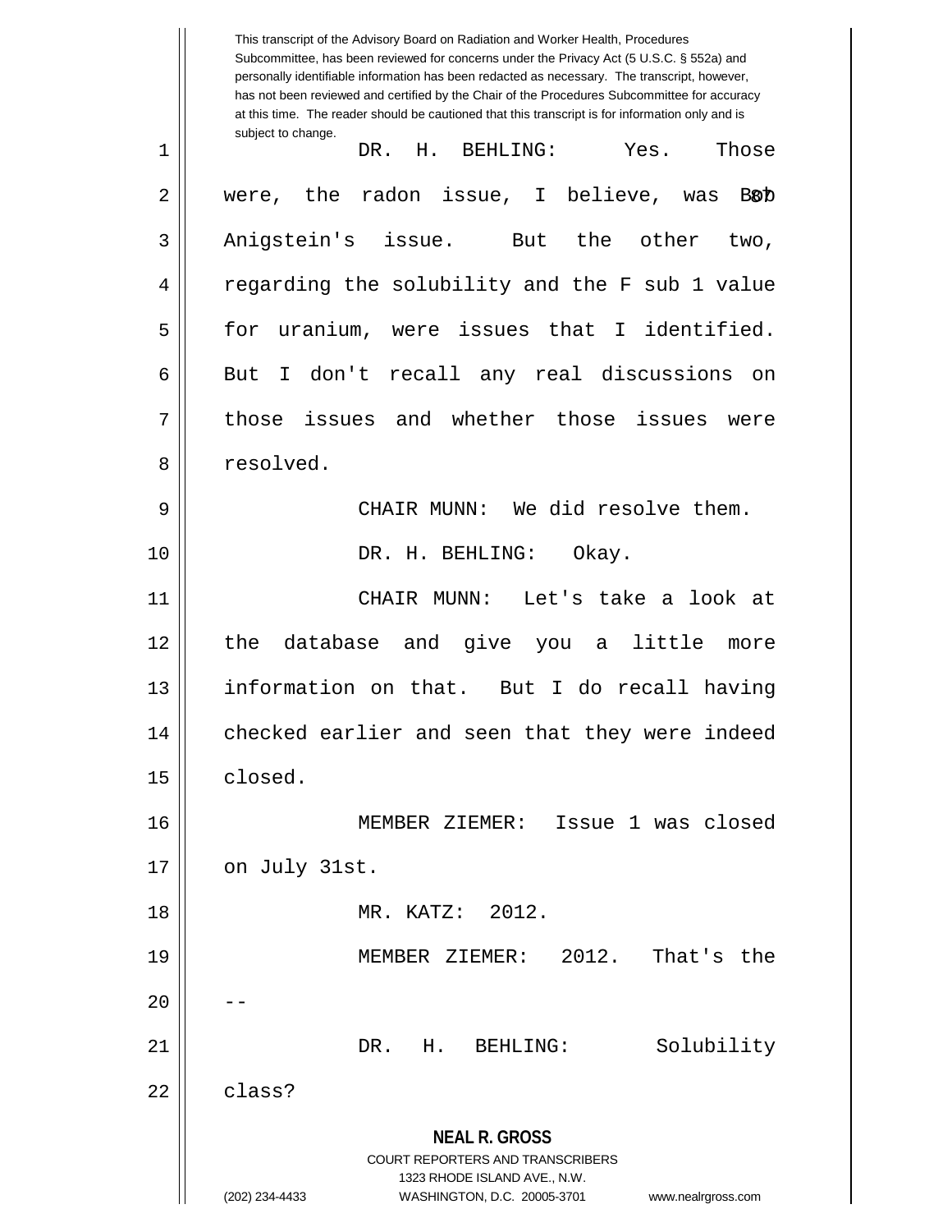This transcript of the Advisory Board on Radiation and Worker Health, Procedures Subcommittee, has been reviewed for concerns under the Privacy Act (5 U.S.C. § 552a) and personally identifiable information has been redacted as necessary. The transcript, however, has not been reviewed and certified by the Chair of the Procedures Subcommittee for accuracy at this time. The reader should be cautioned that this transcript is for information only and is subject to change.

DR. H. BEHLING: Yes. Those were, the radon issue, I believe, was Bob Anigstein's issue. But the other two, regarding the solubility and the F sub 1 value for uranium, were issues that I identified. But I don't recall any real discussions on those issues and whether those issues were resolved.

CHAIR MUNN: We did resolve them.

DR. H. BEHLING: Okay.

CHAIR MUNN: Let's take a look at the database and give you a little more information on that. But I do recall having checked earlier and seen that they were indeed closed.

MEMBER ZIEMER: Issue 1 was closed on July 31st.

MR. KATZ: 2012.

MEMBER ZIEMER: 2012. That's the --

DR. H. BEHLING: Solubility class?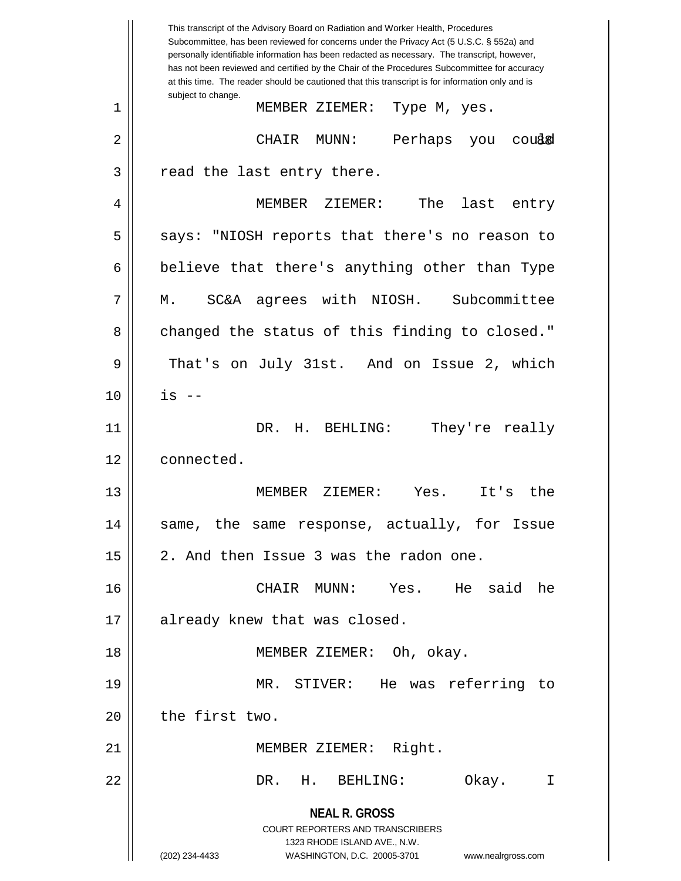This transcript of the Advisory Board on Radiation and Worker Health, Procedures Subcommittee, has been reviewed for concerns under the Privacy Act (5 U.S.C. § 552a) and personally identifiable information has been redacted as necessary. The transcript, however, has not been reviewed and certified by the Chair of the Procedures Subcommittee for accuracy at this time. The reader should be cautioned that this transcript is for information only and is subject to change.

MEMBER ZIEMER: Type M, yes.

CHAIR MUNN: Perhaps you could read the last entry there.

MEMBER ZIEMER: The last entry says: "NIOSH reports that there's no reason to believe that there's anything other than Type M. SC&A agrees with NIOSH. Subcommittee changed the status of this finding to closed." That's on July 31st. And on Issue 2, which is --

DR. H. BEHLING: They're really connected.

MEMBER ZIEMER: Yes. It's the same, the same response, actually, for Issue 2. And then Issue 3 was the radon one.

CHAIR MUNN: Yes. He said he already knew that was closed.

MEMBER ZIEMER: Oh, okay.

MR. STIVER: He was referring to the first two.

MEMBER ZIEMER: Right.

DR. H. BEHLING: Okay. I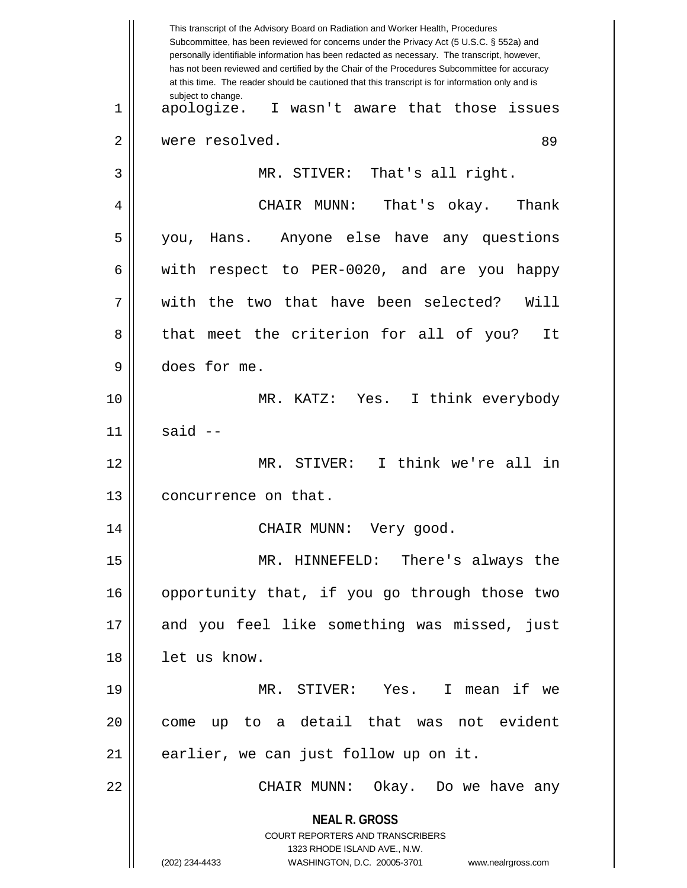This transcript of the Advisory Board on Radiation and Worker Health, Procedures Subcommittee, has been reviewed for concerns under the Privacy Act (5 U.S.C. § 552a) and personally identifiable information has been redacted as necessary. The transcript, however, has not been reviewed and certified by the Chair of the Procedures Subcommittee for accuracy at this time. The reader should be cautioned that this transcript is for information only and is subject to change.

apologize. I wasn't aware that those issues were resolved.

MR. STIVER: That's all right.

CHAIR MUNN: That's okay. Thank you, Hans. Anyone else have any questions with respect to PER-0020, and are you happy with the two that have been selected? Will that meet the criterion for all of you? It does for me.

MR. KATZ: Yes. I think everybody said --

MR. STIVER: I think we're all in concurrence on that.

CHAIR MUNN: Very good.

MR. HINNEFELD: There's always the opportunity that, if you go through those two and you feel like something was missed, just let us know.

MR. STIVER: Yes. I mean if we come up to a detail that was not evident earlier, we can just follow up on it.

CHAIR MUNN: Okay. Do we have any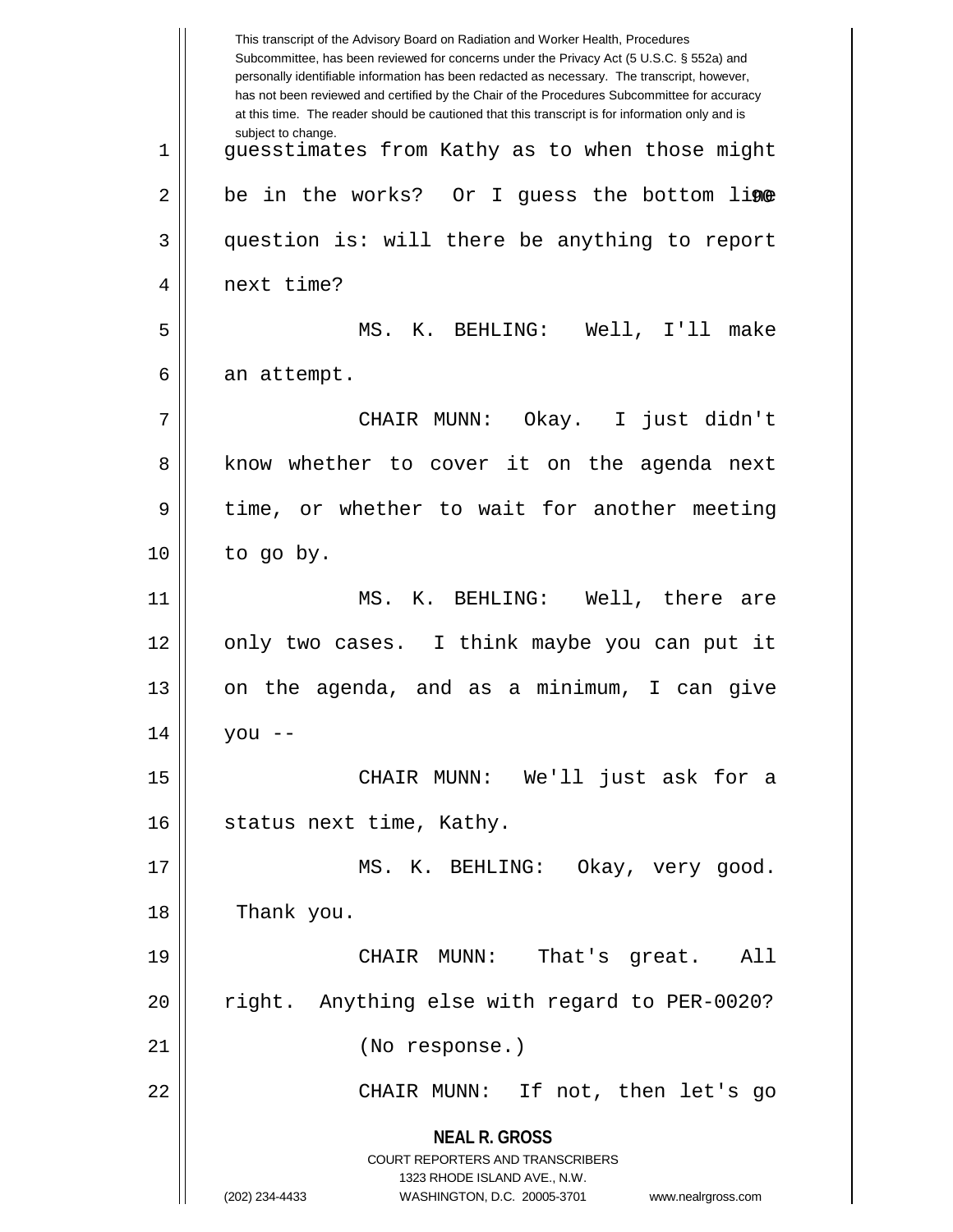This transcript of the Advisory Board on Radiation and Worker Health, Procedures Subcommittee, has been reviewed for concerns under the Privacy Act (5 U.S.C. § 552a) and personally identifiable information has been redacted as necessary. The transcript, however, has not been reviewed and certified by the Chair of the Procedures Subcommittee for accuracy at this time. The reader should be cautioned that this transcript is for information only and is subject to change.

guesstimates from Kathy as to when those might be in the works? Or I guess the bottom line question is: will there be anything to report next time?

MS. K. BEHLING: Well, I'll make an attempt.

CHAIR MUNN: Okay. I just didn't know whether to cover it on the agenda next time, or whether to wait for another meeting to go by.

MS. K. BEHLING: Well, there are only two cases. I think maybe you can put it on the agenda, and as a minimum, I can give you --

CHAIR MUNN: We'll just ask for a status next time, Kathy.

MS. K. BEHLING: Okay, very good. Thank you.

CHAIR MUNN: That's great. All right. Anything else with regard to PER-0020?

(No response.)

CHAIR MUNN: If not, then let's go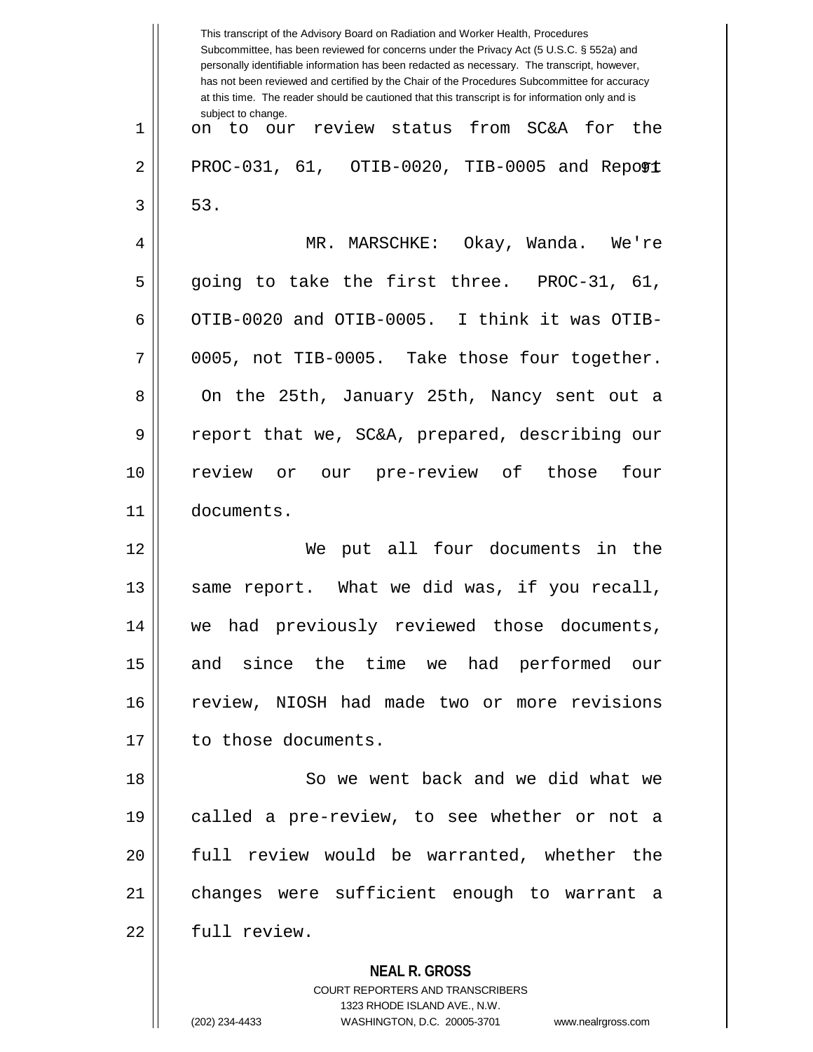on to our review status from SC&A for the PROC-031, 61, OTIB-0020, TIB-0005 and Report 53.

MR. MARSCHKE: Okay, Wanda. We're going to take the first three. PROC-31, 61, OTIB-0020 and OTIB-0005. I think it was OTIB-0005, not TIB-0005. Take those four together. On the 25th, January 25th, Nancy sent out a report that we, SC&A, prepared, describing our review or our pre-review of those four documents.

We put all four documents in the same report. What we did was, if you recall, we had previously reviewed those documents, and since the time we had performed our review, NIOSH had made two or more revisions to those documents.

So we went back and we did what we called a pre-review, to see whether or not a full review would be warranted, whether the changes were sufficient enough to warrant a full review.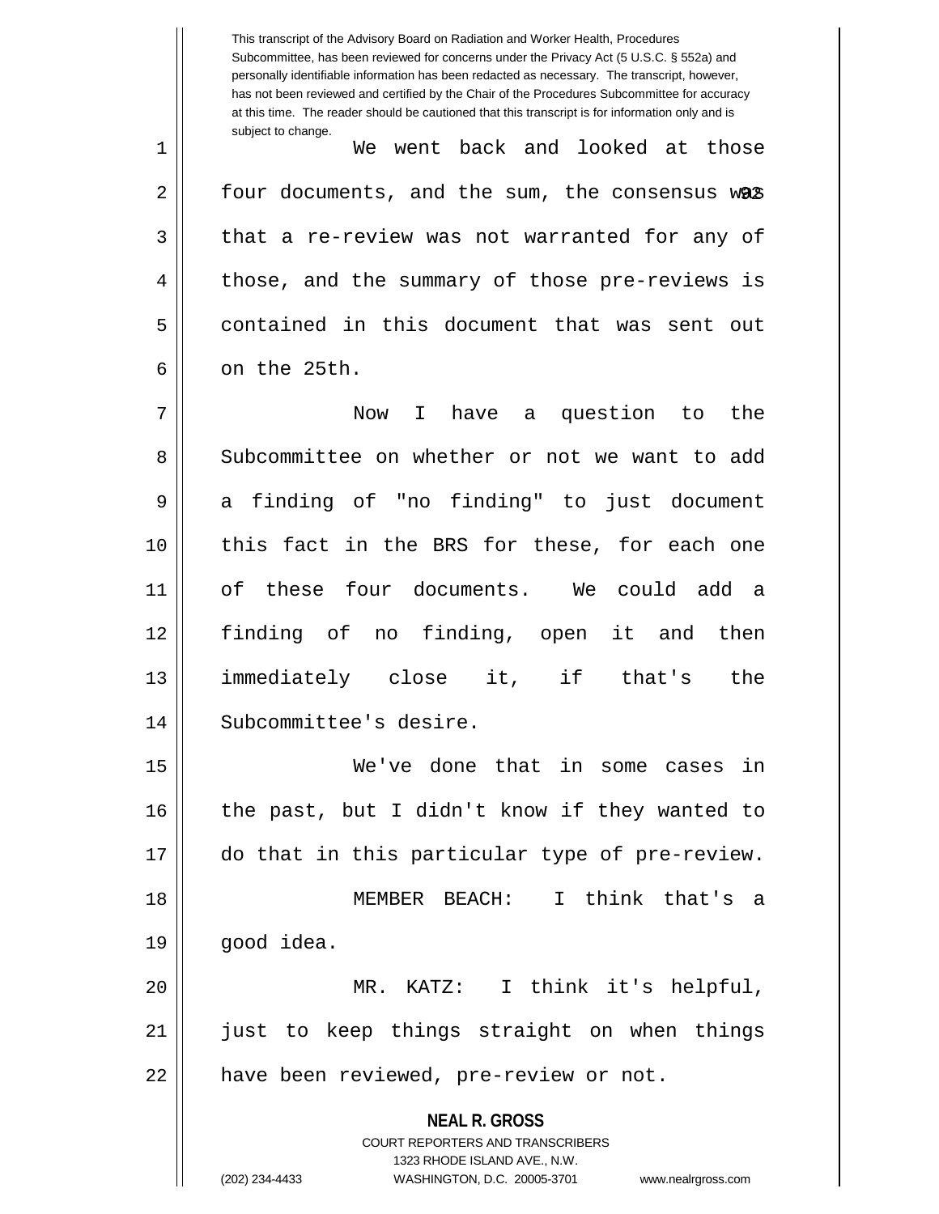We went back and looked at those four documents, and the sum, the consensus was that a re-review was not warranted for any of those, and the summary of those pre-reviews is contained in this document that was sent out on the 25th.

Now I have a question to the Subcommittee on whether or not we want to add a finding of "no finding" to just document this fact in the BRS for these, for each one of these four documents. We could add a finding of no finding, open it and then immediately close it, if that's the Subcommittee's desire.

We've done that in some cases in the past, but I didn't know if they wanted to do that in this particular type of pre-review.

MEMBER BEACH: I think that's a good idea.

MR. KATZ: I think it's helpful, just to keep things straight on when things have been reviewed, pre-review or not.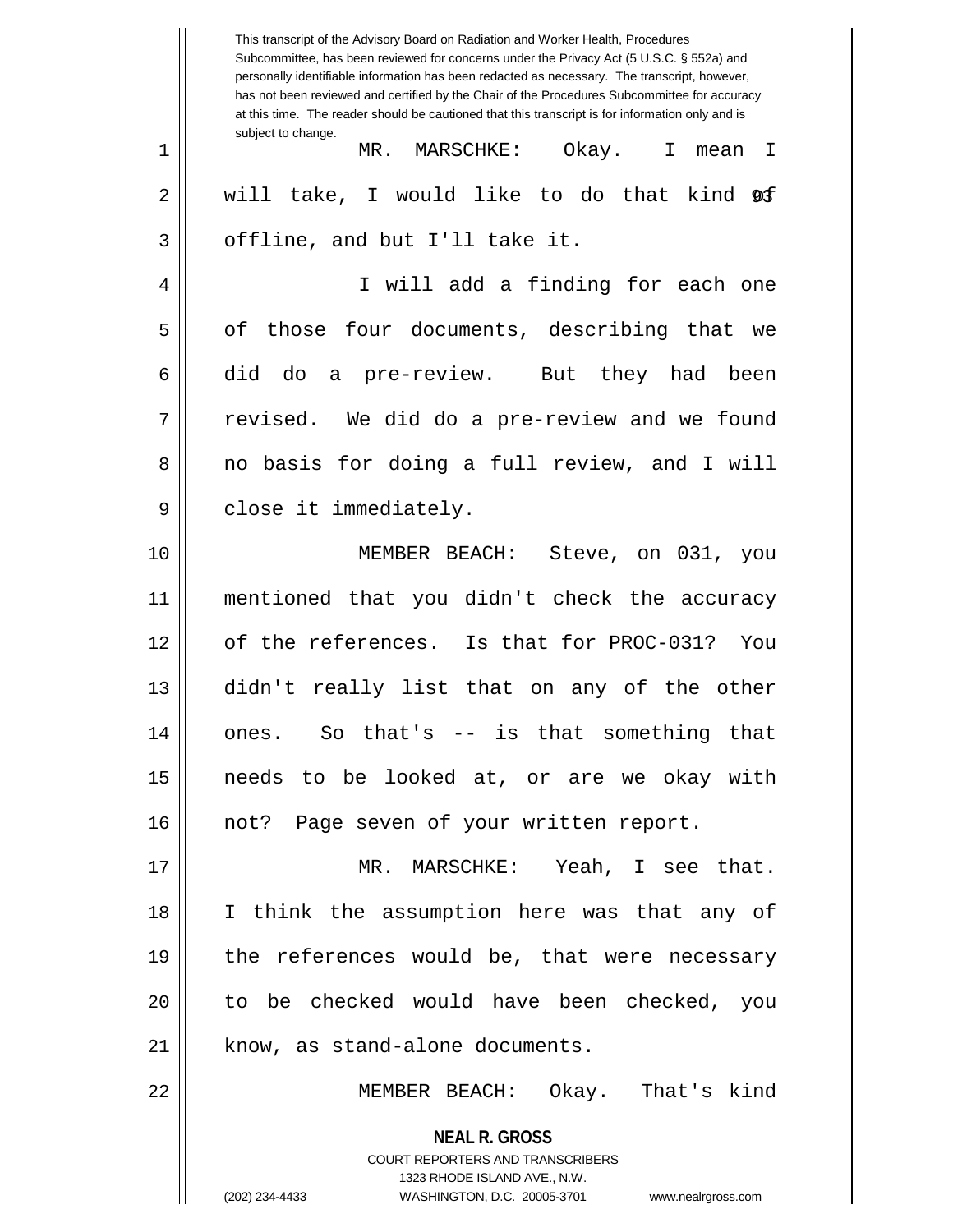This transcript of the Advisory Board on Radiation and Worker Health, Procedures Subcommittee, has been reviewed for concerns under the Privacy Act (5 U.S.C. § 552a) and personally identifiable information has been redacted as necessary. The transcript, however, has not been reviewed and certified by the Chair of the Procedures Subcommittee for accuracy at this time. The reader should be cautioned that this transcript is for information only and is subject to change.

MR. MARSCHKE: Okay. I mean I will take, I would like to do that kind of offline, and but I'll take it.

I will add a finding for each one of those four documents, describing that we did do a pre-review. But they had been revised. We did do a pre-review and we found no basis for doing a full review, and I will close it immediately.

MEMBER BEACH: Steve, on 031, you mentioned that you didn't check the accuracy of the references. Is that for PROC-031? You didn't really list that on any of the other ones. So that's -- is that something that needs to be looked at, or are we okay with not? Page seven of your written report.

MR. MARSCHKE: Yeah, I see that. I think the assumption here was that any of the references would be, that were necessary to be checked would have been checked, you know, as stand-alone documents.

MEMBER BEACH: Okay. That's kind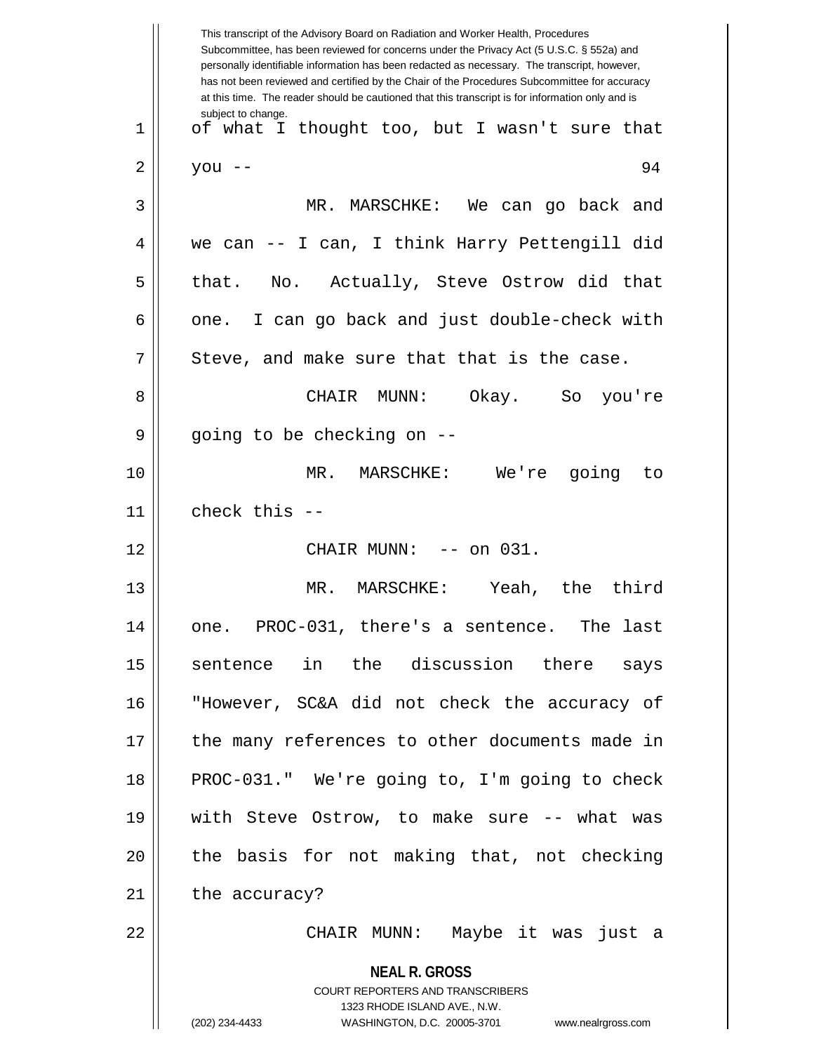This transcript of the Advisory Board on Radiation and Worker Health, Procedures Subcommittee, has been reviewed for concerns under the Privacy Act (5 U.S.C. § 552a) and personally identifiable information has been redacted as necessary. The transcript, however, has not been reviewed and certified by the Chair of the Procedures Subcommittee for accuracy at this time. The reader should be cautioned that this transcript is for information only and is subject to change.

of what I thought too, but I wasn't sure that you --

MR. MARSCHKE: We can go back and we can -- I can, I think Harry Pettengill did that. No. Actually, Steve Ostrow did that one. I can go back and just double-check with Steve, and make sure that that is the case.

CHAIR MUNN: Okay. So you're going to be checking on --

MR. MARSCHKE: We're going to check this --

CHAIR MUNN: -- on 031.

MR. MARSCHKE: Yeah, the third one. PROC-031, there's a sentence. The last sentence in the discussion there says "However, SC&A did not check the accuracy of the many references to other documents made in PROC-031." We're going to, I'm going to check with Steve Ostrow, to make sure -- what was the basis for not making that, not checking the accuracy?

CHAIR MUNN: Maybe it was just a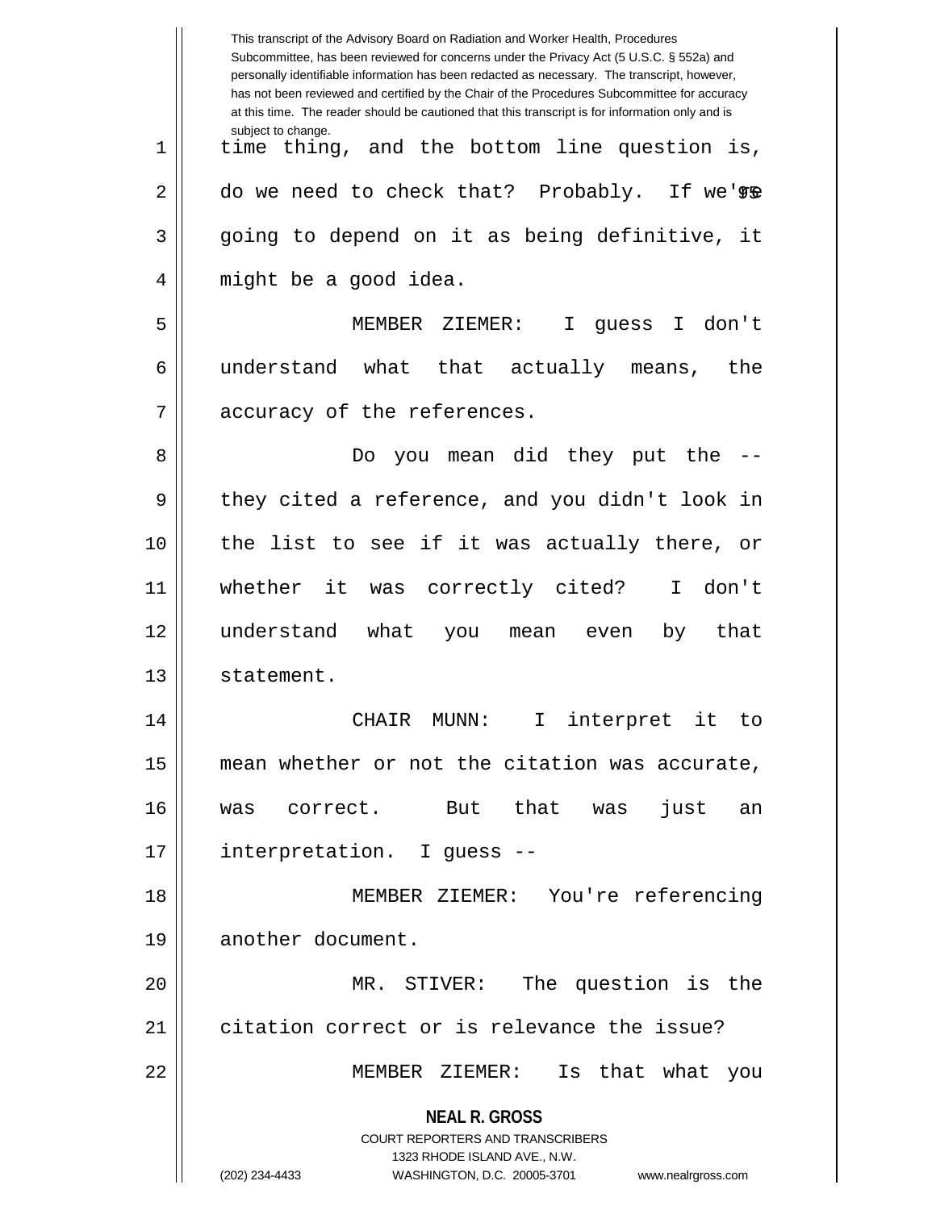time thing, and the bottom line question is, do we need to check that? Probably. If we're going to depend on it as being definitive, it might be a good idea.

MEMBER ZIEMER: I guess I don't understand what that actually means, the accuracy of the references.

Do you mean did they put the -- they cited a reference, and you didn't look in the list to see if it was actually there, or whether it was correctly cited? I don't understand what you mean even by that statement.

CHAIR MUNN: I interpret it to mean whether or not the citation was accurate, was correct. But that was just an interpretation. I guess --

MEMBER ZIEMER: You're referencing another document.

MR. STIVER: The question is the citation correct or is relevance the issue?

MEMBER ZIEMER: Is that what you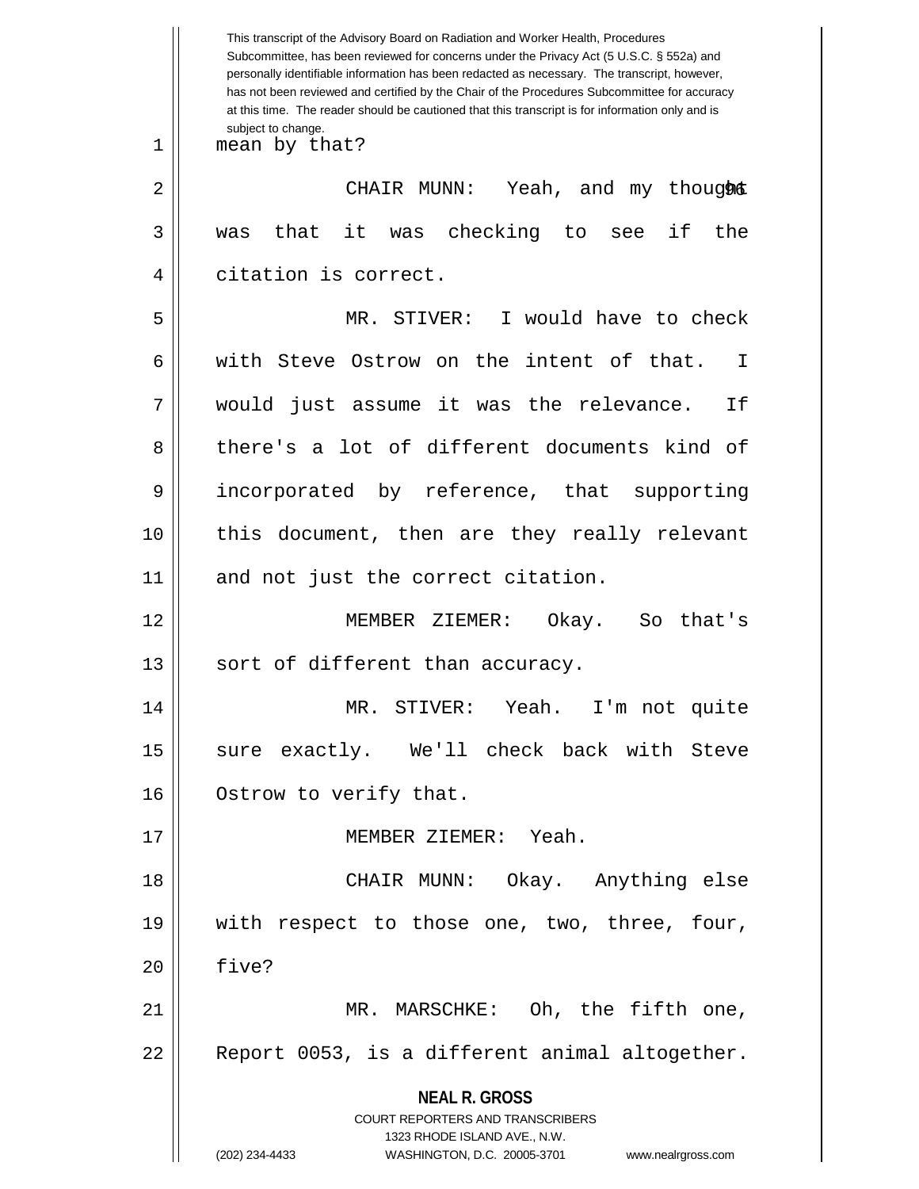mean by that?

CHAIR MUNN: Yeah, and my thought was that it was checking to see if the citation is correct.

MR. STIVER: I would have to check with Steve Ostrow on the intent of that. I would just assume it was the relevance. If there's a lot of different documents kind of incorporated by reference, that supporting this document, then are they really relevant and not just the correct citation.

MEMBER ZIEMER: Okay. So that's sort of different than accuracy.

MR. STIVER: Yeah. I'm not quite sure exactly. We'll check back with Steve Ostrow to verify that.

MEMBER ZIEMER: Yeah.

CHAIR MUNN: Okay. Anything else with respect to those one, two, three, four, five?

MR. MARSCHKE: Oh, the fifth one, Report 0053, is a different animal altogether.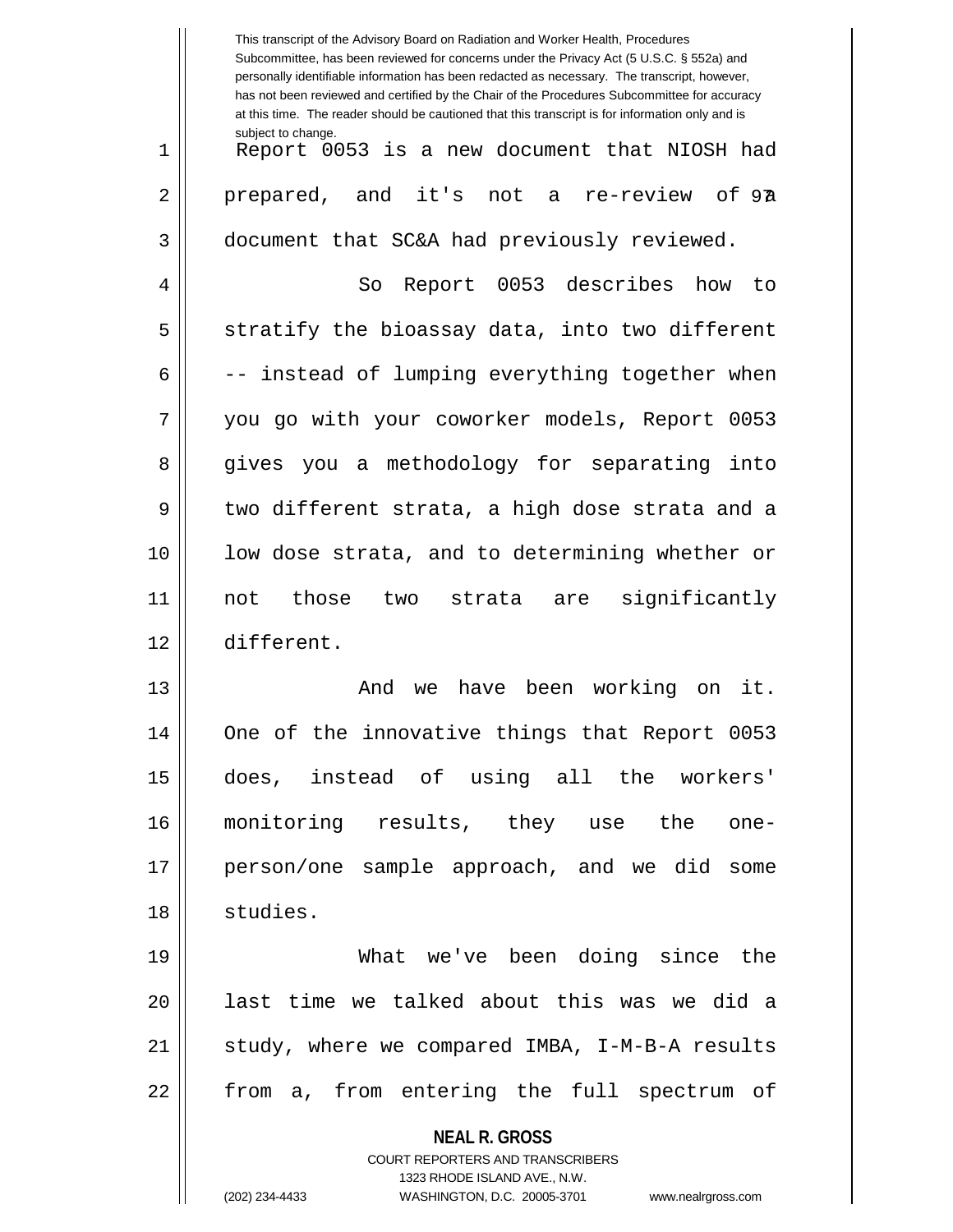Report 0053 is a new document that NIOSH had prepared, and it's not a re-review of a document that SC&A had previously reviewed.

So Report 0053 describes how to stratify the bioassay data, into two different -- instead of lumping everything together when you go with your coworker models, Report 0053 gives you a methodology for separating into two different strata, a high dose strata and a low dose strata, and to determining whether or not those two strata are significantly different.

And we have been working on it. One of the innovative things that Report 0053 does, instead of using all the workers' monitoring results, they use the one-person/one sample approach, and we did some studies.

What we've been doing since the last time we talked about this was we did a study, where we compared IMBA, I-M-B-A results from a, from entering the full spectrum of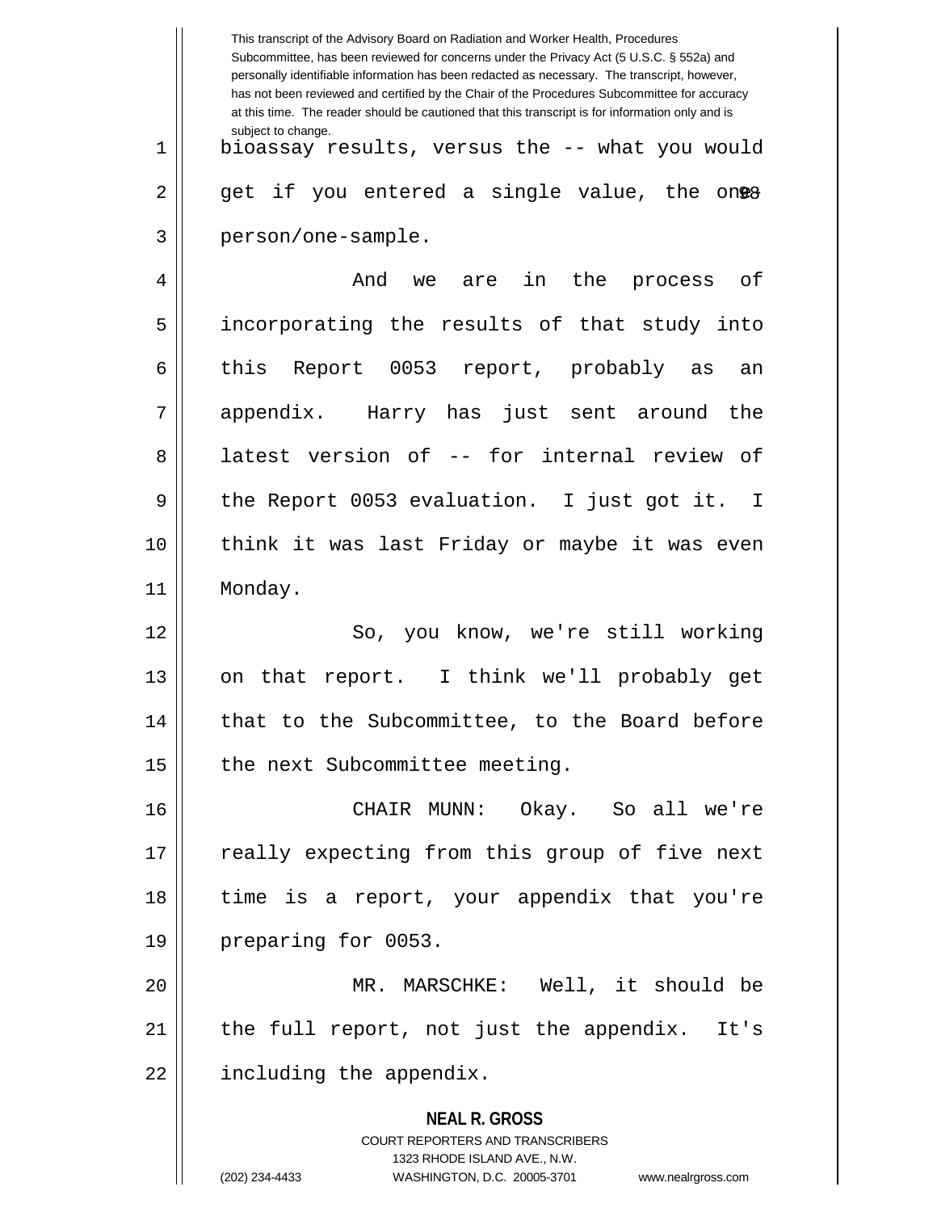This transcript of the Advisory Board on Radiation and Worker Health, Procedures Subcommittee, has been reviewed for concerns under the Privacy Act (5 U.S.C. § 552a) and personally identifiable information has been redacted as necessary. The transcript, however, has not been reviewed and certified by the Chair of the Procedures Subcommittee for accuracy at this time. The reader should be cautioned that this transcript is for information only and is subject to change.

bioassay results, versus the -- what you would get if you entered a single value, the one-person/one-sample.

And we are in the process of incorporating the results of that study into this Report 0053 report, probably as an appendix. Harry has just sent around the latest version of -- for internal review of the Report 0053 evaluation. I just got it. I think it was last Friday or maybe it was even Monday.

So, you know, we're still working on that report. I think we'll probably get that to the Subcommittee, to the Board before the next Subcommittee meeting.

CHAIR MUNN: Okay. So all we're really expecting from this group of five next time is a report, your appendix that you're preparing for 0053.

MR. MARSCHKE: Well, it should be the full report, not just the appendix. It's including the appendix.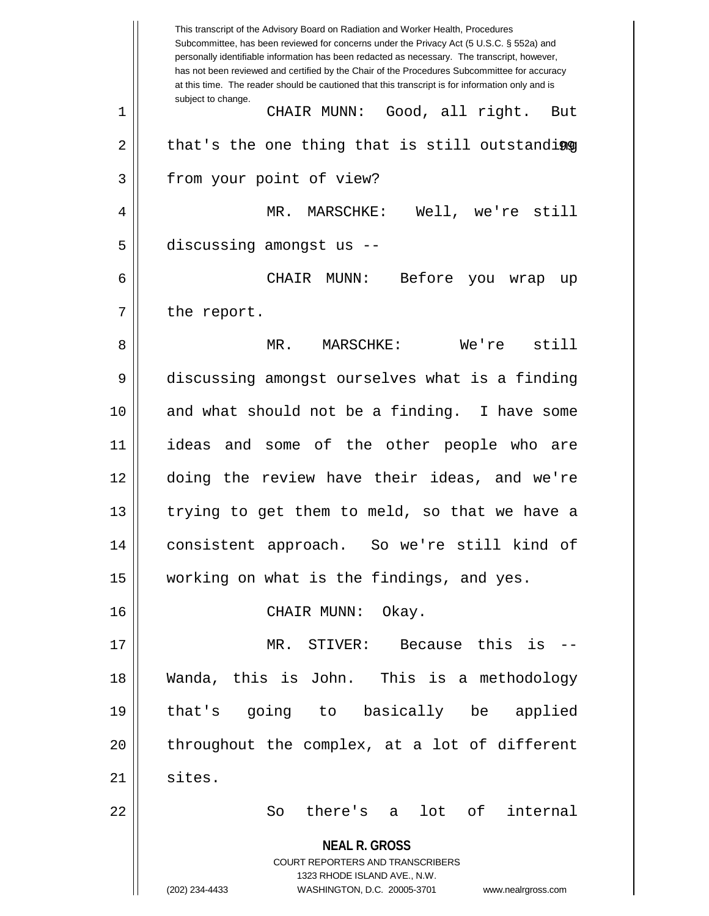CHAIR MUNN: Good, all right. But that's the one thing that is still outstanding from your point of view?

MR. MARSCHKE: Well, we're still discussing amongst us --

CHAIR MUNN: Before you wrap up the report.

MR. MARSCHKE: We're still discussing amongst ourselves what is a finding and what should not be a finding. I have some ideas and some of the other people who are doing the review have their ideas, and we're trying to get them to meld, so that we have a consistent approach. So we're still kind of working on what is the findings, and yes.

CHAIR MUNN: Okay.

MR. STIVER: Because this is -- Wanda, this is John. This is a methodology that's going to basically be applied throughout the complex, at a lot of different sites.

So there's a lot of internal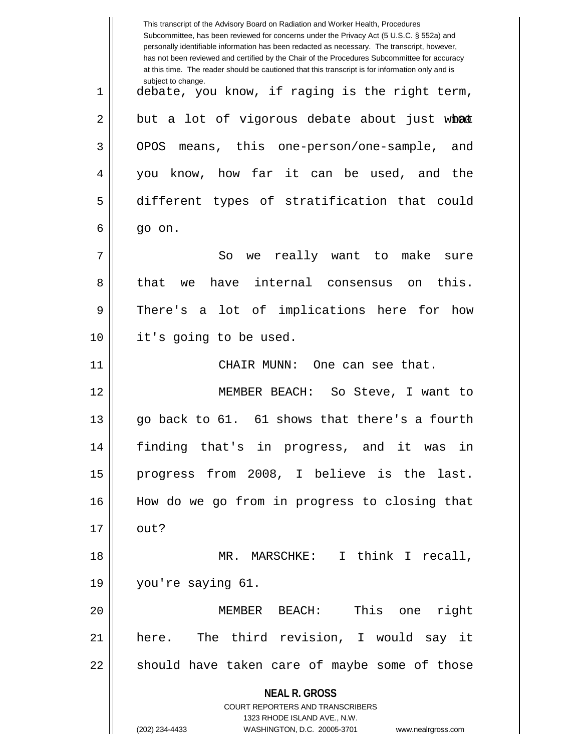debate, you know, if raging is the right term, but a lot of vigorous debate about just what OPOS means, this one-person/one-sample, and you know, how far it can be used, and the different types of stratification that could go on.

So we really want to make sure that we have internal consensus on this. There's a lot of implications here for how it's going to be used.

CHAIR MUNN: One can see that.

MEMBER BEACH: So Steve, I want to go back to 61. 61 shows that there's a fourth finding that's in progress, and it was in progress from 2008, I believe is the last. How do we go from in progress to closing that out?

MR. MARSCHKE: I think I recall, you're saying 61.

MEMBER BEACH: This one right here. The third revision, I would say it should have taken care of maybe some of those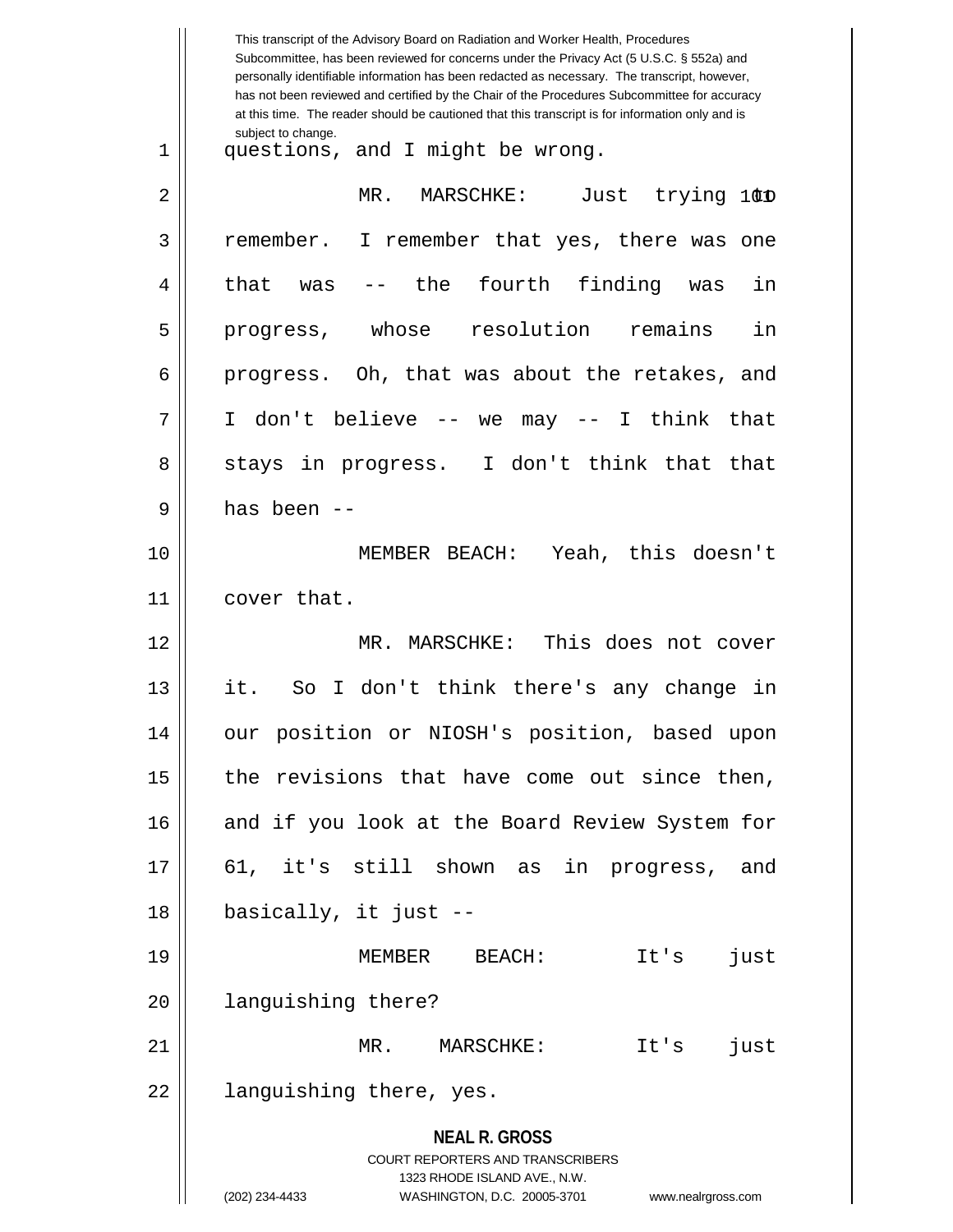questions, and I might be wrong.

MR. MARSCHKE: Just trying to remember. I remember that yes, there was one that was -- the fourth finding was in progress, whose resolution remains in progress. Oh, that was about the retakes, and I don't believe -- we may -- I think that stays in progress. I don't think that that has been --

MEMBER BEACH: Yeah, this doesn't cover that.

MR. MARSCHKE: This does not cover it. So I don't think there's any change in our position or NIOSH's position, based upon the revisions that have come out since then, and if you look at the Board Review System for 61, it's still shown as in progress, and basically, it just --

MEMBER BEACH: It's just languishing there?

MR. MARSCHKE: It's just languishing there, yes.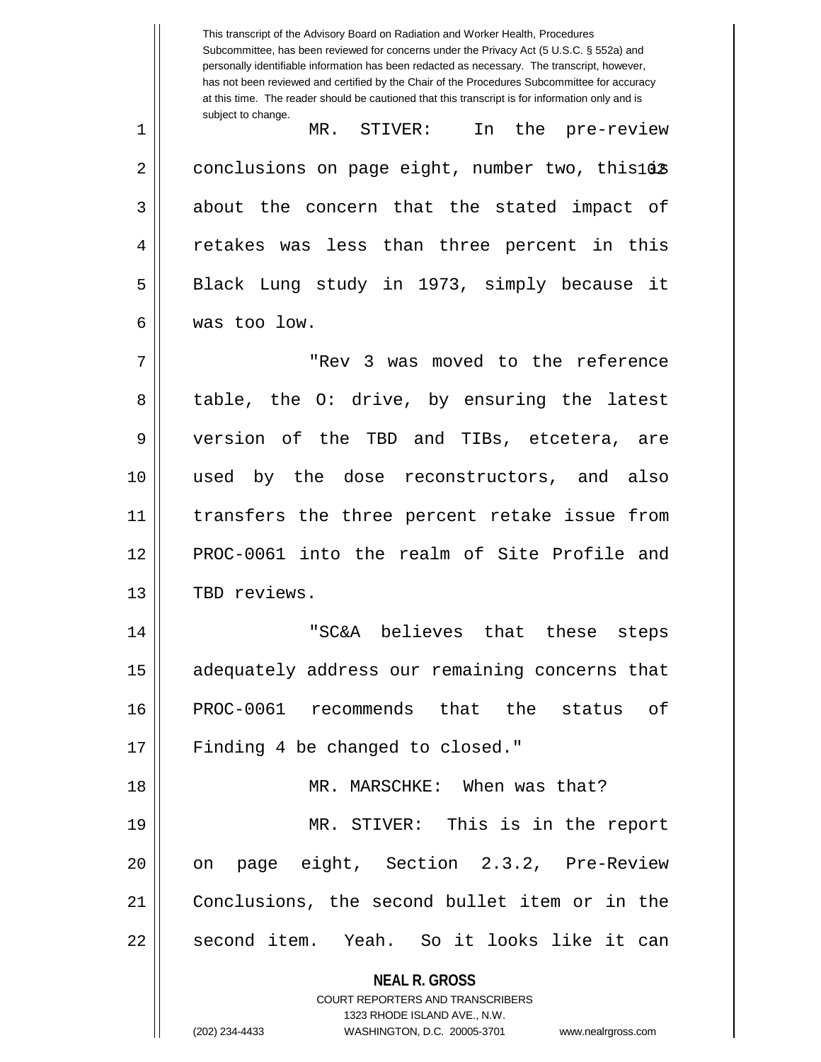MR. STIVER: In the pre-review conclusions on page eight, number two, this is about the concern that the stated impact of retakes was less than three percent in this Black Lung study in 1973, simply because it was too low.

"Rev 3 was moved to the reference table, the O: drive, by ensuring the latest version of the TBD and TIBs, etcetera, are used by the dose reconstructors, and also transfers the three percent retake issue from PROC-0061 into the realm of Site Profile and TBD reviews.

"SC&A believes that these steps adequately address our remaining concerns that PROC-0061 recommends that the status of Finding 4 be changed to closed."

MR. MARSCHKE: When was that?

MR. STIVER: This is in the report on page eight, Section 2.3.2, Pre-Review Conclusions, the second bullet item or in the second item. Yeah. So it looks like it can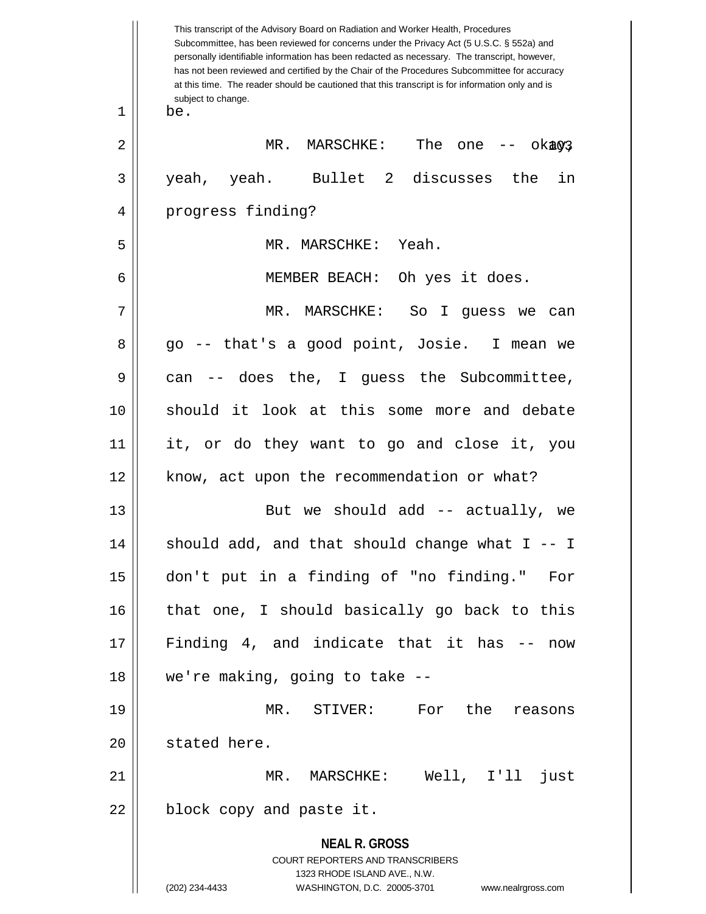This transcript of the Advisory Board on Radiation and Worker Health, Procedures Subcommittee, has been reviewed for concerns under the Privacy Act (5 U.S.C. § 552a) and personally identifiable information has been redacted as necessary. The transcript, however, has not been reviewed and certified by the Chair of the Procedures Subcommittee for accuracy at this time. The reader should be cautioned that this transcript is for information only and is subject to change.

1 be.

2 MR. MARSCHKE: The one -- okay, yeah, yeah. Bullet 2 discusses the in progress finding?

5 MR. MARSCHKE: Yeah.

6 MEMBER BEACH: Oh yes it does.

7 MR. MARSCHKE: So I guess we can go -- that's a good point, Josie. I mean we can -- does the, I guess the Subcommittee, should it look at this some more and debate it, or do they want to go and close it, you know, act upon the recommendation or what?

13 But we should add -- actually, we should add, and that should change what I -- I don't put in a finding of "no finding." For that one, I should basically go back to this Finding 4, and indicate that it has -- now we're making, going to take --

19 MR. STIVER: For the reasons stated here.

21 MR. MARSCHKE: Well, I'll just block copy and paste it.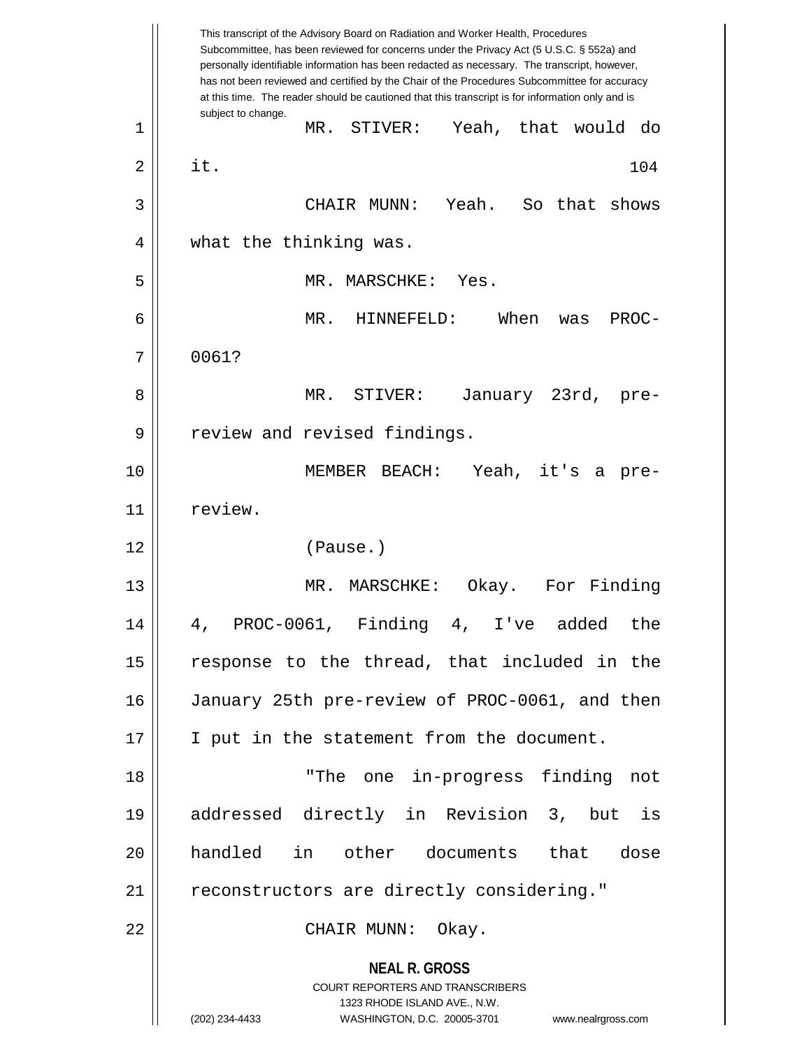MR. STIVER: Yeah, that would do it.

CHAIR MUNN: Yeah. So that shows what the thinking was.

MR. MARSCHKE: Yes.

MR. HINNEFELD: When was PROC-0061?

MR. STIVER: January 23rd, pre-review and revised findings.

MEMBER BEACH: Yeah, it's a pre-review.

(Pause.)

MR. MARSCHKE: Okay. For Finding 4, PROC-0061, Finding 4, I've added the response to the thread, that included in the January 25th pre-review of PROC-0061, and then I put in the statement from the document.

"The one in-progress finding not addressed directly in Revision 3, but is handled in other documents that dose reconstructors are directly considering."

CHAIR MUNN: Okay.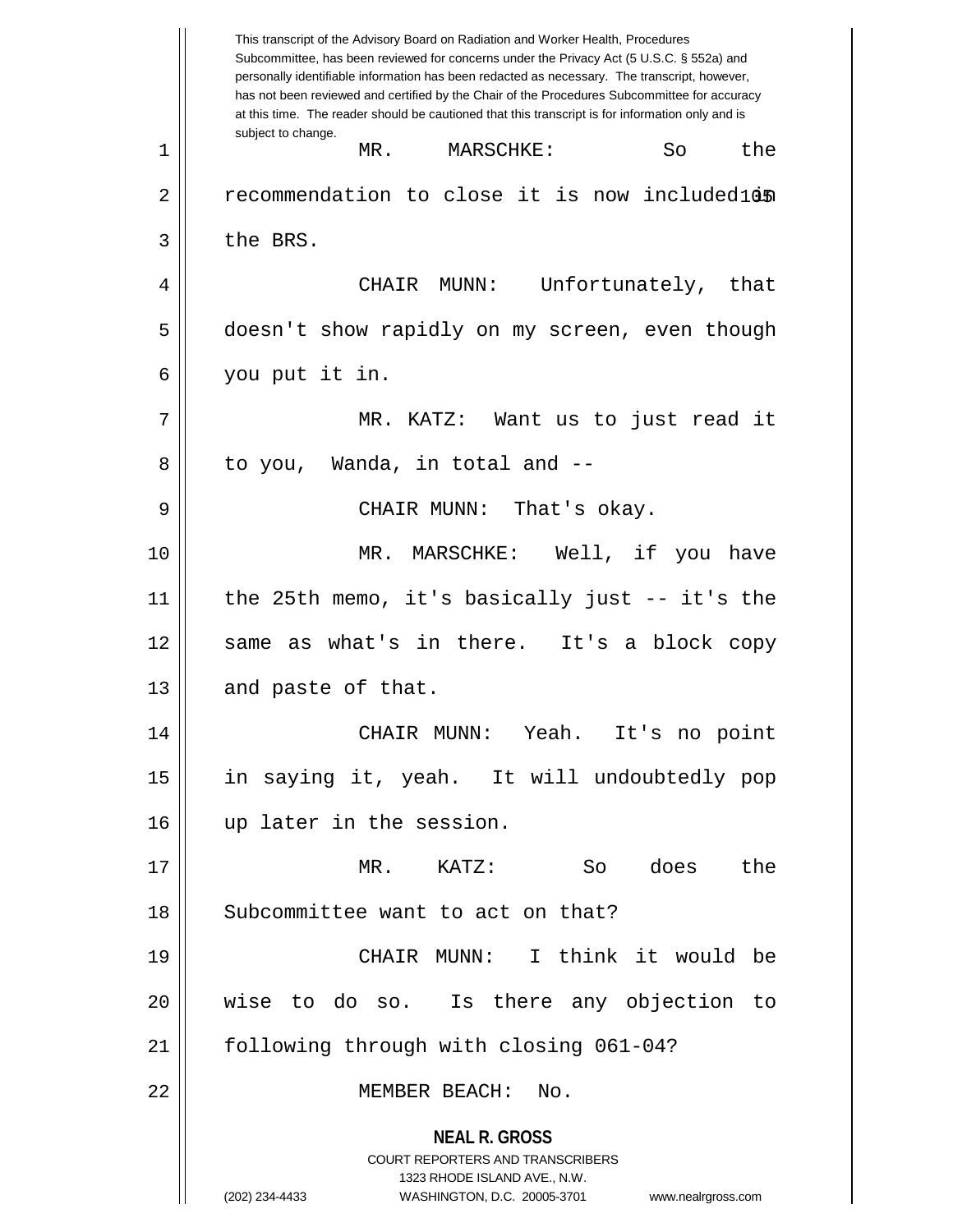MR. MARSCHKE: So the recommendation to close it is now included in the BRS.

CHAIR MUNN: Unfortunately, that doesn't show rapidly on my screen, even though you put it in.

MR. KATZ: Want us to just read it to you, Wanda, in total and --

CHAIR MUNN: That's okay.

MR. MARSCHKE: Well, if you have the 25th memo, it's basically just -- it's the same as what's in there. It's a block copy and paste of that.

CHAIR MUNN: Yeah. It's no point in saying it, yeah. It will undoubtedly pop up later in the session.

MR. KATZ: So does the Subcommittee want to act on that?

CHAIR MUNN: I think it would be wise to do so. Is there any objection to following through with closing 061-04?

MEMBER BEACH: No.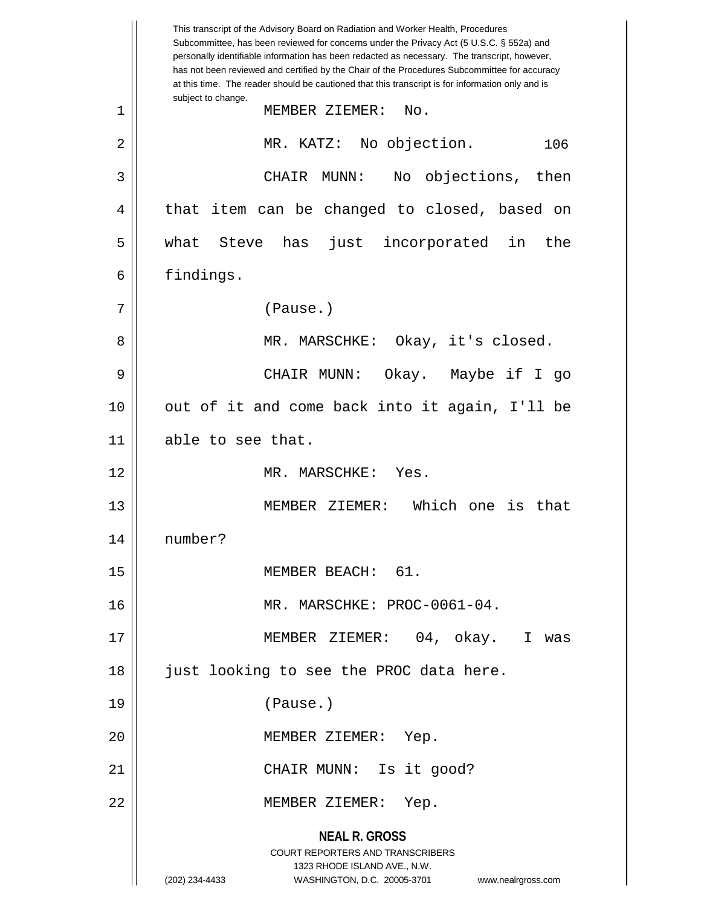MEMBER ZIEMER: No.

MR. KATZ: No objection.

CHAIR MUNN: No objections, then that item can be changed to closed, based on what Steve has just incorporated in the findings.

(Pause.)

MR. MARSCHKE: Okay, it's closed.

CHAIR MUNN: Okay. Maybe if I go out of it and come back into it again, I'll be able to see that.

MR. MARSCHKE: Yes.

MEMBER ZIEMER: Which one is that number?

MEMBER BEACH: 61.

MR. MARSCHKE: PROC-0061-04.

MEMBER ZIEMER: 04, okay. I was just looking to see the PROC data here.

(Pause.)

MEMBER ZIEMER: Yep.

CHAIR MUNN: Is it good?

MEMBER ZIEMER: Yep.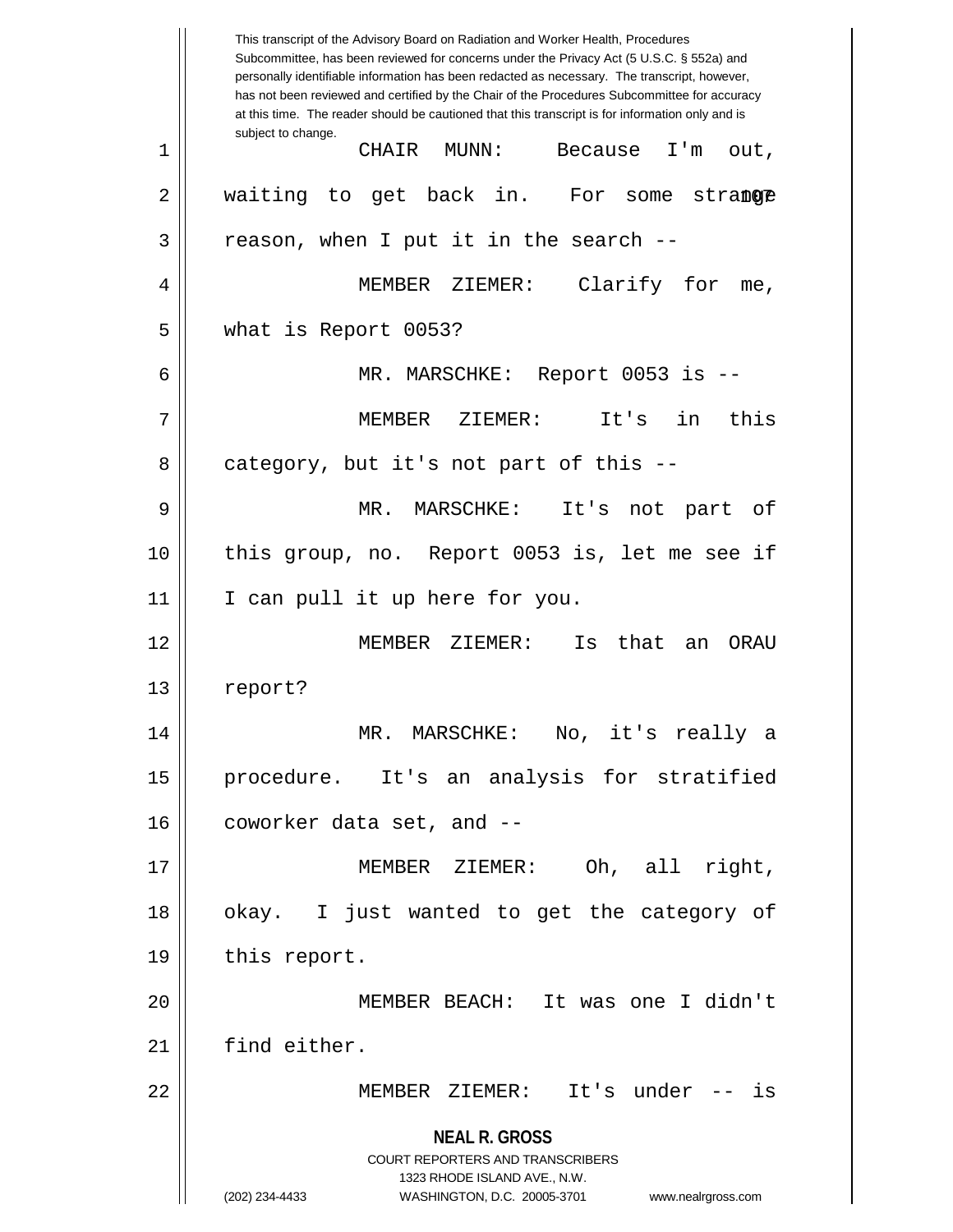CHAIR MUNN: Because I'm out, waiting to get back in. For some strange reason, when I put it in the search --

MEMBER ZIEMER: Clarify for me, what is Report 0053?

MR. MARSCHKE: Report 0053 is --

MEMBER ZIEMER: It's in this category, but it's not part of this --

MR. MARSCHKE: It's not part of this group, no. Report 0053 is, let me see if I can pull it up here for you.

MEMBER ZIEMER: Is that an ORAU report?

MR. MARSCHKE: No, it's really a procedure. It's an analysis for stratified coworker data set, and --

MEMBER ZIEMER: Oh, all right, okay. I just wanted to get the category of this report.

MEMBER BEACH: It was one I didn't find either.

MEMBER ZIEMER: It's under -- is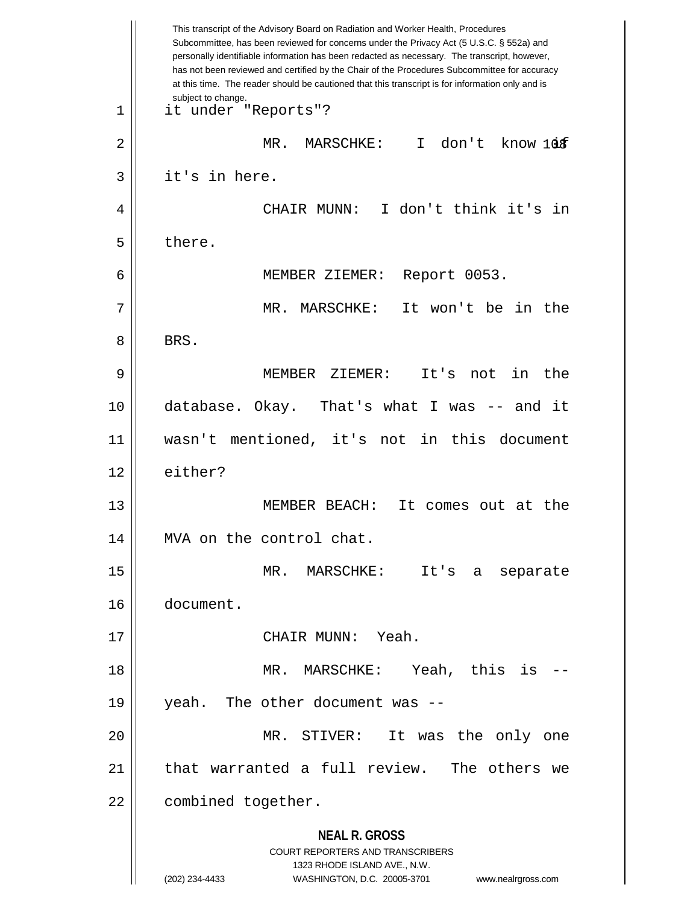This transcript of the Advisory Board on Radiation and Worker Health, Procedures Subcommittee, has been reviewed for concerns under the Privacy Act (5 U.S.C. § 552a) and personally identifiable information has been redacted as necessary. The transcript, however, has not been reviewed and certified by the Chair of the Procedures Subcommittee for accuracy at this time. The reader should be cautioned that this transcript is for information only and is subject to change.

1 it under "Reports"?

2 MR. MARSCHKE: I don't know if

3 it's in here.

4 CHAIR MUNN: I don't think it's in

5 there.

6 MEMBER ZIEMER: Report 0053.

7 MR. MARSCHKE: It won't be in the

8 BRS.

9 MEMBER ZIEMER: It's not in the

10 database. Okay. That's what I was -- and it

11 wasn't mentioned, it's not in this document

12 either?

13 MEMBER BEACH: It comes out at the

14 MVA on the control chat.

15 MR. MARSCHKE: It's a separate

16 document.

17 CHAIR MUNN: Yeah.

18 MR. MARSCHKE: Yeah, this is --

19 yeah. The other document was --

20 MR. STIVER: It was the only one

21 that warranted a full review. The others we

22 combined together.

**NEAL R. GROSS**
COURT REPORTERS AND TRANSCRIBERS
1323 RHODE ISLAND AVE., N.W.
(202) 234-4433 WASHINGTON, D.C. 20005-3701 www.nealrgross.com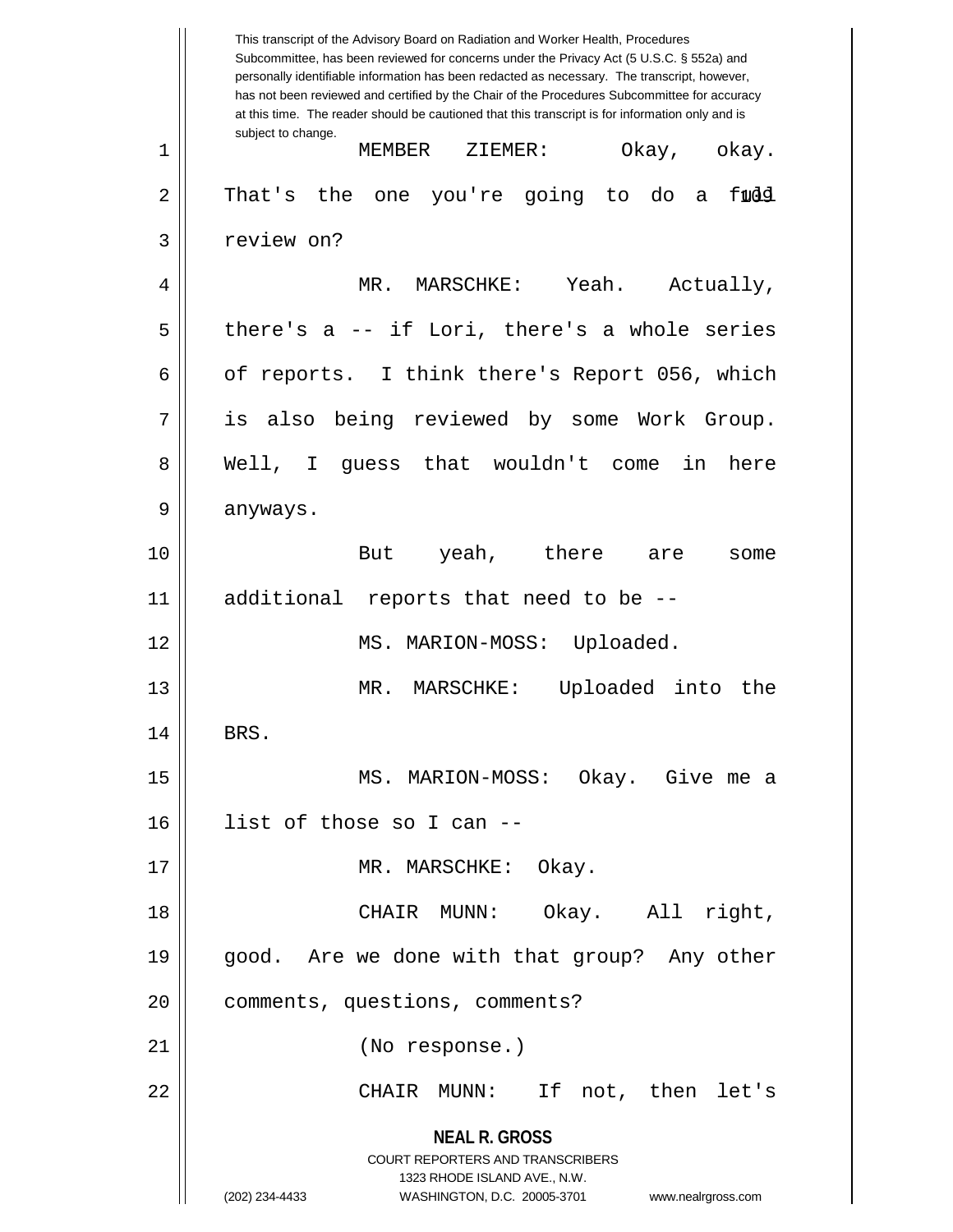This transcript of the Advisory Board on Radiation and Worker Health, Procedures Subcommittee, has been reviewed for concerns under the Privacy Act (5 U.S.C. § 552a) and personally identifiable information has been redacted as necessary. The transcript, however, has not been reviewed and certified by the Chair of the Procedures Subcommittee for accuracy at this time. The reader should be cautioned that this transcript is for information only and is subject to change.

MEMBER ZIEMER: Okay, okay. That's the one you're going to do a full review on?

MR. MARSCHKE: Yeah. Actually, there's a -- if Lori, there's a whole series of reports. I think there's Report 056, which is also being reviewed by some Work Group. Well, I guess that wouldn't come in here anyways.

But yeah, there are some additional reports that need to be --

MS. MARION-MOSS: Uploaded.

MR. MARSCHKE: Uploaded into the BRS.

MS. MARION-MOSS: Okay. Give me a list of those so I can --

MR. MARSCHKE: Okay.

CHAIR MUNN: Okay. All right, good. Are we done with that group? Any other comments, questions, comments?

(No response.)

CHAIR MUNN: If not, then let's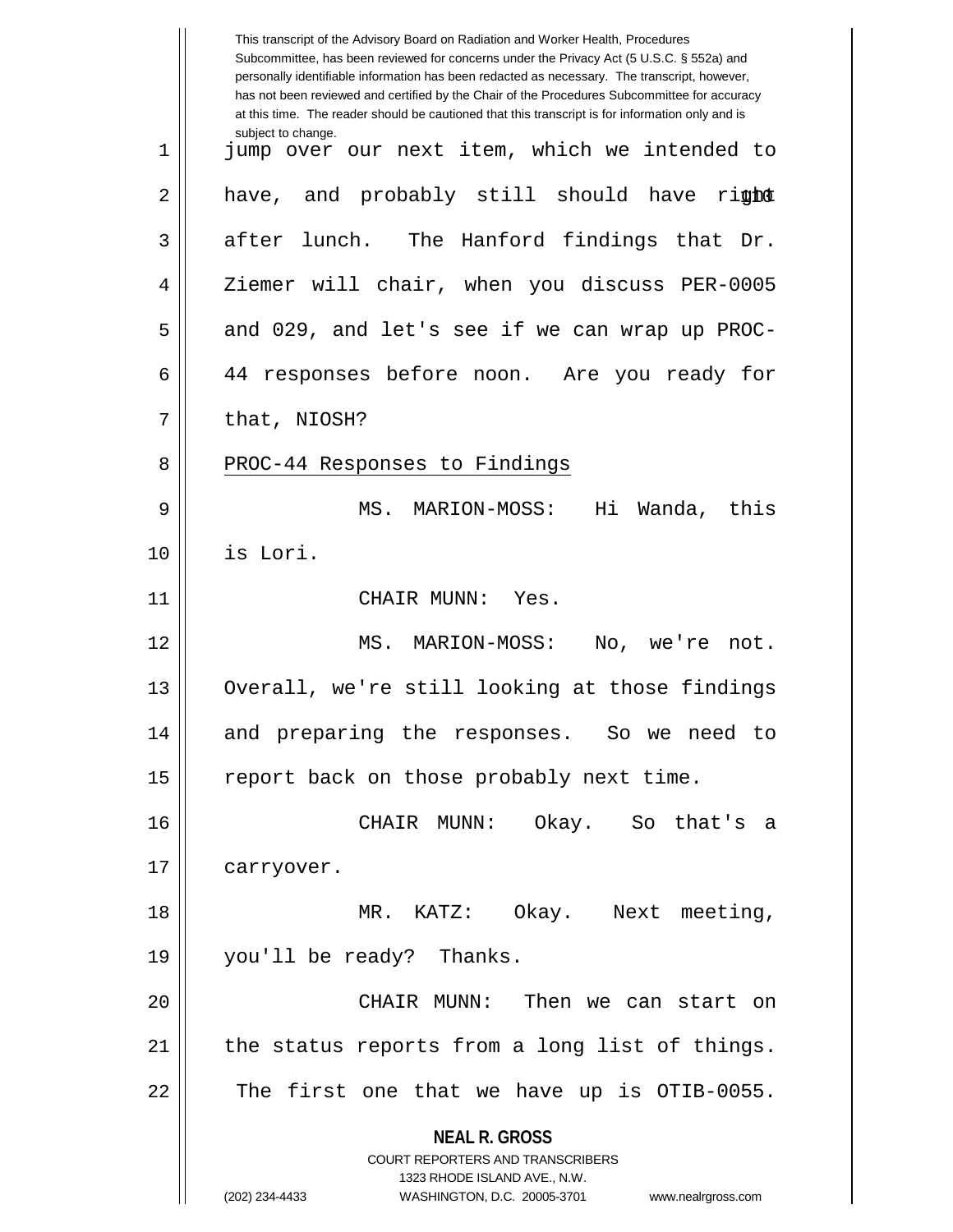This transcript of the Advisory Board on Radiation and Worker Health, Procedures Subcommittee, has been reviewed for concerns under the Privacy Act (5 U.S.C. § 552a) and personally identifiable information has been redacted as necessary. The transcript, however, has not been reviewed and certified by the Chair of the Procedures Subcommittee for accuracy at this time. The reader should be cautioned that this transcript is for information only and is subject to change.

jump over our next item, which we intended to have, and probably still should have right after lunch. The Hanford findings that Dr. Ziemer will chair, when you discuss PER-0005 and 029, and let's see if we can wrap up PROC-44 responses before noon. Are you ready for that, NIOSH?

PROC-44 Responses to Findings

MS. MARION-MOSS: Hi Wanda, this is Lori.

CHAIR MUNN: Yes.

MS. MARION-MOSS: No, we're not. Overall, we're still looking at those findings and preparing the responses. So we need to report back on those probably next time.

CHAIR MUNN: Okay. So that's a carryover.

MR. KATZ: Okay. Next meeting, you'll be ready? Thanks.

CHAIR MUNN: Then we can start on the status reports from a long list of things. The first one that we have up is OTIB-0055.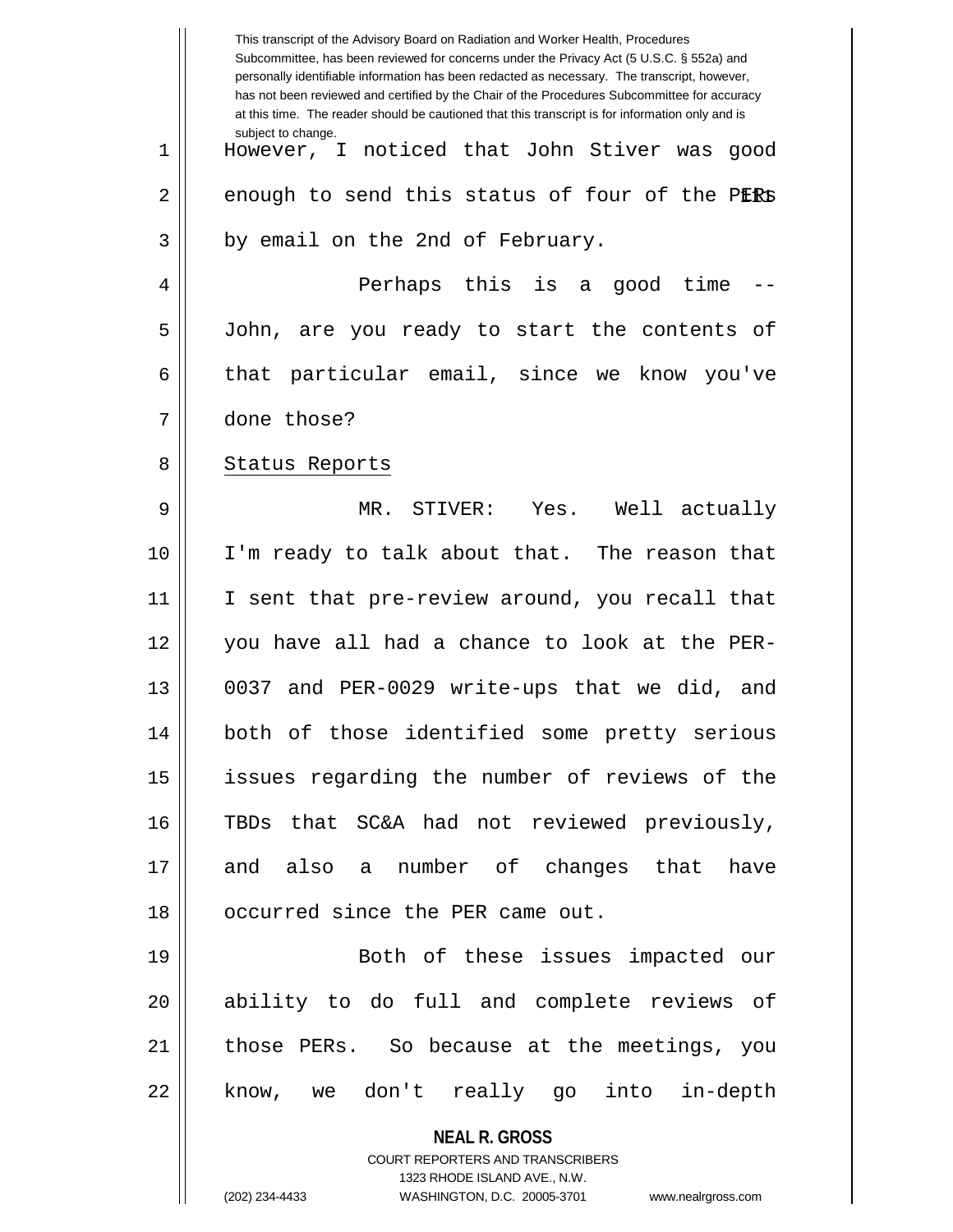This transcript of the Advisory Board on Radiation and Worker Health, Procedures Subcommittee, has been reviewed for concerns under the Privacy Act (5 U.S.C. § 552a) and personally identifiable information has been redacted as necessary. The transcript, however, has not been reviewed and certified by the Chair of the Procedures Subcommittee for accuracy at this time. The reader should be cautioned that this transcript is for information only and is subject to change.

However, I noticed that John Stiver was good enough to send this status of four of the PERs by email on the 2nd of February.

Perhaps this is a good time -- John, are you ready to start the contents of that particular email, since we know you've done those?

Status Reports

MR. STIVER: Yes. Well actually I'm ready to talk about that. The reason that I sent that pre-review around, you recall that you have all had a chance to look at the PER-0037 and PER-0029 write-ups that we did, and both of those identified some pretty serious issues regarding the number of reviews of the TBDs that SC&A had not reviewed previously, and also a number of changes that have occurred since the PER came out.

Both of these issues impacted our ability to do full and complete reviews of those PERs. So because at the meetings, you know, we don't really go into in-depth

**NEAL R. GROSS**
COURT REPORTERS AND TRANSCRIBERS
1323 RHODE ISLAND AVE., N.W.
(202) 234-4433 WASHINGTON, D.C. 20005-3701 www.nealrgross.com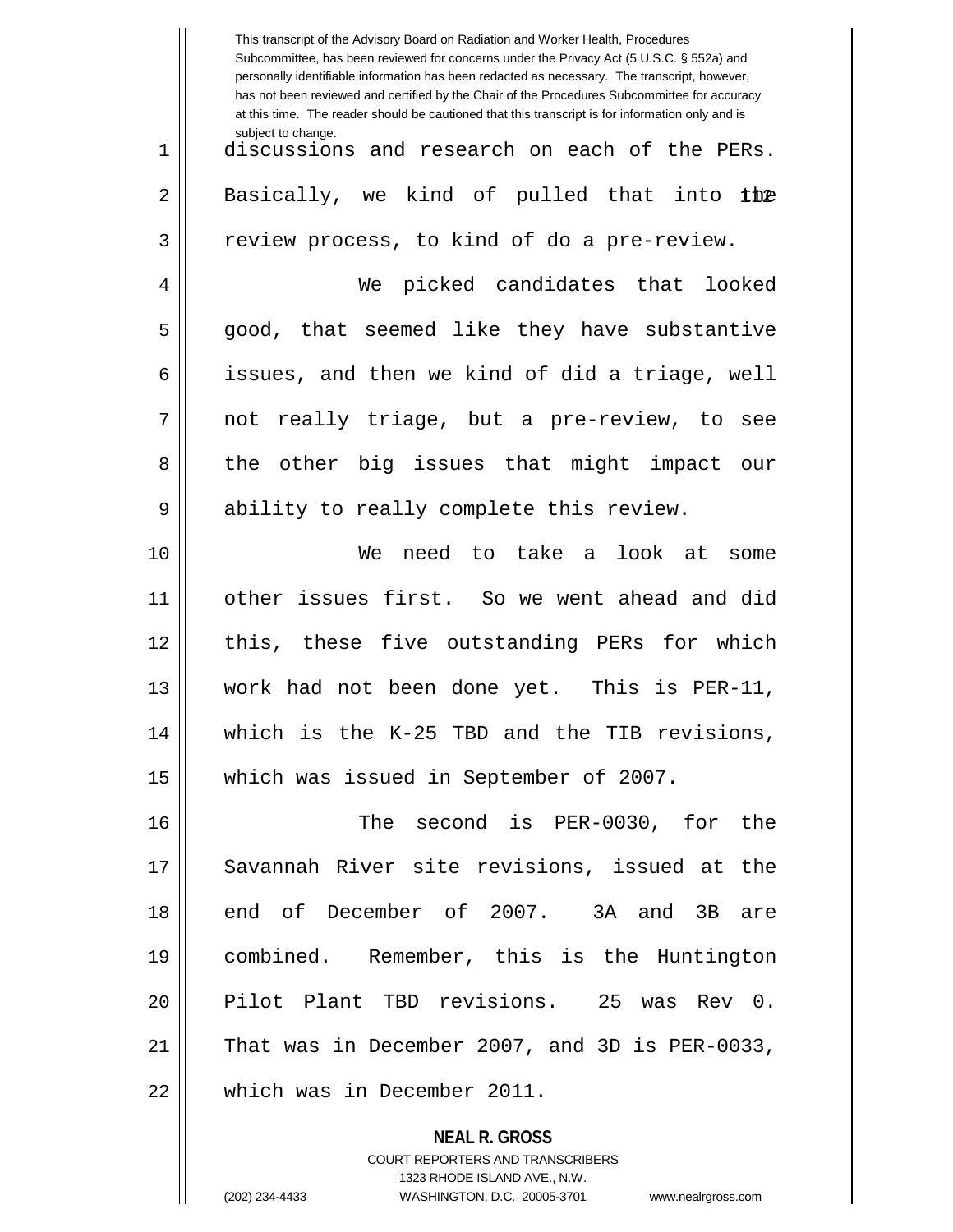discussions and research on each of the PERs. Basically, we kind of pulled that into the review process, to kind of do a pre-review.

We picked candidates that looked good, that seemed like they have substantive issues, and then we kind of did a triage, well not really triage, but a pre-review, to see the other big issues that might impact our ability to really complete this review.

We need to take a look at some other issues first. So we went ahead and did this, these five outstanding PERs for which work had not been done yet. This is PER-11, which is the K-25 TBD and the TIB revisions, which was issued in September of 2007.

The second is PER-0030, for the Savannah River site revisions, issued at the end of December of 2007. 3A and 3B are combined. Remember, this is the Huntington Pilot Plant TBD revisions. 25 was Rev 0. That was in December 2007, and 3D is PER-0033, which was in December 2011.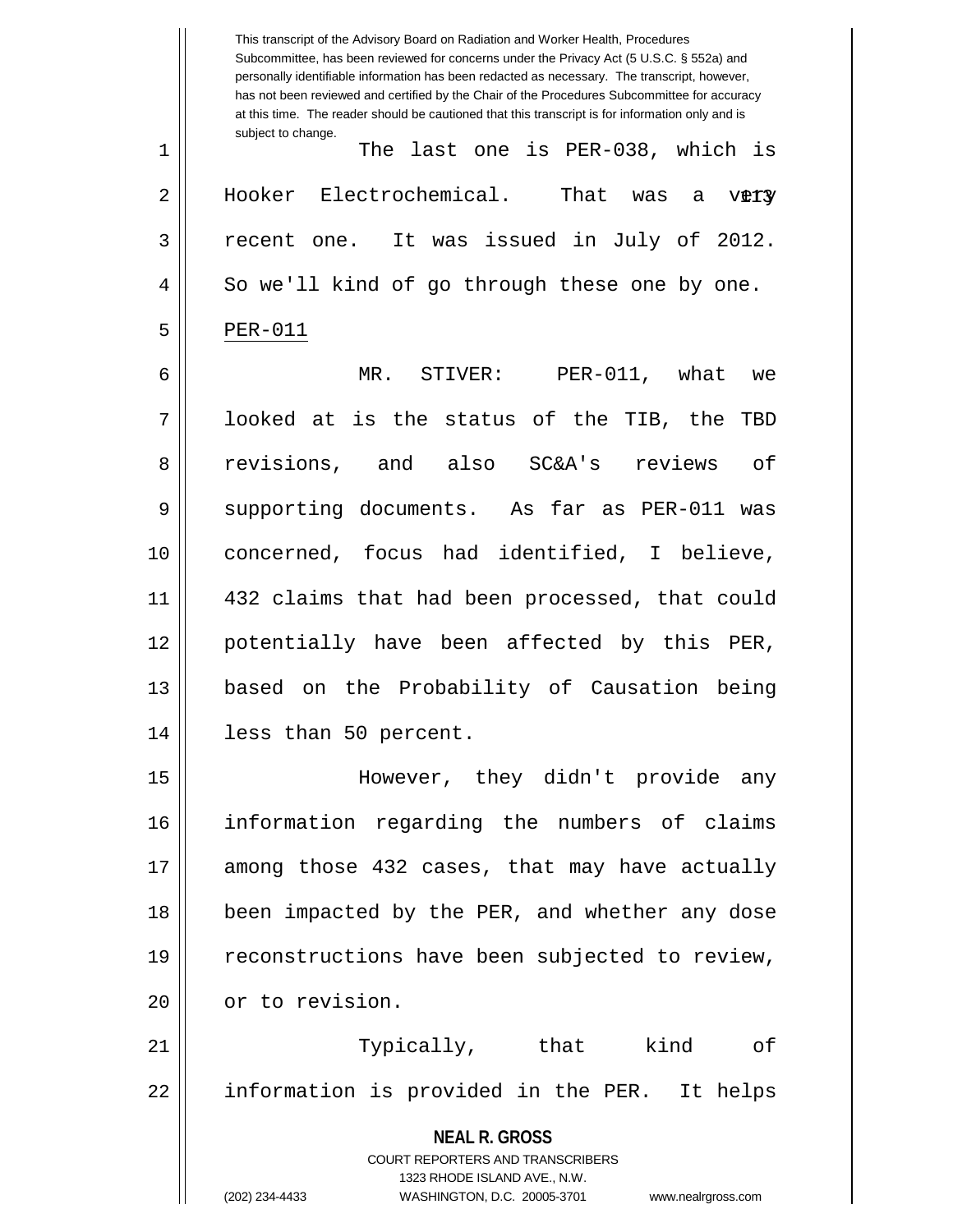This transcript of the Advisory Board on Radiation and Worker Health, Procedures Subcommittee, has been reviewed for concerns under the Privacy Act (5 U.S.C. § 552a) and personally identifiable information has been redacted as necessary. The transcript, however, has not been reviewed and certified by the Chair of the Procedures Subcommittee for accuracy at this time. The reader should be cautioned that this transcript is for information only and is subject to change.

The last one is PER-038, which is Hooker Electrochemical. That was a very recent one. It was issued in July of 2012. So we'll kind of go through these one by one.

PER-011

MR. STIVER: PER-011, what we looked at is the status of the TIB, the TBD revisions, and also SC&A's reviews of supporting documents. As far as PER-011 was concerned, focus had identified, I believe, 432 claims that had been processed, that could potentially have been affected by this PER, based on the Probability of Causation being less than 50 percent.

However, they didn't provide any information regarding the numbers of claims among those 432 cases, that may have actually been impacted by the PER, and whether any dose reconstructions have been subjected to review, or to revision.

Typically, that kind of information is provided in the PER. It helps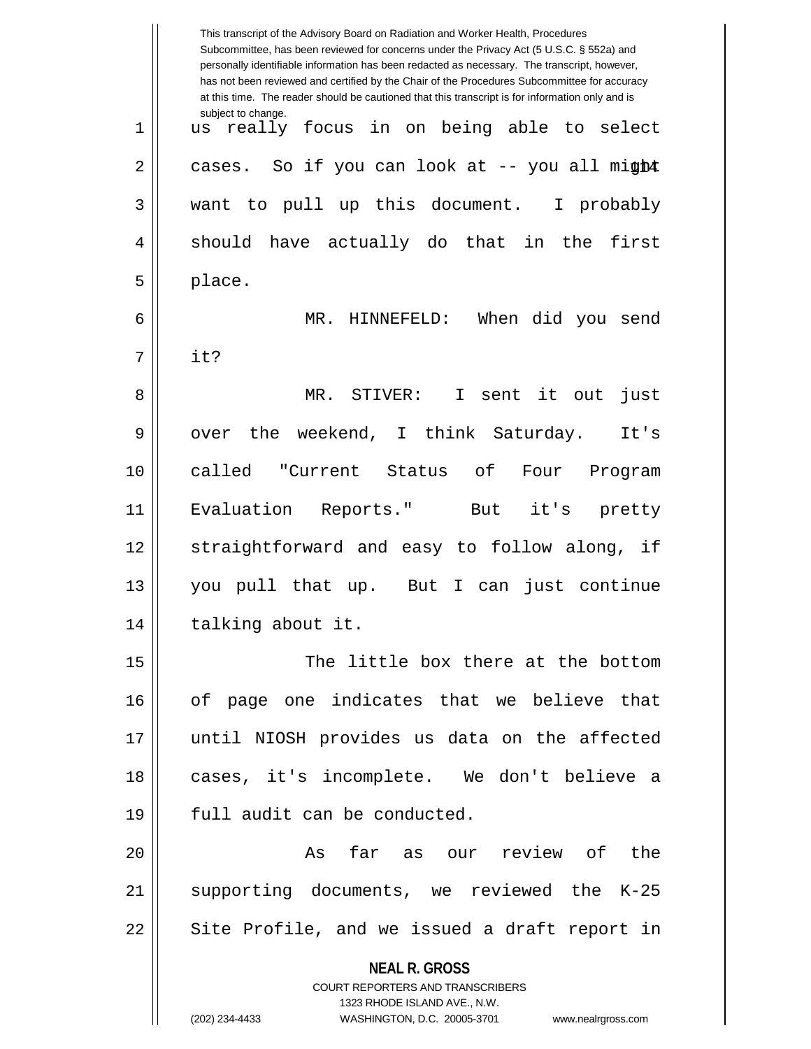us really focus in on being able to select cases. So if you can look at -- you all might want to pull up this document. I probably should have actually do that in the first place.

MR. HINNEFELD: When did you send it?

MR. STIVER: I sent it out just over the weekend, I think Saturday. It's called "Current Status of Four Program Evaluation Reports." But it's pretty straightforward and easy to follow along, if you pull that up. But I can just continue talking about it.

The little box there at the bottom of page one indicates that we believe that until NIOSH provides us data on the affected cases, it's incomplete. We don't believe a full audit can be conducted.

As far as our review of the supporting documents, we reviewed the K-25 Site Profile, and we issued a draft report in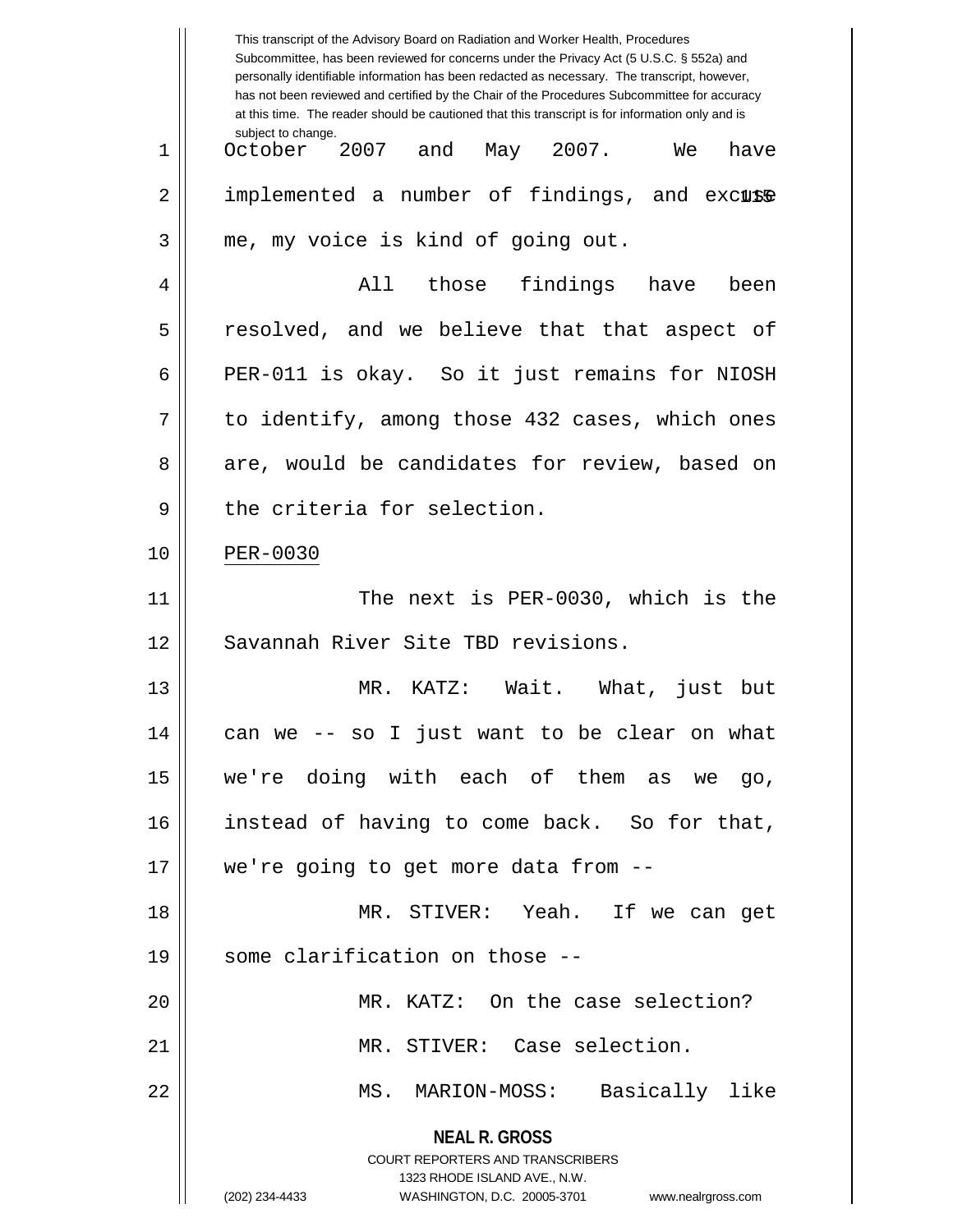October 2007 and May 2007. We have implemented a number of findings, and excuse me, my voice is kind of going out.

All those findings have been resolved, and we believe that that aspect of PER-011 is okay. So it just remains for NIOSH to identify, among those 432 cases, which ones are, would be candidates for review, based on the criteria for selection.

PER-0030

The next is PER-0030, which is the Savannah River Site TBD revisions.

MR. KATZ: Wait. What, just but can we -- so I just want to be clear on what we're doing with each of them as we go, instead of having to come back. So for that, we're going to get more data from --

MR. STIVER: Yeah. If we can get some clarification on those --

MR. KATZ: On the case selection?

MR. STIVER: Case selection.

MS. MARION-MOSS: Basically like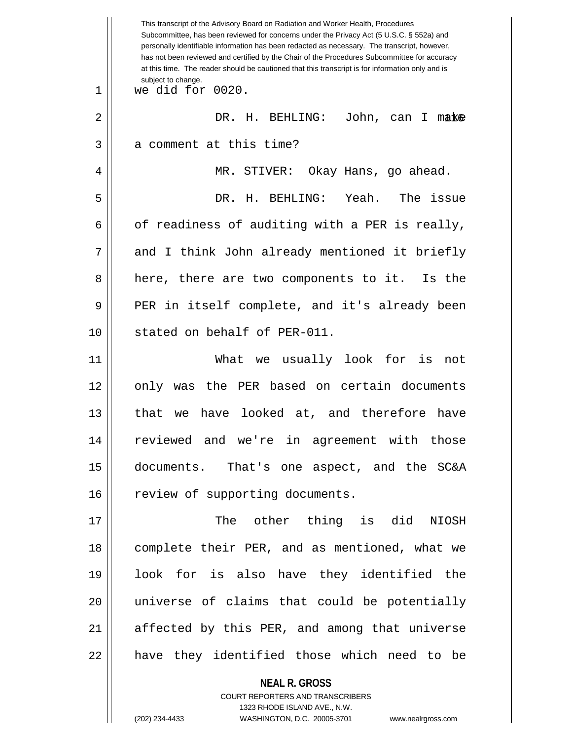we did for 0020.

DR. H. BEHLING: John, can I make a comment at this time?

MR. STIVER: Okay Hans, go ahead.

DR. H. BEHLING: Yeah. The issue of readiness of auditing with a PER is really, and I think John already mentioned it briefly here, there are two components to it. Is the PER in itself complete, and it's already been stated on behalf of PER-011.

What we usually look for is not only was the PER based on certain documents that we have looked at, and therefore have reviewed and we're in agreement with those documents. That's one aspect, and the SC&A review of supporting documents.

The other thing is did NIOSH complete their PER, and as mentioned, what we look for is also have they identified the universe of claims that could be potentially affected by this PER, and among that universe have they identified those which need to be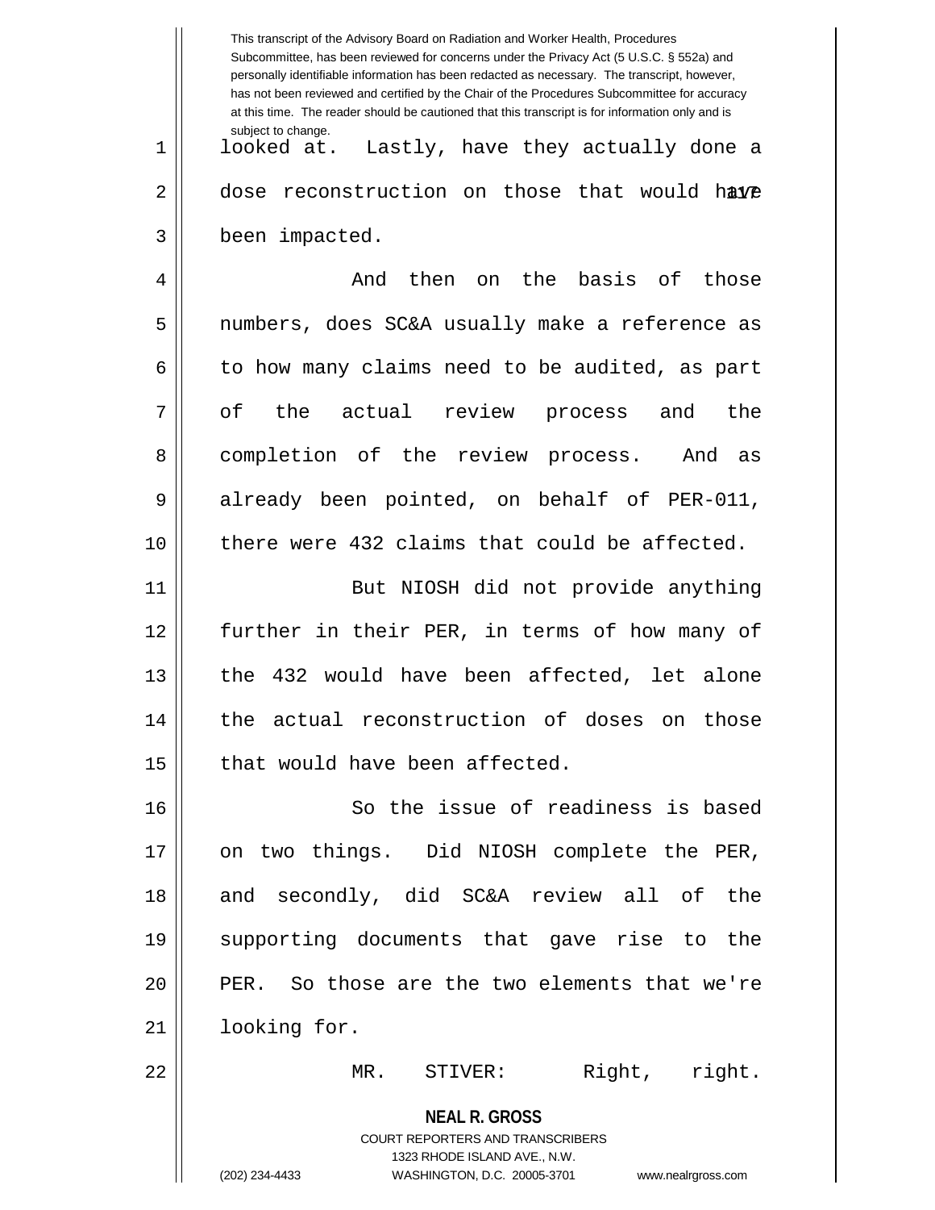looked at. Lastly, have they actually done a dose reconstruction on those that would have been impacted.

And then on the basis of those numbers, does SC&A usually make a reference as to how many claims need to be audited, as part of the actual review process and the completion of the review process. And as already been pointed, on behalf of PER-011, there were 432 claims that could be affected.

But NIOSH did not provide anything further in their PER, in terms of how many of the 432 would have been affected, let alone the actual reconstruction of doses on those that would have been affected.

So the issue of readiness is based on two things. Did NIOSH complete the PER, and secondly, did SC&A review all of the supporting documents that gave rise to the PER. So those are the two elements that we're looking for.

MR. STIVER: Right, right.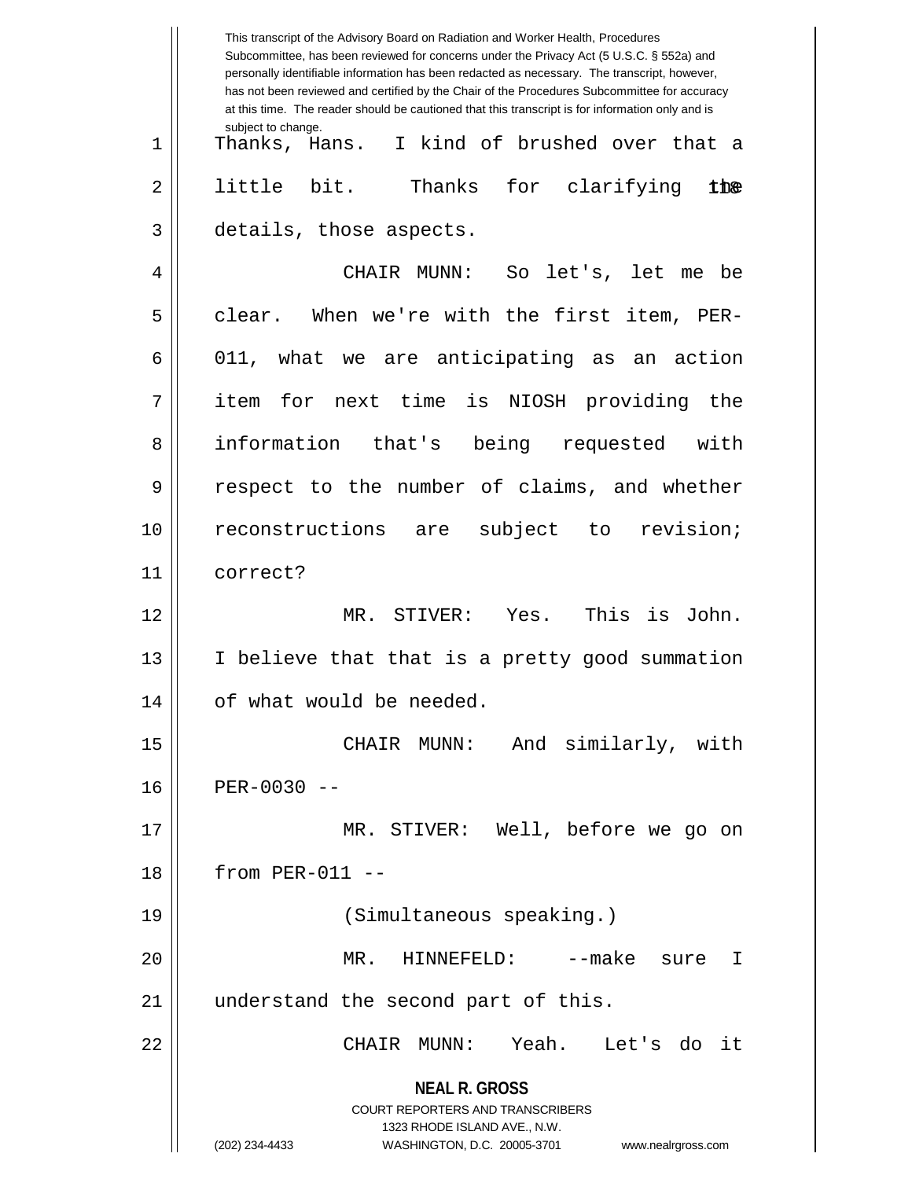Thanks, Hans. I kind of brushed over that a little bit. Thanks for clarifying the details, those aspects.

CHAIR MUNN: So let's, let me be clear. When we're with the first item, PER-011, what we are anticipating as an action item for next time is NIOSH providing the information that's being requested with respect to the number of claims, and whether reconstructions are subject to revision; correct?

MR. STIVER: Yes. This is John. I believe that that is a pretty good summation of what would be needed.

CHAIR MUNN: And similarly, with PER-0030 --

MR. STIVER: Well, before we go on from PER-011 --

(Simultaneous speaking.)

MR. HINNEFELD: --make sure I understand the second part of this.

CHAIR MUNN: Yeah. Let's do it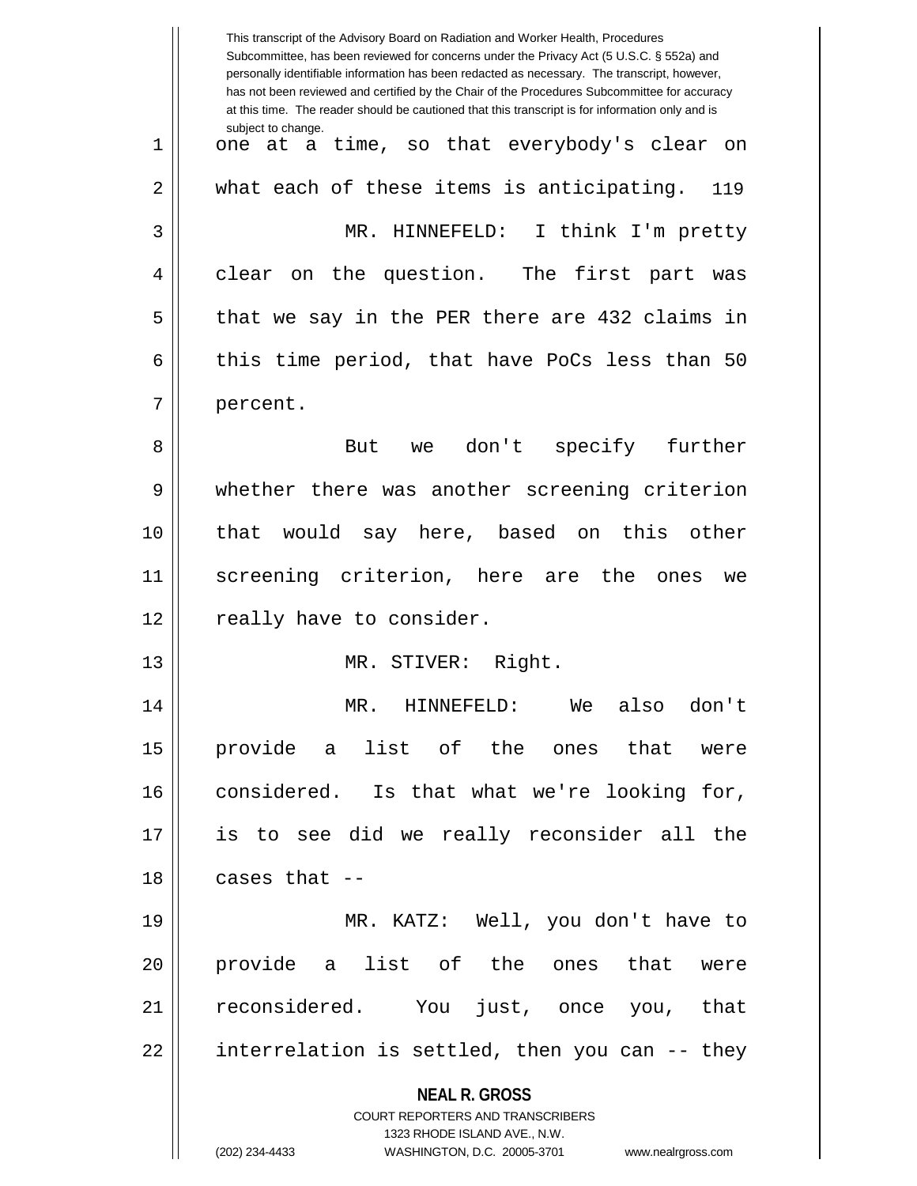one at a time, so that everybody's clear on what each of these items is anticipating.

MR. HINNEFELD: I think I'm pretty clear on the question. The first part was that we say in the PER there are 432 claims in this time period, that have PoCs less than 50 percent.

But we don't specify further whether there was another screening criterion that would say here, based on this other screening criterion, here are the ones we really have to consider.

MR. STIVER: Right.

MR. HINNEFELD: We also don't provide a list of the ones that were considered. Is that what we're looking for, is to see did we really reconsider all the cases that --

MR. KATZ: Well, you don't have to provide a list of the ones that were reconsidered. You just, once you, that interrelation is settled, then you can -- they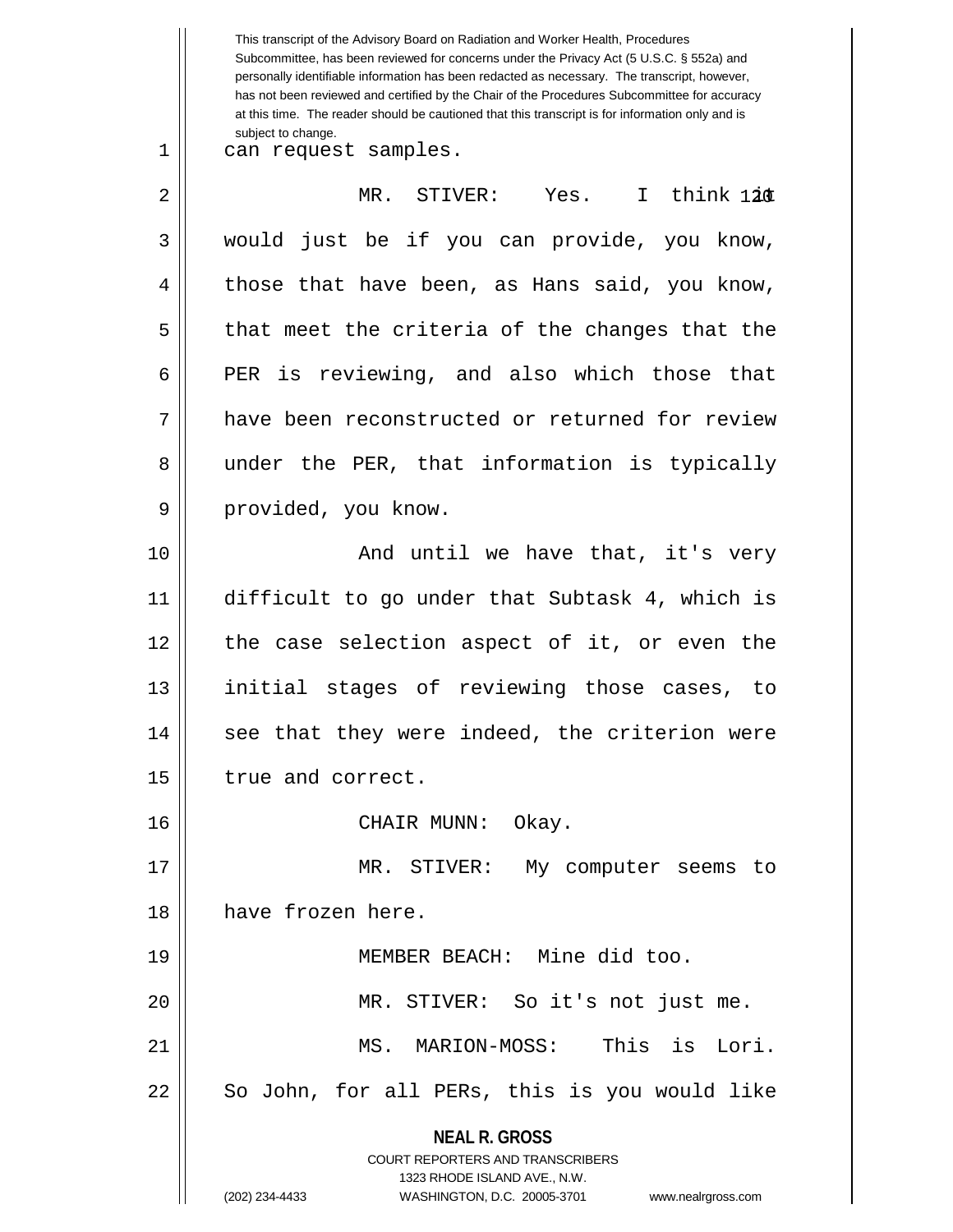can request samples.

MR. STIVER: Yes. I think it would just be if you can provide, you know, those that have been, as Hans said, you know, that meet the criteria of the changes that the PER is reviewing, and also which those that have been reconstructed or returned for review under the PER, that information is typically provided, you know.

And until we have that, it's very difficult to go under that Subtask 4, which is the case selection aspect of it, or even the initial stages of reviewing those cases, to see that they were indeed, the criterion were true and correct.

CHAIR MUNN: Okay.

MR. STIVER: My computer seems to have frozen here.

MEMBER BEACH: Mine did too.

MR. STIVER: So it's not just me.

MS. MARION-MOSS: This is Lori. So John, for all PERs, this is you would like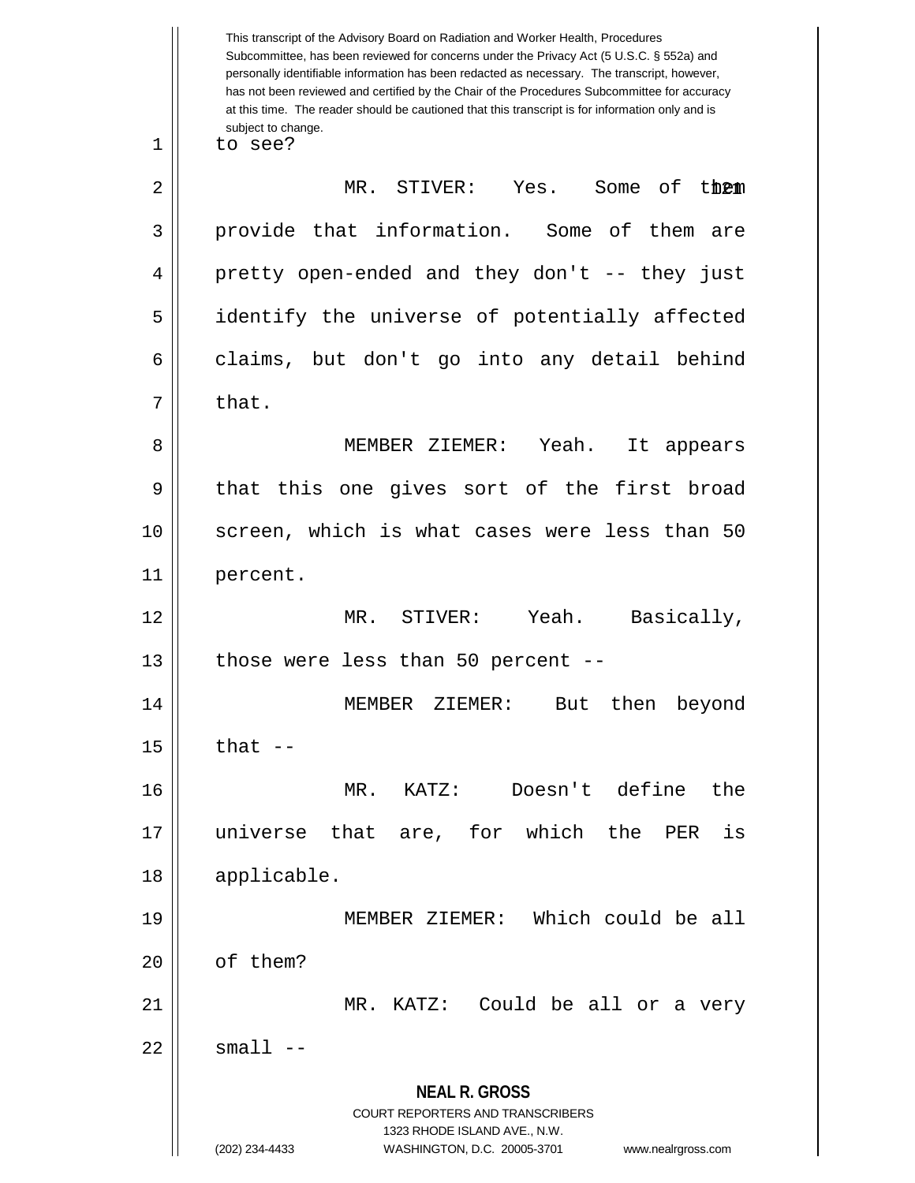to see?

MR. STIVER: Yes. Some of them provide that information. Some of them are pretty open-ended and they don't -- they just identify the universe of potentially affected claims, but don't go into any detail behind that.

MEMBER ZIEMER: Yeah. It appears that this one gives sort of the first broad screen, which is what cases were less than 50 percent.

MR. STIVER: Yeah. Basically, those were less than 50 percent --

MEMBER ZIEMER: But then beyond that --

MR. KATZ: Doesn't define the universe that are, for which the PER is applicable.

MEMBER ZIEMER: Which could be all of them?

MR. KATZ: Could be all or a very small --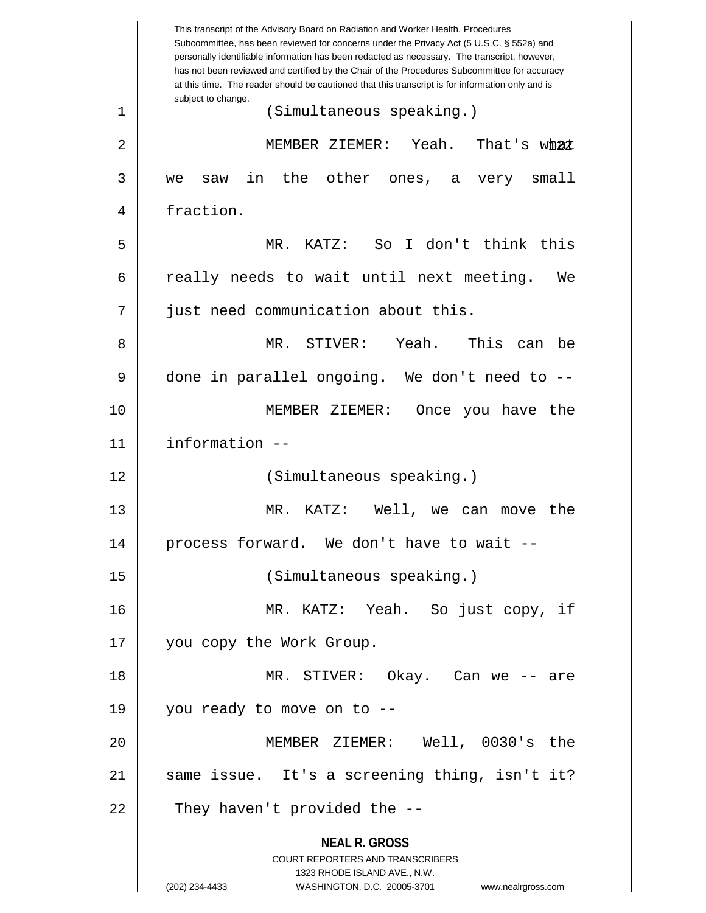(Simultaneous speaking.)

MEMBER ZIEMER: Yeah. That's what we saw in the other ones, a very small fraction.

MR. KATZ: So I don't think this really needs to wait until next meeting. We just need communication about this.

MR. STIVER: Yeah. This can be done in parallel ongoing. We don't need to --

MEMBER ZIEMER: Once you have the information --

(Simultaneous speaking.)

MR. KATZ: Well, we can move the process forward. We don't have to wait --

(Simultaneous speaking.)

MR. KATZ: Yeah. So just copy, if you copy the Work Group.

MR. STIVER: Okay. Can we -- are you ready to move on to --

MEMBER ZIEMER: Well, 0030's the same issue. It's a screening thing, isn't it? They haven't provided the --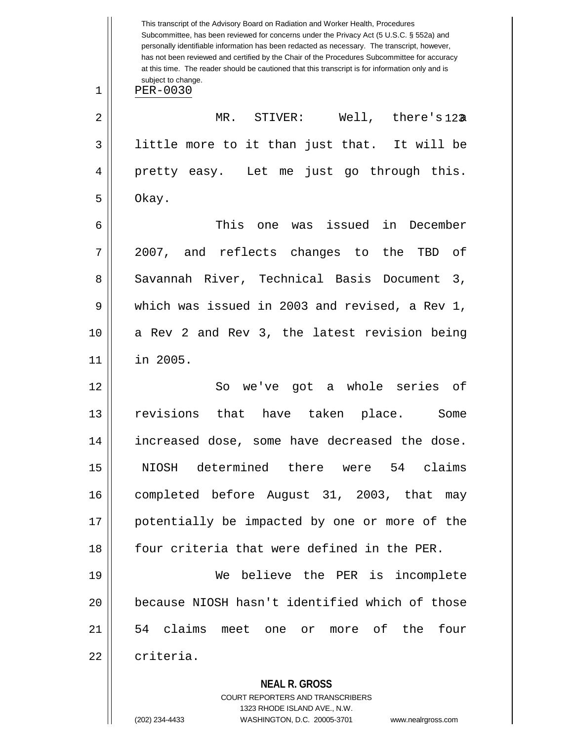PER-0030

MR. STIVER: Well, there's a little more to it than just that. It will be pretty easy. Let me just go through this. Okay.

This one was issued in December 2007, and reflects changes to the TBD of Savannah River, Technical Basis Document 3, which was issued in 2003 and revised, a Rev 1, a Rev 2 and Rev 3, the latest revision being in 2005.

So we've got a whole series of revisions that have taken place. Some increased dose, some have decreased the dose. NIOSH determined there were 54 claims completed before August 31, 2003, that may potentially be impacted by one or more of the four criteria that were defined in the PER.

We believe the PER is incomplete because NIOSH hasn't identified which of those 54 claims meet one or more of the four criteria.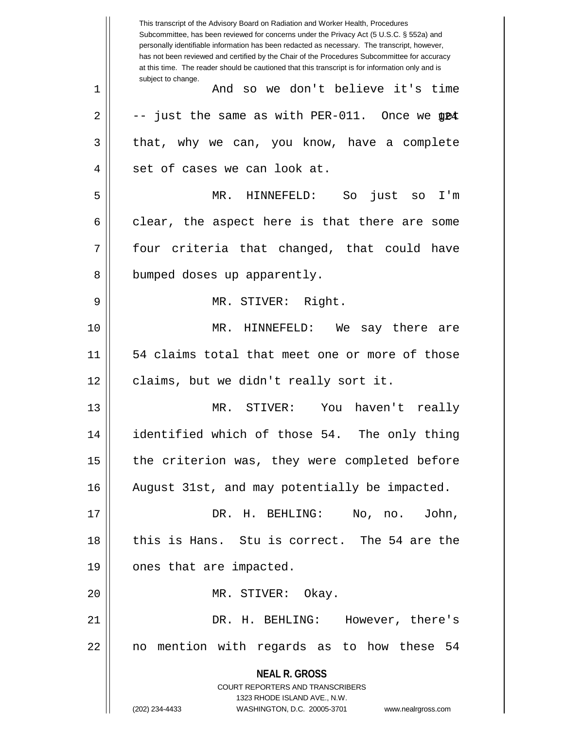And so we don't believe it's time -- just the same as with PER-011. Once we get that, why we can, you know, have a complete set of cases we can look at.

MR. HINNEFELD: So just so I'm clear, the aspect here is that there are some four criteria that changed, that could have bumped doses up apparently.

MR. STIVER: Right.

MR. HINNEFELD: We say there are 54 claims total that meet one or more of those claims, but we didn't really sort it.

MR. STIVER: You haven't really identified which of those 54. The only thing the criterion was, they were completed before August 31st, and may potentially be impacted.

DR. H. BEHLING: No, no. John, this is Hans. Stu is correct. The 54 are the ones that are impacted.

MR. STIVER: Okay.

DR. H. BEHLING: However, there's no mention with regards as to how these 54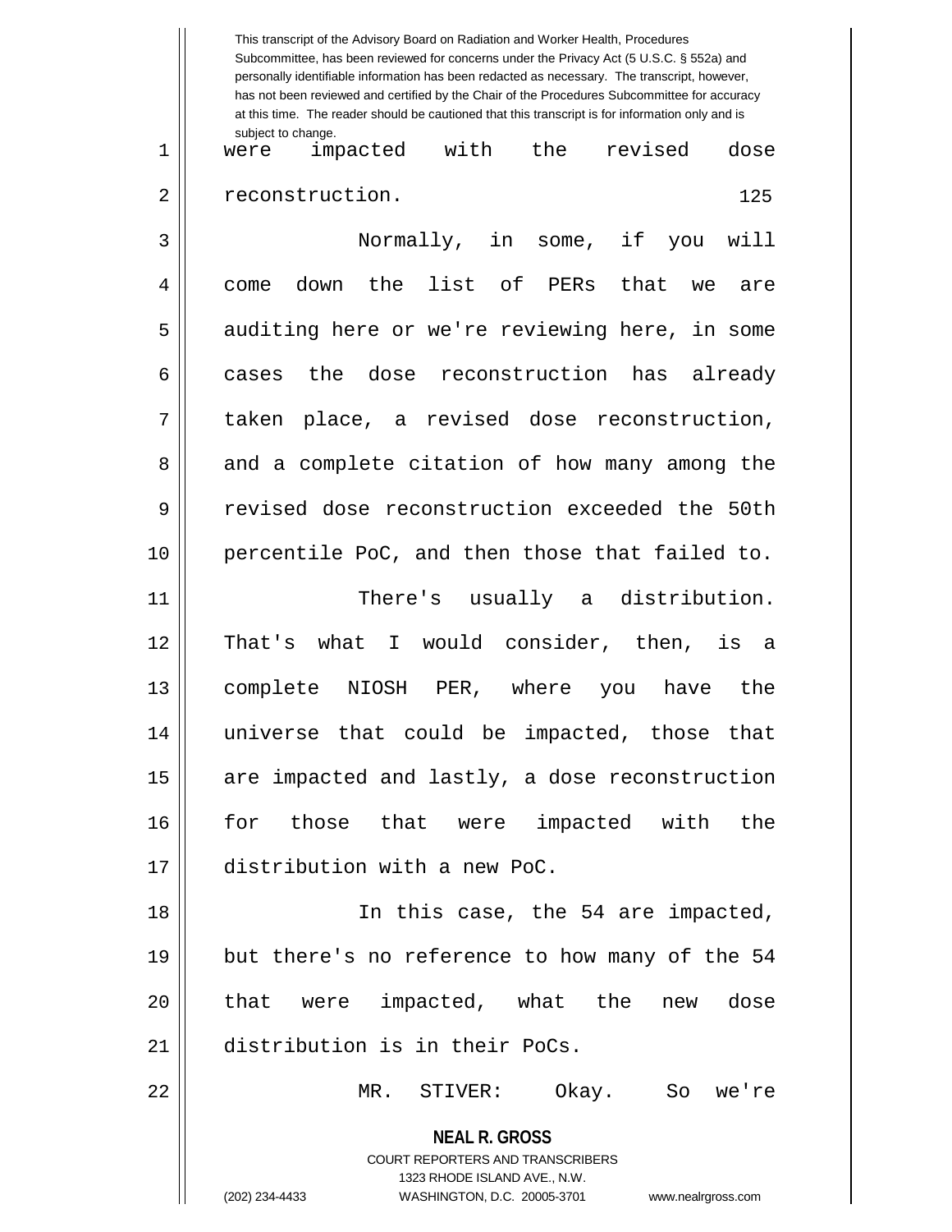were impacted with the revised dose reconstruction.

Normally, in some, if you will come down the list of PERs that we are auditing here or we're reviewing here, in some cases the dose reconstruction has already taken place, a revised dose reconstruction, and a complete citation of how many among the revised dose reconstruction exceeded the 50th percentile PoC, and then those that failed to.

There's usually a distribution. That's what I would consider, then, is a complete NIOSH PER, where you have the universe that could be impacted, those that are impacted and lastly, a dose reconstruction for those that were impacted with the distribution with a new PoC.

In this case, the 54 are impacted, but there's no reference to how many of the 54 that were impacted, what the new dose distribution is in their PoCs.

MR. STIVER: Okay. So we're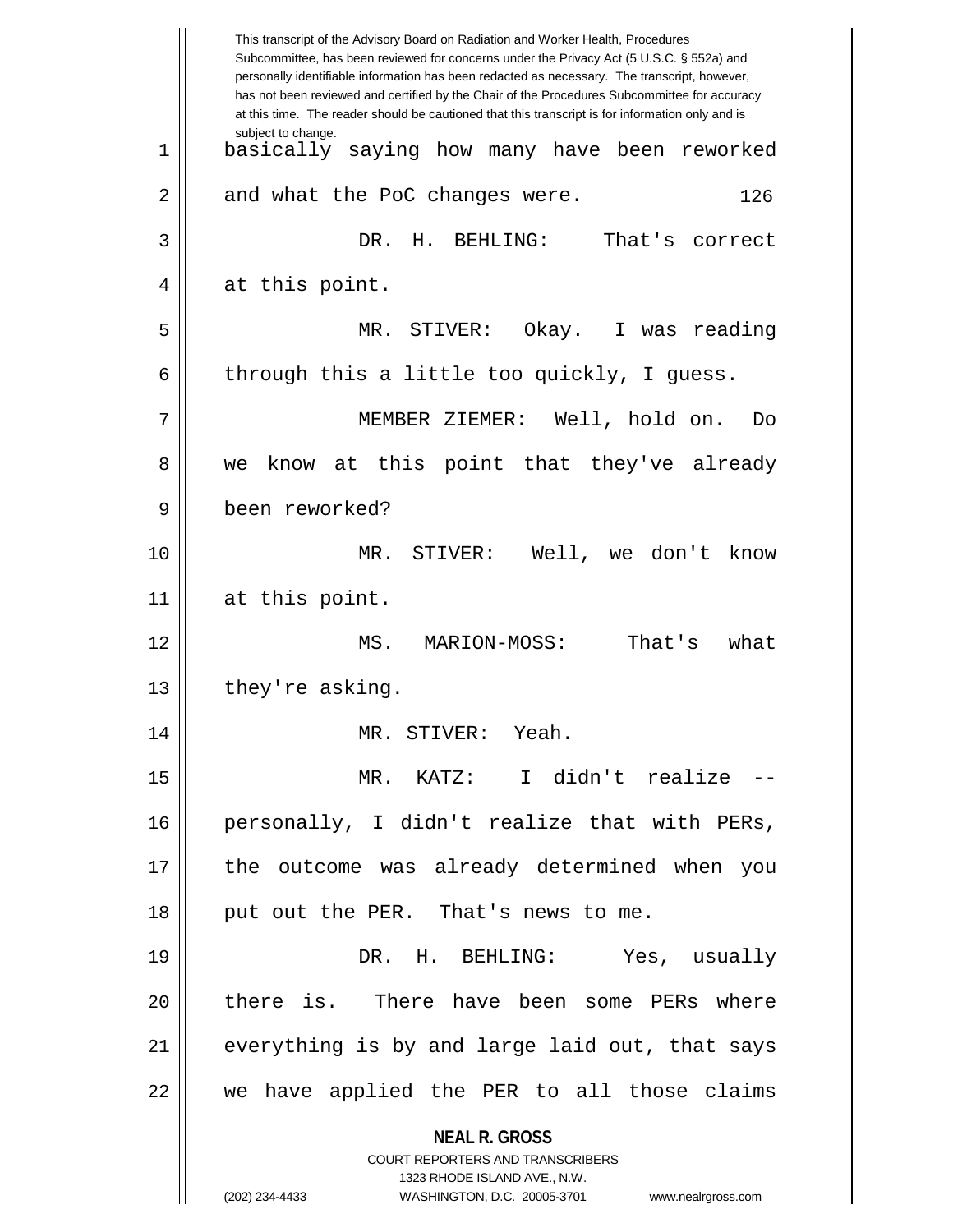basically saying how many have been reworked and what the PoC changes were.

DR. H. BEHLING: That's correct at this point.

MR. STIVER: Okay. I was reading through this a little too quickly, I guess.

MEMBER ZIEMER: Well, hold on. Do we know at this point that they've already been reworked?

MR. STIVER: Well, we don't know at this point.

MS. MARION-MOSS: That's what they're asking.

MR. STIVER: Yeah.

MR. KATZ: I didn't realize -- personally, I didn't realize that with PERs, the outcome was already determined when you put out the PER. That's news to me.

DR. H. BEHLING: Yes, usually there is. There have been some PERs where everything is by and large laid out, that says we have applied the PER to all those claims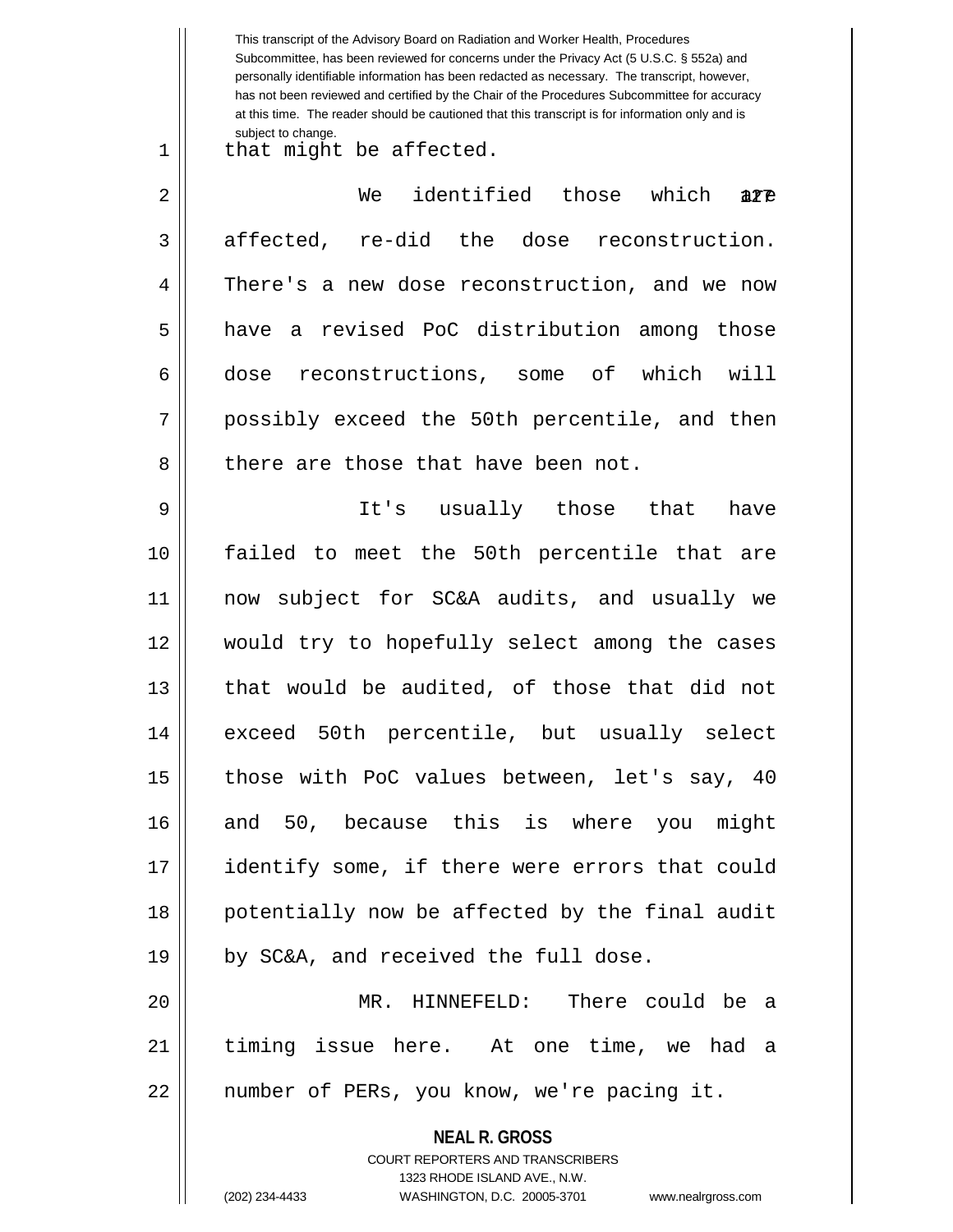that might be affected.

We identified those which are affected, re-did the dose reconstruction. There's a new dose reconstruction, and we now have a revised PoC distribution among those dose reconstructions, some of which will possibly exceed the 50th percentile, and then there are those that have been not.

It's usually those that have failed to meet the 50th percentile that are now subject for SC&A audits, and usually we would try to hopefully select among the cases that would be audited, of those that did not exceed 50th percentile, but usually select those with PoC values between, let's say, 40 and 50, because this is where you might identify some, if there were errors that could potentially now be affected by the final audit by SC&A, and received the full dose.

MR. HINNEFELD: There could be a timing issue here. At one time, we had a number of PERs, you know, we're pacing it.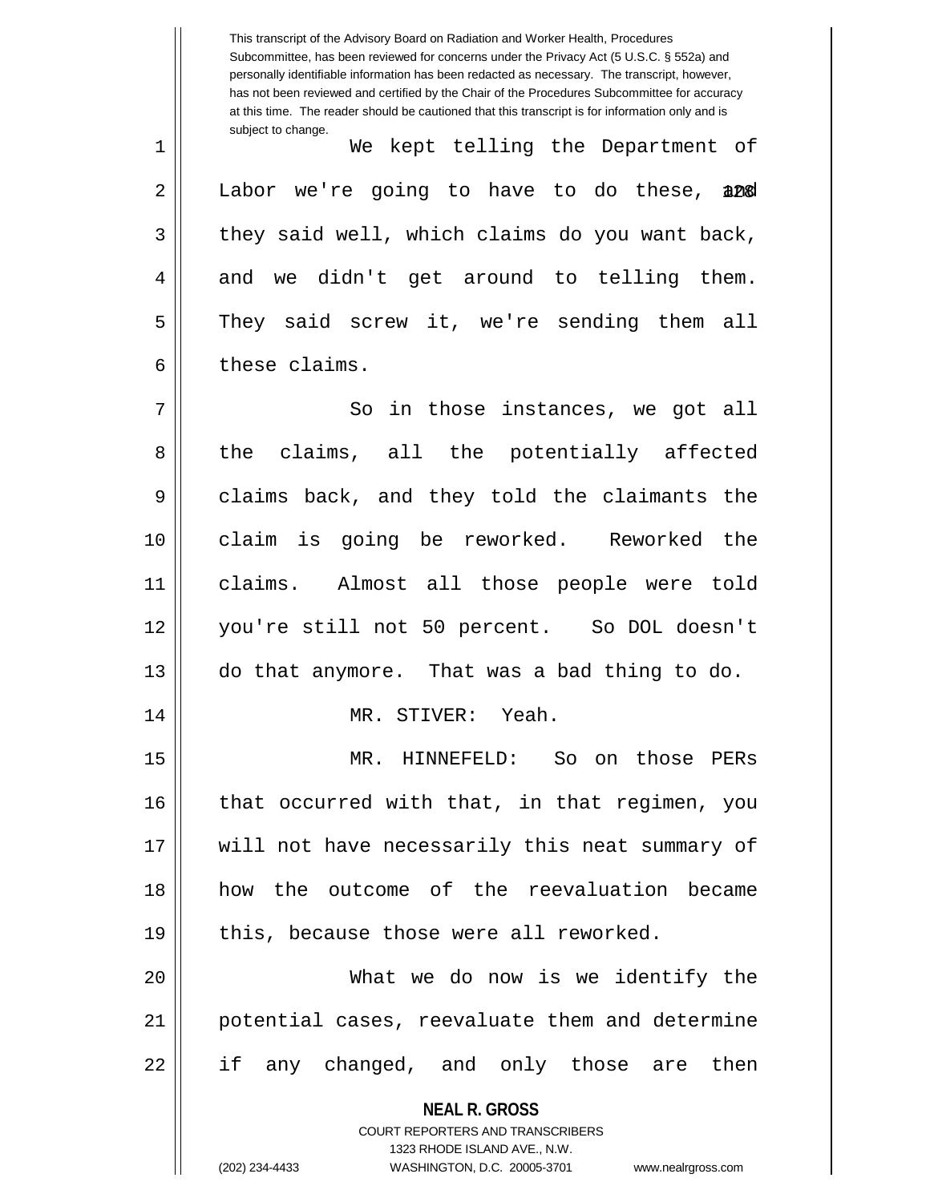We kept telling the Department of Labor we're going to have to do these, and they said well, which claims do you want back, and we didn't get around to telling them. They said screw it, we're sending them all these claims.

So in those instances, we got all the claims, all the potentially affected claims back, and they told the claimants the claim is going be reworked. Reworked the claims. Almost all those people were told you're still not 50 percent. So DOL doesn't do that anymore. That was a bad thing to do.

MR. STIVER: Yeah.

MR. HINNEFELD: So on those PERs that occurred with that, in that regimen, you will not have necessarily this neat summary of how the outcome of the reevaluation became this, because those were all reworked.

What we do now is we identify the potential cases, reevaluate them and determine if any changed, and only those are then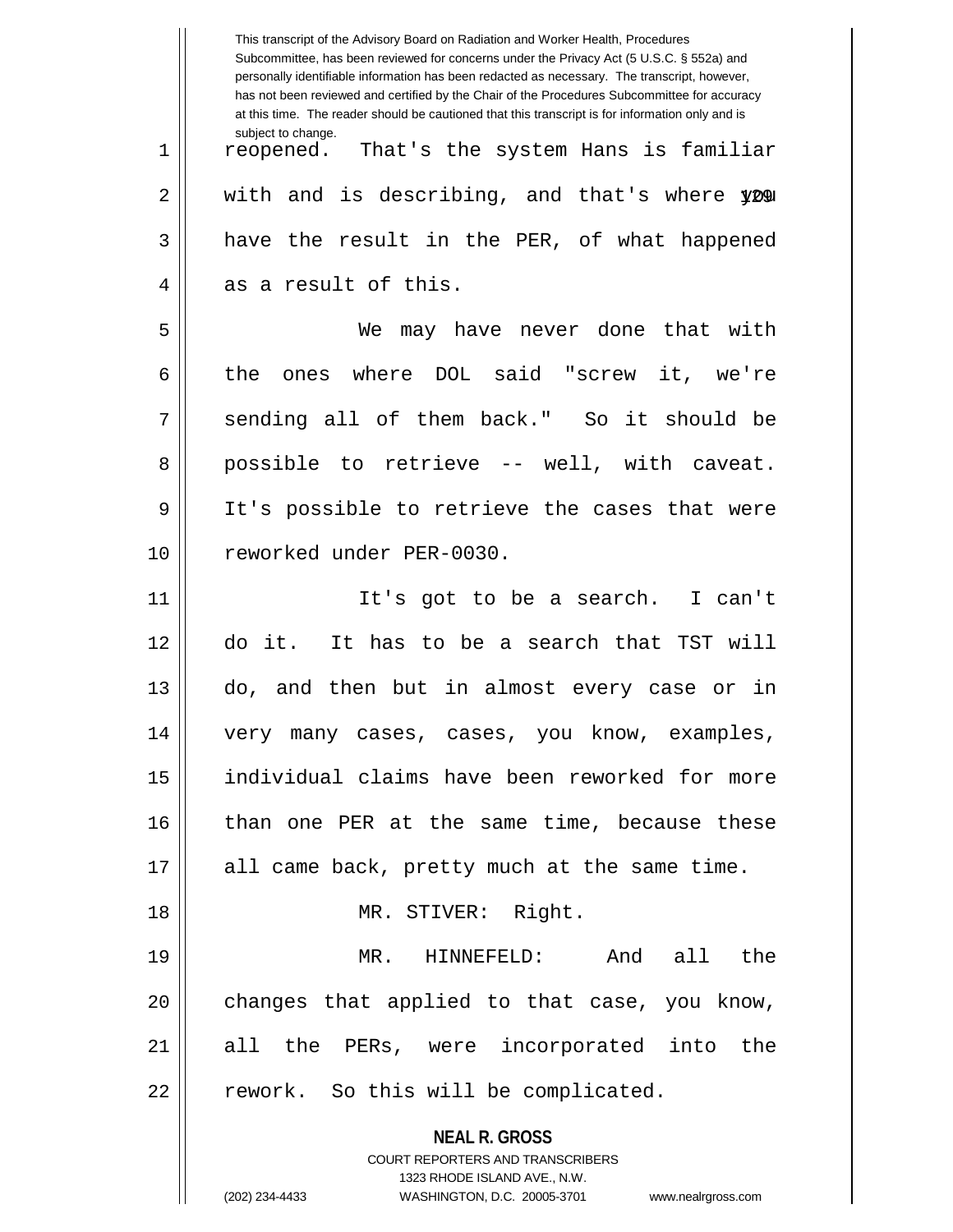reopened. That's the system Hans is familiar with and is describing, and that's where you have the result in the PER, of what happened as a result of this.

We may have never done that with the ones where DOL said "screw it, we're sending all of them back." So it should be possible to retrieve -- well, with caveat. It's possible to retrieve the cases that were reworked under PER-0030.

It's got to be a search. I can't do it. It has to be a search that TST will do, and then but in almost every case or in very many cases, cases, you know, examples, individual claims have been reworked for more than one PER at the same time, because these all came back, pretty much at the same time.

MR. STIVER: Right.

MR. HINNEFELD: And all the changes that applied to that case, you know, all the PERs, were incorporated into the rework. So this will be complicated.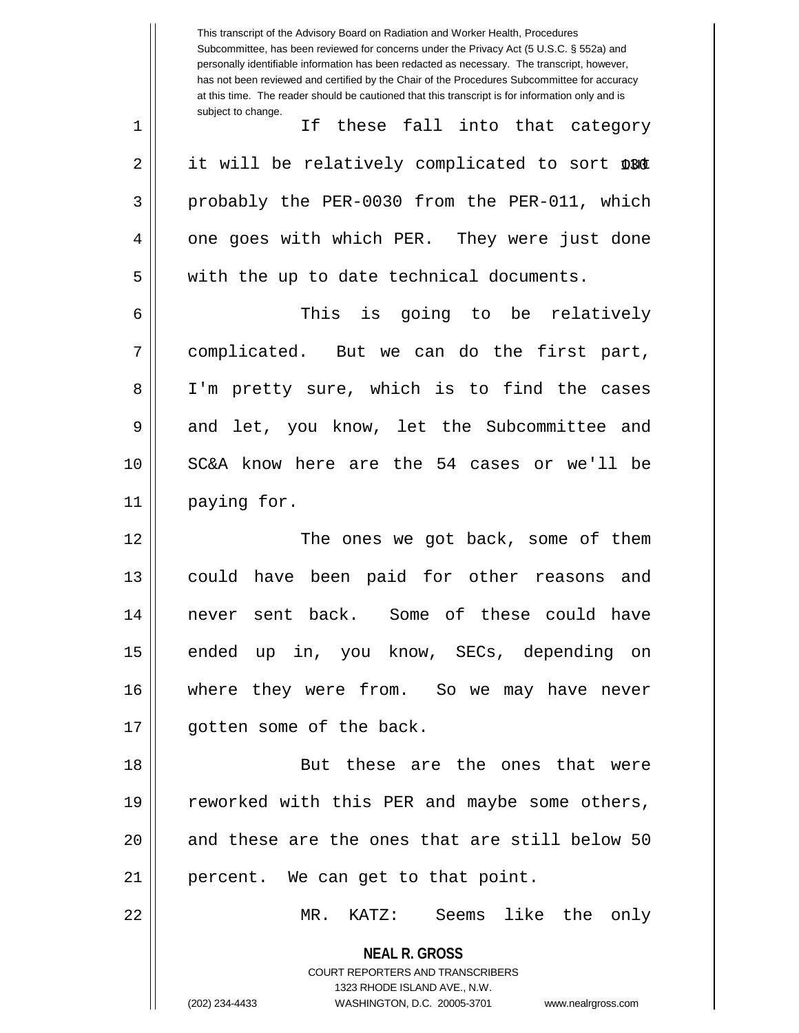This transcript of the Advisory Board on Radiation and Worker Health, Procedures Subcommittee, has been reviewed for concerns under the Privacy Act (5 U.S.C. § 552a) and personally identifiable information has been redacted as necessary. The transcript, however, has not been reviewed and certified by the Chair of the Procedures Subcommittee for accuracy at this time. The reader should be cautioned that this transcript is for information only and is subject to change.

If these fall into that category it will be relatively complicated to sort out probably the PER-0030 from the PER-011, which one goes with which PER. They were just done with the up to date technical documents.

This is going to be relatively complicated. But we can do the first part, I'm pretty sure, which is to find the cases and let, you know, let the Subcommittee and SC&A know here are the 54 cases or we'll be paying for.

The ones we got back, some of them could have been paid for other reasons and never sent back. Some of these could have ended up in, you know, SECs, depending on where they were from. So we may have never gotten some of the back.

But these are the ones that were reworked with this PER and maybe some others, and these are the ones that are still below 50 percent. We can get to that point.

MR. KATZ: Seems like the only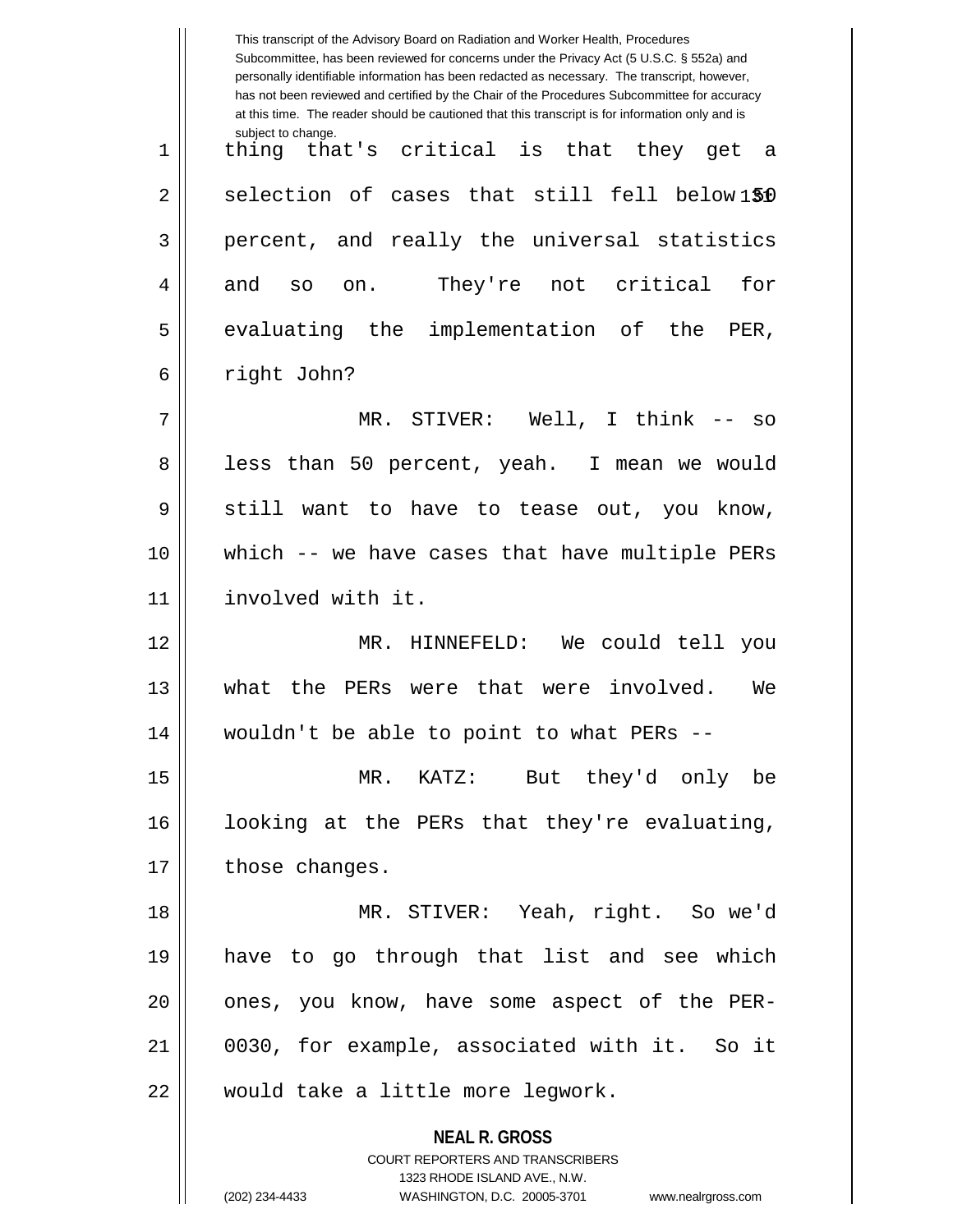thing that's critical is that they get a selection of cases that still fell below 50 percent, and really the universal statistics and so on. They're not critical for evaluating the implementation of the PER, right John?

MR. STIVER: Well, I think -- so less than 50 percent, yeah. I mean we would still want to have to tease out, you know, which -- we have cases that have multiple PERs involved with it.

MR. HINNEFELD: We could tell you what the PERs were that were involved. We wouldn't be able to point to what PERs --

MR. KATZ: But they'd only be looking at the PERs that they're evaluating, those changes.

MR. STIVER: Yeah, right. So we'd have to go through that list and see which ones, you know, have some aspect of the PER-0030, for example, associated with it. So it would take a little more legwork.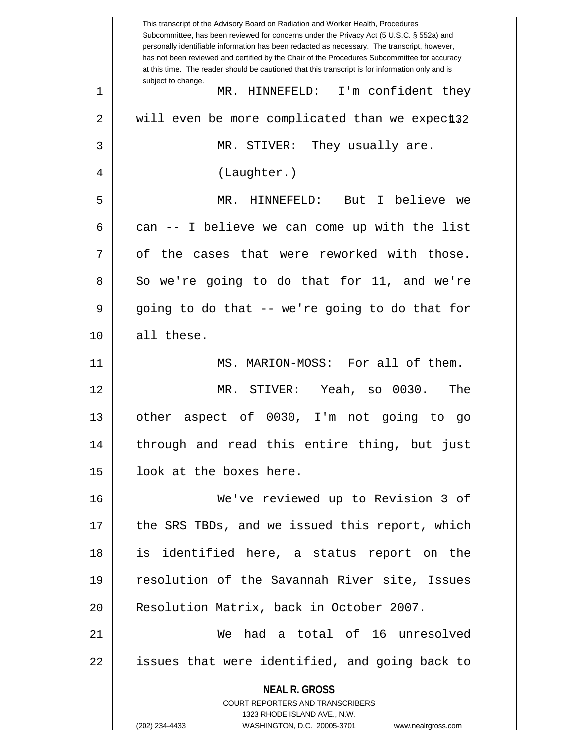MR. HINNEFELD: I'm confident they will even be more complicated than we expect.

MR. STIVER: They usually are.

(Laughter.)

MR. HINNEFELD: But I believe we can -- I believe we can come up with the list of the cases that were reworked with those. So we're going to do that for 11, and we're going to do that -- we're going to do that for all these.

MS. MARION-MOSS: For all of them.

MR. STIVER: Yeah, so 0030. The other aspect of 0030, I'm not going to go through and read this entire thing, but just look at the boxes here.

We've reviewed up to Revision 3 of the SRS TBDs, and we issued this report, which is identified here, a status report on the resolution of the Savannah River site, Issues Resolution Matrix, back in October 2007.

We had a total of 16 unresolved issues that were identified, and going back to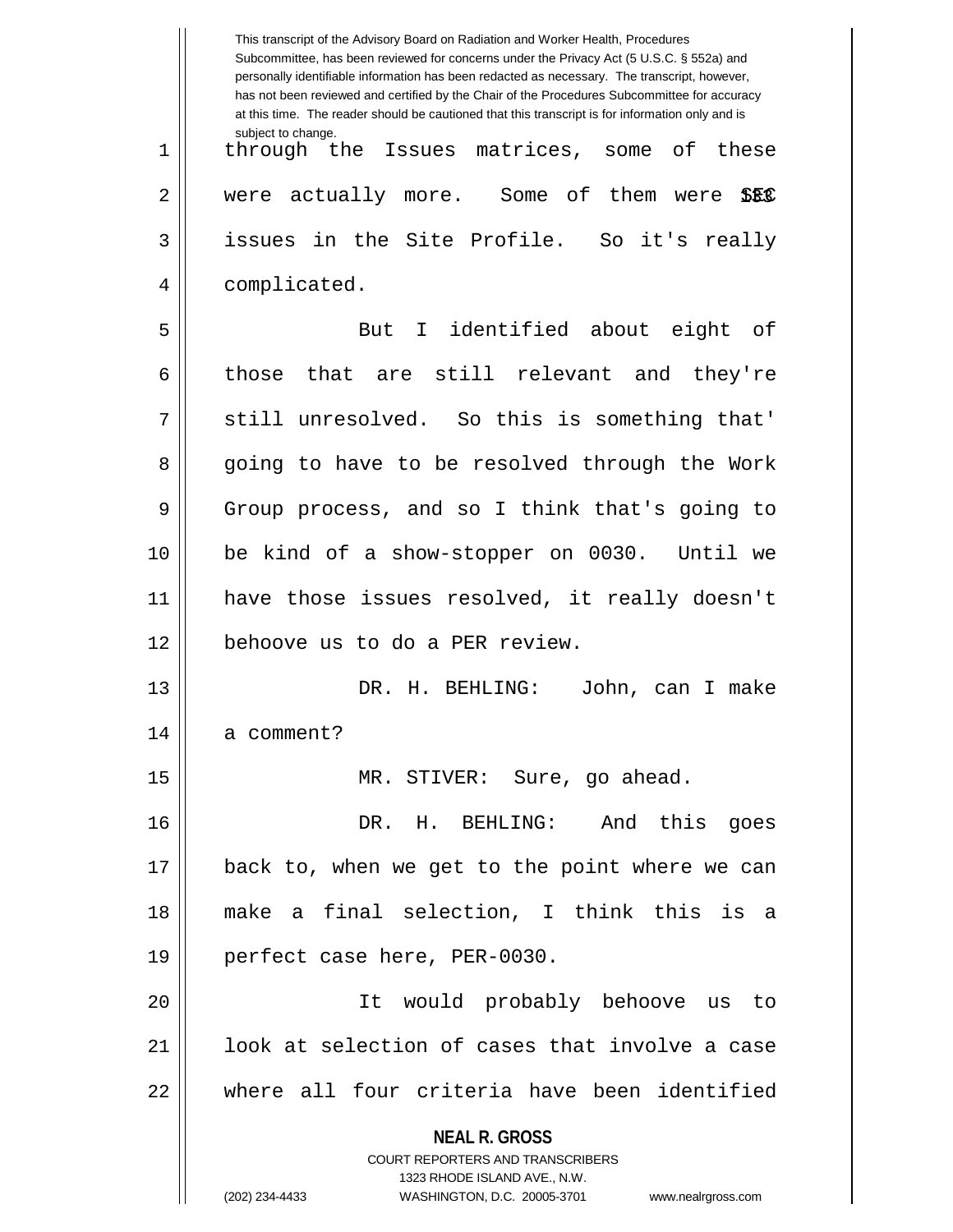through the Issues matrices, some of these were actually more. Some of them were SEC issues in the Site Profile. So it's really complicated.

But I identified about eight of those that are still relevant and they're still unresolved. So this is something that' going to have to be resolved through the Work Group process, and so I think that's going to be kind of a show-stopper on 0030. Until we have those issues resolved, it really doesn't behoove us to do a PER review.

DR. H. BEHLING: John, can I make a comment?

MR. STIVER: Sure, go ahead.

DR. H. BEHLING: And this goes back to, when we get to the point where we can make a final selection, I think this is a perfect case here, PER-0030.

It would probably behoove us to look at selection of cases that involve a case where all four criteria have been identified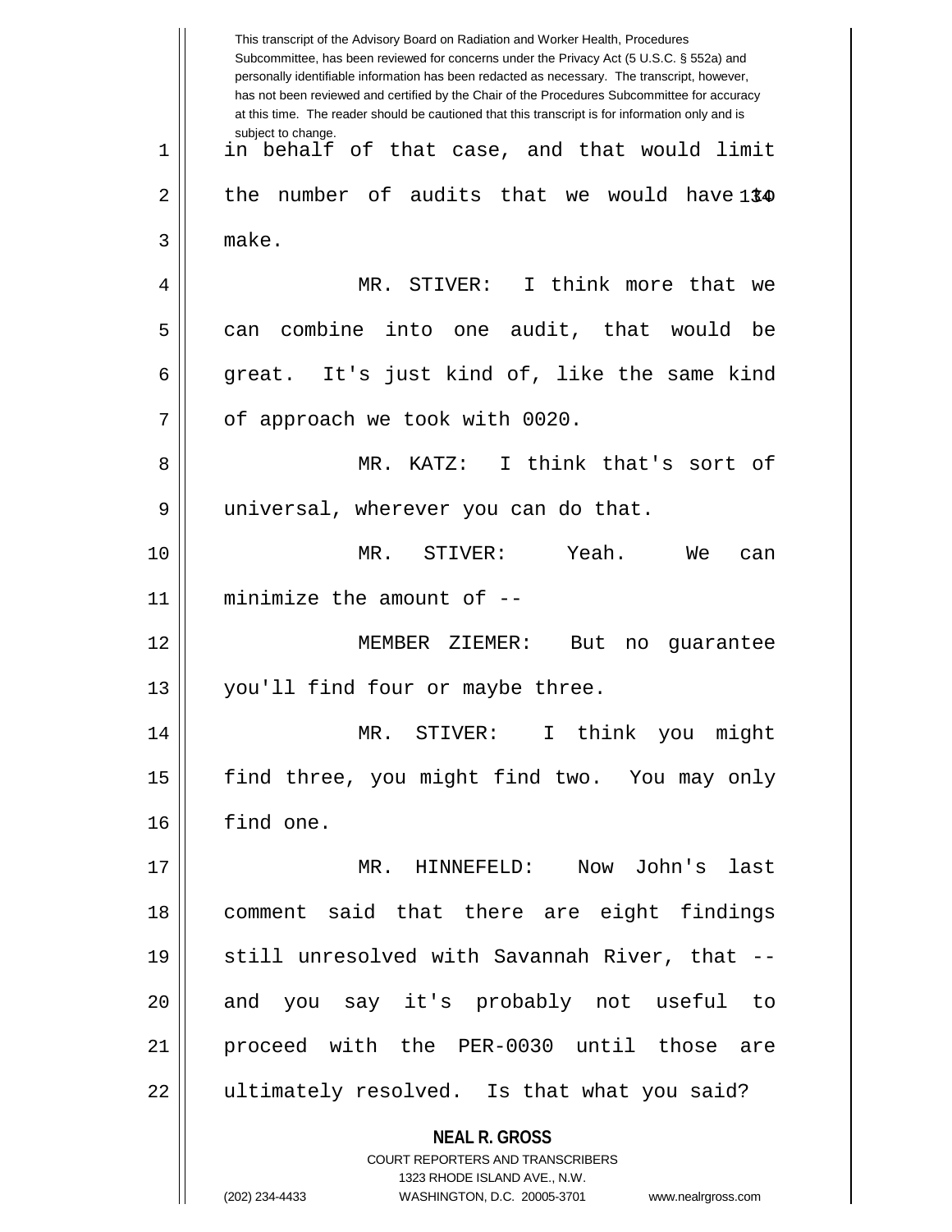in behalf of that case, and that would limit the number of audits that we would have to make.

MR. STIVER: I think more that we can combine into one audit, that would be great. It's just kind of, like the same kind of approach we took with 0020.

MR. KATZ: I think that's sort of universal, wherever you can do that.

MR. STIVER: Yeah. We can minimize the amount of --

MEMBER ZIEMER: But no guarantee you'll find four or maybe three.

MR. STIVER: I think you might find three, you might find two. You may only find one.

MR. HINNEFELD: Now John's last comment said that there are eight findings still unresolved with Savannah River, that -- and you say it's probably not useful to proceed with the PER-0030 until those are ultimately resolved. Is that what you said?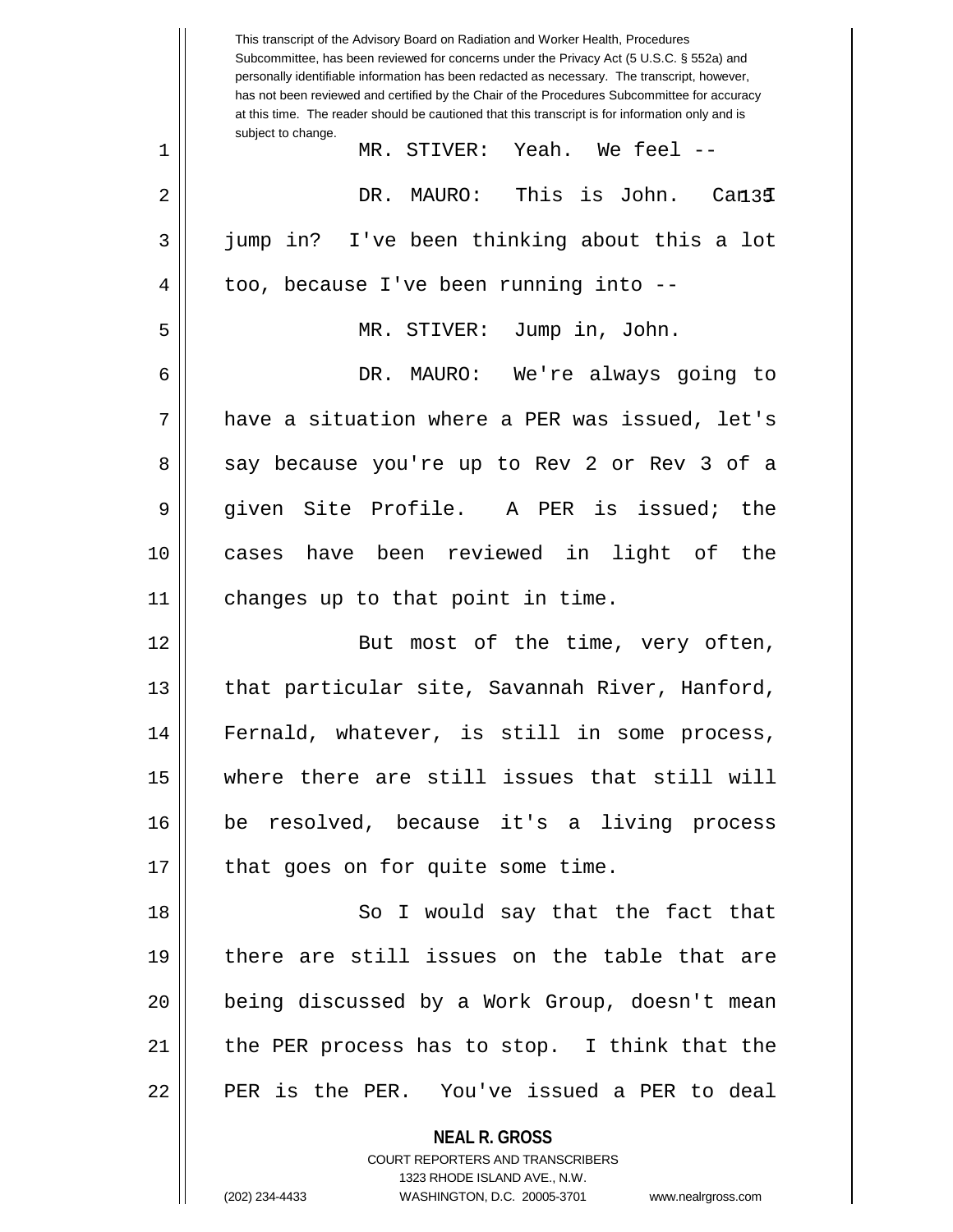This transcript of the Advisory Board on Radiation and Worker Health, Procedures Subcommittee, has been reviewed for concerns under the Privacy Act (5 U.S.C. § 552a) and personally identifiable information has been redacted as necessary. The transcript, however, has not been reviewed and certified by the Chair of the Procedures Subcommittee for accuracy at this time. The reader should be cautioned that this transcript is for information only and is subject to change.

MR. STIVER: Yeah. We feel --

DR. MAURO: This is John. Can I jump in? I've been thinking about this a lot too, because I've been running into --

MR. STIVER: Jump in, John.

DR. MAURO: We're always going to have a situation where a PER was issued, let's say because you're up to Rev 2 or Rev 3 of a given Site Profile. A PER is issued; the cases have been reviewed in light of the changes up to that point in time.

But most of the time, very often, that particular site, Savannah River, Hanford, Fernald, whatever, is still in some process, where there are still issues that still will be resolved, because it's a living process that goes on for quite some time.

So I would say that the fact that there are still issues on the table that are being discussed by a Work Group, doesn't mean the PER process has to stop. I think that the PER is the PER. You've issued a PER to deal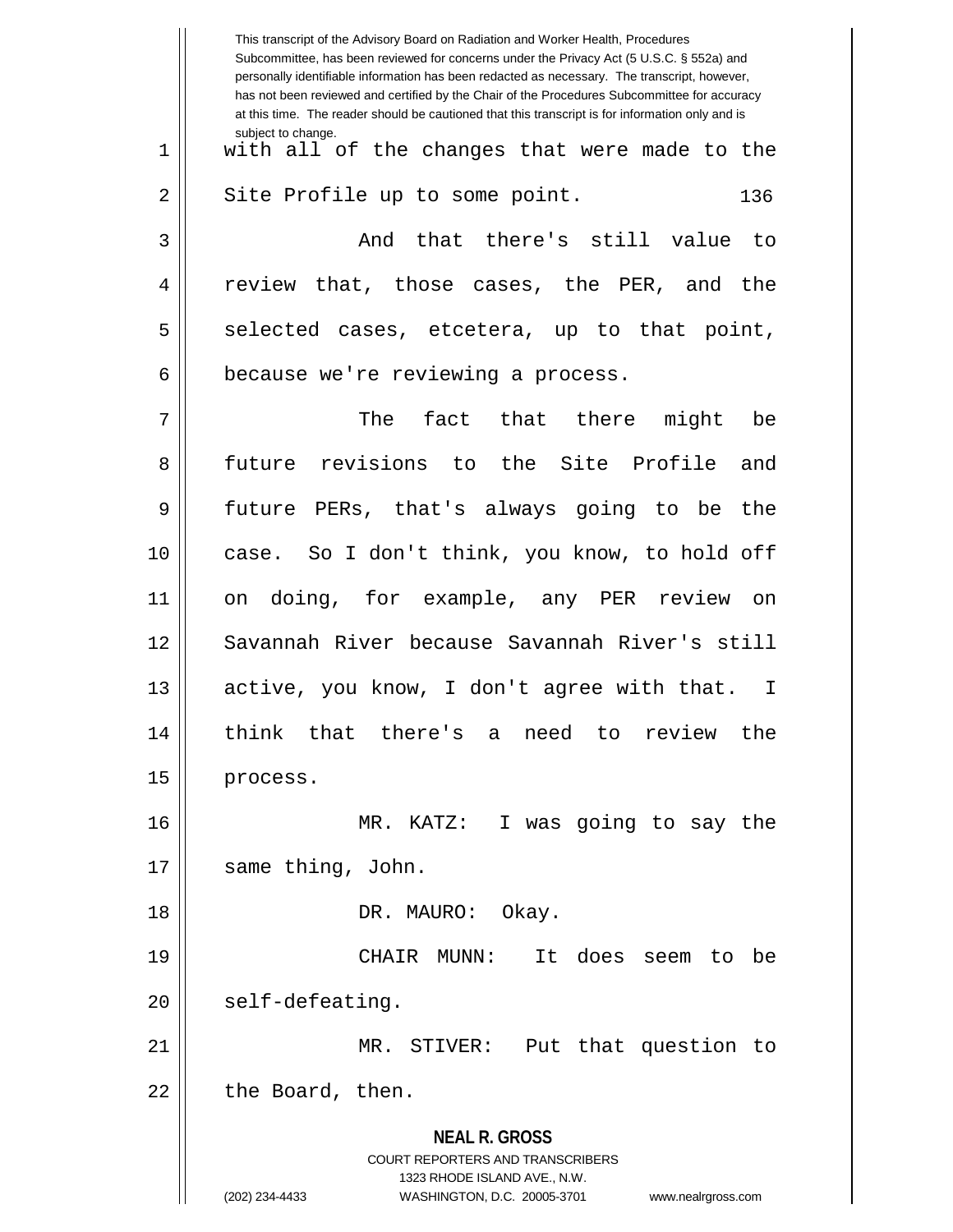with all of the changes that were made to the Site Profile up to some point.

And that there's still value to review that, those cases, the PER, and the selected cases, etcetera, up to that point, because we're reviewing a process.

The fact that there might be future revisions to the Site Profile and future PERs, that's always going to be the case. So I don't think, you know, to hold off on doing, for example, any PER review on Savannah River because Savannah River's still active, you know, I don't agree with that. I think that there's a need to review the process.

MR. KATZ: I was going to say the same thing, John.

DR. MAURO: Okay.

CHAIR MUNN: It does seem to be self-defeating.

MR. STIVER: Put that question to the Board, then.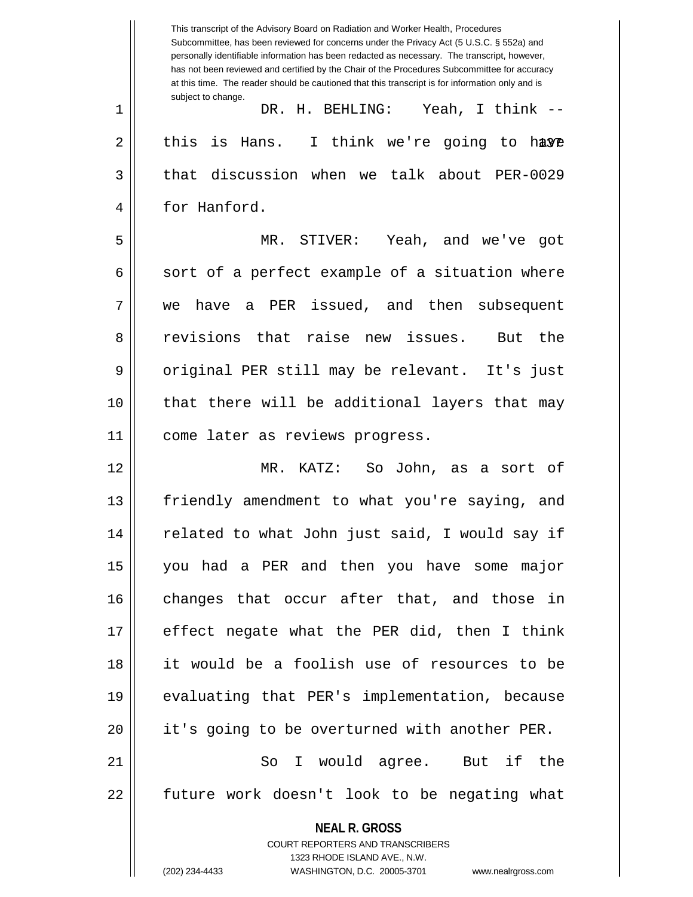DR. H. BEHLING: Yeah, I think -- this is Hans. I think we're going to have that discussion when we talk about PER-0029 for Hanford.

MR. STIVER: Yeah, and we've got sort of a perfect example of a situation where we have a PER issued, and then subsequent revisions that raise new issues. But the original PER still may be relevant. It's just that there will be additional layers that may come later as reviews progress.

MR. KATZ: So John, as a sort of friendly amendment to what you're saying, and related to what John just said, I would say if you had a PER and then you have some major changes that occur after that, and those in effect negate what the PER did, then I think it would be a foolish use of resources to be evaluating that PER's implementation, because it's going to be overturned with another PER.

So I would agree. But if the future work doesn't look to be negating what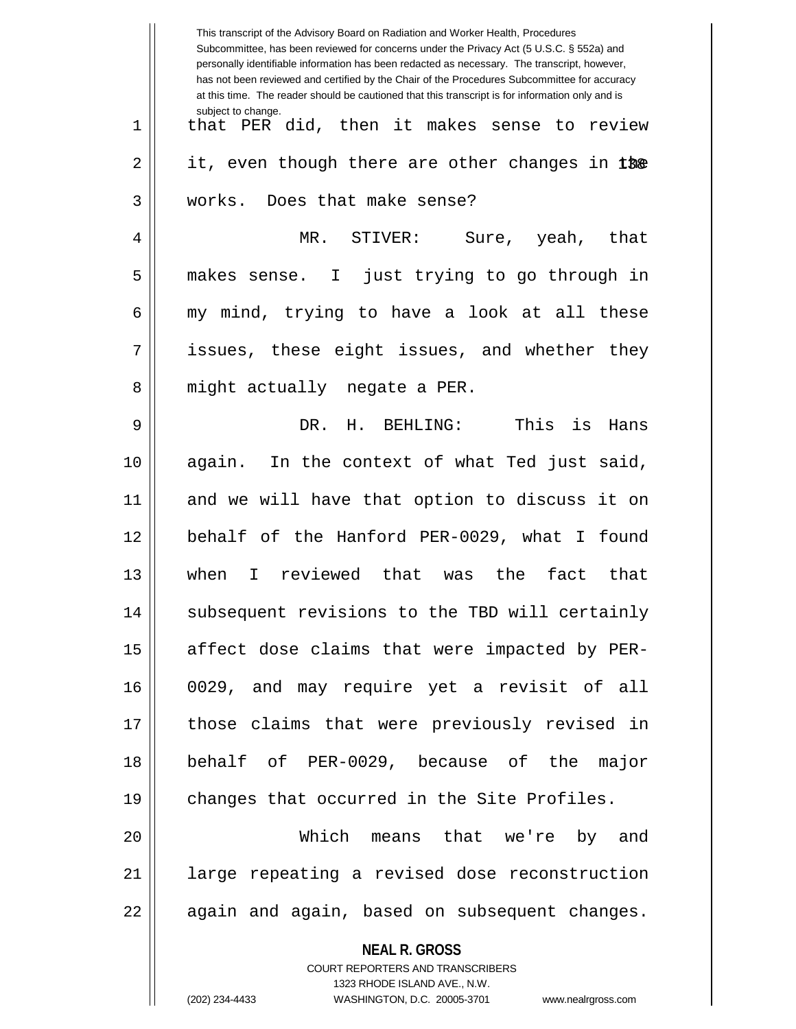that PER did, then it makes sense to review it, even though there are other changes in the works. Does that make sense?

MR. STIVER: Sure, yeah, that makes sense. I just trying to go through in my mind, trying to have a look at all these issues, these eight issues, and whether they might actually negate a PER.

DR. H. BEHLING: This is Hans again. In the context of what Ted just said, and we will have that option to discuss it on behalf of the Hanford PER-0029, what I found when I reviewed that was the fact that subsequent revisions to the TBD will certainly affect dose claims that were impacted by PER-0029, and may require yet a revisit of all those claims that were previously revised in behalf of PER-0029, because of the major changes that occurred in the Site Profiles.

Which means that we're by and large repeating a revised dose reconstruction again and again, based on subsequent changes.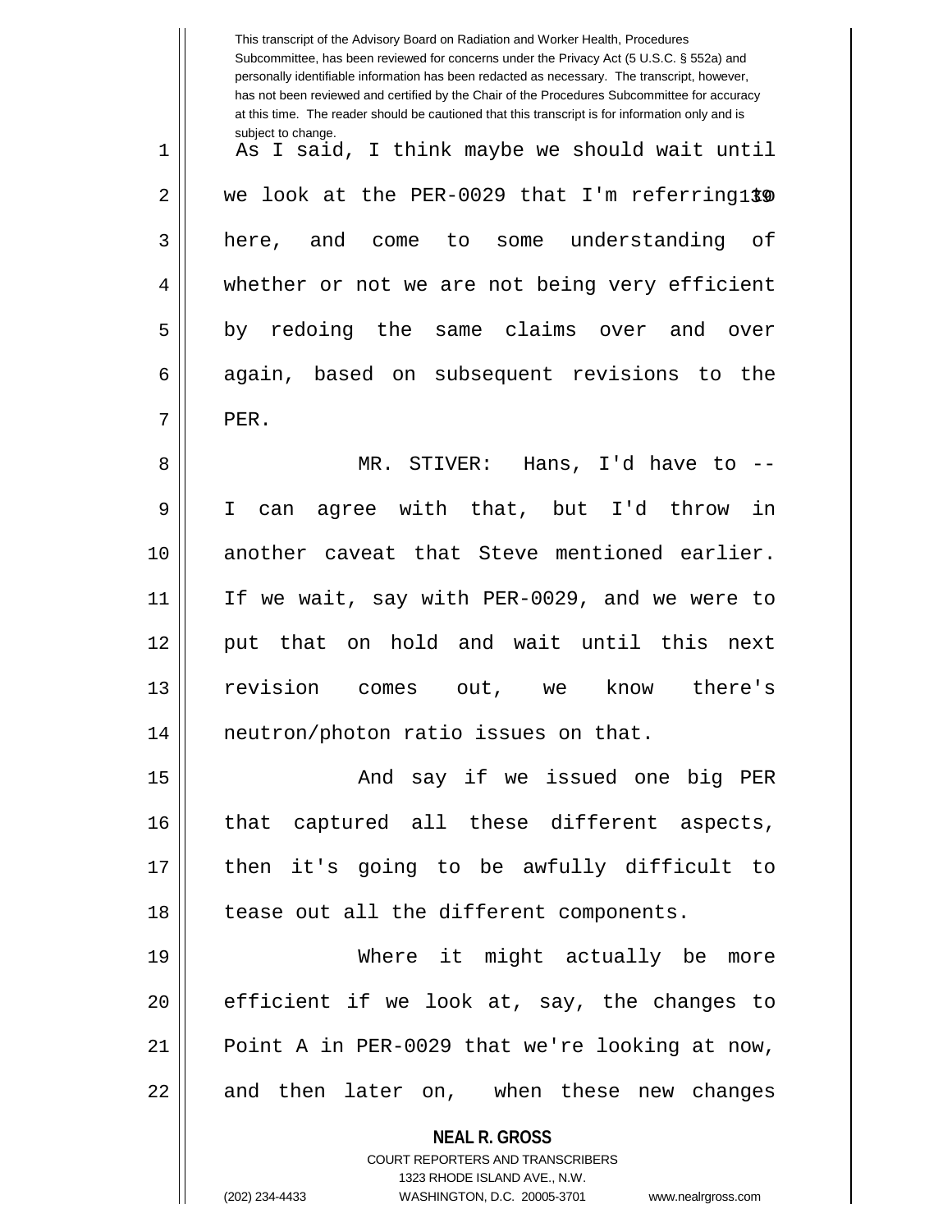As I said, I think maybe we should wait until we look at the PER-0029 that I'm referring to here, and come to some understanding of whether or not we are not being very efficient by redoing the same claims over and over again, based on subsequent revisions to the PER.

MR. STIVER: Hans, I'd have to -- I can agree with that, but I'd throw in another caveat that Steve mentioned earlier. If we wait, say with PER-0029, and we were to put that on hold and wait until this next revision comes out, we know there's neutron/photon ratio issues on that.

And say if we issued one big PER that captured all these different aspects, then it's going to be awfully difficult to tease out all the different components.

Where it might actually be more efficient if we look at, say, the changes to Point A in PER-0029 that we're looking at now, and then later on, when these new changes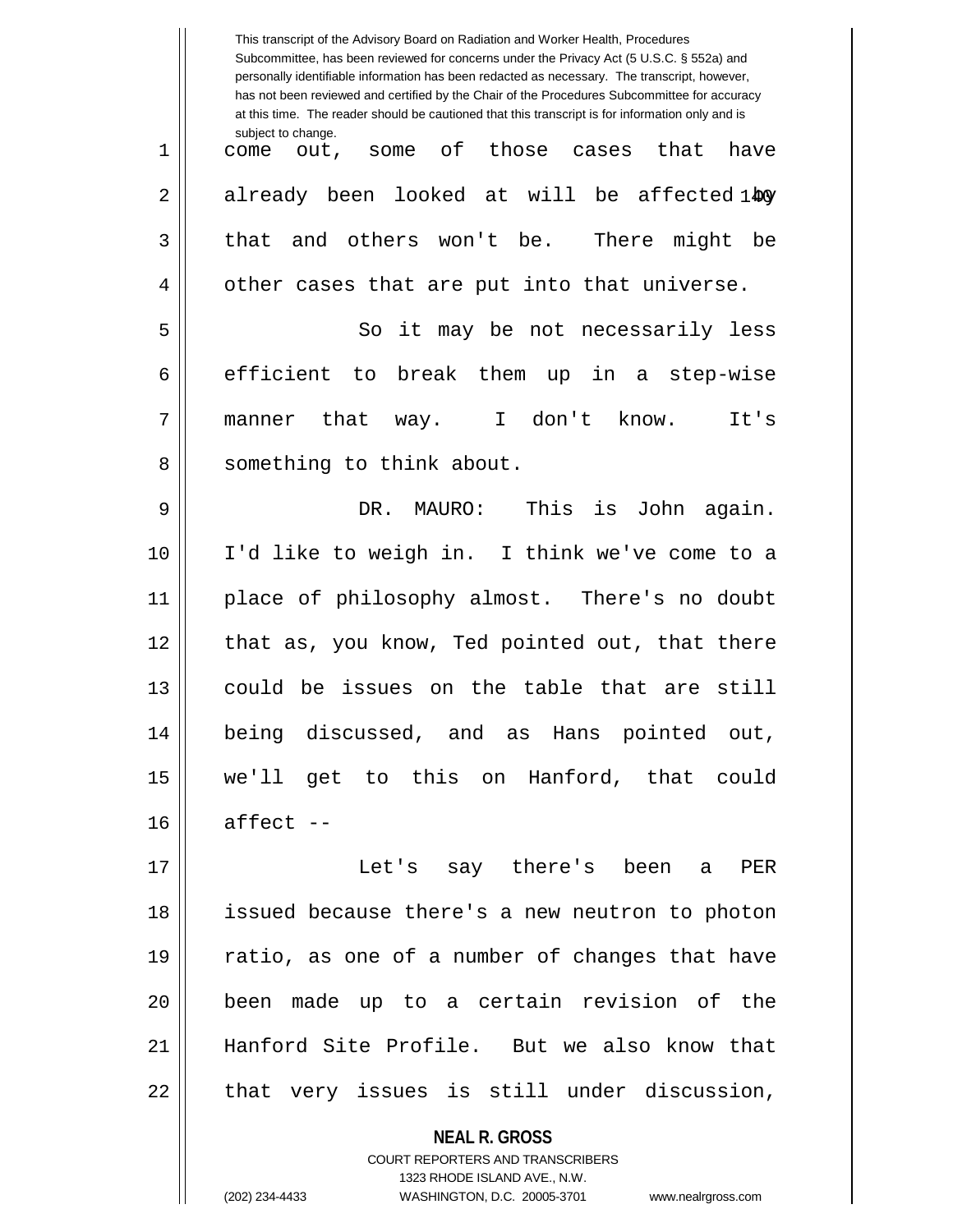come out, some of those cases that have already been looked at will be affected by that and others won't be. There might be other cases that are put into that universe.

So it may be not necessarily less efficient to break them up in a step-wise manner that way. I don't know. It's something to think about.

DR. MAURO: This is John again. I'd like to weigh in. I think we've come to a place of philosophy almost. There's no doubt that as, you know, Ted pointed out, that there could be issues on the table that are still being discussed, and as Hans pointed out, we'll get to this on Hanford, that could affect --

Let's say there's been a PER issued because there's a new neutron to photon ratio, as one of a number of changes that have been made up to a certain revision of the Hanford Site Profile. But we also know that that very issues is still under discussion,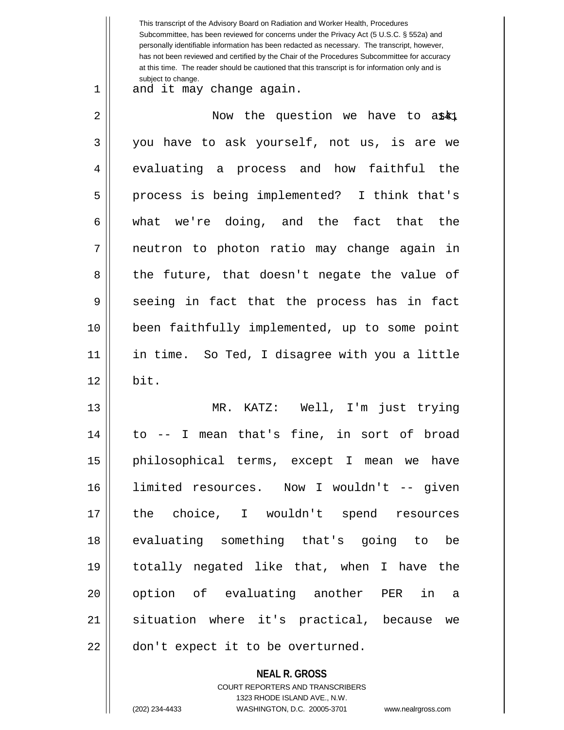This transcript of the Advisory Board on Radiation and Worker Health, Procedures Subcommittee, has been reviewed for concerns under the Privacy Act (5 U.S.C. § 552a) and personally identifiable information has been redacted as necessary. The transcript, however, has not been reviewed and certified by the Chair of the Procedures Subcommittee for accuracy at this time. The reader should be cautioned that this transcript is for information only and is subject to change.

and it may change again.

Now the question we have to ask, you have to ask yourself, not us, is are we evaluating a process and how faithful the process is being implemented? I think that's what we're doing, and the fact that the neutron to photon ratio may change again in the future, that doesn't negate the value of seeing in fact that the process has in fact been faithfully implemented, up to some point in time. So Ted, I disagree with you a little bit.

MR. KATZ: Well, I'm just trying to -- I mean that's fine, in sort of broad philosophical terms, except I mean we have limited resources. Now I wouldn't -- given the choice, I wouldn't spend resources evaluating something that's going to be totally negated like that, when I have the option of evaluating another PER in a situation where it's practical, because we don't expect it to be overturned.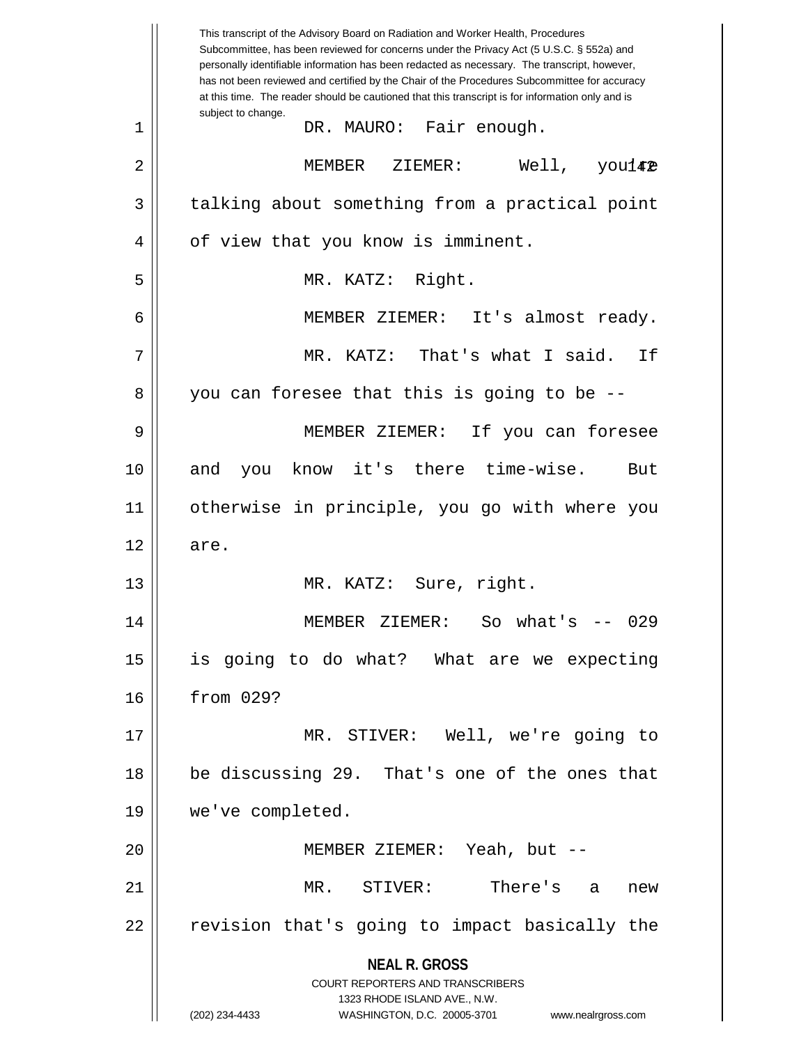This transcript of the Advisory Board on Radiation and Worker Health, Procedures Subcommittee, has been reviewed for concerns under the Privacy Act (5 U.S.C. § 552a) and personally identifiable information has been redacted as necessary. The transcript, however, has not been reviewed and certified by the Chair of the Procedures Subcommittee for accuracy at this time. The reader should be cautioned that this transcript is for information only and is subject to change.

DR. MAURO: Fair enough.

MEMBER ZIEMER: Well, you're talking about something from a practical point of view that you know is imminent.

MR. KATZ: Right.

MEMBER ZIEMER: It's almost ready.

MR. KATZ: That's what I said. If you can foresee that this is going to be --

MEMBER ZIEMER: If you can foresee and you know it's there time-wise. But otherwise in principle, you go with where you are.

MR. KATZ: Sure, right.

MEMBER ZIEMER: So what's -- 029 is going to do what? What are we expecting from 029?

MR. STIVER: Well, we're going to be discussing 29. That's one of the ones that we've completed.

MEMBER ZIEMER: Yeah, but --

MR. STIVER: There's a new revision that's going to impact basically the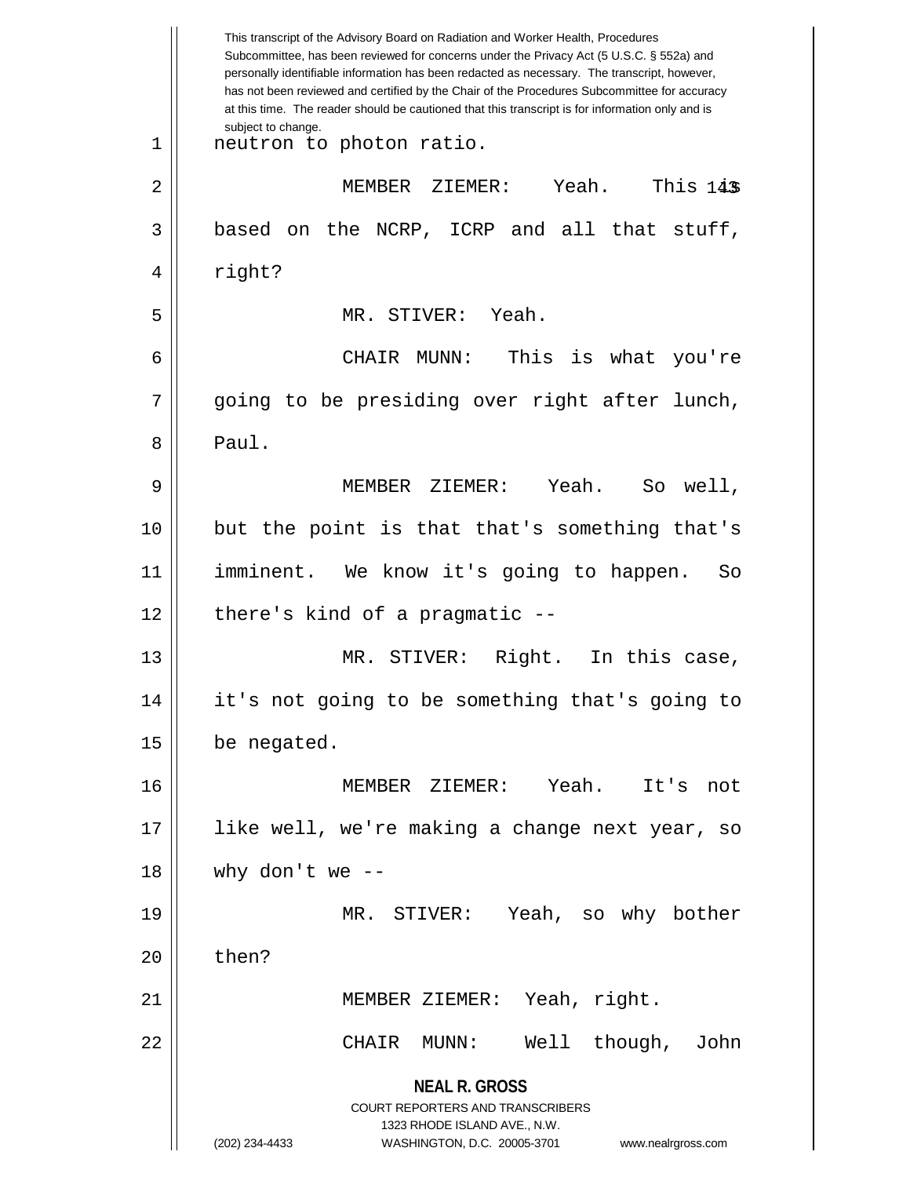neutron to photon ratio.

MEMBER ZIEMER: Yeah. This is based on the NCRP, ICRP and all that stuff, right?

MR. STIVER: Yeah.

CHAIR MUNN: This is what you're going to be presiding over right after lunch, Paul.

MEMBER ZIEMER: Yeah. So well, but the point is that that's something that's imminent. We know it's going to happen. So there's kind of a pragmatic --

MR. STIVER: Right. In this case, it's not going to be something that's going to be negated.

MEMBER ZIEMER: Yeah. It's not like well, we're making a change next year, so why don't we --

MR. STIVER: Yeah, so why bother then?

MEMBER ZIEMER: Yeah, right.

CHAIR MUNN: Well though, John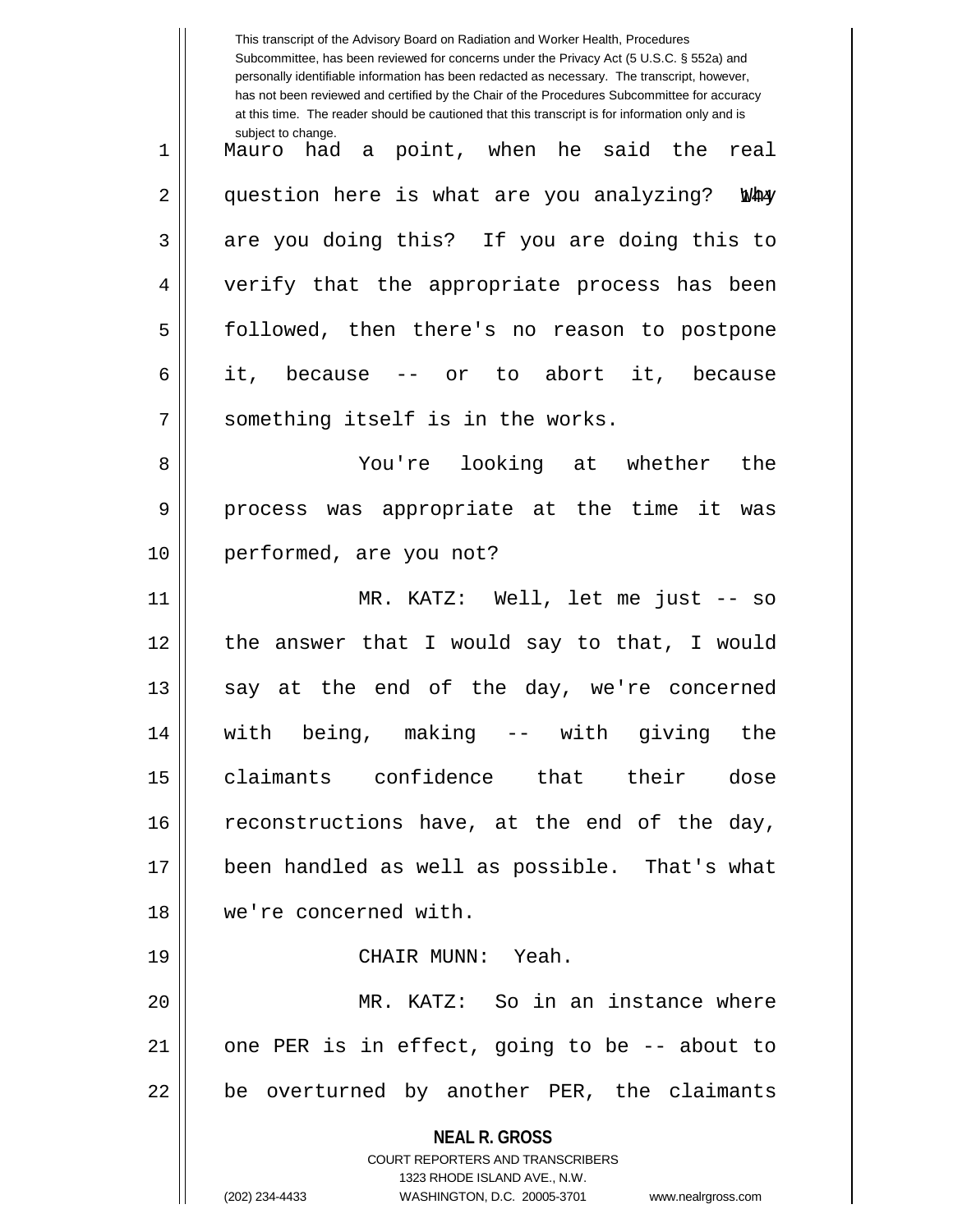Mauro had a point, when he said the real question here is what are you analyzing? Why are you doing this? If you are doing this to verify that the appropriate process has been followed, then there's no reason to postpone it, because -- or to abort it, because something itself is in the works.

You're looking at whether the process was appropriate at the time it was performed, are you not?

MR. KATZ: Well, let me just -- so the answer that I would say to that, I would say at the end of the day, we're concerned with being, making -- with giving the claimants confidence that their dose reconstructions have, at the end of the day, been handled as well as possible. That's what we're concerned with.

CHAIR MUNN: Yeah.

MR. KATZ: So in an instance where one PER is in effect, going to be -- about to be overturned by another PER, the claimants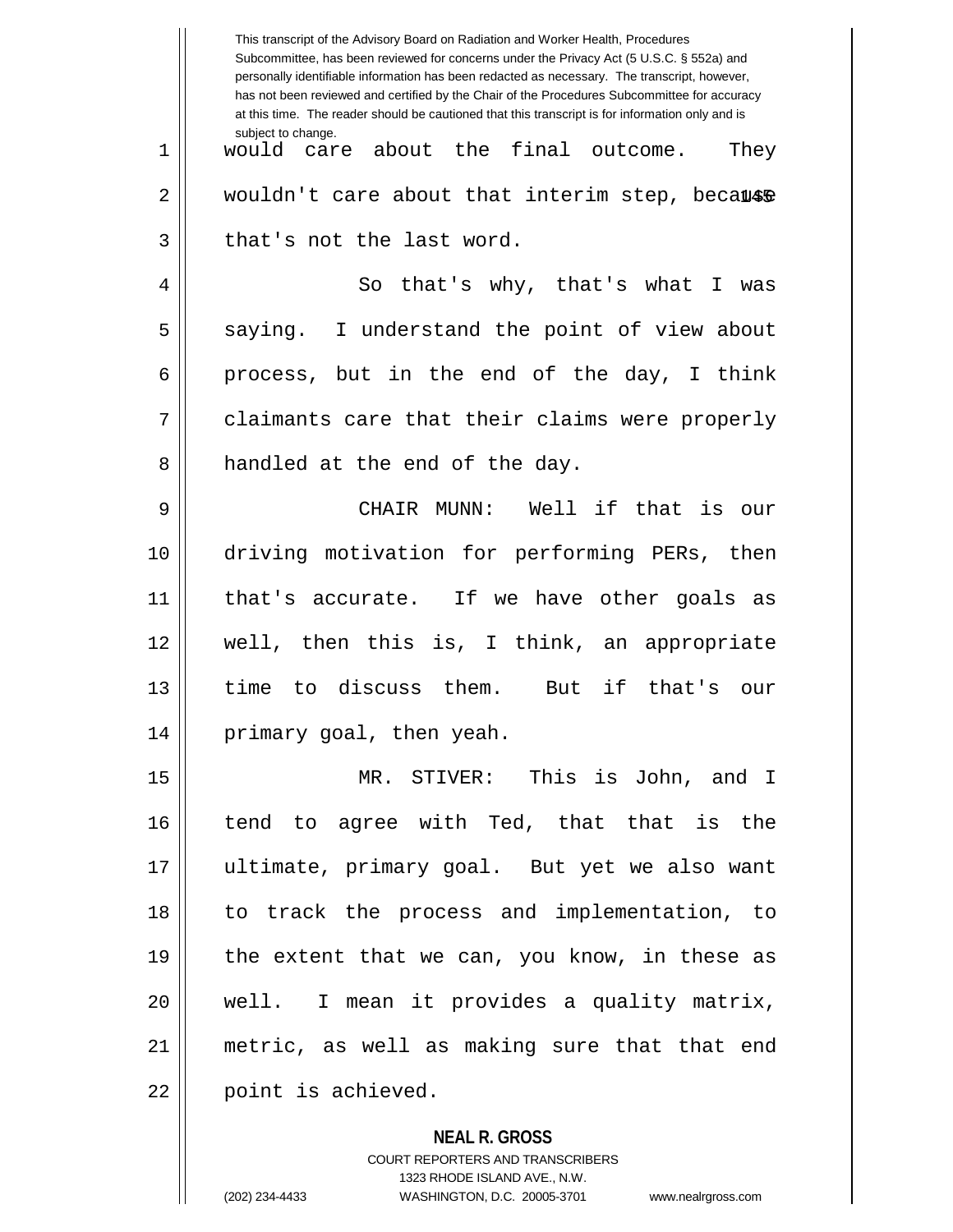would care about the final outcome. They wouldn't care about that interim step, because that's not the last word.

So that's why, that's what I was saying. I understand the point of view about process, but in the end of the day, I think claimants care that their claims were properly handled at the end of the day.

CHAIR MUNN: Well if that is our driving motivation for performing PERs, then that's accurate. If we have other goals as well, then this is, I think, an appropriate time to discuss them. But if that's our primary goal, then yeah.

MR. STIVER: This is John, and I tend to agree with Ted, that that is the ultimate, primary goal. But yet we also want to track the process and implementation, to the extent that we can, you know, in these as well. I mean it provides a quality matrix, metric, as well as making sure that that end point is achieved.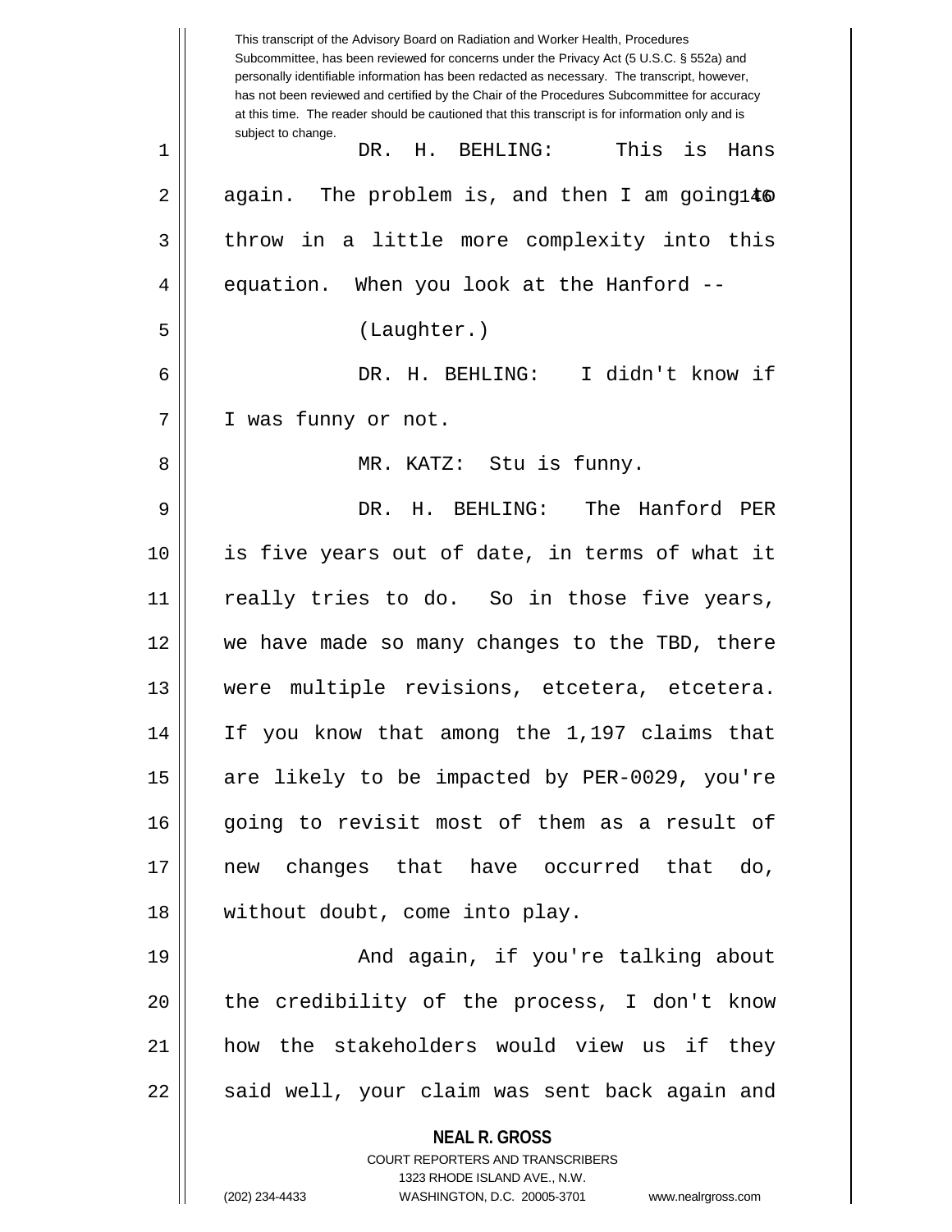This transcript of the Advisory Board on Radiation and Worker Health, Procedures Subcommittee, has been reviewed for concerns under the Privacy Act (5 U.S.C. § 552a) and personally identifiable information has been redacted as necessary. The transcript, however, has not been reviewed and certified by the Chair of the Procedures Subcommittee for accuracy at this time. The reader should be cautioned that this transcript is for information only and is subject to change.

DR. H. BEHLING: This is Hans again. The problem is, and then I am going to throw in a little more complexity into this equation. When you look at the Hanford --

(Laughter.)

DR. H. BEHLING: I didn't know if I was funny or not.

MR. KATZ: Stu is funny.

DR. H. BEHLING: The Hanford PER is five years out of date, in terms of what it really tries to do. So in those five years, we have made so many changes to the TBD, there were multiple revisions, etcetera, etcetera. If you know that among the 1,197 claims that are likely to be impacted by PER-0029, you're going to revisit most of them as a result of new changes that have occurred that do, without doubt, come into play.

And again, if you're talking about the credibility of the process, I don't know how the stakeholders would view us if they said well, your claim was sent back again and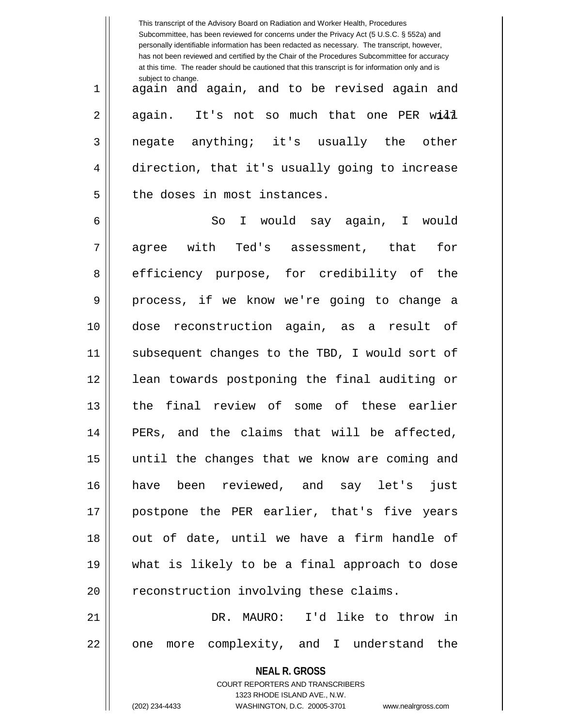again and again, and to be revised again and again. It's not so much that one PER will negate anything; it's usually the other direction, that it's usually going to increase the doses in most instances.

So I would say again, I would agree with Ted's assessment, that for efficiency purpose, for credibility of the process, if we know we're going to change a dose reconstruction again, as a result of subsequent changes to the TBD, I would sort of lean towards postponing the final auditing or the final review of some of these earlier PERs, and the claims that will be affected, until the changes that we know are coming and have been reviewed, and say let's just postpone the PER earlier, that's five years out of date, until we have a firm handle of what is likely to be a final approach to dose reconstruction involving these claims.

DR. MAURO: I'd like to throw in one more complexity, and I understand the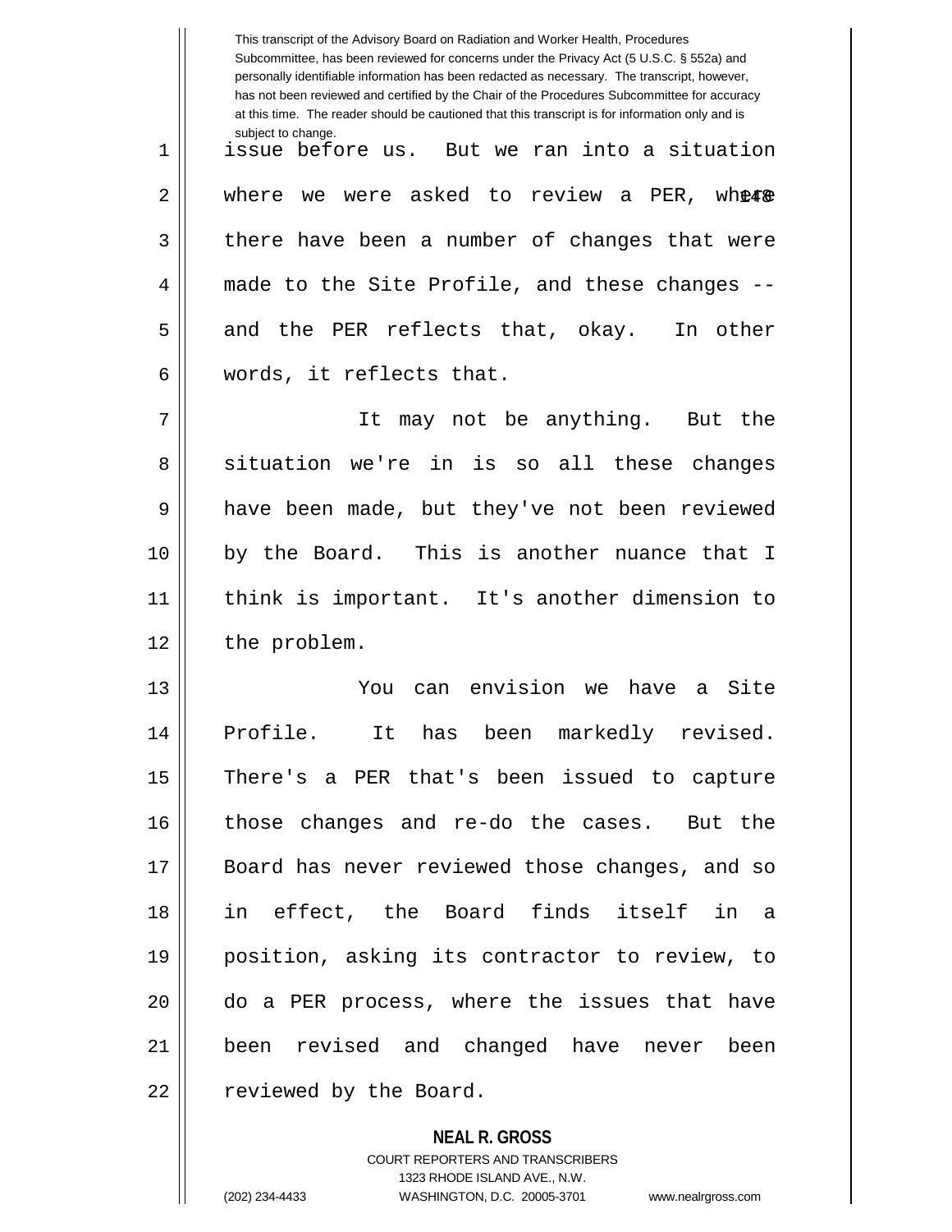issue before us. But we ran into a situation where we were asked to review a PER, where there have been a number of changes that were made to the Site Profile, and these changes -- and the PER reflects that, okay. In other words, it reflects that.

It may not be anything. But the situation we're in is so all these changes have been made, but they've not been reviewed by the Board. This is another nuance that I think is important. It's another dimension to the problem.

You can envision we have a Site Profile. It has been markedly revised. There's a PER that's been issued to capture those changes and re-do the cases. But the Board has never reviewed those changes, and so in effect, the Board finds itself in a position, asking its contractor to review, to do a PER process, where the issues that have been revised and changed have never been reviewed by the Board.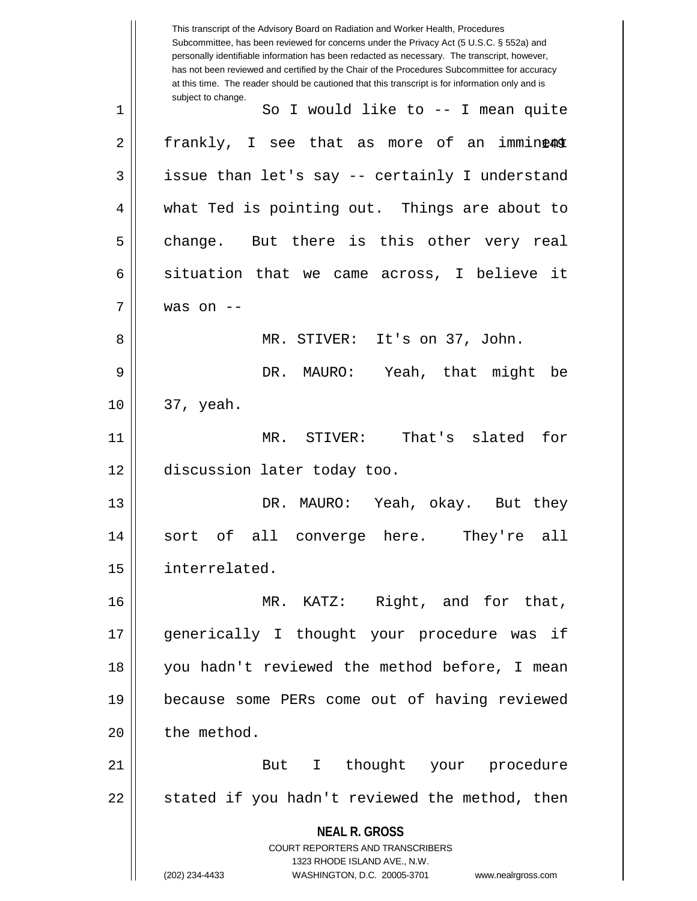This transcript of the Advisory Board on Radiation and Worker Health, Procedures Subcommittee, has been reviewed for concerns under the Privacy Act (5 U.S.C. § 552a) and personally identifiable information has been redacted as necessary. The transcript, however, has not been reviewed and certified by the Chair of the Procedures Subcommittee for accuracy at this time. The reader should be cautioned that this transcript is for information only and is subject to change.

So I would like to -- I mean quite frankly, I see that as more of an imminent issue than let's say -- certainly I understand what Ted is pointing out. Things are about to change. But there is this other very real situation that we came across, I believe it was on --

MR. STIVER: It's on 37, John.

DR. MAURO: Yeah, that might be 37, yeah.

MR. STIVER: That's slated for discussion later today too.

DR. MAURO: Yeah, okay. But they sort of all converge here. They're all interrelated.

MR. KATZ: Right, and for that, generically I thought your procedure was if you hadn't reviewed the method before, I mean because some PERs come out of having reviewed the method.

But I thought your procedure stated if you hadn't reviewed the method, then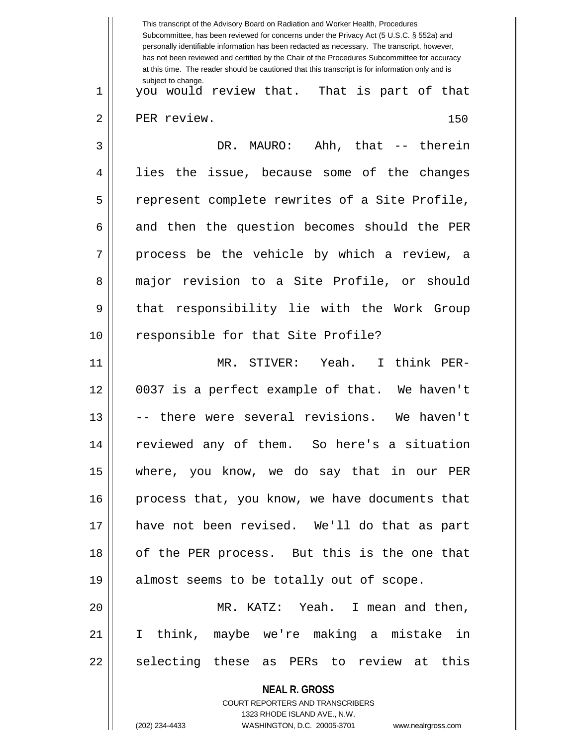you would review that. That is part of that PER review.

DR. MAURO: Ahh, that -- therein lies the issue, because some of the changes represent complete rewrites of a Site Profile, and then the question becomes should the PER process be the vehicle by which a review, a major revision to a Site Profile, or should that responsibility lie with the Work Group responsible for that Site Profile?

MR. STIVER: Yeah. I think PER-0037 is a perfect example of that. We haven't -- there were several revisions. We haven't reviewed any of them. So here's a situation where, you know, we do say that in our PER process that, you know, we have documents that have not been revised. We'll do that as part of the PER process. But this is the one that almost seems to be totally out of scope.

MR. KATZ: Yeah. I mean and then, I think, maybe we're making a mistake in selecting these as PERs to review at this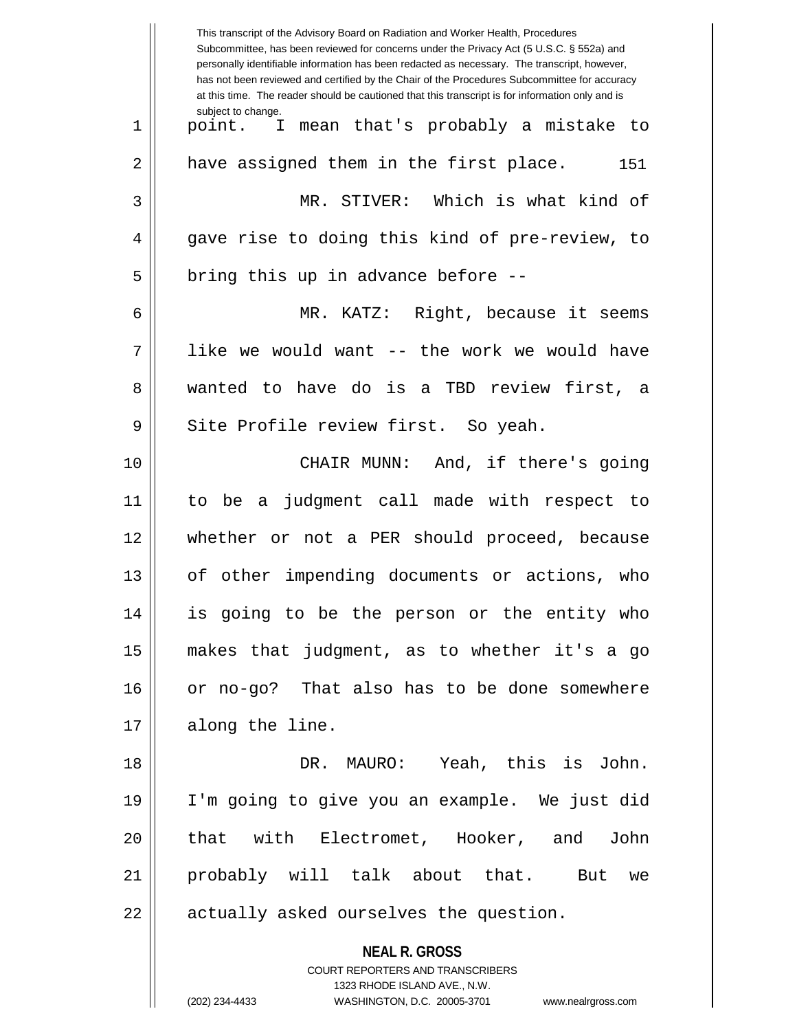point. I mean that's probably a mistake to have assigned them in the first place.

MR. STIVER: Which is what kind of gave rise to doing this kind of pre-review, to bring this up in advance before --

MR. KATZ: Right, because it seems like we would want -- the work we would have wanted to have do is a TBD review first, a Site Profile review first. So yeah.

CHAIR MUNN: And, if there's going to be a judgment call made with respect to whether or not a PER should proceed, because of other impending documents or actions, who is going to be the person or the entity who makes that judgment, as to whether it's a go or no-go? That also has to be done somewhere along the line.

DR. MAURO: Yeah, this is John. I'm going to give you an example. We just did that with Electromet, Hooker, and John probably will talk about that. But we actually asked ourselves the question.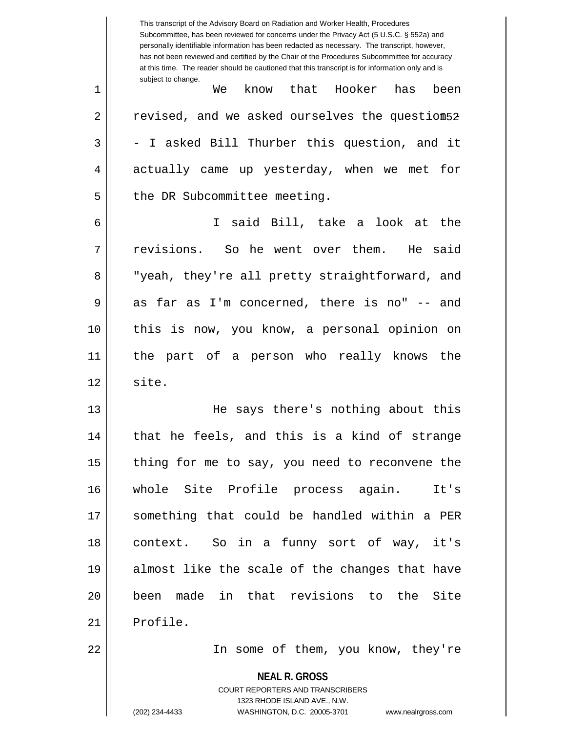This transcript of the Advisory Board on Radiation and Worker Health, Procedures Subcommittee, has been reviewed for concerns under the Privacy Act (5 U.S.C. § 552a) and personally identifiable information has been redacted as necessary. The transcript, however, has not been reviewed and certified by the Chair of the Procedures Subcommittee for accuracy at this time. The reader should be cautioned that this transcript is for information only and is subject to change.

We know that Hooker has been revised, and we asked ourselves the question - - I asked Bill Thurber this question, and it actually came up yesterday, when we met for the DR Subcommittee meeting.

I said Bill, take a look at the revisions. So he went over them. He said "yeah, they're all pretty straightforward, and as far as I'm concerned, there is no" -- and this is now, you know, a personal opinion on the part of a person who really knows the site.

He says there's nothing about this that he feels, and this is a kind of strange thing for me to say, you need to reconvene the whole Site Profile process again. It's something that could be handled within a PER context. So in a funny sort of way, it's almost like the scale of the changes that have been made in that revisions to the Site Profile.

In some of them, you know, they're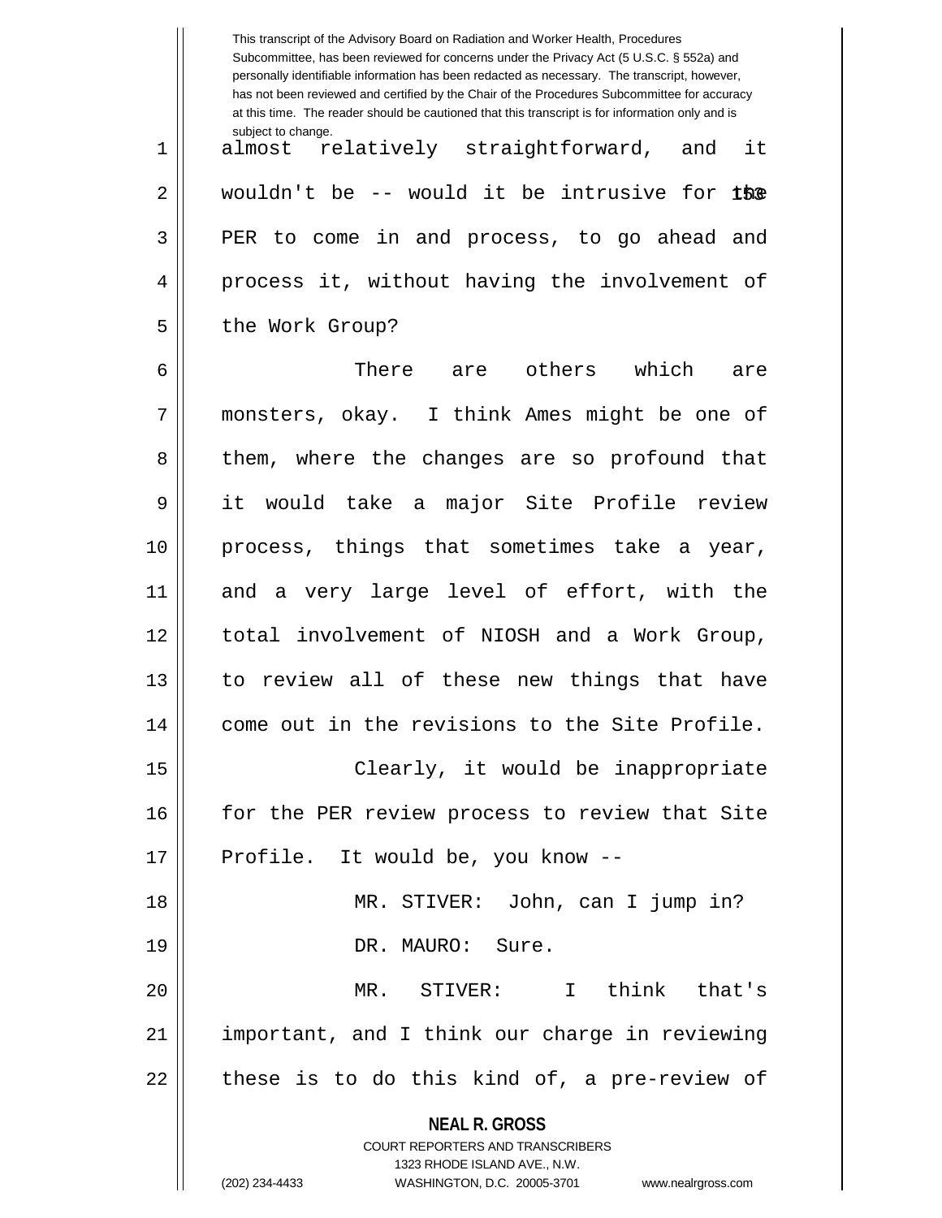almost relatively straightforward, and it wouldn't be -- would it be intrusive for the PER to come in and process, to go ahead and process it, without having the involvement of the Work Group?

There are others which are monsters, okay. I think Ames might be one of them, where the changes are so profound that it would take a major Site Profile review process, things that sometimes take a year, and a very large level of effort, with the total involvement of NIOSH and a Work Group, to review all of these new things that have come out in the revisions to the Site Profile.

Clearly, it would be inappropriate for the PER review process to review that Site Profile. It would be, you know --

MR. STIVER: John, can I jump in?

DR. MAURO: Sure.

MR. STIVER: I think that's important, and I think our charge in reviewing these is to do this kind of, a pre-review of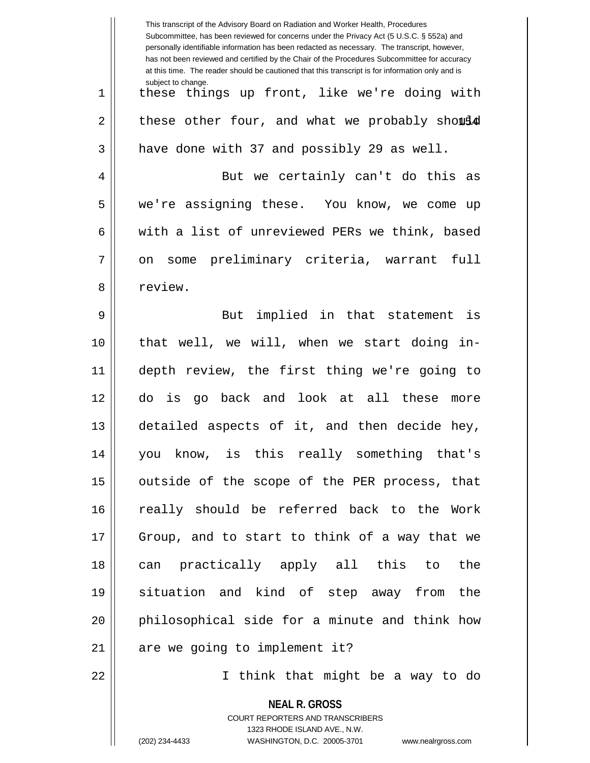these things up front, like we're doing with these other four, and what we probably should have done with 37 and possibly 29 as well.

But we certainly can't do this as we're assigning these. You know, we come up with a list of unreviewed PERs we think, based on some preliminary criteria, warrant full review.

But implied in that statement is that well, we will, when we start doing in-depth review, the first thing we're going to do is go back and look at all these more detailed aspects of it, and then decide hey, you know, is this really something that's outside of the scope of the PER process, that really should be referred back to the Work Group, and to start to think of a way that we can practically apply all this to the situation and kind of step away from the philosophical side for a minute and think how are we going to implement it?

I think that might be a way to do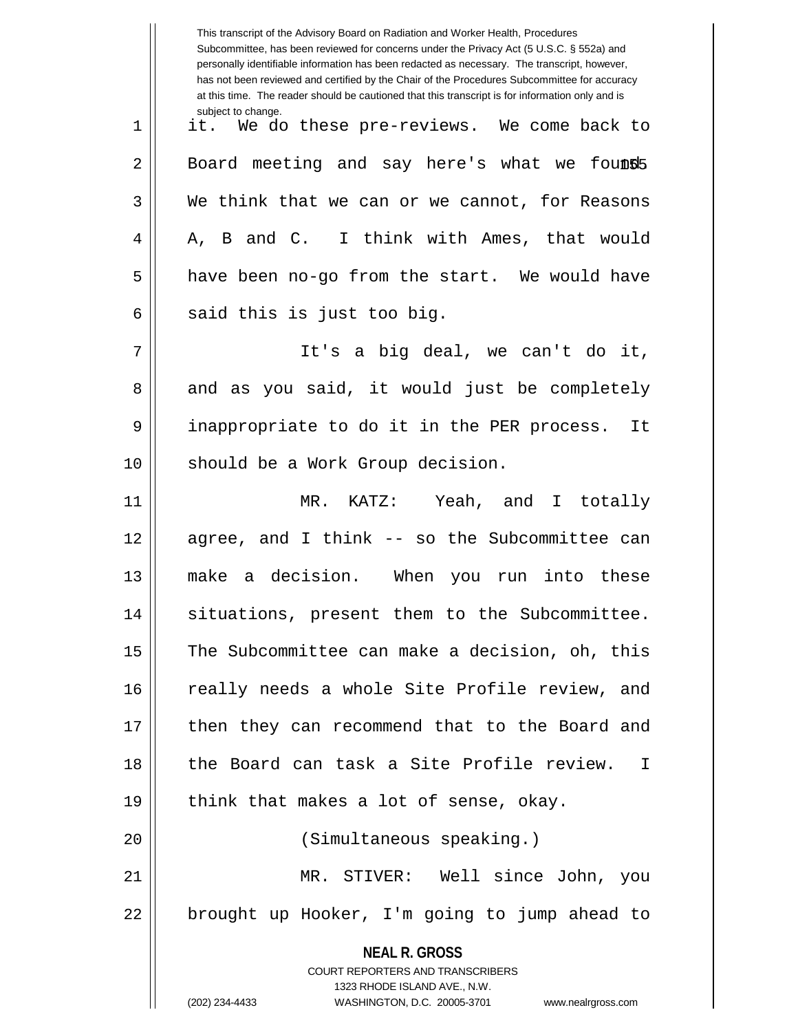it. We do these pre-reviews. We come back to Board meeting and say here's what we found. We think that we can or we cannot, for Reasons A, B and C. I think with Ames, that would have been no-go from the start. We would have said this is just too big.

It's a big deal, we can't do it, and as you said, it would just be completely inappropriate to do it in the PER process. It should be a Work Group decision.

MR. KATZ: Yeah, and I totally agree, and I think -- so the Subcommittee can make a decision. When you run into these situations, present them to the Subcommittee. The Subcommittee can make a decision, oh, this really needs a whole Site Profile review, and then they can recommend that to the Board and the Board can task a Site Profile review. I think that makes a lot of sense, okay.

(Simultaneous speaking.)

MR. STIVER: Well since John, you brought up Hooker, I'm going to jump ahead to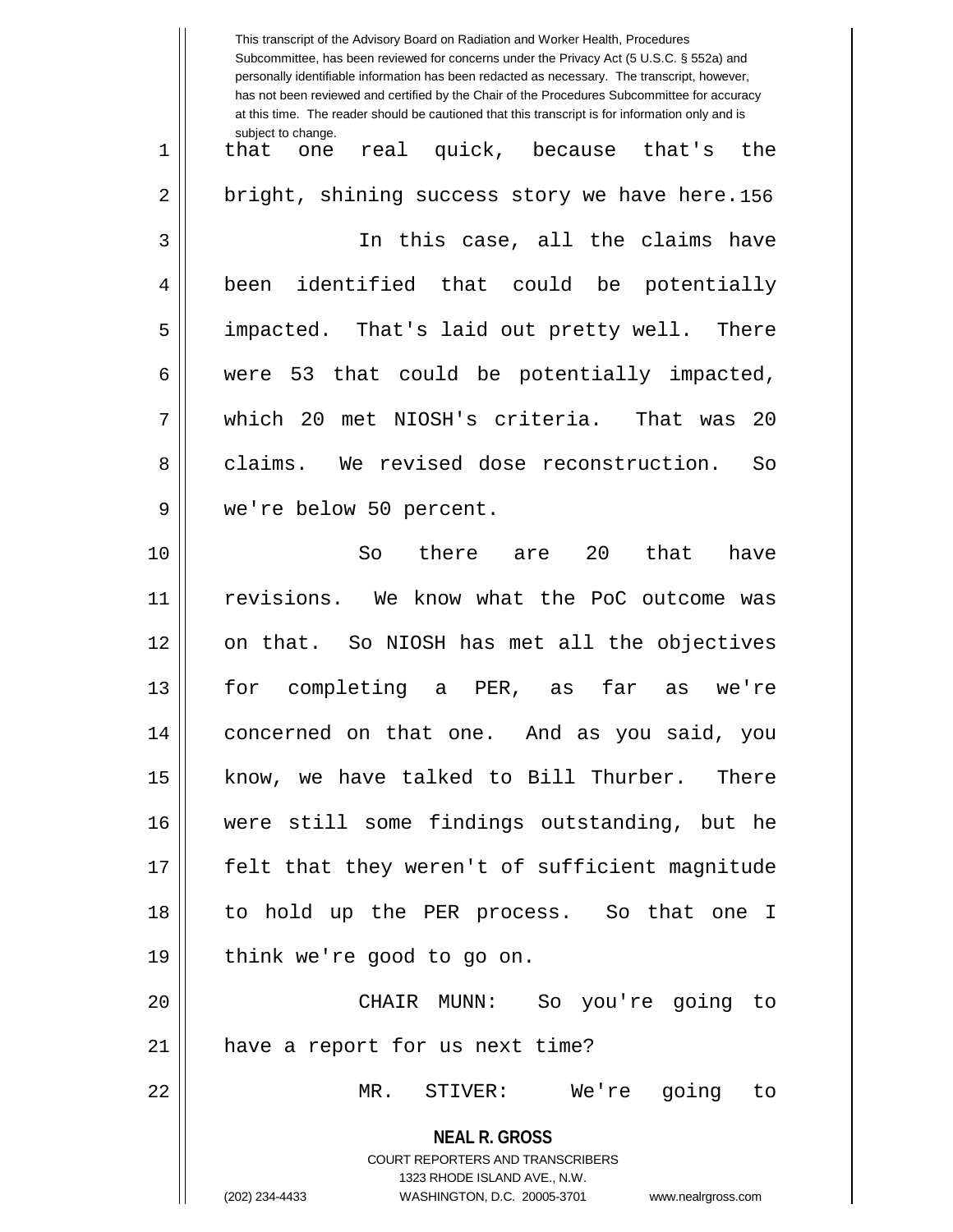that one real quick, because that's the bright, shining success story we have here.

In this case, all the claims have been identified that could be potentially impacted. That's laid out pretty well. There were 53 that could be potentially impacted, which 20 met NIOSH's criteria. That was 20 claims. We revised dose reconstruction. So we're below 50 percent.

So there are 20 that have revisions. We know what the PoC outcome was on that. So NIOSH has met all the objectives for completing a PER, as far as we're concerned on that one. And as you said, you know, we have talked to Bill Thurber. There were still some findings outstanding, but he felt that they weren't of sufficient magnitude to hold up the PER process. So that one I think we're good to go on.

CHAIR MUNN: So you're going to have a report for us next time?

MR. STIVER: We're going to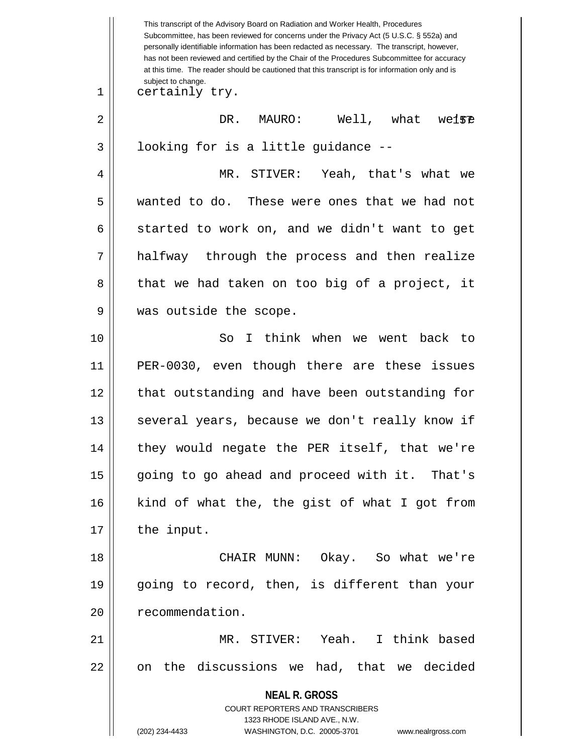certainly try.

DR. MAURO: Well, what we're looking for is a little guidance --

MR. STIVER: Yeah, that's what we wanted to do. These were ones that we had not started to work on, and we didn't want to get halfway through the process and then realize that we had taken on too big of a project, it was outside the scope.

So I think when we went back to PER-0030, even though there are these issues that outstanding and have been outstanding for several years, because we don't really know if they would negate the PER itself, that we're going to go ahead and proceed with it. That's kind of what the, the gist of what I got from the input.

CHAIR MUNN: Okay. So what we're going to record, then, is different than your recommendation.

MR. STIVER: Yeah. I think based on the discussions we had, that we decided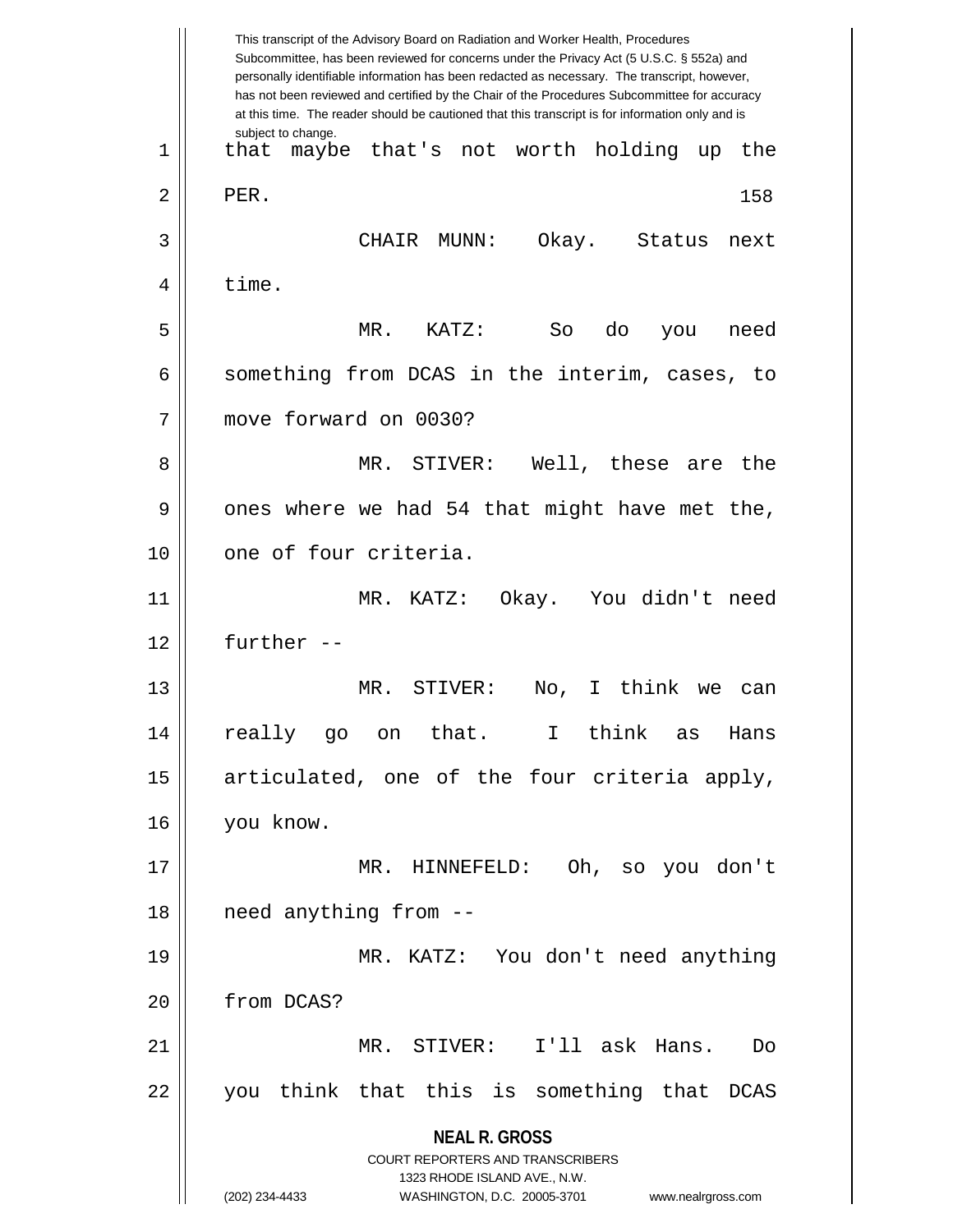This transcript of the Advisory Board on Radiation and Worker Health, Procedures Subcommittee, has been reviewed for concerns under the Privacy Act (5 U.S.C. § 552a) and personally identifiable information has been redacted as necessary. The transcript, however, has not been reviewed and certified by the Chair of the Procedures Subcommittee for accuracy at this time. The reader should be cautioned that this transcript is for information only and is subject to change.

that maybe that's not worth holding up the PER.

CHAIR MUNN: Okay. Status next time.

MR. KATZ: So do you need something from DCAS in the interim, cases, to move forward on 0030?

MR. STIVER: Well, these are the ones where we had 54 that might have met the, one of four criteria.

MR. KATZ: Okay. You didn't need further --

MR. STIVER: No, I think we can really go on that. I think as Hans articulated, one of the four criteria apply, you know.

MR. HINNEFELD: Oh, so you don't need anything from --

MR. KATZ: You don't need anything from DCAS?

MR. STIVER: I'll ask Hans. Do you think that this is something that DCAS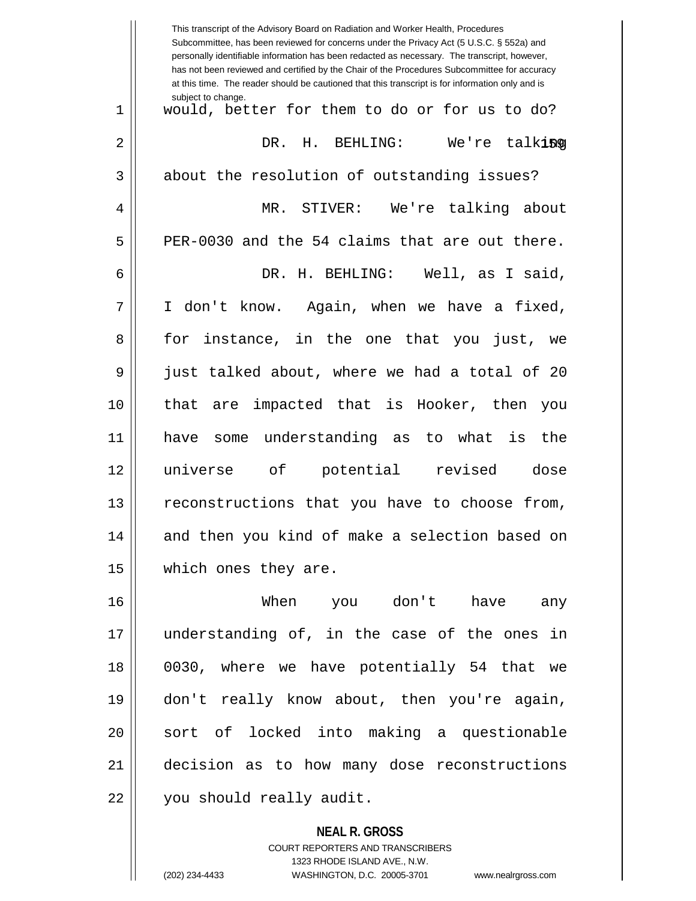would, better for them to do or for us to do?

DR. H. BEHLING: We're talking about the resolution of outstanding issues?

MR. STIVER: We're talking about PER-0030 and the 54 claims that are out there.

DR. H. BEHLING: Well, as I said, I don't know. Again, when we have a fixed, for instance, in the one that you just, we just talked about, where we had a total of 20 that are impacted that is Hooker, then you have some understanding as to what is the universe of potential revised dose reconstructions that you have to choose from, and then you kind of make a selection based on which ones they are.

When you don't have any understanding of, in the case of the ones in 0030, where we have potentially 54 that we don't really know about, then you're again, sort of locked into making a questionable decision as to how many dose reconstructions you should really audit.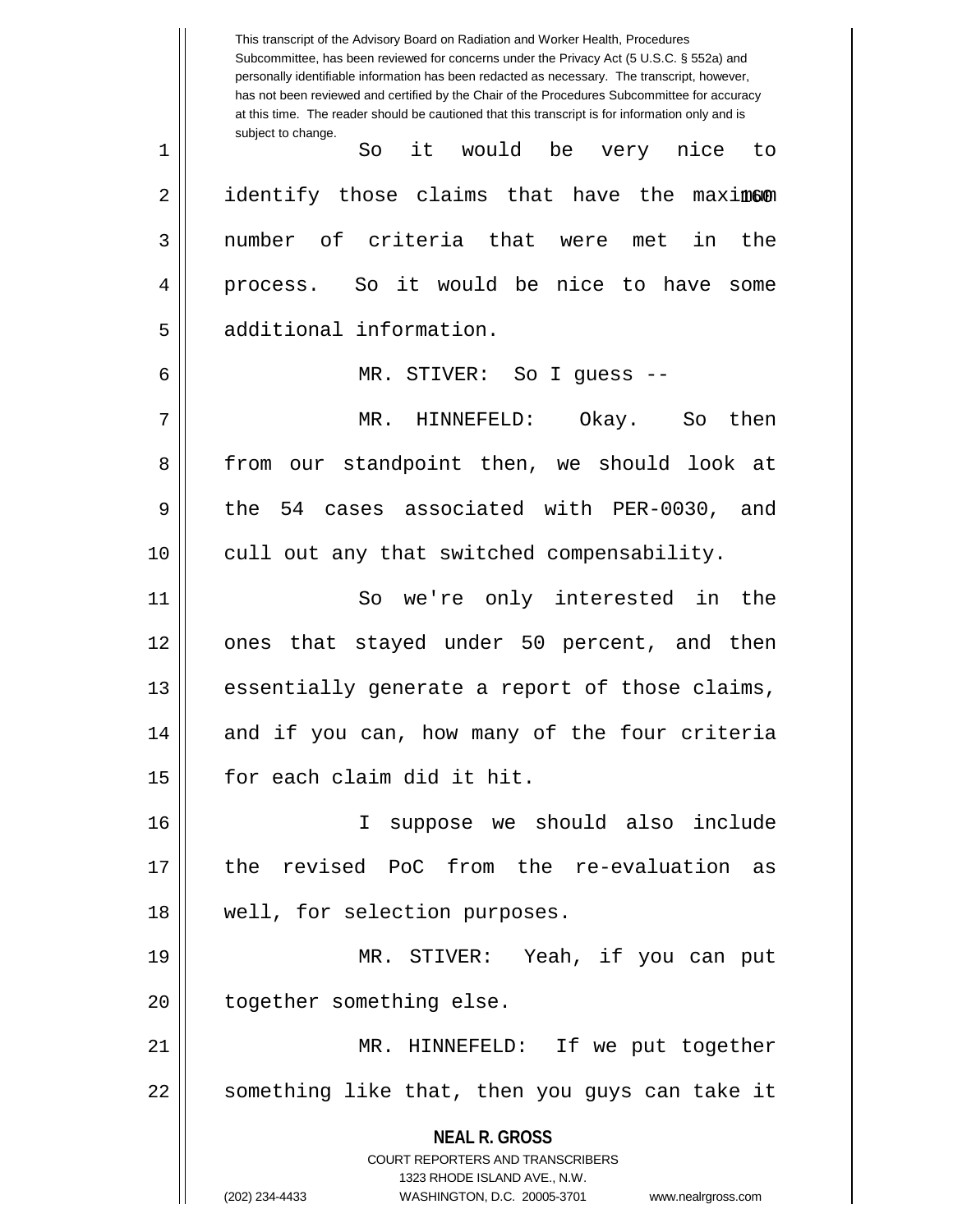This transcript of the Advisory Board on Radiation and Worker Health, Procedures Subcommittee, has been reviewed for concerns under the Privacy Act (5 U.S.C. § 552a) and personally identifiable information has been redacted as necessary. The transcript, however, has not been reviewed and certified by the Chair of the Procedures Subcommittee for accuracy at this time. The reader should be cautioned that this transcript is for information only and is subject to change.

So it would be very nice to identify those claims that have the maximum number of criteria that were met in the process. So it would be nice to have some additional information.

MR. STIVER: So I guess --

MR. HINNEFELD: Okay. So then from our standpoint then, we should look at the 54 cases associated with PER-0030, and cull out any that switched compensability.

So we're only interested in the ones that stayed under 50 percent, and then essentially generate a report of those claims, and if you can, how many of the four criteria for each claim did it hit.

I suppose we should also include the revised PoC from the re-evaluation as well, for selection purposes.

MR. STIVER: Yeah, if you can put together something else.

MR. HINNEFELD: If we put together something like that, then you guys can take it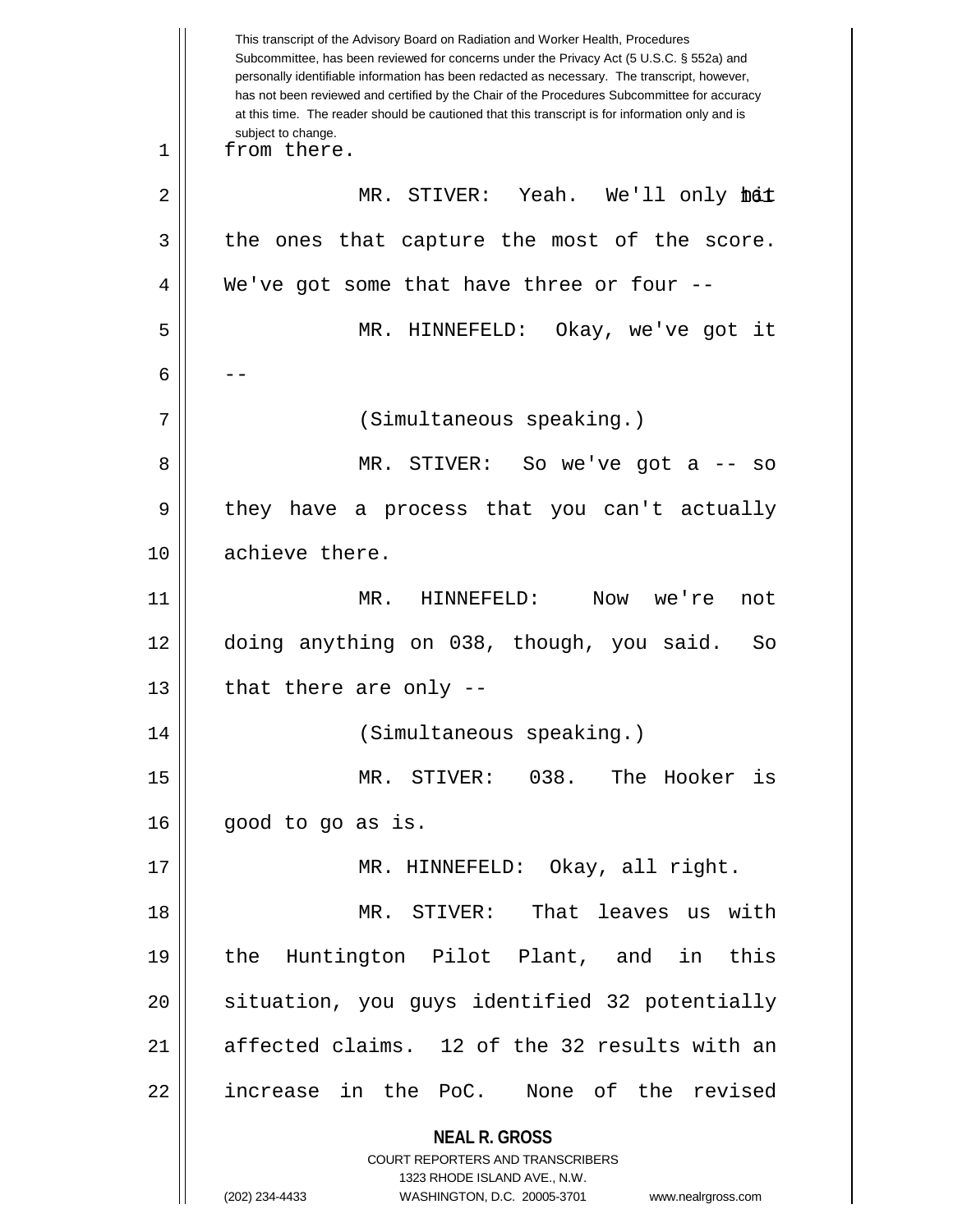from there.

MR. STIVER: Yeah. We'll only hit the ones that capture the most of the score. We've got some that have three or four --

MR. HINNEFELD: Okay, we've got it --

(Simultaneous speaking.)

MR. STIVER: So we've got a -- so they have a process that you can't actually achieve there.

MR. HINNEFELD: Now we're not doing anything on 038, though, you said. So that there are only --

(Simultaneous speaking.)

MR. STIVER: 038. The Hooker is good to go as is.

MR. HINNEFELD: Okay, all right.

MR. STIVER: That leaves us with the Huntington Pilot Plant, and in this situation, you guys identified 32 potentially affected claims. 12 of the 32 results with an increase in the PoC. None of the revised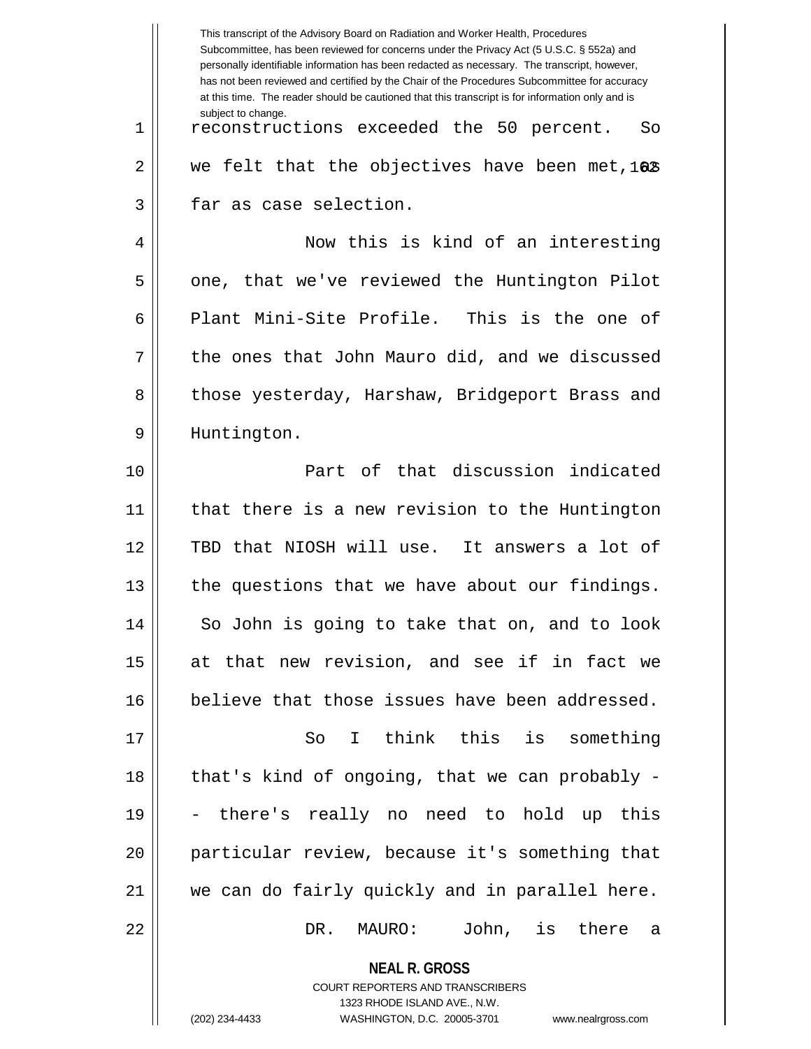reconstructions exceeded the 50 percent. So we felt that the objectives have been met, as far as case selection.

Now this is kind of an interesting one, that we've reviewed the Huntington Pilot Plant Mini-Site Profile. This is the one of the ones that John Mauro did, and we discussed those yesterday, Harshaw, Bridgeport Brass and Huntington.

Part of that discussion indicated that there is a new revision to the Huntington TBD that NIOSH will use. It answers a lot of the questions that we have about our findings. So John is going to take that on, and to look at that new revision, and see if in fact we believe that those issues have been addressed.

So I think this is something that's kind of ongoing, that we can probably -- there's really no need to hold up this particular review, because it's something that we can do fairly quickly and in parallel here.

DR. MAURO: John, is there a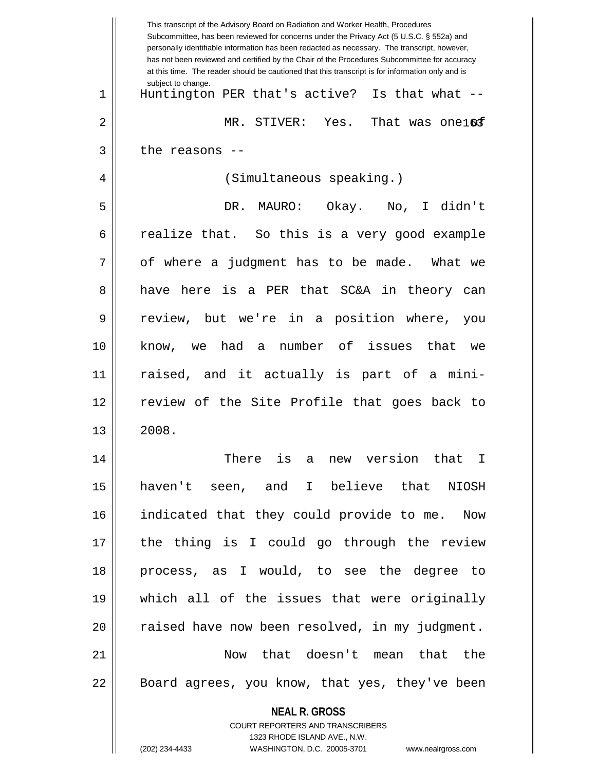This transcript of the Advisory Board on Radiation and Worker Health, Procedures Subcommittee, has been reviewed for concerns under the Privacy Act (5 U.S.C. § 552a) and personally identifiable information has been redacted as necessary. The transcript, however, has not been reviewed and certified by the Chair of the Procedures Subcommittee for accuracy at this time. The reader should be cautioned that this transcript is for information only and is subject to change.

Huntington PER that's active? Is that what --

MR. STIVER: Yes. That was one of the reasons --

(Simultaneous speaking.)

DR. MAURO: Okay. No, I didn't realize that. So this is a very good example of where a judgment has to be made. What we have here is a PER that SC&A in theory can review, but we're in a position where, you know, we had a number of issues that we raised, and it actually is part of a mini-review of the Site Profile that goes back to 2008.

There is a new version that I haven't seen, and I believe that NIOSH indicated that they could provide to me. Now the thing is I could go through the review process, as I would, to see the degree to which all of the issues that were originally raised have now been resolved, in my judgment.

Now that doesn't mean that the Board agrees, you know, that yes, they've been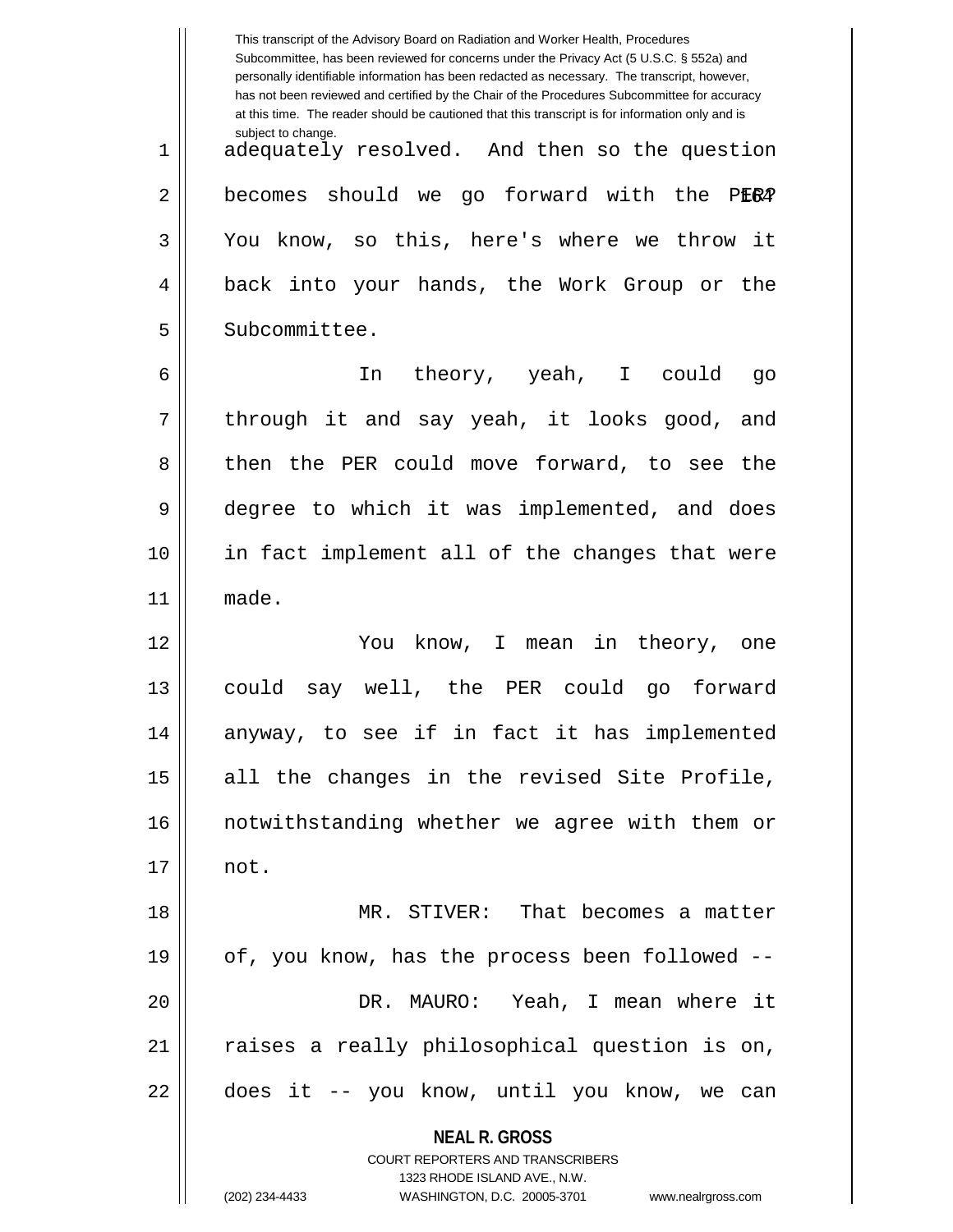adequately resolved. And then so the question becomes should we go forward with the PER? You know, so this, here's where we throw it back into your hands, the Work Group or the Subcommittee.

In theory, yeah, I could go through it and say yeah, it looks good, and then the PER could move forward, to see the degree to which it was implemented, and does in fact implement all of the changes that were made.

You know, I mean in theory, one could say well, the PER could go forward anyway, to see if in fact it has implemented all the changes in the revised Site Profile, notwithstanding whether we agree with them or not.

MR. STIVER: That becomes a matter of, you know, has the process been followed --

DR. MAURO: Yeah, I mean where it raises a really philosophical question is on, does it -- you know, until you know, we can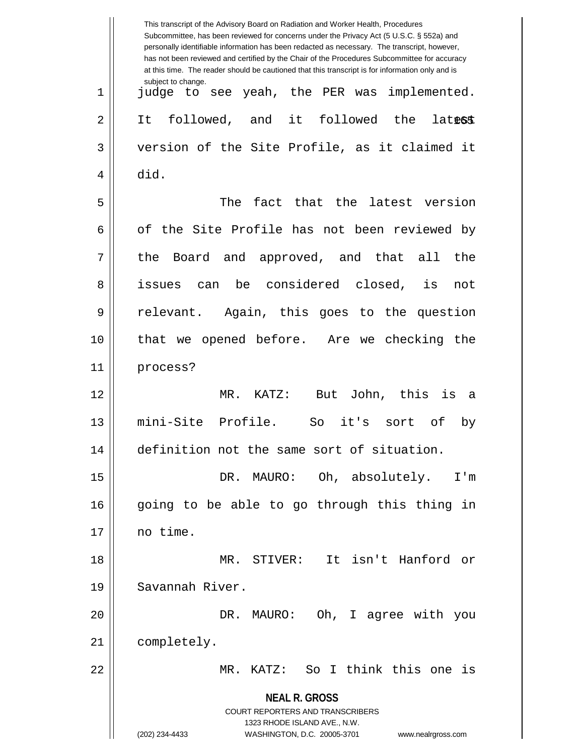judge to see yeah, the PER was implemented. It followed, and it followed the latest version of the Site Profile, as it claimed it did.

The fact that the latest version of the Site Profile has not been reviewed by the Board and approved, and that all the issues can be considered closed, is not relevant. Again, this goes to the question that we opened before. Are we checking the process?

MR. KATZ: But John, this is a mini-Site Profile. So it's sort of by definition not the same sort of situation.

DR. MAURO: Oh, absolutely. I'm going to be able to go through this thing in no time.

MR. STIVER: It isn't Hanford or Savannah River.

DR. MAURO: Oh, I agree with you completely.

MR. KATZ: So I think this one is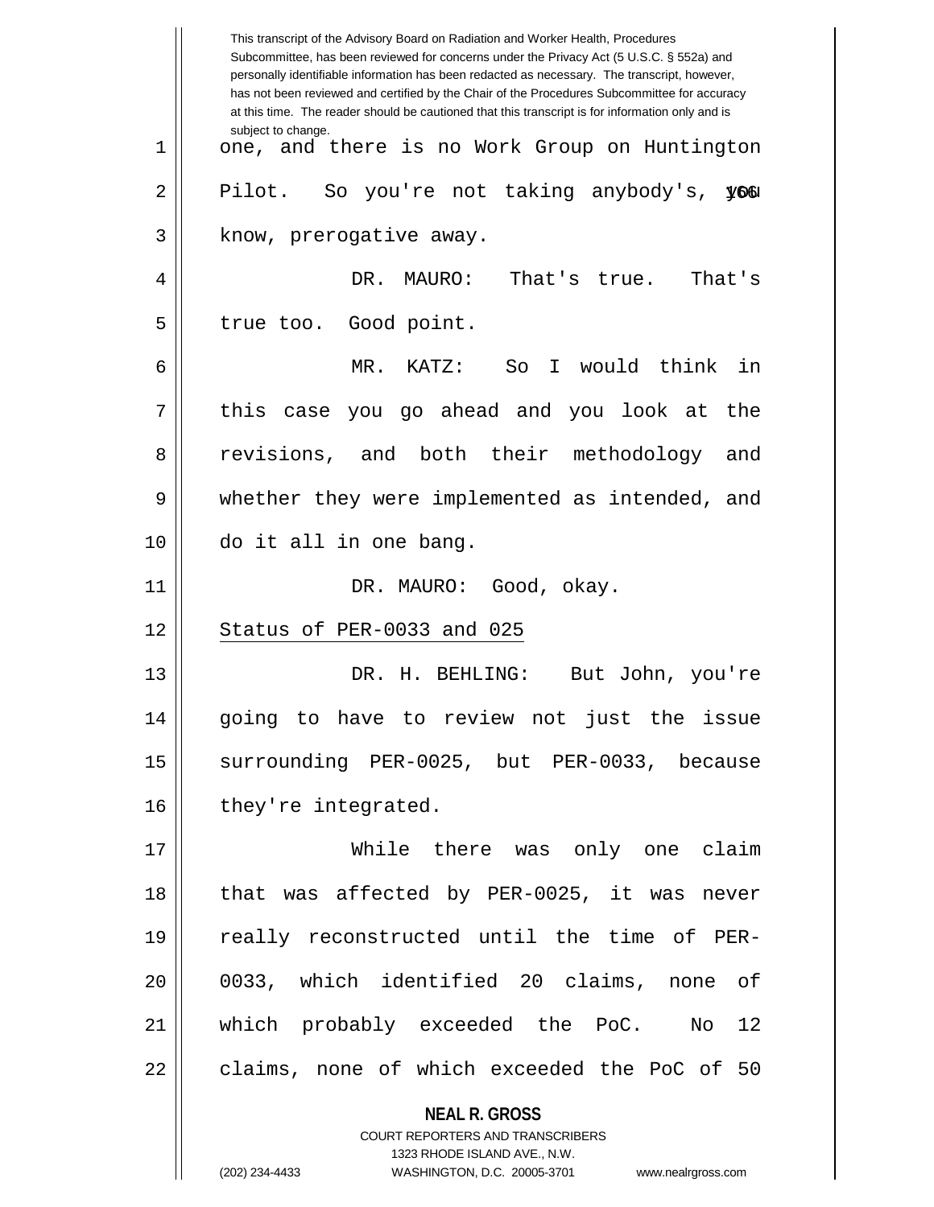one, and there is no Work Group on Huntington Pilot. So you're not taking anybody's, you know, prerogative away.

DR. MAURO: That's true. That's true too. Good point.

MR. KATZ: So I would think in this case you go ahead and you look at the revisions, and both their methodology and whether they were implemented as intended, and do it all in one bang.

DR. MAURO: Good, okay.

Status of PER-0033 and 025

DR. H. BEHLING: But John, you're going to have to review not just the issue surrounding PER-0025, but PER-0033, because they're integrated.

While there was only one claim that was affected by PER-0025, it was never really reconstructed until the time of PER-0033, which identified 20 claims, none of which probably exceeded the PoC. No 12 claims, none of which exceeded the PoC of 50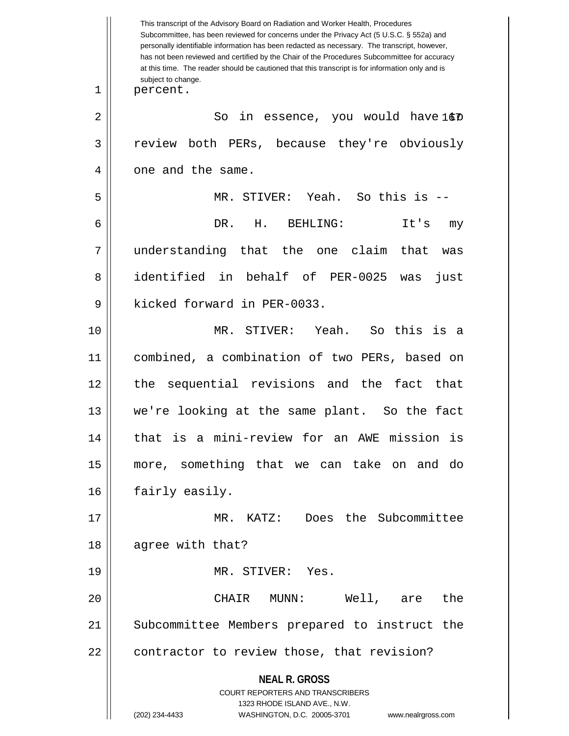percent.

So in essence, you would have to review both PERs, because they're obviously one and the same.

MR. STIVER: Yeah. So this is --

DR. H. BEHLING: It's my understanding that the one claim that was identified in behalf of PER-0025 was just kicked forward in PER-0033.

MR. STIVER: Yeah. So this is a combined, a combination of two PERs, based on the sequential revisions and the fact that we're looking at the same plant. So the fact that is a mini-review for an AWE mission is more, something that we can take on and do fairly easily.

MR. KATZ: Does the Subcommittee agree with that?

MR. STIVER: Yes.

CHAIR MUNN: Well, are the Subcommittee Members prepared to instruct the contractor to review those, that revision?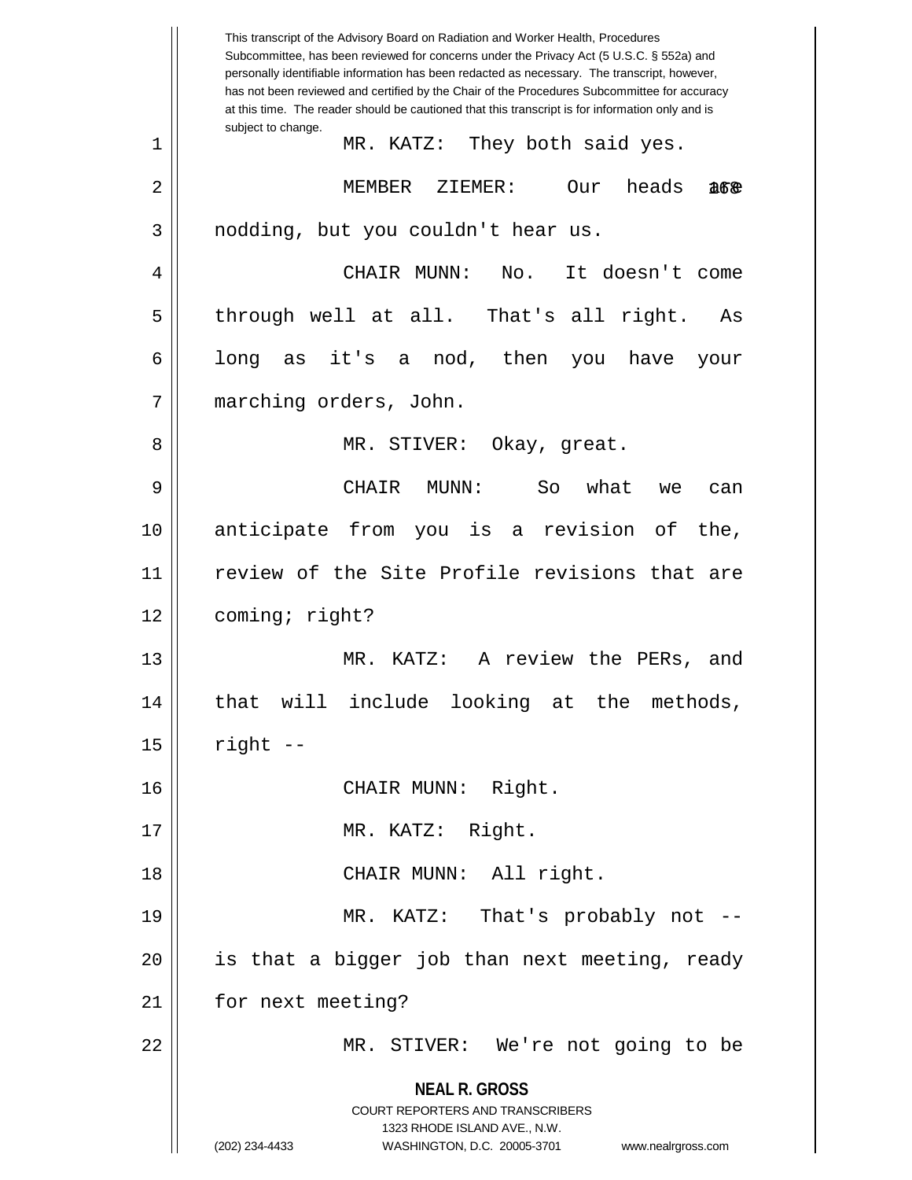This transcript of the Advisory Board on Radiation and Worker Health, Procedures Subcommittee, has been reviewed for concerns under the Privacy Act (5 U.S.C. § 552a) and personally identifiable information has been redacted as necessary. The transcript, however, has not been reviewed and certified by the Chair of the Procedures Subcommittee for accuracy at this time. The reader should be cautioned that this transcript is for information only and is subject to change.

MR. KATZ: They both said yes.

MEMBER ZIEMER: Our heads are nodding, but you couldn't hear us.

CHAIR MUNN: No. It doesn't come through well at all. That's all right. As long as it's a nod, then you have your marching orders, John.

MR. STIVER: Okay, great.

CHAIR MUNN: So what we can anticipate from you is a revision of the, review of the Site Profile revisions that are coming; right?

MR. KATZ: A review the PERs, and that will include looking at the methods, right --

CHAIR MUNN: Right.

MR. KATZ: Right.

CHAIR MUNN: All right.

MR. KATZ: That's probably not -- is that a bigger job than next meeting, ready for next meeting?

MR. STIVER: We're not going to be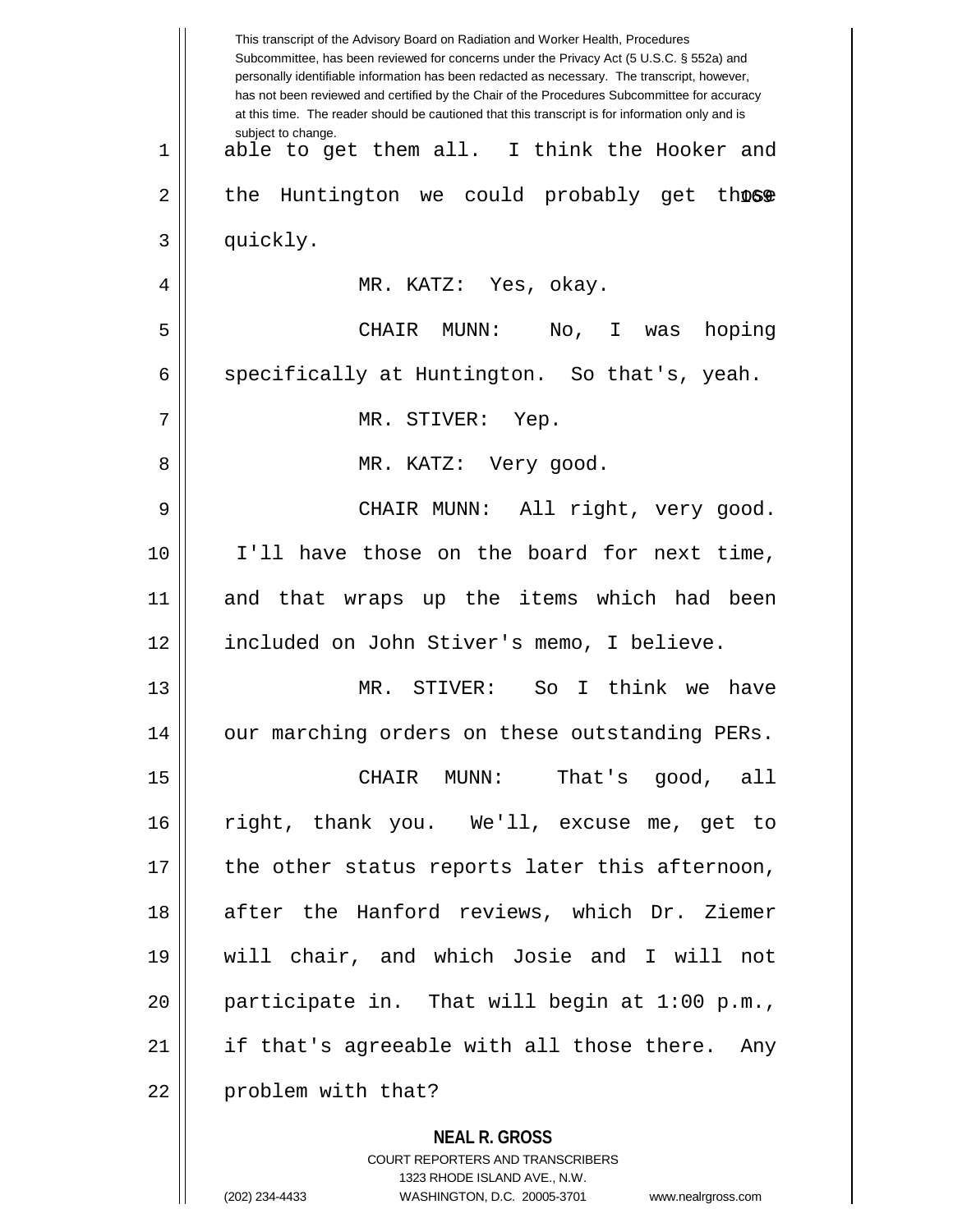able to get them all. I think the Hooker and the Huntington we could probably get those quickly.

MR. KATZ: Yes, okay.

CHAIR MUNN: No, I was hoping specifically at Huntington. So that's, yeah.

MR. STIVER: Yep.

MR. KATZ: Very good.

CHAIR MUNN: All right, very good. I'll have those on the board for next time, and that wraps up the items which had been included on John Stiver's memo, I believe.

MR. STIVER: So I think we have our marching orders on these outstanding PERs.

CHAIR MUNN: That's good, all right, thank you. We'll, excuse me, get to the other status reports later this afternoon, after the Hanford reviews, which Dr. Ziemer will chair, and which Josie and I will not participate in. That will begin at 1:00 p.m., if that's agreeable with all those there. Any problem with that?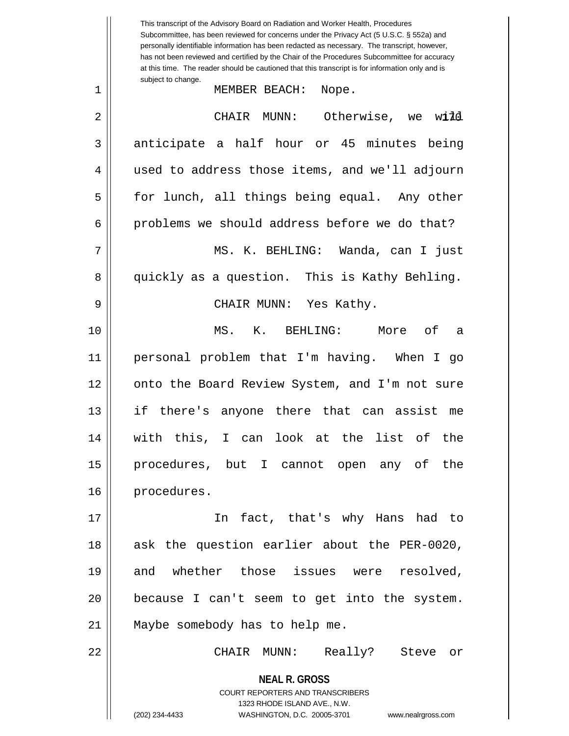MEMBER BEACH: Nope.

CHAIR MUNN: Otherwise, we will anticipate a half hour or 45 minutes being used to address those items, and we'll adjourn for lunch, all things being equal. Any other problems we should address before we do that?

MS. K. BEHLING: Wanda, can I just quickly as a question. This is Kathy Behling.

CHAIR MUNN: Yes Kathy.

MS. K. BEHLING: More of a personal problem that I'm having. When I go onto the Board Review System, and I'm not sure if there's anyone there that can assist me with this, I can look at the list of the procedures, but I cannot open any of the procedures.

In fact, that's why Hans had to ask the question earlier about the PER-0020, and whether those issues were resolved, because I can't seem to get into the system. Maybe somebody has to help me.

CHAIR MUNN: Really? Steve or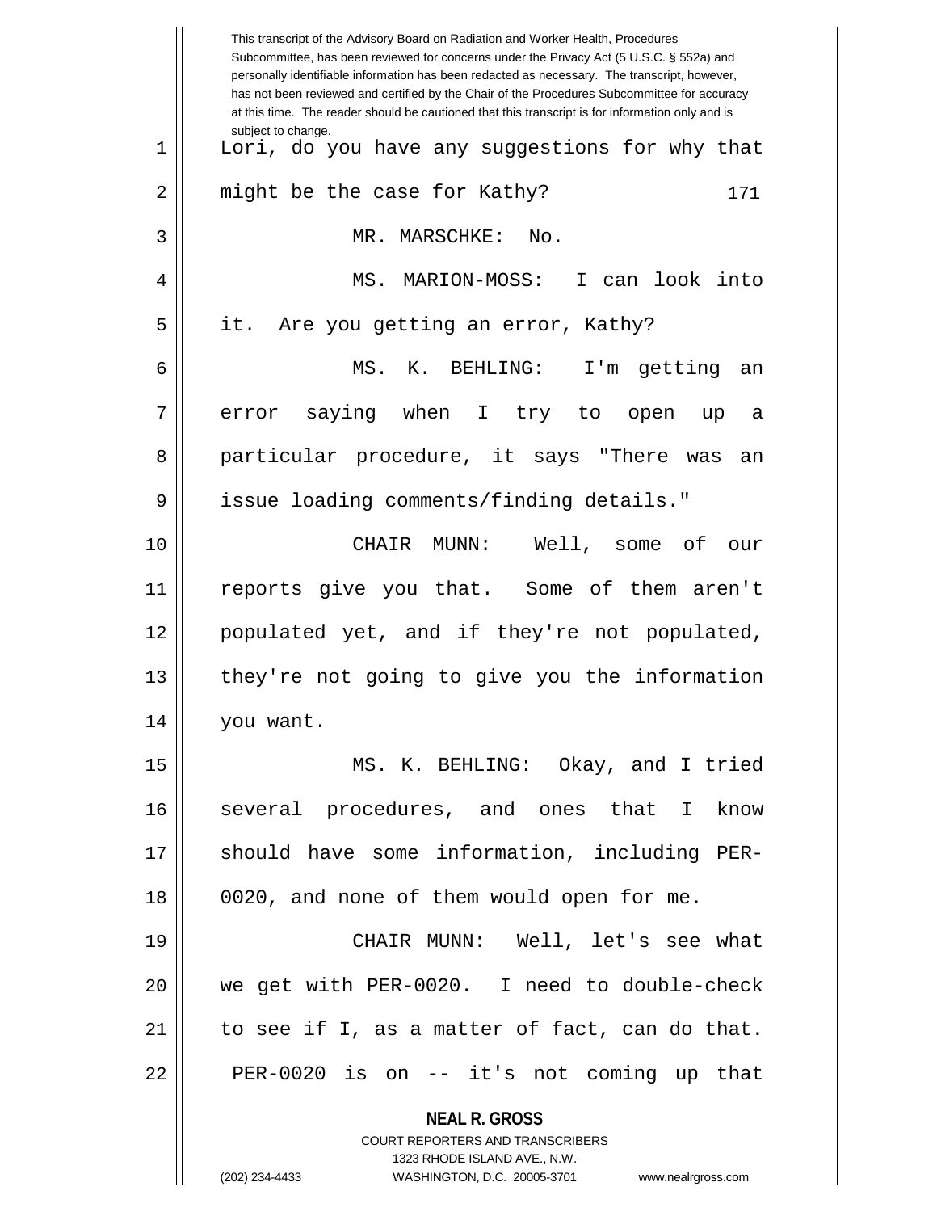Lori, do you have any suggestions for why that might be the case for Kathy?

MR. MARSCHKE: No.

MS. MARION-MOSS: I can look into it. Are you getting an error, Kathy?

MS. K. BEHLING: I'm getting an error saying when I try to open up a particular procedure, it says "There was an issue loading comments/finding details."

CHAIR MUNN: Well, some of our reports give you that. Some of them aren't populated yet, and if they're not populated, they're not going to give you the information you want.

MS. K. BEHLING: Okay, and I tried several procedures, and ones that I know should have some information, including PER-0020, and none of them would open for me.

CHAIR MUNN: Well, let's see what we get with PER-0020. I need to double-check to see if I, as a matter of fact, can do that. PER-0020 is on -- it's not coming up that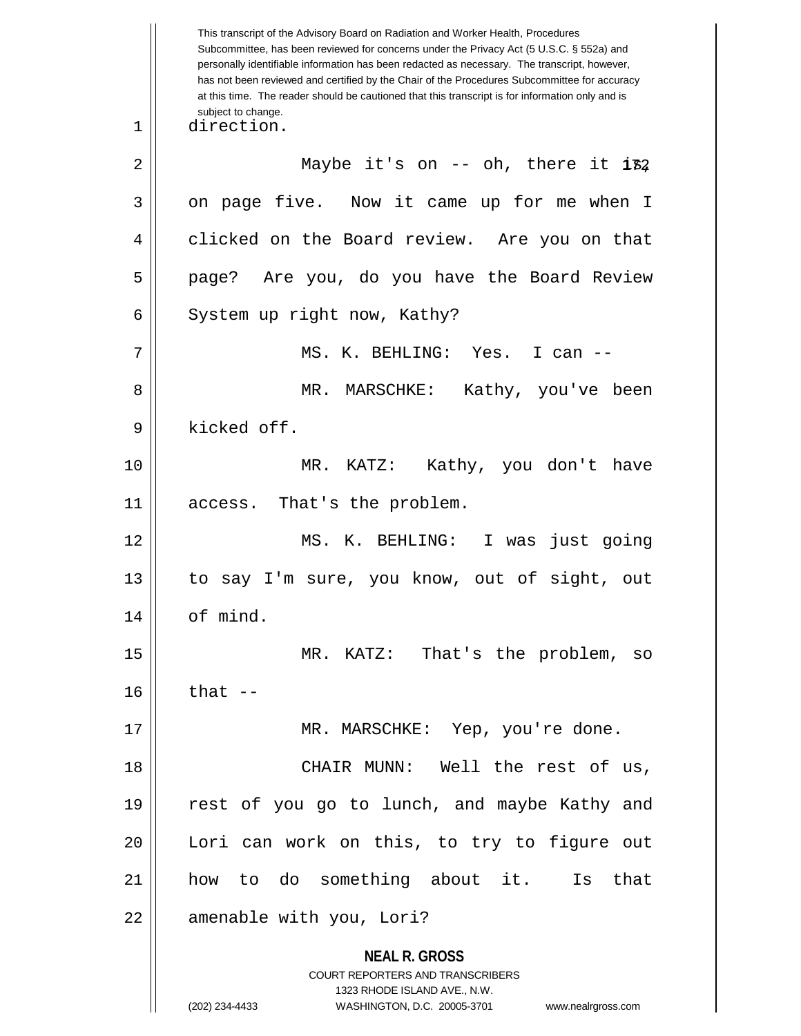This transcript of the Advisory Board on Radiation and Worker Health, Procedures Subcommittee, has been reviewed for concerns under the Privacy Act (5 U.S.C. § 552a) and personally identifiable information has been redacted as necessary. The transcript, however, has not been reviewed and certified by the Chair of the Procedures Subcommittee for accuracy at this time. The reader should be cautioned that this transcript is for information only and is subject to change.

direction.

Maybe it's on -- oh, there it is, on page five. Now it came up for me when I clicked on the Board review. Are you on that page? Are you, do you have the Board Review System up right now, Kathy?

MS. K. BEHLING: Yes. I can --

MR. MARSCHKE: Kathy, you've been kicked off.

MR. KATZ: Kathy, you don't have access. That's the problem.

MS. K. BEHLING: I was just going to say I'm sure, you know, out of sight, out of mind.

MR. KATZ: That's the problem, so that --

MR. MARSCHKE: Yep, you're done.

CHAIR MUNN: Well the rest of us, rest of you go to lunch, and maybe Kathy and Lori can work on this, to try to figure out how to do something about it. Is that amenable with you, Lori?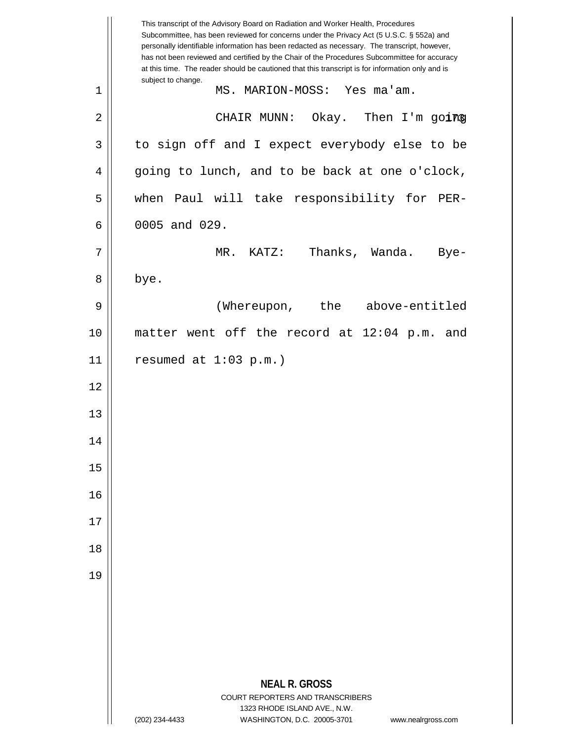MS. MARION-MOSS: Yes ma'am.

CHAIR MUNN: Okay. Then I'm going to sign off and I expect everybody else to be going to lunch, and to be back at one o'clock, when Paul will take responsibility for PER-0005 and 029.

MR. KATZ: Thanks, Wanda. Bye-bye.

(Whereupon, the above-entitled matter went off the record at 12:04 p.m. and resumed at 1:03 p.m.)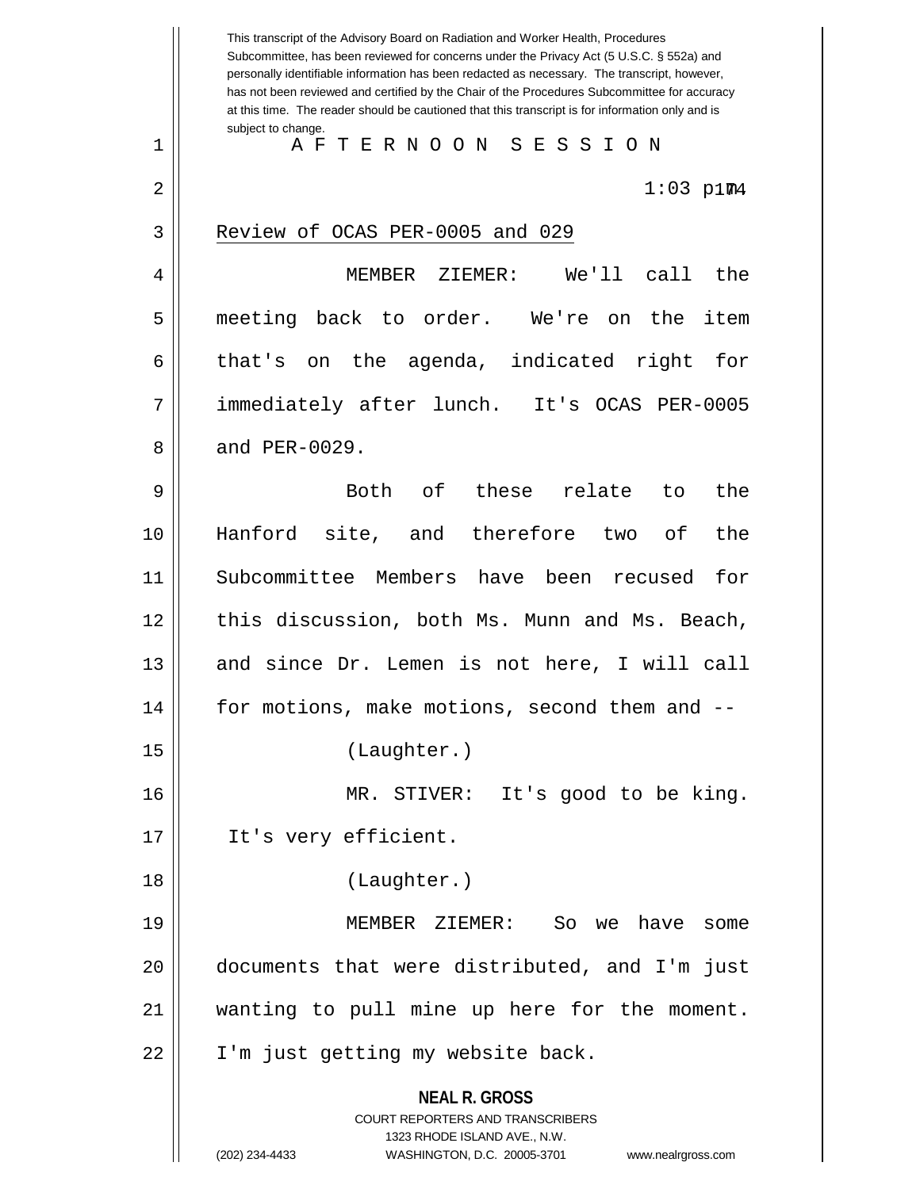This transcript of the Advisory Board on Radiation and Worker Health, Procedures Subcommittee, has been reviewed for concerns under the Privacy Act (5 U.S.C. § 552a) and personally identifiable information has been redacted as necessary. The transcript, however, has not been reviewed and certified by the Chair of the Procedures Subcommittee for accuracy at this time. The reader should be cautioned that this transcript is for information only and is subject to change.

A F T E R N O O N   S E S S I O N

1:03 p.m.

Review of OCAS PER-0005 and 029

MEMBER ZIEMER: We'll call the meeting back to order. We're on the item that's on the agenda, indicated right for immediately after lunch. It's OCAS PER-0005 and PER-0029.

Both of these relate to the Hanford site, and therefore two of the Subcommittee Members have been recused for this discussion, both Ms. Munn and Ms. Beach, and since Dr. Lemen is not here, I will call for motions, make motions, second them and --

(Laughter.)

MR. STIVER: It's good to be king. It's very efficient.

(Laughter.)

MEMBER ZIEMER: So we have some documents that were distributed, and I'm just wanting to pull mine up here for the moment. I'm just getting my website back.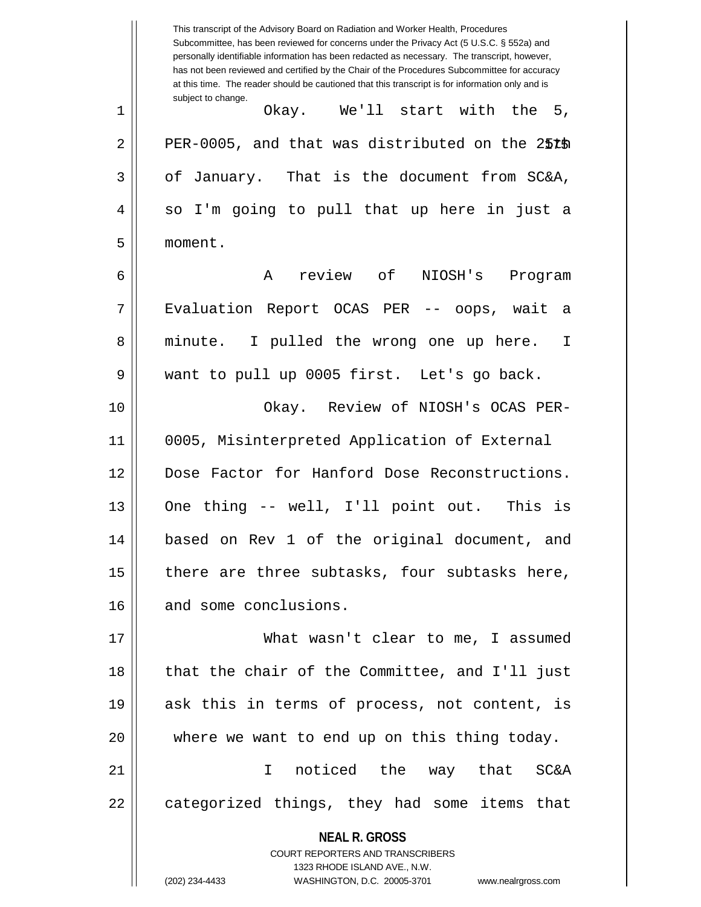This transcript of the Advisory Board on Radiation and Worker Health, Procedures Subcommittee, has been reviewed for concerns under the Privacy Act (5 U.S.C. § 552a) and personally identifiable information has been redacted as necessary. The transcript, however, has not been reviewed and certified by the Chair of the Procedures Subcommittee for accuracy at this time. The reader should be cautioned that this transcript is for information only and is subject to change.

1 Okay. We'll start with the 5,
2 PER-0005, and that was distributed on the 25th
3 of January. That is the document from SC&A,
4 so I'm going to pull that up here in just a
5 moment.
6 A review of NIOSH's Program
7 Evaluation Report OCAS PER -- oops, wait a
8 minute. I pulled the wrong one up here. I
9 want to pull up 0005 first. Let's go back.
10 Okay. Review of NIOSH's OCAS PER-
11 0005, Misinterpreted Application of External
12 Dose Factor for Hanford Dose Reconstructions.
13 One thing -- well, I'll point out. This is
14 based on Rev 1 of the original document, and
15 there are three subtasks, four subtasks here,
16 and some conclusions.
17 What wasn't clear to me, I assumed
18 that the chair of the Committee, and I'll just
19 ask this in terms of process, not content, is
20 where we want to end up on this thing today.
21 I noticed the way that SC&A
22 categorized things, they had some items that

**NEAL R. GROSS**
COURT REPORTERS AND TRANSCRIBERS
1323 RHODE ISLAND AVE., N.W.
(202) 234-4433 WASHINGTON, D.C. 20005-3701 www.nealrgross.com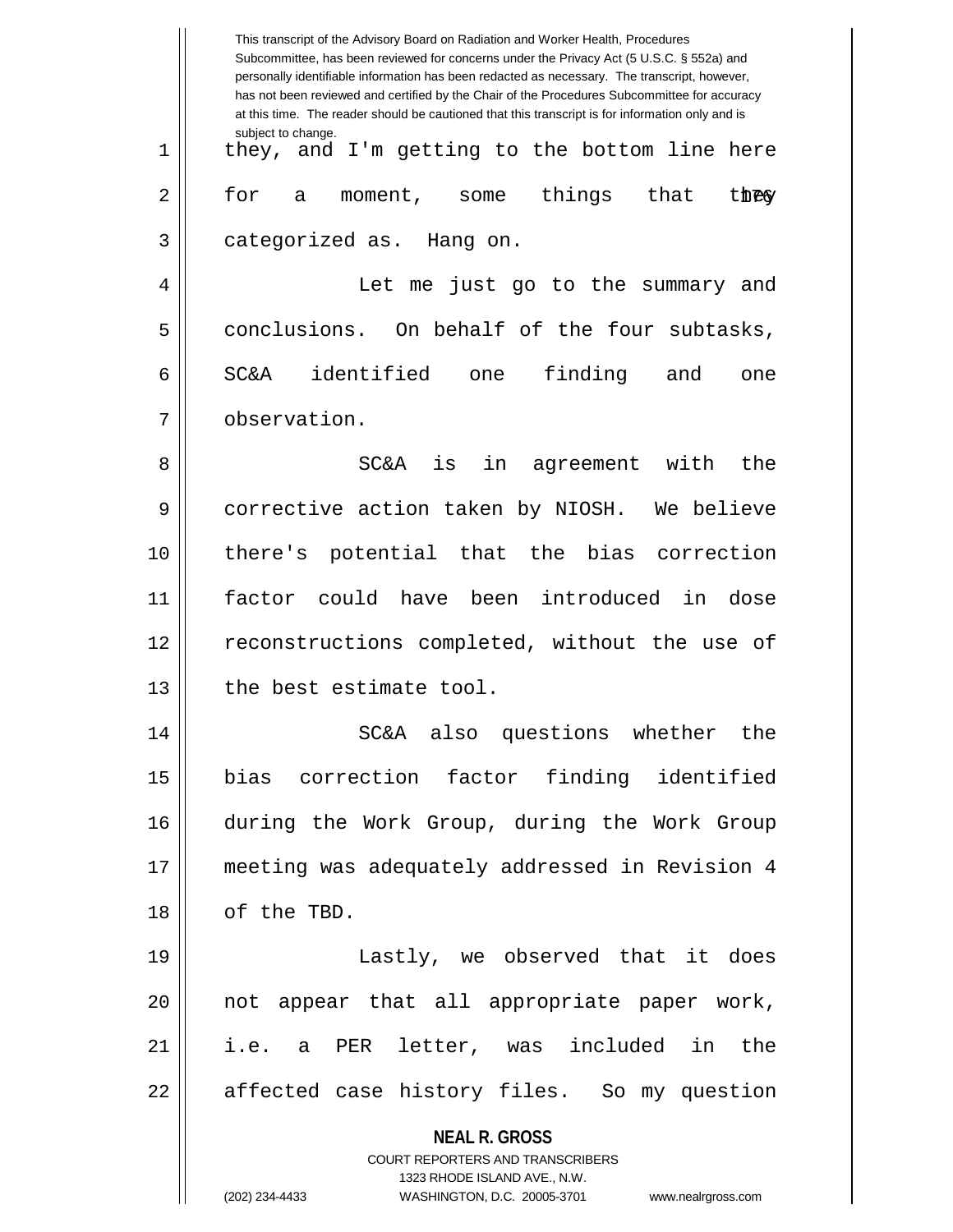they, and I'm getting to the bottom line here for a moment, some things that they categorized as. Hang on.

Let me just go to the summary and conclusions. On behalf of the four subtasks, SC&A identified one finding and one observation.

SC&A is in agreement with the corrective action taken by NIOSH. We believe there's potential that the bias correction factor could have been introduced in dose reconstructions completed, without the use of the best estimate tool.

SC&A also questions whether the bias correction factor finding identified during the Work Group, during the Work Group meeting was adequately addressed in Revision 4 of the TBD.

Lastly, we observed that it does not appear that all appropriate paper work, i.e. a PER letter, was included in the affected case history files. So my question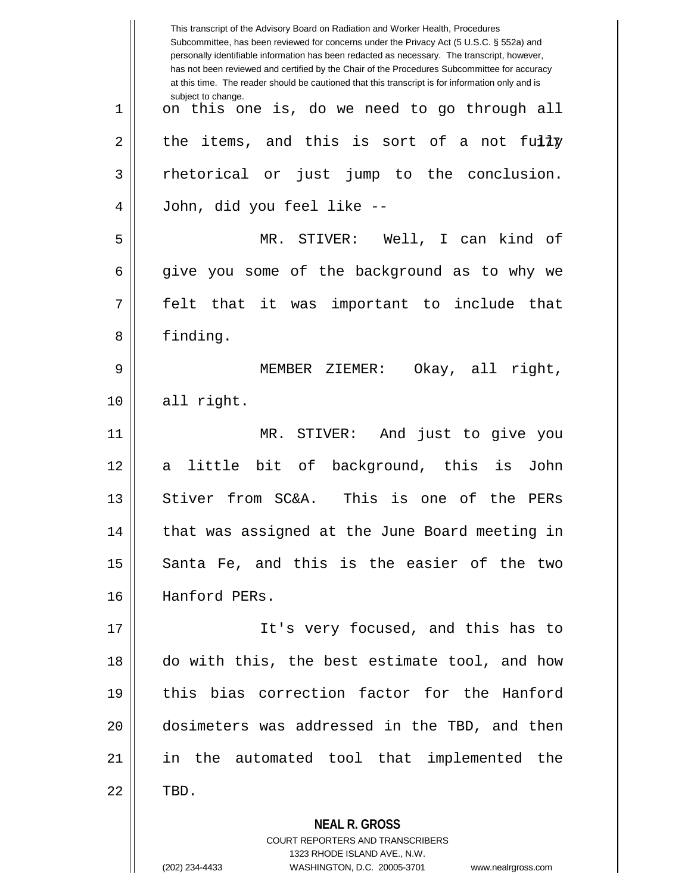on this one is, do we need to go through all the items, and this is sort of a not fully rhetorical or just jump to the conclusion. John, did you feel like --

MR. STIVER: Well, I can kind of give you some of the background as to why we felt that it was important to include that finding.

MEMBER ZIEMER: Okay, all right, all right.

MR. STIVER: And just to give you a little bit of background, this is John Stiver from SC&A. This is one of the PERs that was assigned at the June Board meeting in Santa Fe, and this is the easier of the two Hanford PERs.

It's very focused, and this has to do with this, the best estimate tool, and how this bias correction factor for the Hanford dosimeters was addressed in the TBD, and then in the automated tool that implemented the TBD.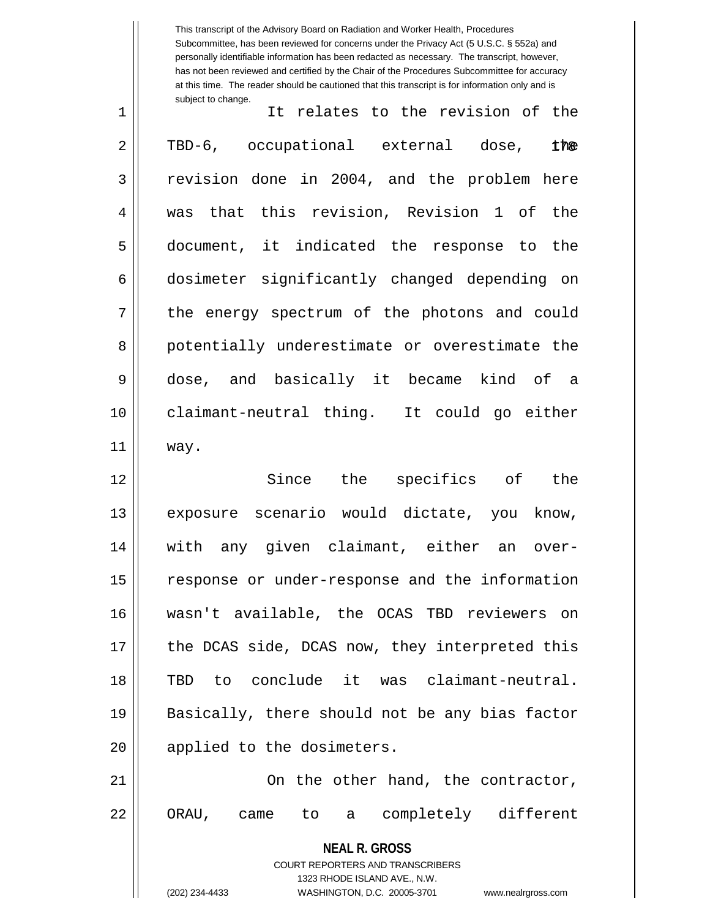It relates to the revision of the TBD-6, occupational external dose, the revision done in 2004, and the problem here was that this revision, Revision 1 of the document, it indicated the response to the dosimeter significantly changed depending on the energy spectrum of the photons and could potentially underestimate or overestimate the dose, and basically it became kind of a claimant-neutral thing. It could go either way.

Since the specifics of the exposure scenario would dictate, you know, with any given claimant, either an over-response or under-response and the information wasn't available, the OCAS TBD reviewers on the DCAS side, DCAS now, they interpreted this TBD to conclude it was claimant-neutral. Basically, there should not be any bias factor applied to the dosimeters.

On the other hand, the contractor, ORAU, came to a completely different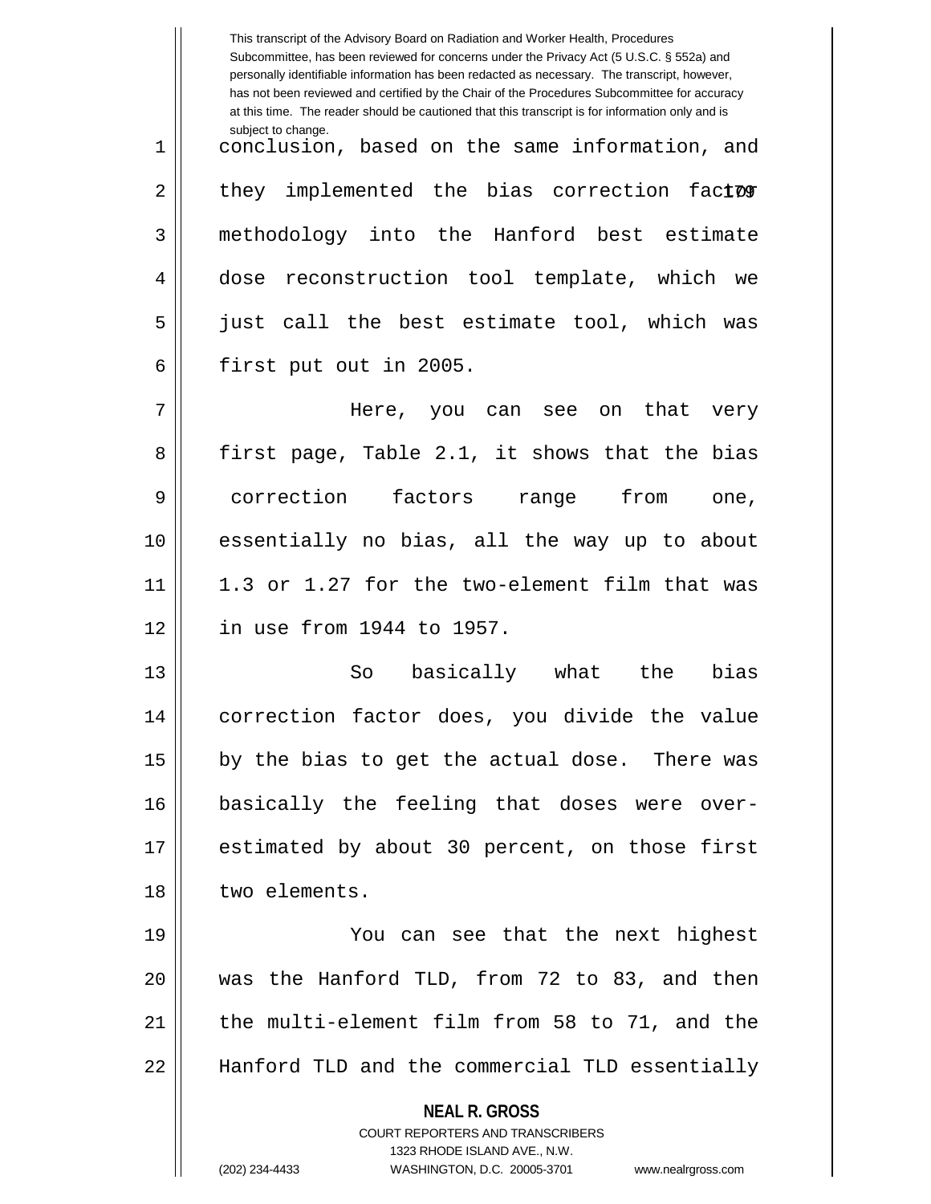This transcript of the Advisory Board on Radiation and Worker Health, Procedures Subcommittee, has been reviewed for concerns under the Privacy Act (5 U.S.C. § 552a) and personally identifiable information has been redacted as necessary. The transcript, however, has not been reviewed and certified by the Chair of the Procedures Subcommittee for accuracy at this time. The reader should be cautioned that this transcript is for information only and is subject to change.

conclusion, based on the same information, and they implemented the bias correction factor methodology into the Hanford best estimate dose reconstruction tool template, which we just call the best estimate tool, which was first put out in 2005.

Here, you can see on that very first page, Table 2.1, it shows that the bias correction factors range from one, essentially no bias, all the way up to about 1.3 or 1.27 for the two-element film that was in use from 1944 to 1957.

So basically what the bias correction factor does, you divide the value by the bias to get the actual dose. There was basically the feeling that doses were over-estimated by about 30 percent, on those first two elements.

You can see that the next highest was the Hanford TLD, from 72 to 83, and then the multi-element film from 58 to 71, and the Hanford TLD and the commercial TLD essentially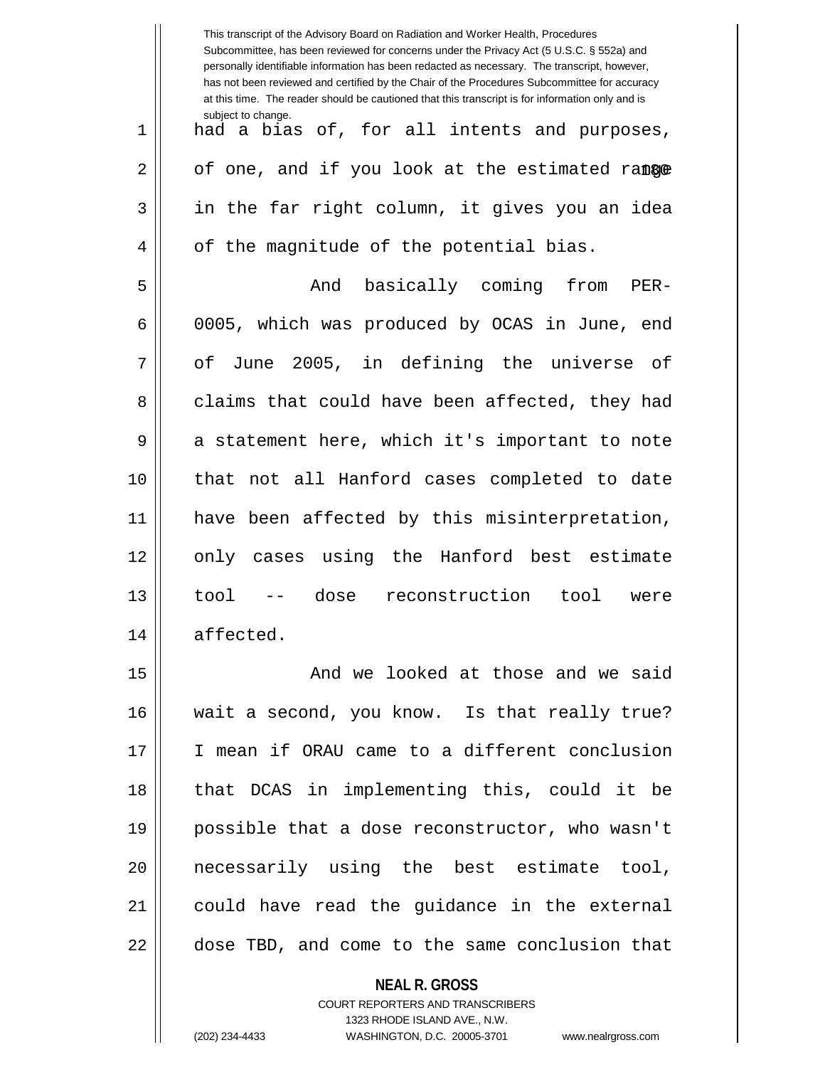had a bias of, for all intents and purposes, of one, and if you look at the estimated range in the far right column, it gives you an idea of the magnitude of the potential bias.

And basically coming from PER-0005, which was produced by OCAS in June, end of June 2005, in defining the universe of claims that could have been affected, they had a statement here, which it's important to note that not all Hanford cases completed to date have been affected by this misinterpretation, only cases using the Hanford best estimate tool -- dose reconstruction tool were affected.

And we looked at those and we said wait a second, you know. Is that really true? I mean if ORAU came to a different conclusion that DCAS in implementing this, could it be possible that a dose reconstructor, who wasn't necessarily using the best estimate tool, could have read the guidance in the external dose TBD, and come to the same conclusion that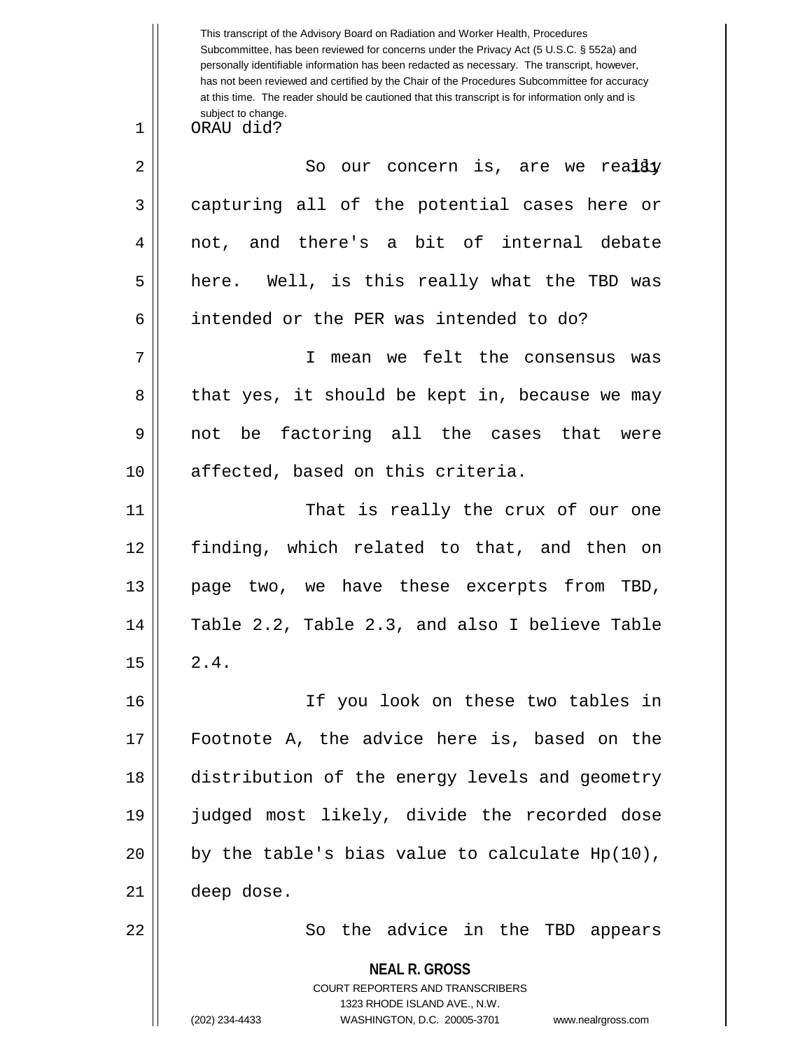ORAU did?

So our concern is, are we really capturing all of the potential cases here or not, and there's a bit of internal debate here. Well, is this really what the TBD was intended or the PER was intended to do?

I mean we felt the consensus was that yes, it should be kept in, because we may not be factoring all the cases that were affected, based on this criteria.

That is really the crux of our one finding, which related to that, and then on page two, we have these excerpts from TBD, Table 2.2, Table 2.3, and also I believe Table 2.4.

If you look on these two tables in Footnote A, the advice here is, based on the distribution of the energy levels and geometry judged most likely, divide the recorded dose by the table's bias value to calculate Hp(10), deep dose.

So the advice in the TBD appears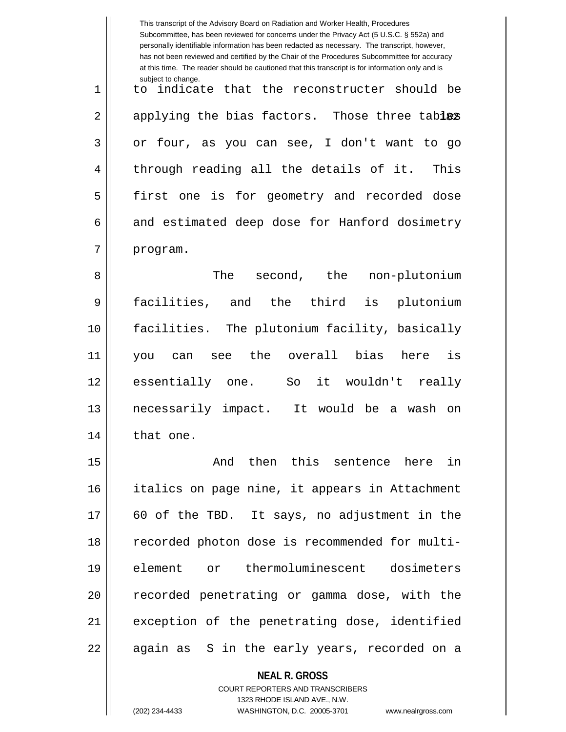to indicate that the reconstructer should be applying the bias factors. Those three tables or four, as you can see, I don't want to go through reading all the details of it. This first one is for geometry and recorded dose and estimated deep dose for Hanford dosimetry program.

The second, the non-plutonium facilities, and the third is plutonium facilities. The plutonium facility, basically you can see the overall bias here is essentially one. So it wouldn't really necessarily impact. It would be a wash on that one.

And then this sentence here in italics on page nine, it appears in Attachment 60 of the TBD. It says, no adjustment in the recorded photon dose is recommended for multi-element or thermoluminescent dosimeters recorded penetrating or gamma dose, with the exception of the penetrating dose, identified again as S in the early years, recorded on a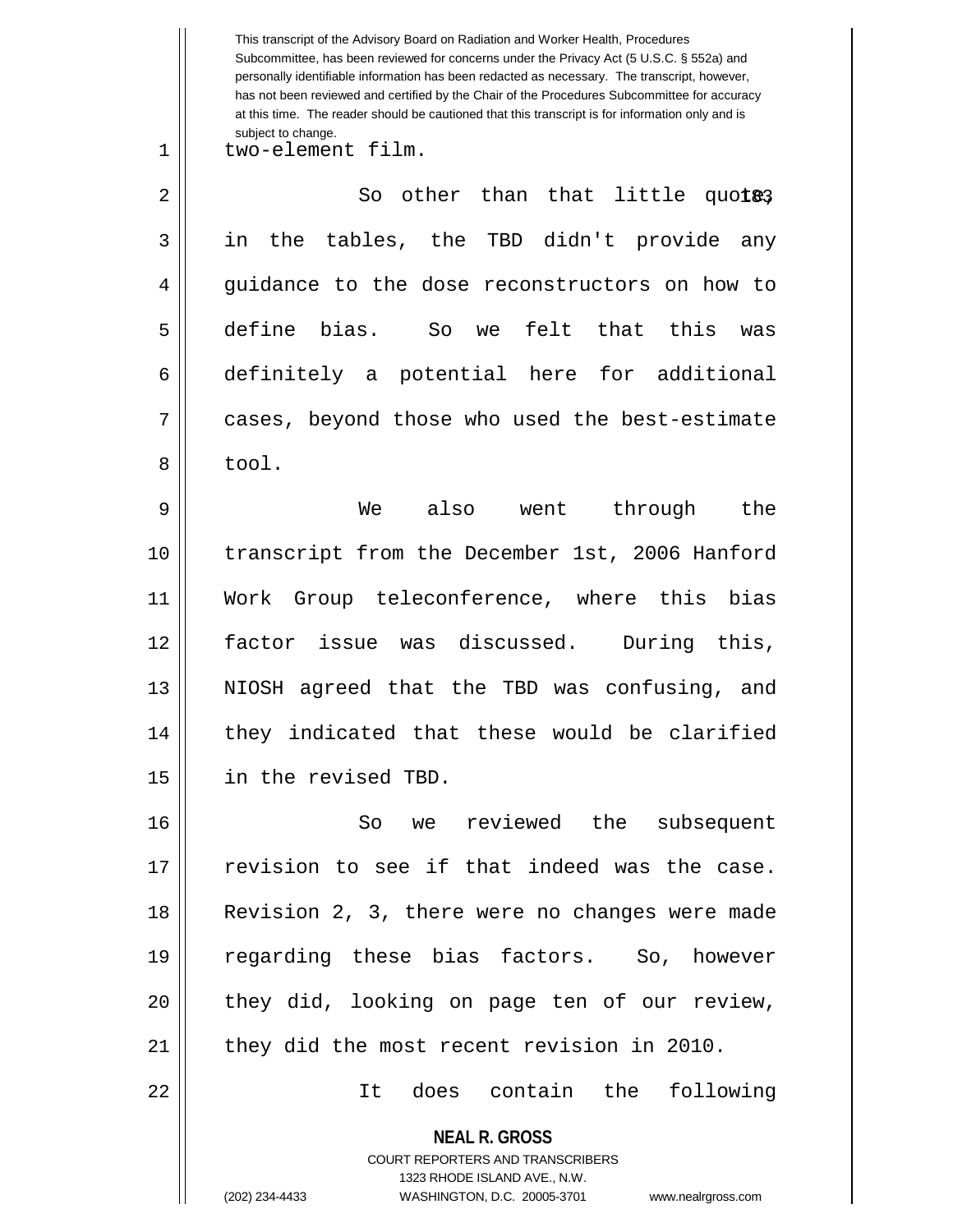This transcript of the Advisory Board on Radiation and Worker Health, Procedures Subcommittee, has been reviewed for concerns under the Privacy Act (5 U.S.C. § 552a) and personally identifiable information has been redacted as necessary. The transcript, however, has not been reviewed and certified by the Chair of the Procedures Subcommittee for accuracy at this time. The reader should be cautioned that this transcript is for information only and is subject to change.

two-element film.

So other than that little quote, in the tables, the TBD didn't provide any guidance to the dose reconstructors on how to define bias. So we felt that this was definitely a potential here for additional cases, beyond those who used the best-estimate tool.

We also went through the transcript from the December 1st, 2006 Hanford Work Group teleconference, where this bias factor issue was discussed. During this, NIOSH agreed that the TBD was confusing, and they indicated that these would be clarified in the revised TBD.

So we reviewed the subsequent revision to see if that indeed was the case. Revision 2, 3, there were no changes were made regarding these bias factors. So, however they did, looking on page ten of our review, they did the most recent revision in 2010.

It does contain the following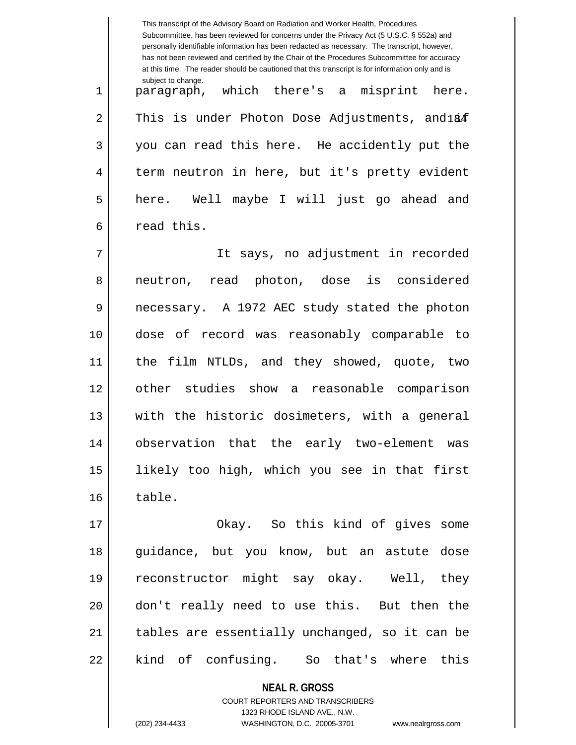This transcript of the Advisory Board on Radiation and Worker Health, Procedures Subcommittee, has been reviewed for concerns under the Privacy Act (5 U.S.C. § 552a) and personally identifiable information has been redacted as necessary. The transcript, however, has not been reviewed and certified by the Chair of the Procedures Subcommittee for accuracy at this time. The reader should be cautioned that this transcript is for information only and is subject to change.

paragraph, which there's a misprint here. This is under Photon Dose Adjustments, and if you can read this here. He accidently put the term neutron in here, but it's pretty evident here. Well maybe I will just go ahead and read this.

It says, no adjustment in recorded neutron, read photon, dose is considered necessary. A 1972 AEC study stated the photon dose of record was reasonably comparable to the film NTLDs, and they showed, quote, two other studies show a reasonable comparison with the historic dosimeters, with a general observation that the early two-element was likely too high, which you see in that first table.

Okay. So this kind of gives some guidance, but you know, but an astute dose reconstructor might say okay. Well, they don't really need to use this. But then the tables are essentially unchanged, so it can be kind of confusing. So that's where this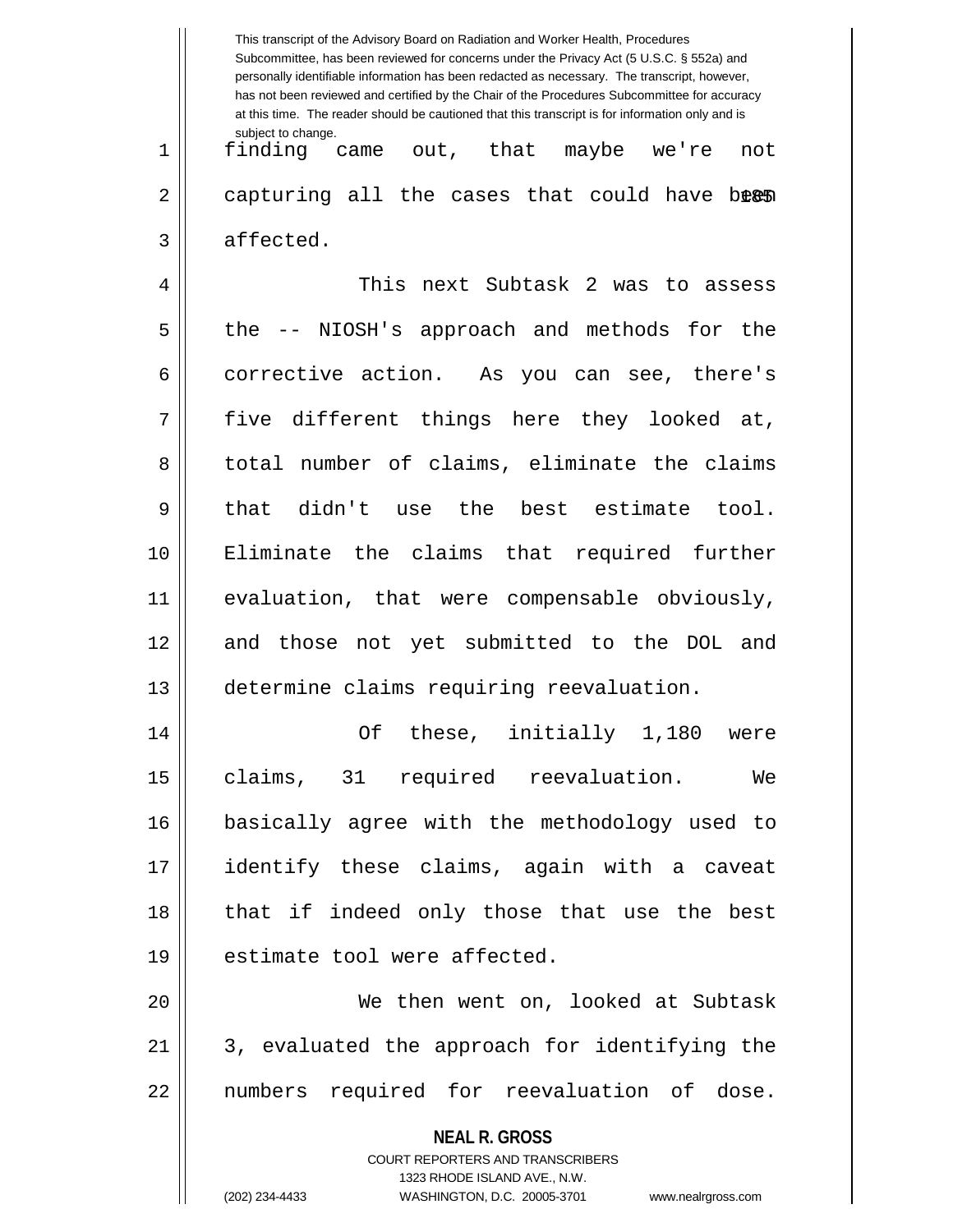finding came out, that maybe we're not capturing all the cases that could have been affected.

This next Subtask 2 was to assess the -- NIOSH's approach and methods for the corrective action. As you can see, there's five different things here they looked at, total number of claims, eliminate the claims that didn't use the best estimate tool. Eliminate the claims that required further evaluation, that were compensable obviously, and those not yet submitted to the DOL and determine claims requiring reevaluation.

Of these, initially 1,180 were claims, 31 required reevaluation. We basically agree with the methodology used to identify these claims, again with a caveat that if indeed only those that use the best estimate tool were affected.

We then went on, looked at Subtask 3, evaluated the approach for identifying the numbers required for reevaluation of dose.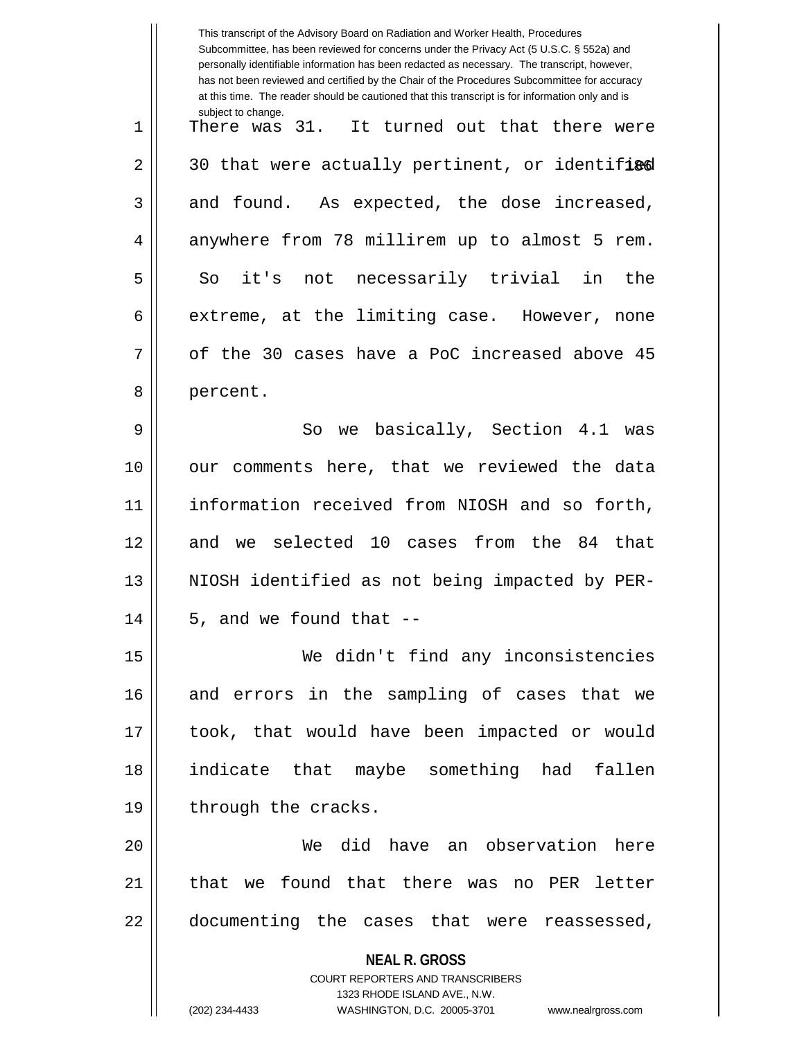This transcript of the Advisory Board on Radiation and Worker Health, Procedures Subcommittee, has been reviewed for concerns under the Privacy Act (5 U.S.C. § 552a) and personally identifiable information has been redacted as necessary. The transcript, however, has not been reviewed and certified by the Chair of the Procedures Subcommittee for accuracy at this time. The reader should be cautioned that this transcript is for information only and is subject to change.

There was 31. It turned out that there were 30 that were actually pertinent, or identified and found. As expected, the dose increased, anywhere from 78 millirem up to almost 5 rem. So it's not necessarily trivial in the extreme, at the limiting case. However, none of the 30 cases have a PoC increased above 45 percent.

So we basically, Section 4.1 was our comments here, that we reviewed the data information received from NIOSH and so forth, and we selected 10 cases from the 84 that NIOSH identified as not being impacted by PER-5, and we found that --

We didn't find any inconsistencies and errors in the sampling of cases that we took, that would have been impacted or would indicate that maybe something had fallen through the cracks.

We did have an observation here that we found that there was no PER letter documenting the cases that were reassessed,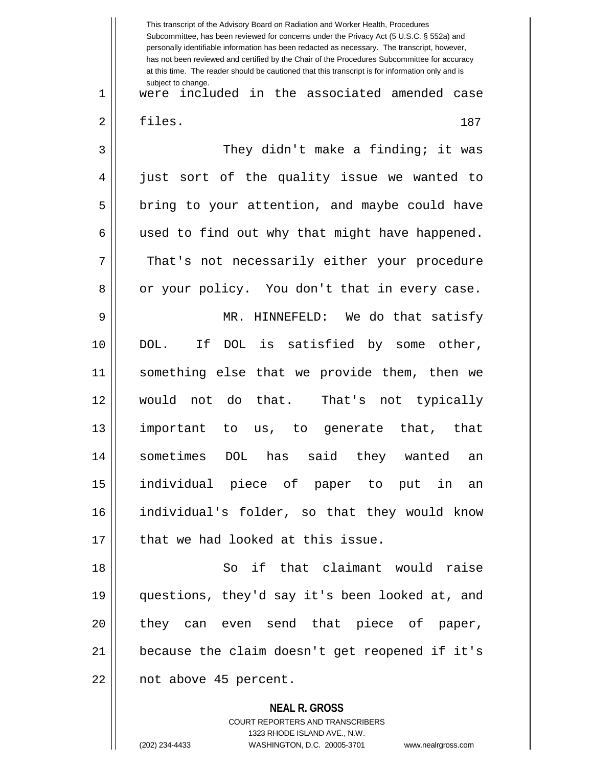were included in the associated amended case files.

They didn't make a finding; it was just sort of the quality issue we wanted to bring to your attention, and maybe could have used to find out why that might have happened. That's not necessarily either your procedure or your policy. You don't that in every case.

MR. HINNEFELD: We do that satisfy DOL. If DOL is satisfied by some other, something else that we provide them, then we would not do that. That's not typically important to us, to generate that, that sometimes DOL has said they wanted an individual piece of paper to put in an individual's folder, so that they would know that we had looked at this issue.

So if that claimant would raise questions, they'd say it's been looked at, and they can even send that piece of paper, because the claim doesn't get reopened if it's not above 45 percent.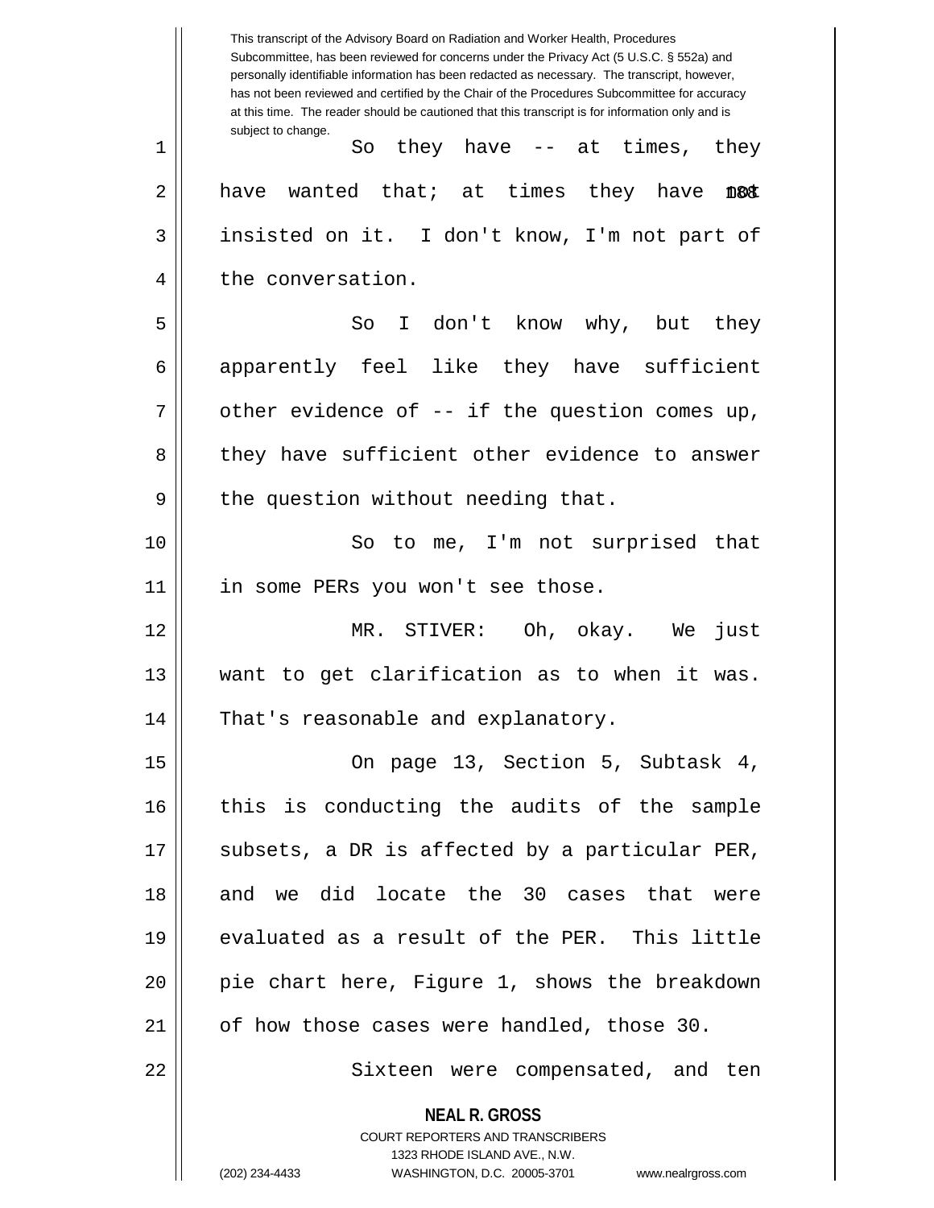This transcript of the Advisory Board on Radiation and Worker Health, Procedures Subcommittee, has been reviewed for concerns under the Privacy Act (5 U.S.C. § 552a) and personally identifiable information has been redacted as necessary. The transcript, however, has not been reviewed and certified by the Chair of the Procedures Subcommittee for accuracy at this time. The reader should be cautioned that this transcript is for information only and is subject to change.

So they have -- at times, they have wanted that; at times they have not insisted on it. I don't know, I'm not part of the conversation.

So I don't know why, but they apparently feel like they have sufficient other evidence of -- if the question comes up, they have sufficient other evidence to answer the question without needing that.

So to me, I'm not surprised that in some PERs you won't see those.

MR. STIVER: Oh, okay. We just want to get clarification as to when it was. That's reasonable and explanatory.

On page 13, Section 5, Subtask 4, this is conducting the audits of the sample subsets, a DR is affected by a particular PER, and we did locate the 30 cases that were evaluated as a result of the PER. This little pie chart here, Figure 1, shows the breakdown of how those cases were handled, those 30.

Sixteen were compensated, and ten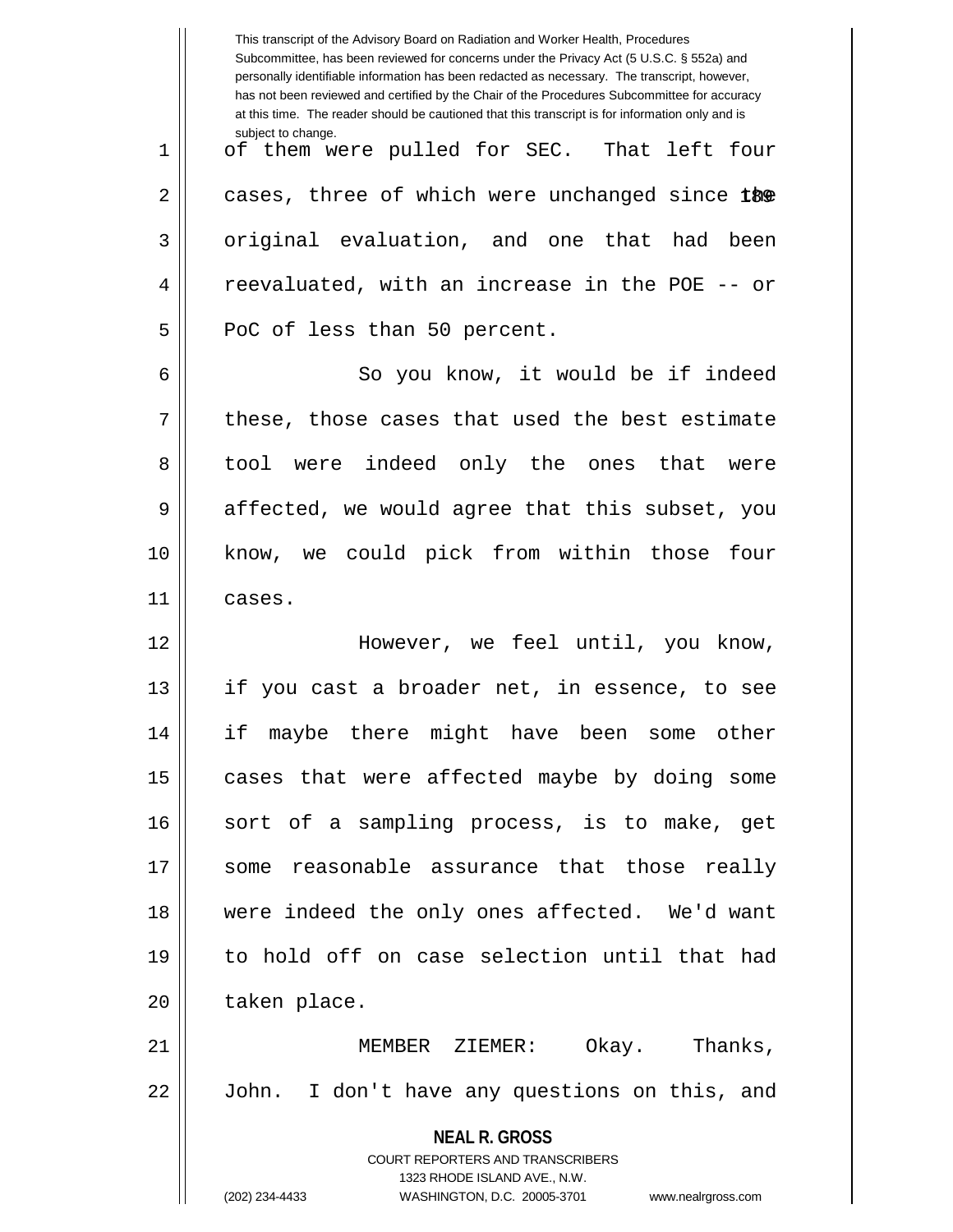of them were pulled for SEC. That left four cases, three of which were unchanged since the original evaluation, and one that had been reevaluated, with an increase in the POE -- or PoC of less than 50 percent.

So you know, it would be if indeed these, those cases that used the best estimate tool were indeed only the ones that were affected, we would agree that this subset, you know, we could pick from within those four cases.

However, we feel until, you know, if you cast a broader net, in essence, to see if maybe there might have been some other cases that were affected maybe by doing some sort of a sampling process, is to make, get some reasonable assurance that those really were indeed the only ones affected. We'd want to hold off on case selection until that had taken place.

MEMBER ZIEMER: Okay. Thanks, John. I don't have any questions on this, and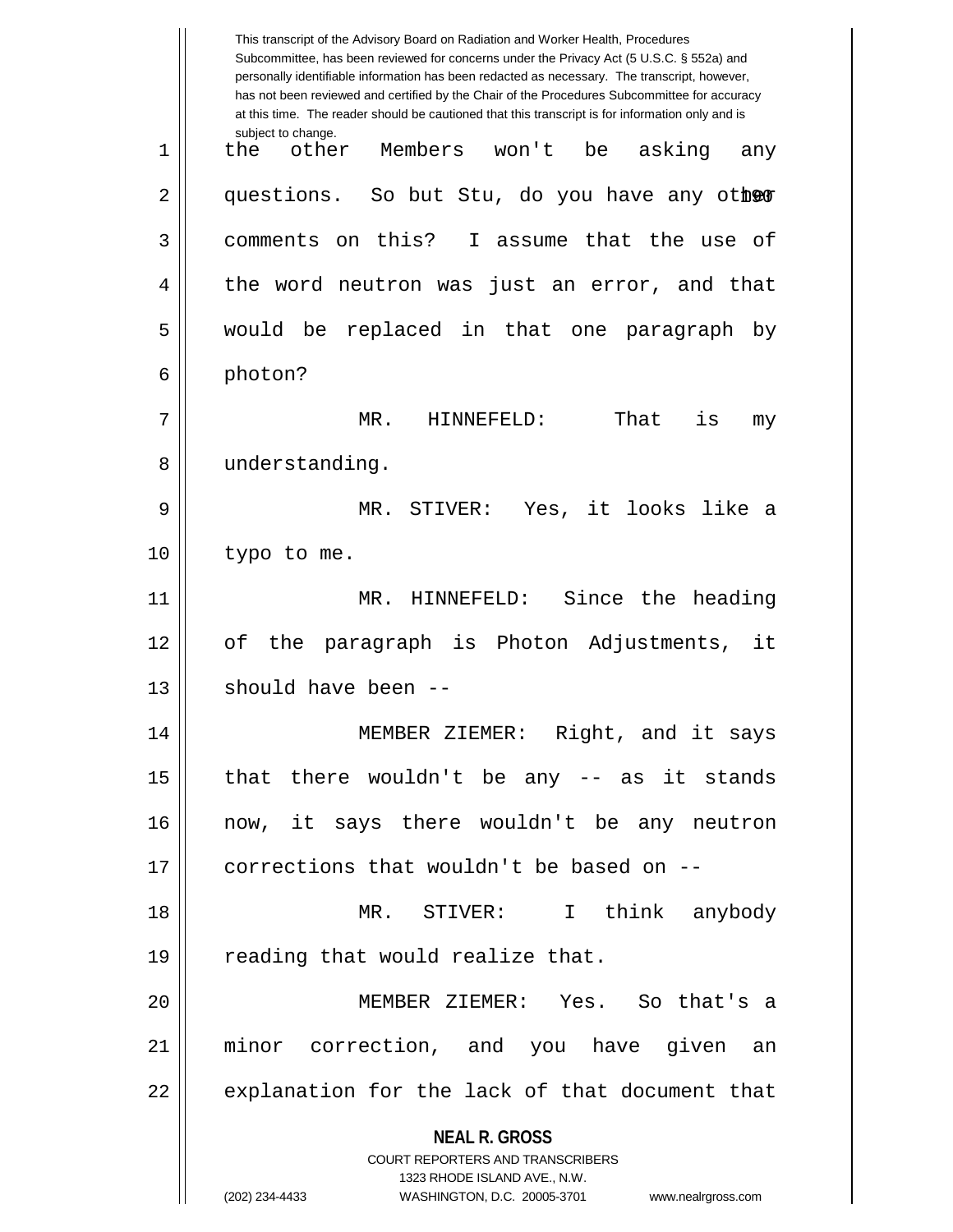the other Members won't be asking any questions. So but Stu, do you have any other comments on this? I assume that the use of the word neutron was just an error, and that would be replaced in that one paragraph by photon?

MR. HINNEFELD: That is my understanding.

MR. STIVER: Yes, it looks like a typo to me.

MR. HINNEFELD: Since the heading of the paragraph is Photon Adjustments, it should have been --

MEMBER ZIEMER: Right, and it says that there wouldn't be any -- as it stands now, it says there wouldn't be any neutron corrections that wouldn't be based on --

MR. STIVER: I think anybody reading that would realize that.

MEMBER ZIEMER: Yes. So that's a minor correction, and you have given an explanation for the lack of that document that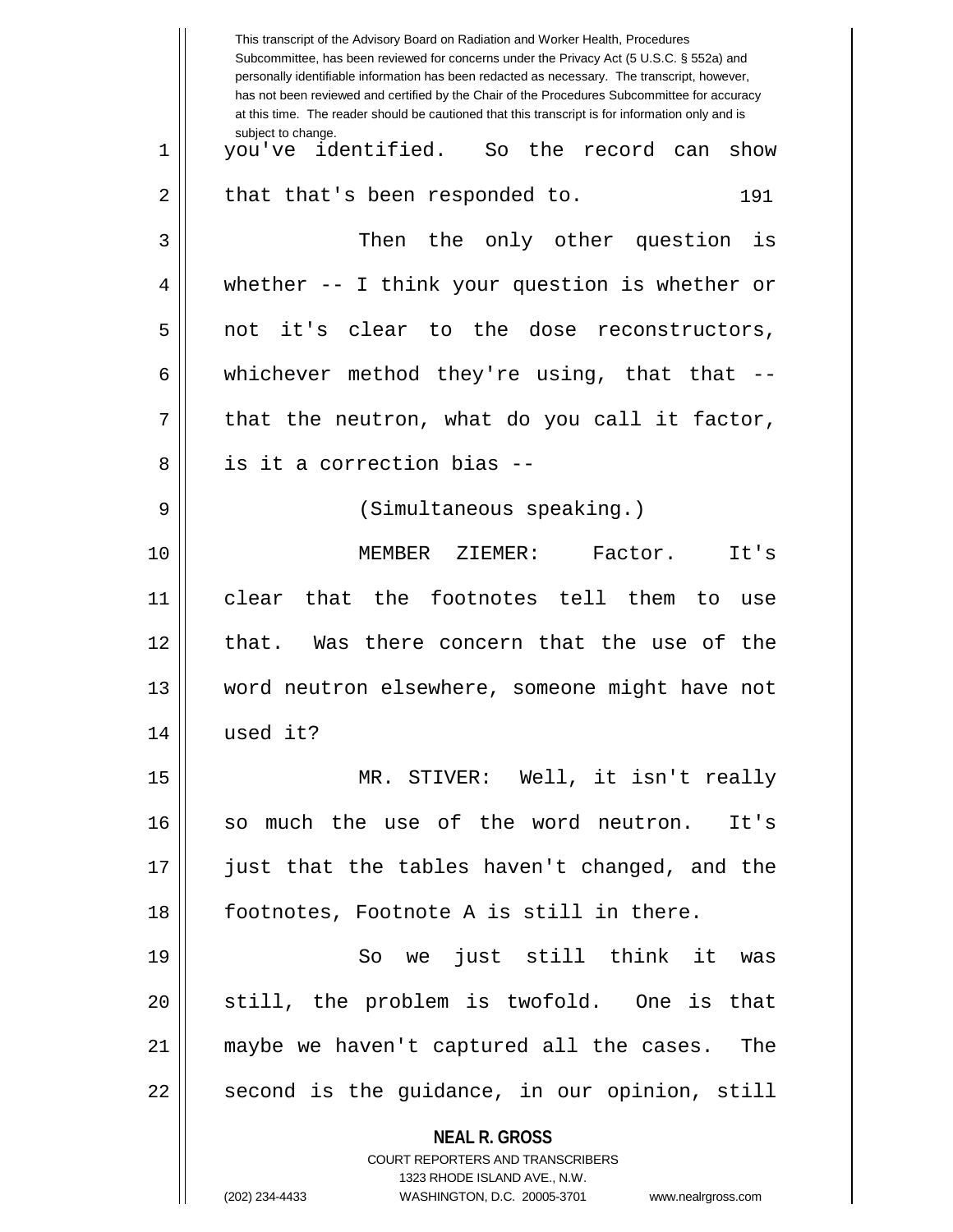you've identified. So the record can show that that's been responded to.

Then the only other question is whether -- I think your question is whether or not it's clear to the dose reconstructors, whichever method they're using, that that -- that the neutron, what do you call it factor, is it a correction bias --

(Simultaneous speaking.)

MEMBER ZIEMER: Factor. It's clear that the footnotes tell them to use that. Was there concern that the use of the word neutron elsewhere, someone might have not used it?

MR. STIVER: Well, it isn't really so much the use of the word neutron. It's just that the tables haven't changed, and the footnotes, Footnote A is still in there.

So we just still think it was still, the problem is twofold. One is that maybe we haven't captured all the cases. The second is the guidance, in our opinion, still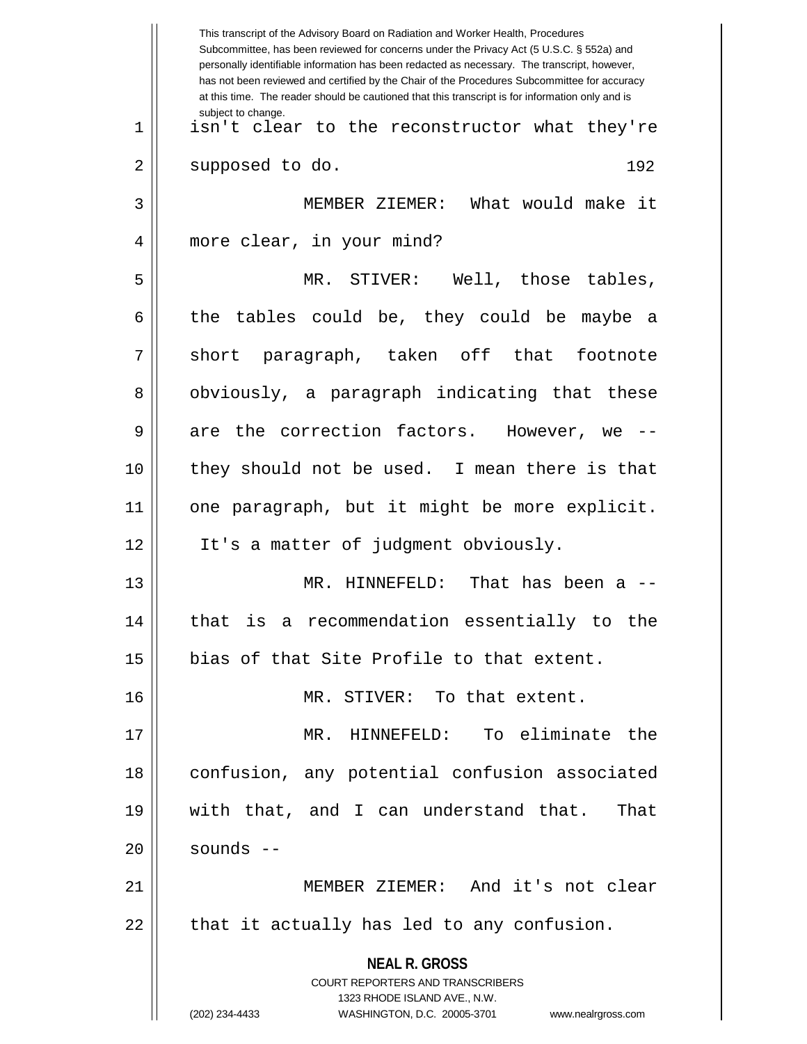isn't clear to the reconstructor what they're supposed to do.

MEMBER ZIEMER: What would make it more clear, in your mind?

MR. STIVER: Well, those tables, the tables could be, they could be maybe a short paragraph, taken off that footnote obviously, a paragraph indicating that these are the correction factors. However, we -- they should not be used. I mean there is that one paragraph, but it might be more explicit. It's a matter of judgment obviously.

MR. HINNEFELD: That has been a -- that is a recommendation essentially to the bias of that Site Profile to that extent.

MR. STIVER: To that extent.

MR. HINNEFELD: To eliminate the confusion, any potential confusion associated with that, and I can understand that. That sounds --

MEMBER ZIEMER: And it's not clear that it actually has led to any confusion.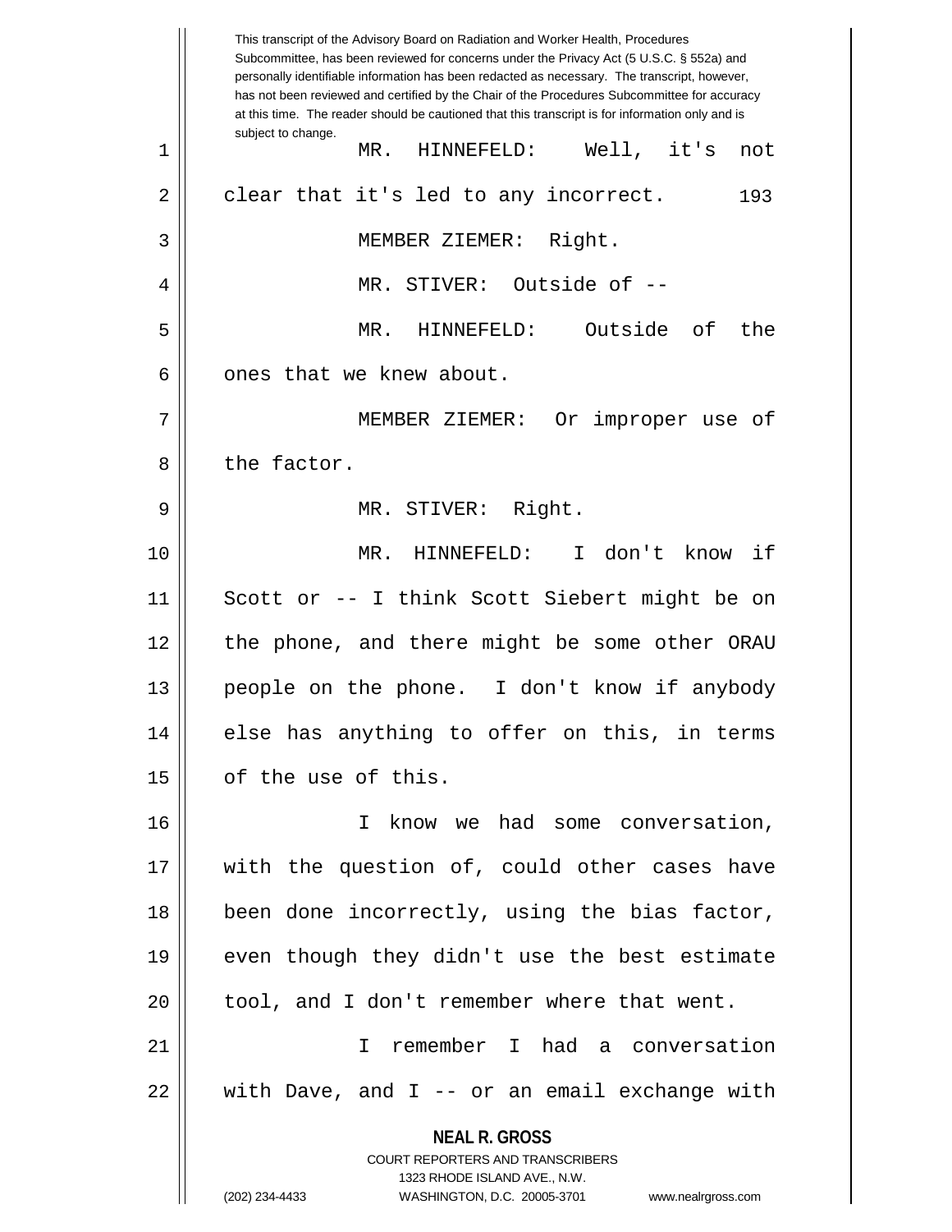MR. HINNEFELD: Well, it's not clear that it's led to any incorrect.

MEMBER ZIEMER: Right.

MR. STIVER: Outside of --

MR. HINNEFELD: Outside of the ones that we knew about.

MEMBER ZIEMER: Or improper use of the factor.

MR. STIVER: Right.

MR. HINNEFELD: I don't know if Scott or -- I think Scott Siebert might be on the phone, and there might be some other ORAU people on the phone. I don't know if anybody else has anything to offer on this, in terms of the use of this.

I know we had some conversation, with the question of, could other cases have been done incorrectly, using the bias factor, even though they didn't use the best estimate tool, and I don't remember where that went.

I remember I had a conversation with Dave, and I -- or an email exchange with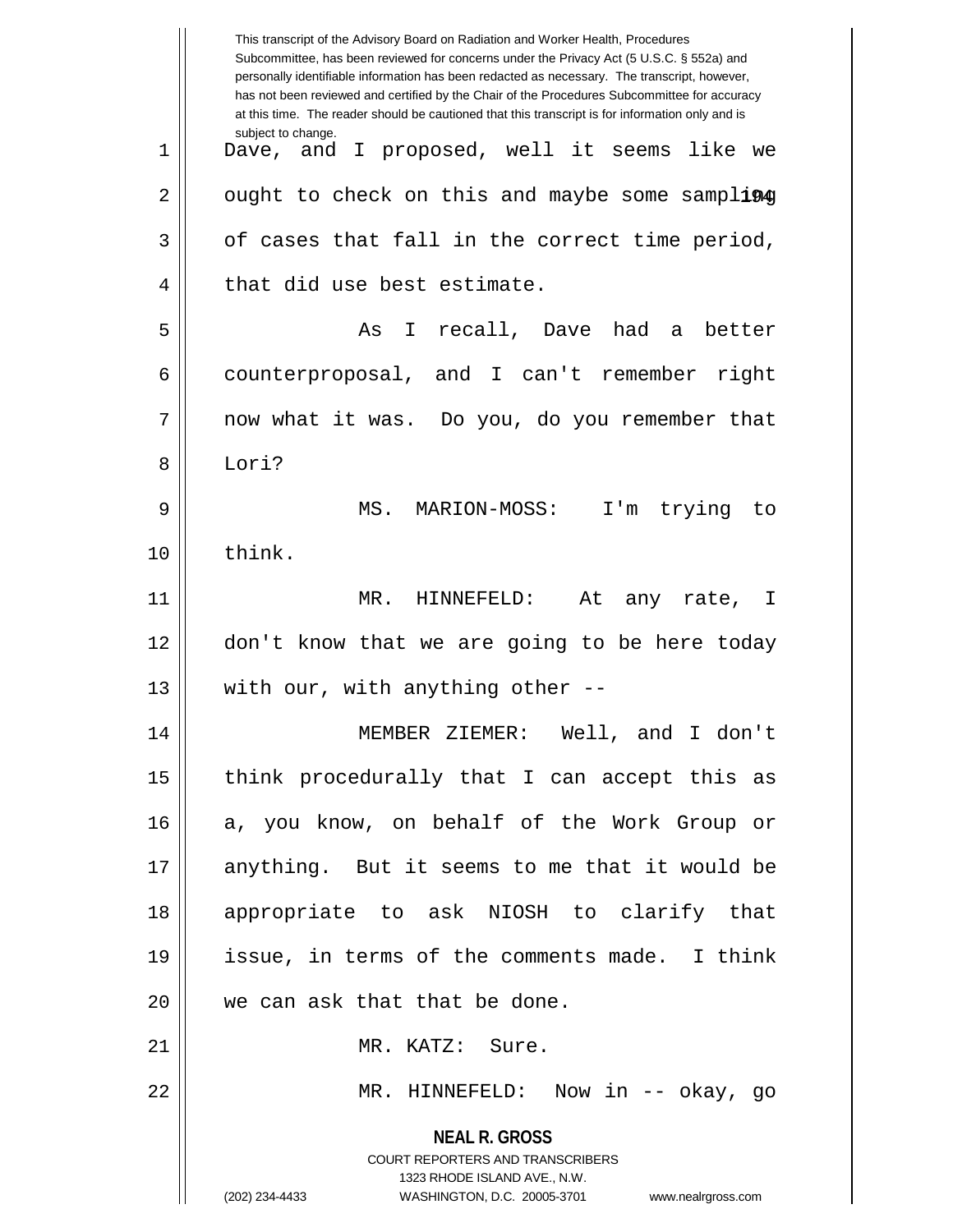This transcript of the Advisory Board on Radiation and Worker Health, Procedures Subcommittee, has been reviewed for concerns under the Privacy Act (5 U.S.C. § 552a) and personally identifiable information has been redacted as necessary. The transcript, however, has not been reviewed and certified by the Chair of the Procedures Subcommittee for accuracy at this time. The reader should be cautioned that this transcript is for information only and is subject to change.

Dave, and I proposed, well it seems like we ought to check on this and maybe some sampling of cases that fall in the correct time period, that did use best estimate.

As I recall, Dave had a better counterproposal, and I can't remember right now what it was. Do you, do you remember that Lori?

MS. MARION-MOSS: I'm trying to think.

MR. HINNEFELD: At any rate, I don't know that we are going to be here today with our, with anything other --

MEMBER ZIEMER: Well, and I don't think procedurally that I can accept this as a, you know, on behalf of the Work Group or anything. But it seems to me that it would be appropriate to ask NIOSH to clarify that issue, in terms of the comments made. I think we can ask that that be done.

MR. KATZ: Sure.

MR. HINNEFELD: Now in -- okay, go

**NEAL R. GROSS**
COURT REPORTERS AND TRANSCRIBERS
1323 RHODE ISLAND AVE., N.W.
(202) 234-4433 WASHINGTON, D.C. 20005-3701 www.nealrgross.com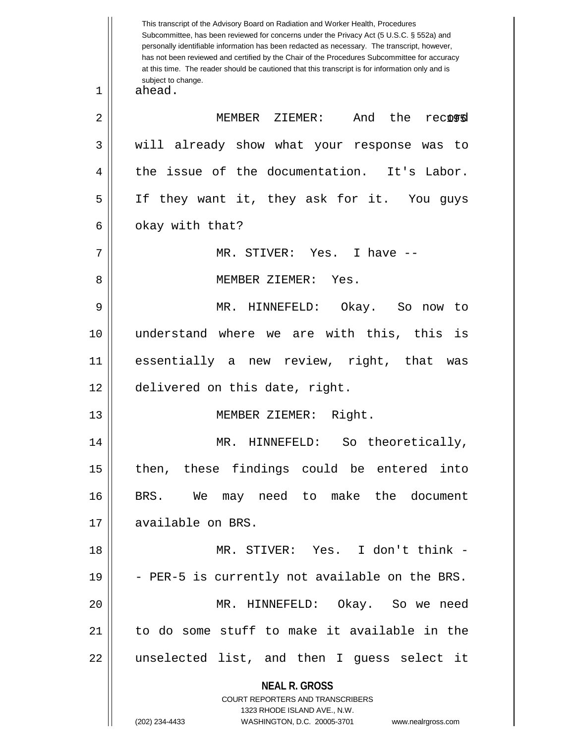ahead.

MEMBER ZIEMER: And the record will already show what your response was to the issue of the documentation. It's Labor. If they want it, they ask for it. You guys okay with that?

MR. STIVER: Yes. I have --

MEMBER ZIEMER: Yes.

MR. HINNEFELD: Okay. So now to understand where we are with this, this is essentially a new review, right, that was delivered on this date, right.

MEMBER ZIEMER: Right.

MR. HINNEFELD: So theoretically, then, these findings could be entered into BRS. We may need to make the document available on BRS.

MR. STIVER: Yes. I don't think -- PER-5 is currently not available on the BRS.

MR. HINNEFELD: Okay. So we need to do some stuff to make it available in the unselected list, and then I guess select it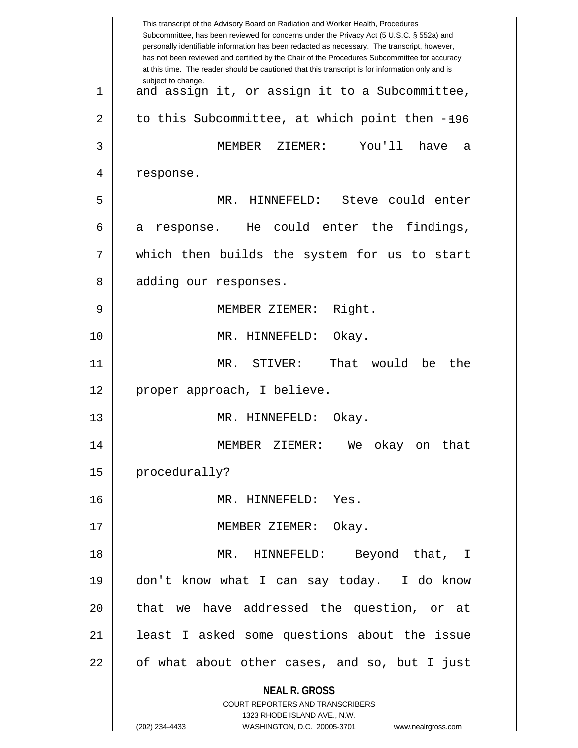and assign it, or assign it to a Subcommittee, to this Subcommittee, at which point then --

MEMBER ZIEMER: You'll have a response.

MR. HINNEFELD: Steve could enter a response. He could enter the findings, which then builds the system for us to start adding our responses.

MEMBER ZIEMER: Right.

MR. HINNEFELD: Okay.

MR. STIVER: That would be the proper approach, I believe.

MR. HINNEFELD: Okay.

MEMBER ZIEMER: We okay on that procedurally?

MR. HINNEFELD: Yes.

MEMBER ZIEMER: Okay.

MR. HINNEFELD: Beyond that, I don't know what I can say today. I do know that we have addressed the question, or at least I asked some questions about the issue of what about other cases, and so, but I just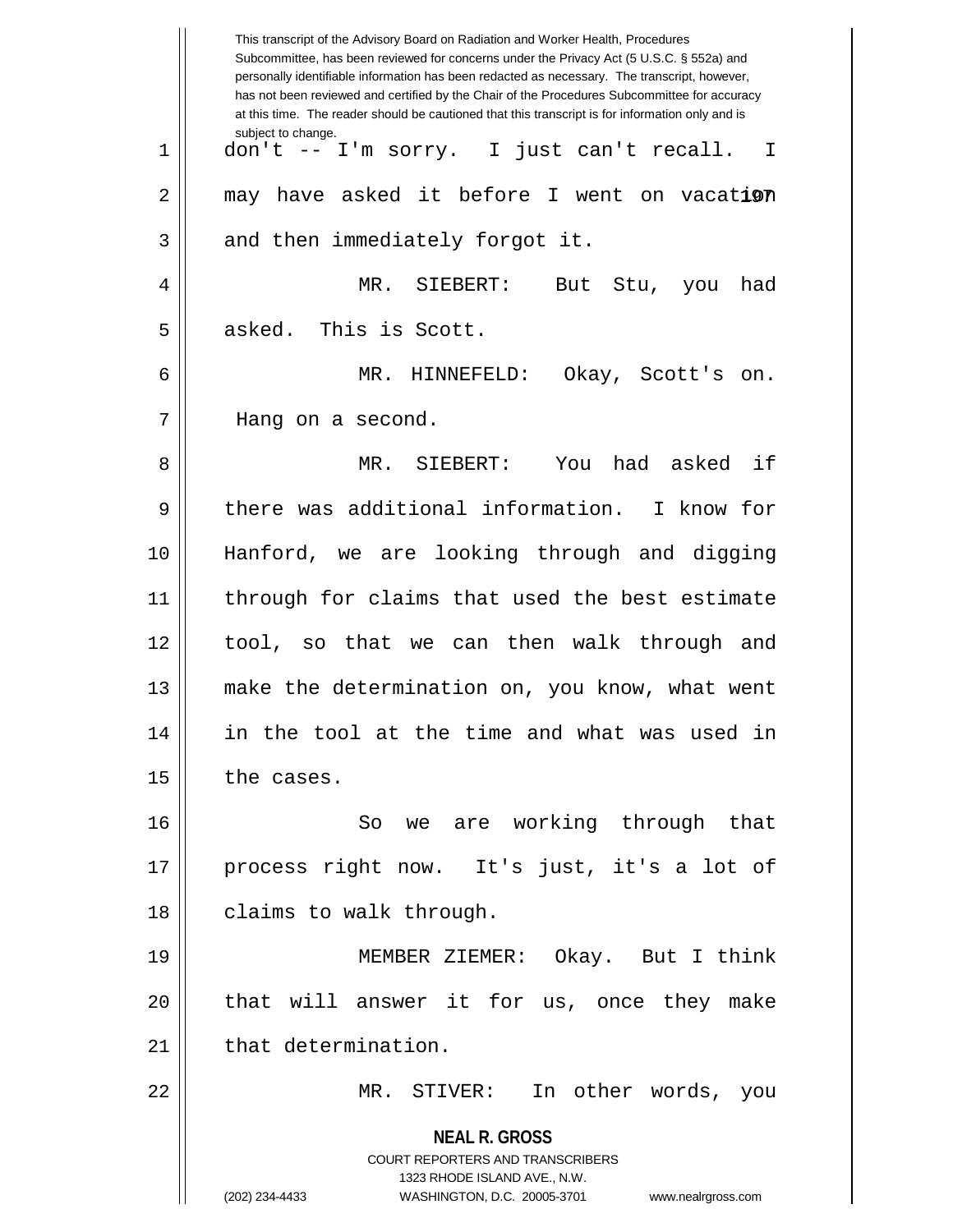This transcript of the Advisory Board on Radiation and Worker Health, Procedures Subcommittee, has been reviewed for concerns under the Privacy Act (5 U.S.C. § 552a) and personally identifiable information has been redacted as necessary. The transcript, however, has not been reviewed and certified by the Chair of the Procedures Subcommittee for accuracy at this time. The reader should be cautioned that this transcript is for information only and is subject to change.

don't -- I'm sorry. I just can't recall. I may have asked it before I went on vacation and then immediately forgot it.

MR. SIEBERT: But Stu, you had asked. This is Scott.

MR. HINNEFELD: Okay, Scott's on. Hang on a second.

MR. SIEBERT: You had asked if there was additional information. I know for Hanford, we are looking through and digging through for claims that used the best estimate tool, so that we can then walk through and make the determination on, you know, what went in the tool at the time and what was used in the cases.

So we are working through that process right now. It's just, it's a lot of claims to walk through.

MEMBER ZIEMER: Okay. But I think that will answer it for us, once they make that determination.

MR. STIVER: In other words, you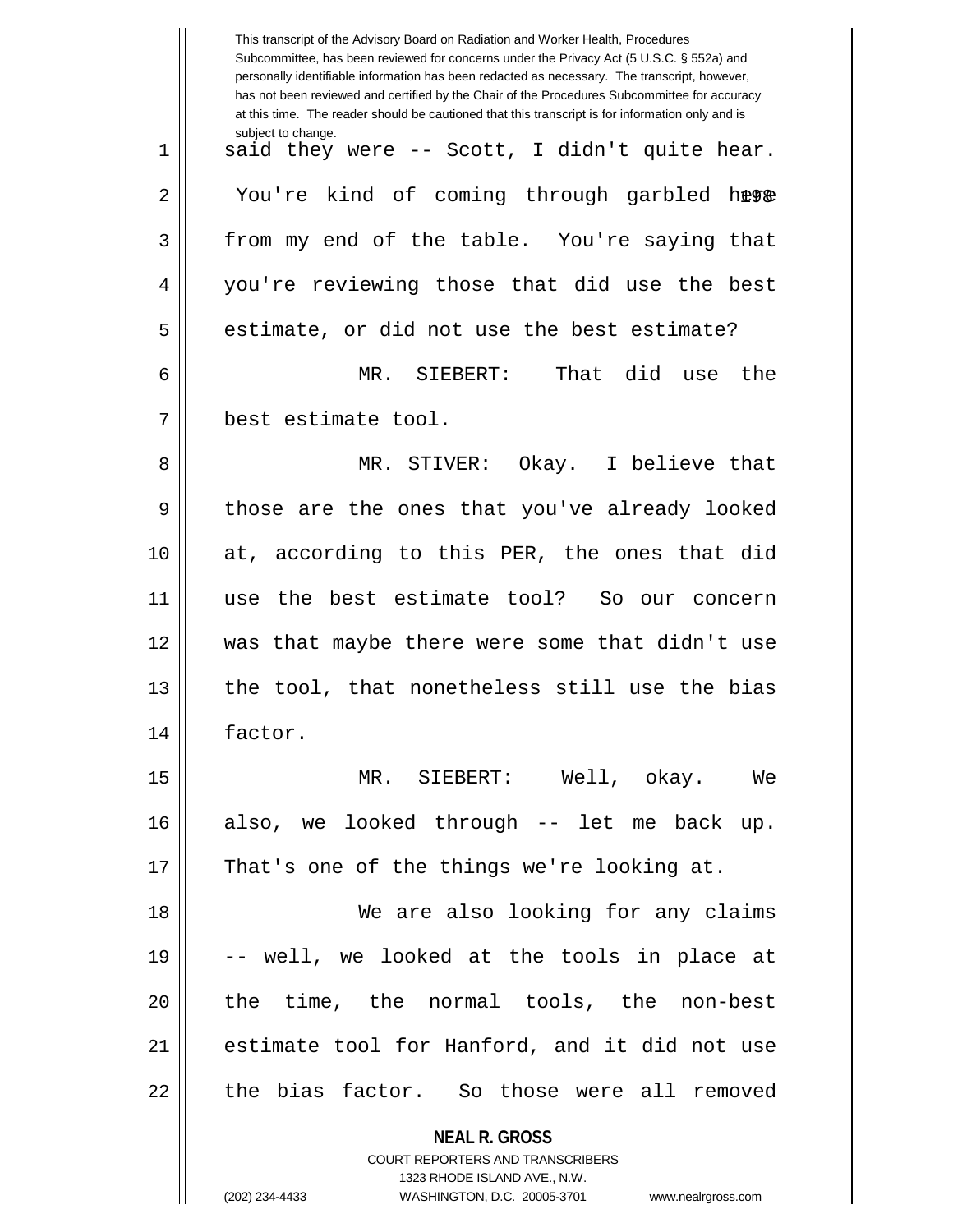said they were -- Scott, I didn't quite hear. You're kind of coming through garbled here from my end of the table. You're saying that you're reviewing those that did use the best estimate, or did not use the best estimate?

MR. SIEBERT: That did use the best estimate tool.

MR. STIVER: Okay. I believe that those are the ones that you've already looked at, according to this PER, the ones that did use the best estimate tool? So our concern was that maybe there were some that didn't use the tool, that nonetheless still use the bias factor.

MR. SIEBERT: Well, okay. We also, we looked through -- let me back up. That's one of the things we're looking at.

We are also looking for any claims -- well, we looked at the tools in place at the time, the normal tools, the non-best estimate tool for Hanford, and it did not use the bias factor. So those were all removed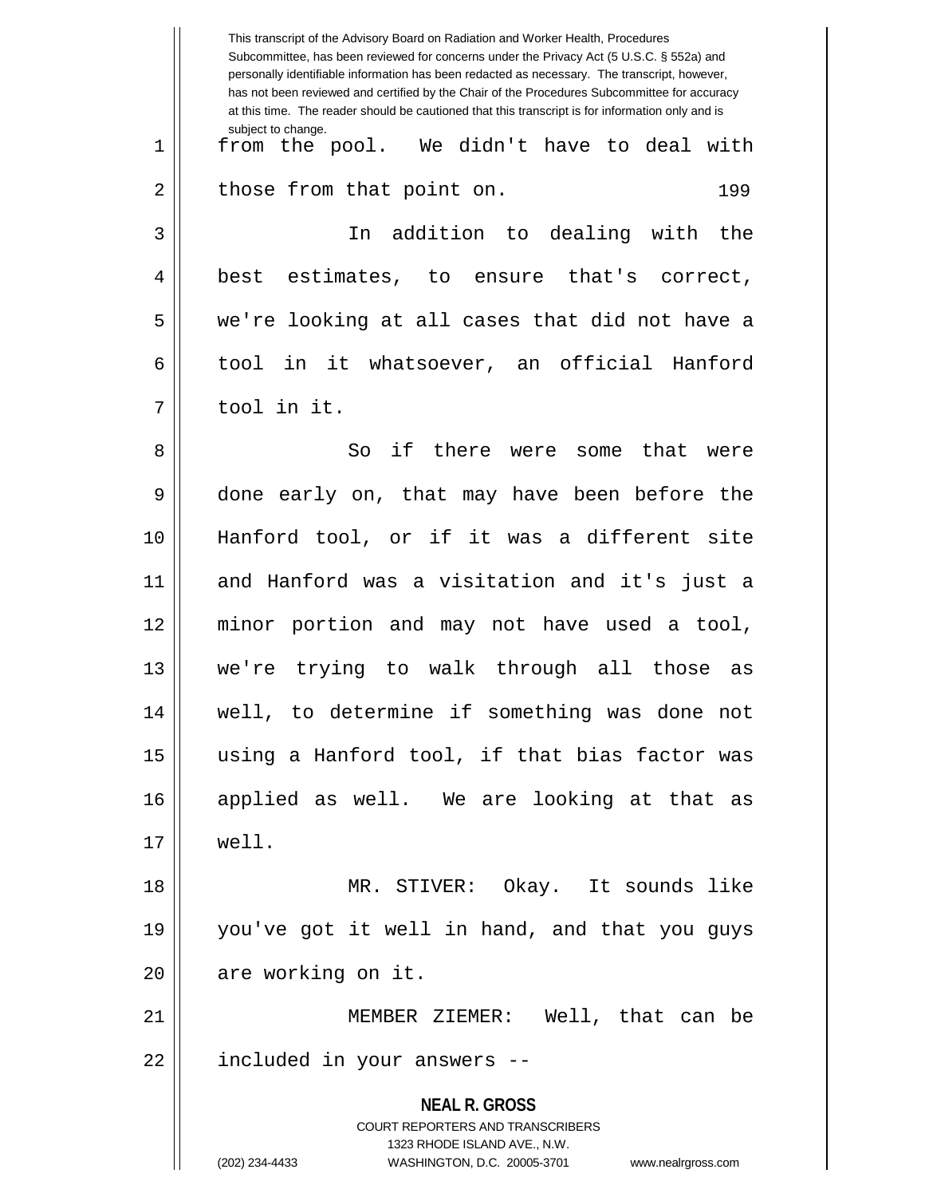from the pool. We didn't have to deal with those from that point on.

In addition to dealing with the best estimates, to ensure that's correct, we're looking at all cases that did not have a tool in it whatsoever, an official Hanford tool in it.

So if there were some that were done early on, that may have been before the Hanford tool, or if it was a different site and Hanford was a visitation and it's just a minor portion and may not have used a tool, we're trying to walk through all those as well, to determine if something was done not using a Hanford tool, if that bias factor was applied as well. We are looking at that as well.

MR. STIVER: Okay. It sounds like you've got it well in hand, and that you guys are working on it.

MEMBER ZIEMER: Well, that can be included in your answers --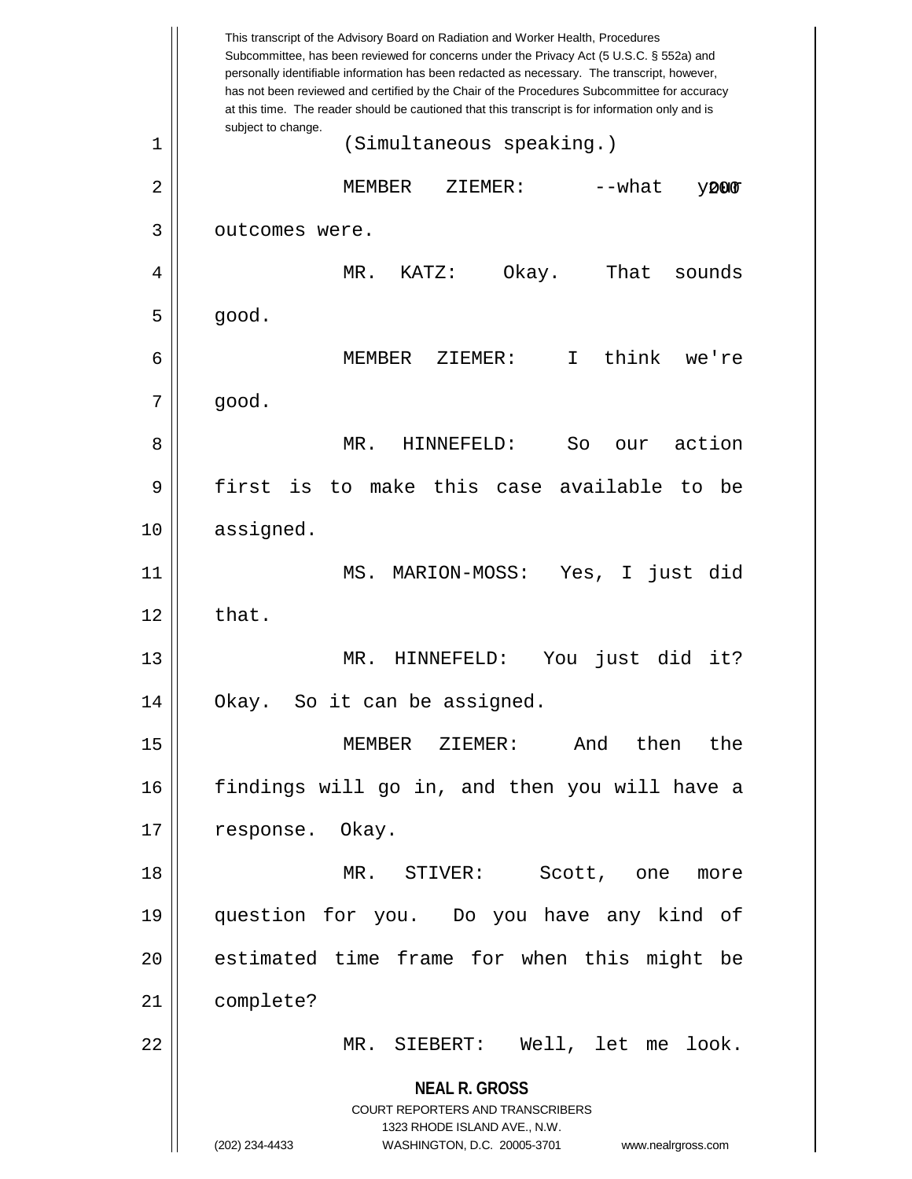This transcript of the Advisory Board on Radiation and Worker Health, Procedures Subcommittee, has been reviewed for concerns under the Privacy Act (5 U.S.C. § 552a) and personally identifiable information has been redacted as necessary. The transcript, however, has not been reviewed and certified by the Chair of the Procedures Subcommittee for accuracy at this time. The reader should be cautioned that this transcript is for information only and is subject to change.

(Simultaneous speaking.)

MEMBER ZIEMER: --what your outcomes were.

MR. KATZ: Okay. That sounds good.

MEMBER ZIEMER: I think we're good.

MR. HINNEFELD: So our action first is to make this case available to be assigned.

MS. MARION-MOSS: Yes, I just did that.

MR. HINNEFELD: You just did it? Okay. So it can be assigned.

MEMBER ZIEMER: And then the findings will go in, and then you will have a response. Okay.

MR. STIVER: Scott, one more question for you. Do you have any kind of estimated time frame for when this might be complete?

MR. SIEBERT: Well, let me look.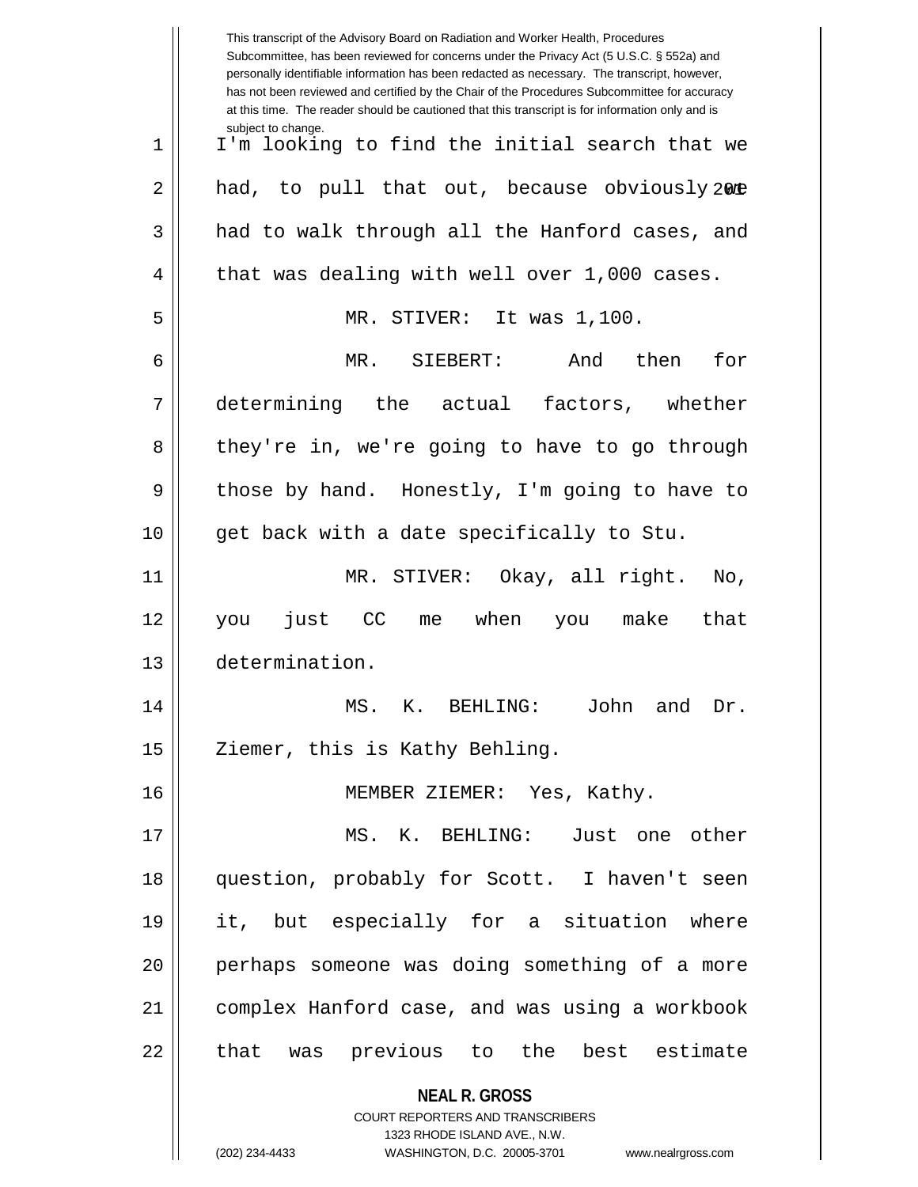This transcript of the Advisory Board on Radiation and Worker Health, Procedures Subcommittee, has been reviewed for concerns under the Privacy Act (5 U.S.C. § 552a) and personally identifiable information has been redacted as necessary. The transcript, however, has not been reviewed and certified by the Chair of the Procedures Subcommittee for accuracy at this time. The reader should be cautioned that this transcript is for information only and is subject to change.

I'm looking to find the initial search that we had, to pull that out, because obviously we had to walk through all the Hanford cases, and that was dealing with well over 1,000 cases.

MR. STIVER: It was 1,100.

MR. SIEBERT: And then for determining the actual factors, whether they're in, we're going to have to go through those by hand. Honestly, I'm going to have to get back with a date specifically to Stu.

MR. STIVER: Okay, all right. No, you just CC me when you make that determination.

MS. K. BEHLING: John and Dr. Ziemer, this is Kathy Behling.

MEMBER ZIEMER: Yes, Kathy.

MS. K. BEHLING: Just one other question, probably for Scott. I haven't seen it, but especially for a situation where perhaps someone was doing something of a more complex Hanford case, and was using a workbook that was previous to the best estimate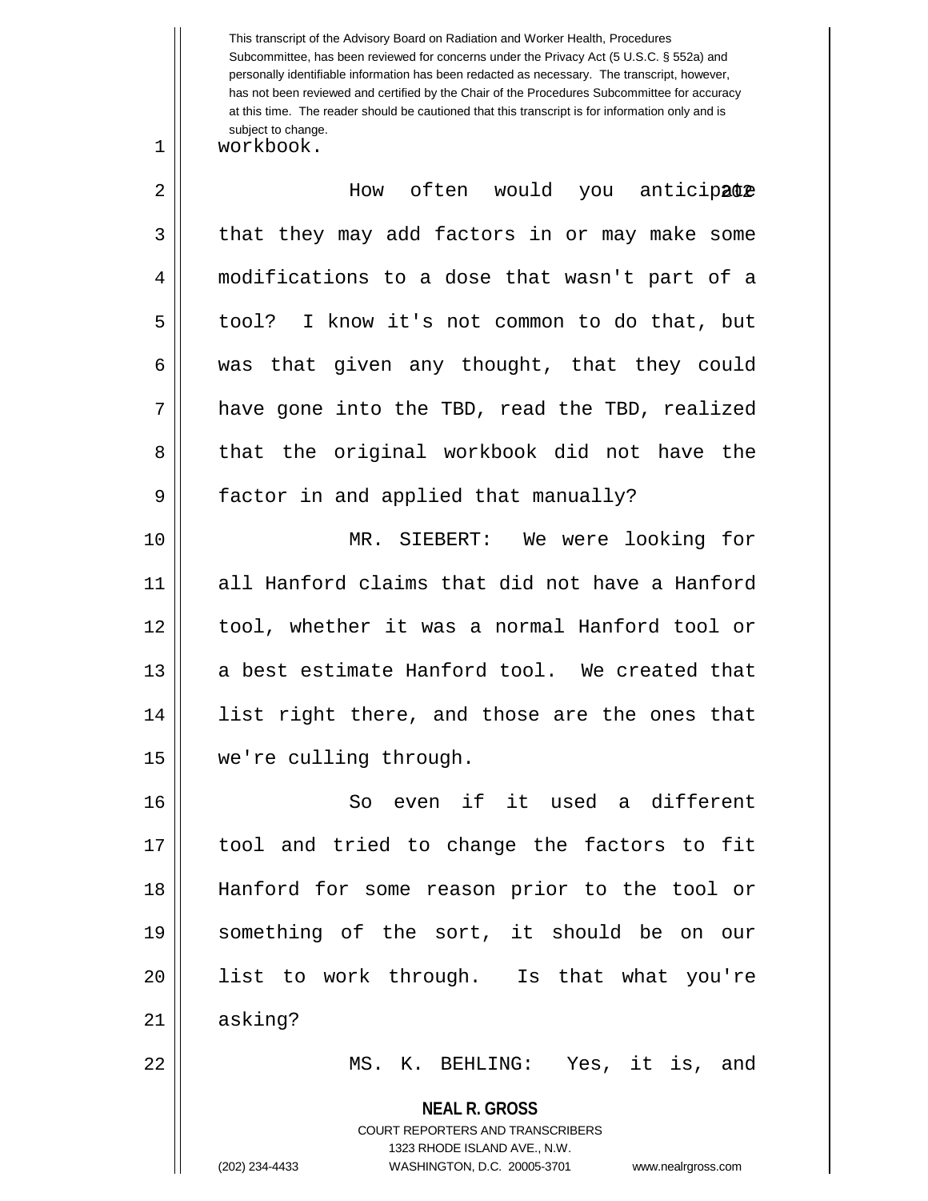workbook.

How often would you anticipate that they may add factors in or may make some modifications to a dose that wasn't part of a tool? I know it's not common to do that, but was that given any thought, that they could have gone into the TBD, read the TBD, realized that the original workbook did not have the factor in and applied that manually?

MR. SIEBERT: We were looking for all Hanford claims that did not have a Hanford tool, whether it was a normal Hanford tool or a best estimate Hanford tool. We created that list right there, and those are the ones that we're culling through.

So even if it used a different tool and tried to change the factors to fit Hanford for some reason prior to the tool or something of the sort, it should be on our list to work through. Is that what you're asking?

MS. K. BEHLING: Yes, it is, and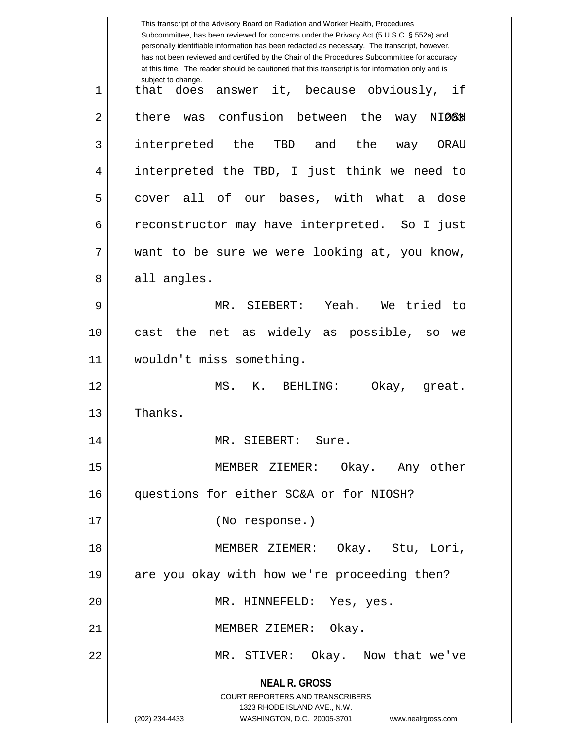that does answer it, because obviously, if there was confusion between the way NIOSH interpreted the TBD and the way ORAU interpreted the TBD, I just think we need to cover all of our bases, with what a dose reconstructor may have interpreted. So I just want to be sure we were looking at, you know, all angles.

MR. SIEBERT: Yeah. We tried to cast the net as widely as possible, so we wouldn't miss something.

MS. K. BEHLING: Okay, great. Thanks.

MR. SIEBERT: Sure.

MEMBER ZIEMER: Okay. Any other questions for either SC&A or for NIOSH?

(No response.)

MEMBER ZIEMER: Okay. Stu, Lori, are you okay with how we're proceeding then?

MR. HINNEFELD: Yes, yes.

MEMBER ZIEMER: Okay.

MR. STIVER: Okay. Now that we've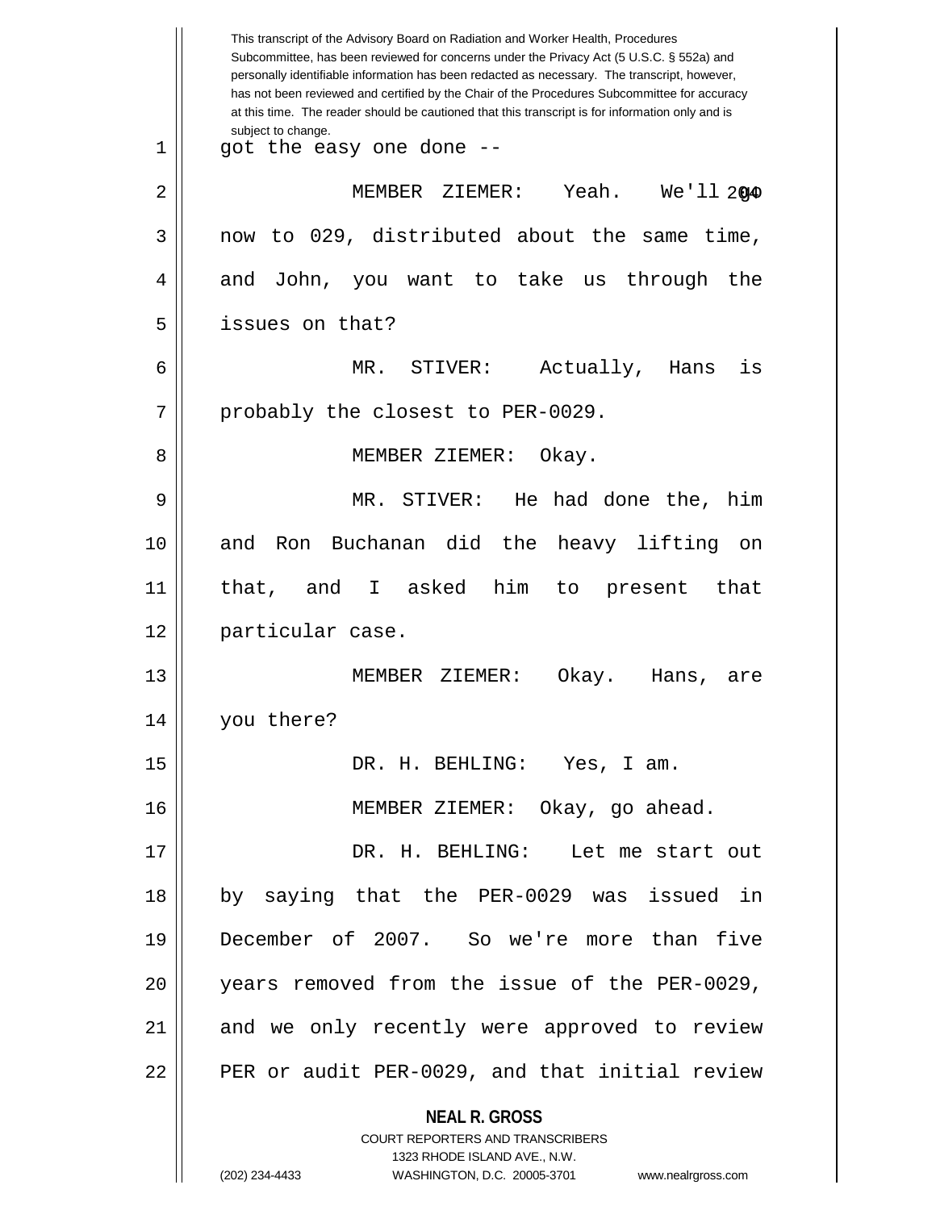This transcript of the Advisory Board on Radiation and Worker Health, Procedures Subcommittee, has been reviewed for concerns under the Privacy Act (5 U.S.C. § 552a) and personally identifiable information has been redacted as necessary. The transcript, however, has not been reviewed and certified by the Chair of the Procedures Subcommittee for accuracy at this time. The reader should be cautioned that this transcript is for information only and is subject to change.

got the easy one done --

MEMBER ZIEMER: Yeah. We'll go now to 029, distributed about the same time, and John, you want to take us through the issues on that?

MR. STIVER: Actually, Hans is probably the closest to PER-0029.

MEMBER ZIEMER: Okay.

MR. STIVER: He had done the, him and Ron Buchanan did the heavy lifting on that, and I asked him to present that particular case.

MEMBER ZIEMER: Okay. Hans, are you there?

DR. H. BEHLING: Yes, I am.

MEMBER ZIEMER: Okay, go ahead.

DR. H. BEHLING: Let me start out by saying that the PER-0029 was issued in December of 2007. So we're more than five years removed from the issue of the PER-0029, and we only recently were approved to review PER or audit PER-0029, and that initial review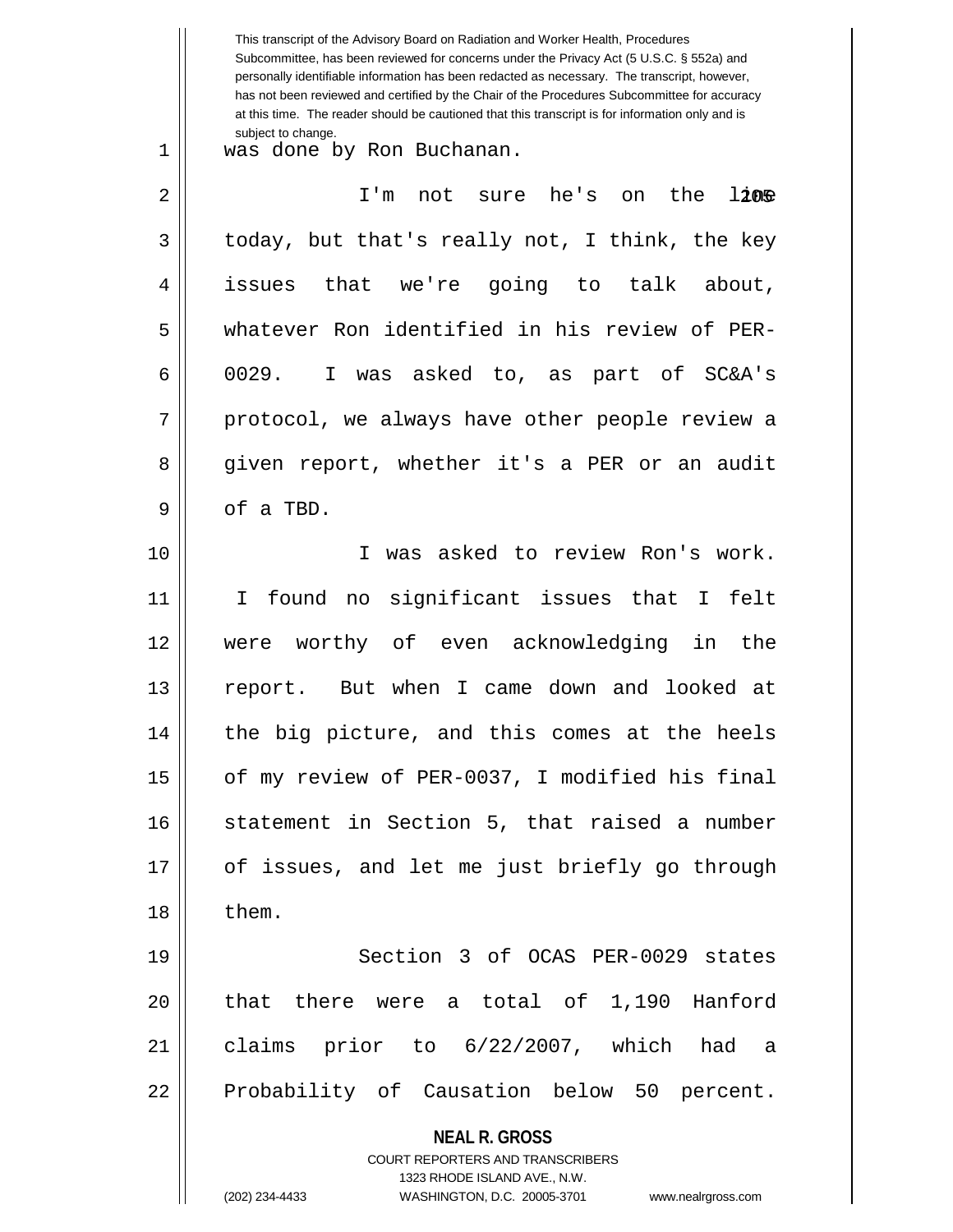was done by Ron Buchanan.

I'm not sure he's on the line today, but that's really not, I think, the key issues that we're going to talk about, whatever Ron identified in his review of PER-0029. I was asked to, as part of SC&A's protocol, we always have other people review a given report, whether it's a PER or an audit of a TBD.

I was asked to review Ron's work. I found no significant issues that I felt were worthy of even acknowledging in the report. But when I came down and looked at the big picture, and this comes at the heels of my review of PER-0037, I modified his final statement in Section 5, that raised a number of issues, and let me just briefly go through them.

Section 3 of OCAS PER-0029 states that there were a total of 1,190 Hanford claims prior to 6/22/2007, which had a Probability of Causation below 50 percent.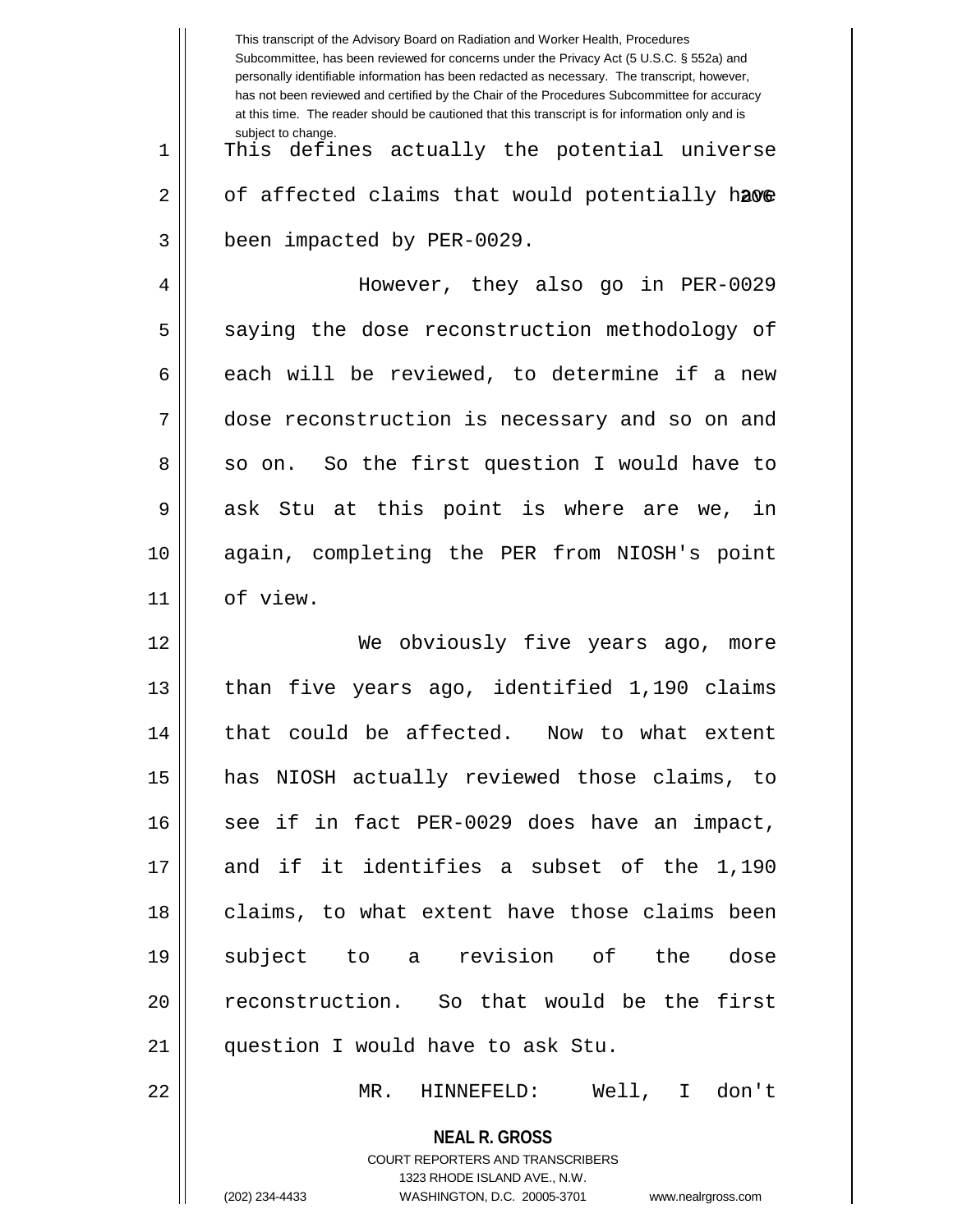This defines actually the potential universe of affected claims that would potentially have been impacted by PER-0029.

However, they also go in PER-0029 saying the dose reconstruction methodology of each will be reviewed, to determine if a new dose reconstruction is necessary and so on and so on. So the first question I would have to ask Stu at this point is where are we, in again, completing the PER from NIOSH's point of view.

We obviously five years ago, more than five years ago, identified 1,190 claims that could be affected. Now to what extent has NIOSH actually reviewed those claims, to see if in fact PER-0029 does have an impact, and if it identifies a subset of the 1,190 claims, to what extent have those claims been subject to a revision of the dose reconstruction. So that would be the first question I would have to ask Stu.

MR. HINNEFELD: Well, I don't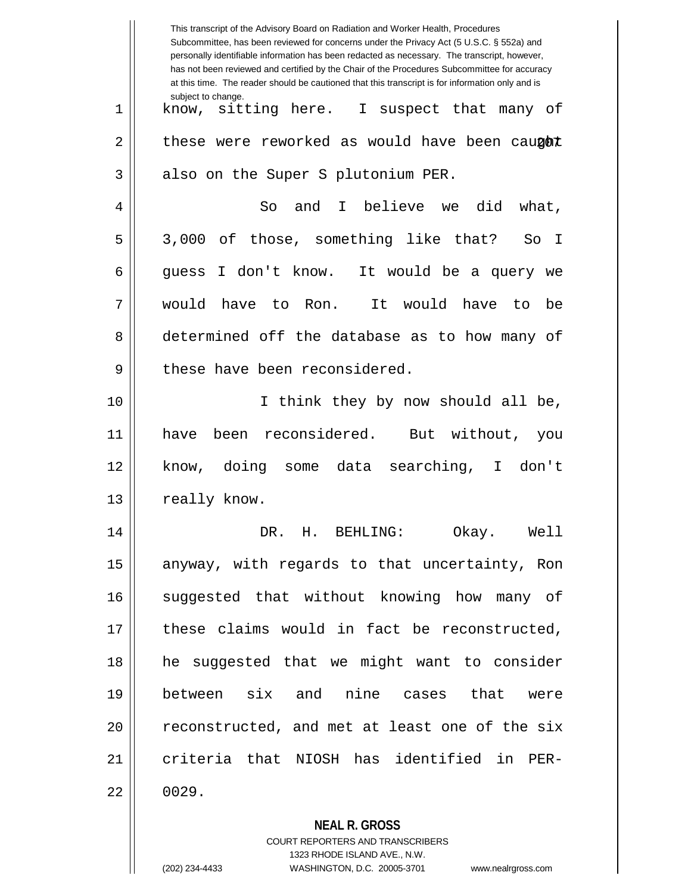know, sitting here. I suspect that many of these were reworked as would have been caught also on the Super S plutonium PER.

So and I believe we did what, 3,000 of those, something like that? So I guess I don't know. It would be a query we would have to Ron. It would have to be determined off the database as to how many of these have been reconsidered.

I think they by now should all be, have been reconsidered. But without, you know, doing some data searching, I don't really know.

DR. H. BEHLING: Okay. Well anyway, with regards to that uncertainty, Ron suggested that without knowing how many of these claims would in fact be reconstructed, he suggested that we might want to consider between six and nine cases that were reconstructed, and met at least one of the six criteria that NIOSH has identified in PER-0029.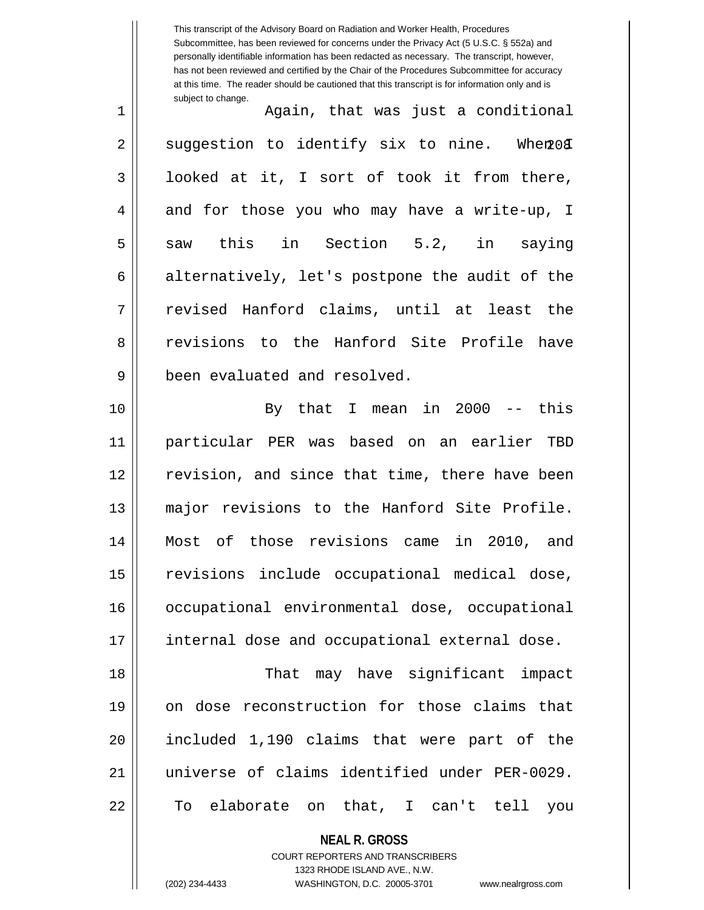This transcript of the Advisory Board on Radiation and Worker Health, Procedures Subcommittee, has been reviewed for concerns under the Privacy Act (5 U.S.C. § 552a) and personally identifiable information has been redacted as necessary. The transcript, however, has not been reviewed and certified by the Chair of the Procedures Subcommittee for accuracy at this time. The reader should be cautioned that this transcript is for information only and is subject to change.

Again, that was just a conditional suggestion to identify six to nine. When I looked at it, I sort of took it from there, and for those you who may have a write-up, I saw this in Section 5.2, in saying alternatively, let's postpone the audit of the revised Hanford claims, until at least the revisions to the Hanford Site Profile have been evaluated and resolved.

By that I mean in 2000 -- this particular PER was based on an earlier TBD revision, and since that time, there have been major revisions to the Hanford Site Profile. Most of those revisions came in 2010, and revisions include occupational medical dose, occupational environmental dose, occupational internal dose and occupational external dose.

That may have significant impact on dose reconstruction for those claims that included 1,190 claims that were part of the universe of claims identified under PER-0029. To elaborate on that, I can't tell you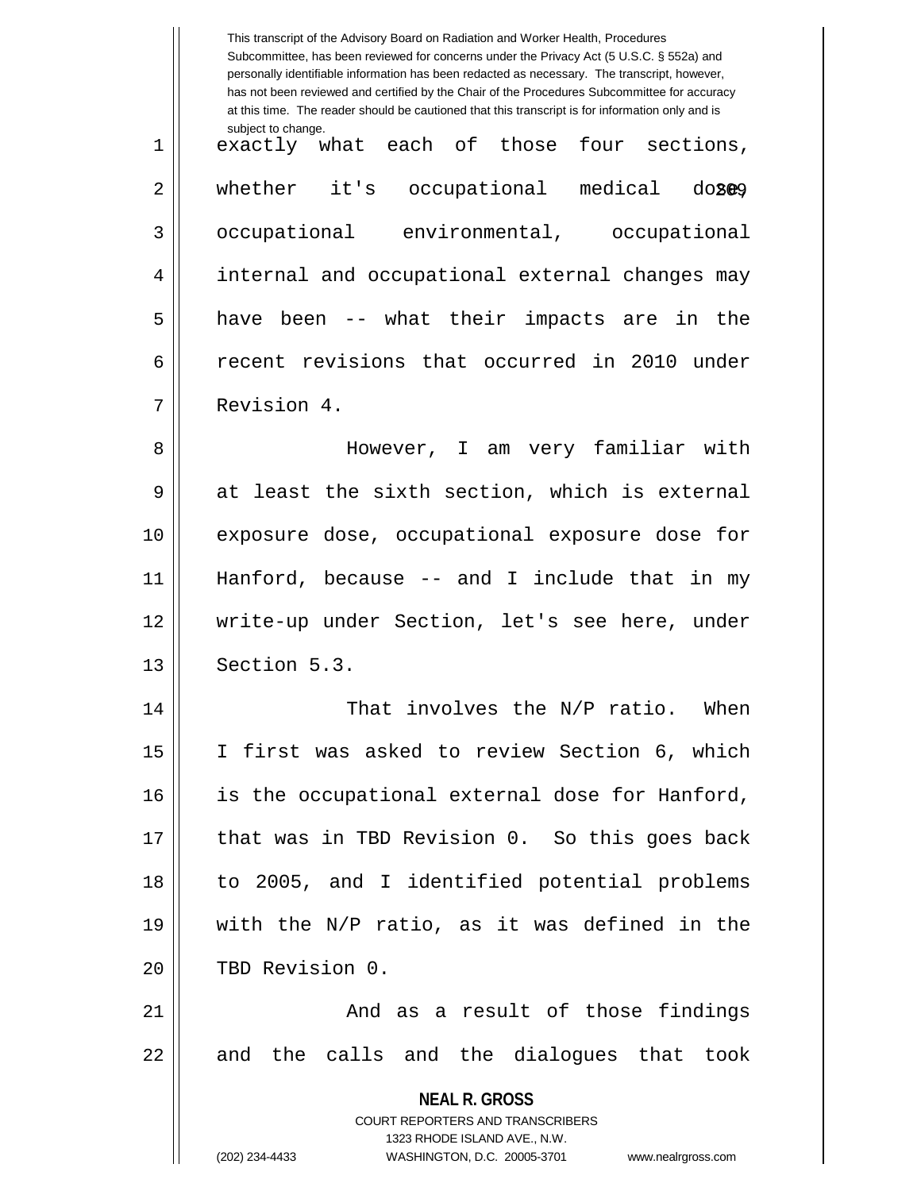exactly what each of those four sections, whether it's occupational medical dose, occupational environmental, occupational internal and occupational external changes may have been -- what their impacts are in the recent revisions that occurred in 2010 under Revision 4.

However, I am very familiar with at least the sixth section, which is external exposure dose, occupational exposure dose for Hanford, because -- and I include that in my write-up under Section, let's see here, under Section 5.3.

That involves the N/P ratio. When I first was asked to review Section 6, which is the occupational external dose for Hanford, that was in TBD Revision 0. So this goes back to 2005, and I identified potential problems with the N/P ratio, as it was defined in the TBD Revision 0.

And as a result of those findings and the calls and the dialogues that took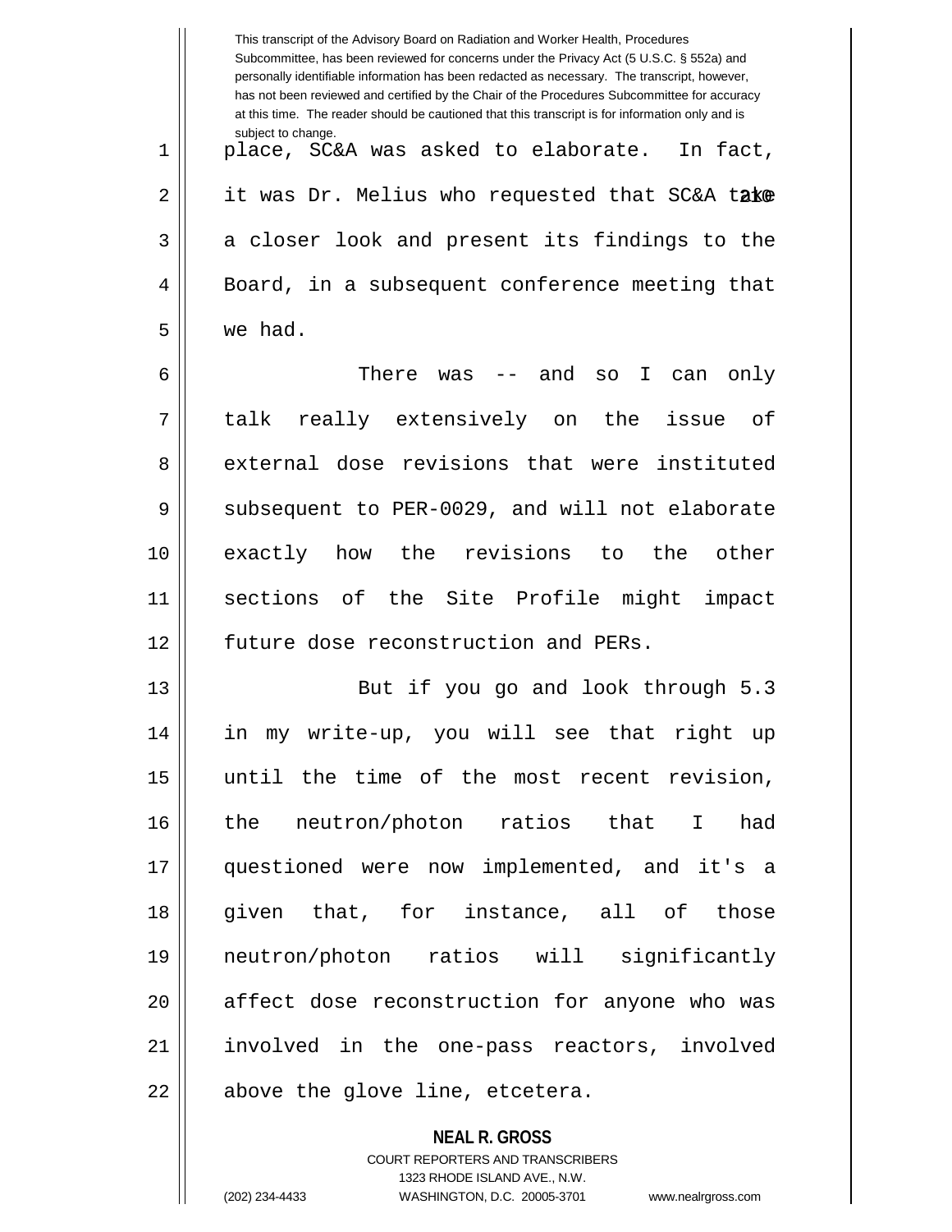place, SC&A was asked to elaborate. In fact, it was Dr. Melius who requested that SC&A take a closer look and present its findings to the Board, in a subsequent conference meeting that we had.

There was -- and so I can only talk really extensively on the issue of external dose revisions that were instituted subsequent to PER-0029, and will not elaborate exactly how the revisions to the other sections of the Site Profile might impact future dose reconstruction and PERs.

But if you go and look through 5.3 in my write-up, you will see that right up until the time of the most recent revision, the neutron/photon ratios that I had questioned were now implemented, and it's a given that, for instance, all of those neutron/photon ratios will significantly affect dose reconstruction for anyone who was involved in the one-pass reactors, involved above the glove line, etcetera.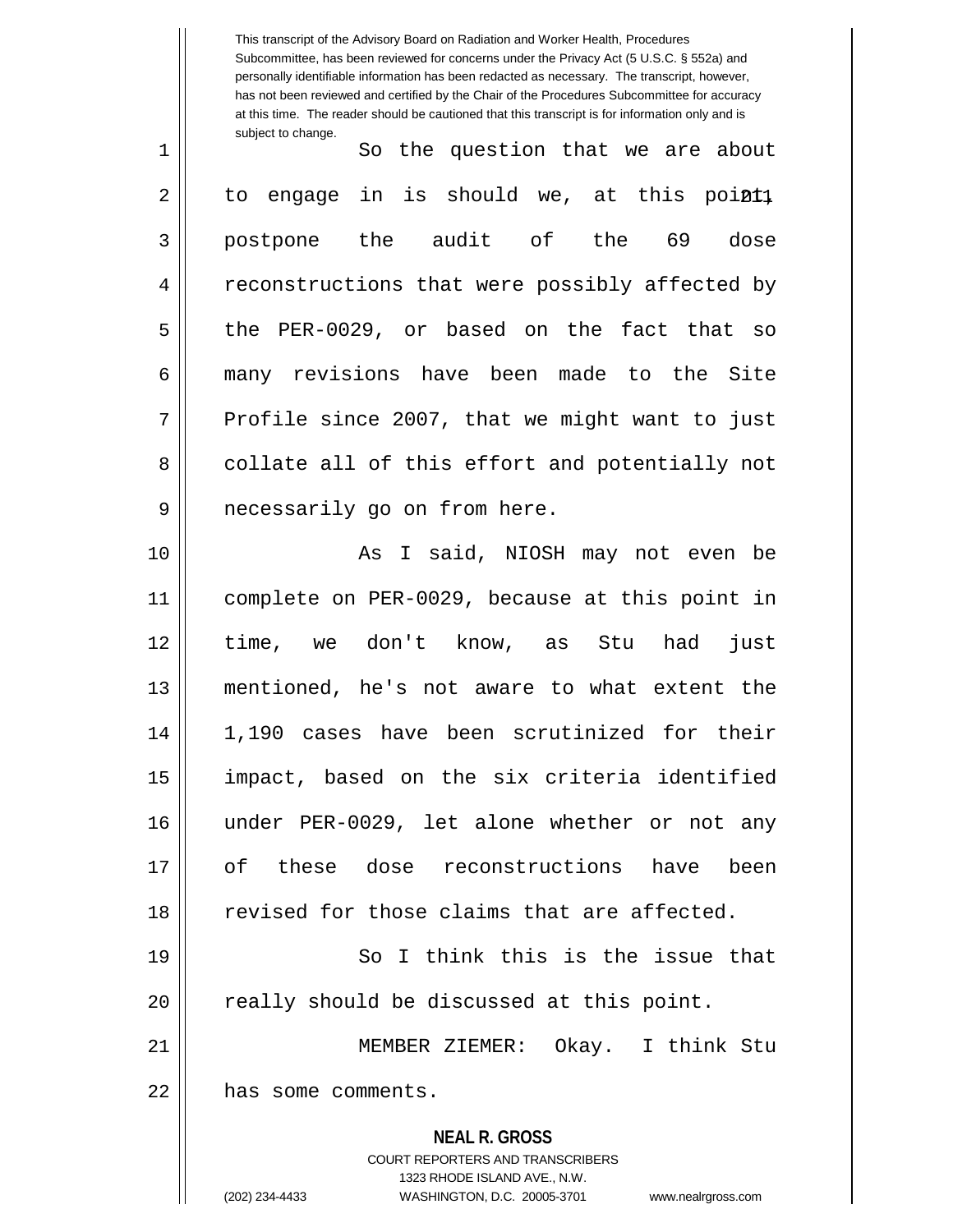So the question that we are about to engage in is should we, at this point, postpone the audit of the 69 dose reconstructions that were possibly affected by the PER-0029, or based on the fact that so many revisions have been made to the Site Profile since 2007, that we might want to just collate all of this effort and potentially not necessarily go on from here.

As I said, NIOSH may not even be complete on PER-0029, because at this point in time, we don't know, as Stu had just mentioned, he's not aware to what extent the 1,190 cases have been scrutinized for their impact, based on the six criteria identified under PER-0029, let alone whether or not any of these dose reconstructions have been revised for those claims that are affected.

So I think this is the issue that really should be discussed at this point.

MEMBER ZIEMER: Okay. I think Stu has some comments.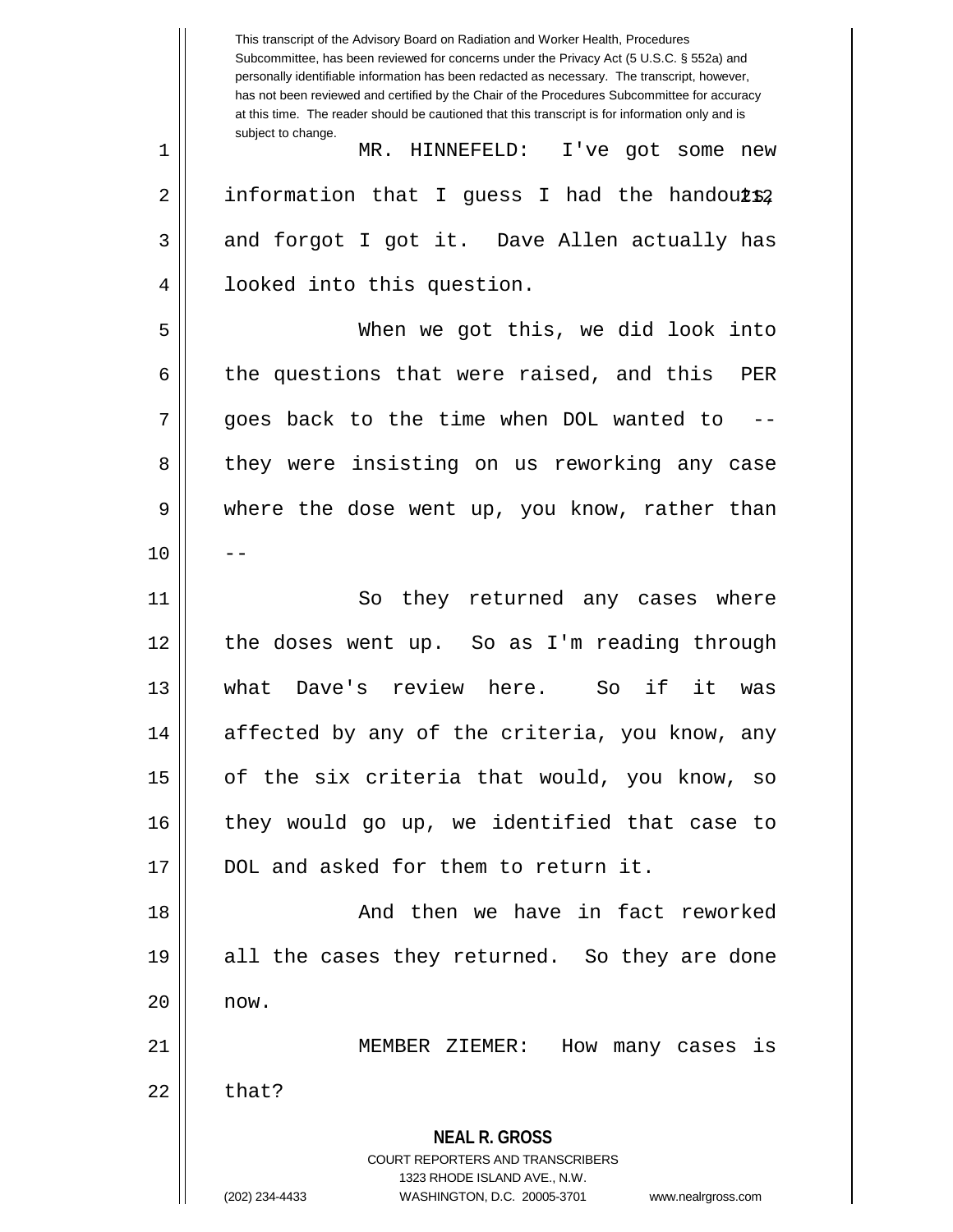MR. HINNEFELD: I've got some new information that I guess I had the handouts and forgot I got it. Dave Allen actually has looked into this question.

When we got this, we did look into the questions that were raised, and this PER goes back to the time when DOL wanted to -- they were insisting on us reworking any case where the dose went up, you know, rather than --

So they returned any cases where the doses went up. So as I'm reading through what Dave's review here. So if it was affected by any of the criteria, you know, any of the six criteria that would, you know, so they would go up, we identified that case to DOL and asked for them to return it.

And then we have in fact reworked all the cases they returned. So they are done now.

MEMBER ZIEMER: How many cases is that?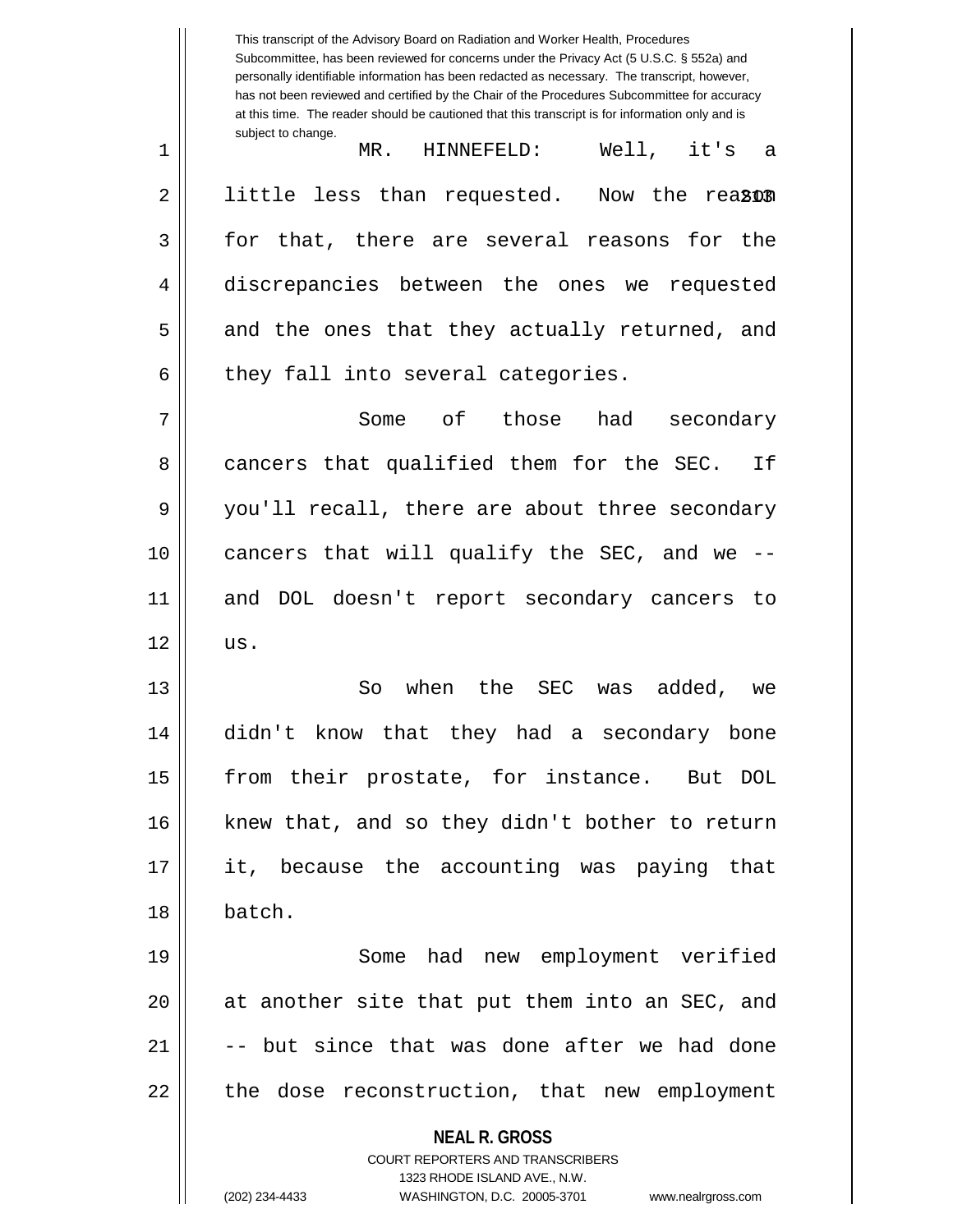MR. HINNEFELD: Well, it's a little less than requested. Now the reason for that, there are several reasons for the discrepancies between the ones we requested and the ones that they actually returned, and they fall into several categories.

Some of those had secondary cancers that qualified them for the SEC. If you'll recall, there are about three secondary cancers that will qualify the SEC, and we -- and DOL doesn't report secondary cancers to us.

So when the SEC was added, we didn't know that they had a secondary bone from their prostate, for instance. But DOL knew that, and so they didn't bother to return it, because the accounting was paying that batch.

Some had new employment verified at another site that put them into an SEC, and -- but since that was done after we had done the dose reconstruction, that new employment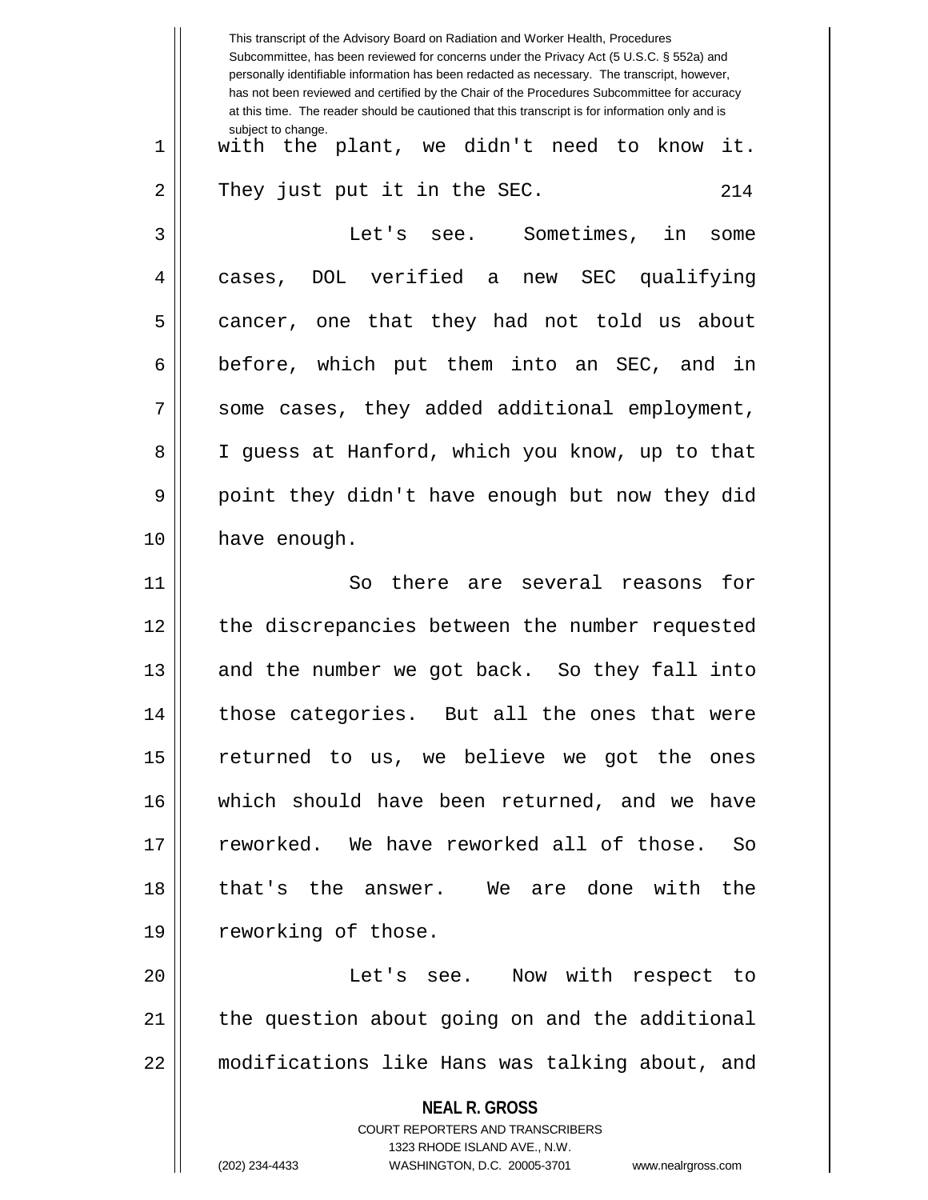with the plant, we didn't need to know it. They just put it in the SEC.

Let's see. Sometimes, in some cases, DOL verified a new SEC qualifying cancer, one that they had not told us about before, which put them into an SEC, and in some cases, they added additional employment, I guess at Hanford, which you know, up to that point they didn't have enough but now they did have enough.

So there are several reasons for the discrepancies between the number requested and the number we got back. So they fall into those categories. But all the ones that were returned to us, we believe we got the ones which should have been returned, and we have reworked. We have reworked all of those. So that's the answer. We are done with the reworking of those.

Let's see. Now with respect to the question about going on and the additional modifications like Hans was talking about, and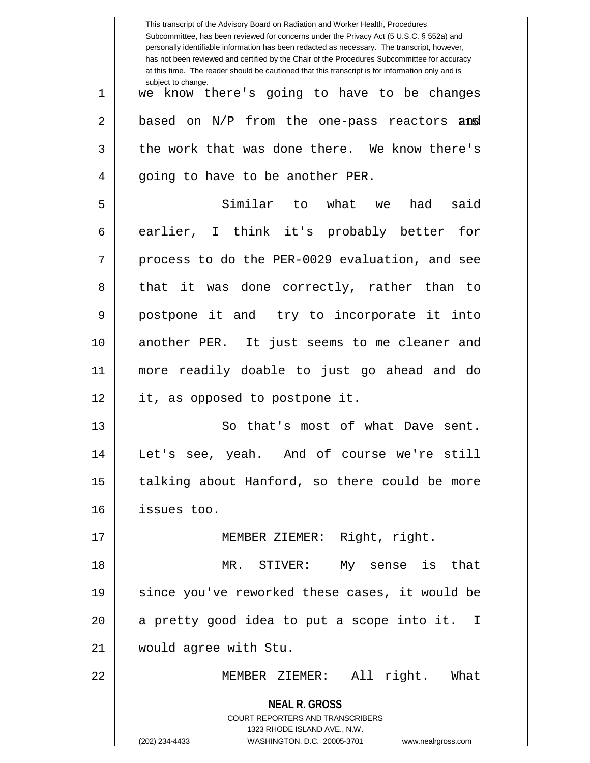we know there's going to have to be changes based on N/P from the one-pass reactors and the work that was done there. We know there's going to have to be another PER.

Similar to what we had said earlier, I think it's probably better for process to do the PER-0029 evaluation, and see that it was done correctly, rather than to postpone it and try to incorporate it into another PER. It just seems to me cleaner and more readily doable to just go ahead and do it, as opposed to postpone it.

So that's most of what Dave sent. Let's see, yeah. And of course we're still talking about Hanford, so there could be more issues too.

MEMBER ZIEMER: Right, right.

MR. STIVER: My sense is that since you've reworked these cases, it would be a pretty good idea to put a scope into it. I would agree with Stu.

MEMBER ZIEMER: All right. What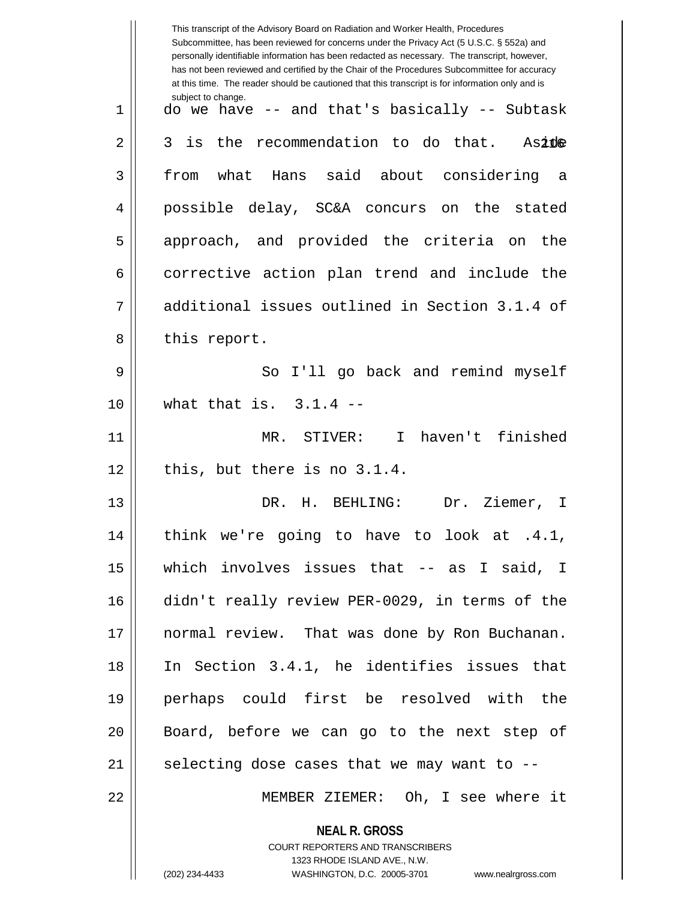This transcript of the Advisory Board on Radiation and Worker Health, Procedures Subcommittee, has been reviewed for concerns under the Privacy Act (5 U.S.C. § 552a) and personally identifiable information has been redacted as necessary. The transcript, however, has not been reviewed and certified by the Chair of the Procedures Subcommittee for accuracy at this time. The reader should be cautioned that this transcript is for information only and is subject to change.

do we have -- and that's basically -- Subtask 3 is the recommendation to do that. Aside from what Hans said about considering a possible delay, SC&A concurs on the stated approach, and provided the criteria on the corrective action plan trend and include the additional issues outlined in Section 3.1.4 of this report.

So I'll go back and remind myself what that is. 3.1.4 --

MR. STIVER: I haven't finished this, but there is no 3.1.4.

DR. H. BEHLING: Dr. Ziemer, I think we're going to have to look at .4.1, which involves issues that -- as I said, I didn't really review PER-0029, in terms of the normal review. That was done by Ron Buchanan. In Section 3.4.1, he identifies issues that perhaps could first be resolved with the Board, before we can go to the next step of selecting dose cases that we may want to --

MEMBER ZIEMER: Oh, I see where it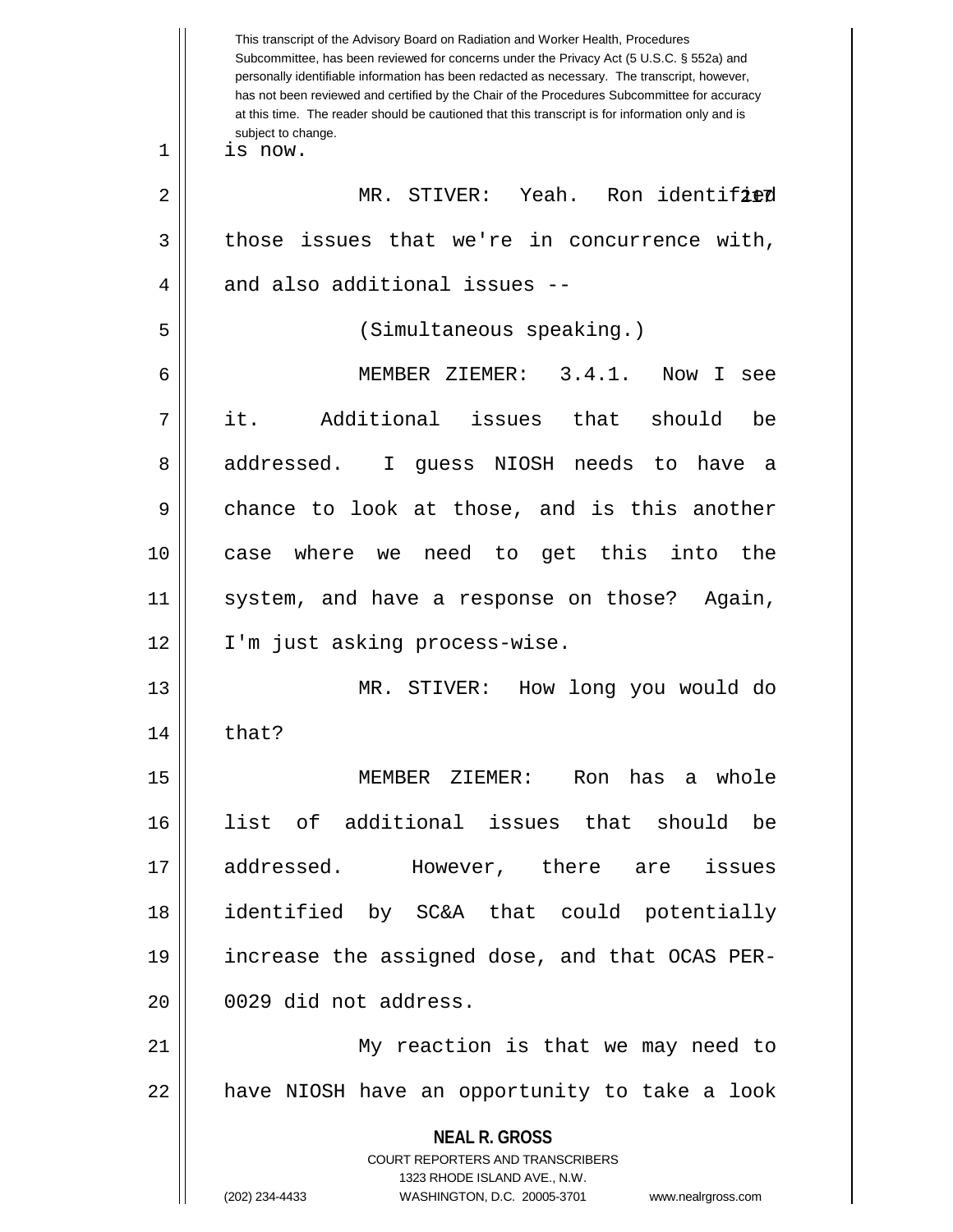is now.

MR. STIVER: Yeah. Ron identified those issues that we're in concurrence with, and also additional issues --

(Simultaneous speaking.)

MEMBER ZIEMER: 3.4.1. Now I see it. Additional issues that should be addressed. I guess NIOSH needs to have a chance to look at those, and is this another case where we need to get this into the system, and have a response on those? Again, I'm just asking process-wise.

MR. STIVER: How long you would do that?

MEMBER ZIEMER: Ron has a whole list of additional issues that should be addressed. However, there are issues identified by SC&A that could potentially increase the assigned dose, and that OCAS PER-0029 did not address.

My reaction is that we may need to have NIOSH have an opportunity to take a look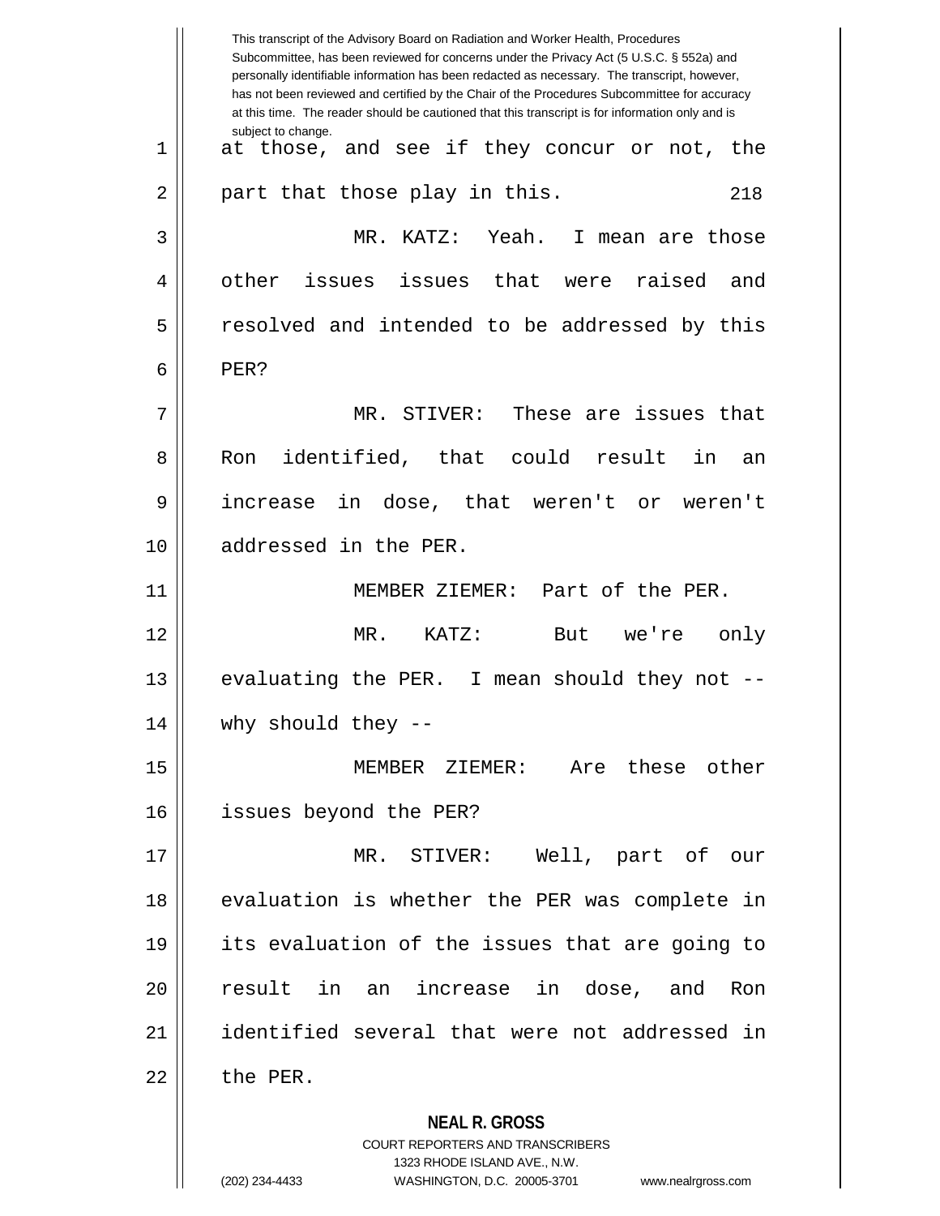at those, and see if they concur or not, the part that those play in this.

MR. KATZ: Yeah. I mean are those other issues issues that were raised and resolved and intended to be addressed by this PER?

MR. STIVER: These are issues that Ron identified, that could result in an increase in dose, that weren't or weren't addressed in the PER.

MEMBER ZIEMER: Part of the PER.

MR. KATZ: But we're only evaluating the PER. I mean should they not -- why should they --

MEMBER ZIEMER: Are these other issues beyond the PER?

MR. STIVER: Well, part of our evaluation is whether the PER was complete in its evaluation of the issues that are going to result in an increase in dose, and Ron identified several that were not addressed in the PER.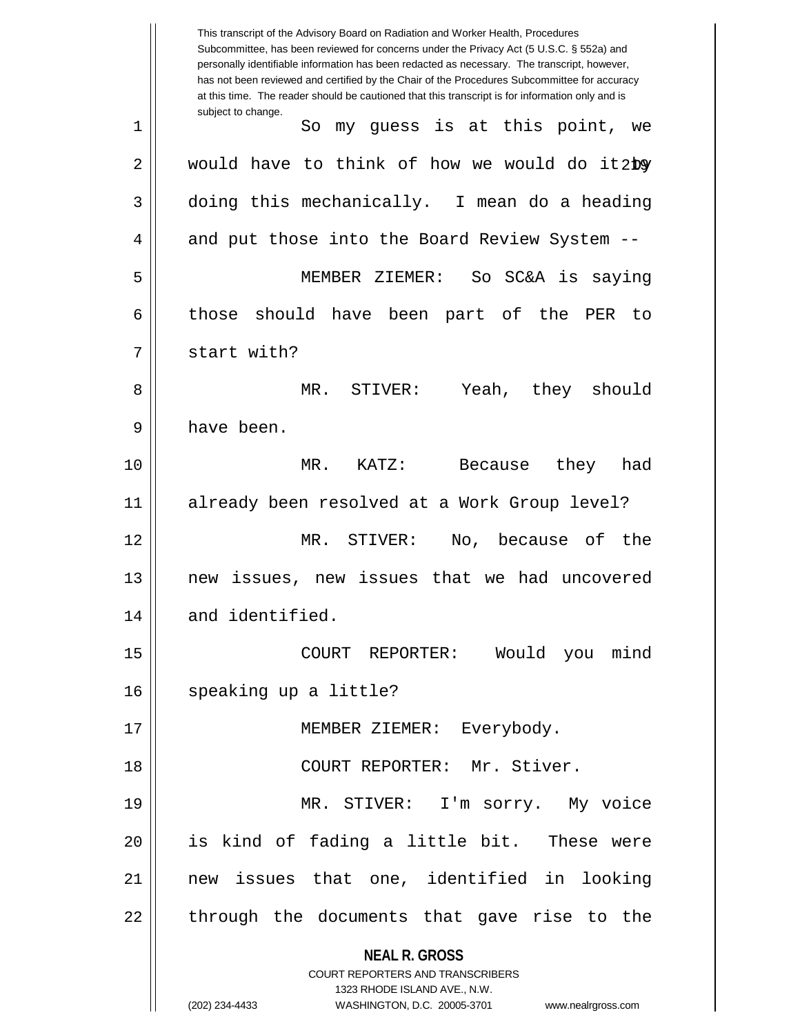So my guess is at this point, we would have to think of how we would do it by doing this mechanically. I mean do a heading and put those into the Board Review System --

MEMBER ZIEMER: So SC&A is saying those should have been part of the PER to start with?

MR. STIVER: Yeah, they should have been.

MR. KATZ: Because they had already been resolved at a Work Group level?

MR. STIVER: No, because of the new issues, new issues that we had uncovered and identified.

COURT REPORTER: Would you mind speaking up a little?

MEMBER ZIEMER: Everybody.

COURT REPORTER: Mr. Stiver.

MR. STIVER: I'm sorry. My voice is kind of fading a little bit. These were new issues that one, identified in looking through the documents that gave rise to the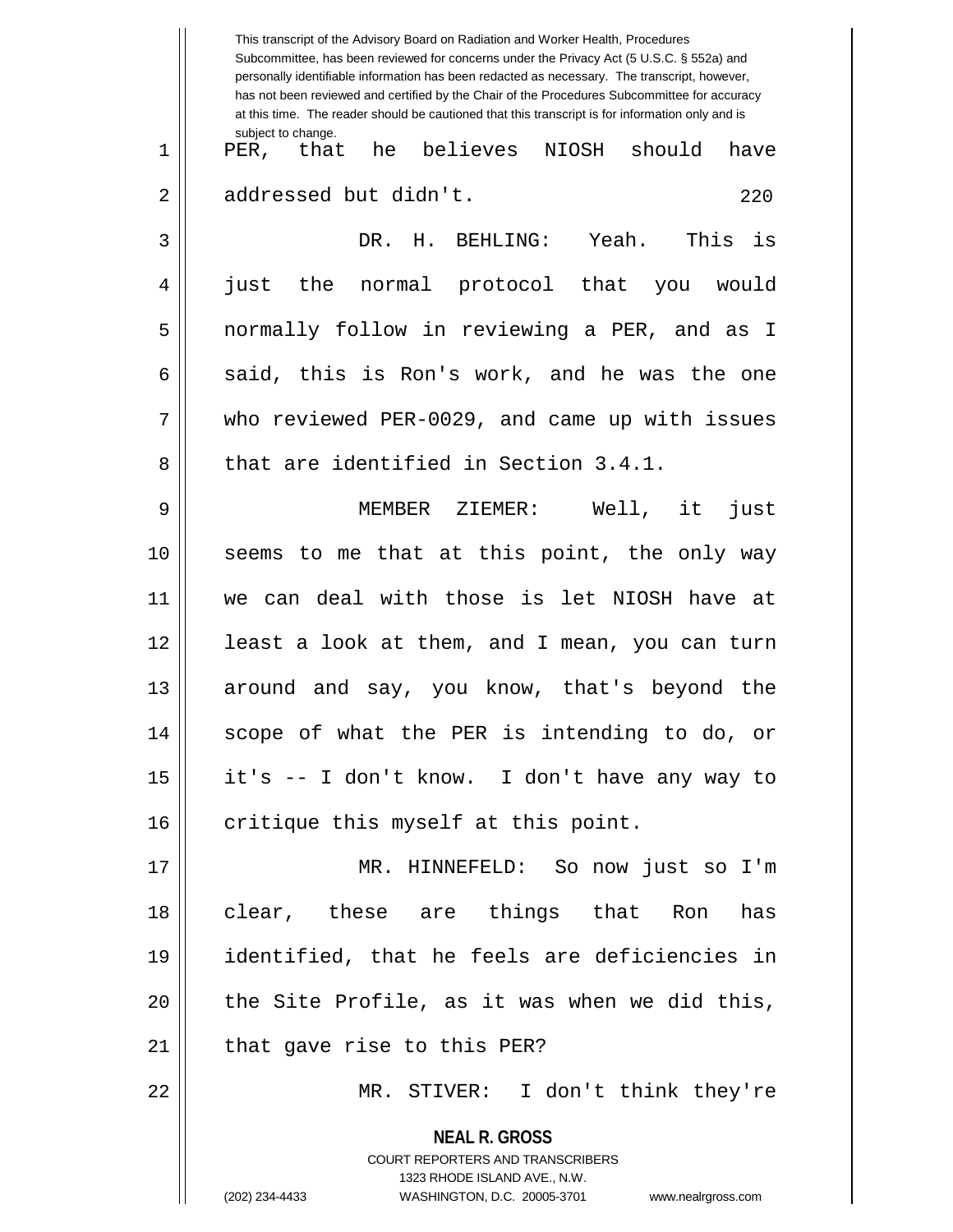PER, that he believes NIOSH should have addressed but didn't.

DR. H. BEHLING: Yeah. This is just the normal protocol that you would normally follow in reviewing a PER, and as I said, this is Ron's work, and he was the one who reviewed PER-0029, and came up with issues that are identified in Section 3.4.1.

MEMBER ZIEMER: Well, it just seems to me that at this point, the only way we can deal with those is let NIOSH have at least a look at them, and I mean, you can turn around and say, you know, that's beyond the scope of what the PER is intending to do, or it's -- I don't know. I don't have any way to critique this myself at this point.

MR. HINNEFELD: So now just so I'm clear, these are things that Ron has identified, that he feels are deficiencies in the Site Profile, as it was when we did this, that gave rise to this PER?

MR. STIVER: I don't think they're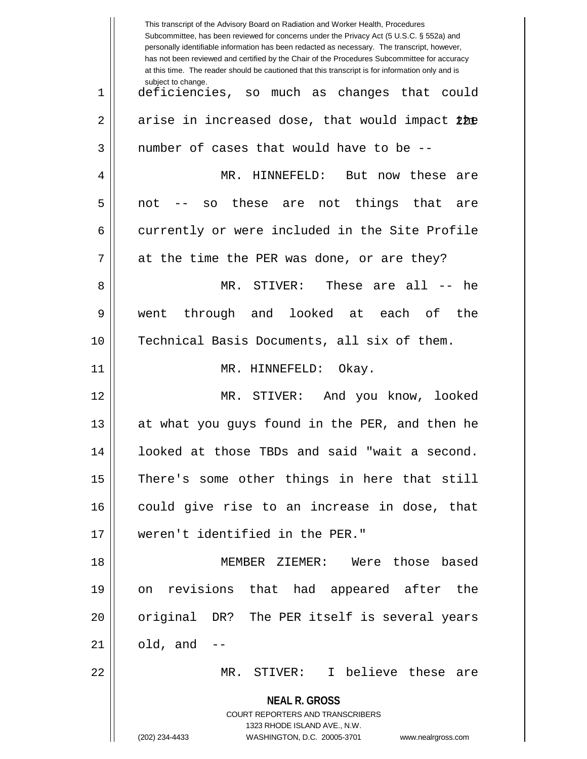deficiencies, so much as changes that could arise in increased dose, that would impact the number of cases that would have to be --

MR. HINNEFELD: But now these are not -- so these are not things that are currently or were included in the Site Profile at the time the PER was done, or are they?

MR. STIVER: These are all -- he went through and looked at each of the Technical Basis Documents, all six of them.

MR. HINNEFELD: Okay.

MR. STIVER: And you know, looked at what you guys found in the PER, and then he looked at those TBDs and said "wait a second. There's some other things in here that still could give rise to an increase in dose, that weren't identified in the PER."

MEMBER ZIEMER: Were those based on revisions that had appeared after the original DR? The PER itself is several years old, and --

MR. STIVER: I believe these are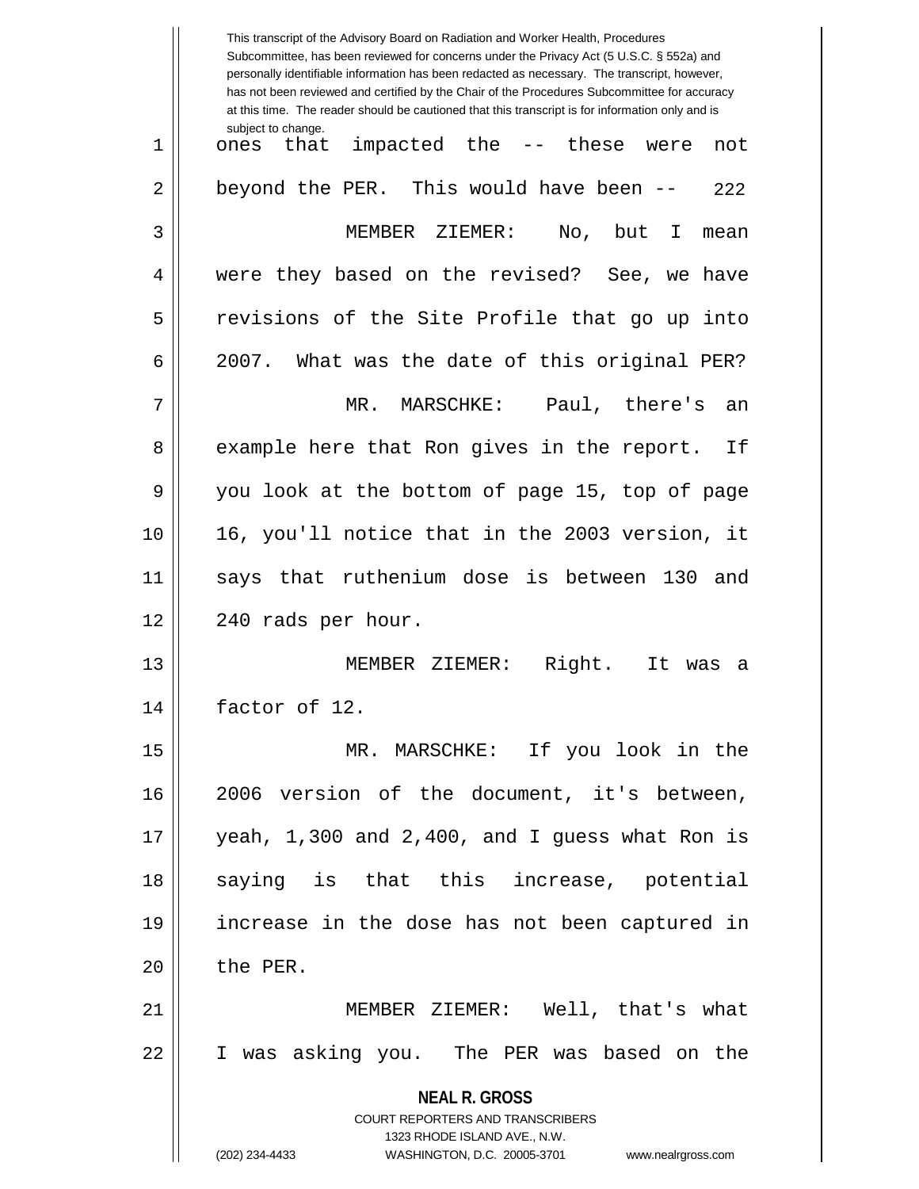ones that impacted the -- these were not beyond the PER. This would have been --

MEMBER ZIEMER: No, but I mean were they based on the revised? See, we have revisions of the Site Profile that go up into 2007. What was the date of this original PER?

MR. MARSCHKE: Paul, there's an example here that Ron gives in the report. If you look at the bottom of page 15, top of page 16, you'll notice that in the 2003 version, it says that ruthenium dose is between 130 and 240 rads per hour.

MEMBER ZIEMER: Right. It was a factor of 12.

MR. MARSCHKE: If you look in the 2006 version of the document, it's between, yeah, 1,300 and 2,400, and I guess what Ron is saying is that this increase, potential increase in the dose has not been captured in the PER.

MEMBER ZIEMER: Well, that's what I was asking you. The PER was based on the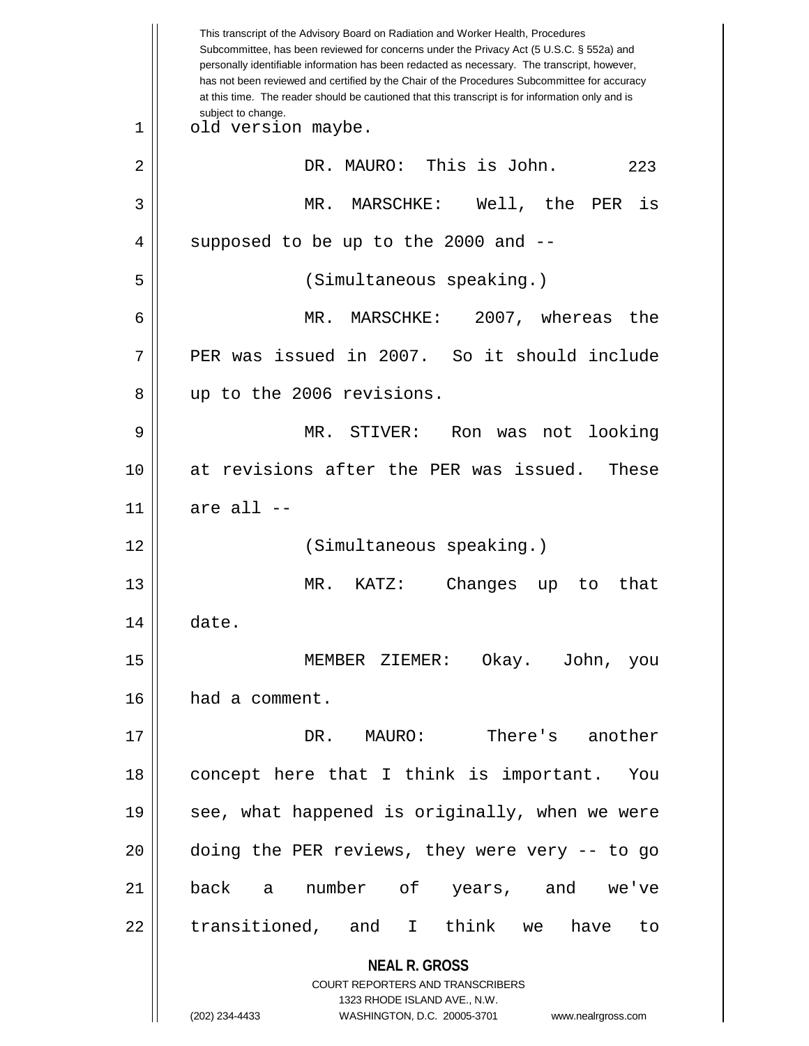old version maybe.

DR. MAURO: This is John.

MR. MARSCHKE: Well, the PER is supposed to be up to the 2000 and --

(Simultaneous speaking.)

MR. MARSCHKE: 2007, whereas the PER was issued in 2007. So it should include up to the 2006 revisions.

MR. STIVER: Ron was not looking at revisions after the PER was issued. These are all --

(Simultaneous speaking.)

MR. KATZ: Changes up to that date.

MEMBER ZIEMER: Okay. John, you had a comment.

DR. MAURO: There's another concept here that I think is important. You see, what happened is originally, when we were doing the PER reviews, they were very -- to go back a number of years, and we've transitioned, and I think we have to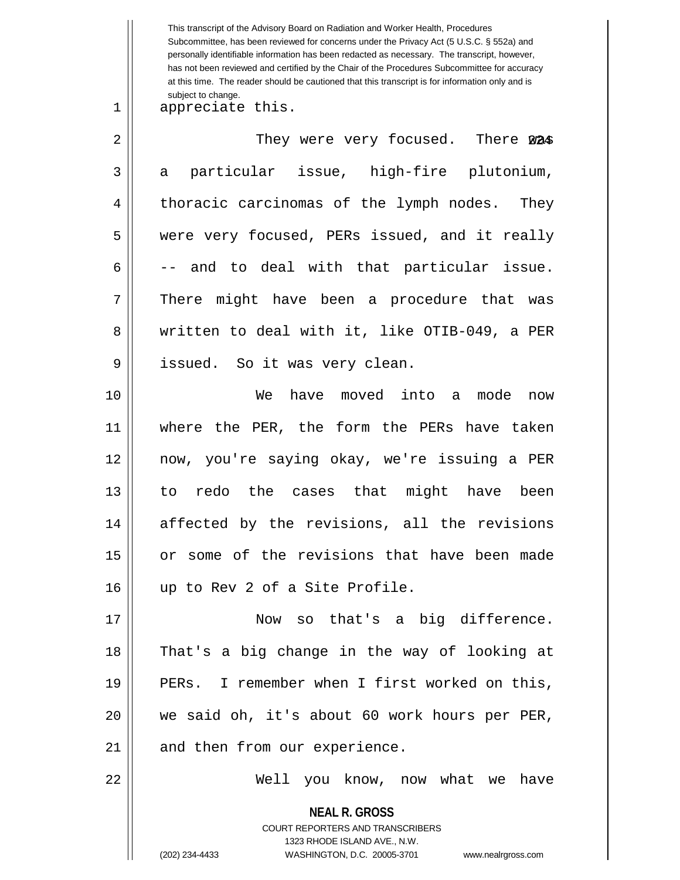appreciate this.

They were very focused. There was a particular issue, high-fire plutonium, thoracic carcinomas of the lymph nodes. They were very focused, PERs issued, and it really -- and to deal with that particular issue. There might have been a procedure that was written to deal with it, like OTIB-049, a PER issued. So it was very clean.

We have moved into a mode now where the PER, the form the PERs have taken now, you're saying okay, we're issuing a PER to redo the cases that might have been affected by the revisions, all the revisions or some of the revisions that have been made up to Rev 2 of a Site Profile.

Now so that's a big difference. That's a big change in the way of looking at PERs. I remember when I first worked on this, we said oh, it's about 60 work hours per PER, and then from our experience.

Well you know, now what we have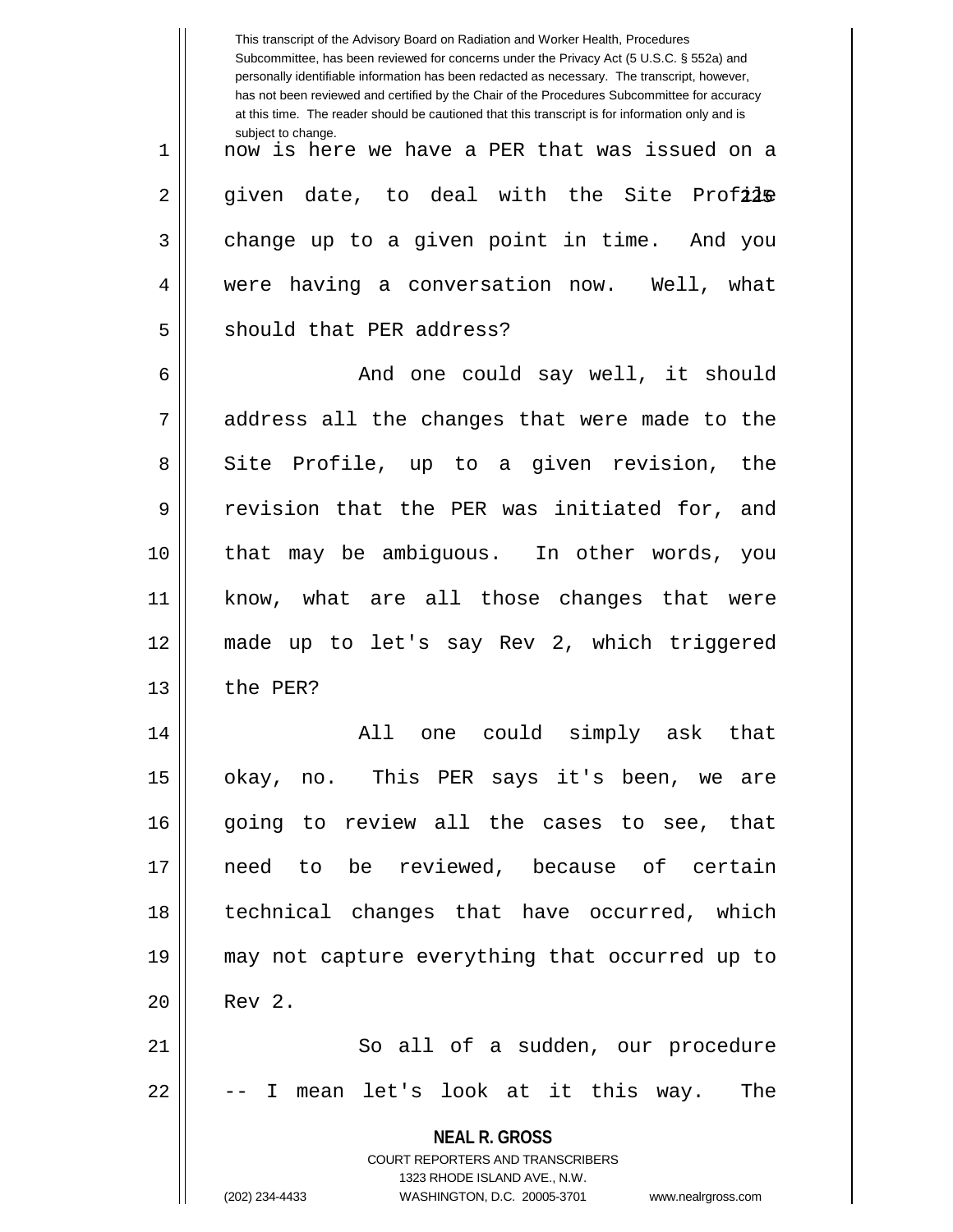now is here we have a PER that was issued on a given date, to deal with the Site Profile change up to a given point in time. And you were having a conversation now. Well, what should that PER address?

And one could say well, it should address all the changes that were made to the Site Profile, up to a given revision, the revision that the PER was initiated for, and that may be ambiguous. In other words, you know, what are all those changes that were made up to let's say Rev 2, which triggered the PER?

All one could simply ask that okay, no. This PER says it's been, we are going to review all the cases to see, that need to be reviewed, because of certain technical changes that have occurred, which may not capture everything that occurred up to Rev 2.

So all of a sudden, our procedure -- I mean let's look at it this way. The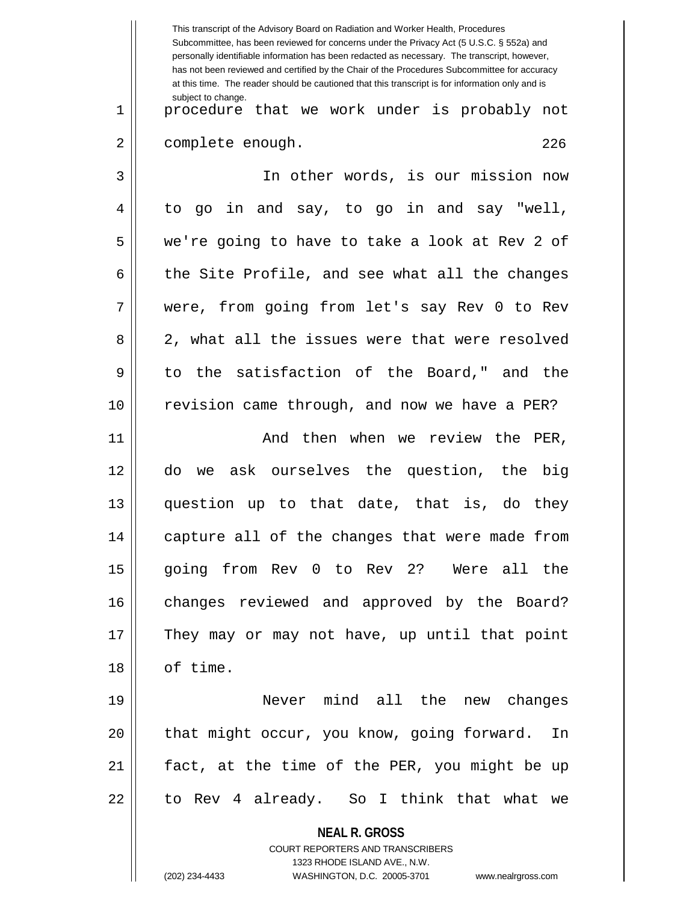procedure that we work under is probably not complete enough.

In other words, is our mission now to go in and say, to go in and say "well, we're going to have to take a look at Rev 2 of the Site Profile, and see what all the changes were, from going from let's say Rev 0 to Rev 2, what all the issues were that were resolved to the satisfaction of the Board," and the revision came through, and now we have a PER?

And then when we review the PER, do we ask ourselves the question, the big question up to that date, that is, do they capture all of the changes that were made from going from Rev 0 to Rev 2? Were all the changes reviewed and approved by the Board? They may or may not have, up until that point of time.

Never mind all the new changes that might occur, you know, going forward. In fact, at the time of the PER, you might be up to Rev 4 already. So I think that what we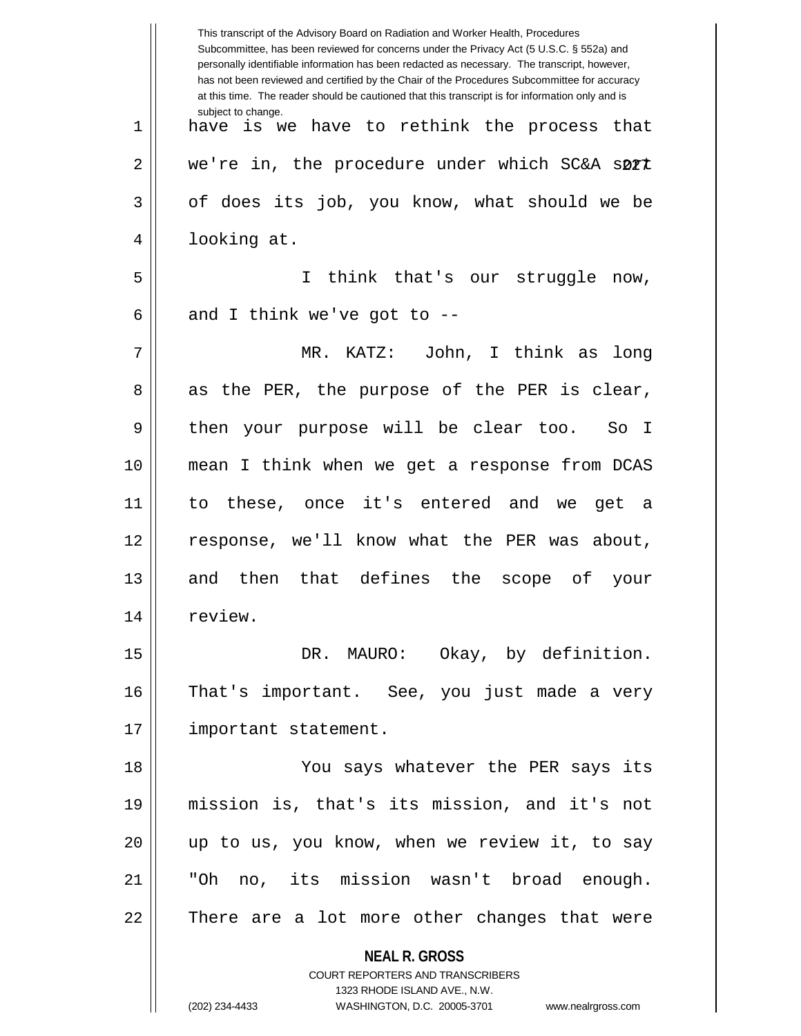have is we have to rethink the process that we're in, the procedure under which SC&A sort of does its job, you know, what should we be looking at.

I think that's our struggle now, and I think we've got to --

MR. KATZ: John, I think as long as the PER, the purpose of the PER is clear, then your purpose will be clear too. So I mean I think when we get a response from DCAS to these, once it's entered and we get a response, we'll know what the PER was about, and then that defines the scope of your review.

DR. MAURO: Okay, by definition. That's important. See, you just made a very important statement.

You says whatever the PER says its mission is, that's its mission, and it's not up to us, you know, when we review it, to say "Oh no, its mission wasn't broad enough. There are a lot more other changes that were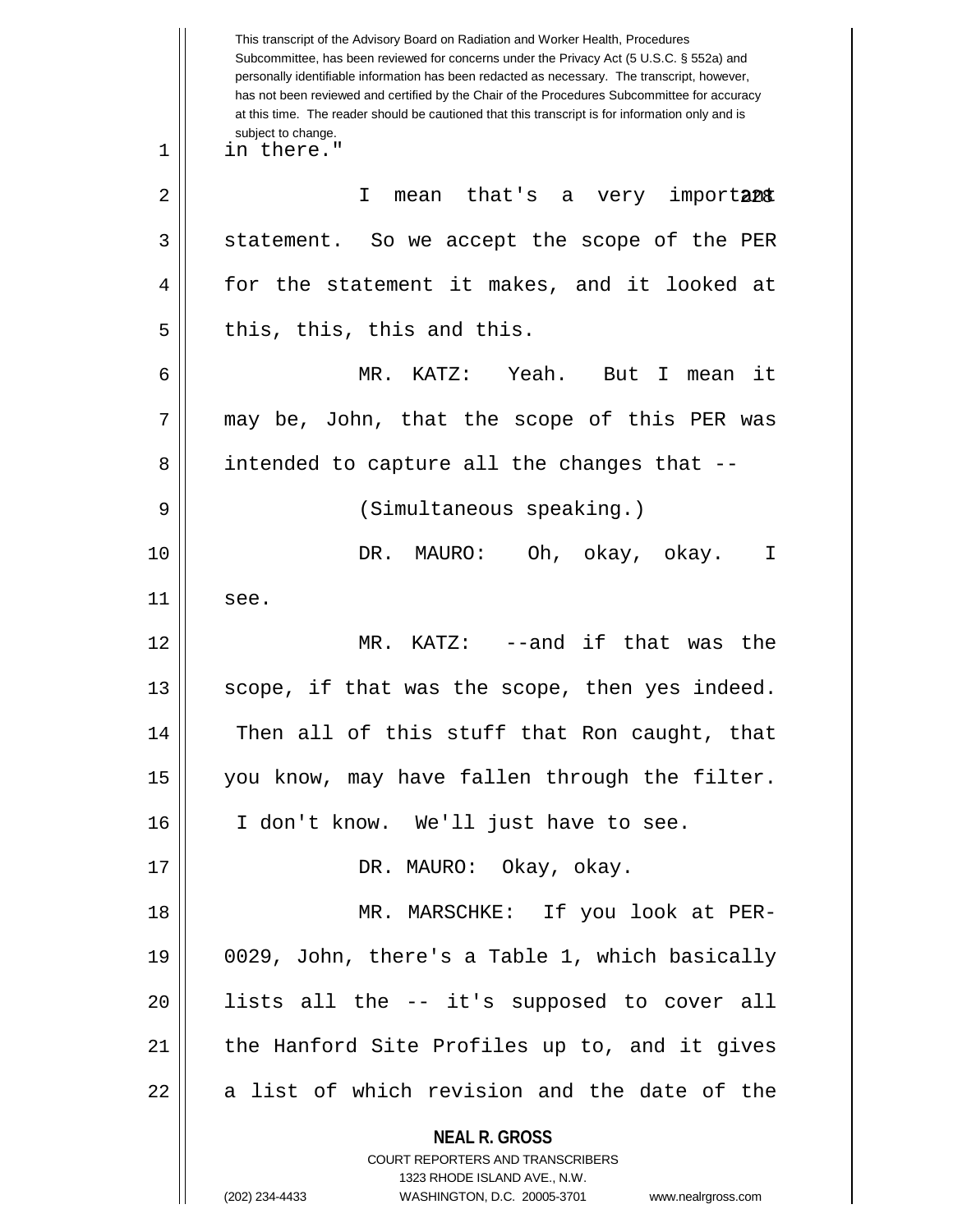in there."

I mean that's a very important statement. So we accept the scope of the PER for the statement it makes, and it looked at this, this, this and this.

MR. KATZ: Yeah. But I mean it may be, John, that the scope of this PER was intended to capture all the changes that --

(Simultaneous speaking.)

DR. MAURO: Oh, okay, okay. I see.

MR. KATZ: --and if that was the scope, if that was the scope, then yes indeed. Then all of this stuff that Ron caught, that you know, may have fallen through the filter. I don't know. We'll just have to see.

DR. MAURO: Okay, okay.

MR. MARSCHKE: If you look at PER-0029, John, there's a Table 1, which basically lists all the -- it's supposed to cover all the Hanford Site Profiles up to, and it gives a list of which revision and the date of the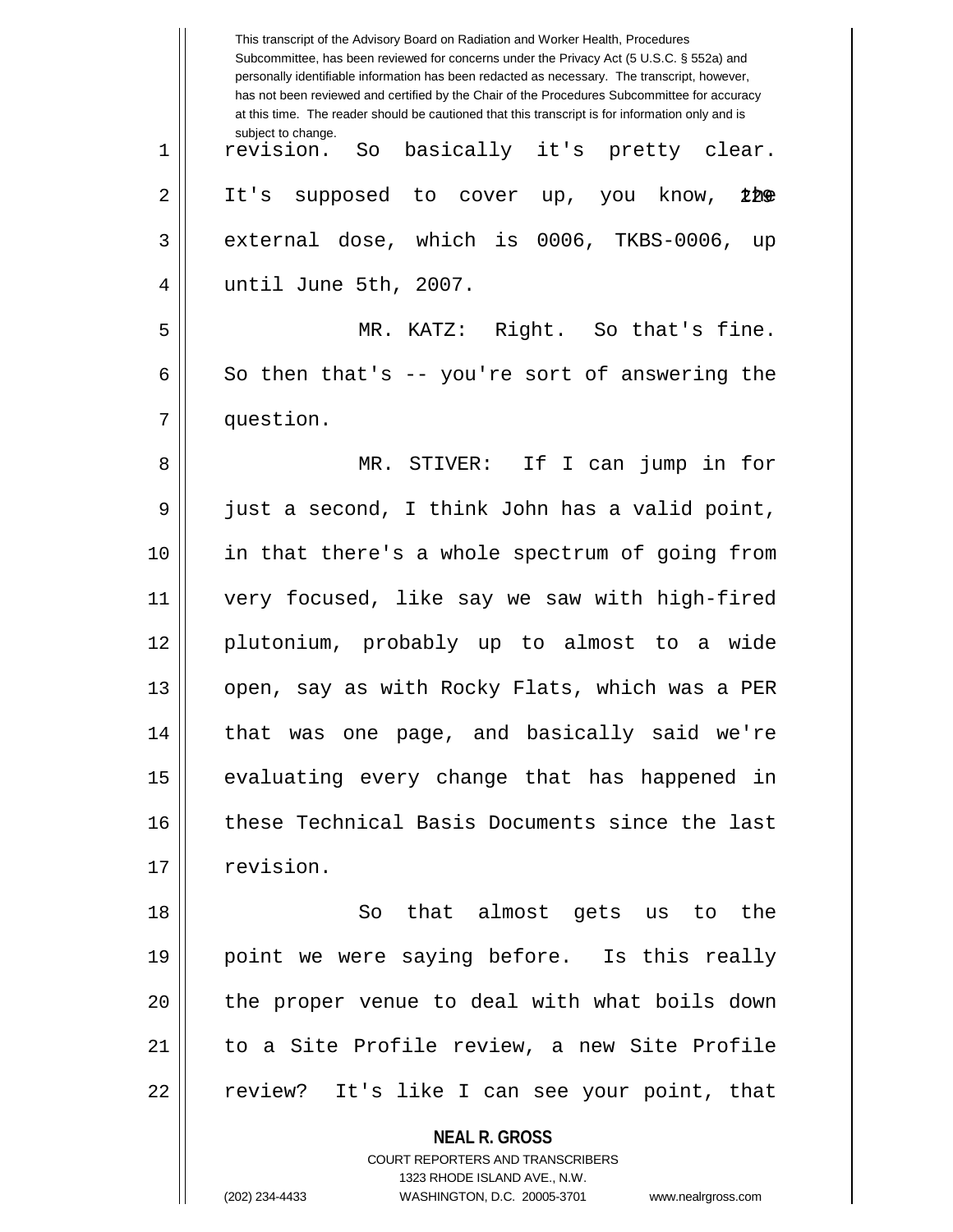revision. So basically it's pretty clear. It's supposed to cover up, you know, the external dose, which is 0006, TKBS-0006, up until June 5th, 2007.

MR. KATZ: Right. So that's fine. So then that's -- you're sort of answering the question.

MR. STIVER: If I can jump in for just a second, I think John has a valid point, in that there's a whole spectrum of going from very focused, like say we saw with high-fired plutonium, probably up to almost to a wide open, say as with Rocky Flats, which was a PER that was one page, and basically said we're evaluating every change that has happened in these Technical Basis Documents since the last revision.

So that almost gets us to the point we were saying before. Is this really the proper venue to deal with what boils down to a Site Profile review, a new Site Profile review? It's like I can see your point, that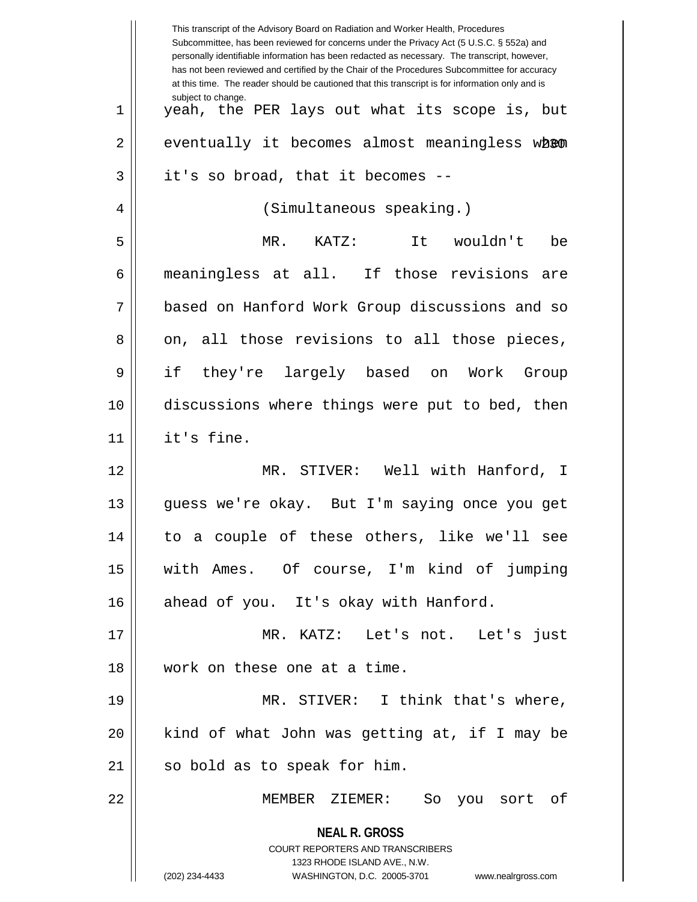yeah, the PER lays out what its scope is, but eventually it becomes almost meaningless when it's so broad, that it becomes --

(Simultaneous speaking.)

MR. KATZ: It wouldn't be meaningless at all. If those revisions are based on Hanford Work Group discussions and so on, all those revisions to all those pieces, if they're largely based on Work Group discussions where things were put to bed, then it's fine.

MR. STIVER: Well with Hanford, I guess we're okay. But I'm saying once you get to a couple of these others, like we'll see with Ames. Of course, I'm kind of jumping ahead of you. It's okay with Hanford.

MR. KATZ: Let's not. Let's just work on these one at a time.

MR. STIVER: I think that's where, kind of what John was getting at, if I may be so bold as to speak for him.

MEMBER ZIEMER: So you sort of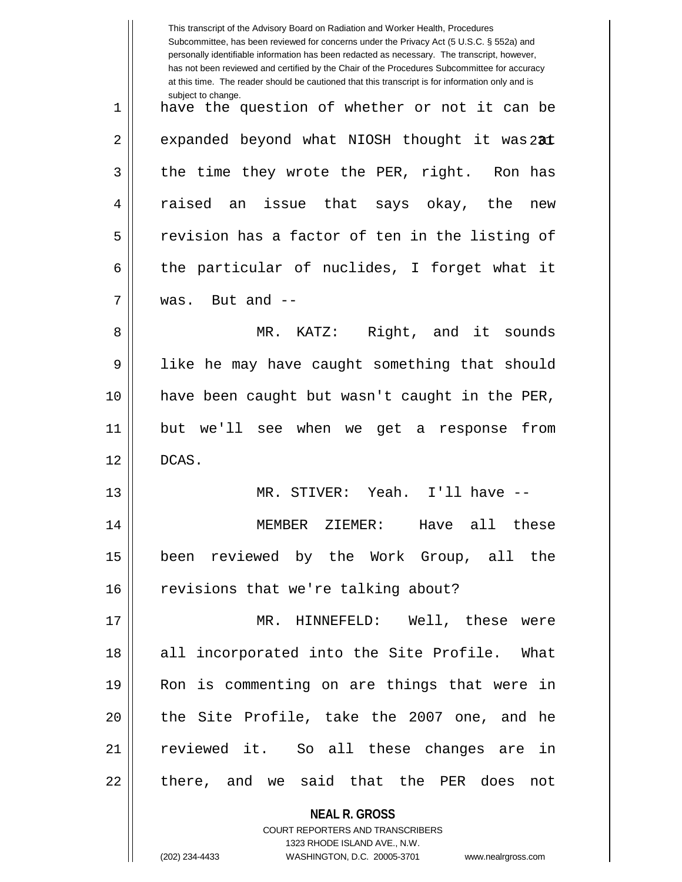have the question of whether or not it can be expanded beyond what NIOSH thought it was at the time they wrote the PER, right. Ron has raised an issue that says okay, the new revision has a factor of ten in the listing of the particular of nuclides, I forget what it was. But and --

MR. KATZ: Right, and it sounds like he may have caught something that should have been caught but wasn't caught in the PER, but we'll see when we get a response from DCAS.

MR. STIVER: Yeah. I'll have --

MEMBER ZIEMER: Have all these been reviewed by the Work Group, all the revisions that we're talking about?

MR. HINNEFELD: Well, these were all incorporated into the Site Profile. What Ron is commenting on are things that were in the Site Profile, take the 2007 one, and he reviewed it. So all these changes are in there, and we said that the PER does not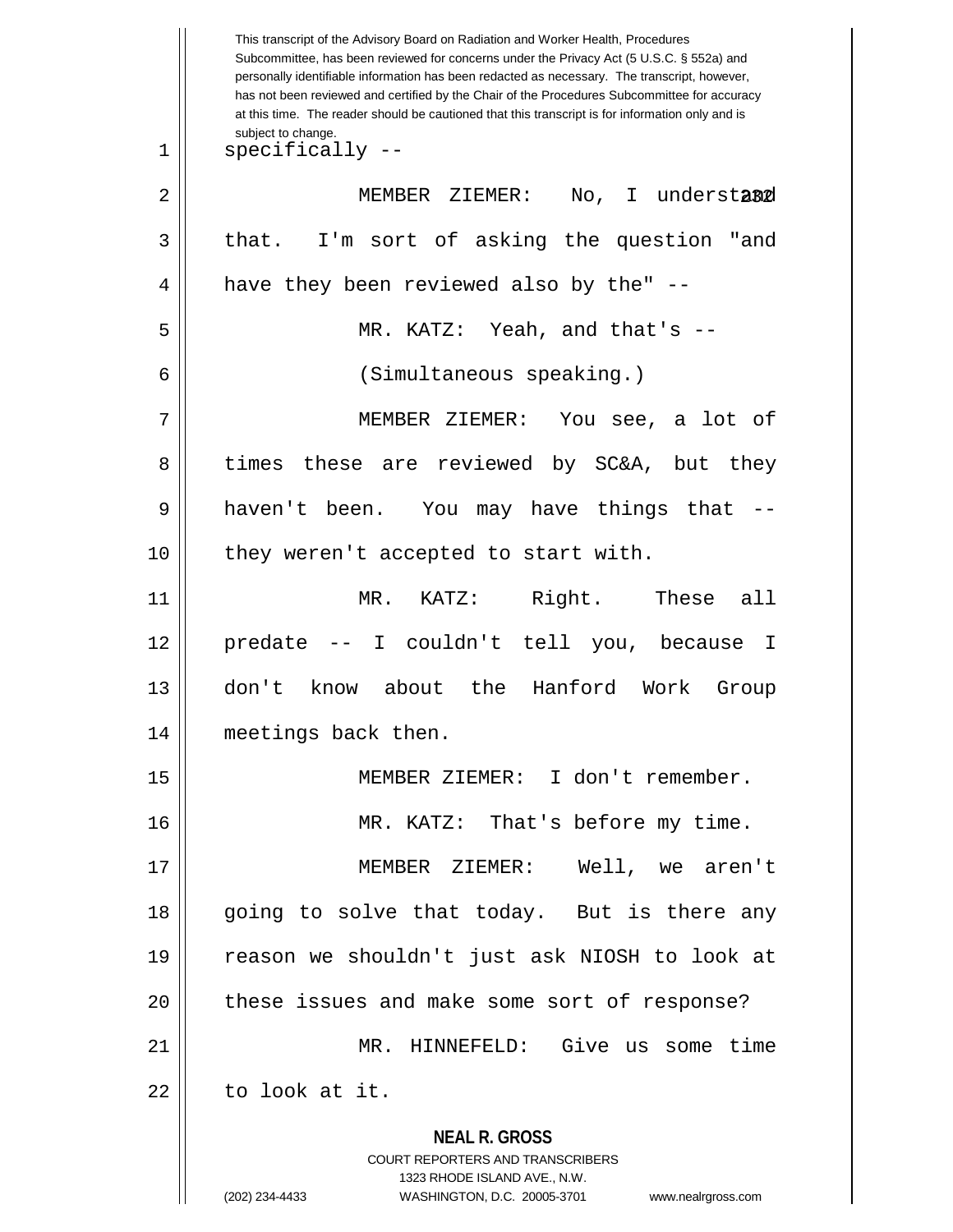specifically --

MEMBER ZIEMER: No, I understand that. I'm sort of asking the question "and have they been reviewed also by the" --

MR. KATZ: Yeah, and that's --

(Simultaneous speaking.)

MEMBER ZIEMER: You see, a lot of times these are reviewed by SC&A, but they haven't been. You may have things that -- they weren't accepted to start with.

MR. KATZ: Right. These all predate -- I couldn't tell you, because I don't know about the Hanford Work Group meetings back then.

MEMBER ZIEMER: I don't remember.

MR. KATZ: That's before my time.

MEMBER ZIEMER: Well, we aren't going to solve that today. But is there any reason we shouldn't just ask NIOSH to look at these issues and make some sort of response?

MR. HINNEFELD: Give us some time to look at it.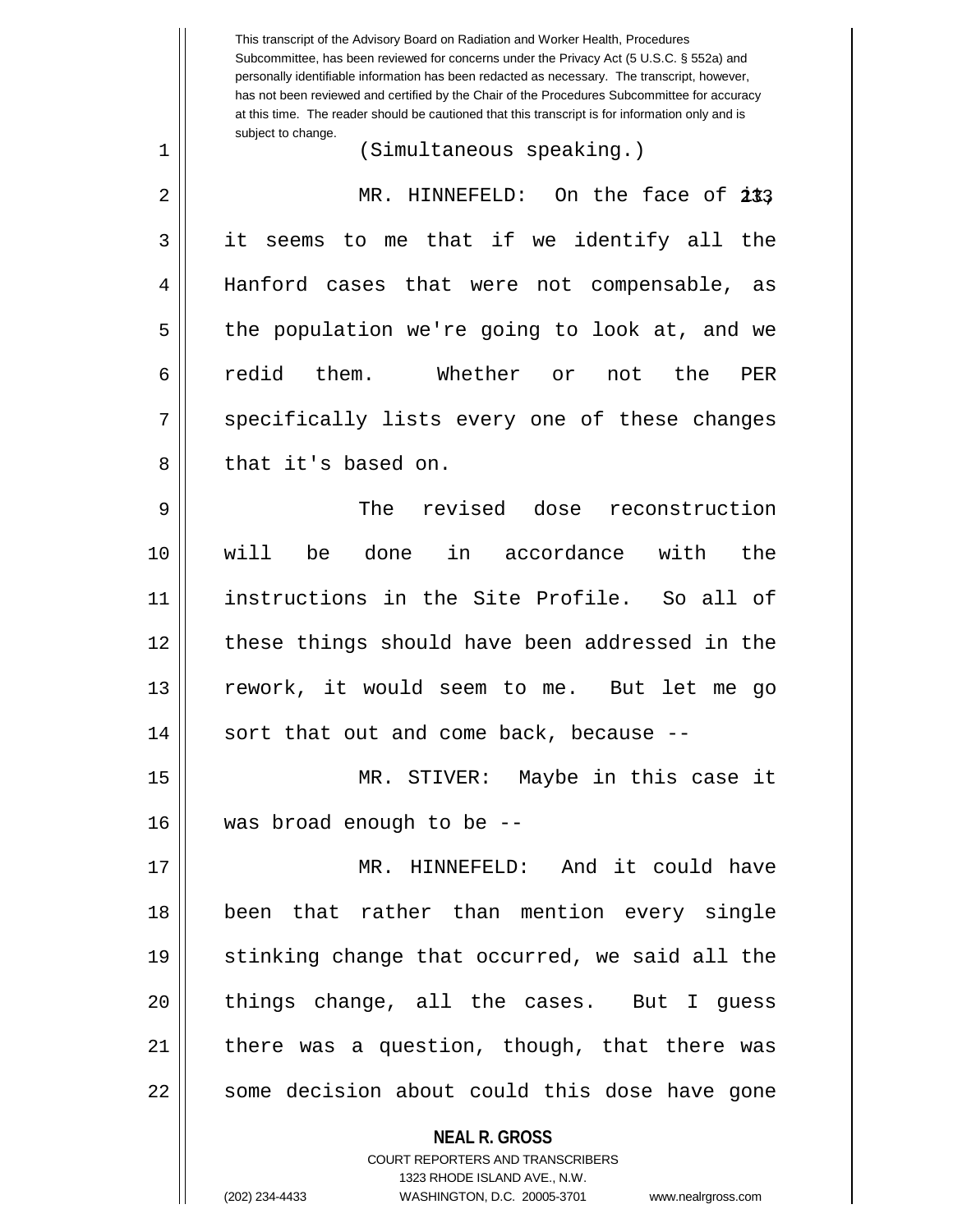(Simultaneous speaking.)

MR. HINNEFELD: On the face of it, it seems to me that if we identify all the Hanford cases that were not compensable, as the population we're going to look at, and we redid them. Whether or not the PER specifically lists every one of these changes that it's based on.

The revised dose reconstruction will be done in accordance with the instructions in the Site Profile. So all of these things should have been addressed in the rework, it would seem to me. But let me go sort that out and come back, because --

MR. STIVER: Maybe in this case it was broad enough to be --

MR. HINNEFELD: And it could have been that rather than mention every single stinking change that occurred, we said all the things change, all the cases. But I guess there was a question, though, that there was some decision about could this dose have gone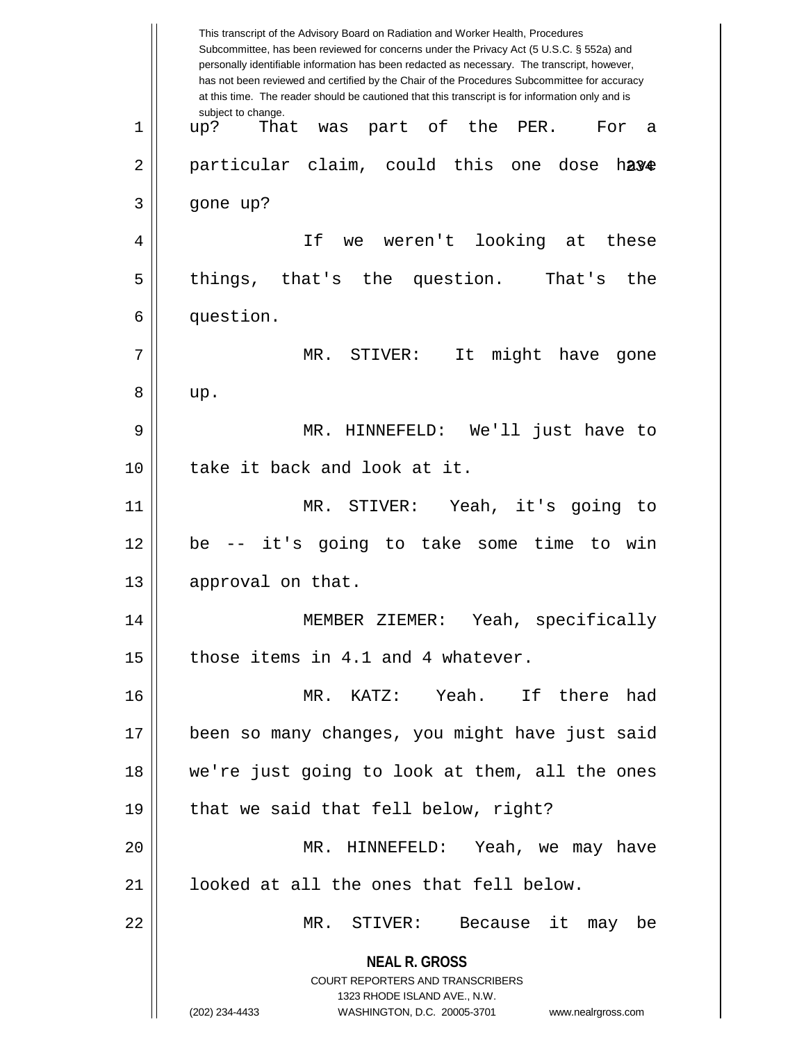up? That was part of the PER. For a particular claim, could this one dose have gone up?

If we weren't looking at these things, that's the question. That's the question.

MR. STIVER: It might have gone up.

MR. HINNEFELD: We'll just have to take it back and look at it.

MR. STIVER: Yeah, it's going to be -- it's going to take some time to win approval on that.

MEMBER ZIEMER: Yeah, specifically those items in 4.1 and 4 whatever.

MR. KATZ: Yeah. If there had been so many changes, you might have just said we're just going to look at them, all the ones that we said that fell below, right?

MR. HINNEFELD: Yeah, we may have looked at all the ones that fell below.

MR. STIVER: Because it may be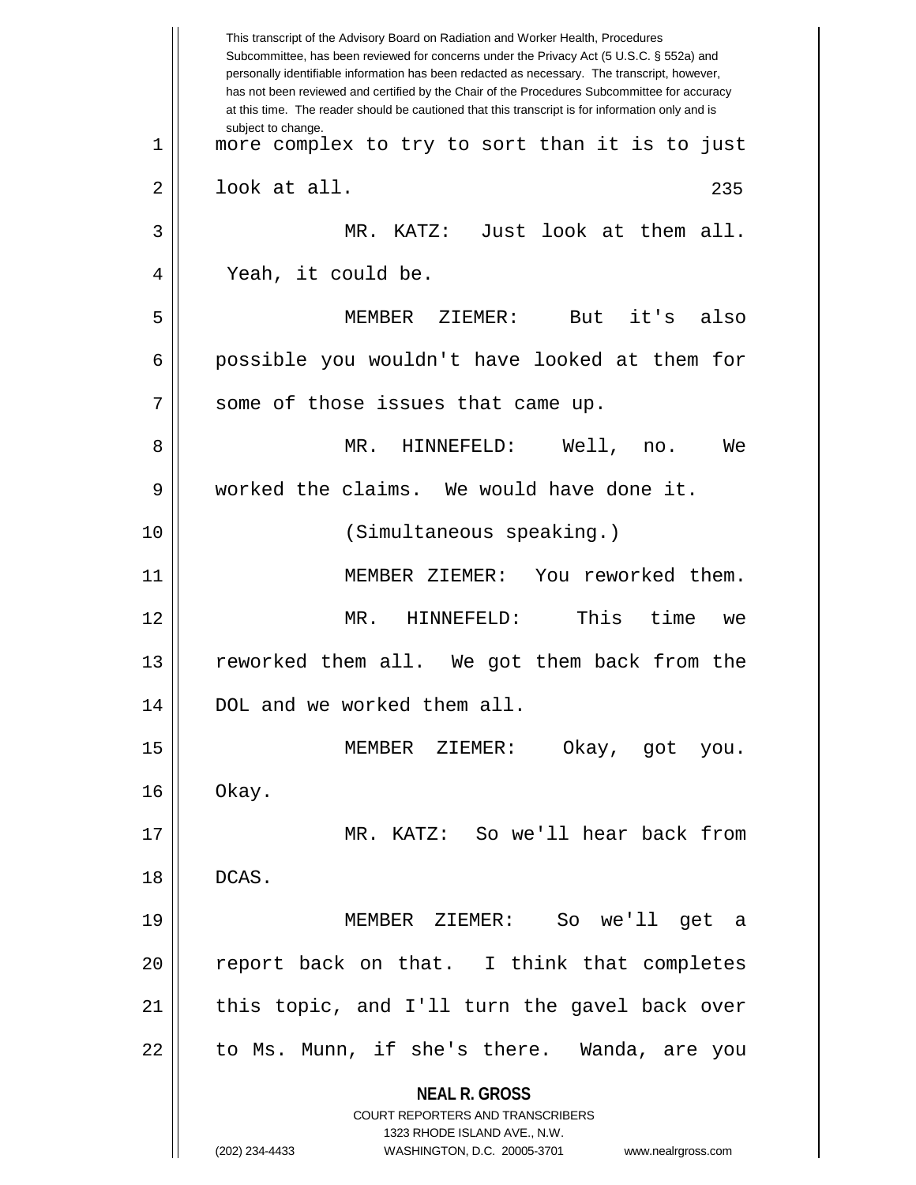more complex to try to sort than it is to just look at all.

MR. KATZ: Just look at them all. Yeah, it could be.

MEMBER ZIEMER: But it's also possible you wouldn't have looked at them for some of those issues that came up.

MR. HINNEFELD: Well, no. We worked the claims. We would have done it.

(Simultaneous speaking.)

MEMBER ZIEMER: You reworked them.

MR. HINNEFELD: This time we reworked them all. We got them back from the DOL and we worked them all.

MEMBER ZIEMER: Okay, got you. Okay.

MR. KATZ: So we'll hear back from DCAS.

MEMBER ZIEMER: So we'll get a report back on that. I think that completes this topic, and I'll turn the gavel back over to Ms. Munn, if she's there. Wanda, are you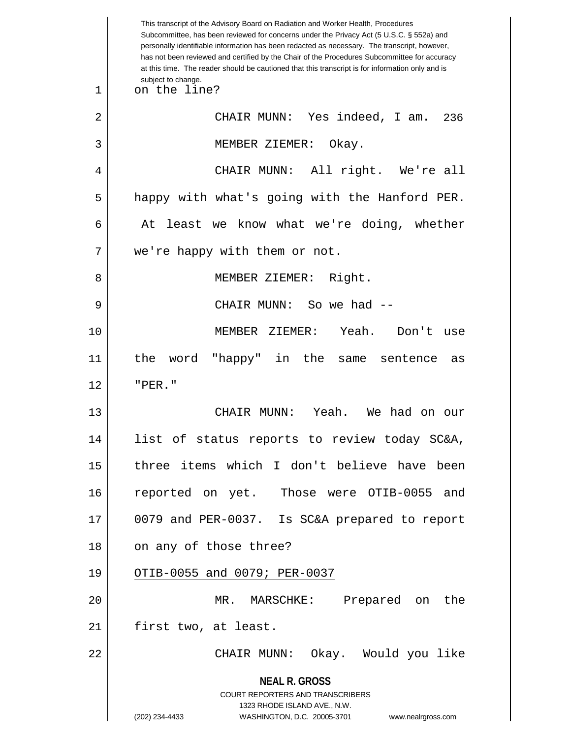on the line?

CHAIR MUNN: Yes indeed, I am.

MEMBER ZIEMER: Okay.

CHAIR MUNN: All right. We're all happy with what's going with the Hanford PER. At least we know what we're doing, whether we're happy with them or not.

MEMBER ZIEMER: Right.

CHAIR MUNN: So we had --

MEMBER ZIEMER: Yeah. Don't use the word "happy" in the same sentence as "PER."

CHAIR MUNN: Yeah. We had on our list of status reports to review today SC&A, three items which I don't believe have been reported on yet. Those were OTIB-0055 and 0079 and PER-0037. Is SC&A prepared to report on any of those three?

OTIB-0055 and 0079; PER-0037

MR. MARSCHKE: Prepared on the first two, at least.

CHAIR MUNN: Okay. Would you like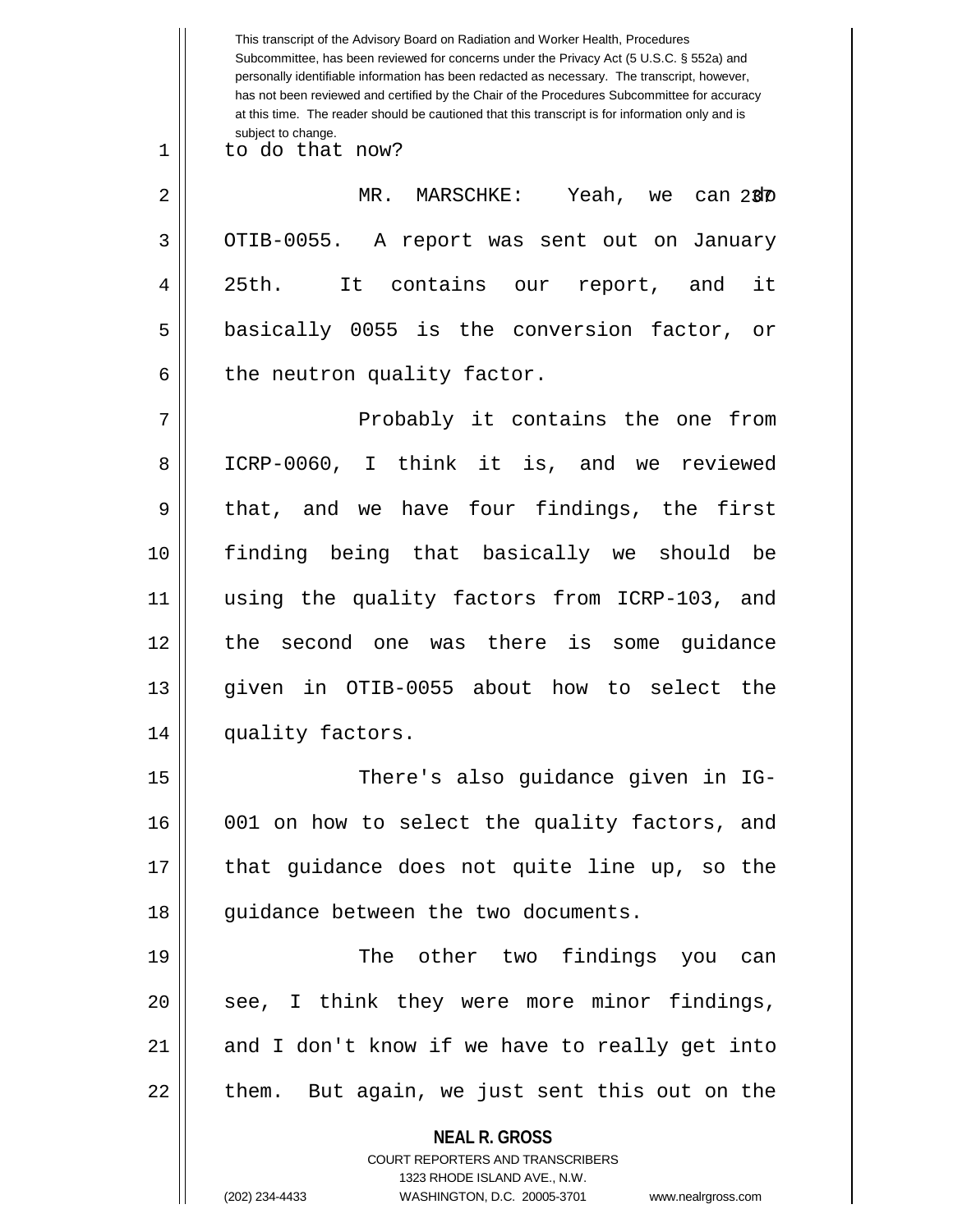to do that now?

MR. MARSCHKE: Yeah, we can do OTIB-0055. A report was sent out on January 25th. It contains our report, and it basically 0055 is the conversion factor, or the neutron quality factor.

Probably it contains the one from ICRP-0060, I think it is, and we reviewed that, and we have four findings, the first finding being that basically we should be using the quality factors from ICRP-103, and the second one was there is some guidance given in OTIB-0055 about how to select the quality factors.

There's also guidance given in IG-001 on how to select the quality factors, and that guidance does not quite line up, so the guidance between the two documents.

The other two findings you can see, I think they were more minor findings, and I don't know if we have to really get into them. But again, we just sent this out on the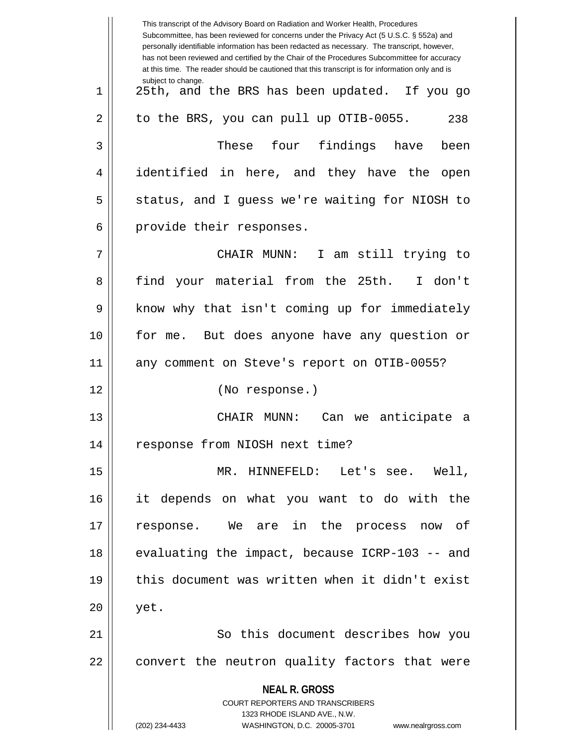This transcript of the Advisory Board on Radiation and Worker Health, Procedures Subcommittee, has been reviewed for concerns under the Privacy Act (5 U.S.C. § 552a) and personally identifiable information has been redacted as necessary. The transcript, however, has not been reviewed and certified by the Chair of the Procedures Subcommittee for accuracy at this time. The reader should be cautioned that this transcript is for information only and is subject to change.

25th, and the BRS has been updated. If you go to the BRS, you can pull up OTIB-0055.

These four findings have been identified in here, and they have the open status, and I guess we're waiting for NIOSH to provide their responses.

CHAIR MUNN: I am still trying to find your material from the 25th. I don't know why that isn't coming up for immediately for me. But does anyone have any question or any comment on Steve's report on OTIB-0055?

(No response.)

CHAIR MUNN: Can we anticipate a response from NIOSH next time?

MR. HINNEFELD: Let's see. Well, it depends on what you want to do with the response. We are in the process now of evaluating the impact, because ICRP-103 -- and this document was written when it didn't exist yet.

So this document describes how you convert the neutron quality factors that were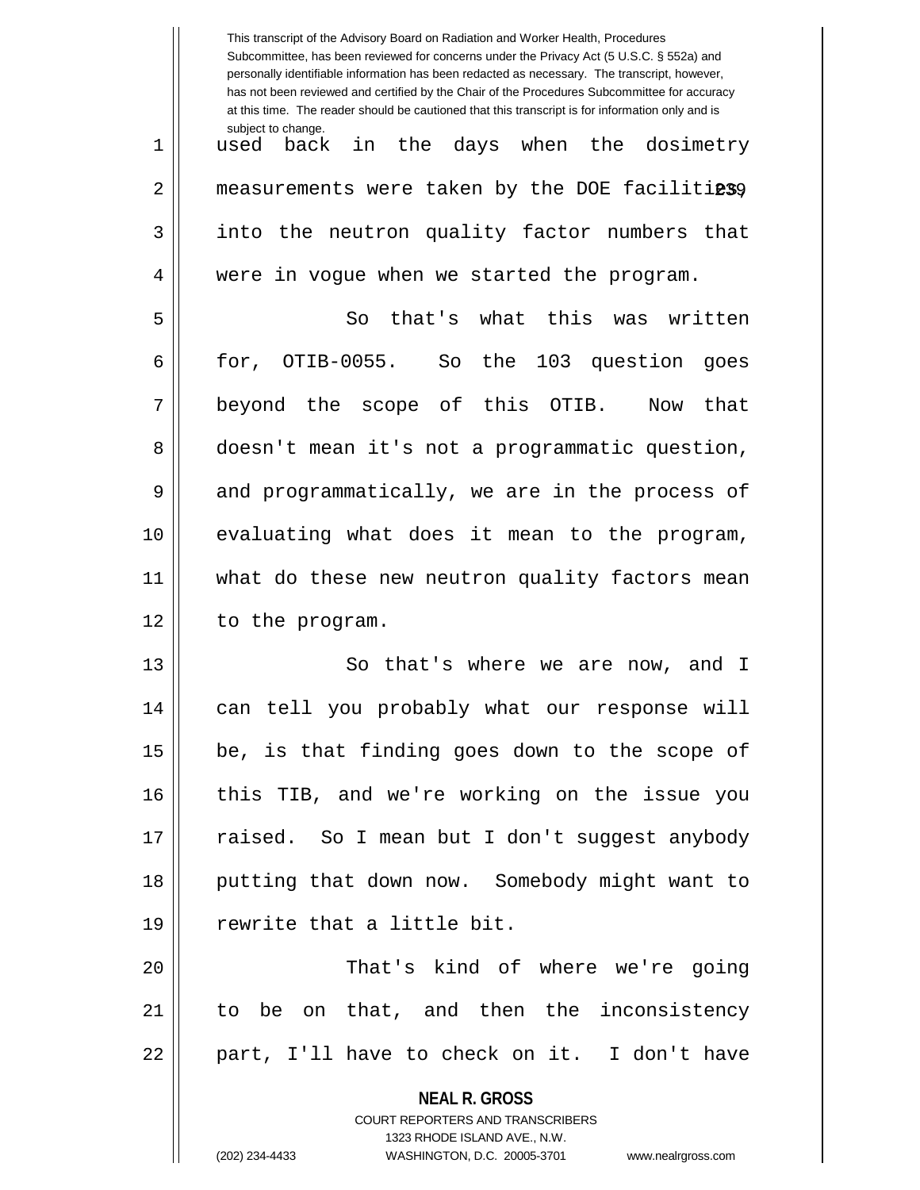used back in the days when the dosimetry measurements were taken by the DOE facilities, into the neutron quality factor numbers that were in vogue when we started the program.

So that's what this was written for, OTIB-0055. So the 103 question goes beyond the scope of this OTIB. Now that doesn't mean it's not a programmatic question, and programmatically, we are in the process of evaluating what does it mean to the program, what do these new neutron quality factors mean to the program.

So that's where we are now, and I can tell you probably what our response will be, is that finding goes down to the scope of this TIB, and we're working on the issue you raised. So I mean but I don't suggest anybody putting that down now. Somebody might want to rewrite that a little bit.

That's kind of where we're going to be on that, and then the inconsistency part, I'll have to check on it. I don't have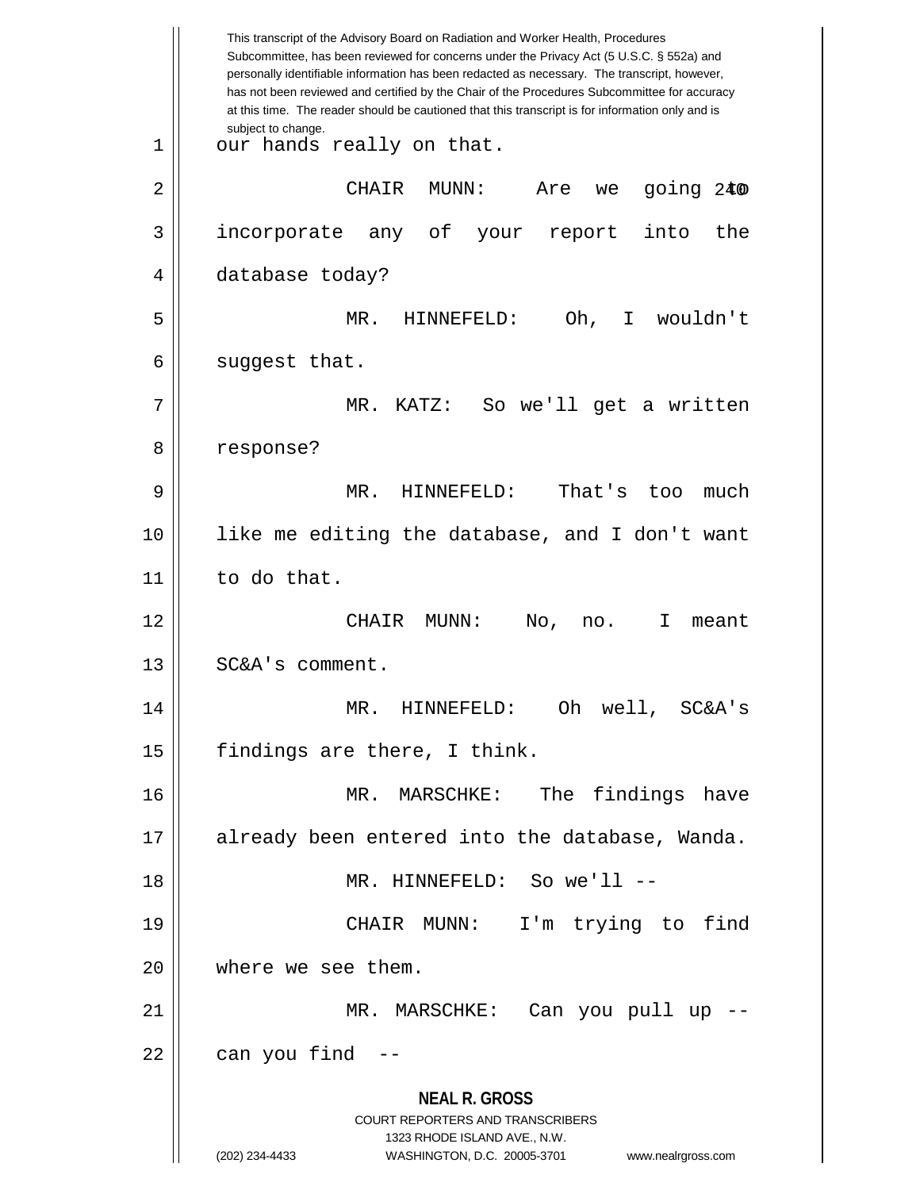our hands really on that.

CHAIR MUNN: Are we going to incorporate any of your report into the database today?

MR. HINNEFELD: Oh, I wouldn't suggest that.

MR. KATZ: So we'll get a written response?

MR. HINNEFELD: That's too much like me editing the database, and I don't want to do that.

CHAIR MUNN: No, no. I meant SC&A's comment.

MR. HINNEFELD: Oh well, SC&A's findings are there, I think.

MR. MARSCHKE: The findings have already been entered into the database, Wanda.

MR. HINNEFELD: So we'll --

CHAIR MUNN: I'm trying to find where we see them.

MR. MARSCHKE: Can you pull up -- can you find --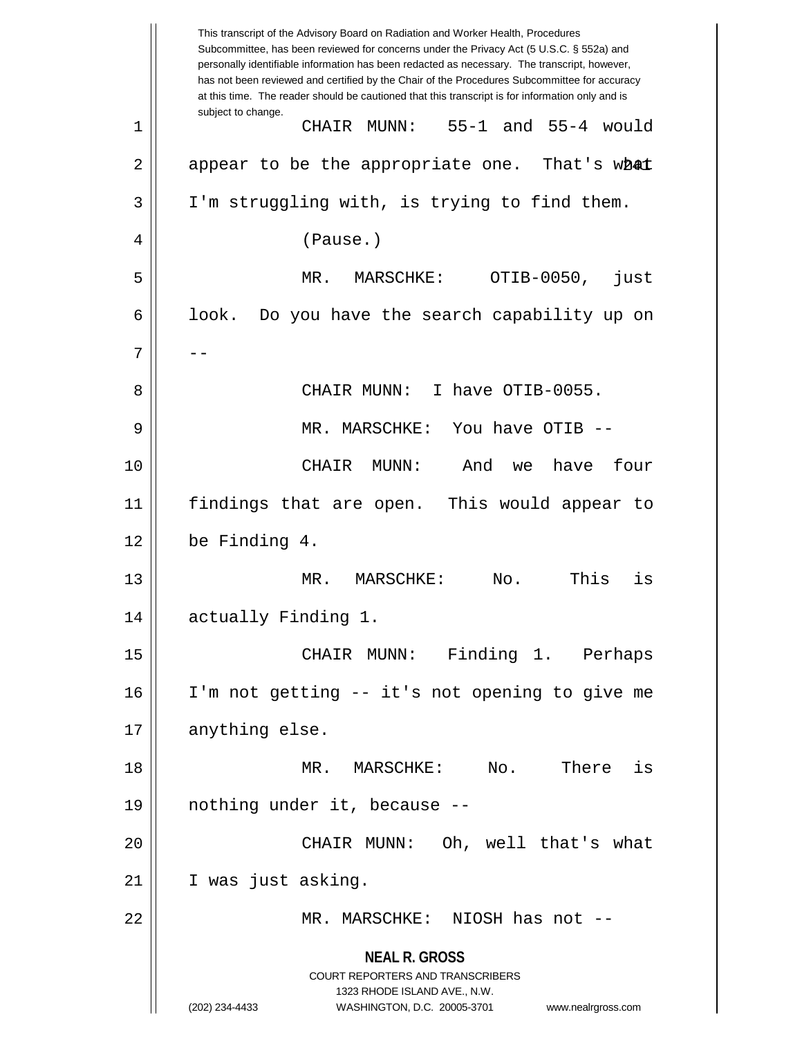This transcript of the Advisory Board on Radiation and Worker Health, Procedures Subcommittee, has been reviewed for concerns under the Privacy Act (5 U.S.C. § 552a) and personally identifiable information has been redacted as necessary. The transcript, however, has not been reviewed and certified by the Chair of the Procedures Subcommittee for accuracy at this time. The reader should be cautioned that this transcript is for information only and is subject to change.

CHAIR MUNN: 55-1 and 55-4 would appear to be the appropriate one. That's what I'm struggling with, is trying to find them.

(Pause.)

MR. MARSCHKE: OTIB-0050, just look. Do you have the search capability up on --

CHAIR MUNN: I have OTIB-0055.

MR. MARSCHKE: You have OTIB --

CHAIR MUNN: And we have four findings that are open. This would appear to be Finding 4.

MR. MARSCHKE: No. This is actually Finding 1.

CHAIR MUNN: Finding 1. Perhaps I'm not getting -- it's not opening to give me anything else.

MR. MARSCHKE: No. There is nothing under it, because --

CHAIR MUNN: Oh, well that's what I was just asking.

MR. MARSCHKE: NIOSH has not --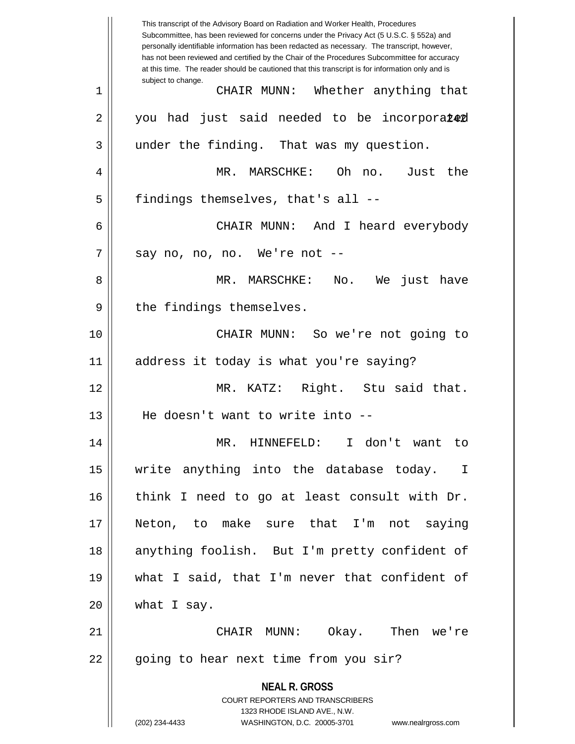This transcript of the Advisory Board on Radiation and Worker Health, Procedures Subcommittee, has been reviewed for concerns under the Privacy Act (5 U.S.C. § 552a) and personally identifiable information has been redacted as necessary. The transcript, however, has not been reviewed and certified by the Chair of the Procedures Subcommittee for accuracy at this time. The reader should be cautioned that this transcript is for information only and is subject to change.

CHAIR MUNN: Whether anything that you had just said needed to be incorporated under the finding. That was my question.

MR. MARSCHKE: Oh no. Just the findings themselves, that's all --

CHAIR MUNN: And I heard everybody say no, no, no. We're not --

MR. MARSCHKE: No. We just have the findings themselves.

CHAIR MUNN: So we're not going to address it today is what you're saying?

MR. KATZ: Right. Stu said that. He doesn't want to write into --

MR. HINNEFELD: I don't want to write anything into the database today. I think I need to go at least consult with Dr. Neton, to make sure that I'm not saying anything foolish. But I'm pretty confident of what I said, that I'm never that confident of what I say.

CHAIR MUNN: Okay. Then we're going to hear next time from you sir?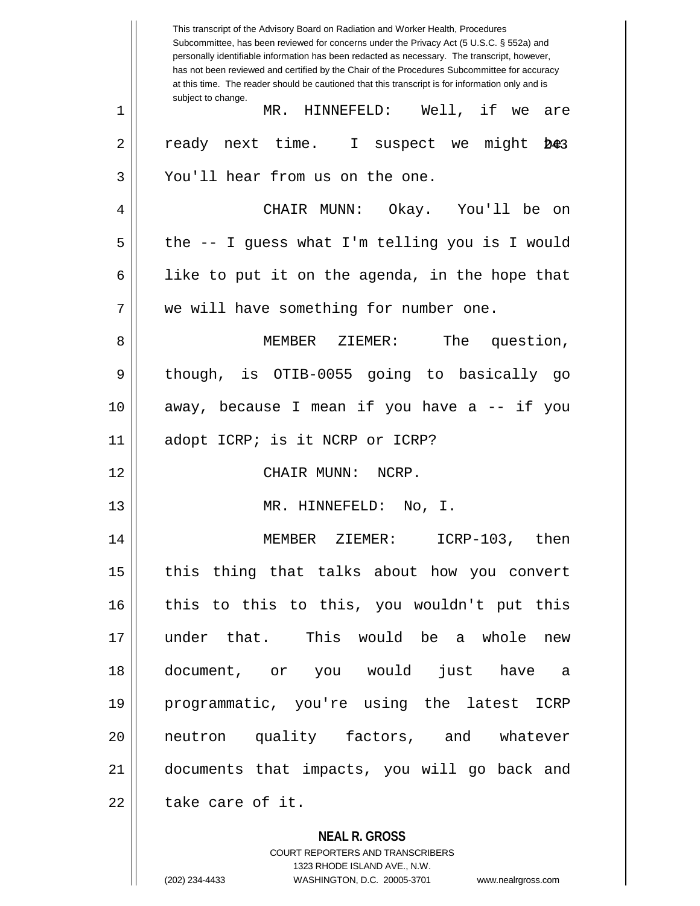This transcript of the Advisory Board on Radiation and Worker Health, Procedures Subcommittee, has been reviewed for concerns under the Privacy Act (5 U.S.C. § 552a) and personally identifiable information has been redacted as necessary. The transcript, however, has not been reviewed and certified by the Chair of the Procedures Subcommittee for accuracy at this time. The reader should be cautioned that this transcript is for information only and is subject to change.

1 MR. HINNEFELD: Well, if we are
2 ready next time. I suspect we might be.
3 You'll hear from us on the one.
4 CHAIR MUNN: Okay. You'll be on
5 the -- I guess what I'm telling you is I would
6 like to put it on the agenda, in the hope that
7 we will have something for number one.
8 MEMBER ZIEMER: The question,
9 though, is OTIB-0055 going to basically go
10 away, because I mean if you have a -- if you
11 adopt ICRP; is it NCRP or ICRP?
12 CHAIR MUNN: NCRP.
13 MR. HINNEFELD: No, I.
14 MEMBER ZIEMER: ICRP-103, then
15 this thing that talks about how you convert
16 this to this to this, you wouldn't put this
17 under that. This would be a whole new
18 document, or you would just have a
19 programmatic, you're using the latest ICRP
20 neutron quality factors, and whatever
21 documents that impacts, you will go back and
22 take care of it.

**NEAL R. GROSS**
COURT REPORTERS AND TRANSCRIBERS
1323 RHODE ISLAND AVE., N.W.
(202) 234-4433 WASHINGTON, D.C. 20005-3701 www.nealrgross.com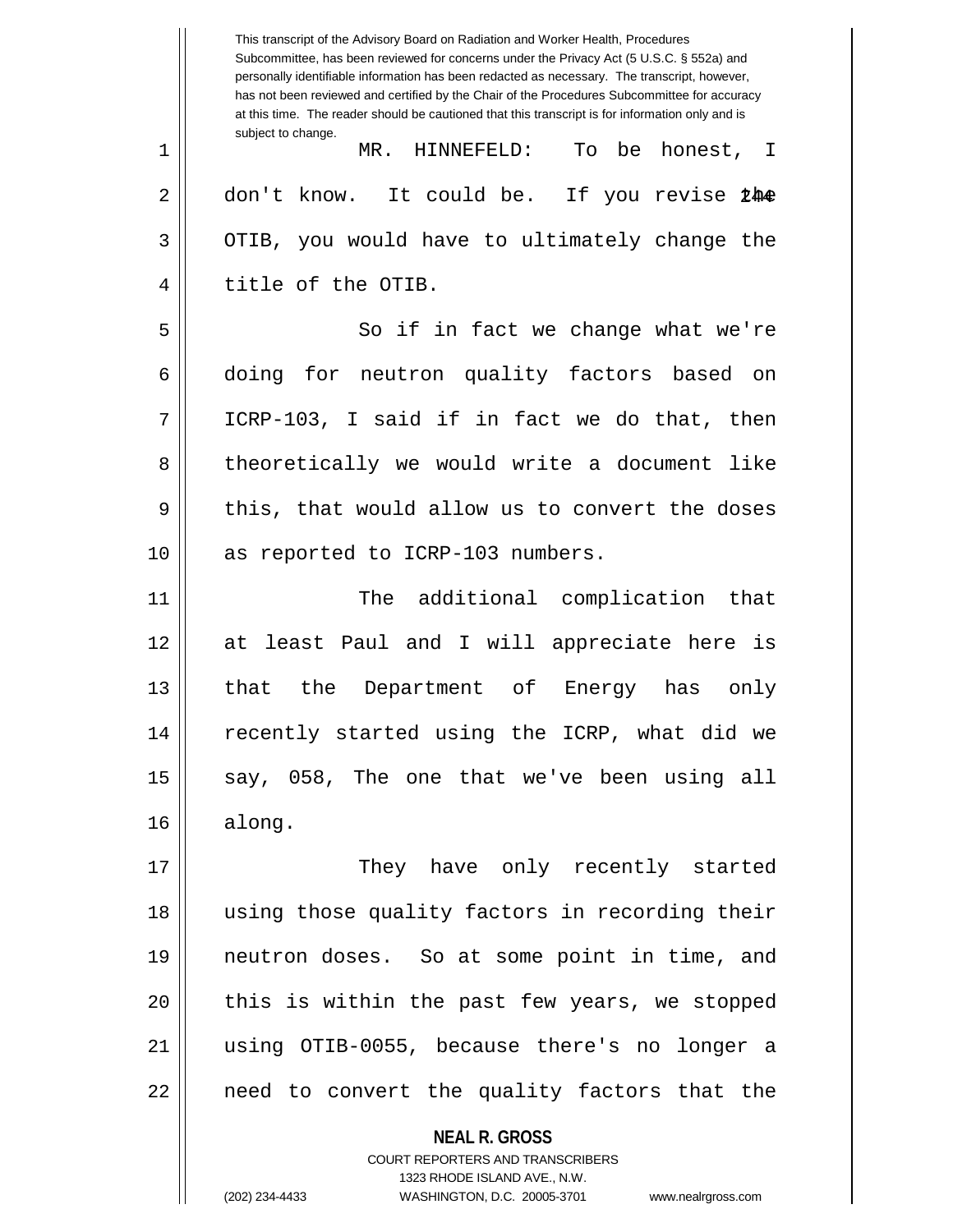MR. HINNEFELD: To be honest, I don't know. It could be. If you revise the OTIB, you would have to ultimately change the title of the OTIB.

So if in fact we change what we're doing for neutron quality factors based on ICRP-103, I said if in fact we do that, then theoretically we would write a document like this, that would allow us to convert the doses as reported to ICRP-103 numbers.

The additional complication that at least Paul and I will appreciate here is that the Department of Energy has only recently started using the ICRP, what did we say, 058, The one that we've been using all along.

They have only recently started using those quality factors in recording their neutron doses. So at some point in time, and this is within the past few years, we stopped using OTIB-0055, because there's no longer a need to convert the quality factors that the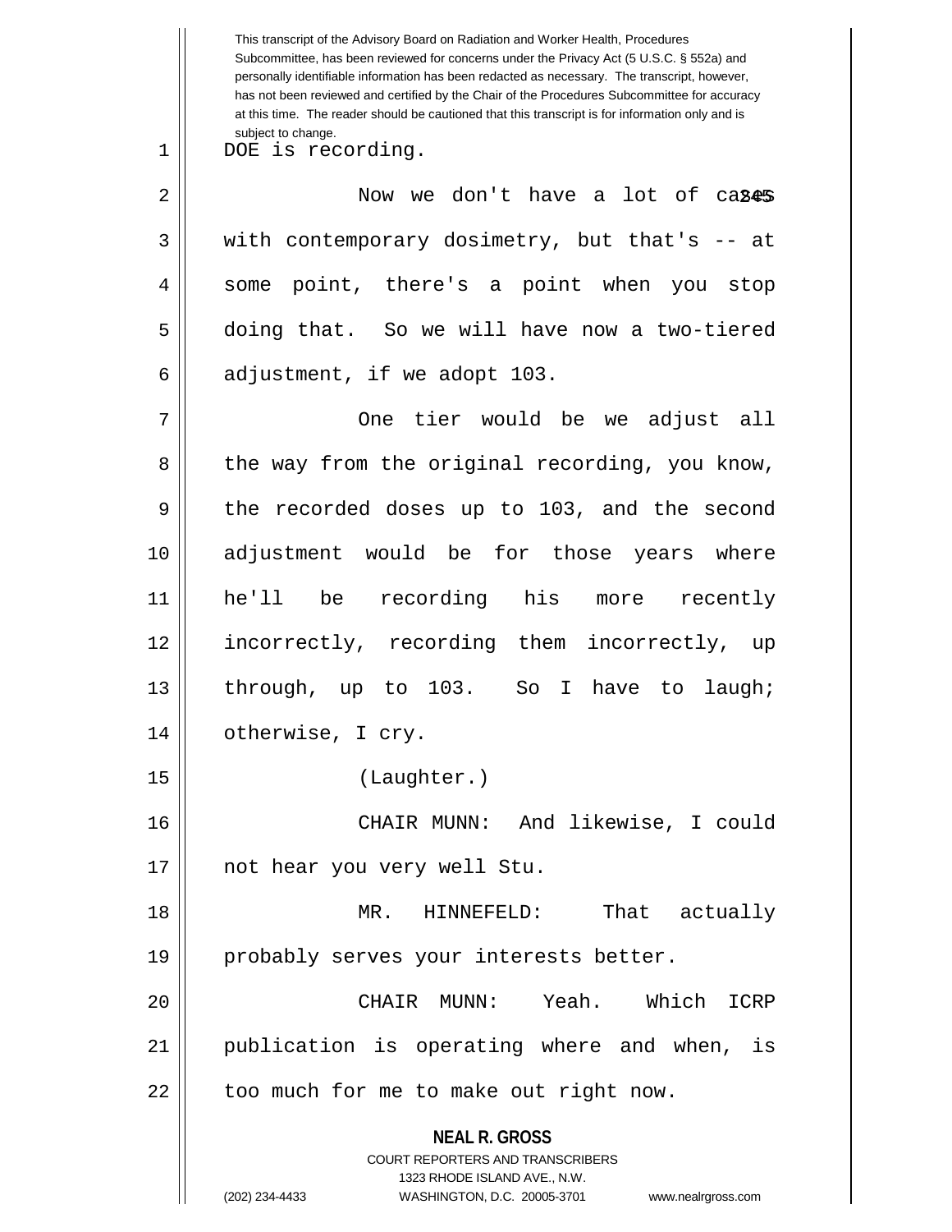DOE is recording.

Now we don't have a lot of cases with contemporary dosimetry, but that's -- at some point, there's a point when you stop doing that. So we will have now a two-tiered adjustment, if we adopt 103.

One tier would be we adjust all the way from the original recording, you know, the recorded doses up to 103, and the second adjustment would be for those years where he'll be recording his more recently incorrectly, recording them incorrectly, up through, up to 103. So I have to laugh; otherwise, I cry.

(Laughter.)

CHAIR MUNN: And likewise, I could not hear you very well Stu.

MR. HINNEFELD: That actually probably serves your interests better.

CHAIR MUNN: Yeah. Which ICRP publication is operating where and when, is too much for me to make out right now.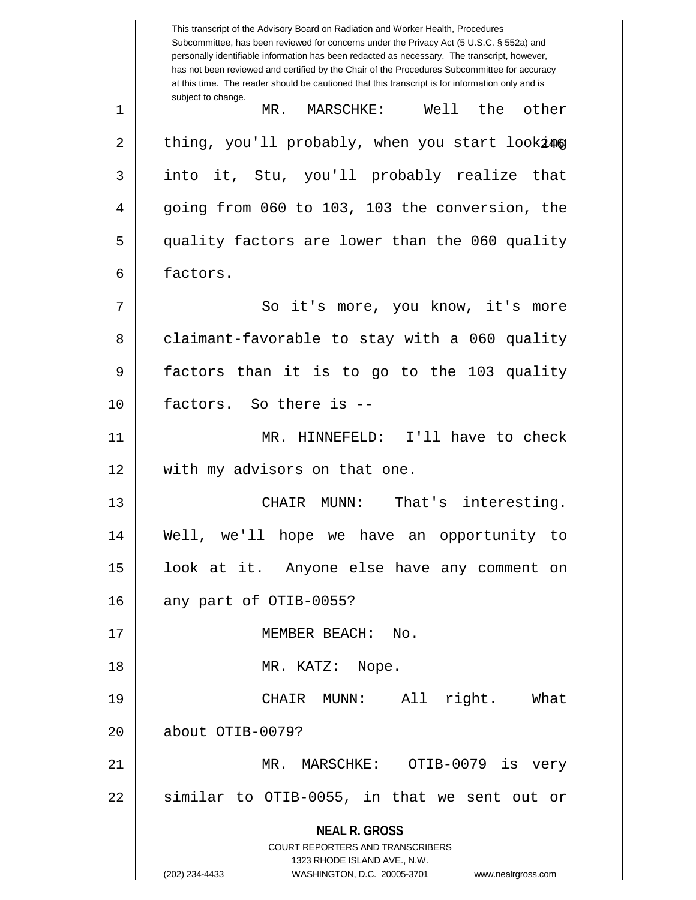This transcript of the Advisory Board on Radiation and Worker Health, Procedures Subcommittee, has been reviewed for concerns under the Privacy Act (5 U.S.C. § 552a) and personally identifiable information has been redacted as necessary. The transcript, however, has not been reviewed and certified by the Chair of the Procedures Subcommittee for accuracy at this time. The reader should be cautioned that this transcript is for information only and is subject to change.

MR. MARSCHKE: Well the other thing, you'll probably, when you start looking into it, Stu, you'll probably realize that going from 060 to 103, 103 the conversion, the quality factors are lower than the 060 quality factors.

So it's more, you know, it's more claimant-favorable to stay with a 060 quality factors than it is to go to the 103 quality factors. So there is --

MR. HINNEFELD: I'll have to check with my advisors on that one.

CHAIR MUNN: That's interesting. Well, we'll hope we have an opportunity to look at it. Anyone else have any comment on any part of OTIB-0055?

MEMBER BEACH: No.

MR. KATZ: Nope.

CHAIR MUNN: All right. What about OTIB-0079?

MR. MARSCHKE: OTIB-0079 is very similar to OTIB-0055, in that we sent out or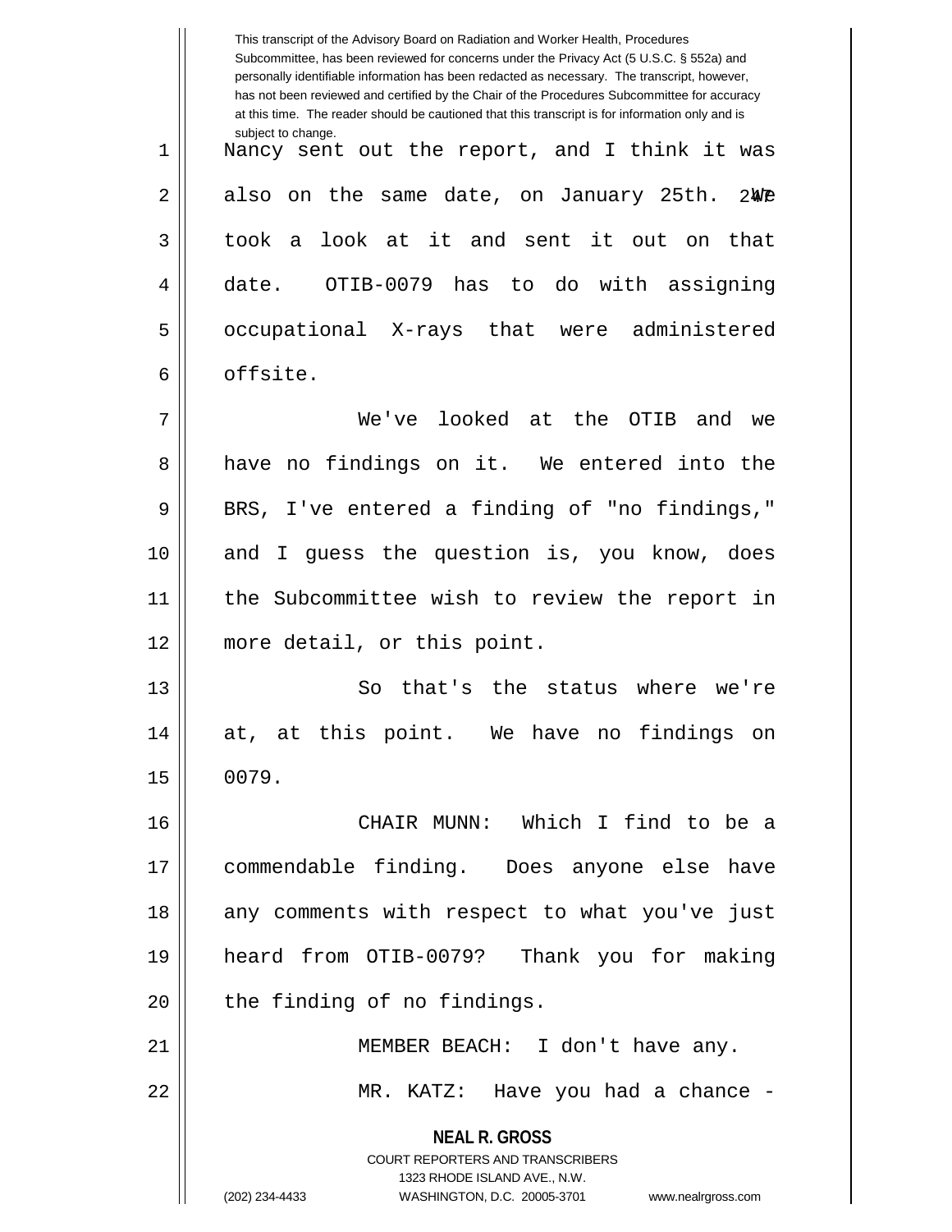This transcript of the Advisory Board on Radiation and Worker Health, Procedures Subcommittee, has been reviewed for concerns under the Privacy Act (5 U.S.C. § 552a) and personally identifiable information has been redacted as necessary. The transcript, however, has not been reviewed and certified by the Chair of the Procedures Subcommittee for accuracy at this time. The reader should be cautioned that this transcript is for information only and is subject to change.

Nancy sent out the report, and I think it was also on the same date, on January 25th. We took a look at it and sent it out on that date. OTIB-0079 has to do with assigning occupational X-rays that were administered offsite.

We've looked at the OTIB and we have no findings on it. We entered into the BRS, I've entered a finding of "no findings," and I guess the question is, you know, does the Subcommittee wish to review the report in more detail, or this point.

So that's the status where we're at, at this point. We have no findings on 0079.

CHAIR MUNN: Which I find to be a commendable finding. Does anyone else have any comments with respect to what you've just heard from OTIB-0079? Thank you for making the finding of no findings.

MEMBER BEACH: I don't have any.

MR. KATZ: Have you had a chance -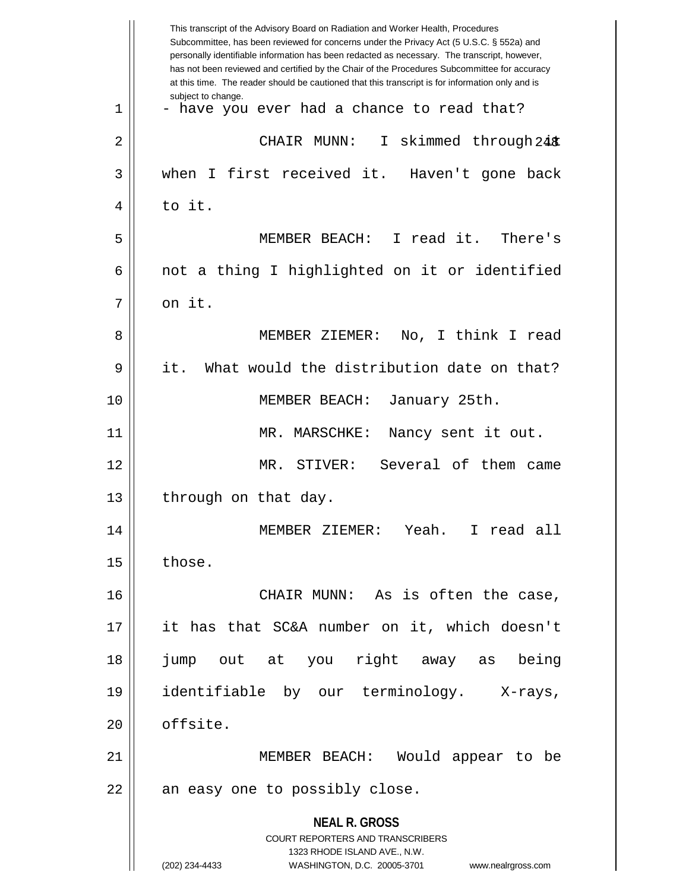- have you ever had a chance to read that?

CHAIR MUNN: I skimmed through it when I first received it. Haven't gone back to it.

MEMBER BEACH: I read it. There's not a thing I highlighted on it or identified on it.

MEMBER ZIEMER: No, I think I read it. What would the distribution date on that?

MEMBER BEACH: January 25th.

MR. MARSCHKE: Nancy sent it out.

MR. STIVER: Several of them came through on that day.

MEMBER ZIEMER: Yeah. I read all those.

CHAIR MUNN: As is often the case, it has that SC&A number on it, which doesn't jump out at you right away as being identifiable by our terminology. X-rays, offsite.

MEMBER BEACH: Would appear to be an easy one to possibly close.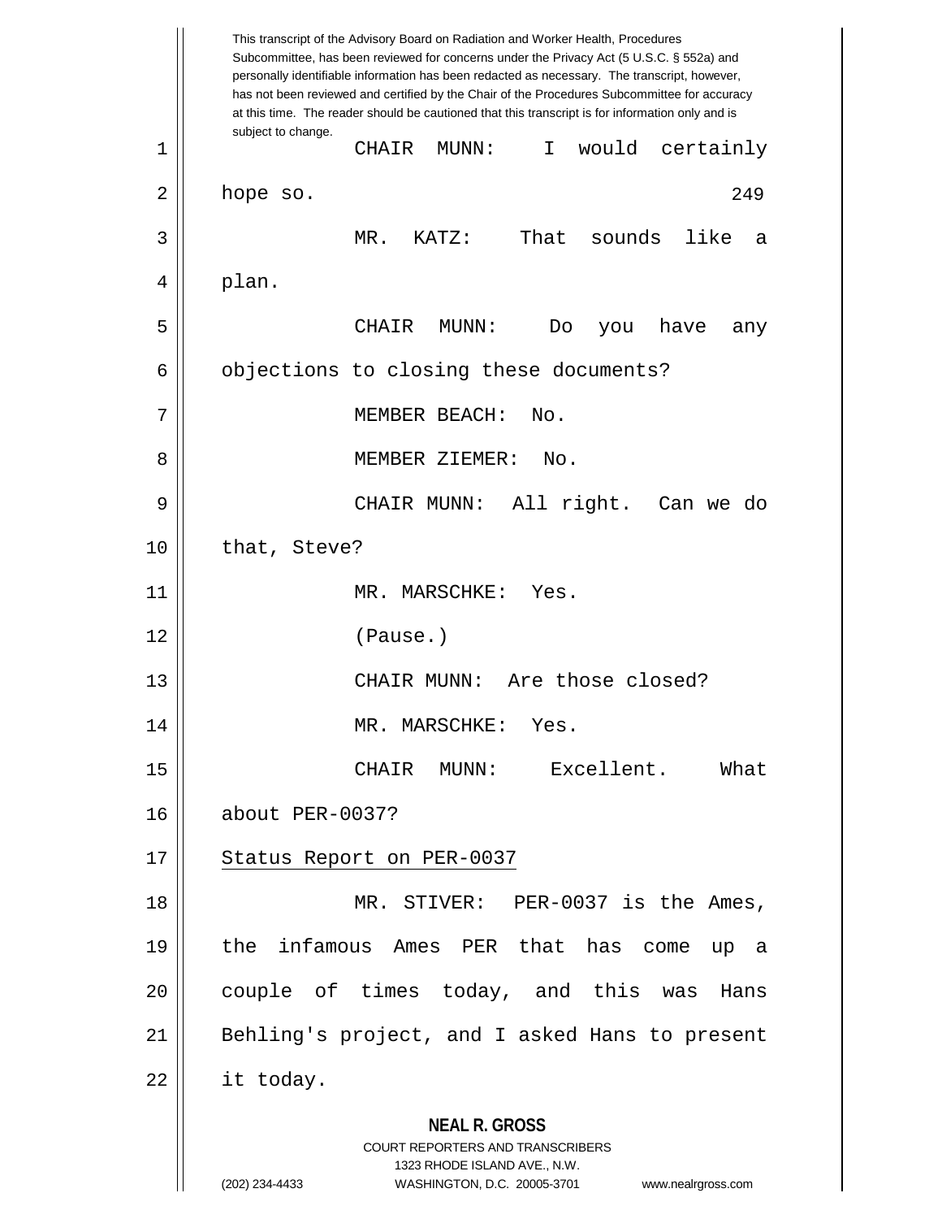This transcript of the Advisory Board on Radiation and Worker Health, Procedures Subcommittee, has been reviewed for concerns under the Privacy Act (5 U.S.C. § 552a) and personally identifiable information has been redacted as necessary. The transcript, however, has not been reviewed and certified by the Chair of the Procedures Subcommittee for accuracy at this time. The reader should be cautioned that this transcript is for information only and is subject to change.

CHAIR MUNN: I would certainly hope so.

MR. KATZ: That sounds like a plan.

CHAIR MUNN: Do you have any objections to closing these documents?

MEMBER BEACH: No.

MEMBER ZIEMER: No.

CHAIR MUNN: All right. Can we do that, Steve?

MR. MARSCHKE: Yes.

(Pause.)

CHAIR MUNN: Are those closed?

MR. MARSCHKE: Yes.

CHAIR MUNN: Excellent. What about PER-0037?

Status Report on PER-0037

MR. STIVER: PER-0037 is the Ames, the infamous Ames PER that has come up a couple of times today, and this was Hans Behling's project, and I asked Hans to present it today.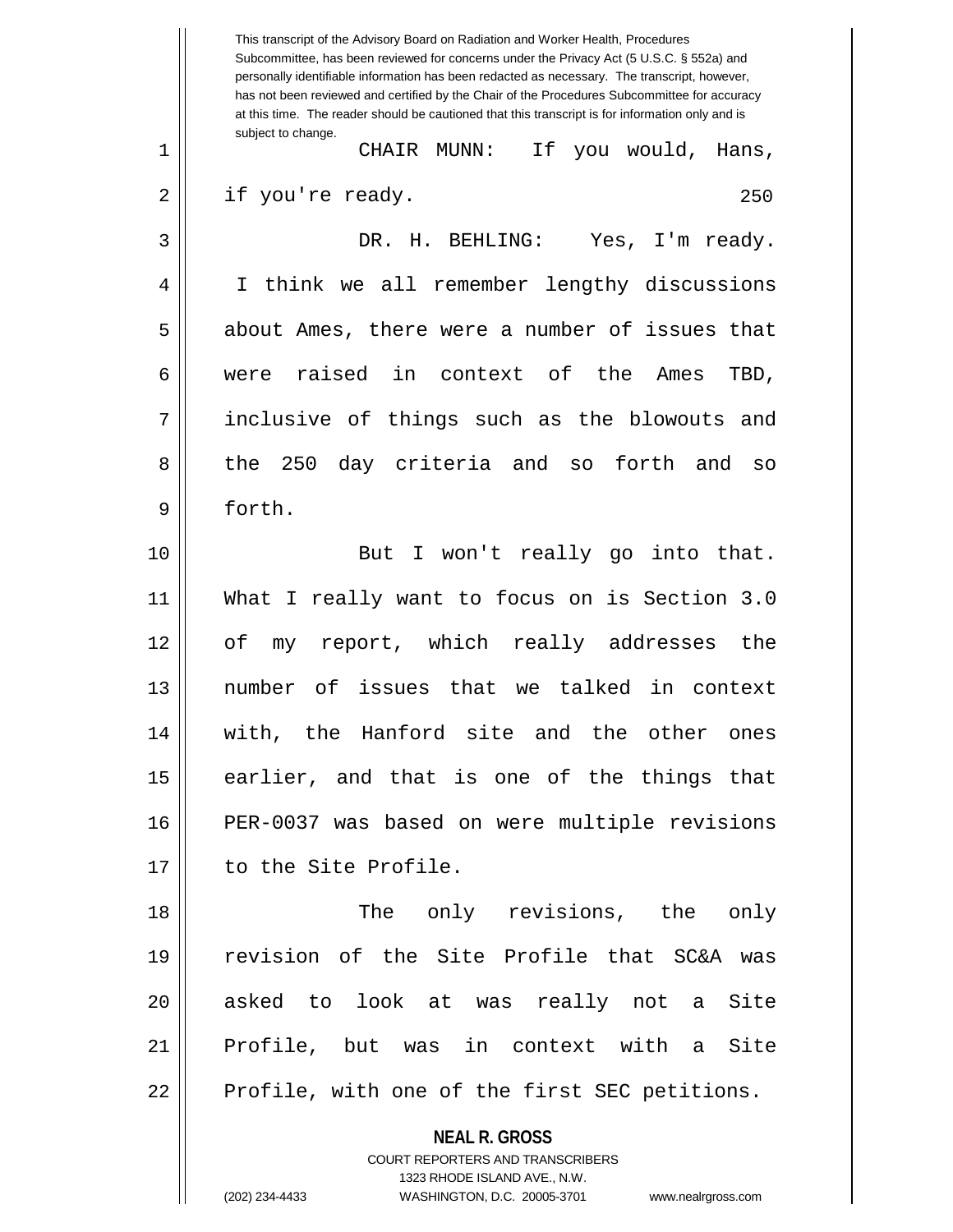CHAIR MUNN: If you would, Hans, if you're ready.

DR. H. BEHLING: Yes, I'm ready. I think we all remember lengthy discussions about Ames, there were a number of issues that were raised in context of the Ames TBD, inclusive of things such as the blowouts and the 250 day criteria and so forth and so forth.

But I won't really go into that. What I really want to focus on is Section 3.0 of my report, which really addresses the number of issues that we talked in context with, the Hanford site and the other ones earlier, and that is one of the things that PER-0037 was based on were multiple revisions to the Site Profile.

The only revisions, the only revision of the Site Profile that SC&A was asked to look at was really not a Site Profile, but was in context with a Site Profile, with one of the first SEC petitions.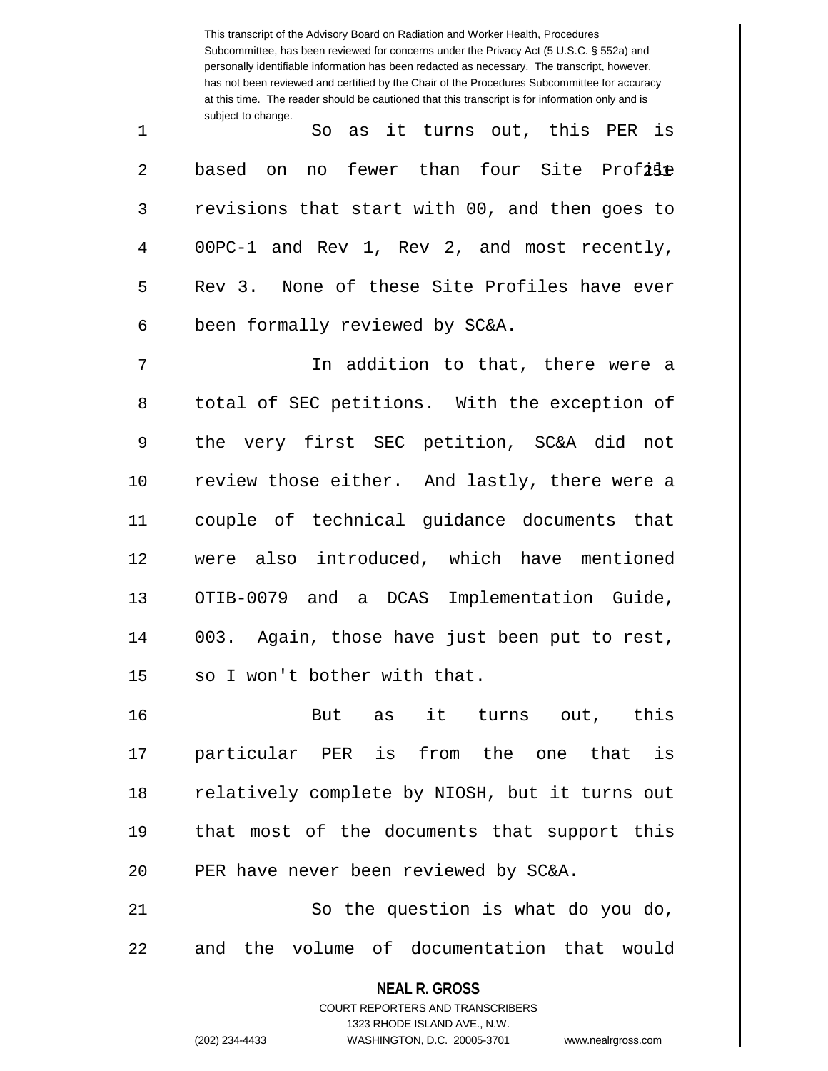This transcript of the Advisory Board on Radiation and Worker Health, Procedures Subcommittee, has been reviewed for concerns under the Privacy Act (5 U.S.C. § 552a) and personally identifiable information has been redacted as necessary. The transcript, however, has not been reviewed and certified by the Chair of the Procedures Subcommittee for accuracy at this time. The reader should be cautioned that this transcript is for information only and is subject to change.

So as it turns out, this PER is based on no fewer than four Site Profile revisions that start with 00, and then goes to 00PC-1 and Rev 1, Rev 2, and most recently, Rev 3. None of these Site Profiles have ever been formally reviewed by SC&A.

In addition to that, there were a total of SEC petitions. With the exception of the very first SEC petition, SC&A did not review those either. And lastly, there were a couple of technical guidance documents that were also introduced, which have mentioned OTIB-0079 and a DCAS Implementation Guide, 003. Again, those have just been put to rest, so I won't bother with that.

But as it turns out, this particular PER is from the one that is relatively complete by NIOSH, but it turns out that most of the documents that support this PER have never been reviewed by SC&A.

So the question is what do you do, and the volume of documentation that would

**NEAL R. GROSS**
COURT REPORTERS AND TRANSCRIBERS
1323 RHODE ISLAND AVE., N.W.
(202) 234-4433 WASHINGTON, D.C. 20005-3701 www.nealrgross.com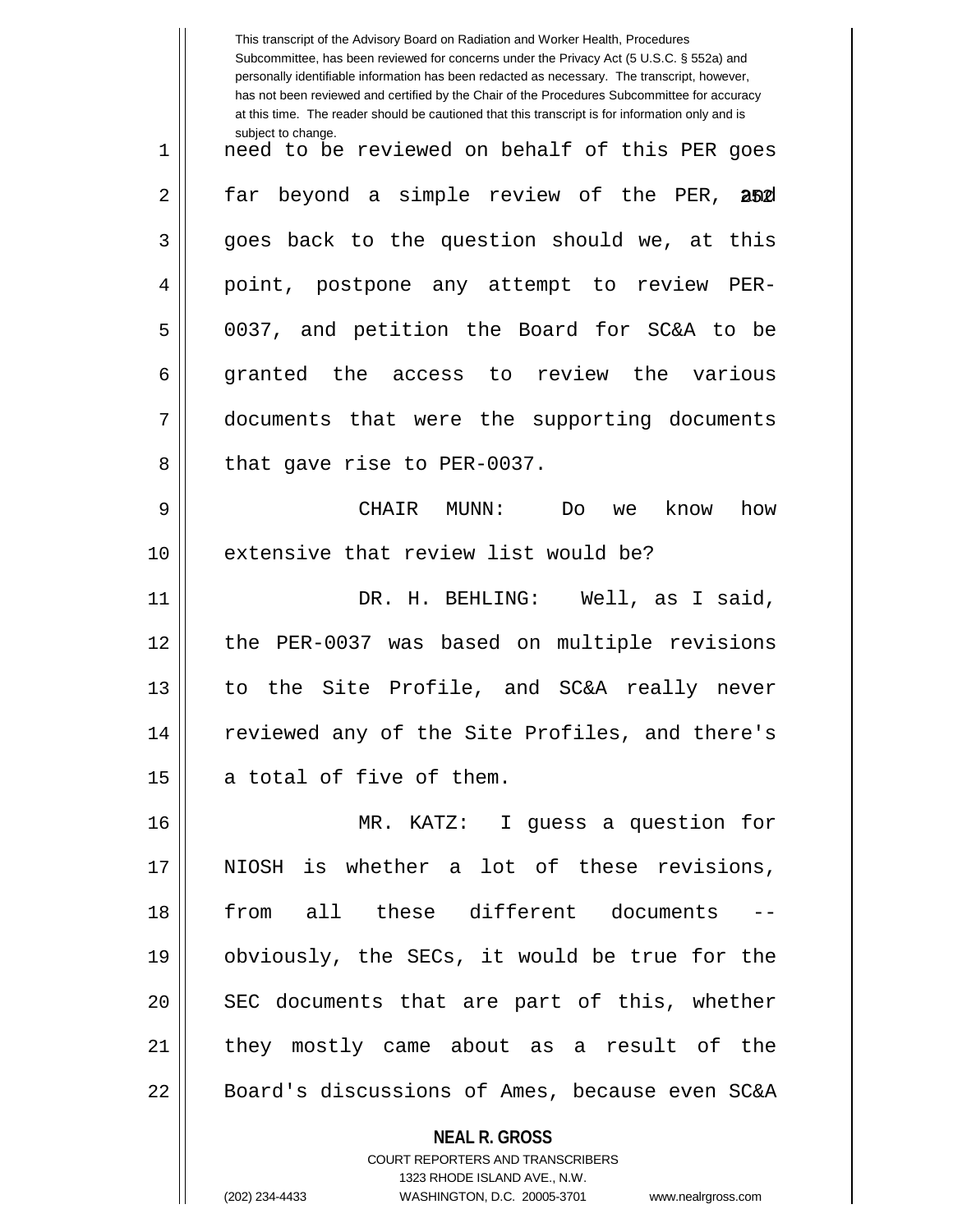need to be reviewed on behalf of this PER goes far beyond a simple review of the PER, and goes back to the question should we, at this point, postpone any attempt to review PER-0037, and petition the Board for SC&A to be granted the access to review the various documents that were the supporting documents that gave rise to PER-0037.

CHAIR MUNN: Do we know how extensive that review list would be?

DR. H. BEHLING: Well, as I said, the PER-0037 was based on multiple revisions to the Site Profile, and SC&A really never reviewed any of the Site Profiles, and there's a total of five of them.

MR. KATZ: I guess a question for NIOSH is whether a lot of these revisions, from all these different documents -- obviously, the SECs, it would be true for the SEC documents that are part of this, whether they mostly came about as a result of the Board's discussions of Ames, because even SC&A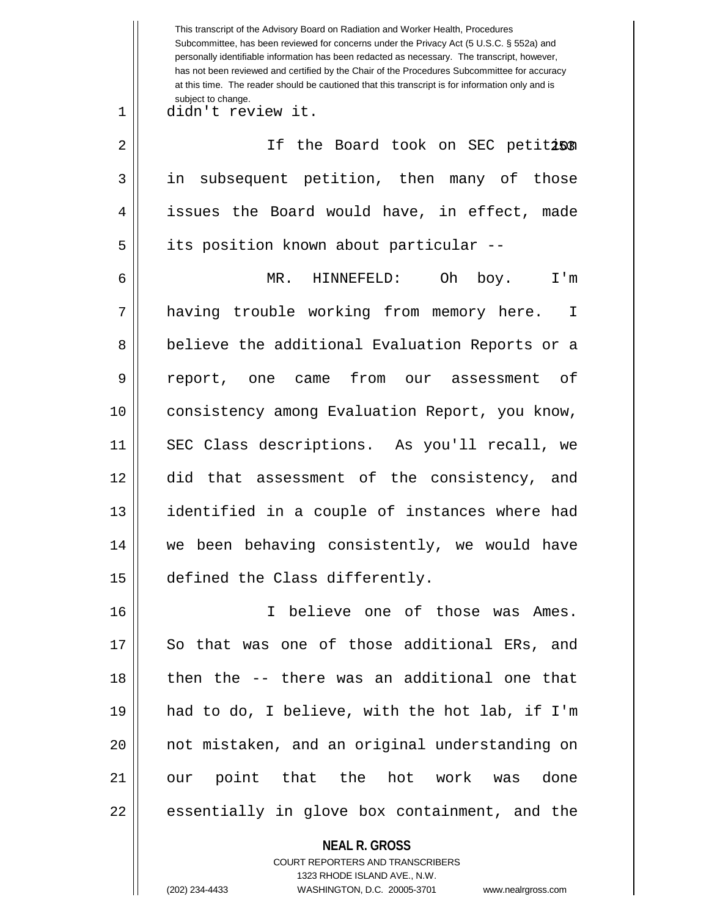didn't review it.

If the Board took on SEC petition in subsequent petition, then many of those issues the Board would have, in effect, made its position known about particular --

MR. HINNEFELD: Oh boy. I'm having trouble working from memory here. I believe the additional Evaluation Reports or a report, one came from our assessment of consistency among Evaluation Report, you know, SEC Class descriptions. As you'll recall, we did that assessment of the consistency, and identified in a couple of instances where had we been behaving consistently, we would have defined the Class differently.

I believe one of those was Ames. So that was one of those additional ERs, and then the -- there was an additional one that had to do, I believe, with the hot lab, if I'm not mistaken, and an original understanding on our point that the hot work was done essentially in glove box containment, and the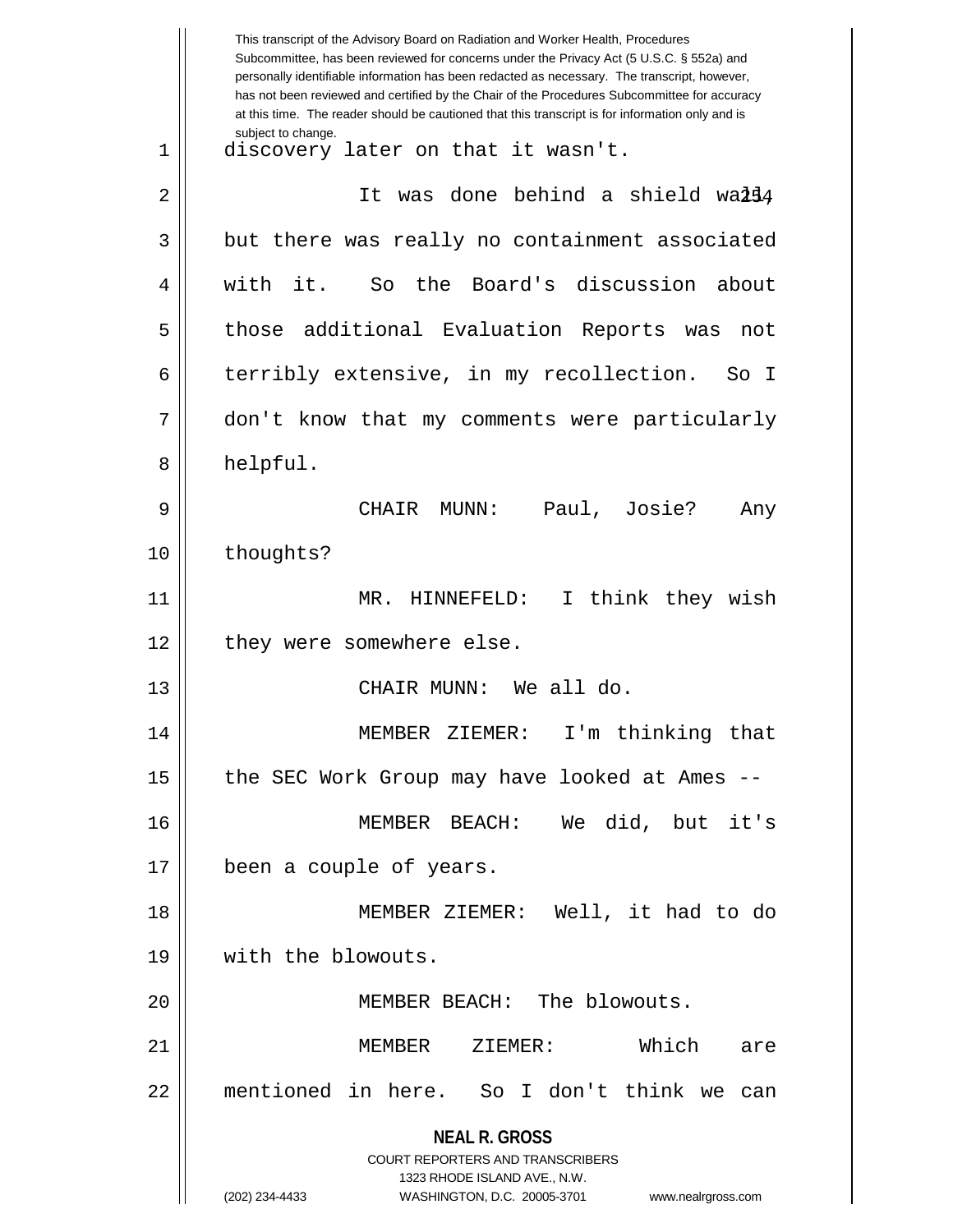discovery later on that it wasn't.

It was done behind a shield wall, but there was really no containment associated with it. So the Board's discussion about those additional Evaluation Reports was not terribly extensive, in my recollection. So I don't know that my comments were particularly helpful.

CHAIR MUNN: Paul, Josie? Any thoughts?

MR. HINNEFELD: I think they wish they were somewhere else.

CHAIR MUNN: We all do.

MEMBER ZIEMER: I'm thinking that the SEC Work Group may have looked at Ames --

MEMBER BEACH: We did, but it's been a couple of years.

MEMBER ZIEMER: Well, it had to do with the blowouts.

MEMBER BEACH: The blowouts.

MEMBER ZIEMER: Which are mentioned in here. So I don't think we can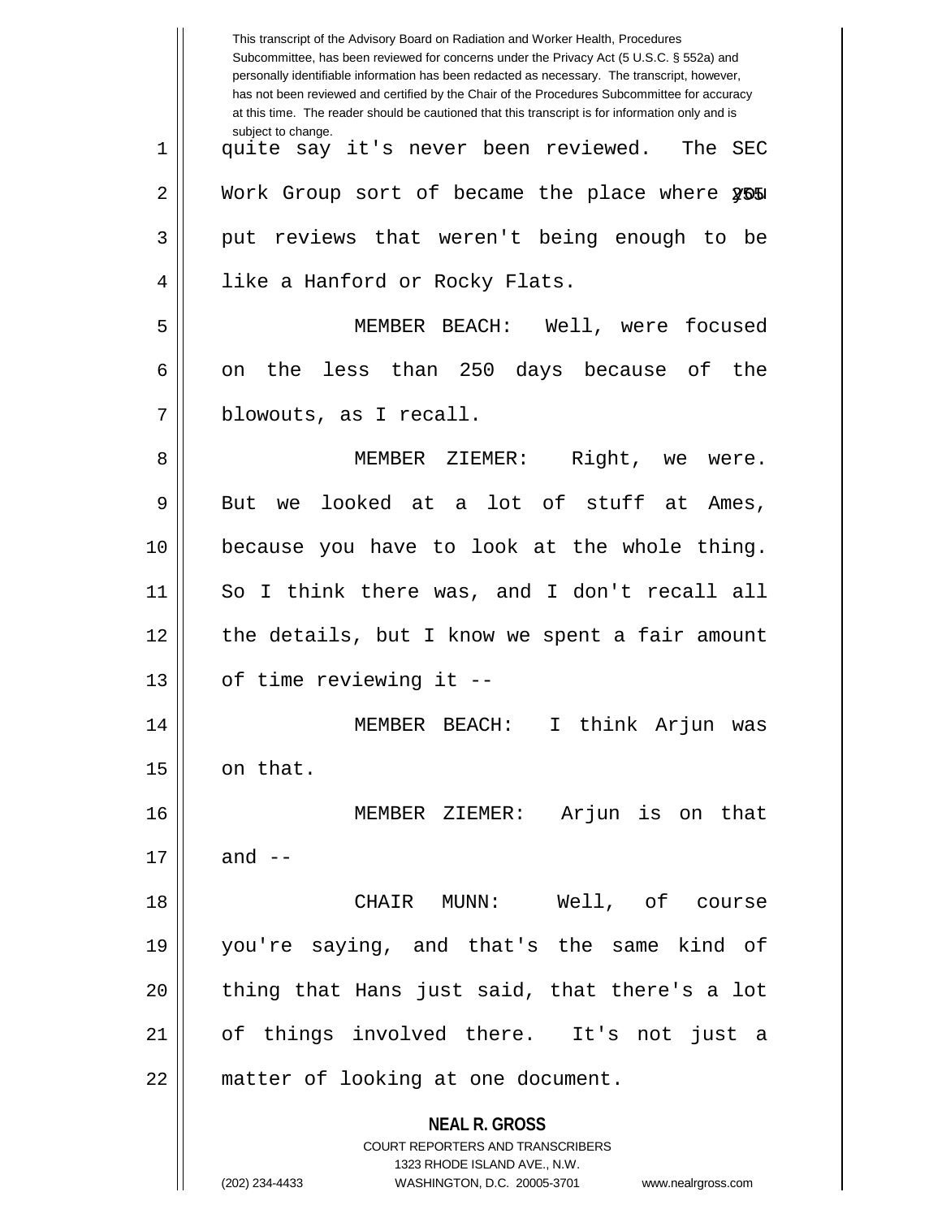quite say it's never been reviewed. The SEC Work Group sort of became the place where you put reviews that weren't being enough to be like a Hanford or Rocky Flats.

MEMBER BEACH: Well, were focused on the less than 250 days because of the blowouts, as I recall.

MEMBER ZIEMER: Right, we were. But we looked at a lot of stuff at Ames, because you have to look at the whole thing. So I think there was, and I don't recall all the details, but I know we spent a fair amount of time reviewing it --

MEMBER BEACH: I think Arjun was on that.

MEMBER ZIEMER: Arjun is on that and --

CHAIR MUNN: Well, of course you're saying, and that's the same kind of thing that Hans just said, that there's a lot of things involved there. It's not just a matter of looking at one document.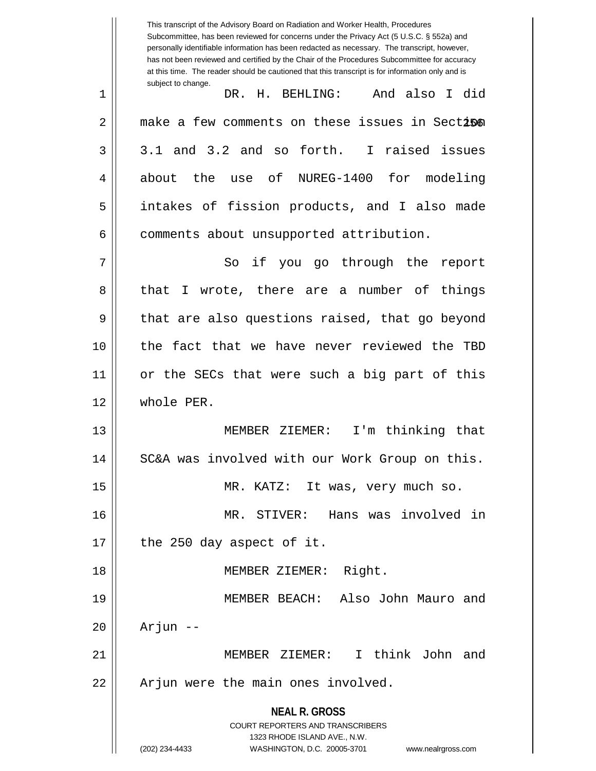DR. H. BEHLING: And also I did make a few comments on these issues in Section 3.1 and 3.2 and so forth. I raised issues about the use of NUREG-1400 for modeling intakes of fission products, and I also made comments about unsupported attribution.

So if you go through the report that I wrote, there are a number of things that are also questions raised, that go beyond the fact that we have never reviewed the TBD or the SECs that were such a big part of this whole PER.

MEMBER ZIEMER: I'm thinking that SC&A was involved with our Work Group on this.

MR. KATZ: It was, very much so.

MR. STIVER: Hans was involved in the 250 day aspect of it.

MEMBER ZIEMER: Right.

MEMBER BEACH: Also John Mauro and Arjun --

MEMBER ZIEMER: I think John and Arjun were the main ones involved.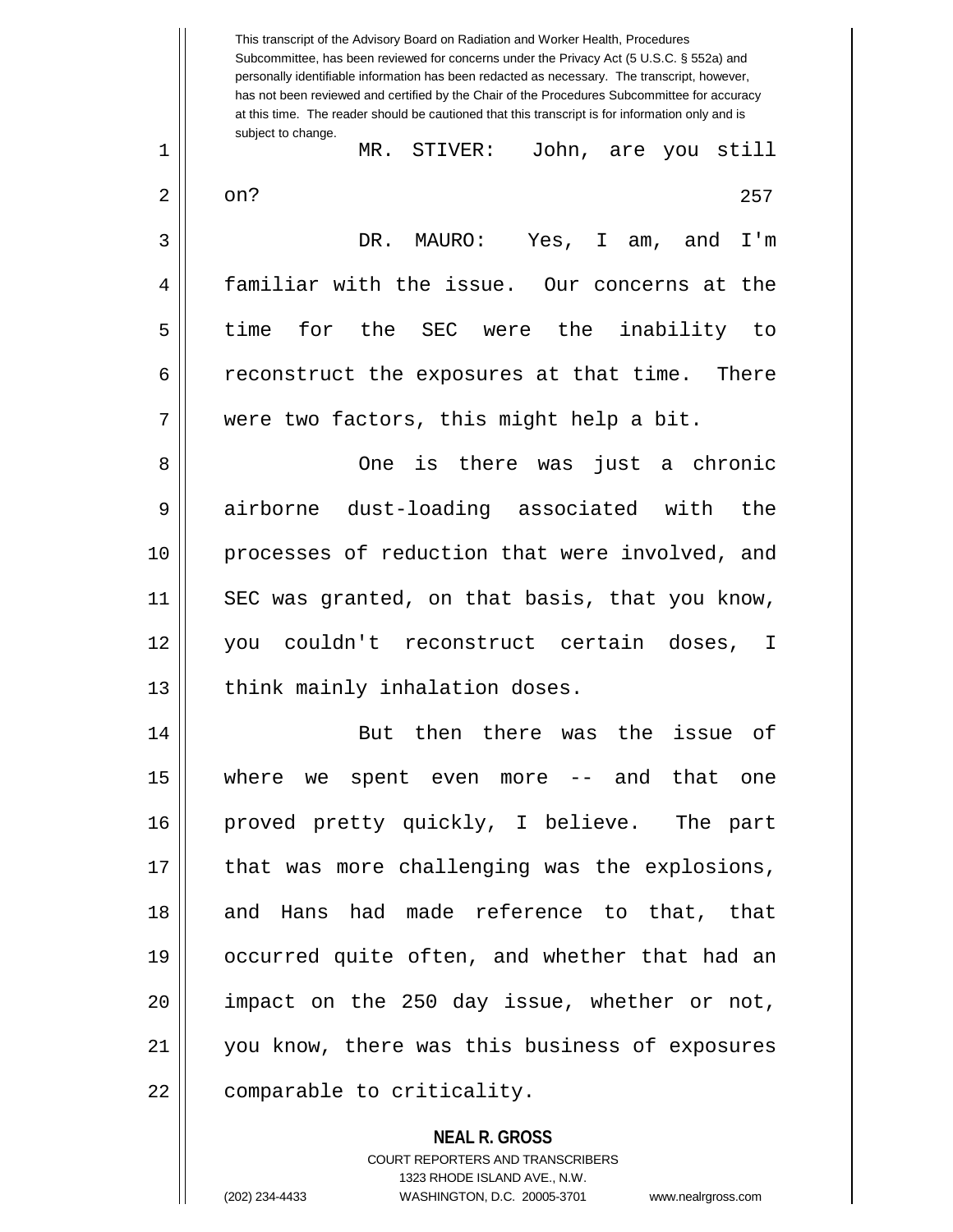MR. STIVER: John, are you still on?

DR. MAURO: Yes, I am, and I'm familiar with the issue. Our concerns at the time for the SEC were the inability to reconstruct the exposures at that time. There were two factors, this might help a bit.

One is there was just a chronic airborne dust-loading associated with the processes of reduction that were involved, and SEC was granted, on that basis, that you know, you couldn't reconstruct certain doses, I think mainly inhalation doses.

But then there was the issue of where we spent even more -- and that one proved pretty quickly, I believe. The part that was more challenging was the explosions, and Hans had made reference to that, that occurred quite often, and whether that had an impact on the 250 day issue, whether or not, you know, there was this business of exposures comparable to criticality.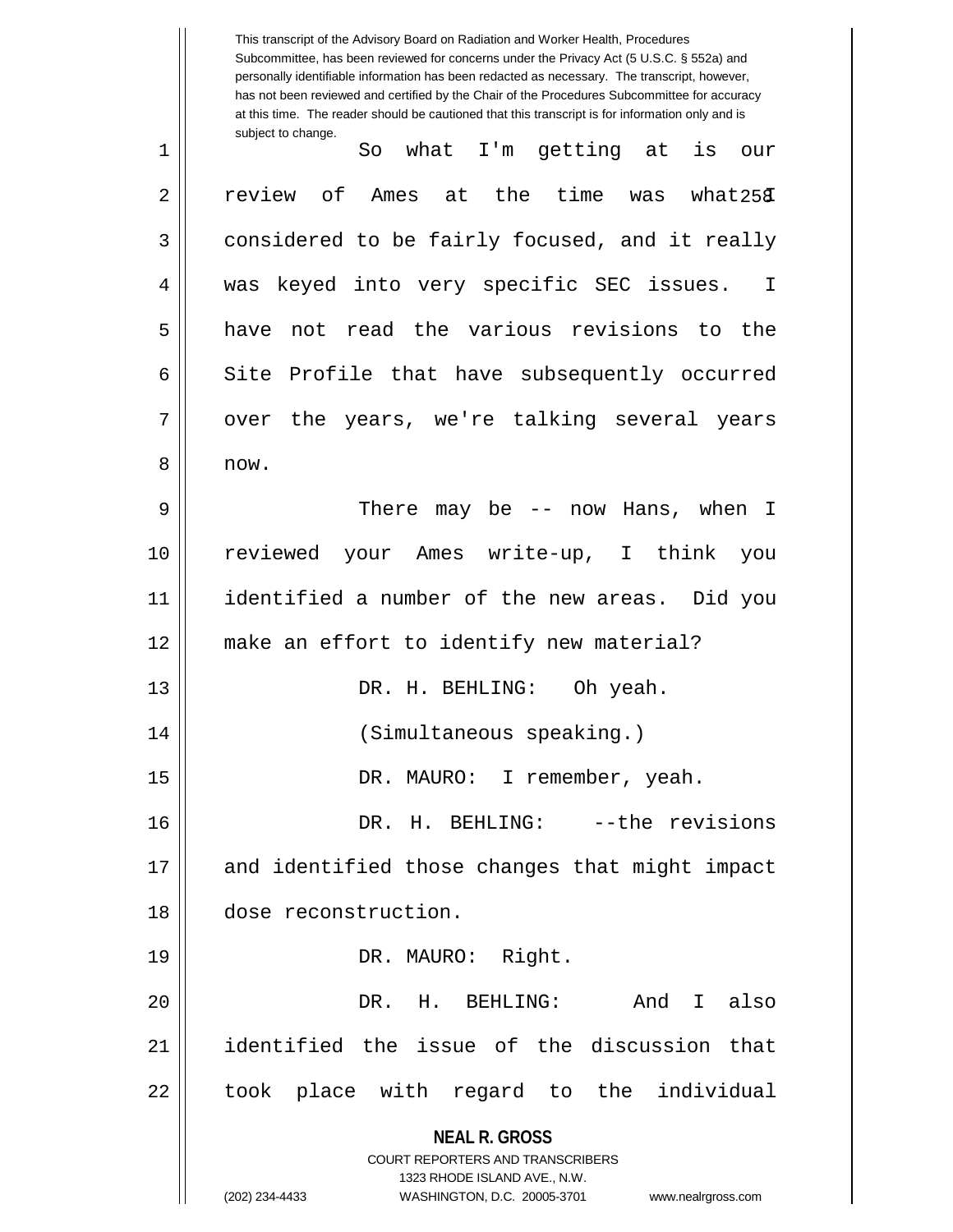This transcript of the Advisory Board on Radiation and Worker Health, Procedures Subcommittee, has been reviewed for concerns under the Privacy Act (5 U.S.C. § 552a) and personally identifiable information has been redacted as necessary. The transcript, however, has not been reviewed and certified by the Chair of the Procedures Subcommittee for accuracy at this time. The reader should be cautioned that this transcript is for information only and is subject to change.

So what I'm getting at is our review of Ames at the time was what I considered to be fairly focused, and it really was keyed into very specific SEC issues. I have not read the various revisions to the Site Profile that have subsequently occurred over the years, we're talking several years now.

There may be -- now Hans, when I reviewed your Ames write-up, I think you identified a number of the new areas. Did you make an effort to identify new material?

DR. H. BEHLING: Oh yeah.

(Simultaneous speaking.)

DR. MAURO: I remember, yeah.

DR. H. BEHLING: --the revisions and identified those changes that might impact dose reconstruction.

DR. MAURO: Right.

DR. H. BEHLING: And I also identified the issue of the discussion that took place with regard to the individual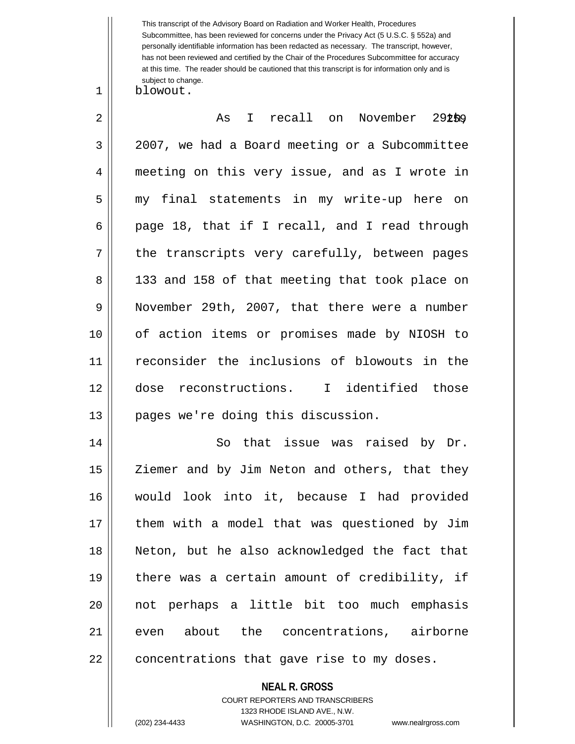blowout.

As I recall on November 29th, 2007, we had a Board meeting or a Subcommittee meeting on this very issue, and as I wrote in my final statements in my write-up here on page 18, that if I recall, and I read through the transcripts very carefully, between pages 133 and 158 of that meeting that took place on November 29th, 2007, that there were a number of action items or promises made by NIOSH to reconsider the inclusions of blowouts in the dose reconstructions. I identified those pages we're doing this discussion.

So that issue was raised by Dr. Ziemer and by Jim Neton and others, that they would look into it, because I had provided them with a model that was questioned by Jim Neton, but he also acknowledged the fact that there was a certain amount of credibility, if not perhaps a little bit too much emphasis even about the concentrations, airborne concentrations that gave rise to my doses.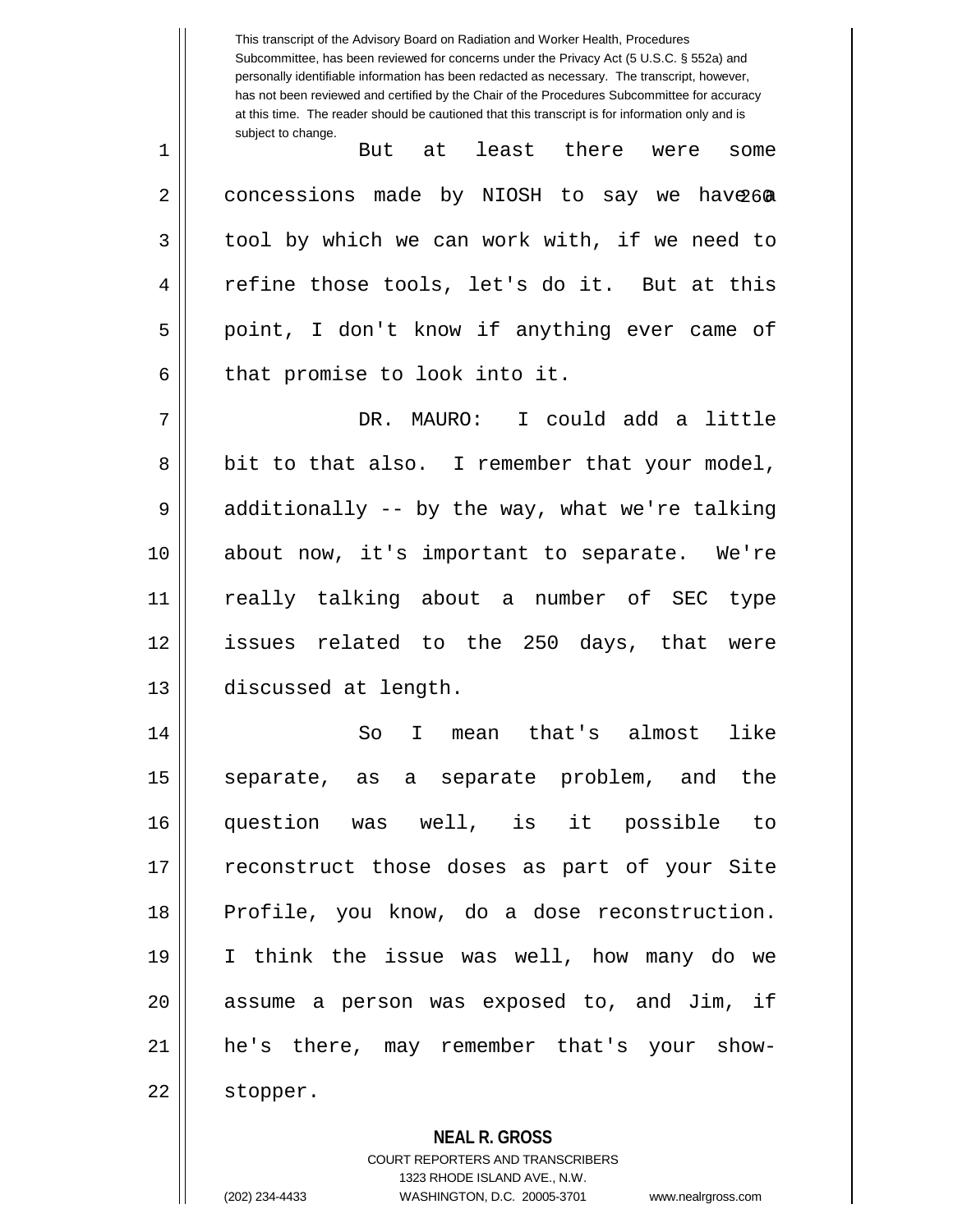But at least there were some concessions made by NIOSH to say we have a tool by which we can work with, if we need to refine those tools, let's do it. But at this point, I don't know if anything ever came of that promise to look into it.

DR. MAURO: I could add a little bit to that also. I remember that your model, additionally -- by the way, what we're talking about now, it's important to separate. We're really talking about a number of SEC type issues related to the 250 days, that were discussed at length.

So I mean that's almost like separate, as a separate problem, and the question was well, is it possible to reconstruct those doses as part of your Site Profile, you know, do a dose reconstruction. I think the issue was well, how many do we assume a person was exposed to, and Jim, if he's there, may remember that's your show-stopper.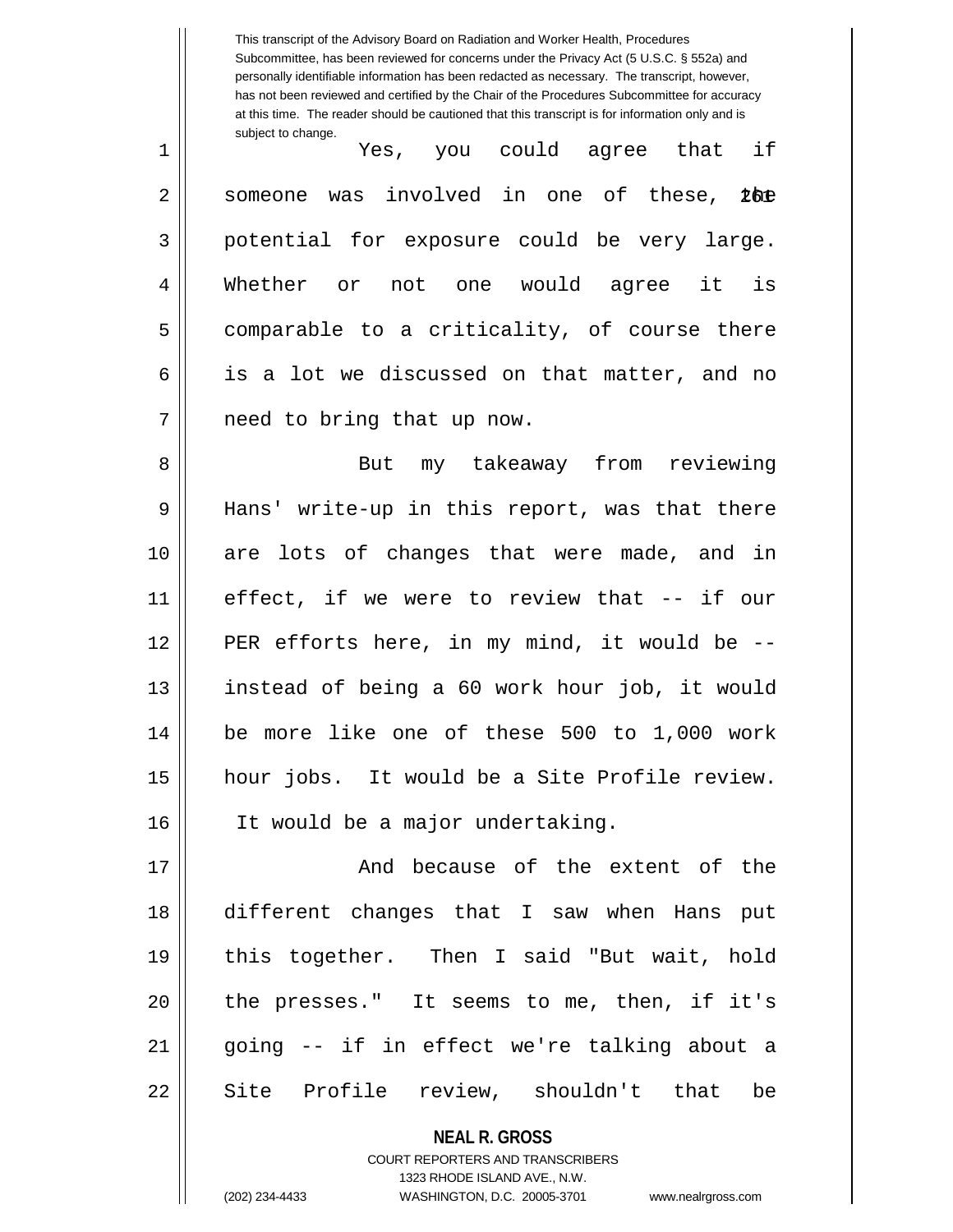Yes, you could agree that if someone was involved in one of these, the potential for exposure could be very large. Whether or not one would agree it is comparable to a criticality, of course there is a lot we discussed on that matter, and no need to bring that up now.

But my takeaway from reviewing Hans' write-up in this report, was that there are lots of changes that were made, and in effect, if we were to review that -- if our PER efforts here, in my mind, it would be -- instead of being a 60 work hour job, it would be more like one of these 500 to 1,000 work hour jobs. It would be a Site Profile review. It would be a major undertaking.

And because of the extent of the different changes that I saw when Hans put this together. Then I said "But wait, hold the presses." It seems to me, then, if it's going -- if in effect we're talking about a Site Profile review, shouldn't that be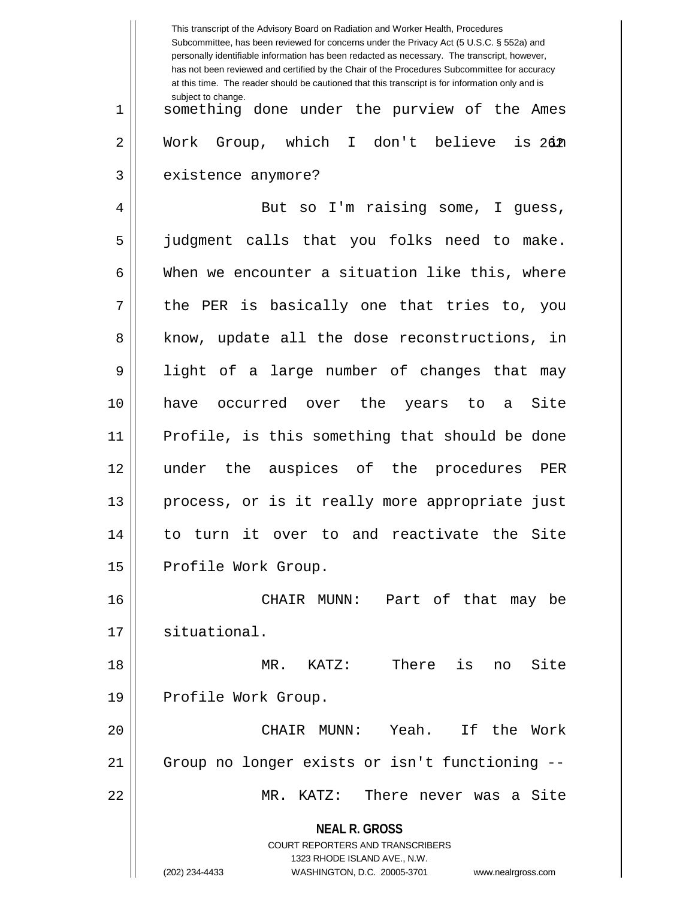something done under the purview of the Ames Work Group, which I don't believe is in existence anymore?

But so I'm raising some, I guess, judgment calls that you folks need to make. When we encounter a situation like this, where the PER is basically one that tries to, you know, update all the dose reconstructions, in light of a large number of changes that may have occurred over the years to a Site Profile, is this something that should be done under the auspices of the procedures PER process, or is it really more appropriate just to turn it over to and reactivate the Site Profile Work Group.

CHAIR MUNN: Part of that may be situational.

MR. KATZ: There is no Site Profile Work Group.

CHAIR MUNN: Yeah. If the Work Group no longer exists or isn't functioning --

MR. KATZ: There never was a Site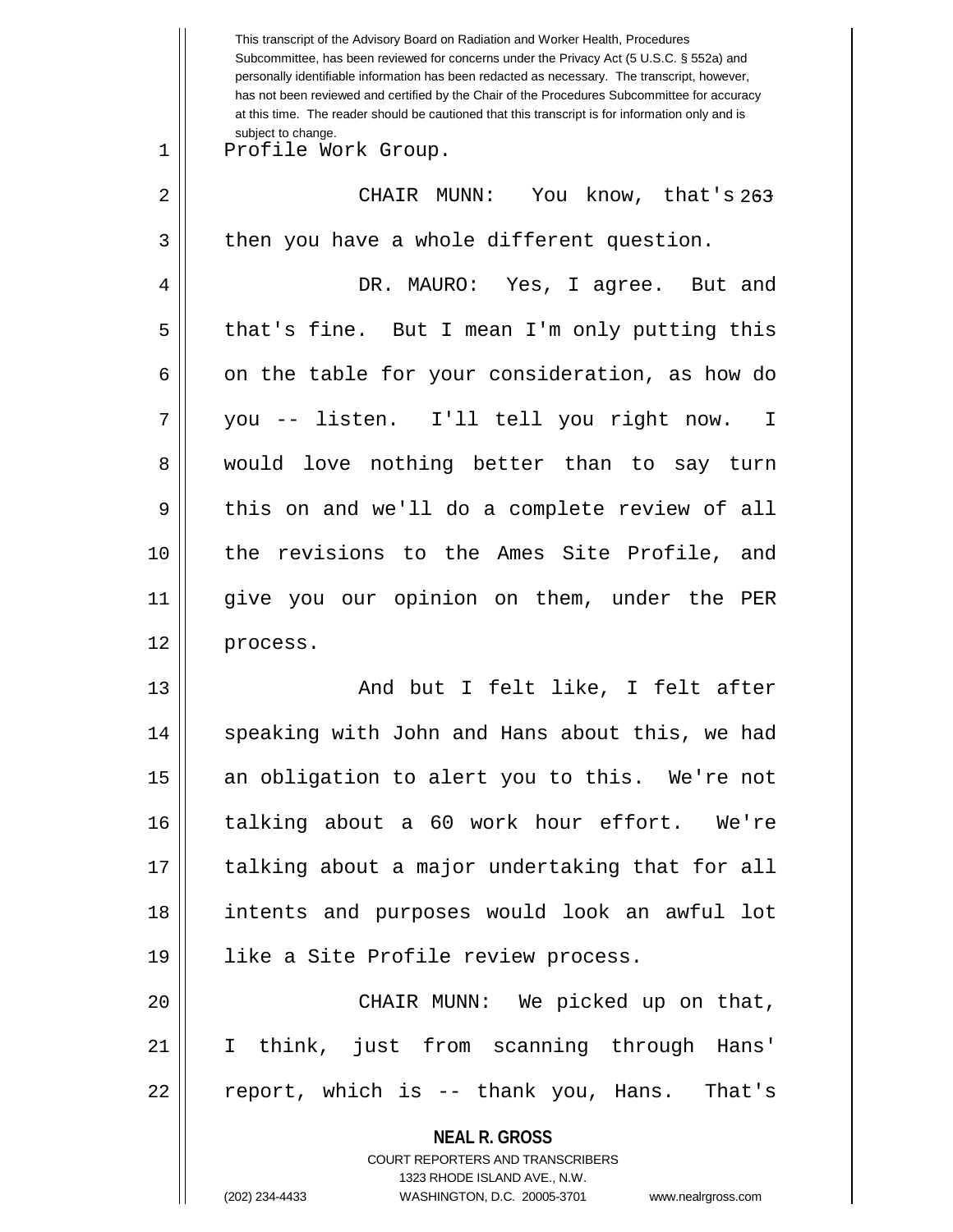Profile Work Group.

CHAIR MUNN: You know, that's -- then you have a whole different question.

DR. MAURO: Yes, I agree. But and that's fine. But I mean I'm only putting this on the table for your consideration, as how do you -- listen. I'll tell you right now. I would love nothing better than to say turn this on and we'll do a complete review of all the revisions to the Ames Site Profile, and give you our opinion on them, under the PER process.

And but I felt like, I felt after speaking with John and Hans about this, we had an obligation to alert you to this. We're not talking about a 60 work hour effort. We're talking about a major undertaking that for all intents and purposes would look an awful lot like a Site Profile review process.

CHAIR MUNN: We picked up on that, I think, just from scanning through Hans' report, which is -- thank you, Hans. That's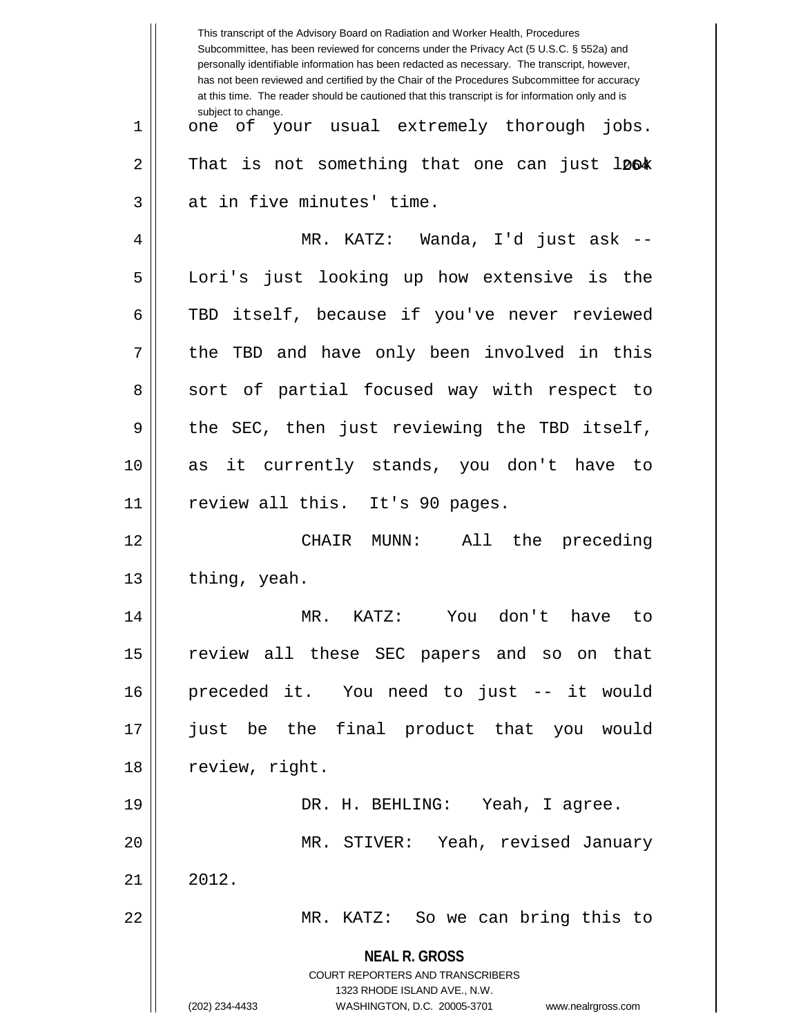one of your usual extremely thorough jobs. That is not something that one can just look at in five minutes' time.

MR. KATZ: Wanda, I'd just ask -- Lori's just looking up how extensive is the TBD itself, because if you've never reviewed the TBD and have only been involved in this sort of partial focused way with respect to the SEC, then just reviewing the TBD itself, as it currently stands, you don't have to review all this. It's 90 pages.

CHAIR MUNN: All the preceding thing, yeah.

MR. KATZ: You don't have to review all these SEC papers and so on that preceded it. You need to just -- it would just be the final product that you would review, right.

DR. H. BEHLING: Yeah, I agree.

MR. STIVER: Yeah, revised January 2012.

MR. KATZ: So we can bring this to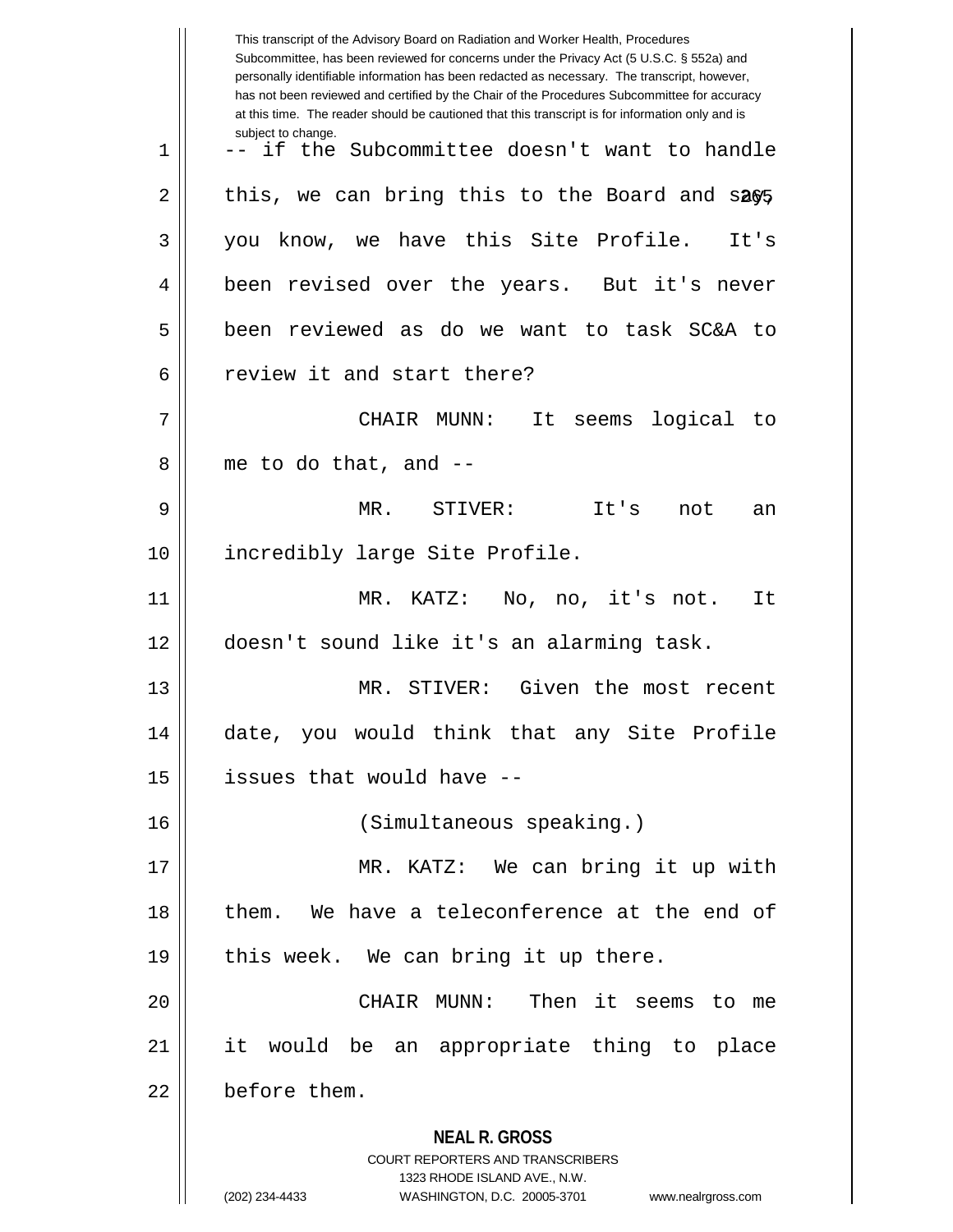This transcript of the Advisory Board on Radiation and Worker Health, Procedures Subcommittee, has been reviewed for concerns under the Privacy Act (5 U.S.C. § 552a) and personally identifiable information has been redacted as necessary. The transcript, however, has not been reviewed and certified by the Chair of the Procedures Subcommittee for accuracy at this time. The reader should be cautioned that this transcript is for information only and is subject to change.

-- if the Subcommittee doesn't want to handle this, we can bring this to the Board and say, you know, we have this Site Profile. It's been revised over the years. But it's never been reviewed as do we want to task SC&A to review it and start there?

CHAIR MUNN: It seems logical to me to do that, and --

MR. STIVER: It's not an incredibly large Site Profile.

MR. KATZ: No, no, it's not. It doesn't sound like it's an alarming task.

MR. STIVER: Given the most recent date, you would think that any Site Profile issues that would have --

(Simultaneous speaking.)

MR. KATZ: We can bring it up with them. We have a teleconference at the end of this week. We can bring it up there.

CHAIR MUNN: Then it seems to me it would be an appropriate thing to place before them.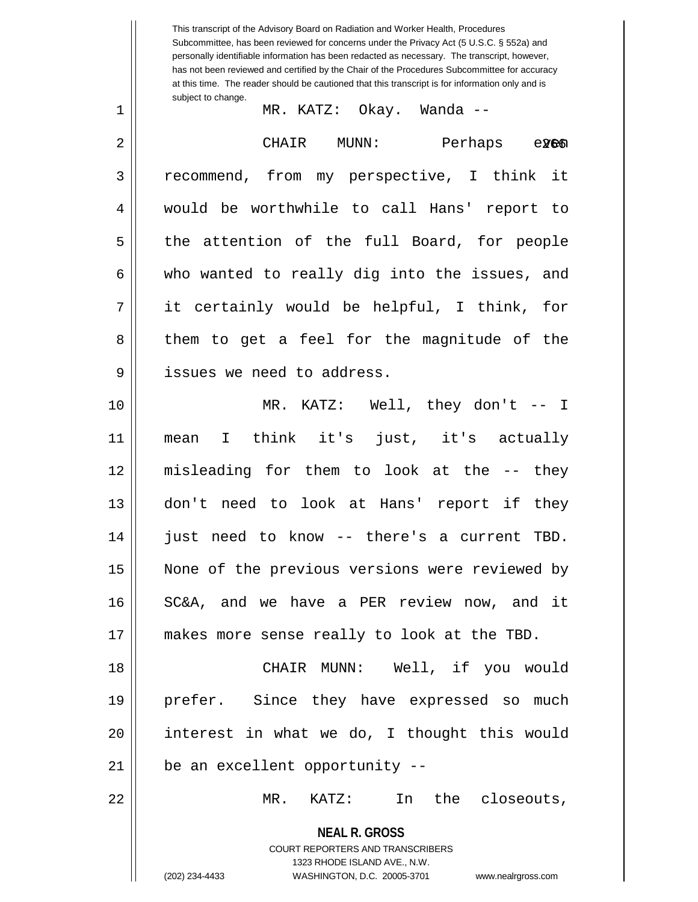MR. KATZ: Okay. Wanda --

CHAIR MUNN: Perhaps even recommend, from my perspective, I think it would be worthwhile to call Hans' report to the attention of the full Board, for people who wanted to really dig into the issues, and it certainly would be helpful, I think, for them to get a feel for the magnitude of the issues we need to address.

MR. KATZ: Well, they don't -- I mean I think it's just, it's actually misleading for them to look at the -- they don't need to look at Hans' report if they just need to know -- there's a current TBD. None of the previous versions were reviewed by SC&A, and we have a PER review now, and it makes more sense really to look at the TBD.

CHAIR MUNN: Well, if you would prefer. Since they have expressed so much interest in what we do, I thought this would be an excellent opportunity --

MR. KATZ: In the closeouts,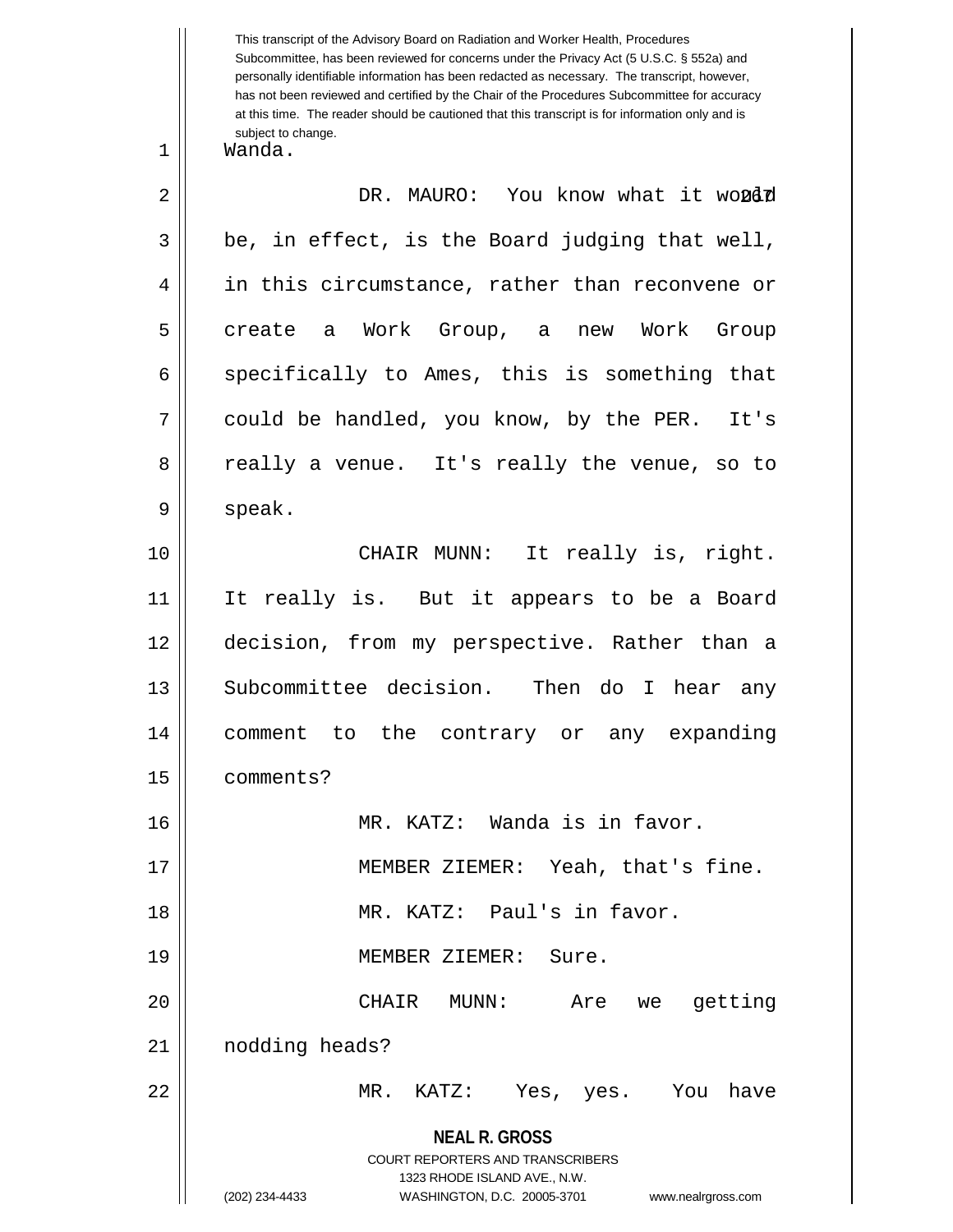Wanda.

DR. MAURO: You know what it would be, in effect, is the Board judging that well, in this circumstance, rather than reconvene or create a Work Group, a new Work Group specifically to Ames, this is something that could be handled, you know, by the PER. It's really a venue. It's really the venue, so to speak.

CHAIR MUNN: It really is, right. It really is. But it appears to be a Board decision, from my perspective. Rather than a Subcommittee decision. Then do I hear any comment to the contrary or any expanding comments?

MR. KATZ: Wanda is in favor.

MEMBER ZIEMER: Yeah, that's fine.

MR. KATZ: Paul's in favor.

MEMBER ZIEMER: Sure.

CHAIR MUNN: Are we getting nodding heads?

MR. KATZ: Yes, yes. You have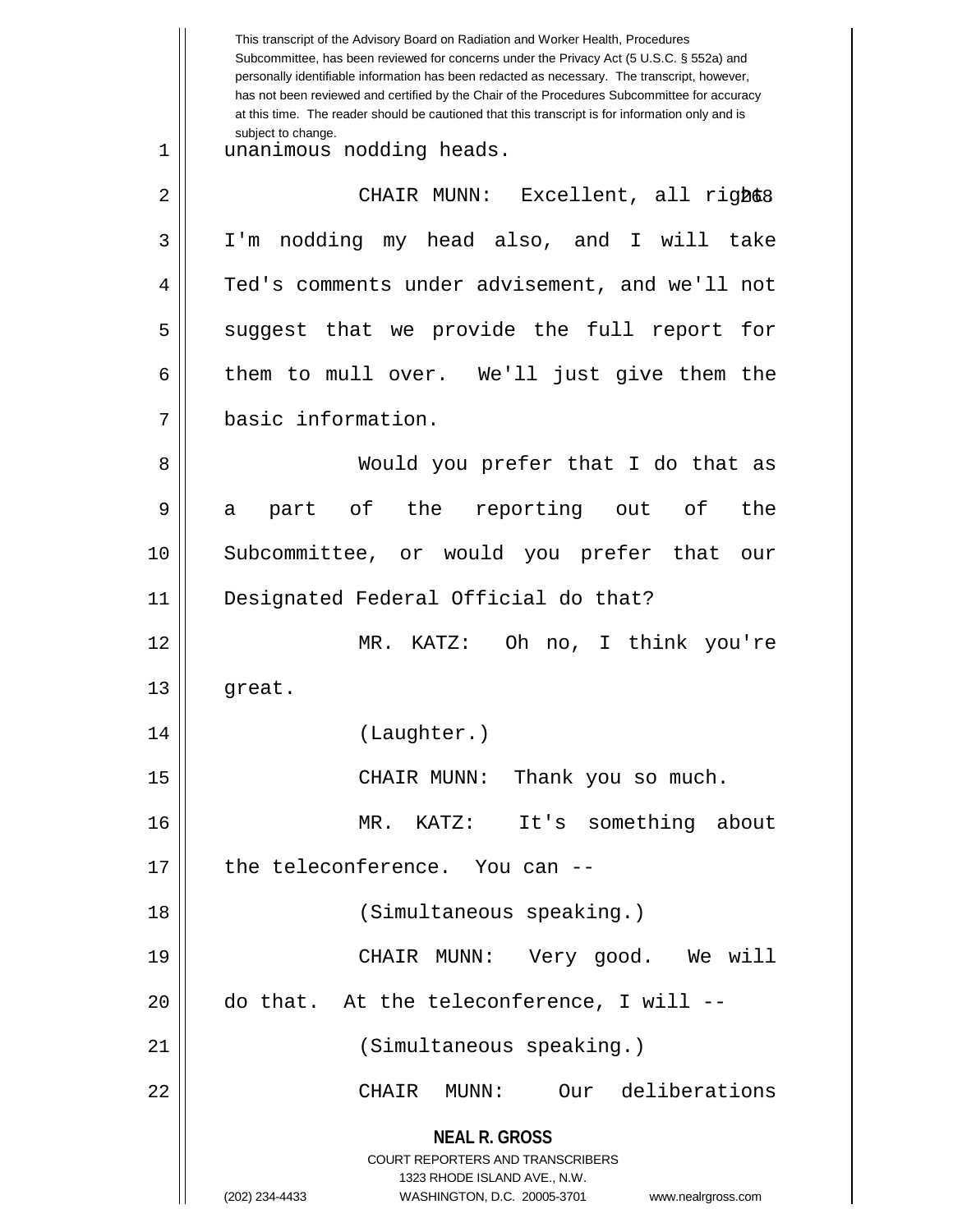unanimous nodding heads.

CHAIR MUNN: Excellent, all right. I'm nodding my head also, and I will take Ted's comments under advisement, and we'll not suggest that we provide the full report for them to mull over. We'll just give them the basic information.

Would you prefer that I do that as a part of the reporting out of the Subcommittee, or would you prefer that our Designated Federal Official do that?

MR. KATZ: Oh no, I think you're great.

(Laughter.)

CHAIR MUNN: Thank you so much.

MR. KATZ: It's something about the teleconference. You can --

(Simultaneous speaking.)

CHAIR MUNN: Very good. We will do that. At the teleconference, I will --

(Simultaneous speaking.)

CHAIR MUNN: Our deliberations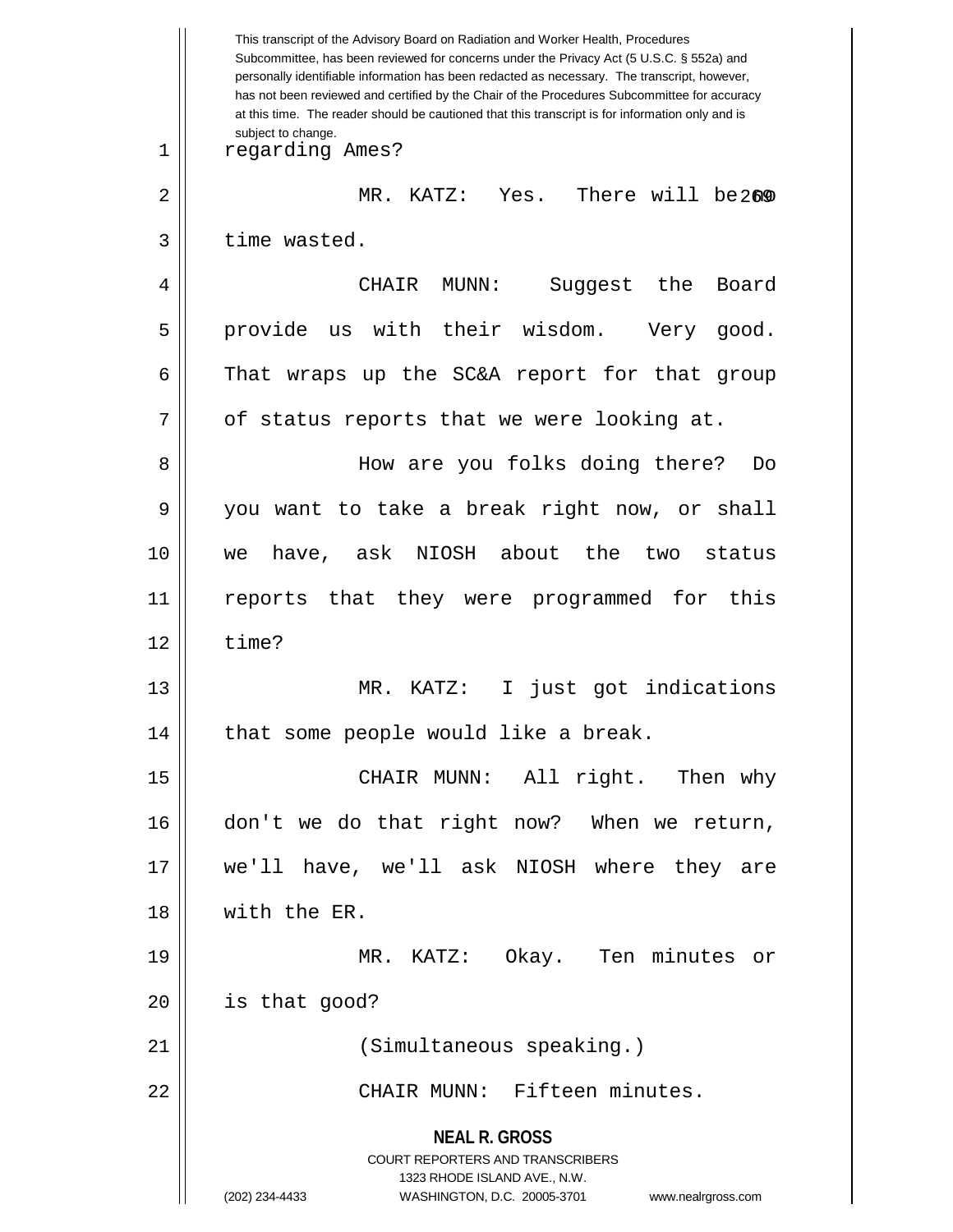regarding Ames?

MR. KATZ: Yes. There will be no time wasted.

CHAIR MUNN: Suggest the Board provide us with their wisdom. Very good. That wraps up the SC&A report for that group of status reports that we were looking at.

How are you folks doing there? Do you want to take a break right now, or shall we have, ask NIOSH about the two status reports that they were programmed for this time?

MR. KATZ: I just got indications that some people would like a break.

CHAIR MUNN: All right. Then why don't we do that right now? When we return, we'll have, we'll ask NIOSH where they are with the ER.

MR. KATZ: Okay. Ten minutes or is that good?

(Simultaneous speaking.)

CHAIR MUNN: Fifteen minutes.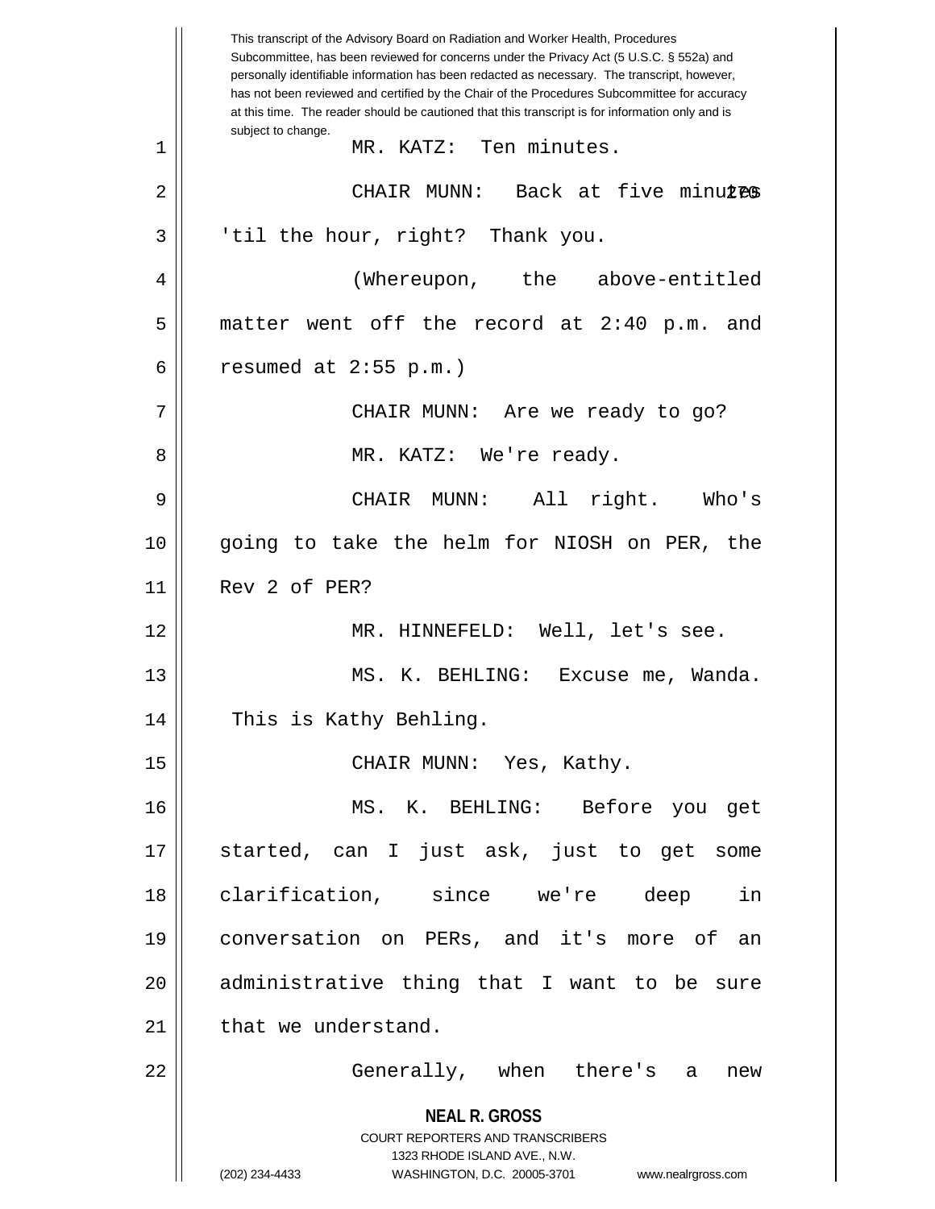This transcript of the Advisory Board on Radiation and Worker Health, Procedures Subcommittee, has been reviewed for concerns under the Privacy Act (5 U.S.C. § 552a) and personally identifiable information has been redacted as necessary. The transcript, however, has not been reviewed and certified by the Chair of the Procedures Subcommittee for accuracy at this time. The reader should be cautioned that this transcript is for information only and is subject to change.

MR. KATZ: Ten minutes.

CHAIR MUNN: Back at five minutes 'til the hour, right? Thank you.

(Whereupon, the above-entitled matter went off the record at 2:40 p.m. and resumed at 2:55 p.m.)

CHAIR MUNN: Are we ready to go?

MR. KATZ: We're ready.

CHAIR MUNN: All right. Who's going to take the helm for NIOSH on PER, the Rev 2 of PER?

MR. HINNEFELD: Well, let's see.

MS. K. BEHLING: Excuse me, Wanda. This is Kathy Behling.

CHAIR MUNN: Yes, Kathy.

MS. K. BEHLING: Before you get started, can I just ask, just to get some clarification, since we're deep in conversation on PERs, and it's more of an administrative thing that I want to be sure that we understand.

Generally, when there's a new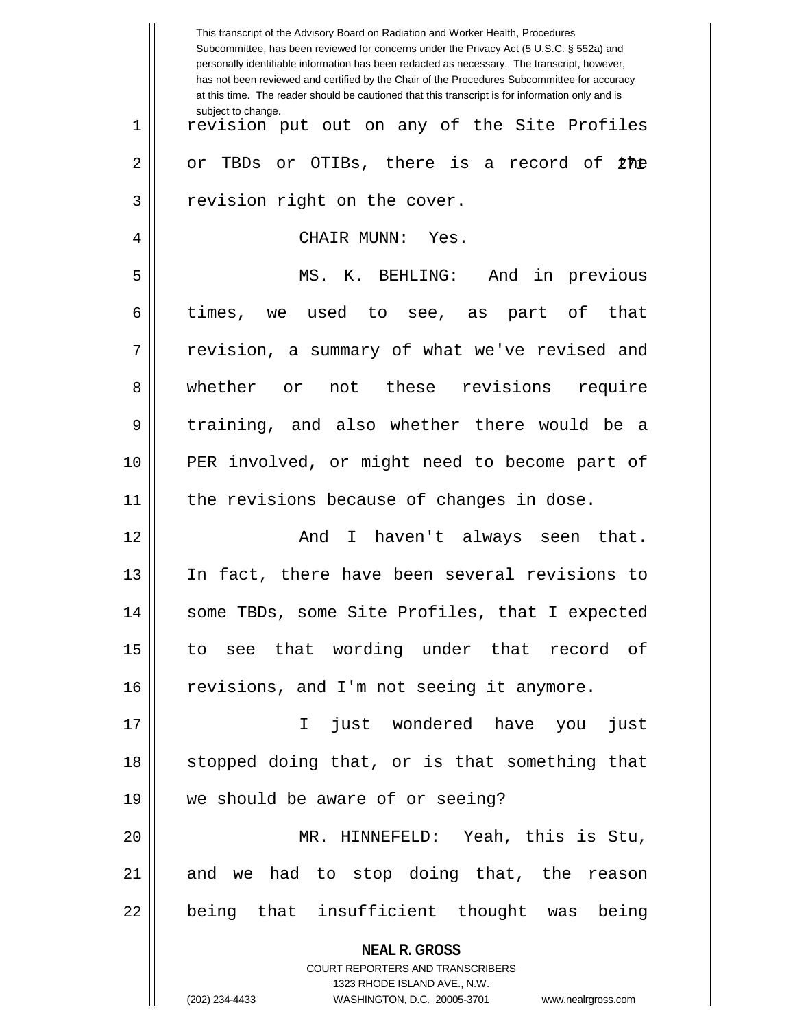revision put out on any of the Site Profiles or TBDs or OTIBs, there is a record of the revision right on the cover.

CHAIR MUNN: Yes.

MS. K. BEHLING: And in previous times, we used to see, as part of that revision, a summary of what we've revised and whether or not these revisions require training, and also whether there would be a PER involved, or might need to become part of the revisions because of changes in dose.

And I haven't always seen that. In fact, there have been several revisions to some TBDs, some Site Profiles, that I expected to see that wording under that record of revisions, and I'm not seeing it anymore.

I just wondered have you just stopped doing that, or is that something that we should be aware of or seeing?

MR. HINNEFELD: Yeah, this is Stu, and we had to stop doing that, the reason being that insufficient thought was being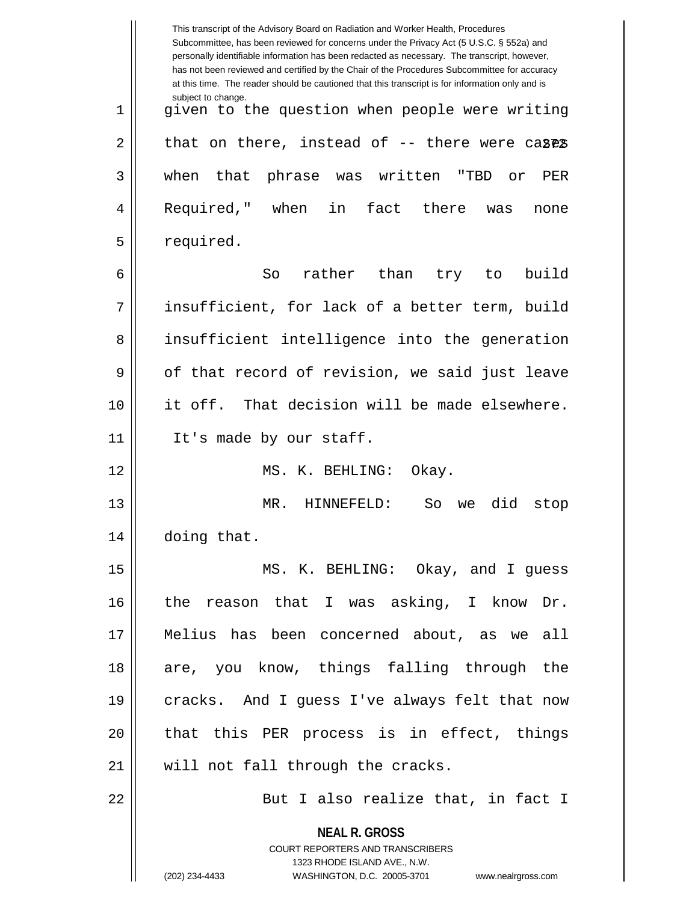given to the question when people were writing that on there, instead of -- there were cases when that phrase was written "TBD or PER Required," when in fact there was none required.

So rather than try to build insufficient, for lack of a better term, build insufficient intelligence into the generation of that record of revision, we said just leave it off. That decision will be made elsewhere. It's made by our staff.

MS. K. BEHLING: Okay.

MR. HINNEFELD: So we did stop doing that.

MS. K. BEHLING: Okay, and I guess the reason that I was asking, I know Dr. Melius has been concerned about, as we all are, you know, things falling through the cracks. And I guess I've always felt that now that this PER process is in effect, things will not fall through the cracks.

But I also realize that, in fact I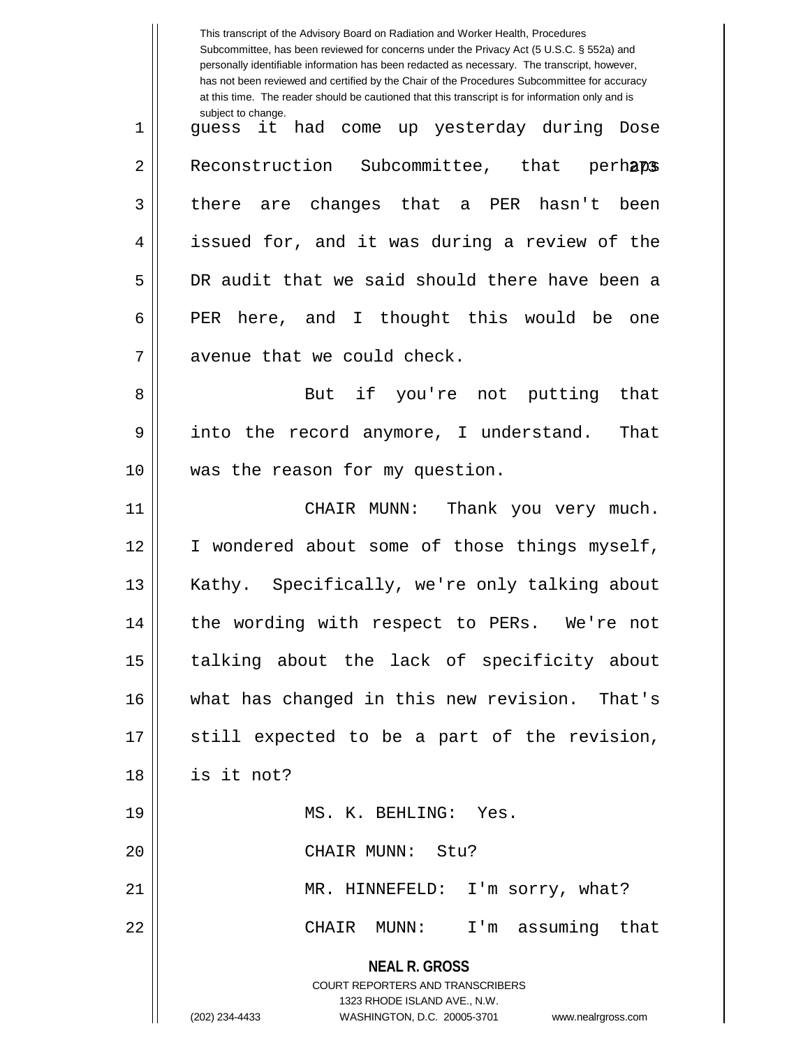guess it had come up yesterday during Dose Reconstruction Subcommittee, that perhaps there are changes that a PER hasn't been issued for, and it was during a review of the DR audit that we said should there have been a PER here, and I thought this would be one avenue that we could check.

But if you're not putting that into the record anymore, I understand. That was the reason for my question.

CHAIR MUNN: Thank you very much. I wondered about some of those things myself, Kathy. Specifically, we're only talking about the wording with respect to PERs. We're not talking about the lack of specificity about what has changed in this new revision. That's still expected to be a part of the revision, is it not?

MS. K. BEHLING: Yes.

CHAIR MUNN: Stu?

MR. HINNEFELD: I'm sorry, what?

CHAIR MUNN: I'm assuming that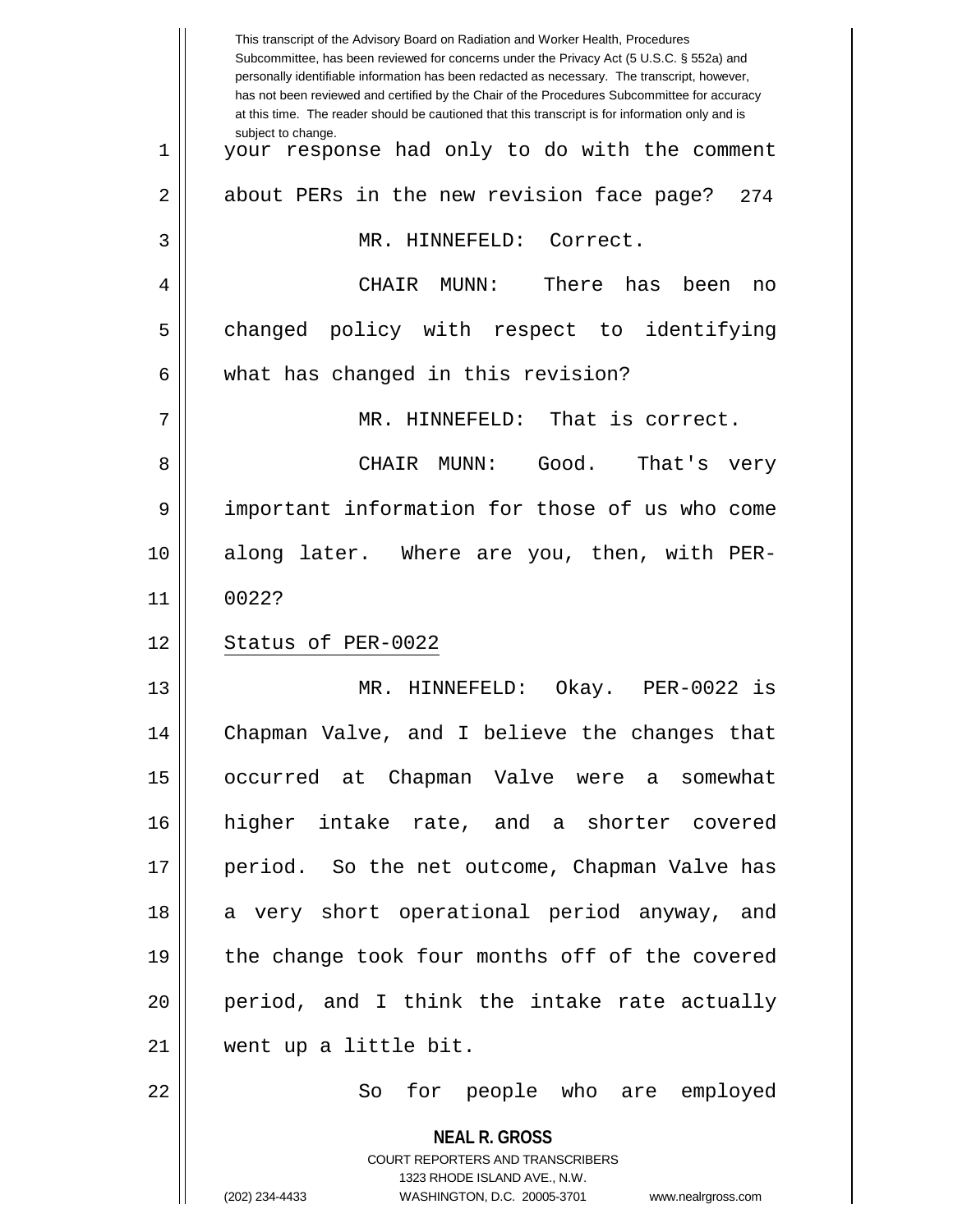your response had only to do with the comment about PERs in the new revision face page?

MR. HINNEFELD: Correct.

CHAIR MUNN: There has been no changed policy with respect to identifying what has changed in this revision?

MR. HINNEFELD: That is correct.

CHAIR MUNN: Good. That's very important information for those of us who come along later. Where are you, then, with PER-0022?

Status of PER-0022

MR. HINNEFELD: Okay. PER-0022 is Chapman Valve, and I believe the changes that occurred at Chapman Valve were a somewhat higher intake rate, and a shorter covered period. So the net outcome, Chapman Valve has a very short operational period anyway, and the change took four months off of the covered period, and I think the intake rate actually went up a little bit.

So for people who are employed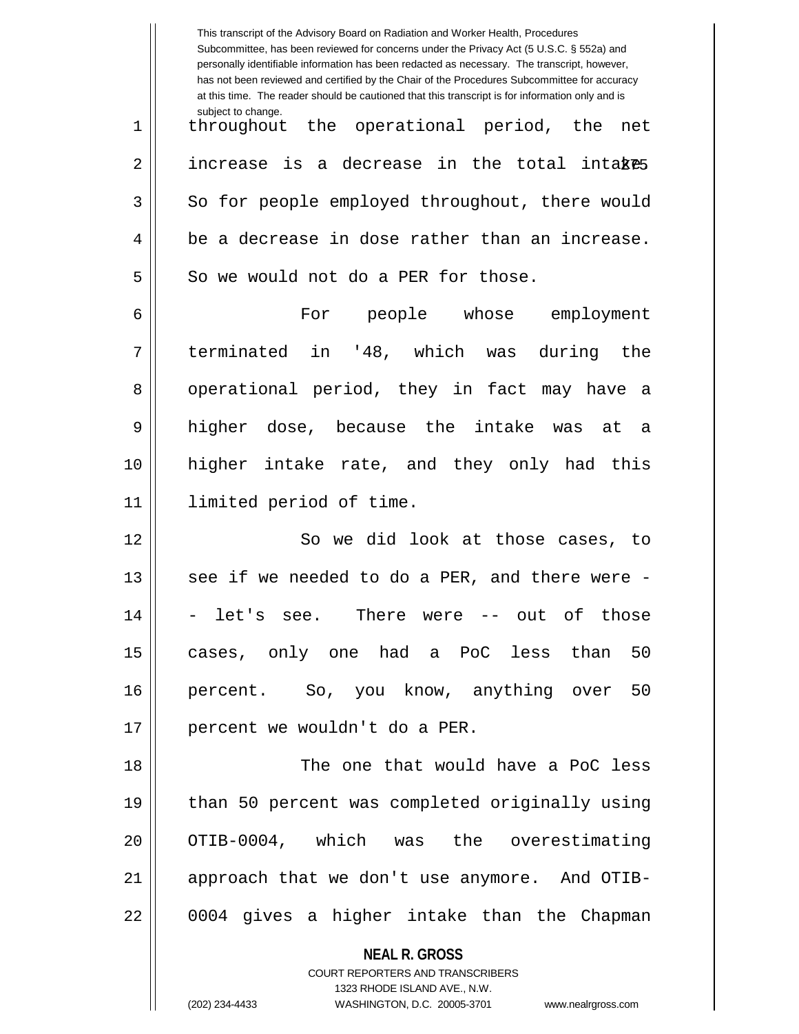throughout the operational period, the net increase is a decrease in the total intake. So for people employed throughout, there would be a decrease in dose rather than an increase. So we would not do a PER for those.

For people whose employment terminated in '48, which was during the operational period, they in fact may have a higher dose, because the intake was at a higher intake rate, and they only had this limited period of time.

So we did look at those cases, to see if we needed to do a PER, and there were -- let's see. There were -- out of those cases, only one had a PoC less than 50 percent. So, you know, anything over 50 percent we wouldn't do a PER.

The one that would have a PoC less than 50 percent was completed originally using OTIB-0004, which was the overestimating approach that we don't use anymore. And OTIB-0004 gives a higher intake than the Chapman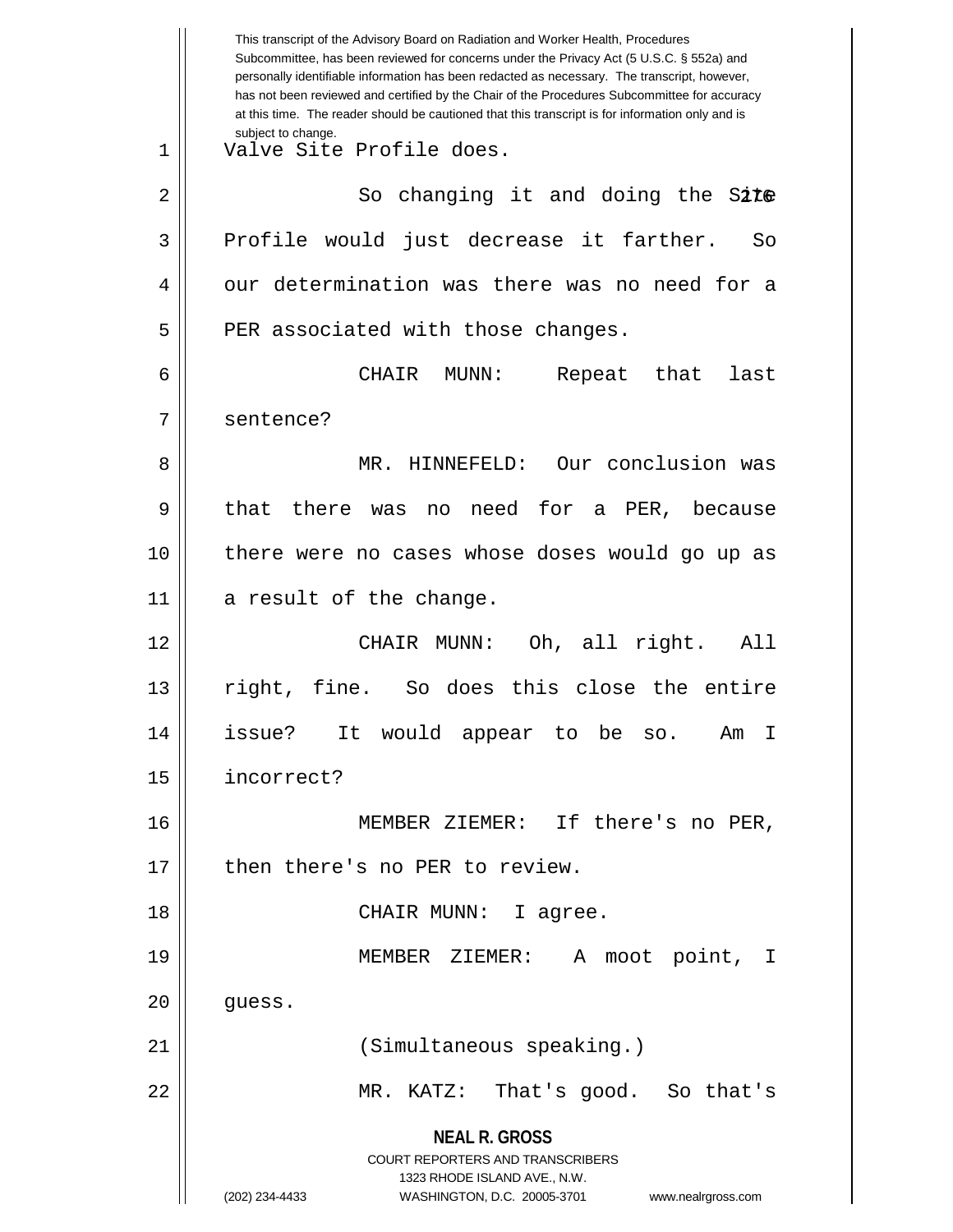This transcript of the Advisory Board on Radiation and Worker Health, Procedures Subcommittee, has been reviewed for concerns under the Privacy Act (5 U.S.C. § 552a) and personally identifiable information has been redacted as necessary. The transcript, however, has not been reviewed and certified by the Chair of the Procedures Subcommittee for accuracy at this time. The reader should be cautioned that this transcript is for information only and is subject to change.

Valve Site Profile does.

So changing it and doing the Site Profile would just decrease it farther. So our determination was there was no need for a PER associated with those changes.

CHAIR MUNN: Repeat that last sentence?

MR. HINNEFELD: Our conclusion was that there was no need for a PER, because there were no cases whose doses would go up as a result of the change.

CHAIR MUNN: Oh, all right. All right, fine. So does this close the entire issue? It would appear to be so. Am I incorrect?

MEMBER ZIEMER: If there's no PER, then there's no PER to review.

CHAIR MUNN: I agree.

MEMBER ZIEMER: A moot point, I guess.

(Simultaneous speaking.)

MR. KATZ: That's good. So that's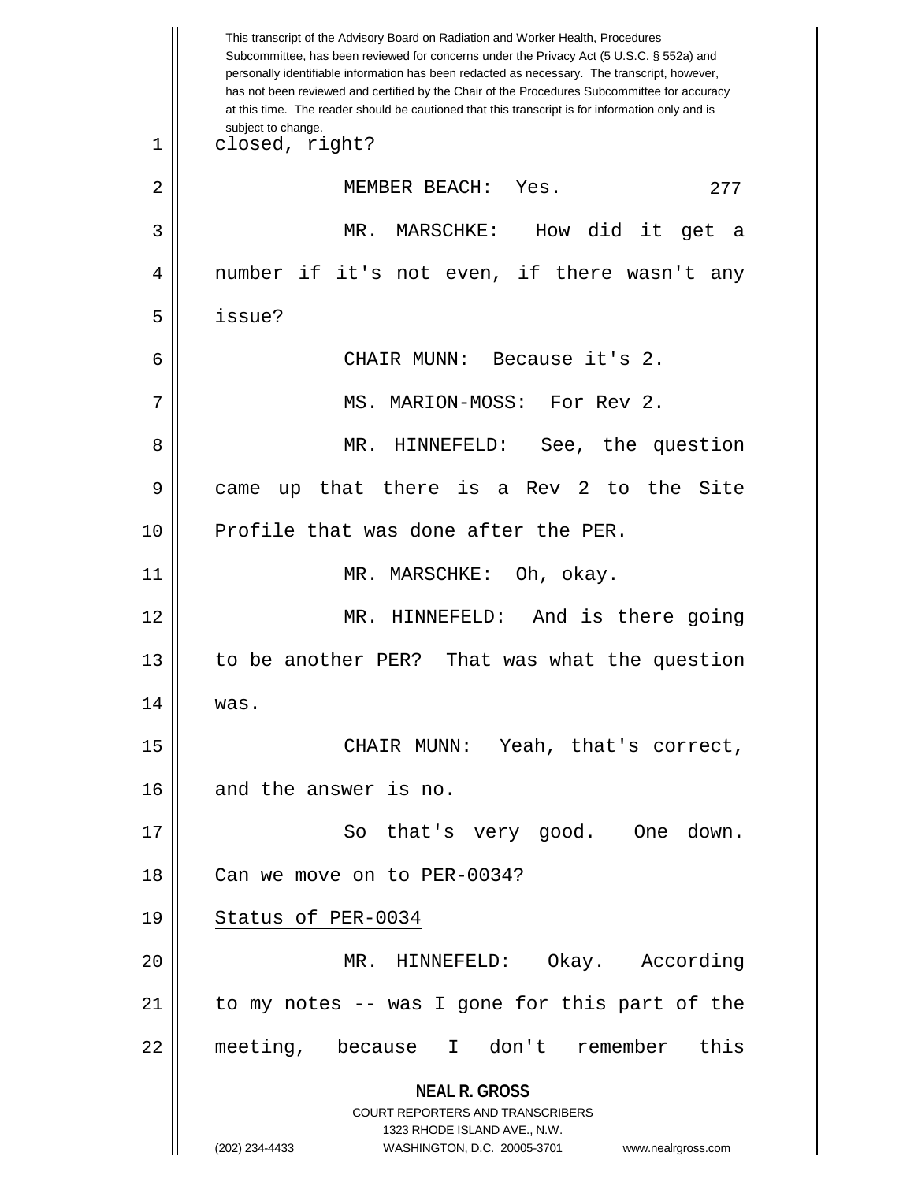closed, right?

MEMBER BEACH: Yes.

MR. MARSCHKE: How did it get a number if it's not even, if there wasn't any issue?

CHAIR MUNN: Because it's 2.

MS. MARION-MOSS: For Rev 2.

MR. HINNEFELD: See, the question came up that there is a Rev 2 to the Site Profile that was done after the PER.

MR. MARSCHKE: Oh, okay.

MR. HINNEFELD: And is there going to be another PER? That was what the question was.

CHAIR MUNN: Yeah, that's correct, and the answer is no.

So that's very good. One down. Can we move on to PER-0034?

Status of PER-0034

MR. HINNEFELD: Okay. According to my notes -- was I gone for this part of the meeting, because I don't remember this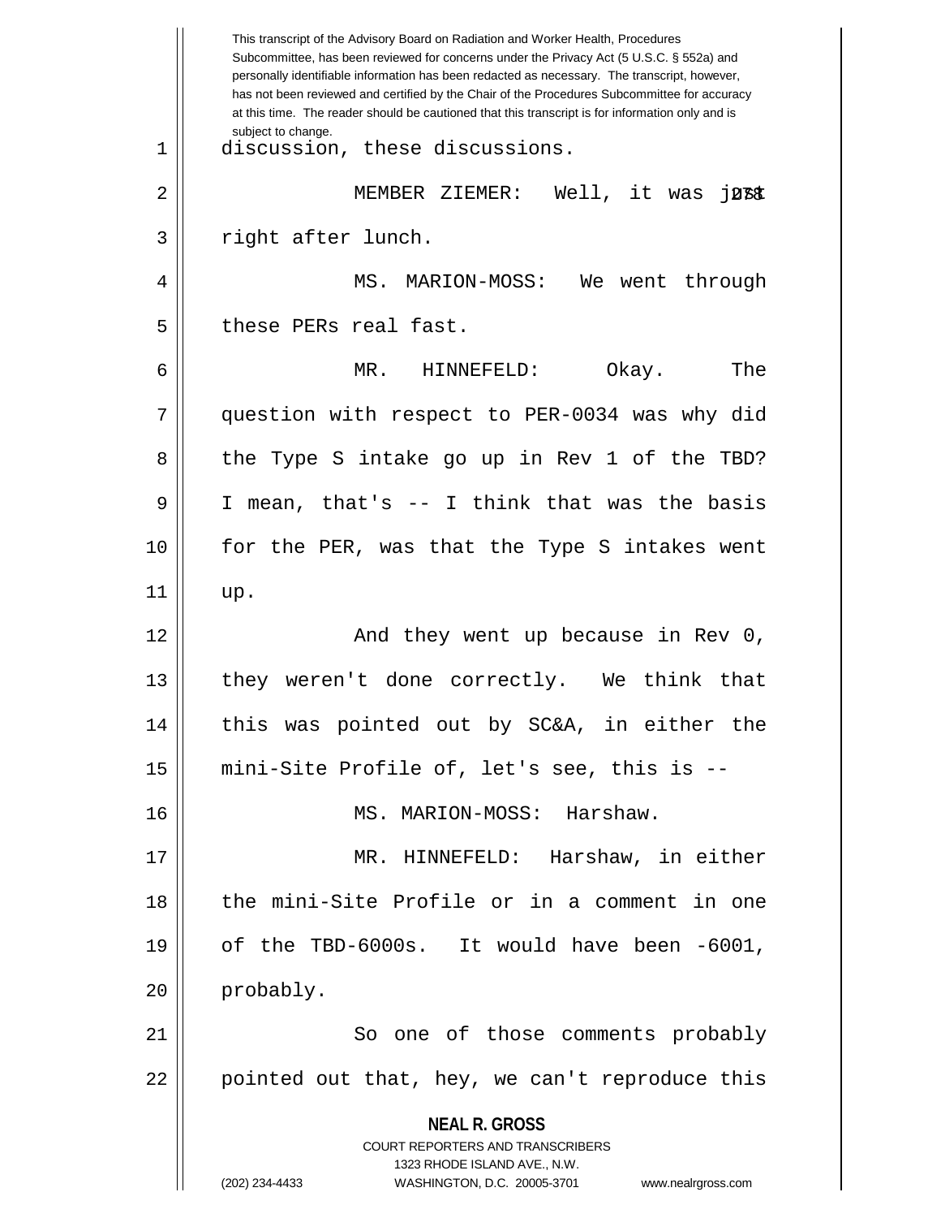This transcript of the Advisory Board on Radiation and Worker Health, Procedures Subcommittee, has been reviewed for concerns under the Privacy Act (5 U.S.C. § 552a) and personally identifiable information has been redacted as necessary. The transcript, however, has not been reviewed and certified by the Chair of the Procedures Subcommittee for accuracy at this time. The reader should be cautioned that this transcript is for information only and is subject to change.

discussion, these discussions.

MEMBER ZIEMER: Well, it was just right after lunch.

MS. MARION-MOSS: We went through these PERs real fast.

MR. HINNEFELD: Okay. The question with respect to PER-0034 was why did the Type S intake go up in Rev 1 of the TBD? I mean, that's -- I think that was the basis for the PER, was that the Type S intakes went up.

And they went up because in Rev 0, they weren't done correctly. We think that this was pointed out by SC&A, in either the mini-Site Profile of, let's see, this is --

MS. MARION-MOSS: Harshaw.

MR. HINNEFELD: Harshaw, in either the mini-Site Profile or in a comment in one of the TBD-6000s. It would have been -6001, probably.

So one of those comments probably pointed out that, hey, we can't reproduce this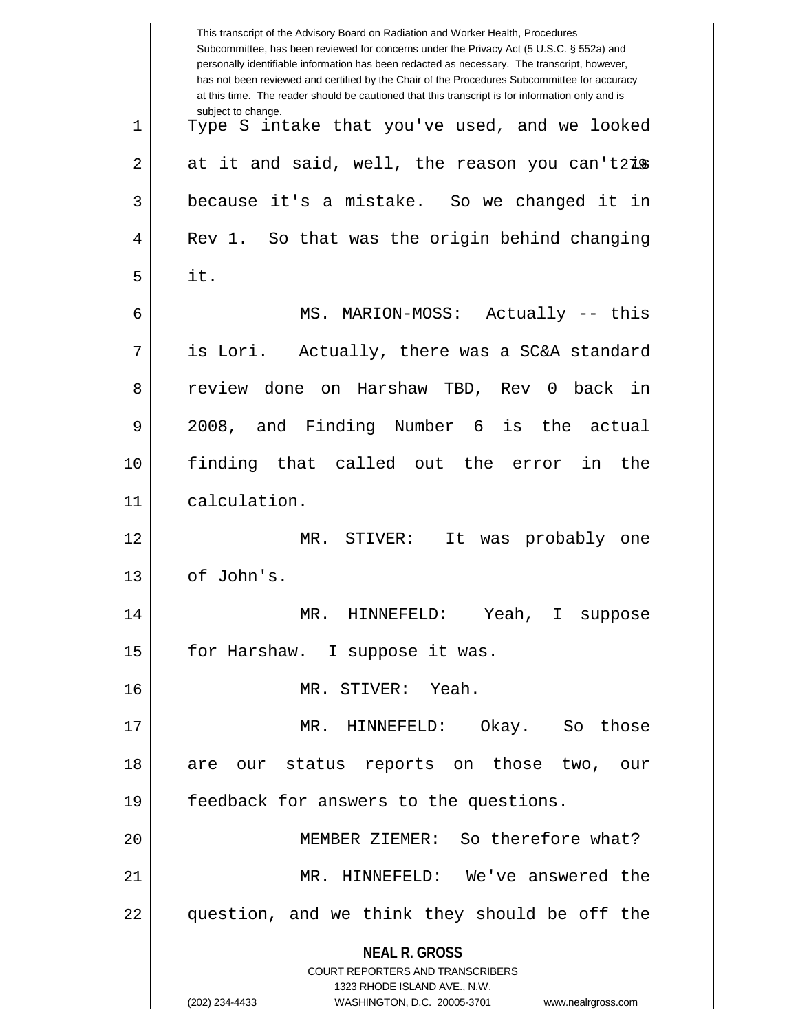This transcript of the Advisory Board on Radiation and Worker Health, Procedures Subcommittee, has been reviewed for concerns under the Privacy Act (5 U.S.C. § 552a) and personally identifiable information has been redacted as necessary. The transcript, however, has not been reviewed and certified by the Chair of the Procedures Subcommittee for accuracy at this time. The reader should be cautioned that this transcript is for information only and is subject to change.

Type S intake that you've used, and we looked at it and said, well, the reason you can't is because it's a mistake. So we changed it in Rev 1. So that was the origin behind changing it.

MS. MARION-MOSS: Actually -- this is Lori. Actually, there was a SC&A standard review done on Harshaw TBD, Rev 0 back in 2008, and Finding Number 6 is the actual finding that called out the error in the calculation.

MR. STIVER: It was probably one of John's.

MR. HINNEFELD: Yeah, I suppose for Harshaw. I suppose it was.

MR. STIVER: Yeah.

MR. HINNEFELD: Okay. So those are our status reports on those two, our feedback for answers to the questions.

MEMBER ZIEMER: So therefore what?

MR. HINNEFELD: We've answered the question, and we think they should be off the

**NEAL R. GROSS**
COURT REPORTERS AND TRANSCRIBERS
1323 RHODE ISLAND AVE., N.W.
(202) 234-4433 WASHINGTON, D.C. 20005-3701 www.nealrgross.com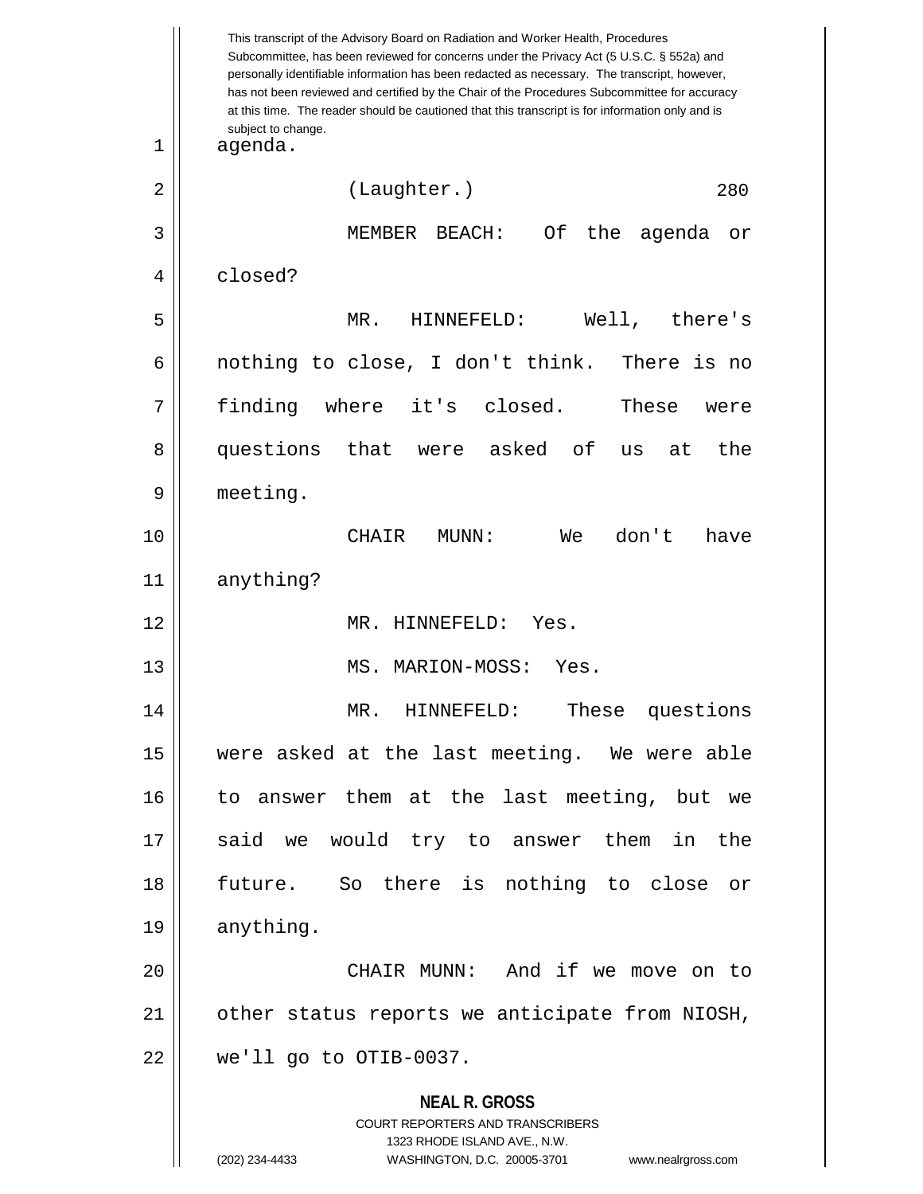agenda.

(Laughter.)

MEMBER BEACH: Of the agenda or closed?

MR. HINNEFELD: Well, there's nothing to close, I don't think. There is no finding where it's closed. These were questions that were asked of us at the meeting.

CHAIR MUNN: We don't have anything?

MR. HINNEFELD: Yes.

MS. MARION-MOSS: Yes.

MR. HINNEFELD: These questions were asked at the last meeting. We were able to answer them at the last meeting, but we said we would try to answer them in the future. So there is nothing to close or anything.

CHAIR MUNN: And if we move on to other status reports we anticipate from NIOSH, we'll go to OTIB-0037.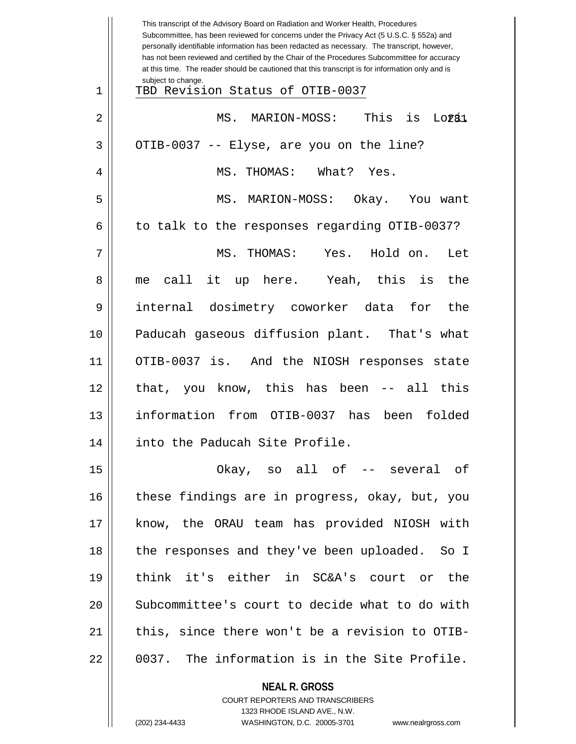This transcript of the Advisory Board on Radiation and Worker Health, Procedures Subcommittee, has been reviewed for concerns under the Privacy Act (5 U.S.C. § 552a) and personally identifiable information has been redacted as necessary. The transcript, however, has not been reviewed and certified by the Chair of the Procedures Subcommittee for accuracy at this time. The reader should be cautioned that this transcript is for information only and is subject to change.

TBD Revision Status of OTIB-0037

MS. MARION-MOSS: This is Lori. OTIB-0037 -- Elyse, are you on the line?

MS. THOMAS: What? Yes.

MS. MARION-MOSS: Okay. You want to talk to the responses regarding OTIB-0037?

MS. THOMAS: Yes. Hold on. Let me call it up here. Yeah, this is the internal dosimetry coworker data for the Paducah gaseous diffusion plant. That's what OTIB-0037 is. And the NIOSH responses state that, you know, this has been -- all this information from OTIB-0037 has been folded into the Paducah Site Profile.

Okay, so all of -- several of these findings are in progress, okay, but, you know, the ORAU team has provided NIOSH with the responses and they've been uploaded. So I think it's either in SC&A's court or the Subcommittee's court to decide what to do with this, since there won't be a revision to OTIB-0037. The information is in the Site Profile.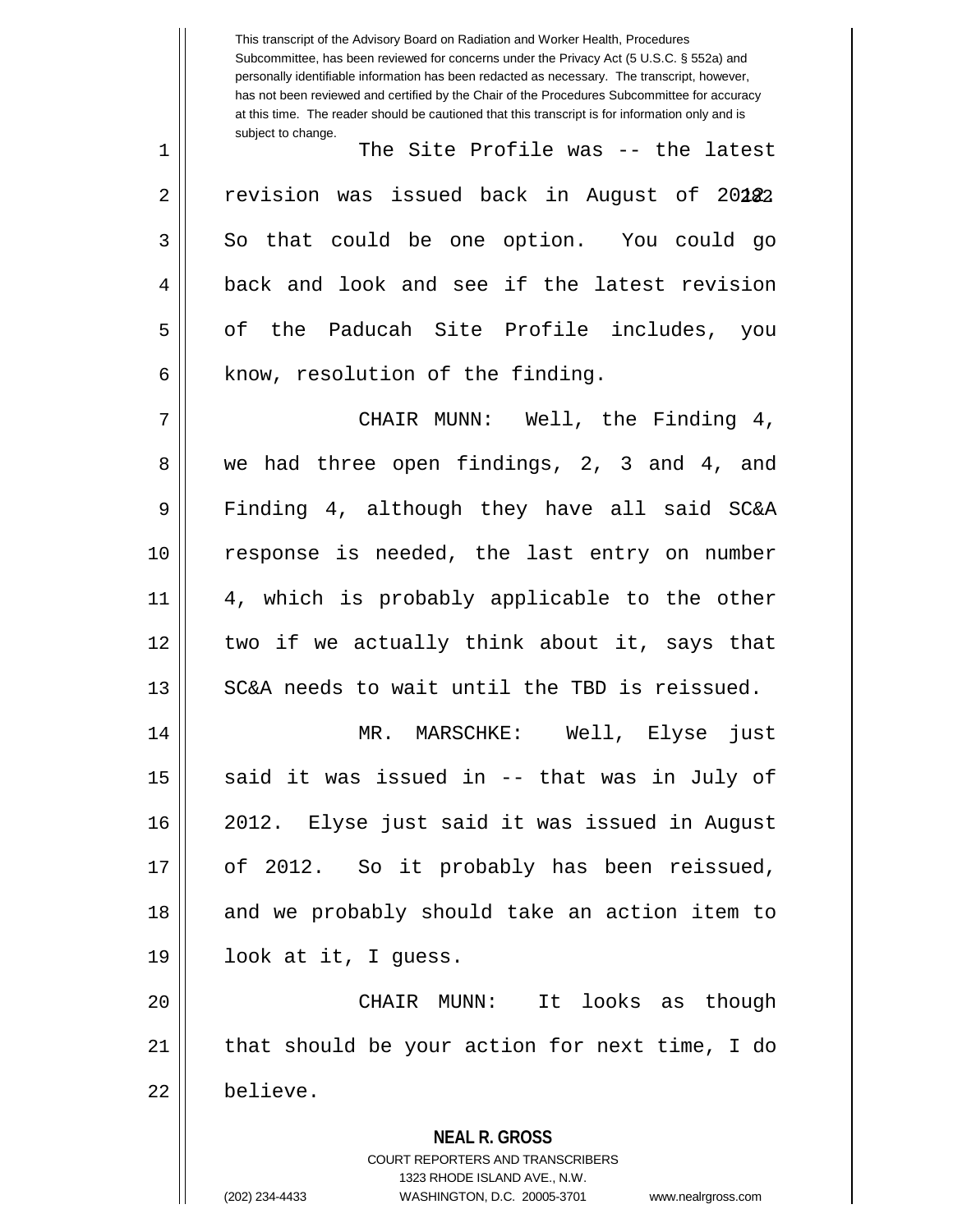This transcript of the Advisory Board on Radiation and Worker Health, Procedures Subcommittee, has been reviewed for concerns under the Privacy Act (5 U.S.C. § 552a) and personally identifiable information has been redacted as necessary. The transcript, however, has not been reviewed and certified by the Chair of the Procedures Subcommittee for accuracy at this time. The reader should be cautioned that this transcript is for information only and is subject to change.

The Site Profile was -- the latest revision was issued back in August of 2012. So that could be one option. You could go back and look and see if the latest revision of the Paducah Site Profile includes, you know, resolution of the finding.

CHAIR MUNN: Well, the Finding 4, we had three open findings, 2, 3 and 4, and Finding 4, although they have all said SC&A response is needed, the last entry on number 4, which is probably applicable to the other two if we actually think about it, says that SC&A needs to wait until the TBD is reissued.

MR. MARSCHKE: Well, Elyse just said it was issued in -- that was in July of 2012. Elyse just said it was issued in August of 2012. So it probably has been reissued, and we probably should take an action item to look at it, I guess.

CHAIR MUNN: It looks as though that should be your action for next time, I do believe.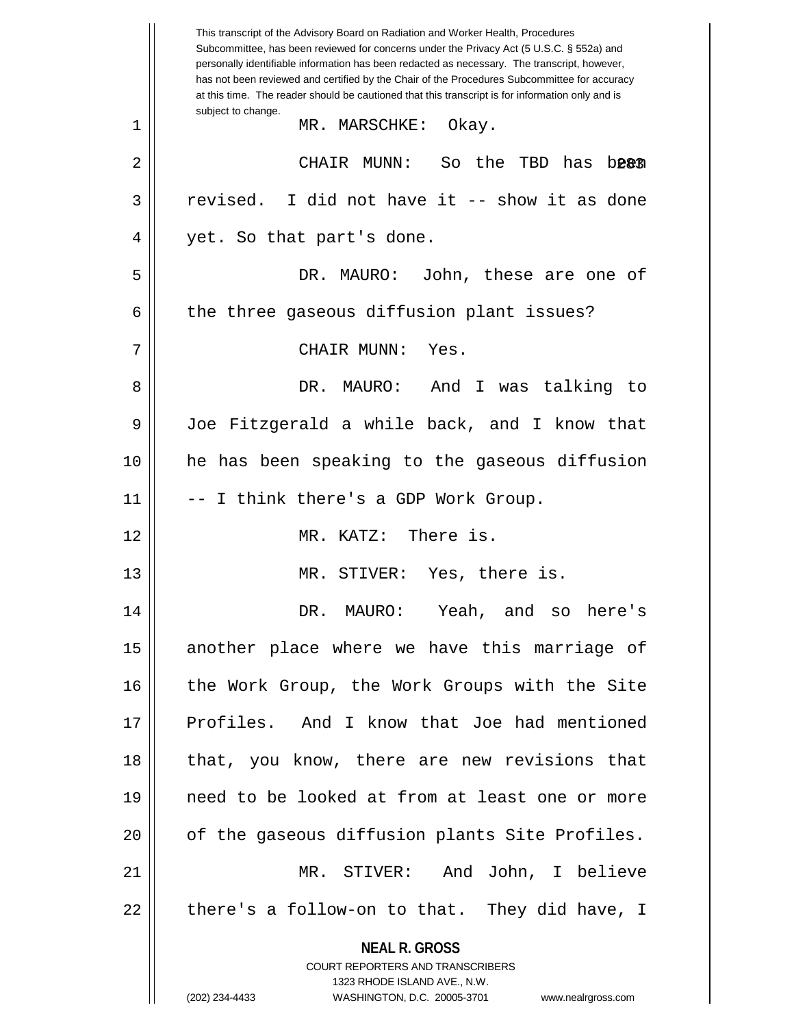This transcript of the Advisory Board on Radiation and Worker Health, Procedures Subcommittee, has been reviewed for concerns under the Privacy Act (5 U.S.C. § 552a) and personally identifiable information has been redacted as necessary. The transcript, however, has not been reviewed and certified by the Chair of the Procedures Subcommittee for accuracy at this time. The reader should be cautioned that this transcript is for information only and is subject to change.

1 MR. MARSCHKE: Okay.

2 CHAIR MUNN: So the TBD has been
3 revised. I did not have it -- show it as done
4 yet. So that part's done.

5 DR. MAURO: John, these are one of
6 the three gaseous diffusion plant issues?

7 CHAIR MUNN: Yes.

8 DR. MAURO: And I was talking to
9 Joe Fitzgerald a while back, and I know that
10 he has been speaking to the gaseous diffusion
11 -- I think there's a GDP Work Group.

12 MR. KATZ: There is.

13 MR. STIVER: Yes, there is.

14 DR. MAURO: Yeah, and so here's
15 another place where we have this marriage of
16 the Work Group, the Work Groups with the Site
17 Profiles. And I know that Joe had mentioned
18 that, you know, there are new revisions that
19 need to be looked at from at least one or more
20 of the gaseous diffusion plants Site Profiles.

21 MR. STIVER: And John, I believe
22 there's a follow-on to that. They did have, I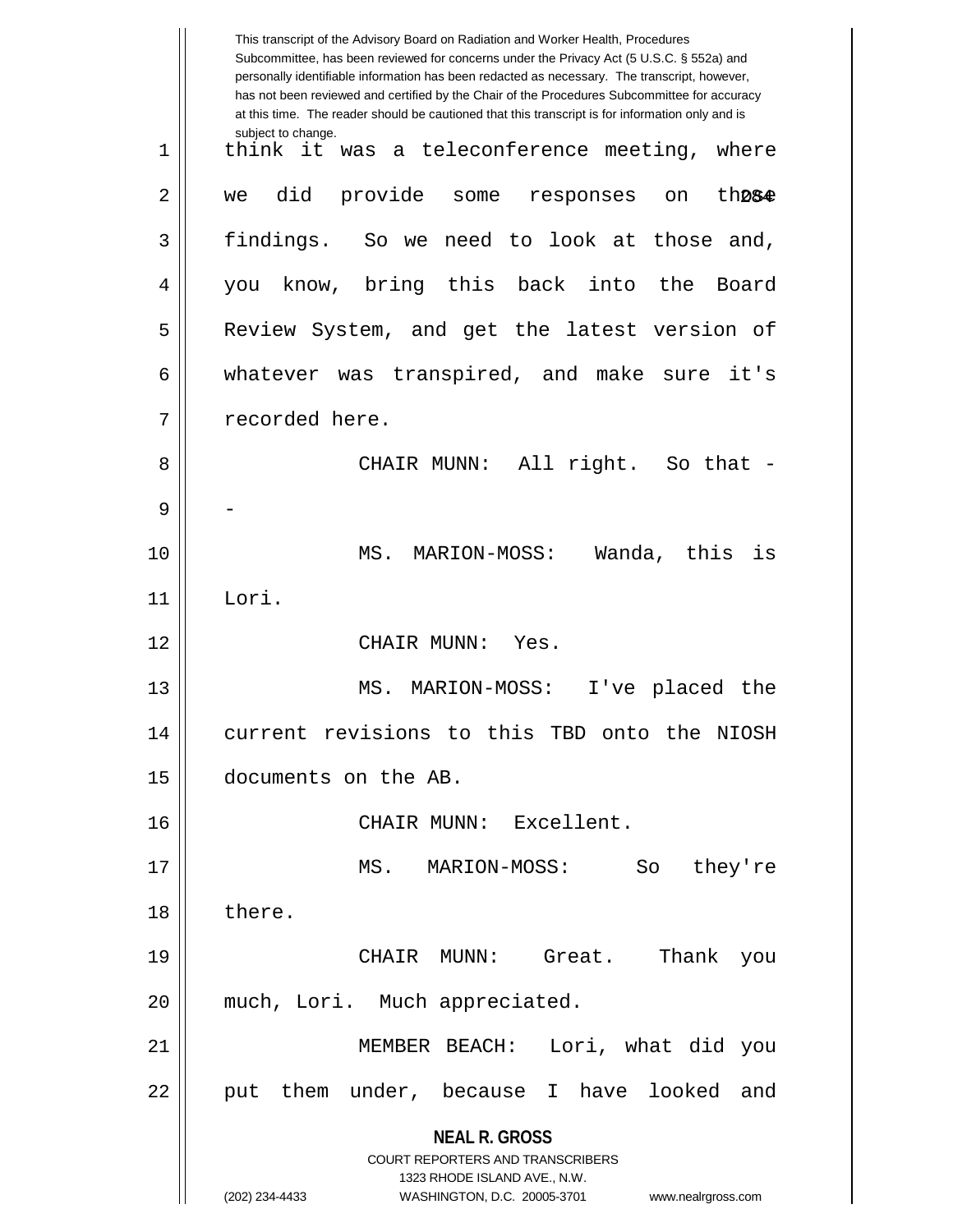This transcript of the Advisory Board on Radiation and Worker Health, Procedures Subcommittee, has been reviewed for concerns under the Privacy Act (5 U.S.C. § 552a) and personally identifiable information has been redacted as necessary. The transcript, however, has not been reviewed and certified by the Chair of the Procedures Subcommittee for accuracy at this time. The reader should be cautioned that this transcript is for information only and is subject to change.

think it was a teleconference meeting, where we did provide some responses on those findings. So we need to look at those and, you know, bring this back into the Board Review System, and get the latest version of whatever was transpired, and make sure it's recorded here.

CHAIR MUNN: All right. So that --

MS. MARION-MOSS: Wanda, this is Lori.

CHAIR MUNN: Yes.

MS. MARION-MOSS: I've placed the current revisions to this TBD onto the NIOSH documents on the AB.

CHAIR MUNN: Excellent.

MS. MARION-MOSS: So they're there.

CHAIR MUNN: Great. Thank you much, Lori. Much appreciated.

MEMBER BEACH: Lori, what did you put them under, because I have looked and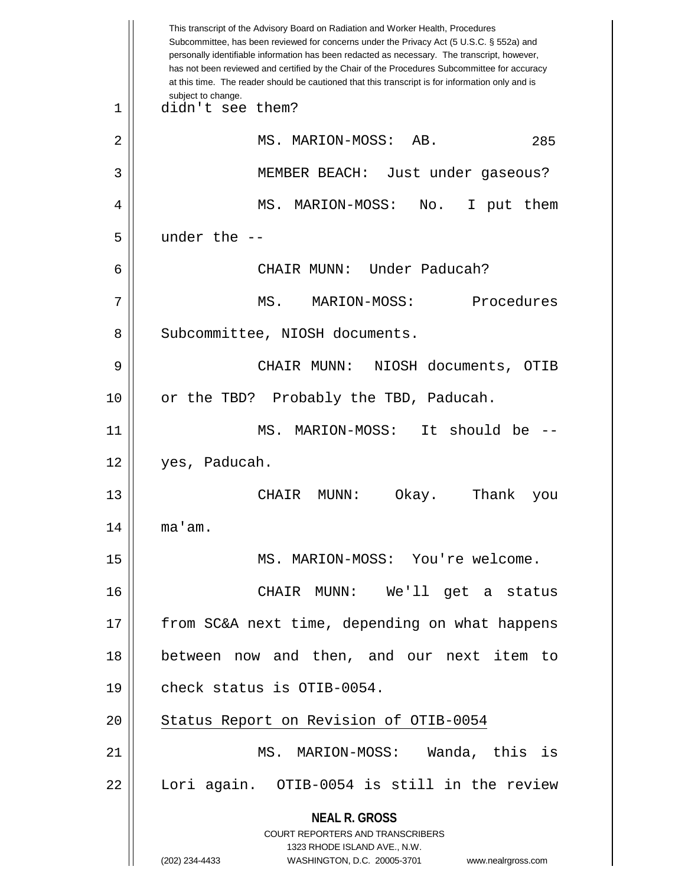This transcript of the Advisory Board on Radiation and Worker Health, Procedures Subcommittee, has been reviewed for concerns under the Privacy Act (5 U.S.C. § 552a) and personally identifiable information has been redacted as necessary. The transcript, however, has not been reviewed and certified by the Chair of the Procedures Subcommittee for accuracy at this time. The reader should be cautioned that this transcript is for information only and is subject to change.

didn't see them?

MS. MARION-MOSS: AB.

MEMBER BEACH: Just under gaseous?

MS. MARION-MOSS: No. I put them under the --

CHAIR MUNN: Under Paducah?

MS. MARION-MOSS: Procedures Subcommittee, NIOSH documents.

CHAIR MUNN: NIOSH documents, OTIB or the TBD? Probably the TBD, Paducah.

MS. MARION-MOSS: It should be -- yes, Paducah.

CHAIR MUNN: Okay. Thank you ma'am.

MS. MARION-MOSS: You're welcome.

CHAIR MUNN: We'll get a status from SC&A next time, depending on what happens between now and then, and our next item to check status is OTIB-0054.

<u>Status Report on Revision of OTIB-0054</u>

MS. MARION-MOSS: Wanda, this is Lori again. OTIB-0054 is still in the review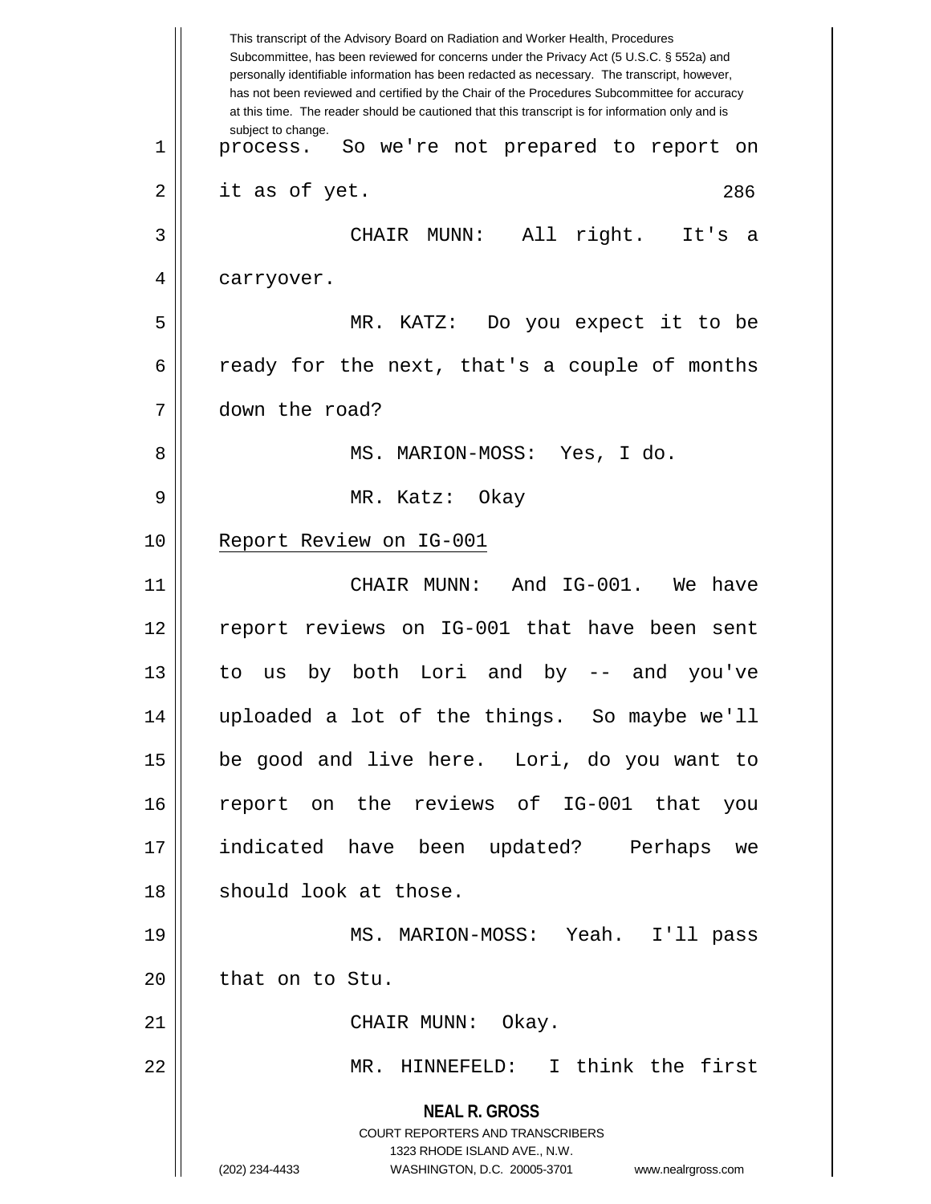This transcript of the Advisory Board on Radiation and Worker Health, Procedures Subcommittee, has been reviewed for concerns under the Privacy Act (5 U.S.C. § 552a) and personally identifiable information has been redacted as necessary. The transcript, however, has not been reviewed and certified by the Chair of the Procedures Subcommittee for accuracy at this time. The reader should be cautioned that this transcript is for information only and is subject to change.

process. So we're not prepared to report on it as of yet.

CHAIR MUNN: All right. It's a carryover.

MR. KATZ: Do you expect it to be ready for the next, that's a couple of months down the road?

MS. MARION-MOSS: Yes, I do.

MR. Katz: Okay

Report Review on IG-001

CHAIR MUNN: And IG-001. We have report reviews on IG-001 that have been sent to us by both Lori and by -- and you've uploaded a lot of the things. So maybe we'll be good and live here. Lori, do you want to report on the reviews of IG-001 that you indicated have been updated? Perhaps we should look at those.

MS. MARION-MOSS: Yeah. I'll pass that on to Stu.

CHAIR MUNN: Okay.

MR. HINNEFELD: I think the first

**NEAL R. GROSS**
COURT REPORTERS AND TRANSCRIBERS
1323 RHODE ISLAND AVE., N.W.
(202) 234-4433 WASHINGTON, D.C. 20005-3701 www.nealrgross.com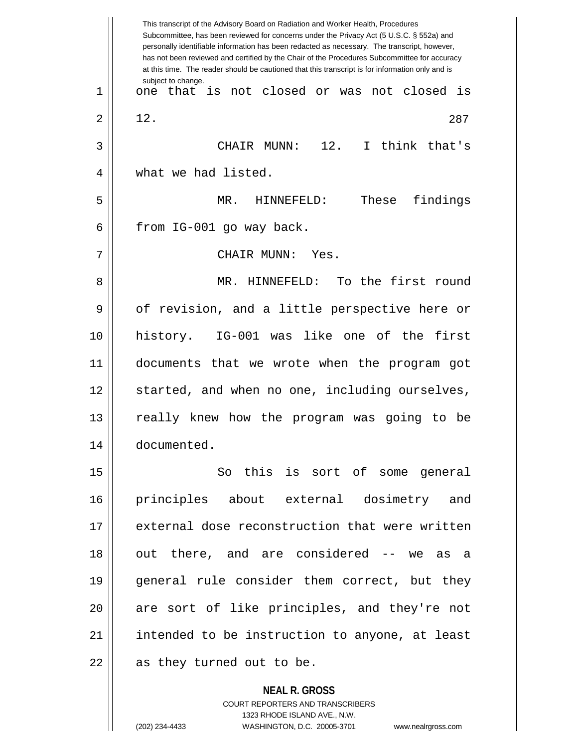This transcript of the Advisory Board on Radiation and Worker Health, Procedures Subcommittee, has been reviewed for concerns under the Privacy Act (5 U.S.C. § 552a) and personally identifiable information has been redacted as necessary. The transcript, however, has not been reviewed and certified by the Chair of the Procedures Subcommittee for accuracy at this time. The reader should be cautioned that this transcript is for information only and is subject to change.

one that is not closed or was not closed is 12.

CHAIR MUNN: 12. I think that's what we had listed.

MR. HINNEFELD: These findings from IG-001 go way back.

CHAIR MUNN: Yes.

MR. HINNEFELD: To the first round of revision, and a little perspective here or history. IG-001 was like one of the first documents that we wrote when the program got started, and when no one, including ourselves, really knew how the program was going to be documented.

So this is sort of some general principles about external dosimetry and external dose reconstruction that were written out there, and are considered -- we as a general rule consider them correct, but they are sort of like principles, and they're not intended to be instruction to anyone, at least as they turned out to be.

**NEAL R. GROSS**
COURT REPORTERS AND TRANSCRIBERS
1323 RHODE ISLAND AVE., N.W.
(202) 234-4433 WASHINGTON, D.C. 20005-3701 www.nealrgross.com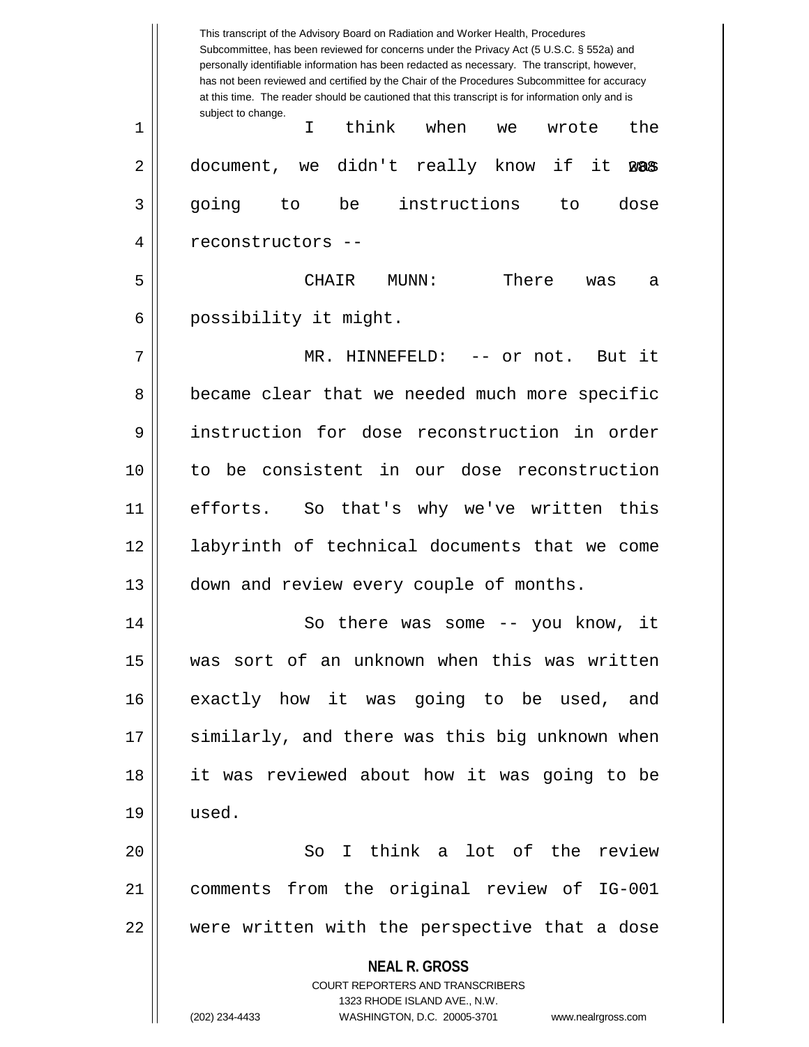I think when we wrote the document, we didn't really know if it was going to be instructions to dose reconstructors --

CHAIR MUNN: There was a possibility it might.

MR. HINNEFELD: -- or not. But it became clear that we needed much more specific instruction for dose reconstruction in order to be consistent in our dose reconstruction efforts. So that's why we've written this labyrinth of technical documents that we come down and review every couple of months.

So there was some -- you know, it was sort of an unknown when this was written exactly how it was going to be used, and similarly, and there was this big unknown when it was reviewed about how it was going to be used.

So I think a lot of the review comments from the original review of IG-001 were written with the perspective that a dose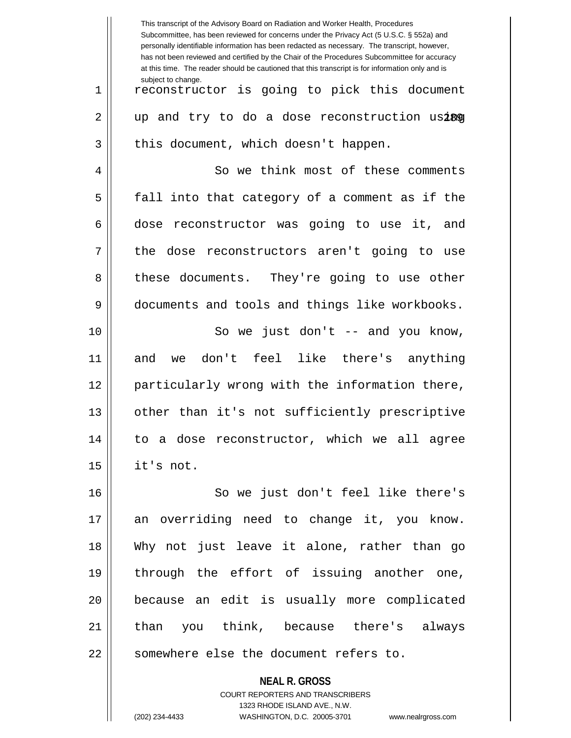reconstructor is going to pick this document up and try to do a dose reconstruction using this document, which doesn't happen.

So we think most of these comments fall into that category of a comment as if the dose reconstructor was going to use it, and the dose reconstructors aren't going to use these documents. They're going to use other documents and tools and things like workbooks.

So we just don't -- and you know, and we don't feel like there's anything particularly wrong with the information there, other than it's not sufficiently prescriptive to a dose reconstructor, which we all agree it's not.

So we just don't feel like there's an overriding need to change it, you know. Why not just leave it alone, rather than go through the effort of issuing another one, because an edit is usually more complicated than you think, because there's always somewhere else the document refers to.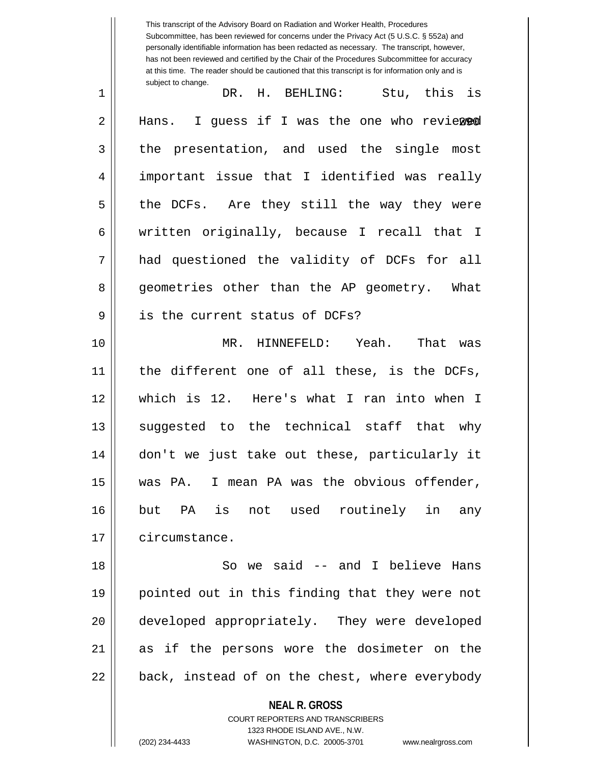DR. H. BEHLING: Stu, this is Hans. I guess if I was the one who reviewed the presentation, and used the single most important issue that I identified was really the DCFs. Are they still the way they were written originally, because I recall that I had questioned the validity of DCFs for all geometries other than the AP geometry. What is the current status of DCFs?

MR. HINNEFELD: Yeah. That was the different one of all these, is the DCFs, which is 12. Here's what I ran into when I suggested to the technical staff that why don't we just take out these, particularly it was PA. I mean PA was the obvious offender, but PA is not used routinely in any circumstance.

So we said -- and I believe Hans pointed out in this finding that they were not developed appropriately. They were developed as if the persons wore the dosimeter on the back, instead of on the chest, where everybody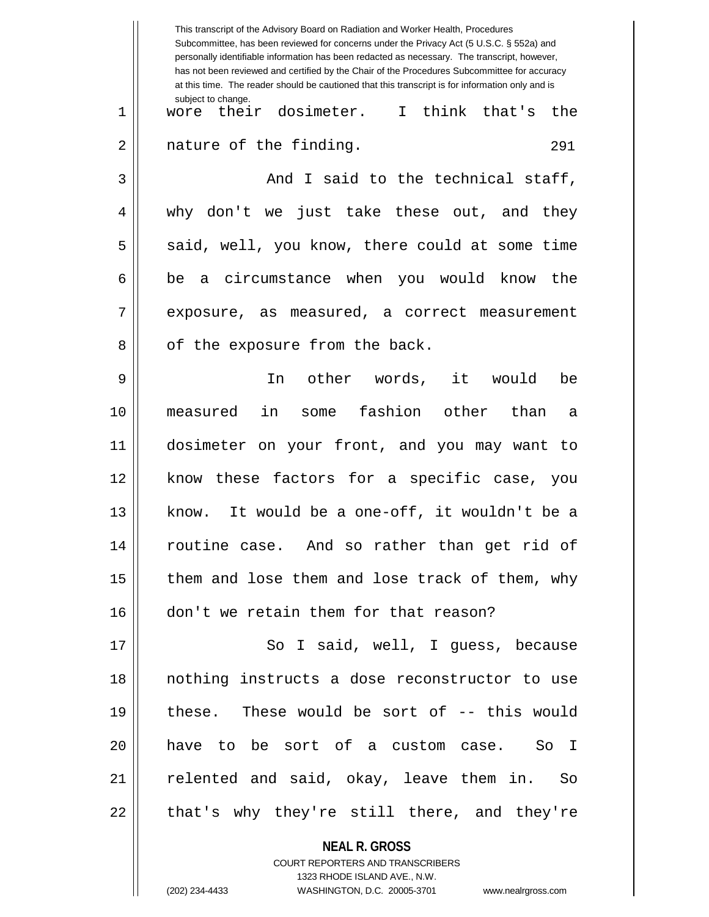wore their dosimeter. I think that's the nature of the finding.

And I said to the technical staff, why don't we just take these out, and they said, well, you know, there could at some time be a circumstance when you would know the exposure, as measured, a correct measurement of the exposure from the back.

In other words, it would be measured in some fashion other than a dosimeter on your front, and you may want to know these factors for a specific case, you know. It would be a one-off, it wouldn't be a routine case. And so rather than get rid of them and lose them and lose track of them, why don't we retain them for that reason?

So I said, well, I guess, because nothing instructs a dose reconstructor to use these. These would be sort of -- this would have to be sort of a custom case. So I relented and said, okay, leave them in. So that's why they're still there, and they're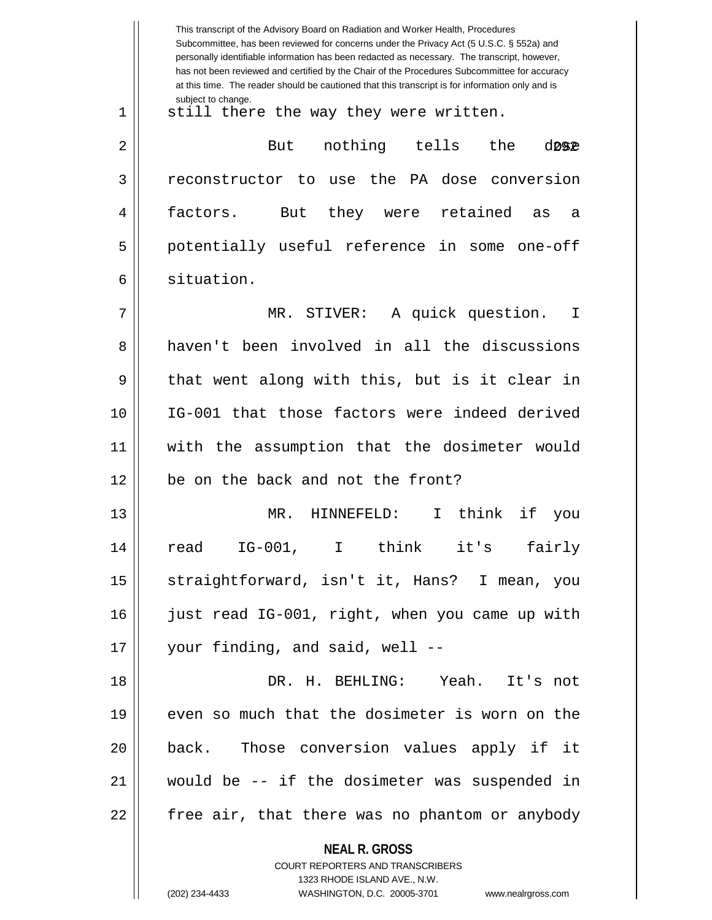still there the way they were written.

But nothing tells the dose reconstructor to use the PA dose conversion factors. But they were retained as a potentially useful reference in some one-off situation.

MR. STIVER: A quick question. I haven't been involved in all the discussions that went along with this, but is it clear in IG-001 that those factors were indeed derived with the assumption that the dosimeter would be on the back and not the front?

MR. HINNEFELD: I think if you read IG-001, I think it's fairly straightforward, isn't it, Hans? I mean, you just read IG-001, right, when you came up with your finding, and said, well --

DR. H. BEHLING: Yeah. It's not even so much that the dosimeter is worn on the back. Those conversion values apply if it would be -- if the dosimeter was suspended in free air, that there was no phantom or anybody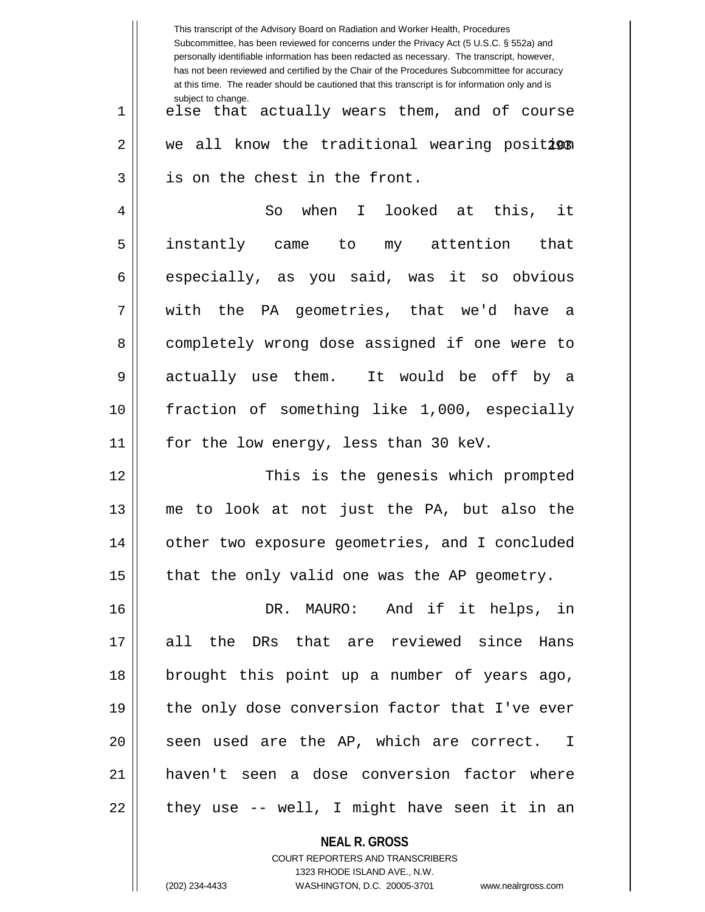else that actually wears them, and of course we all know the traditional wearing position is on the chest in the front.

So when I looked at this, it instantly came to my attention that especially, as you said, was it so obvious with the PA geometries, that we'd have a completely wrong dose assigned if one were to actually use them. It would be off by a fraction of something like 1,000, especially for the low energy, less than 30 keV.

This is the genesis which prompted me to look at not just the PA, but also the other two exposure geometries, and I concluded that the only valid one was the AP geometry.

DR. MAURO: And if it helps, in all the DRs that are reviewed since Hans brought this point up a number of years ago, the only dose conversion factor that I've ever seen used are the AP, which are correct. I haven't seen a dose conversion factor where they use -- well, I might have seen it in an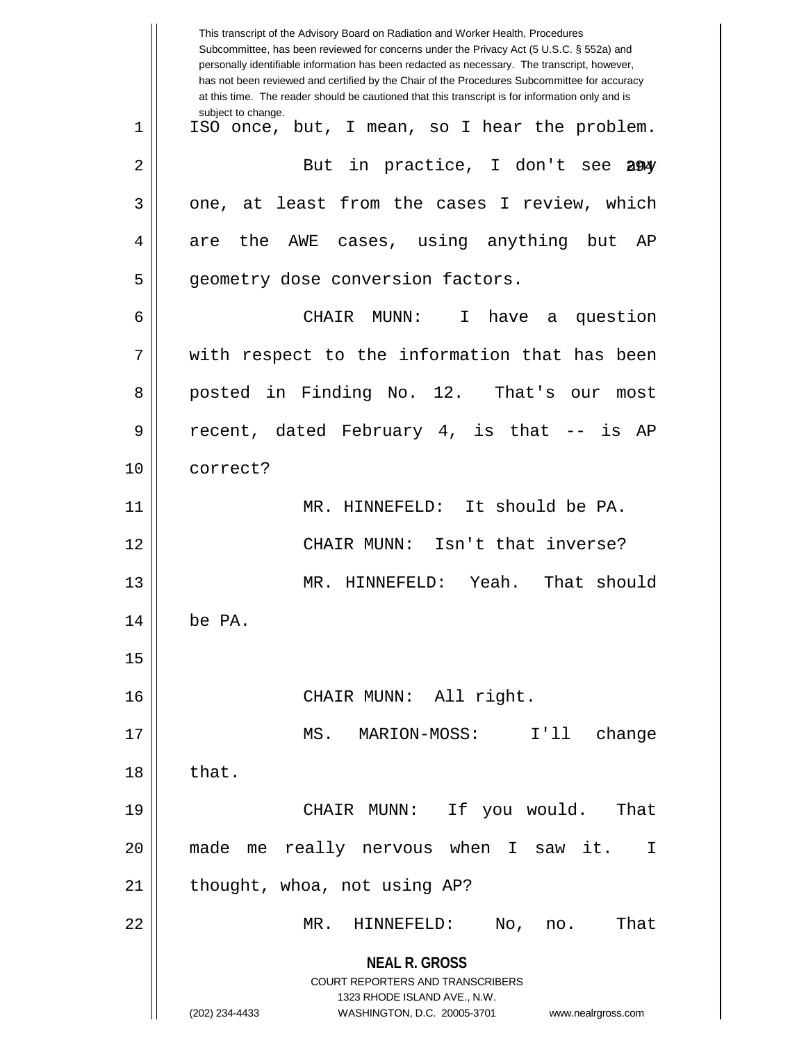This transcript of the Advisory Board on Radiation and Worker Health, Procedures Subcommittee, has been reviewed for concerns under the Privacy Act (5 U.S.C. § 552a) and personally identifiable information has been redacted as necessary. The transcript, however, has not been reviewed and certified by the Chair of the Procedures Subcommittee for accuracy at this time. The reader should be cautioned that this transcript is for information only and is subject to change.

1 ISO once, but, I mean, so I hear the problem.

2 But in practice, I don't see any

3 one, at least from the cases I review, which

4 are the AWE cases, using anything but AP

5 geometry dose conversion factors.

6 CHAIR MUNN: I have a question

7 with respect to the information that has been

8 posted in Finding No. 12. That's our most

9 recent, dated February 4, is that -- is AP

10 correct?

11 MR. HINNEFELD: It should be PA.

12 CHAIR MUNN: Isn't that inverse?

13 MR. HINNEFELD: Yeah. That should

14 be PA.

15

16 CHAIR MUNN: All right.

17 MS. MARION-MOSS: I'll change

18 that.

19 CHAIR MUNN: If you would. That

20 made me really nervous when I saw it. I

21 thought, whoa, not using AP?

22 MR. HINNEFELD: No, no. That

**NEAL R. GROSS**
COURT REPORTERS AND TRANSCRIBERS
1323 RHODE ISLAND AVE., N.W.
(202) 234-4433 WASHINGTON, D.C. 20005-3701 www.nealrgross.com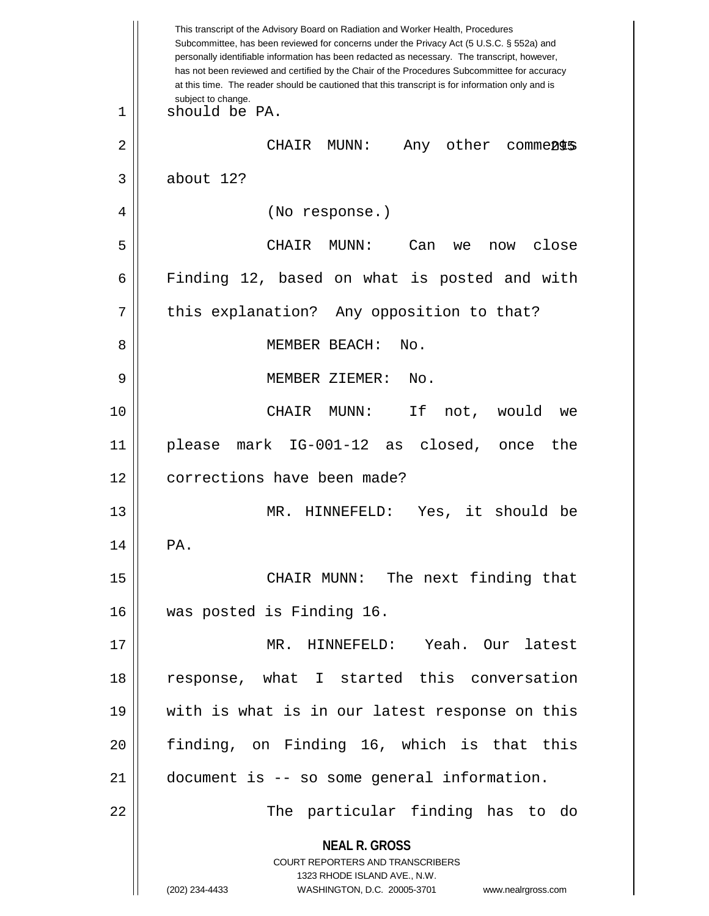should be PA.

CHAIR MUNN: Any other comments about 12?

(No response.)

CHAIR MUNN: Can we now close Finding 12, based on what is posted and with this explanation? Any opposition to that?

MEMBER BEACH: No.

MEMBER ZIEMER: No.

CHAIR MUNN: If not, would we please mark IG-001-12 as closed, once the corrections have been made?

MR. HINNEFELD: Yes, it should be PA.

CHAIR MUNN: The next finding that was posted is Finding 16.

MR. HINNEFELD: Yeah. Our latest response, what I started this conversation with is what is in our latest response on this finding, on Finding 16, which is that this document is -- so some general information.

The particular finding has to do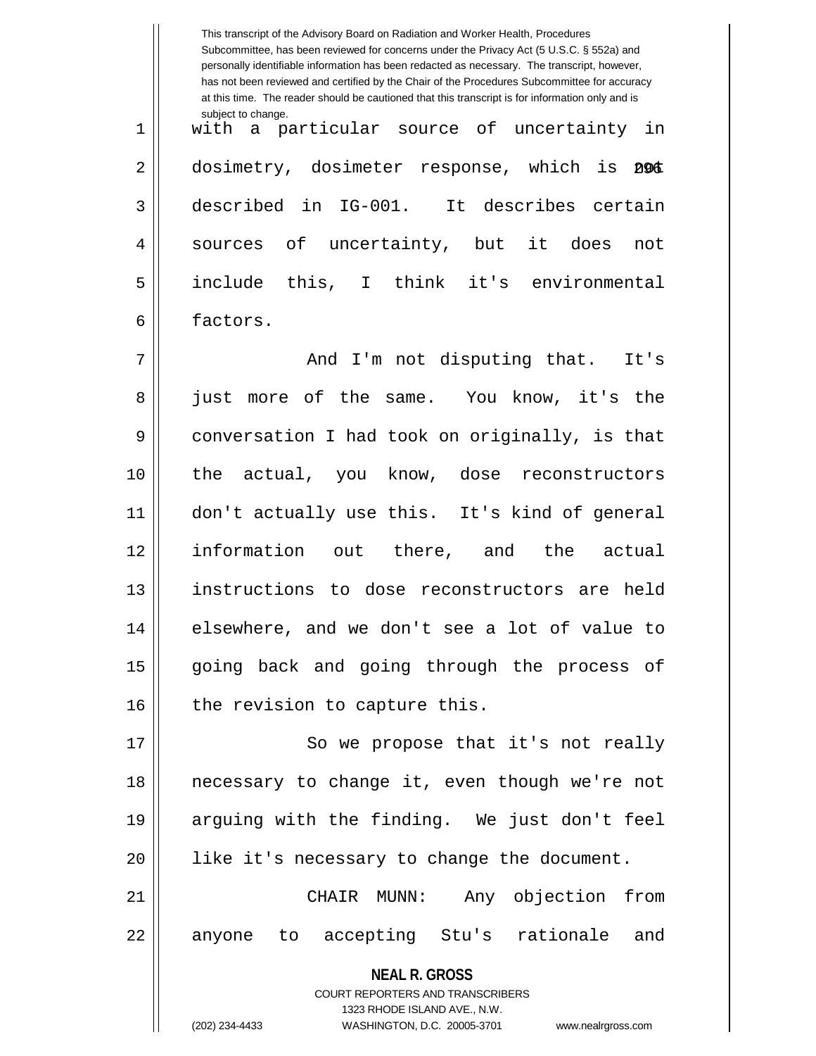with a particular source of uncertainty in dosimetry, dosimeter response, which is not described in IG-001. It describes certain sources of uncertainty, but it does not include this, I think it's environmental factors.

And I'm not disputing that. It's just more of the same. You know, it's the conversation I had took on originally, is that the actual, you know, dose reconstructors don't actually use this. It's kind of general information out there, and the actual instructions to dose reconstructors are held elsewhere, and we don't see a lot of value to going back and going through the process of the revision to capture this.

So we propose that it's not really necessary to change it, even though we're not arguing with the finding. We just don't feel like it's necessary to change the document.

CHAIR MUNN: Any objection from anyone to accepting Stu's rationale and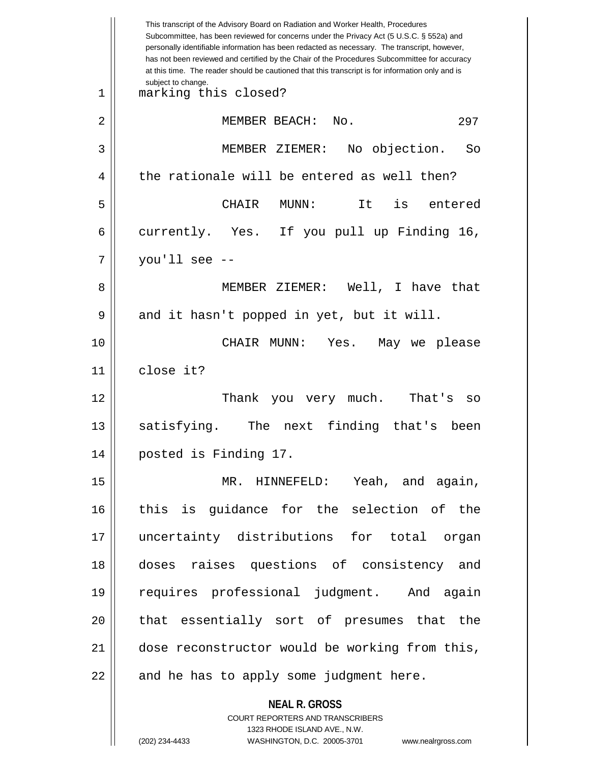This transcript of the Advisory Board on Radiation and Worker Health, Procedures Subcommittee, has been reviewed for concerns under the Privacy Act (5 U.S.C. § 552a) and personally identifiable information has been redacted as necessary. The transcript, however, has not been reviewed and certified by the Chair of the Procedures Subcommittee for accuracy at this time. The reader should be cautioned that this transcript is for information only and is subject to change.

marking this closed?

MEMBER BEACH: No.

MEMBER ZIEMER: No objection. So the rationale will be entered as well then?

CHAIR MUNN: It is entered currently. Yes. If you pull up Finding 16, you'll see --

MEMBER ZIEMER: Well, I have that and it hasn't popped in yet, but it will.

CHAIR MUNN: Yes. May we please close it?

Thank you very much. That's so satisfying. The next finding that's been posted is Finding 17.

MR. HINNEFELD: Yeah, and again, this is guidance for the selection of the uncertainty distributions for total organ doses raises questions of consistency and requires professional judgment. And again that essentially sort of presumes that the dose reconstructor would be working from this, and he has to apply some judgment here.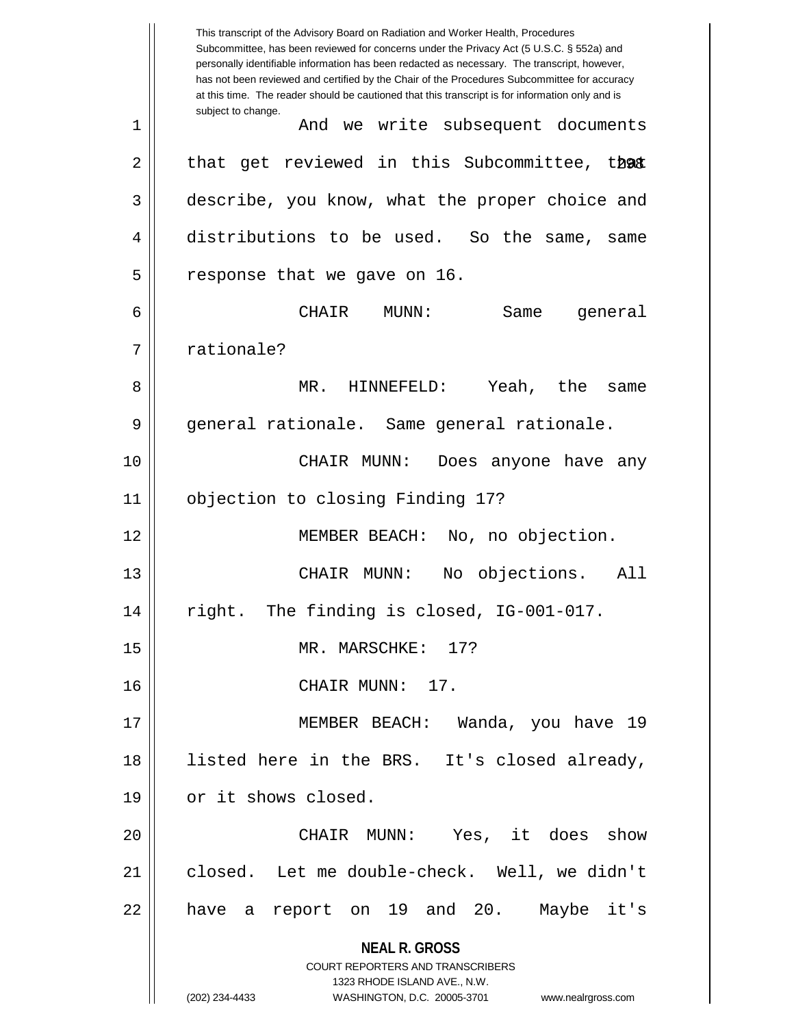This transcript of the Advisory Board on Radiation and Worker Health, Procedures Subcommittee, has been reviewed for concerns under the Privacy Act (5 U.S.C. § 552a) and personally identifiable information has been redacted as necessary. The transcript, however, has not been reviewed and certified by the Chair of the Procedures Subcommittee for accuracy at this time. The reader should be cautioned that this transcript is for information only and is subject to change.

And we write subsequent documents that get reviewed in this Subcommittee, that describe, you know, what the proper choice and distributions to be used. So the same, same response that we gave on 16.

CHAIR MUNN: Same general rationale?

MR. HINNEFELD: Yeah, the same general rationale. Same general rationale.

CHAIR MUNN: Does anyone have any objection to closing Finding 17?

MEMBER BEACH: No, no objection.

CHAIR MUNN: No objections. All right. The finding is closed, IG-001-017.

MR. MARSCHKE: 17?

CHAIR MUNN: 17.

MEMBER BEACH: Wanda, you have 19 listed here in the BRS. It's closed already, or it shows closed.

CHAIR MUNN: Yes, it does show closed. Let me double-check. Well, we didn't have a report on 19 and 20. Maybe it's

**NEAL R. GROSS**
COURT REPORTERS AND TRANSCRIBERS
1323 RHODE ISLAND AVE., N.W.
(202) 234-4433 WASHINGTON, D.C. 20005-3701 www.nealrgross.com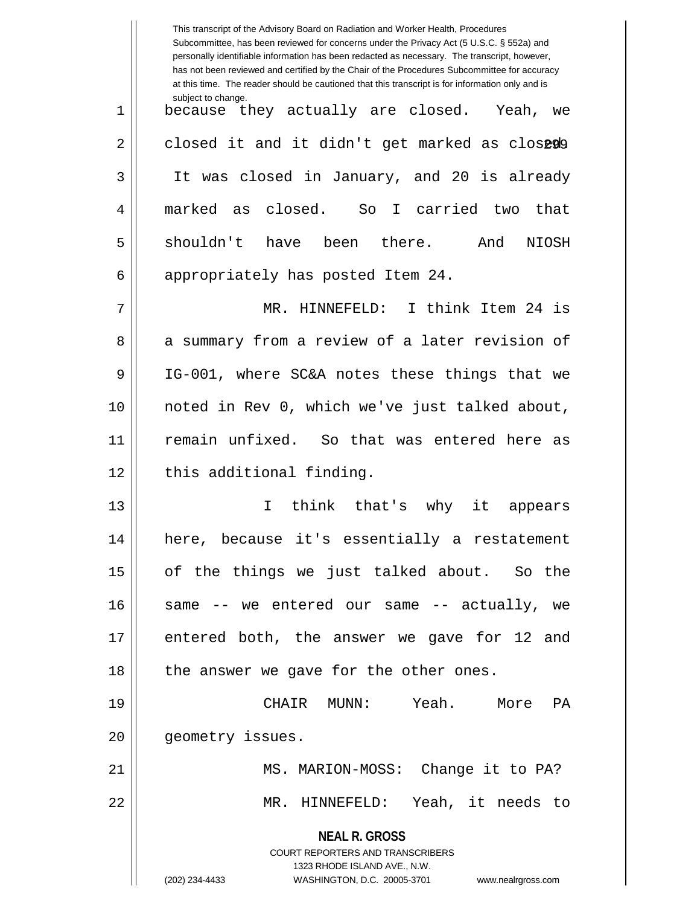This transcript of the Advisory Board on Radiation and Worker Health, Procedures Subcommittee, has been reviewed for concerns under the Privacy Act (5 U.S.C. § 552a) and personally identifiable information has been redacted as necessary. The transcript, however, has not been reviewed and certified by the Chair of the Procedures Subcommittee for accuracy at this time. The reader should be cautioned that this transcript is for information only and is subject to change.

because they actually are closed. Yeah, we closed it and it didn't get marked as closed. It was closed in January, and 20 is already marked as closed. So I carried two that shouldn't have been there. And NIOSH appropriately has posted Item 24.

MR. HINNEFELD: I think Item 24 is a summary from a review of a later revision of IG-001, where SC&A notes these things that we noted in Rev 0, which we've just talked about, remain unfixed. So that was entered here as this additional finding.

I think that's why it appears here, because it's essentially a restatement of the things we just talked about. So the same -- we entered our same -- actually, we entered both, the answer we gave for 12 and the answer we gave for the other ones.

CHAIR MUNN: Yeah. More PA geometry issues.

MS. MARION-MOSS: Change it to PA?

MR. HINNEFELD: Yeah, it needs to

**NEAL R. GROSS**
COURT REPORTERS AND TRANSCRIBERS
1323 RHODE ISLAND AVE., N.W.
(202) 234-4433 WASHINGTON, D.C. 20005-3701 www.nealrgross.com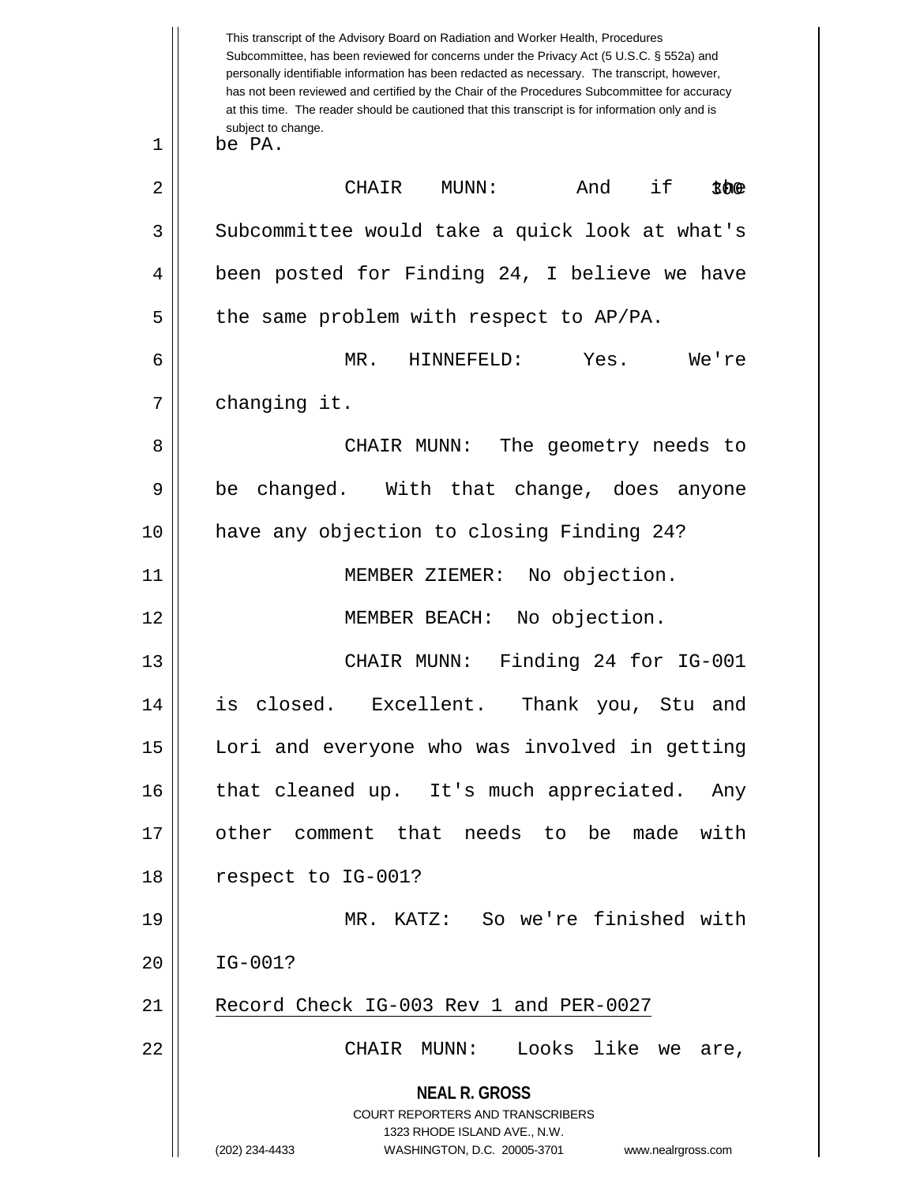This transcript of the Advisory Board on Radiation and Worker Health, Procedures Subcommittee, has been reviewed for concerns under the Privacy Act (5 U.S.C. § 552a) and personally identifiable information has been redacted as necessary. The transcript, however, has not been reviewed and certified by the Chair of the Procedures Subcommittee for accuracy at this time. The reader should be cautioned that this transcript is for information only and is subject to change.

be PA.

CHAIR MUNN: And if the Subcommittee would take a quick look at what's been posted for Finding 24, I believe we have the same problem with respect to AP/PA.

MR. HINNEFELD: Yes. We're changing it.

CHAIR MUNN: The geometry needs to be changed. With that change, does anyone have any objection to closing Finding 24?

MEMBER ZIEMER: No objection.

MEMBER BEACH: No objection.

CHAIR MUNN: Finding 24 for IG-001 is closed. Excellent. Thank you, Stu and Lori and everyone who was involved in getting that cleaned up. It's much appreciated. Any other comment that needs to be made with respect to IG-001?

MR. KATZ: So we're finished with IG-001?

Record Check IG-003 Rev 1 and PER-0027

CHAIR MUNN: Looks like we are,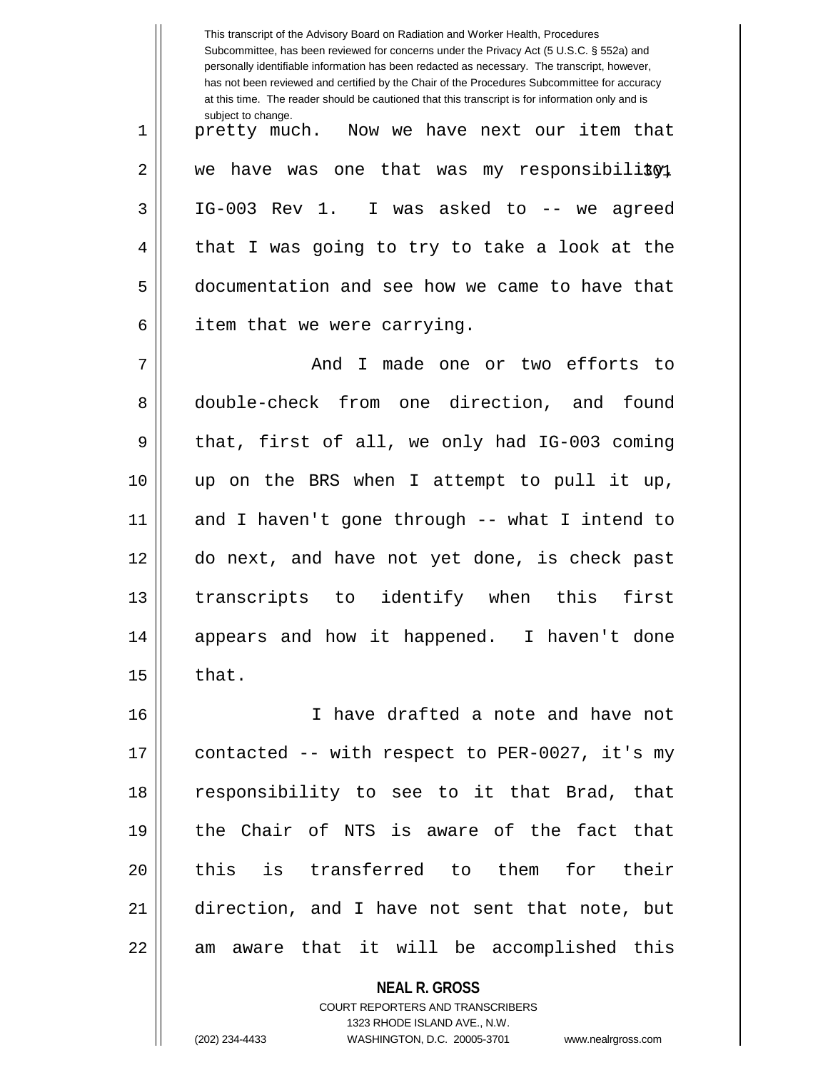pretty much. Now we have next our item that we have was one that was my responsibility, IG-003 Rev 1. I was asked to -- we agreed that I was going to try to take a look at the documentation and see how we came to have that item that we were carrying.

And I made one or two efforts to double-check from one direction, and found that, first of all, we only had IG-003 coming up on the BRS when I attempt to pull it up, and I haven't gone through -- what I intend to do next, and have not yet done, is check past transcripts to identify when this first appears and how it happened. I haven't done that.

I have drafted a note and have not contacted -- with respect to PER-0027, it's my responsibility to see to it that Brad, that the Chair of NTS is aware of the fact that this is transferred to them for their direction, and I have not sent that note, but am aware that it will be accomplished this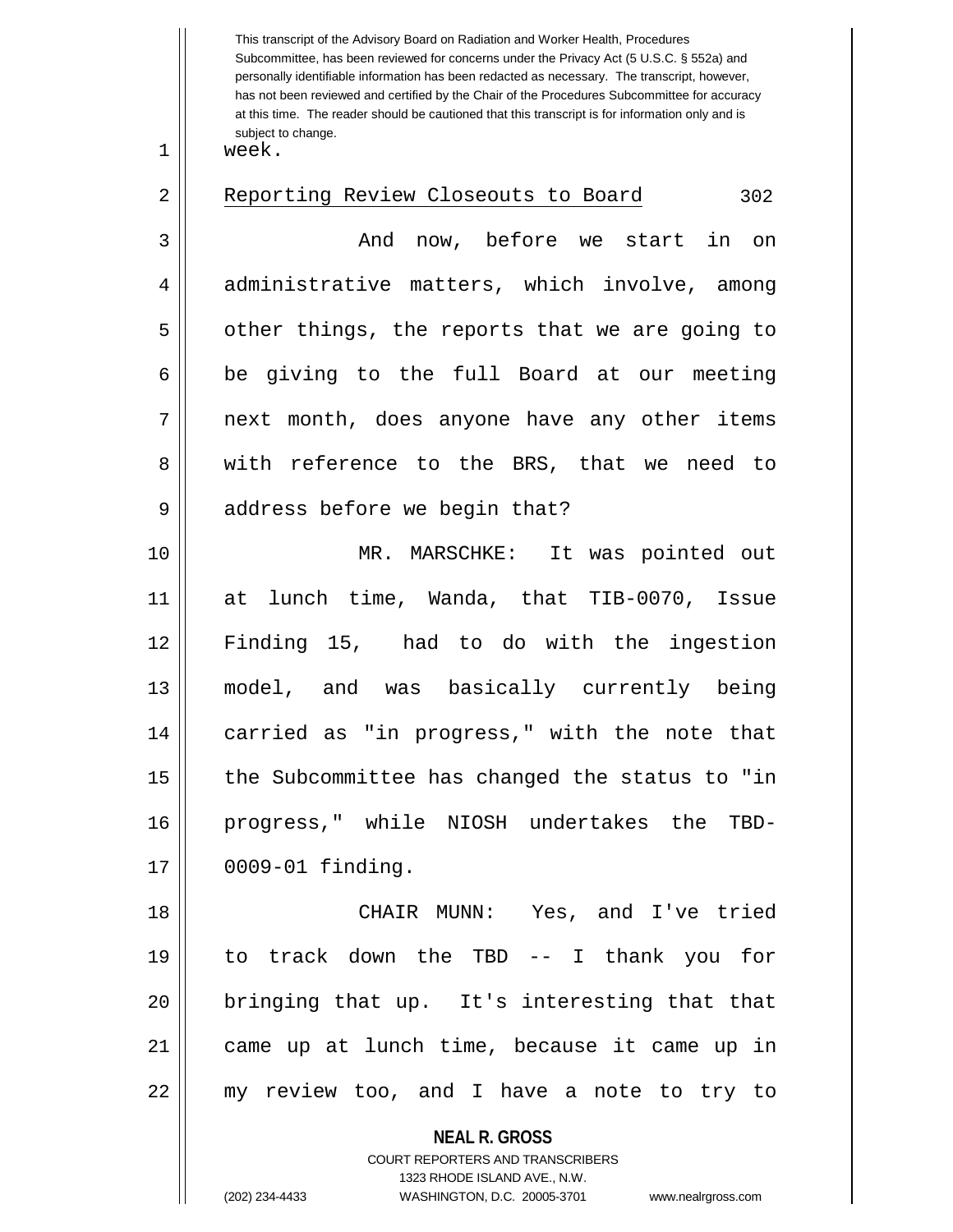week.

Reporting Review Closeouts to Board 302

And now, before we start in on administrative matters, which involve, among other things, the reports that we are going to be giving to the full Board at our meeting next month, does anyone have any other items with reference to the BRS, that we need to address before we begin that?

MR. MARSCHKE: It was pointed out at lunch time, Wanda, that TIB-0070, Issue Finding 15, had to do with the ingestion model, and was basically currently being carried as "in progress," with the note that the Subcommittee has changed the status to "in progress," while NIOSH undertakes the TBD-0009-01 finding.

CHAIR MUNN: Yes, and I've tried to track down the TBD -- I thank you for bringing that up. It's interesting that that came up at lunch time, because it came up in my review too, and I have a note to try to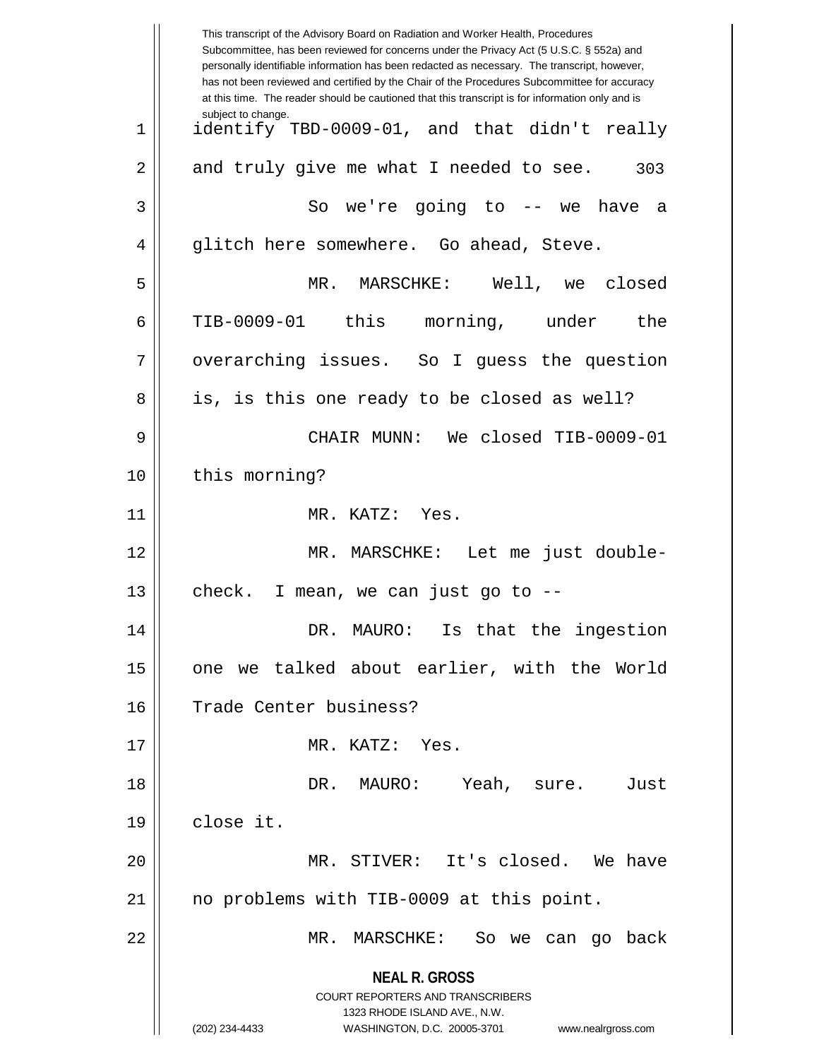identify TBD-0009-01, and that didn't really and truly give me what I needed to see.

So we're going to -- we have a glitch here somewhere. Go ahead, Steve.

MR. MARSCHKE: Well, we closed TIB-0009-01 this morning, under the overarching issues. So I guess the question is, is this one ready to be closed as well?

CHAIR MUNN: We closed TIB-0009-01 this morning?

MR. KATZ: Yes.

MR. MARSCHKE: Let me just double-check. I mean, we can just go to --

DR. MAURO: Is that the ingestion one we talked about earlier, with the World Trade Center business?

MR. KATZ: Yes.

DR. MAURO: Yeah, sure. Just close it.

MR. STIVER: It's closed. We have no problems with TIB-0009 at this point.

MR. MARSCHKE: So we can go back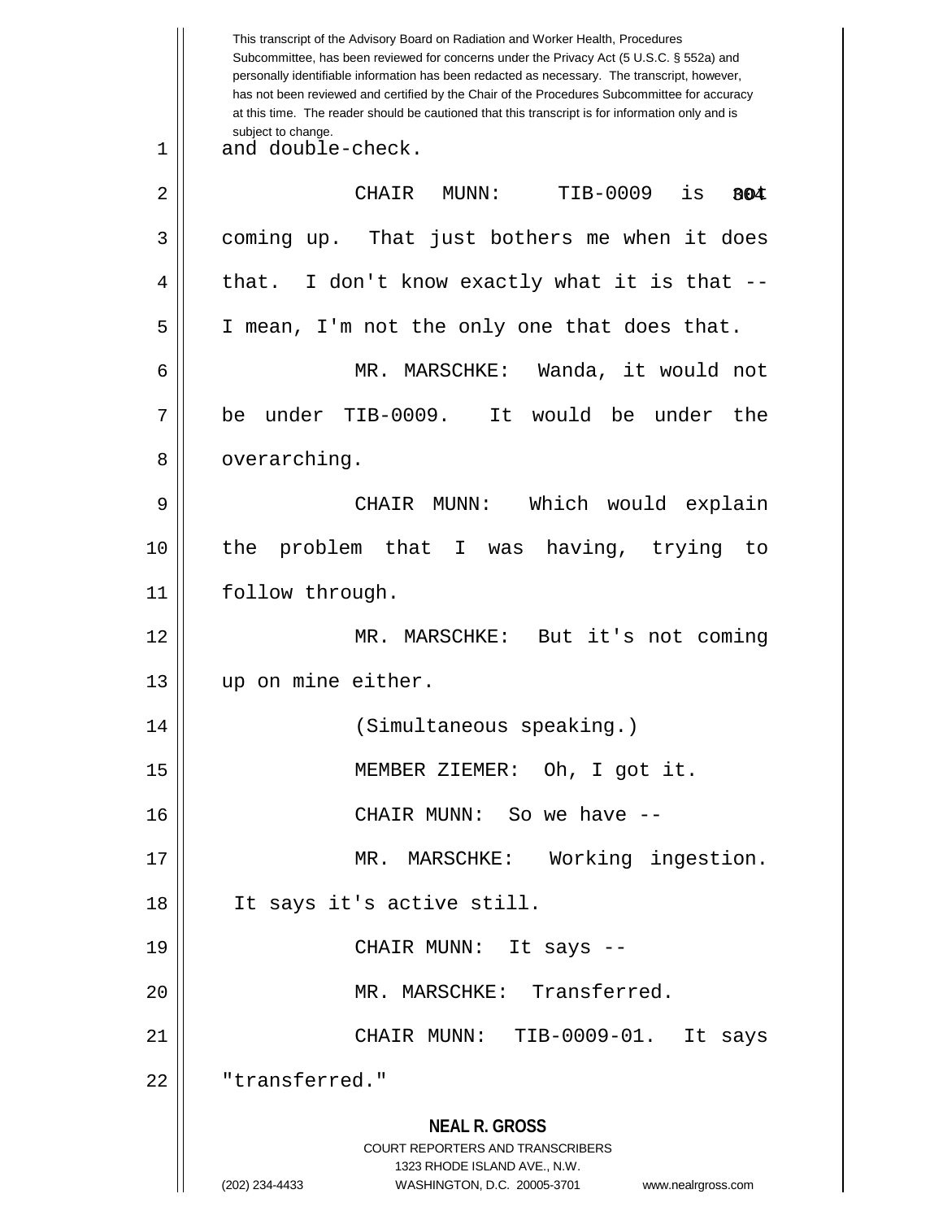This transcript of the Advisory Board on Radiation and Worker Health, Procedures Subcommittee, has been reviewed for concerns under the Privacy Act (5 U.S.C. § 552a) and personally identifiable information has been redacted as necessary. The transcript, however, has not been reviewed and certified by the Chair of the Procedures Subcommittee for accuracy at this time. The reader should be cautioned that this transcript is for information only and is subject to change.

and double-check.

CHAIR MUNN: TIB-0009 is not coming up. That just bothers me when it does that. I don't know exactly what it is that -- I mean, I'm not the only one that does that.

MR. MARSCHKE: Wanda, it would not be under TIB-0009. It would be under the overarching.

CHAIR MUNN: Which would explain the problem that I was having, trying to follow through.

MR. MARSCHKE: But it's not coming up on mine either.

(Simultaneous speaking.)

MEMBER ZIEMER: Oh, I got it.

CHAIR MUNN: So we have --

MR. MARSCHKE: Working ingestion. It says it's active still.

CHAIR MUNN: It says --

MR. MARSCHKE: Transferred.

CHAIR MUNN: TIB-0009-01. It says "transferred."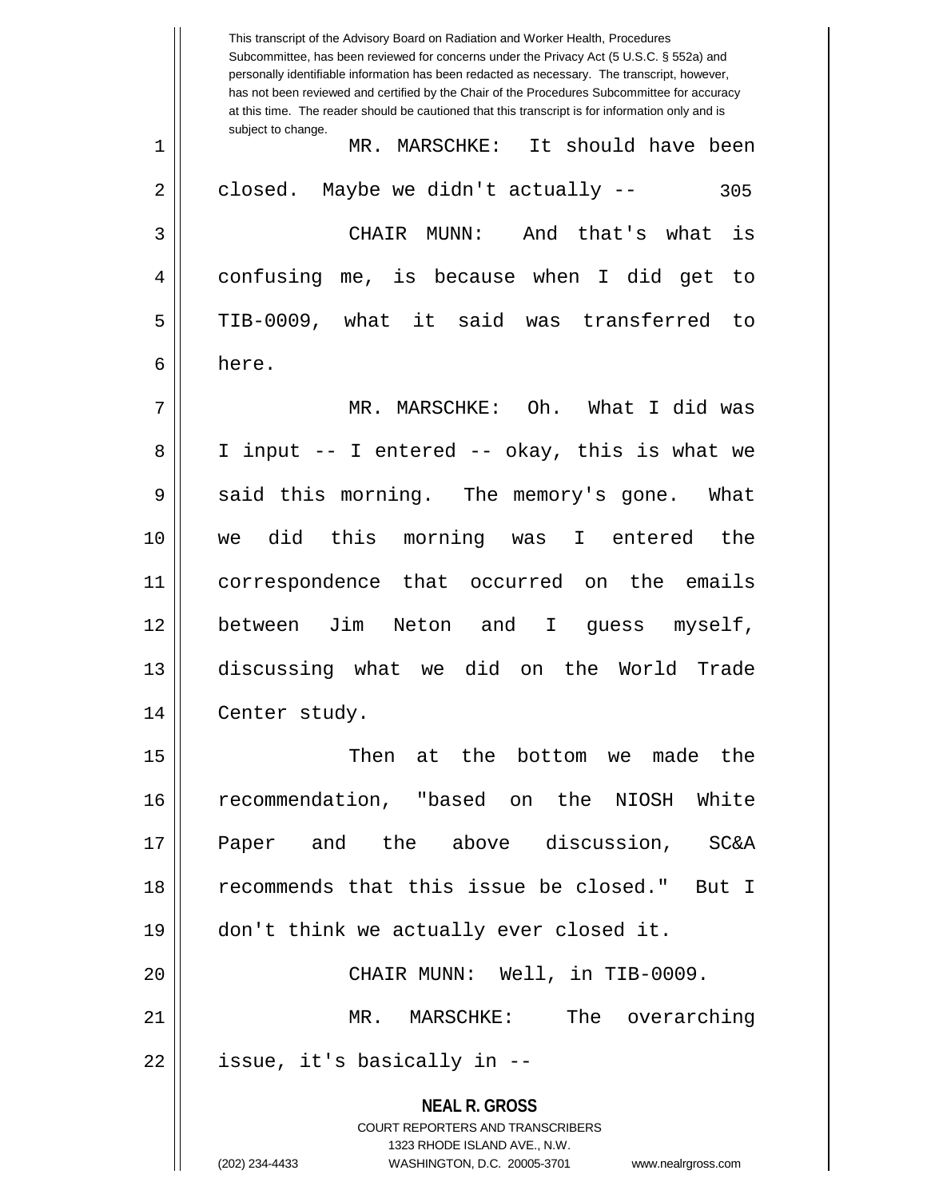MR. MARSCHKE: It should have been closed. Maybe we didn't actually --

CHAIR MUNN: And that's what is confusing me, is because when I did get to TIB-0009, what it said was transferred to here.

MR. MARSCHKE: Oh. What I did was I input -- I entered -- okay, this is what we said this morning. The memory's gone. What we did this morning was I entered the correspondence that occurred on the emails between Jim Neton and I guess myself, discussing what we did on the World Trade Center study.

Then at the bottom we made the recommendation, "based on the NIOSH White Paper and the above discussion, SC&A recommends that this issue be closed." But I don't think we actually ever closed it.

CHAIR MUNN: Well, in TIB-0009.

MR. MARSCHKE: The overarching issue, it's basically in --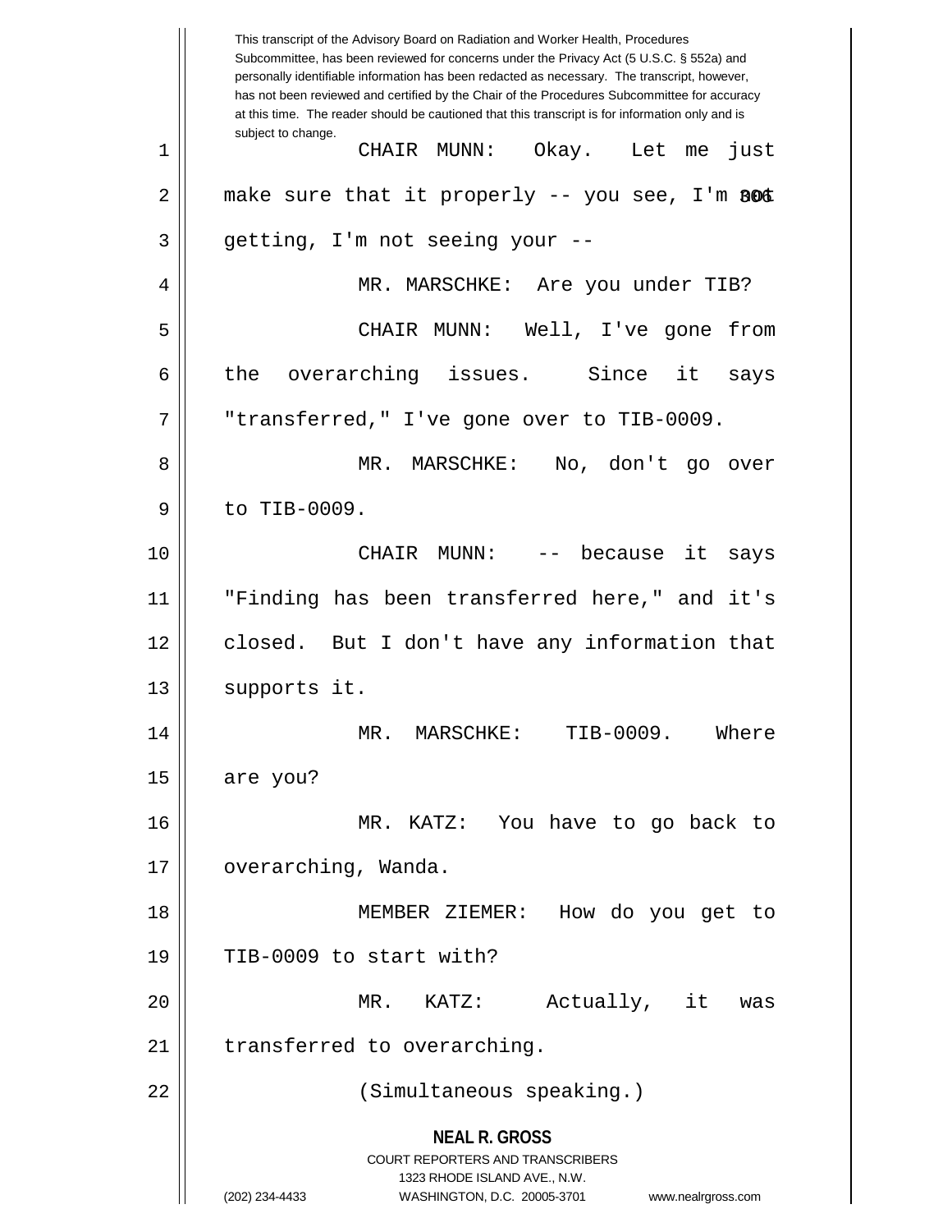This transcript of the Advisory Board on Radiation and Worker Health, Procedures Subcommittee, has been reviewed for concerns under the Privacy Act (5 U.S.C. § 552a) and personally identifiable information has been redacted as necessary. The transcript, however, has not been reviewed and certified by the Chair of the Procedures Subcommittee for accuracy at this time. The reader should be cautioned that this transcript is for information only and is subject to change.

1 CHAIR MUNN: Okay. Let me just
2 make sure that it properly -- you see, I'm not
3 getting, I'm not seeing your --
4 MR. MARSCHKE: Are you under TIB?
5 CHAIR MUNN: Well, I've gone from
6 the overarching issues. Since it says
7 "transferred," I've gone over to TIB-0009.
8 MR. MARSCHKE: No, don't go over
9 to TIB-0009.
10 CHAIR MUNN: -- because it says
11 "Finding has been transferred here," and it's
12 closed. But I don't have any information that
13 supports it.
14 MR. MARSCHKE: TIB-0009. Where
15 are you?
16 MR. KATZ: You have to go back to
17 overarching, Wanda.
18 MEMBER ZIEMER: How do you get to
19 TIB-0009 to start with?
20 MR. KATZ: Actually, it was
21 transferred to overarching.
22 (Simultaneous speaking.)

**NEAL R. GROSS**
COURT REPORTERS AND TRANSCRIBERS
1323 RHODE ISLAND AVE., N.W.
(202) 234-4433 WASHINGTON, D.C. 20005-3701 www.nealrgross.com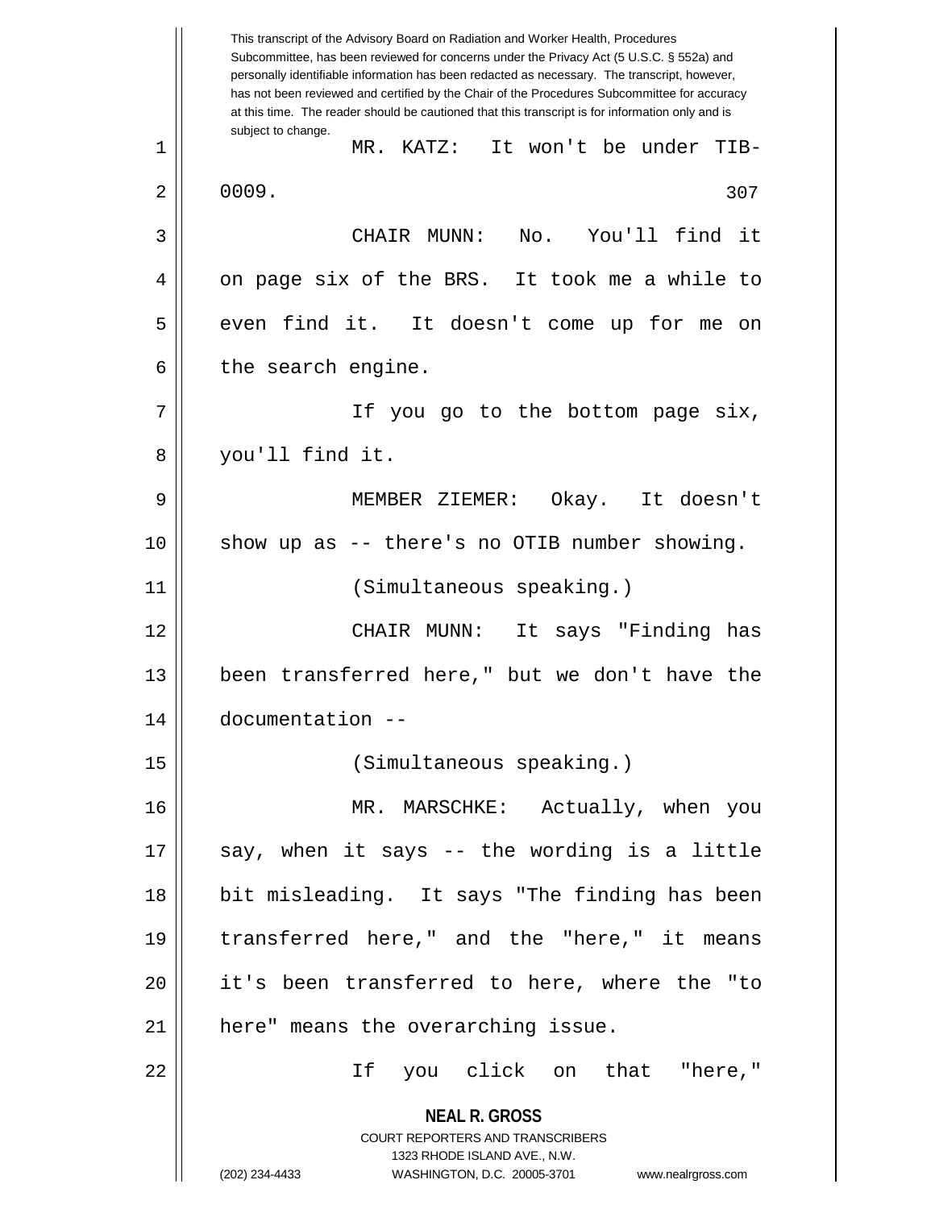MR. KATZ: It won't be under TIB-0009.

CHAIR MUNN: No. You'll find it on page six of the BRS. It took me a while to even find it. It doesn't come up for me on the search engine.

If you go to the bottom page six, you'll find it.

MEMBER ZIEMER: Okay. It doesn't show up as -- there's no OTIB number showing.

(Simultaneous speaking.)

CHAIR MUNN: It says "Finding has been transferred here," but we don't have the documentation --

(Simultaneous speaking.)

MR. MARSCHKE: Actually, when you say, when it says -- the wording is a little bit misleading. It says "The finding has been transferred here," and the "here," it means it's been transferred to here, where the "to here" means the overarching issue.

If you click on that "here,"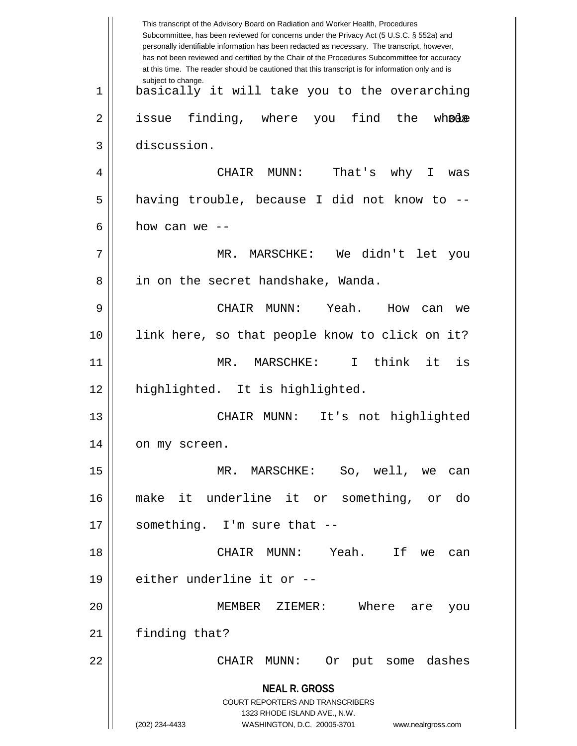This transcript of the Advisory Board on Radiation and Worker Health, Procedures Subcommittee, has been reviewed for concerns under the Privacy Act (5 U.S.C. § 552a) and personally identifiable information has been redacted as necessary. The transcript, however, has not been reviewed and certified by the Chair of the Procedures Subcommittee for accuracy at this time. The reader should be cautioned that this transcript is for information only and is subject to change.

1 basically it will take you to the overarching
2 issue finding, where you find the whole
3 discussion.

4 CHAIR MUNN: That's why I was
5 having trouble, because I did not know to --
6 how can we --

7 MR. MARSCHKE: We didn't let you
8 in on the secret handshake, Wanda.

9 CHAIR MUNN: Yeah. How can we
10 link here, so that people know to click on it?

11 MR. MARSCHKE: I think it is
12 highlighted. It is highlighted.

13 CHAIR MUNN: It's not highlighted
14 on my screen.

15 MR. MARSCHKE: So, well, we can
16 make it underline it or something, or do
17 something. I'm sure that --

18 CHAIR MUNN: Yeah. If we can
19 either underline it or --

20 MEMBER ZIEMER: Where are you
21 finding that?

22 CHAIR MUNN: Or put some dashes

**NEAL R. GROSS**
COURT REPORTERS AND TRANSCRIBERS
1323 RHODE ISLAND AVE., N.W.
(202) 234-4433 WASHINGTON, D.C. 20005-3701 www.nealrgross.com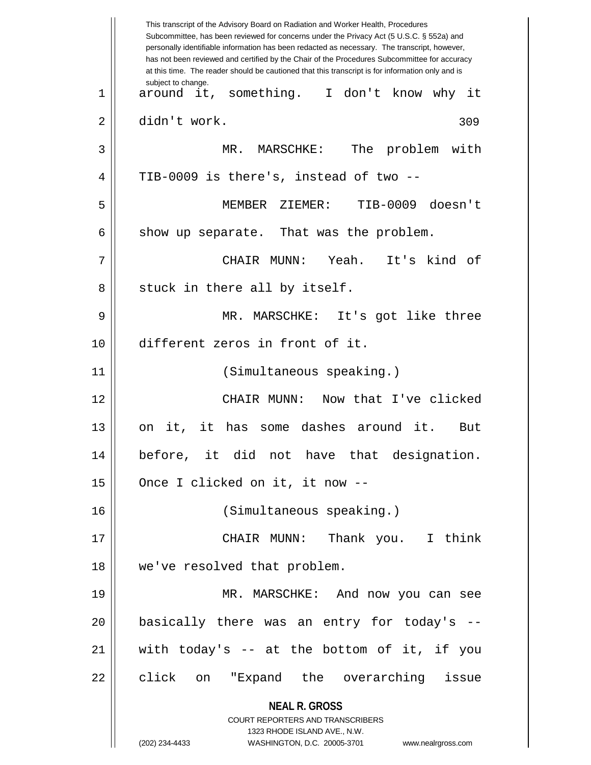around it, something. I don't know why it didn't work.

MR. MARSCHKE: The problem with TIB-0009 is there's, instead of two --

MEMBER ZIEMER: TIB-0009 doesn't show up separate. That was the problem.

CHAIR MUNN: Yeah. It's kind of stuck in there all by itself.

MR. MARSCHKE: It's got like three different zeros in front of it.

(Simultaneous speaking.)

CHAIR MUNN: Now that I've clicked on it, it has some dashes around it. But before, it did not have that designation. Once I clicked on it, it now --

(Simultaneous speaking.)

CHAIR MUNN: Thank you. I think we've resolved that problem.

MR. MARSCHKE: And now you can see basically there was an entry for today's -- with today's -- at the bottom of it, if you click on "Expand the overarching issue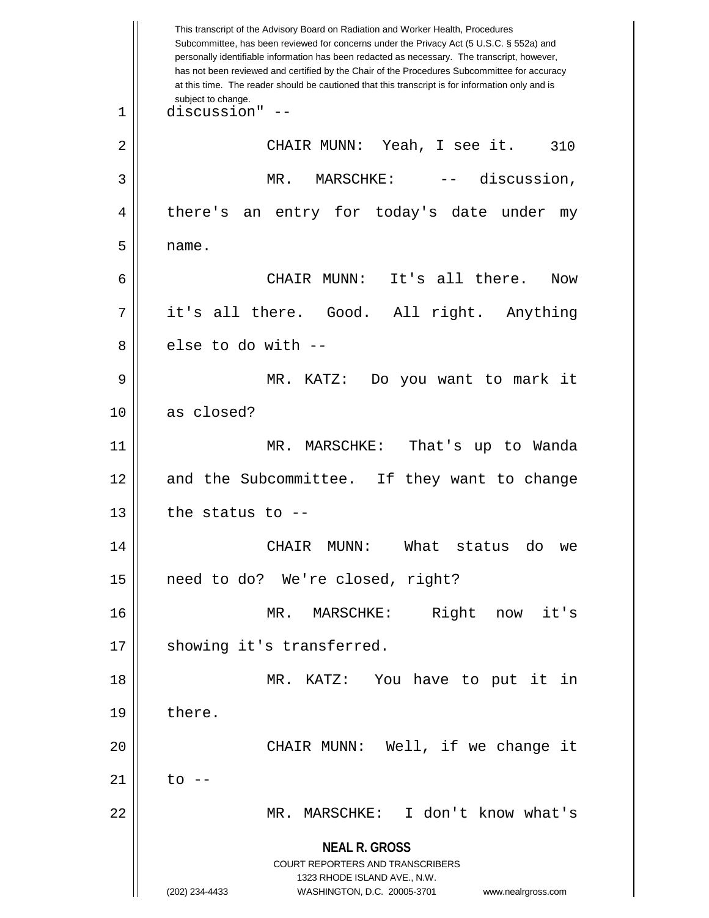discussion" --

CHAIR MUNN: Yeah, I see it.

MR. MARSCHKE: -- discussion, there's an entry for today's date under my name.

CHAIR MUNN: It's all there. Now it's all there. Good. All right. Anything else to do with --

MR. KATZ: Do you want to mark it as closed?

MR. MARSCHKE: That's up to Wanda and the Subcommittee. If they want to change the status to --

CHAIR MUNN: What status do we need to do? We're closed, right?

MR. MARSCHKE: Right now it's showing it's transferred.

MR. KATZ: You have to put it in there.

CHAIR MUNN: Well, if we change it to --

MR. MARSCHKE: I don't know what's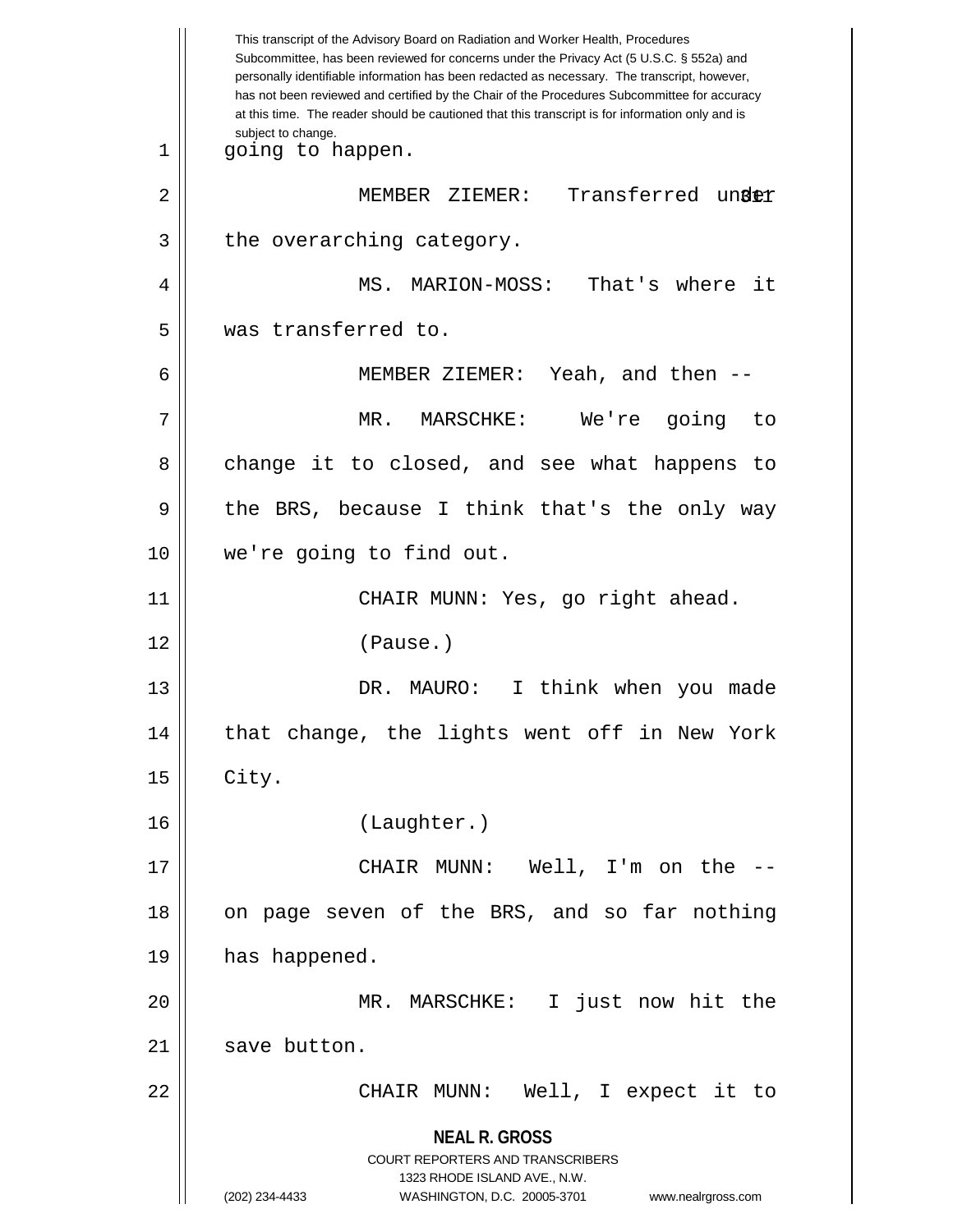This transcript of the Advisory Board on Radiation and Worker Health, Procedures Subcommittee, has been reviewed for concerns under the Privacy Act (5 U.S.C. § 552a) and personally identifiable information has been redacted as necessary. The transcript, however, has not been reviewed and certified by the Chair of the Procedures Subcommittee for accuracy at this time. The reader should be cautioned that this transcript is for information only and is subject to change.

going to happen.

MEMBER ZIEMER: Transferred under the overarching category.

MS. MARION-MOSS: That's where it was transferred to.

MEMBER ZIEMER: Yeah, and then --

MR. MARSCHKE: We're going to change it to closed, and see what happens to the BRS, because I think that's the only way we're going to find out.

CHAIR MUNN: Yes, go right ahead.

(Pause.)

DR. MAURO: I think when you made that change, the lights went off in New York City.

(Laughter.)

CHAIR MUNN: Well, I'm on the -- on page seven of the BRS, and so far nothing has happened.

MR. MARSCHKE: I just now hit the save button.

CHAIR MUNN: Well, I expect it to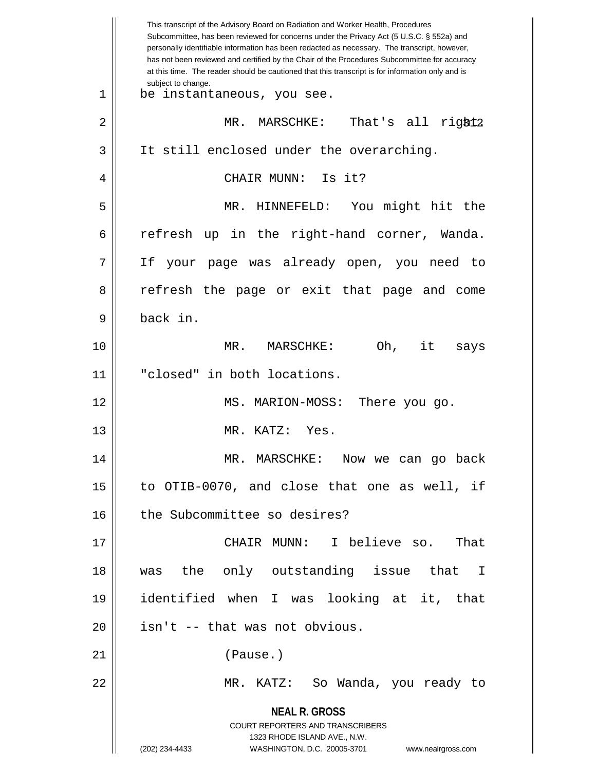This transcript of the Advisory Board on Radiation and Worker Health, Procedures Subcommittee, has been reviewed for concerns under the Privacy Act (5 U.S.C. § 552a) and personally identifiable information has been redacted as necessary. The transcript, however, has not been reviewed and certified by the Chair of the Procedures Subcommittee for accuracy at this time. The reader should be cautioned that this transcript is for information only and is subject to change.

be instantaneous, you see.

MR. MARSCHKE: That's all right. It still enclosed under the overarching.

CHAIR MUNN: Is it?

MR. HINNEFELD: You might hit the refresh up in the right-hand corner, Wanda. If your page was already open, you need to refresh the page or exit that page and come back in.

MR. MARSCHKE: Oh, it says "closed" in both locations.

MS. MARION-MOSS: There you go.

MR. KATZ: Yes.

MR. MARSCHKE: Now we can go back to OTIB-0070, and close that one as well, if the Subcommittee so desires?

CHAIR MUNN: I believe so. That was the only outstanding issue that I identified when I was looking at it, that isn't -- that was not obvious.

(Pause.)

MR. KATZ: So Wanda, you ready to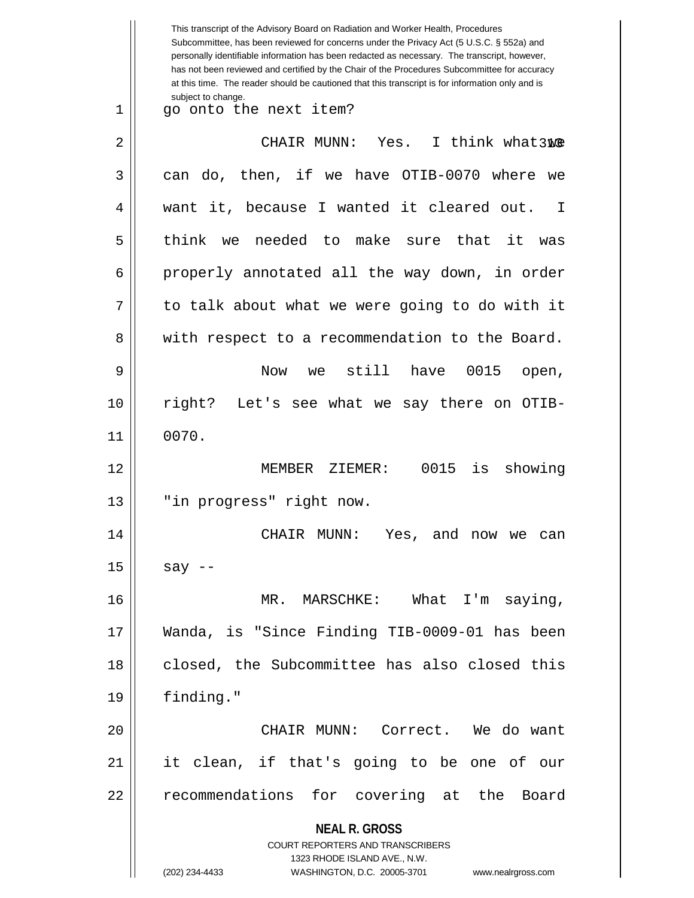This transcript of the Advisory Board on Radiation and Worker Health, Procedures Subcommittee, has been reviewed for concerns under the Privacy Act (5 U.S.C. § 552a) and personally identifiable information has been redacted as necessary. The transcript, however, has not been reviewed and certified by the Chair of the Procedures Subcommittee for accuracy at this time. The reader should be cautioned that this transcript is for information only and is subject to change.

go onto the next item?

CHAIR MUNN: Yes. I think what we can do, then, if we have OTIB-0070 where we want it, because I wanted it cleared out. I think we needed to make sure that it was properly annotated all the way down, in order to talk about what we were going to do with it with respect to a recommendation to the Board.

Now we still have 0015 open, right? Let's see what we say there on OTIB-0070.

MEMBER ZIEMER: 0015 is showing "in progress" right now.

CHAIR MUNN: Yes, and now we can say --

MR. MARSCHKE: What I'm saying, Wanda, is "Since Finding TIB-0009-01 has been closed, the Subcommittee has also closed this finding."

CHAIR MUNN: Correct. We do want it clean, if that's going to be one of our recommendations for covering at the Board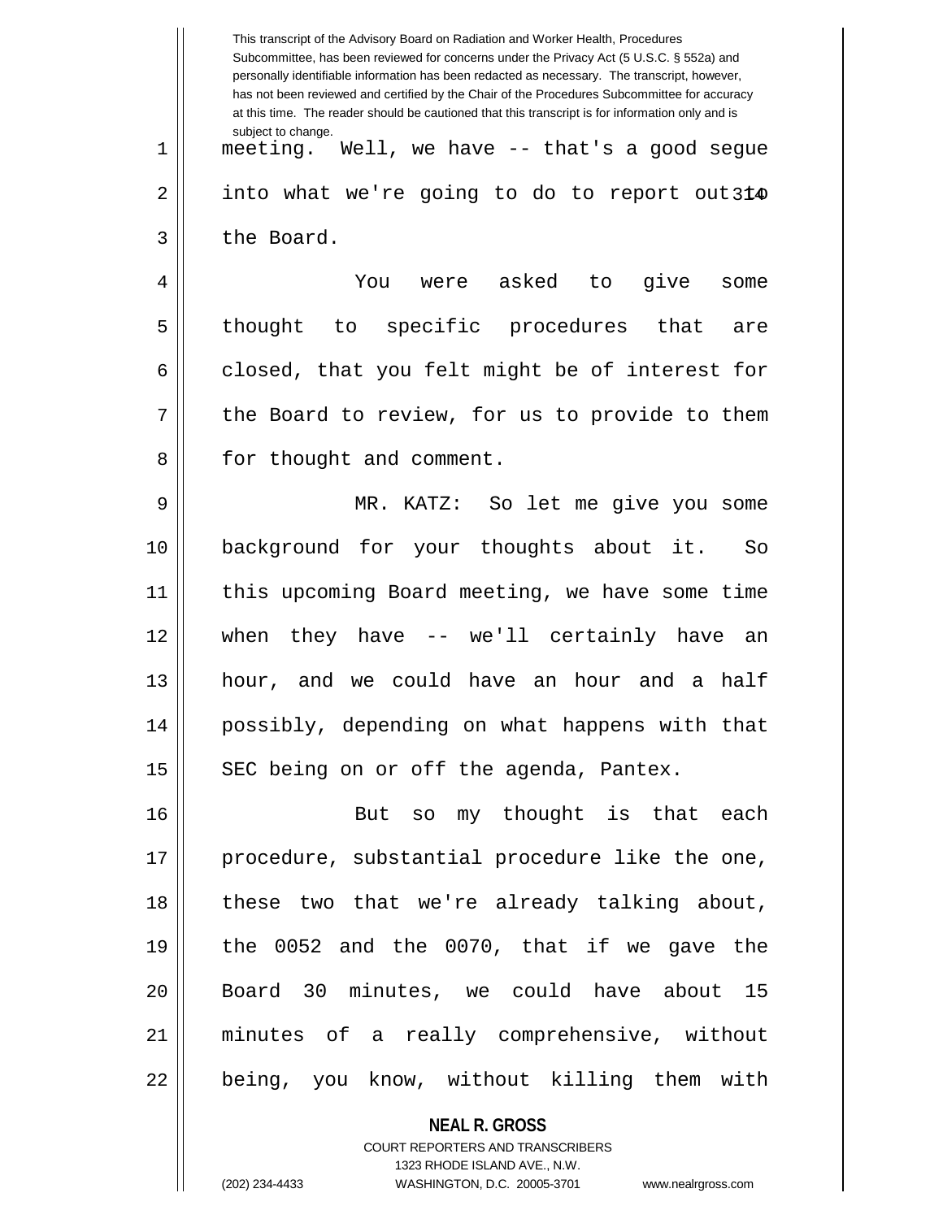meeting. Well, we have -- that's a good segue into what we're going to do to report out to the Board.

You were asked to give some thought to specific procedures that are closed, that you felt might be of interest for the Board to review, for us to provide to them for thought and comment.

MR. KATZ: So let me give you some background for your thoughts about it. So this upcoming Board meeting, we have some time when they have -- we'll certainly have an hour, and we could have an hour and a half possibly, depending on what happens with that SEC being on or off the agenda, Pantex.

But so my thought is that each procedure, substantial procedure like the one, these two that we're already talking about, the 0052 and the 0070, that if we gave the Board 30 minutes, we could have about 15 minutes of a really comprehensive, without being, you know, without killing them with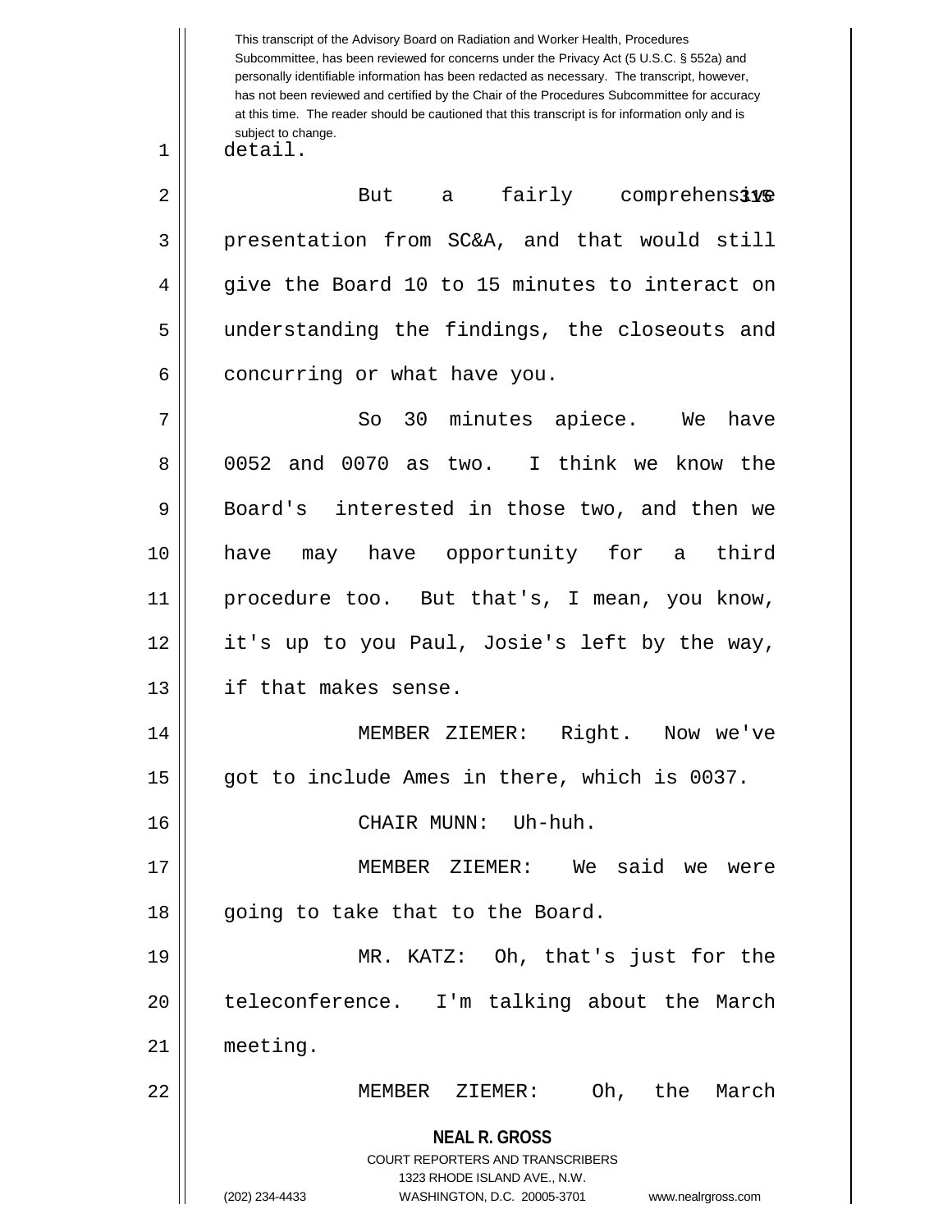detail.

But a fairly comprehensive presentation from SC&A, and that would still give the Board 10 to 15 minutes to interact on understanding the findings, the closeouts and concurring or what have you.

So 30 minutes apiece. We have 0052 and 0070 as two. I think we know the Board's interested in those two, and then we have may have opportunity for a third procedure too. But that's, I mean, you know, it's up to you Paul, Josie's left by the way, if that makes sense.

MEMBER ZIEMER: Right. Now we've got to include Ames in there, which is 0037.

CHAIR MUNN: Uh-huh.

MEMBER ZIEMER: We said we were going to take that to the Board.

MR. KATZ: Oh, that's just for the teleconference. I'm talking about the March meeting.

MEMBER ZIEMER: Oh, the March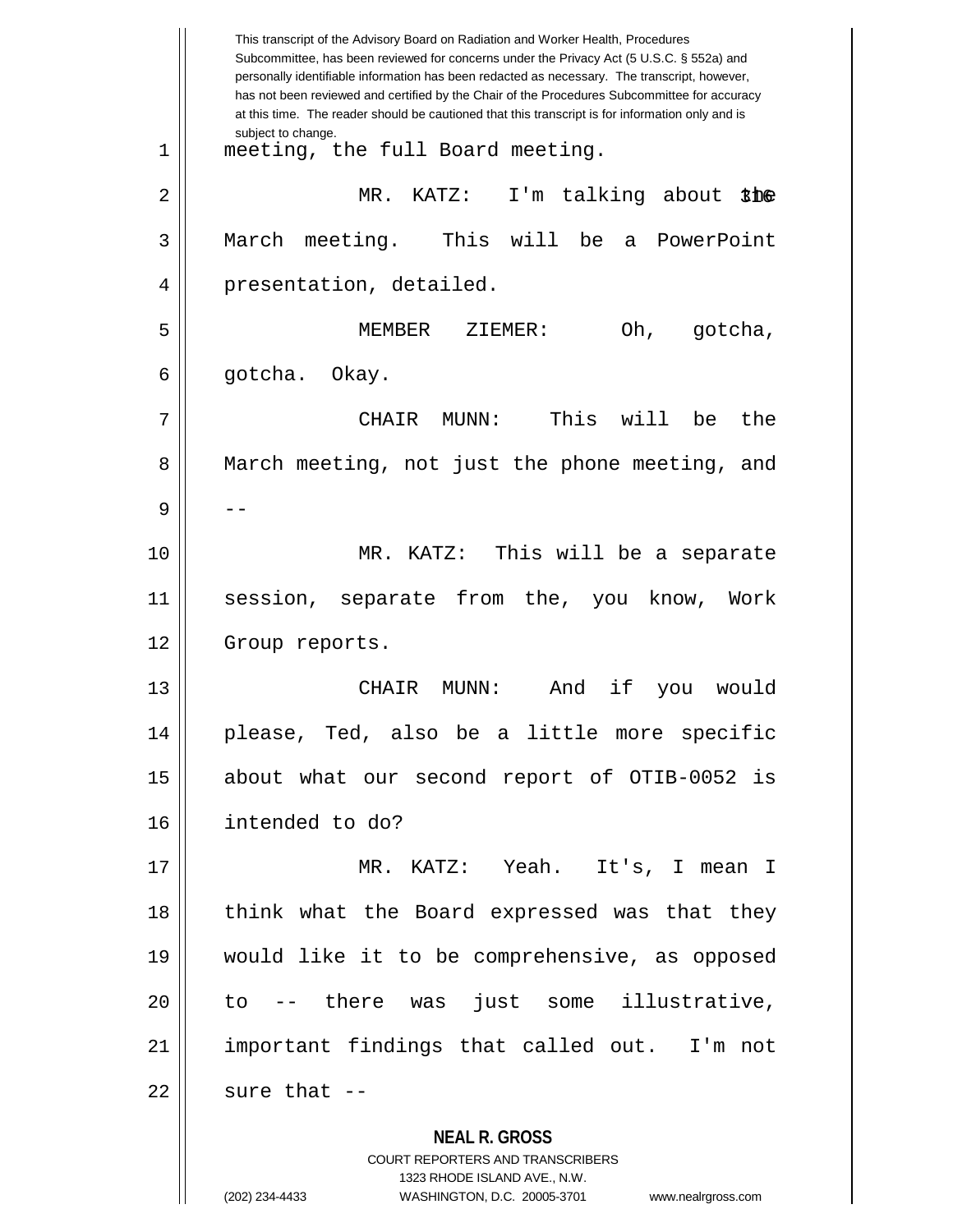meeting, the full Board meeting.

MR. KATZ: I'm talking about the March meeting. This will be a PowerPoint presentation, detailed.

MEMBER ZIEMER: Oh, gotcha, gotcha. Okay.

CHAIR MUNN: This will be the March meeting, not just the phone meeting, and --

MR. KATZ: This will be a separate session, separate from the, you know, Work Group reports.

CHAIR MUNN: And if you would please, Ted, also be a little more specific about what our second report of OTIB-0052 is intended to do?

MR. KATZ: Yeah. It's, I mean I think what the Board expressed was that they would like it to be comprehensive, as opposed to -- there was just some illustrative, important findings that called out. I'm not sure that --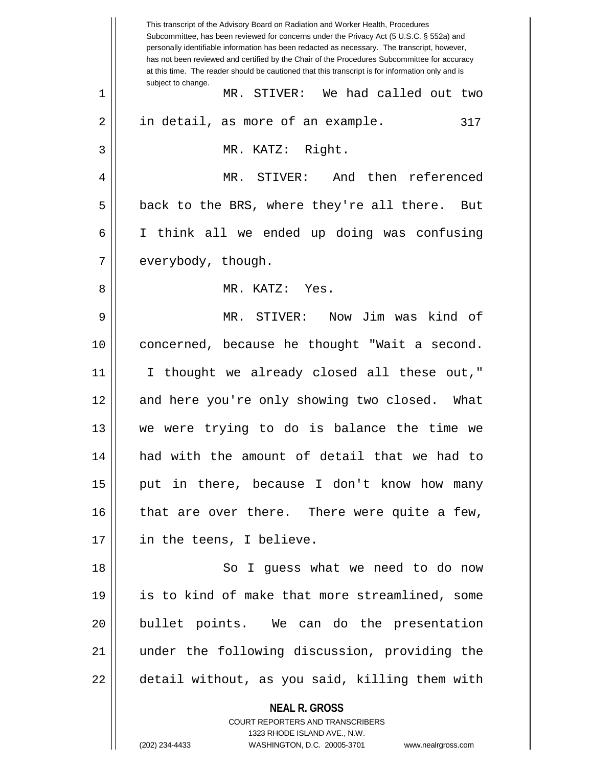MR. STIVER: We had called out two in detail, as more of an example.

MR. KATZ: Right.

MR. STIVER: And then referenced back to the BRS, where they're all there. But I think all we ended up doing was confusing everybody, though.

MR. KATZ: Yes.

MR. STIVER: Now Jim was kind of concerned, because he thought "Wait a second. I thought we already closed all these out," and here you're only showing two closed. What we were trying to do is balance the time we had with the amount of detail that we had to put in there, because I don't know how many that are over there. There were quite a few, in the teens, I believe.

So I guess what we need to do now is to kind of make that more streamlined, some bullet points. We can do the presentation under the following discussion, providing the detail without, as you said, killing them with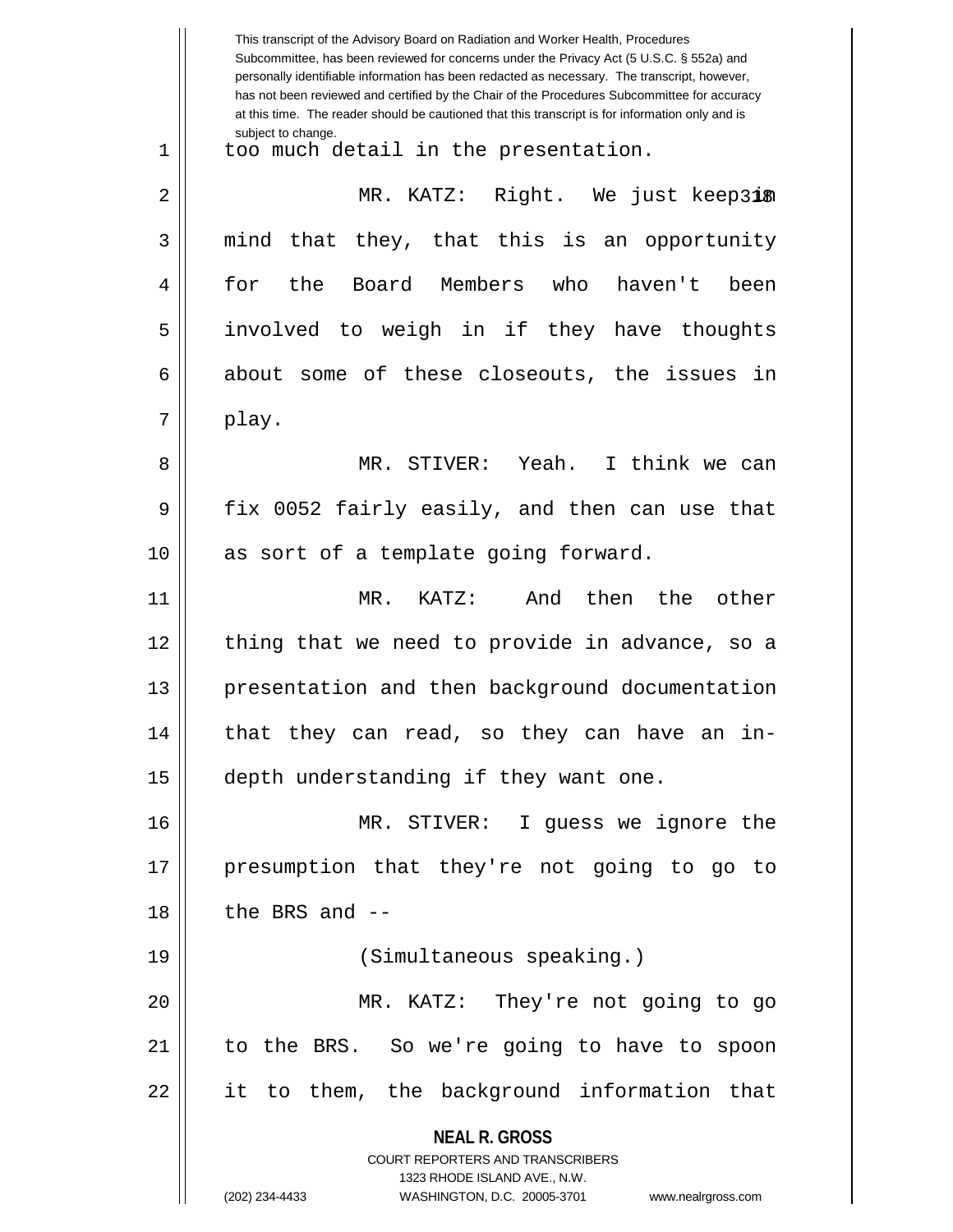too much detail in the presentation.

MR. KATZ: Right. We just keep in mind that they, that this is an opportunity for the Board Members who haven't been involved to weigh in if they have thoughts about some of these closeouts, the issues in play.

MR. STIVER: Yeah. I think we can fix 0052 fairly easily, and then can use that as sort of a template going forward.

MR. KATZ: And then the other thing that we need to provide in advance, so a presentation and then background documentation that they can read, so they can have an in-depth understanding if they want one.

MR. STIVER: I guess we ignore the presumption that they're not going to go to the BRS and --

(Simultaneous speaking.)

MR. KATZ: They're not going to go to the BRS. So we're going to have to spoon it to them, the background information that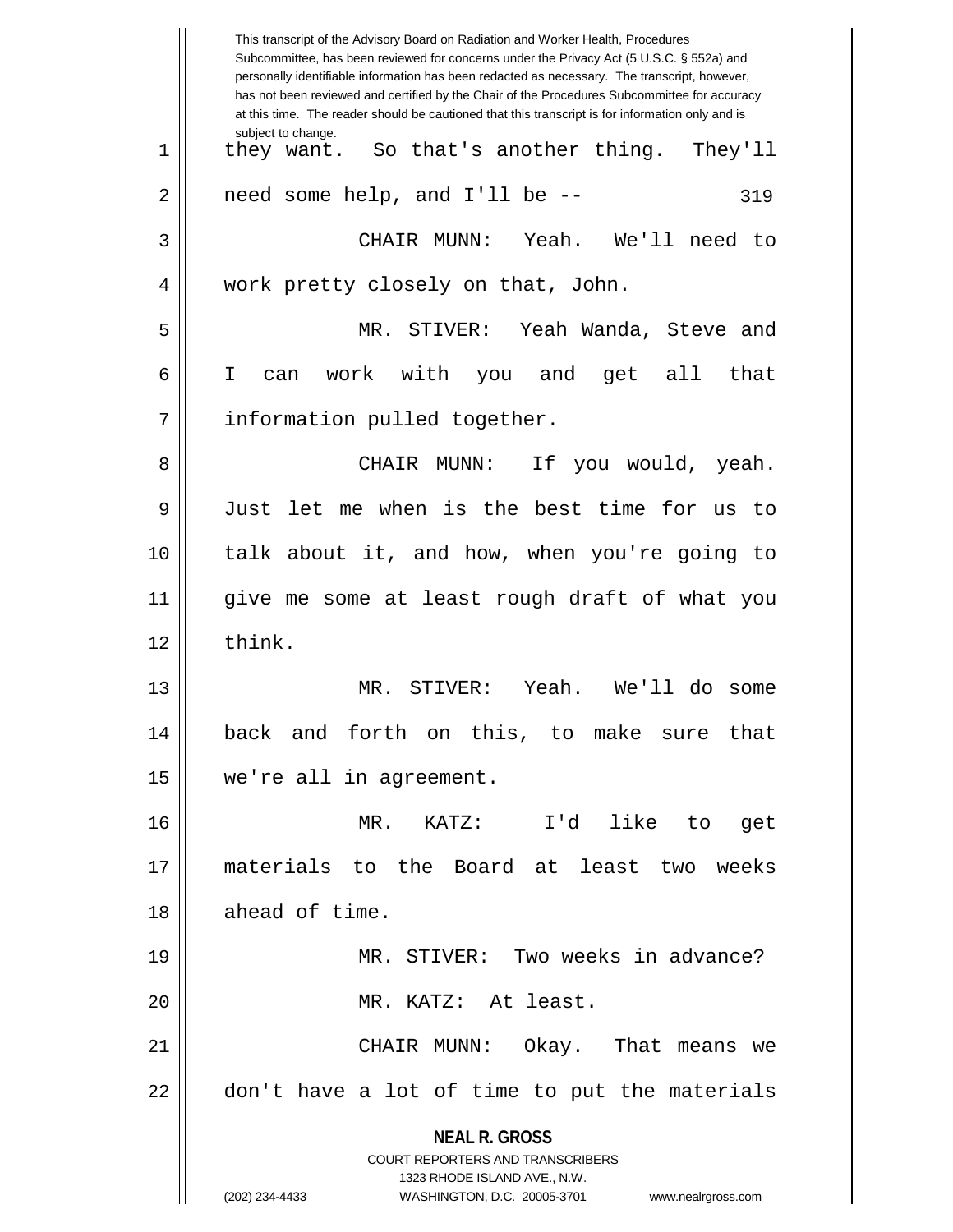they want. So that's another thing. They'll need some help, and I'll be --

CHAIR MUNN: Yeah. We'll need to work pretty closely on that, John.

MR. STIVER: Yeah Wanda, Steve and I can work with you and get all that information pulled together.

CHAIR MUNN: If you would, yeah. Just let me when is the best time for us to talk about it, and how, when you're going to give me some at least rough draft of what you think.

MR. STIVER: Yeah. We'll do some back and forth on this, to make sure that we're all in agreement.

MR. KATZ: I'd like to get materials to the Board at least two weeks ahead of time.

MR. STIVER: Two weeks in advance?

MR. KATZ: At least.

CHAIR MUNN: Okay. That means we don't have a lot of time to put the materials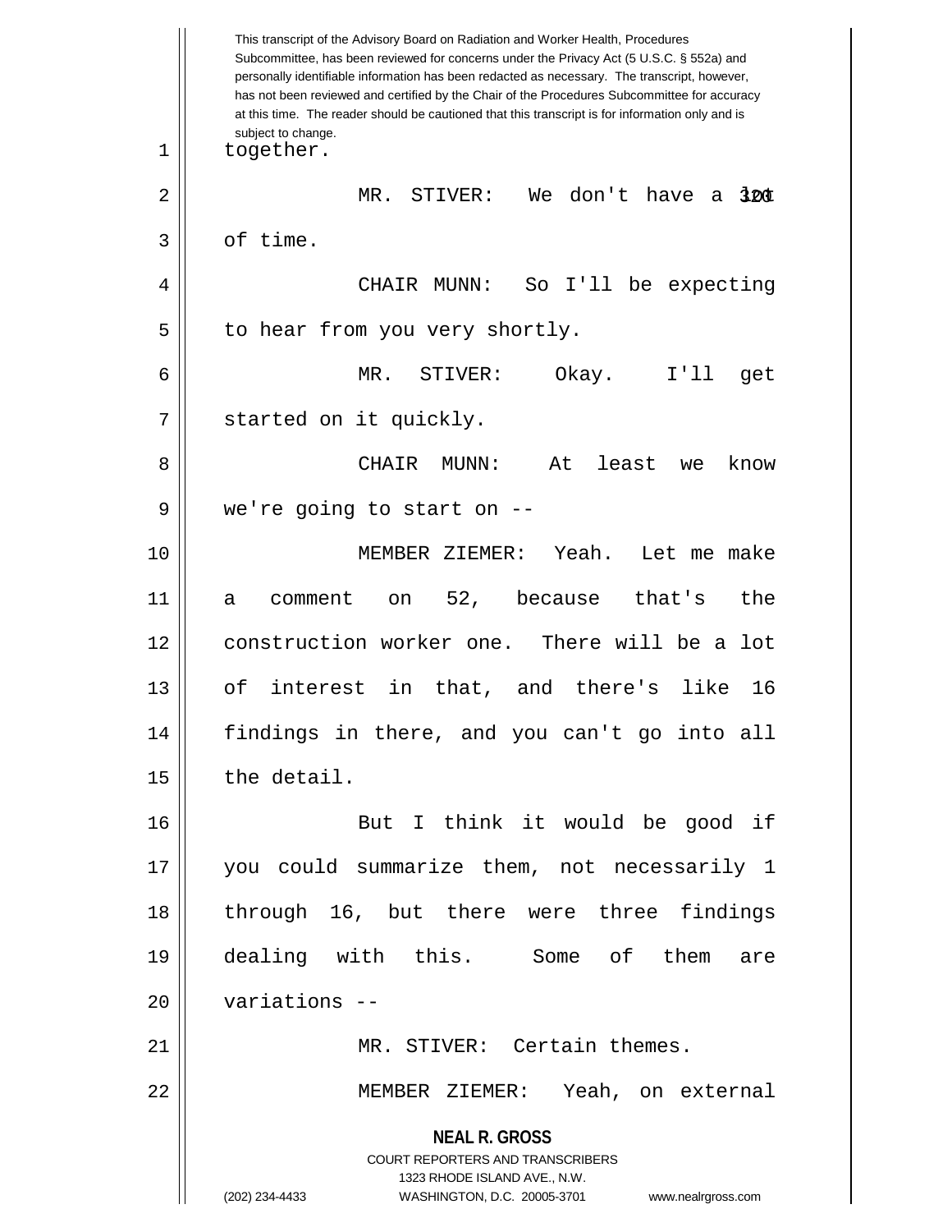together.

MR. STIVER: We don't have a lot of time.

CHAIR MUNN: So I'll be expecting to hear from you very shortly.

MR. STIVER: Okay. I'll get started on it quickly.

CHAIR MUNN: At least we know we're going to start on --

MEMBER ZIEMER: Yeah. Let me make a comment on 52, because that's the construction worker one. There will be a lot of interest in that, and there's like 16 findings in there, and you can't go into all the detail.

But I think it would be good if you could summarize them, not necessarily 1 through 16, but there were three findings dealing with this. Some of them are variations --

MR. STIVER: Certain themes.

MEMBER ZIEMER: Yeah, on external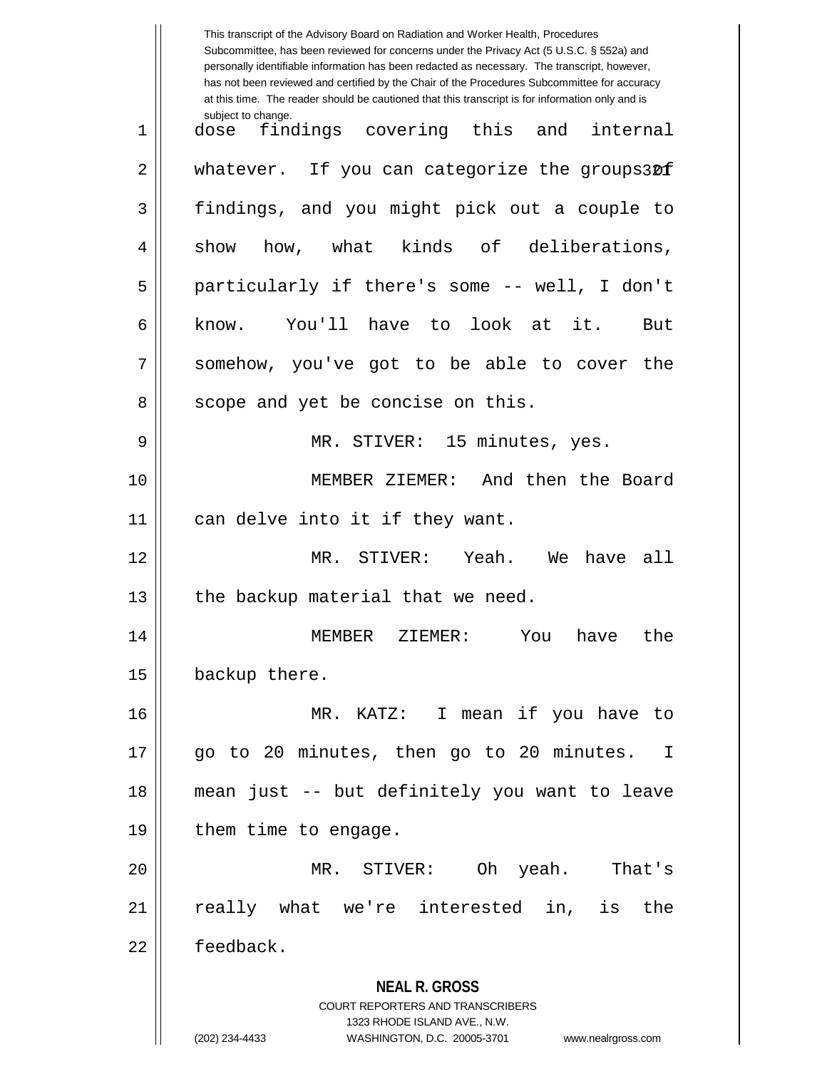dose findings covering this and internal whatever. If you can categorize the groups of findings, and you might pick out a couple to show how, what kinds of deliberations, particularly if there's some -- well, I don't know. You'll have to look at it. But somehow, you've got to be able to cover the scope and yet be concise on this.

MR. STIVER: 15 minutes, yes.

MEMBER ZIEMER: And then the Board can delve into it if they want.

MR. STIVER: Yeah. We have all the backup material that we need.

MEMBER ZIEMER: You have the backup there.

MR. KATZ: I mean if you have to go to 20 minutes, then go to 20 minutes. I mean just -- but definitely you want to leave them time to engage.

MR. STIVER: Oh yeah. That's really what we're interested in, is the feedback.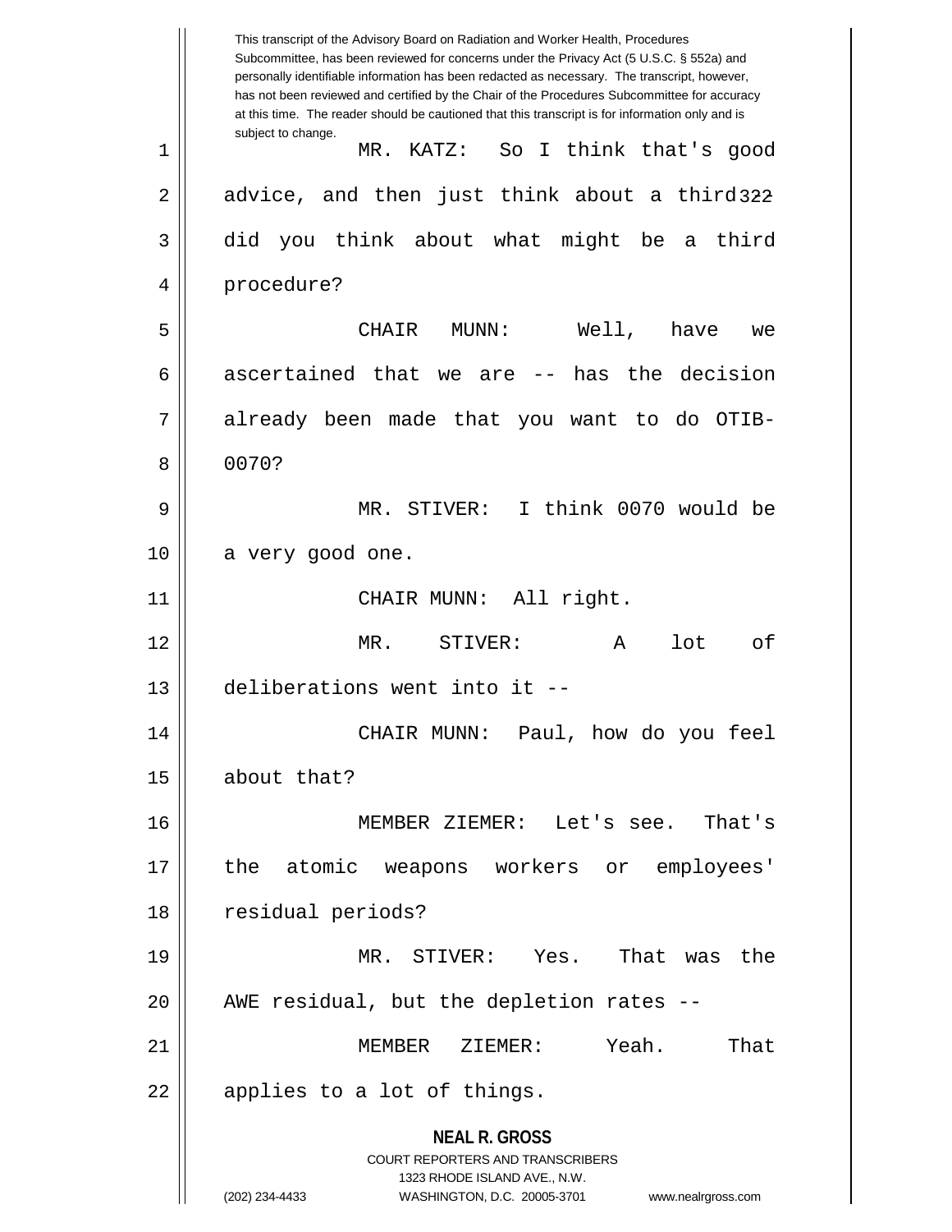This transcript of the Advisory Board on Radiation and Worker Health, Procedures Subcommittee, has been reviewed for concerns under the Privacy Act (5 U.S.C. § 552a) and personally identifiable information has been redacted as necessary. The transcript, however, has not been reviewed and certified by the Chair of the Procedures Subcommittee for accuracy at this time. The reader should be cautioned that this transcript is for information only and is subject to change.

MR. KATZ: So I think that's good advice, and then just think about a third -- did you think about what might be a third procedure?

CHAIR MUNN: Well, have we ascertained that we are -- has the decision already been made that you want to do OTIB-0070?

MR. STIVER: I think 0070 would be a very good one.

CHAIR MUNN: All right.

MR. STIVER: A lot of deliberations went into it --

CHAIR MUNN: Paul, how do you feel about that?

MEMBER ZIEMER: Let's see. That's the atomic weapons workers or employees' residual periods?

MR. STIVER: Yes. That was the AWE residual, but the depletion rates --

MEMBER ZIEMER: Yeah. That applies to a lot of things.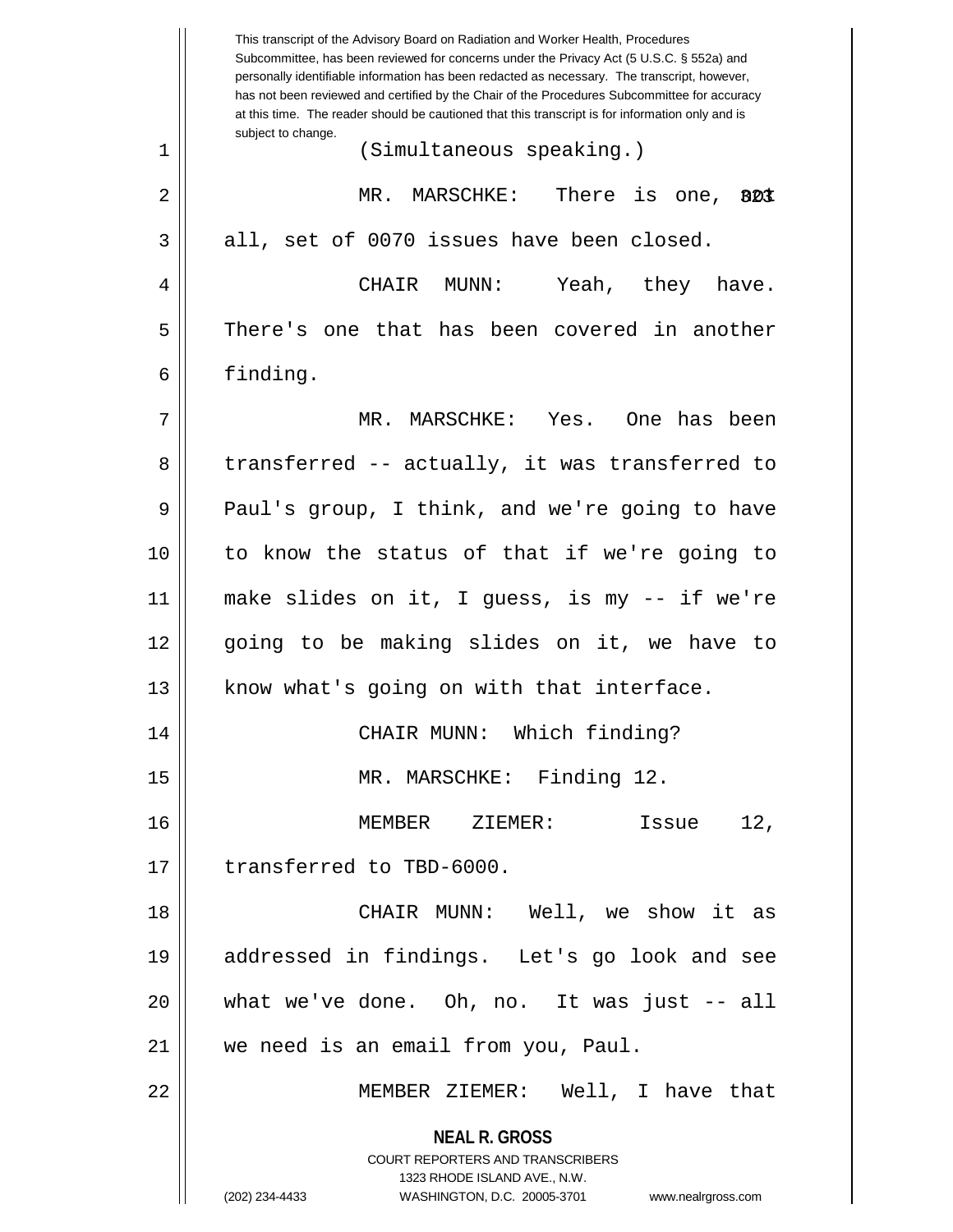This transcript of the Advisory Board on Radiation and Worker Health, Procedures Subcommittee, has been reviewed for concerns under the Privacy Act (5 U.S.C. § 552a) and personally identifiable information has been redacted as necessary. The transcript, however, has not been reviewed and certified by the Chair of the Procedures Subcommittee for accuracy at this time. The reader should be cautioned that this transcript is for information only and is subject to change.

(Simultaneous speaking.)

MR. MARSCHKE: There is one, not all, set of 0070 issues have been closed.

CHAIR MUNN: Yeah, they have. There's one that has been covered in another finding.

MR. MARSCHKE: Yes. One has been transferred -- actually, it was transferred to Paul's group, I think, and we're going to have to know the status of that if we're going to make slides on it, I guess, is my -- if we're going to be making slides on it, we have to know what's going on with that interface.

CHAIR MUNN: Which finding?

MR. MARSCHKE: Finding 12.

MEMBER ZIEMER: Issue 12, transferred to TBD-6000.

CHAIR MUNN: Well, we show it as addressed in findings. Let's go look and see what we've done. Oh, no. It was just -- all we need is an email from you, Paul.

MEMBER ZIEMER: Well, I have that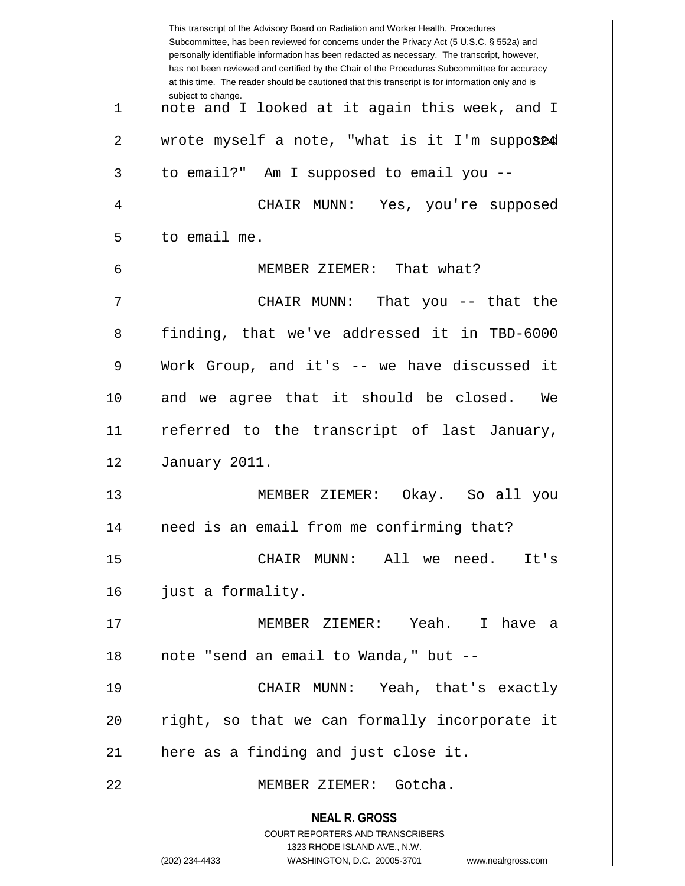This transcript of the Advisory Board on Radiation and Worker Health, Procedures Subcommittee, has been reviewed for concerns under the Privacy Act (5 U.S.C. § 552a) and personally identifiable information has been redacted as necessary. The transcript, however, has not been reviewed and certified by the Chair of the Procedures Subcommittee for accuracy at this time. The reader should be cautioned that this transcript is for information only and is subject to change.

note and I looked at it again this week, and I wrote myself a note, "what is it I'm supposed to email?" Am I supposed to email you --

CHAIR MUNN: Yes, you're supposed to email me.

MEMBER ZIEMER: That what?

CHAIR MUNN: That you -- that the finding, that we've addressed it in TBD-6000 Work Group, and it's -- we have discussed it and we agree that it should be closed. We referred to the transcript of last January, January 2011.

MEMBER ZIEMER: Okay. So all you need is an email from me confirming that?

CHAIR MUNN: All we need. It's just a formality.

MEMBER ZIEMER: Yeah. I have a note "send an email to Wanda," but --

CHAIR MUNN: Yeah, that's exactly right, so that we can formally incorporate it here as a finding and just close it.

MEMBER ZIEMER: Gotcha.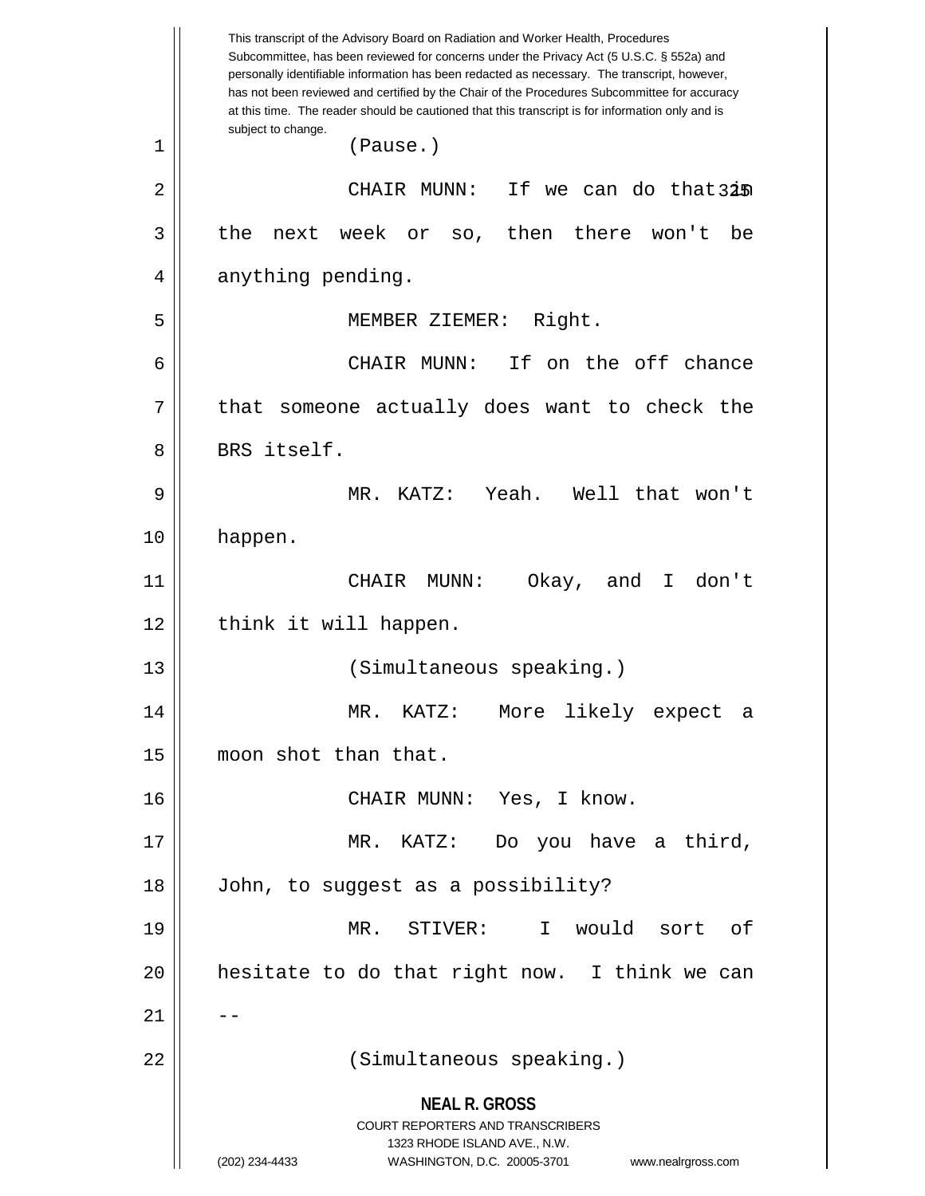This transcript of the Advisory Board on Radiation and Worker Health, Procedures Subcommittee, has been reviewed for concerns under the Privacy Act (5 U.S.C. § 552a) and personally identifiable information has been redacted as necessary. The transcript, however, has not been reviewed and certified by the Chair of the Procedures Subcommittee for accuracy at this time. The reader should be cautioned that this transcript is for information only and is subject to change.

(Pause.)

CHAIR MUNN: If we can do that in the next week or so, then there won't be anything pending.

MEMBER ZIEMER: Right.

CHAIR MUNN: If on the off chance that someone actually does want to check the BRS itself.

MR. KATZ: Yeah. Well that won't happen.

CHAIR MUNN: Okay, and I don't think it will happen.

(Simultaneous speaking.)

MR. KATZ: More likely expect a moon shot than that.

CHAIR MUNN: Yes, I know.

MR. KATZ: Do you have a third, John, to suggest as a possibility?

MR. STIVER: I would sort of hesitate to do that right now. I think we can --

(Simultaneous speaking.)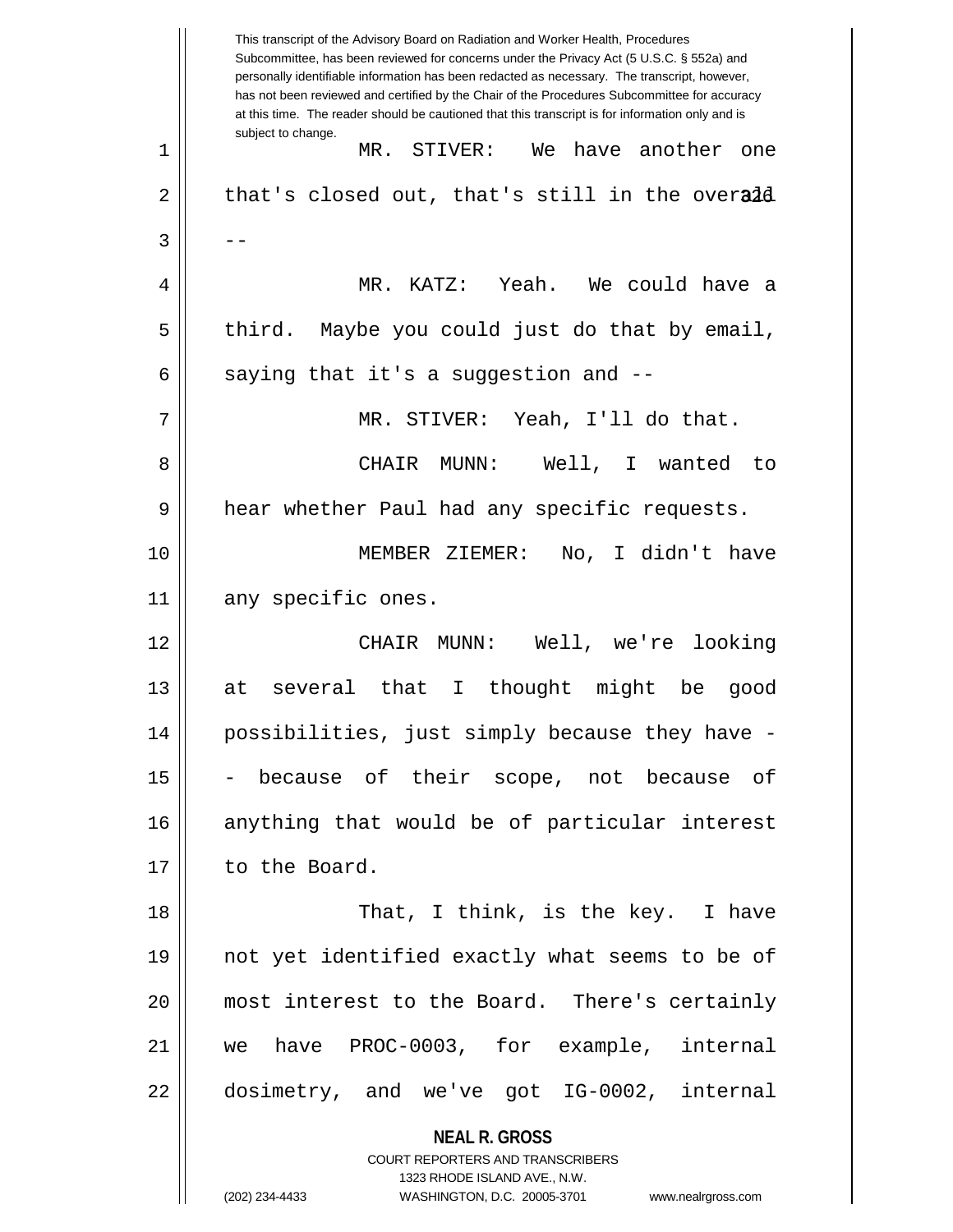This transcript of the Advisory Board on Radiation and Worker Health, Procedures Subcommittee, has been reviewed for concerns under the Privacy Act (5 U.S.C. § 552a) and personally identifiable information has been redacted as necessary. The transcript, however, has not been reviewed and certified by the Chair of the Procedures Subcommittee for accuracy at this time. The reader should be cautioned that this transcript is for information only and is subject to change.

MR. STIVER: We have another one that's closed out, that's still in the overall --

MR. KATZ: Yeah. We could have a third. Maybe you could just do that by email, saying that it's a suggestion and --

MR. STIVER: Yeah, I'll do that.

CHAIR MUNN: Well, I wanted to hear whether Paul had any specific requests.

MEMBER ZIEMER: No, I didn't have any specific ones.

CHAIR MUNN: Well, we're looking at several that I thought might be good possibilities, just simply because they have -- because of their scope, not because of anything that would be of particular interest to the Board.

That, I think, is the key. I have not yet identified exactly what seems to be of most interest to the Board. There's certainly we have PROC-0003, for example, internal dosimetry, and we've got IG-0002, internal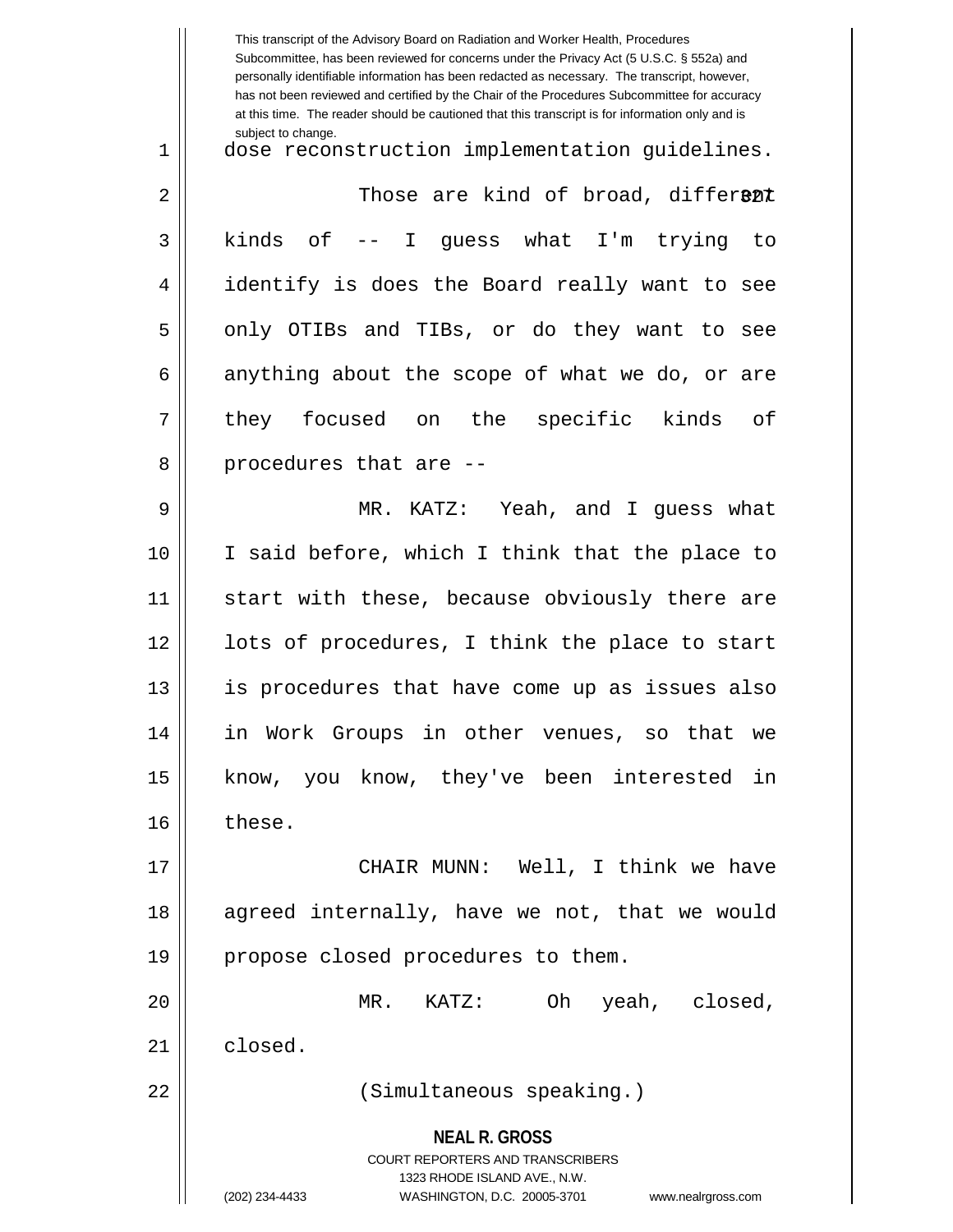dose reconstruction implementation guidelines.

Those are kind of broad, different kinds of -- I guess what I'm trying to identify is does the Board really want to see only OTIBs and TIBs, or do they want to see anything about the scope of what we do, or are they focused on the specific kinds of procedures that are --

MR. KATZ: Yeah, and I guess what I said before, which I think that the place to start with these, because obviously there are lots of procedures, I think the place to start is procedures that have come up as issues also in Work Groups in other venues, so that we know, you know, they've been interested in these.

CHAIR MUNN: Well, I think we have agreed internally, have we not, that we would propose closed procedures to them.

MR. KATZ: Oh yeah, closed, closed.

(Simultaneous speaking.)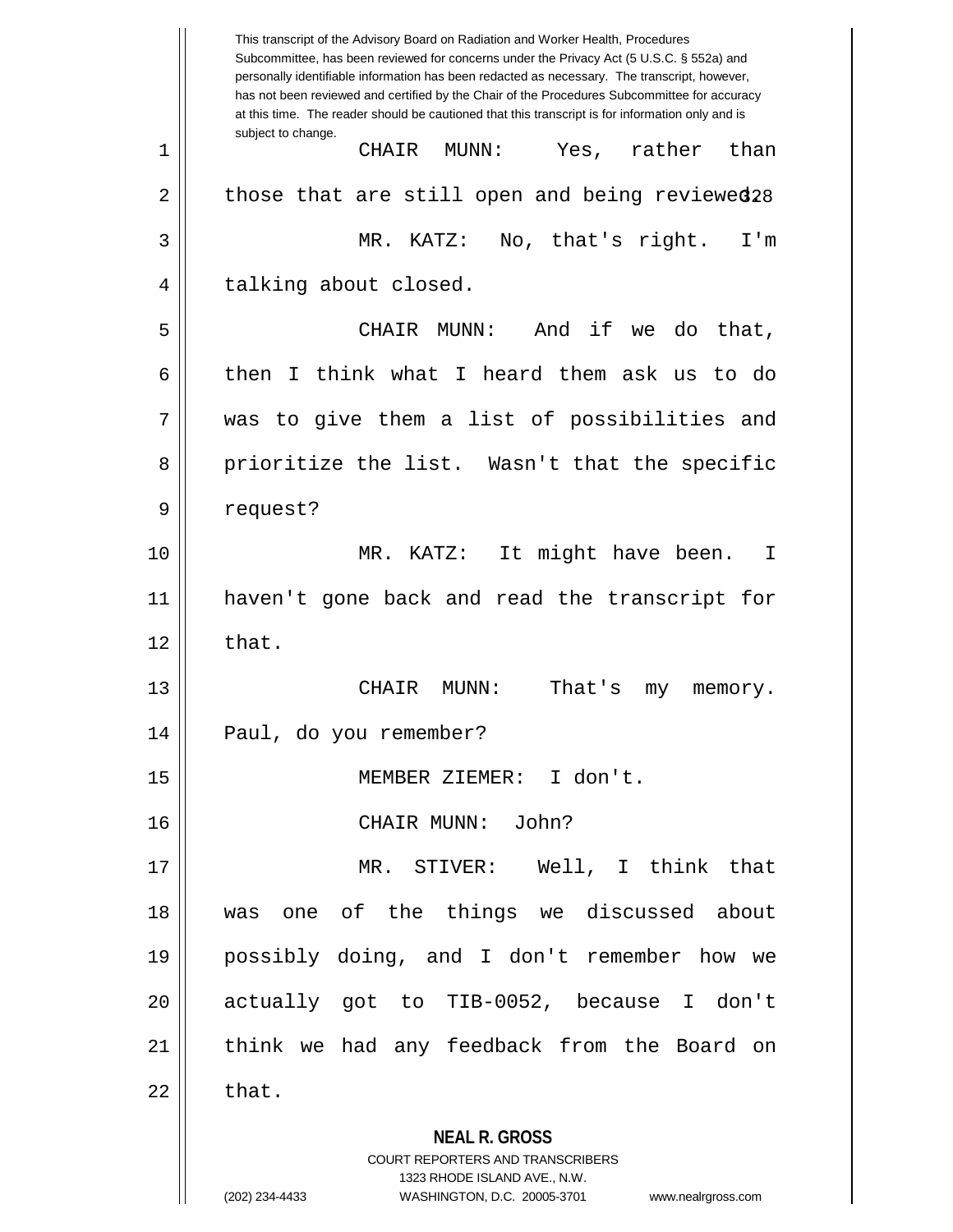This transcript of the Advisory Board on Radiation and Worker Health, Procedures Subcommittee, has been reviewed for concerns under the Privacy Act (5 U.S.C. § 552a) and personally identifiable information has been redacted as necessary. The transcript, however, has not been reviewed and certified by the Chair of the Procedures Subcommittee for accuracy at this time. The reader should be cautioned that this transcript is for information only and is subject to change.

1 CHAIR MUNN: Yes, rather than
2 those that are still open and being reviewed.
3 MR. KATZ: No, that's right. I'm
4 talking about closed.
5 CHAIR MUNN: And if we do that,
6 then I think what I heard them ask us to do
7 was to give them a list of possibilities and
8 prioritize the list. Wasn't that the specific
9 request?
10 MR. KATZ: It might have been. I
11 haven't gone back and read the transcript for
12 that.
13 CHAIR MUNN: That's my memory.
14 Paul, do you remember?
15 MEMBER ZIEMER: I don't.
16 CHAIR MUNN: John?
17 MR. STIVER: Well, I think that
18 was one of the things we discussed about
19 possibly doing, and I don't remember how we
20 actually got to TIB-0052, because I don't
21 think we had any feedback from the Board on
22 that.

**NEAL R. GROSS**
COURT REPORTERS AND TRANSCRIBERS
1323 RHODE ISLAND AVE., N.W.
(202) 234-4433 WASHINGTON, D.C. 20005-3701 www.nealrgross.com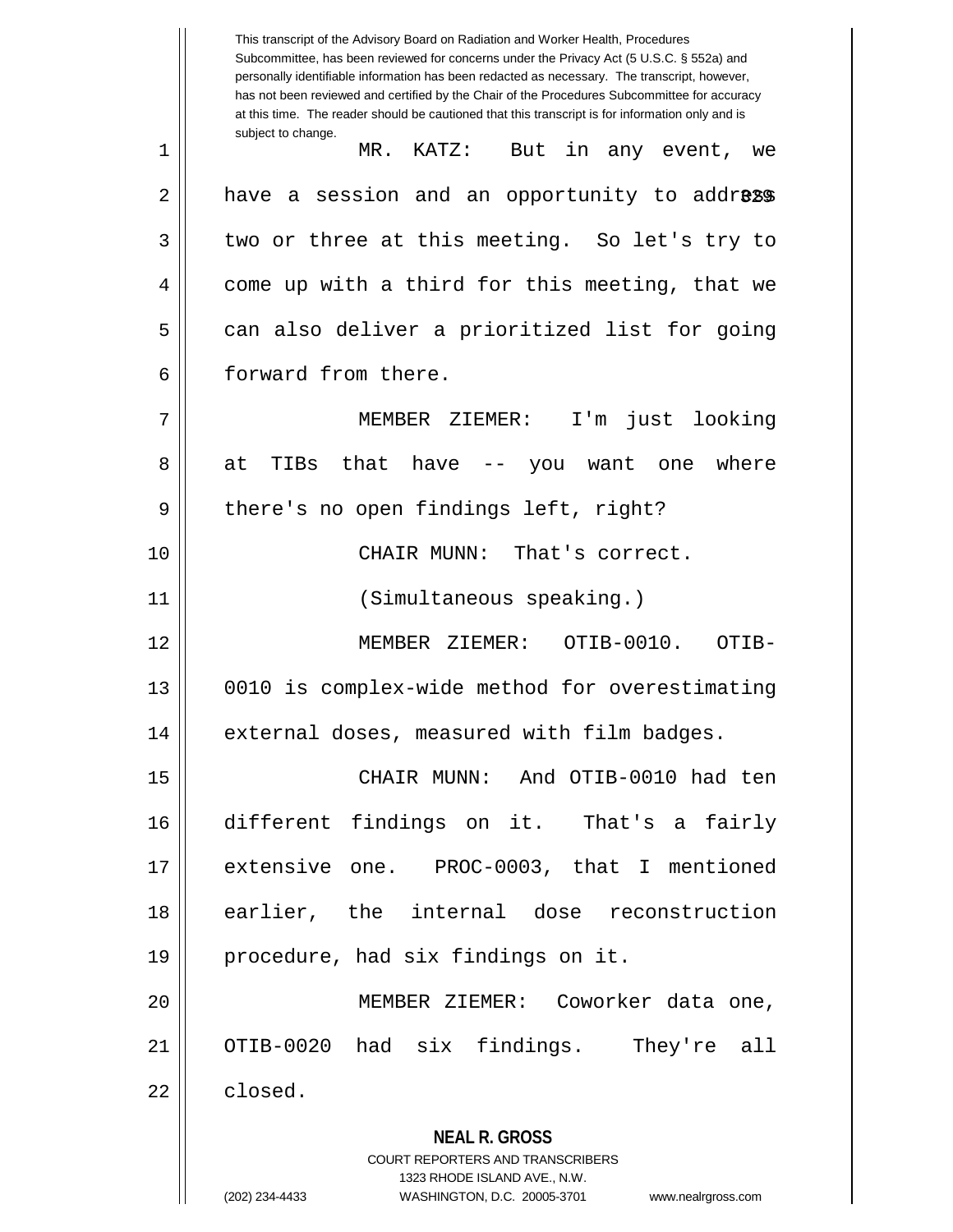This transcript of the Advisory Board on Radiation and Worker Health, Procedures Subcommittee, has been reviewed for concerns under the Privacy Act (5 U.S.C. § 552a) and personally identifiable information has been redacted as necessary. The transcript, however, has not been reviewed and certified by the Chair of the Procedures Subcommittee for accuracy at this time. The reader should be cautioned that this transcript is for information only and is subject to change.

MR. KATZ: But in any event, we have a session and an opportunity to address two or three at this meeting. So let's try to come up with a third for this meeting, that we can also deliver a prioritized list for going forward from there.

MEMBER ZIEMER: I'm just looking at TIBs that have -- you want one where there's no open findings left, right?

CHAIR MUNN: That's correct.

(Simultaneous speaking.)

MEMBER ZIEMER: OTIB-0010. OTIB-0010 is complex-wide method for overestimating external doses, measured with film badges.

CHAIR MUNN: And OTIB-0010 had ten different findings on it. That's a fairly extensive one. PROC-0003, that I mentioned earlier, the internal dose reconstruction procedure, had six findings on it.

MEMBER ZIEMER: Coworker data one, OTIB-0020 had six findings. They're all closed.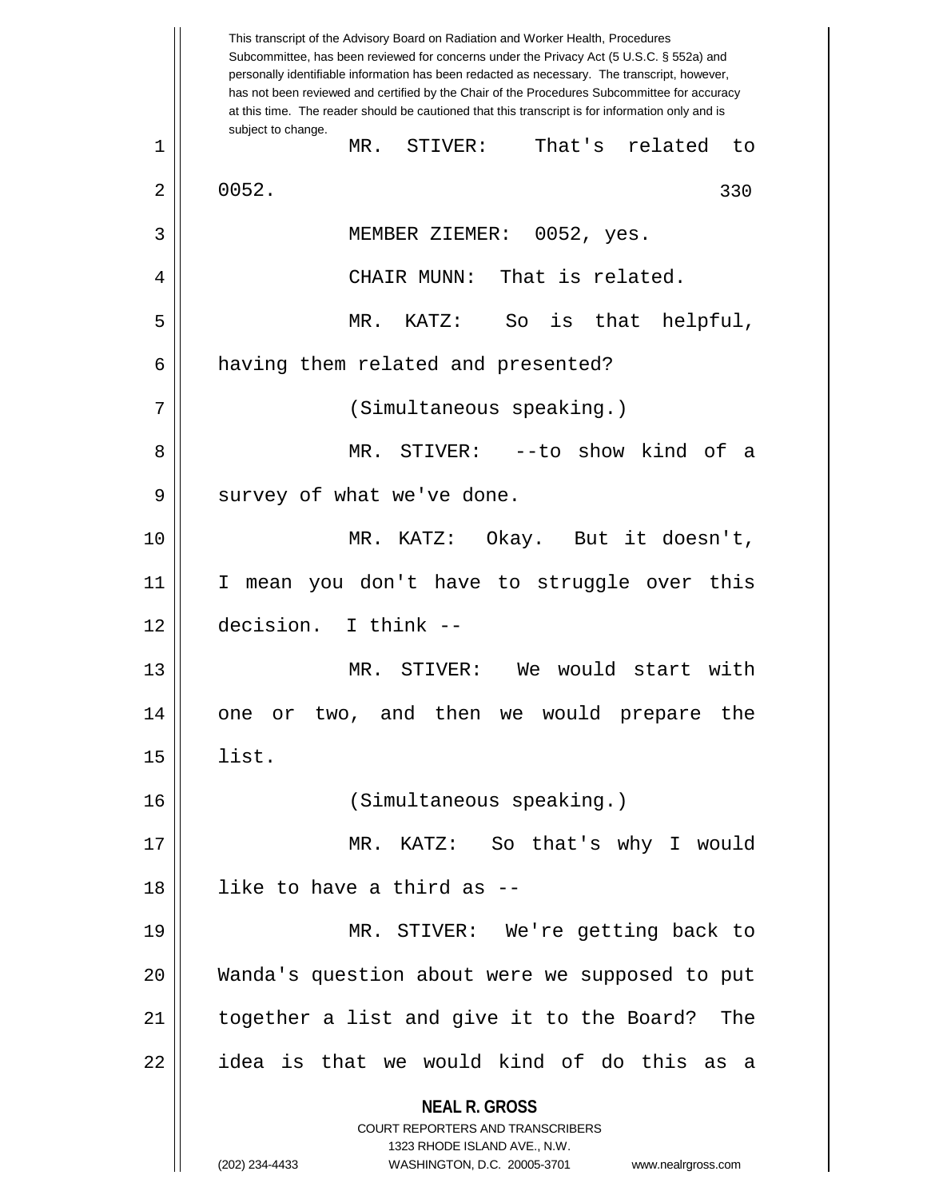MR. STIVER: That's related to 0052.

MEMBER ZIEMER: 0052, yes.

CHAIR MUNN: That is related.

MR. KATZ: So is that helpful, having them related and presented?

(Simultaneous speaking.)

MR. STIVER: --to show kind of a survey of what we've done.

MR. KATZ: Okay. But it doesn't, I mean you don't have to struggle over this decision. I think --

MR. STIVER: We would start with one or two, and then we would prepare the list.

(Simultaneous speaking.)

MR. KATZ: So that's why I would like to have a third as --

MR. STIVER: We're getting back to Wanda's question about were we supposed to put together a list and give it to the Board? The idea is that we would kind of do this as a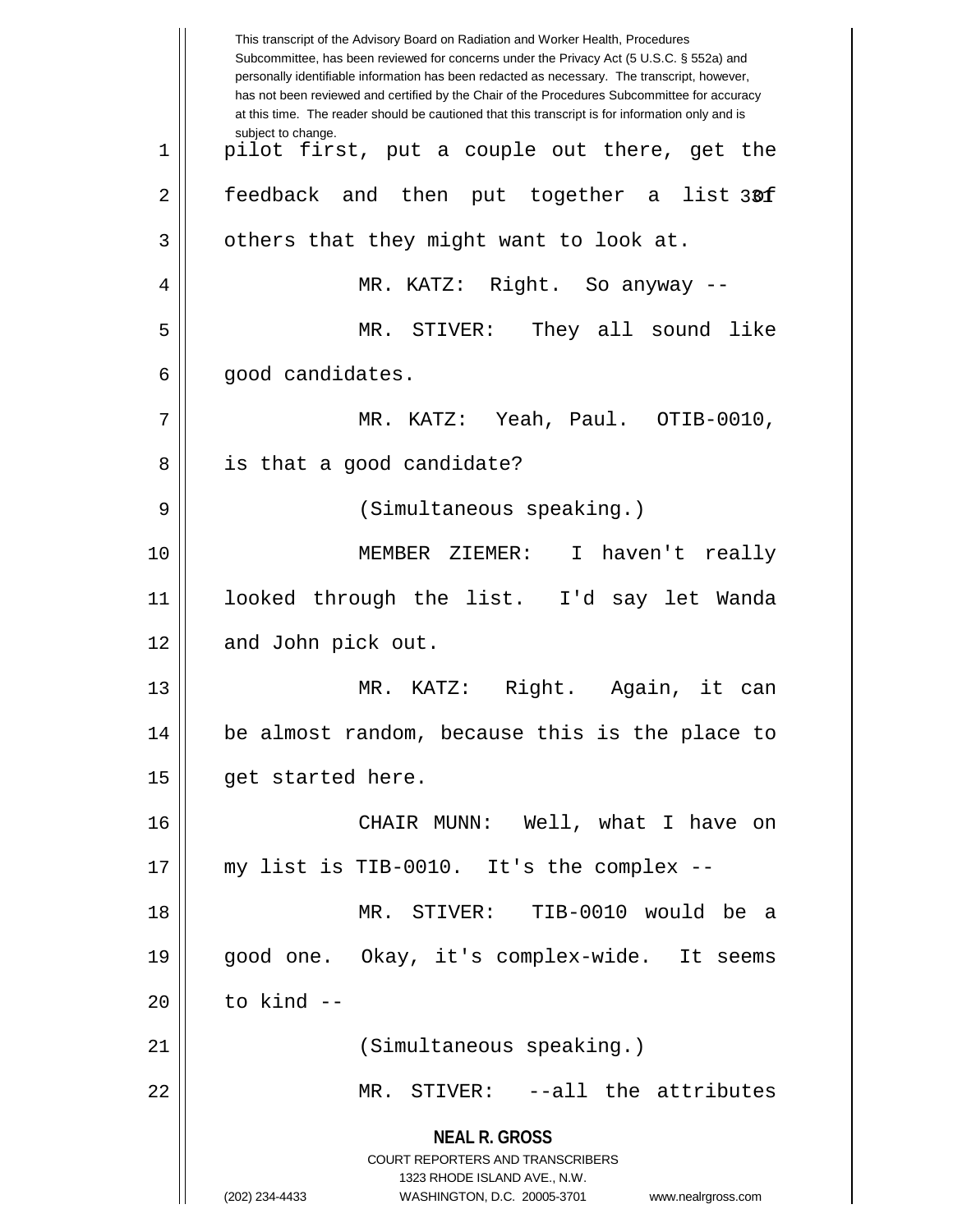pilot first, put a couple out there, get the feedback and then put together a list of others that they might want to look at.

MR. KATZ: Right. So anyway --

MR. STIVER: They all sound like good candidates.

MR. KATZ: Yeah, Paul. OTIB-0010, is that a good candidate?

(Simultaneous speaking.)

MEMBER ZIEMER: I haven't really looked through the list. I'd say let Wanda and John pick out.

MR. KATZ: Right. Again, it can be almost random, because this is the place to get started here.

CHAIR MUNN: Well, what I have on my list is TIB-0010. It's the complex --

MR. STIVER: TIB-0010 would be a good one. Okay, it's complex-wide. It seems to kind --

(Simultaneous speaking.)

MR. STIVER: --all the attributes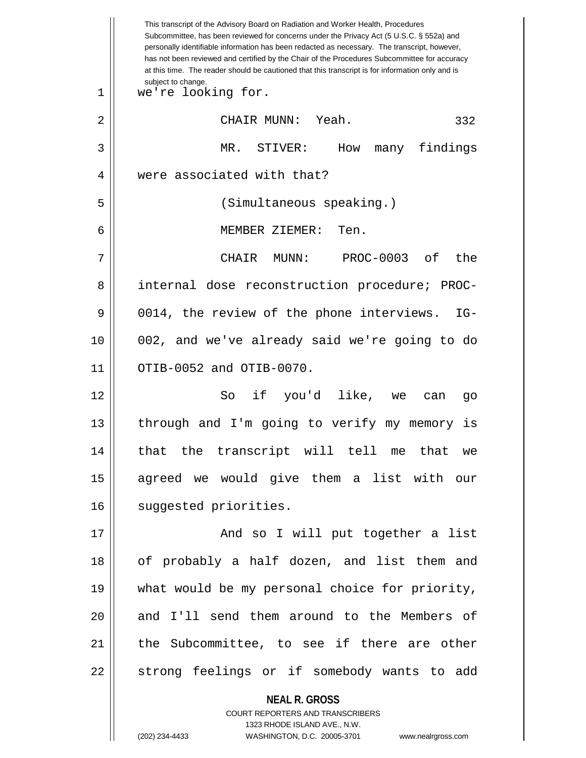we're looking for.

CHAIR MUNN: Yeah.

MR. STIVER: How many findings were associated with that?

(Simultaneous speaking.)

MEMBER ZIEMER: Ten.

CHAIR MUNN: PROC-0003 of the internal dose reconstruction procedure; PROC-0014, the review of the phone interviews. IG-002, and we've already said we're going to do OTIB-0052 and OTIB-0070.

So if you'd like, we can go through and I'm going to verify my memory is that the transcript will tell me that we agreed we would give them a list with our suggested priorities.

And so I will put together a list of probably a half dozen, and list them and what would be my personal choice for priority, and I'll send them around to the Members of the Subcommittee, to see if there are other strong feelings or if somebody wants to add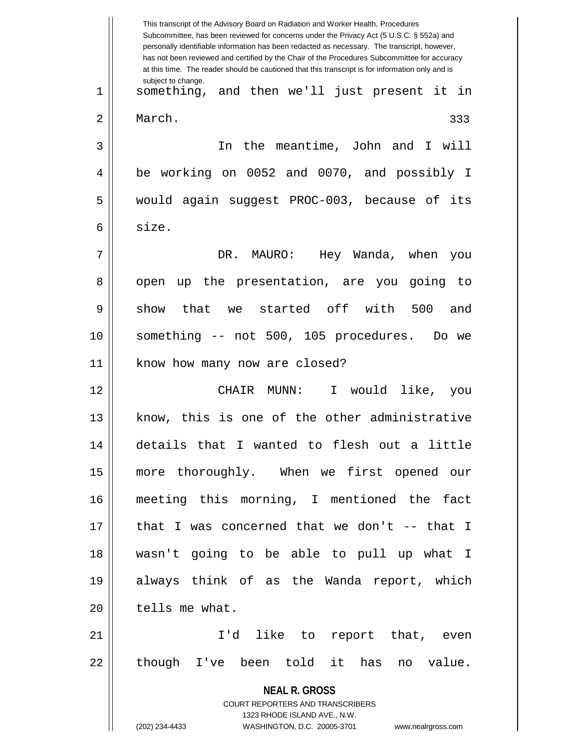something, and then we'll just present it in March.

In the meantime, John and I will be working on 0052 and 0070, and possibly I would again suggest PROC-003, because of its size.

DR. MAURO: Hey Wanda, when you open up the presentation, are you going to show that we started off with 500 and something -- not 500, 105 procedures. Do we know how many now are closed?

CHAIR MUNN: I would like, you know, this is one of the other administrative details that I wanted to flesh out a little more thoroughly. When we first opened our meeting this morning, I mentioned the fact that I was concerned that we don't -- that I wasn't going to be able to pull up what I always think of as the Wanda report, which tells me what.

I'd like to report that, even though I've been told it has no value.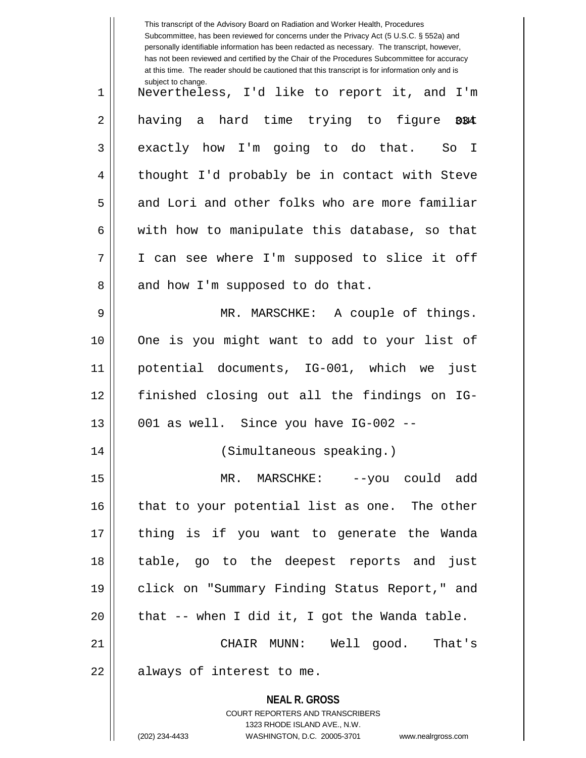Nevertheless, I'd like to report it, and I'm having a hard time trying to figure out exactly how I'm going to do that. So I thought I'd probably be in contact with Steve and Lori and other folks who are more familiar with how to manipulate this database, so that I can see where I'm supposed to slice it off and how I'm supposed to do that.

MR. MARSCHKE: A couple of things. One is you might want to add to your list of potential documents, IG-001, which we just finished closing out all the findings on IG-001 as well. Since you have IG-002 --

(Simultaneous speaking.)

MR. MARSCHKE: --you could add that to your potential list as one. The other thing is if you want to generate the Wanda table, go to the deepest reports and just click on "Summary Finding Status Report," and that -- when I did it, I got the Wanda table.

CHAIR MUNN: Well good. That's always of interest to me.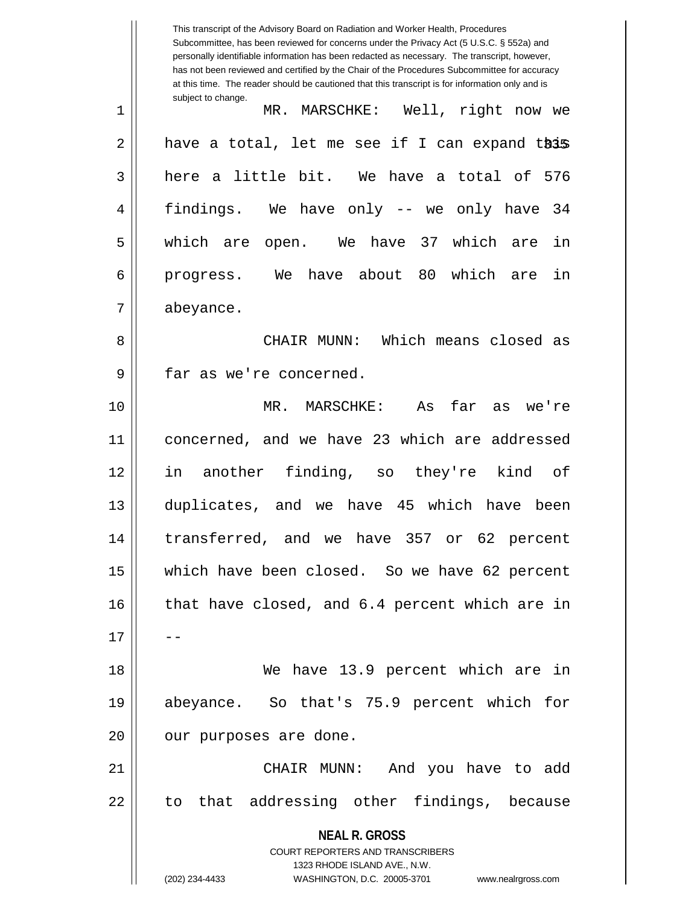This transcript of the Advisory Board on Radiation and Worker Health, Procedures Subcommittee, has been reviewed for concerns under the Privacy Act (5 U.S.C. § 552a) and personally identifiable information has been redacted as necessary. The transcript, however, has not been reviewed and certified by the Chair of the Procedures Subcommittee for accuracy at this time. The reader should be cautioned that this transcript is for information only and is subject to change.

MR. MARSCHKE: Well, right now we have a total, let me see if I can expand this here a little bit. We have a total of 576 findings. We have only -- we only have 34 which are open. We have 37 which are in progress. We have about 80 which are in abeyance.

CHAIR MUNN: Which means closed as far as we're concerned.

MR. MARSCHKE: As far as we're concerned, and we have 23 which are addressed in another finding, so they're kind of duplicates, and we have 45 which have been transferred, and we have 357 or 62 percent which have been closed. So we have 62 percent that have closed, and 6.4 percent which are in --

We have 13.9 percent which are in abeyance. So that's 75.9 percent which for our purposes are done.

CHAIR MUNN: And you have to add to that addressing other findings, because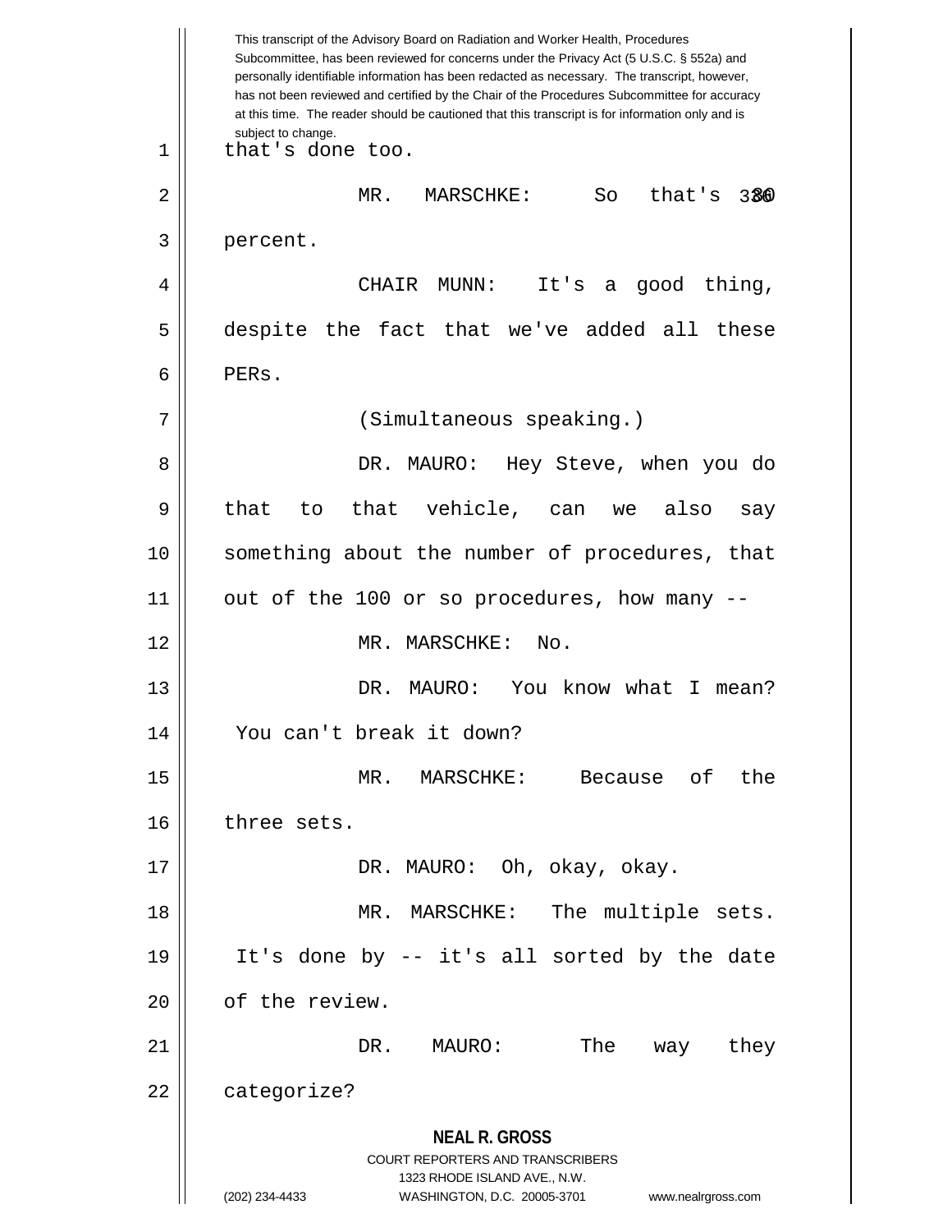that's done too.

MR. MARSCHKE: So that's 80 percent.

CHAIR MUNN: It's a good thing, despite the fact that we've added all these PERs.

(Simultaneous speaking.)

DR. MAURO: Hey Steve, when you do that to that vehicle, can we also say something about the number of procedures, that out of the 100 or so procedures, how many --

MR. MARSCHKE: No.

DR. MAURO: You know what I mean? You can't break it down?

MR. MARSCHKE: Because of the three sets.

DR. MAURO: Oh, okay, okay.

MR. MARSCHKE: The multiple sets. It's done by -- it's all sorted by the date of the review.

DR. MAURO: The way they categorize?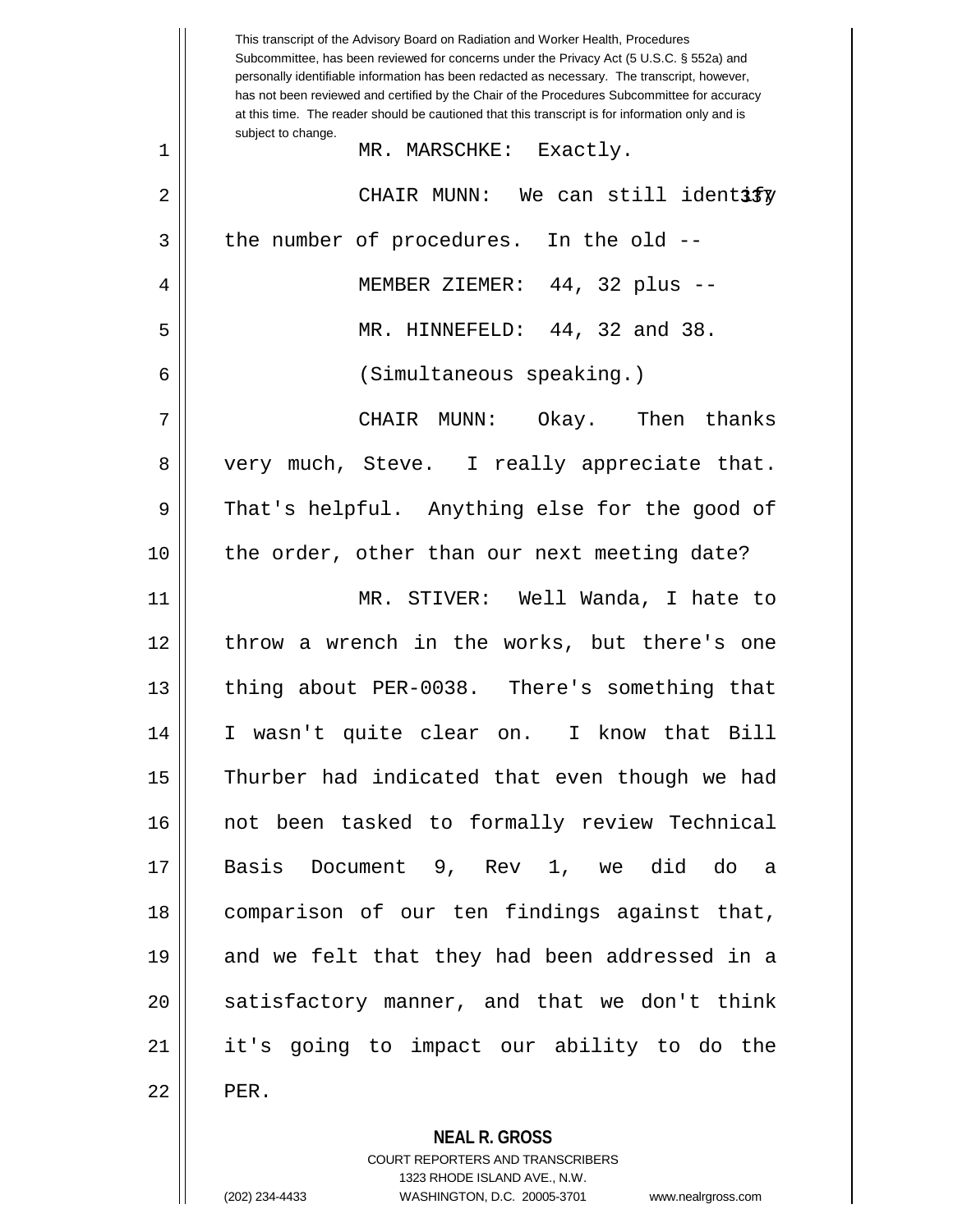This transcript of the Advisory Board on Radiation and Worker Health, Procedures Subcommittee, has been reviewed for concerns under the Privacy Act (5 U.S.C. § 552a) and personally identifiable information has been redacted as necessary. The transcript, however, has not been reviewed and certified by the Chair of the Procedures Subcommittee for accuracy at this time. The reader should be cautioned that this transcript is for information only and is subject to change.

MR. MARSCHKE: Exactly.

CHAIR MUNN: We can still identify the number of procedures. In the old --

MEMBER ZIEMER: 44, 32 plus --

MR. HINNEFELD: 44, 32 and 38.

(Simultaneous speaking.)

CHAIR MUNN: Okay. Then thanks very much, Steve. I really appreciate that. That's helpful. Anything else for the good of the order, other than our next meeting date?

MR. STIVER: Well Wanda, I hate to throw a wrench in the works, but there's one thing about PER-0038. There's something that I wasn't quite clear on. I know that Bill Thurber had indicated that even though we had not been tasked to formally review Technical Basis Document 9, Rev 1, we did do a comparison of our ten findings against that, and we felt that they had been addressed in a satisfactory manner, and that we don't think it's going to impact our ability to do the PER.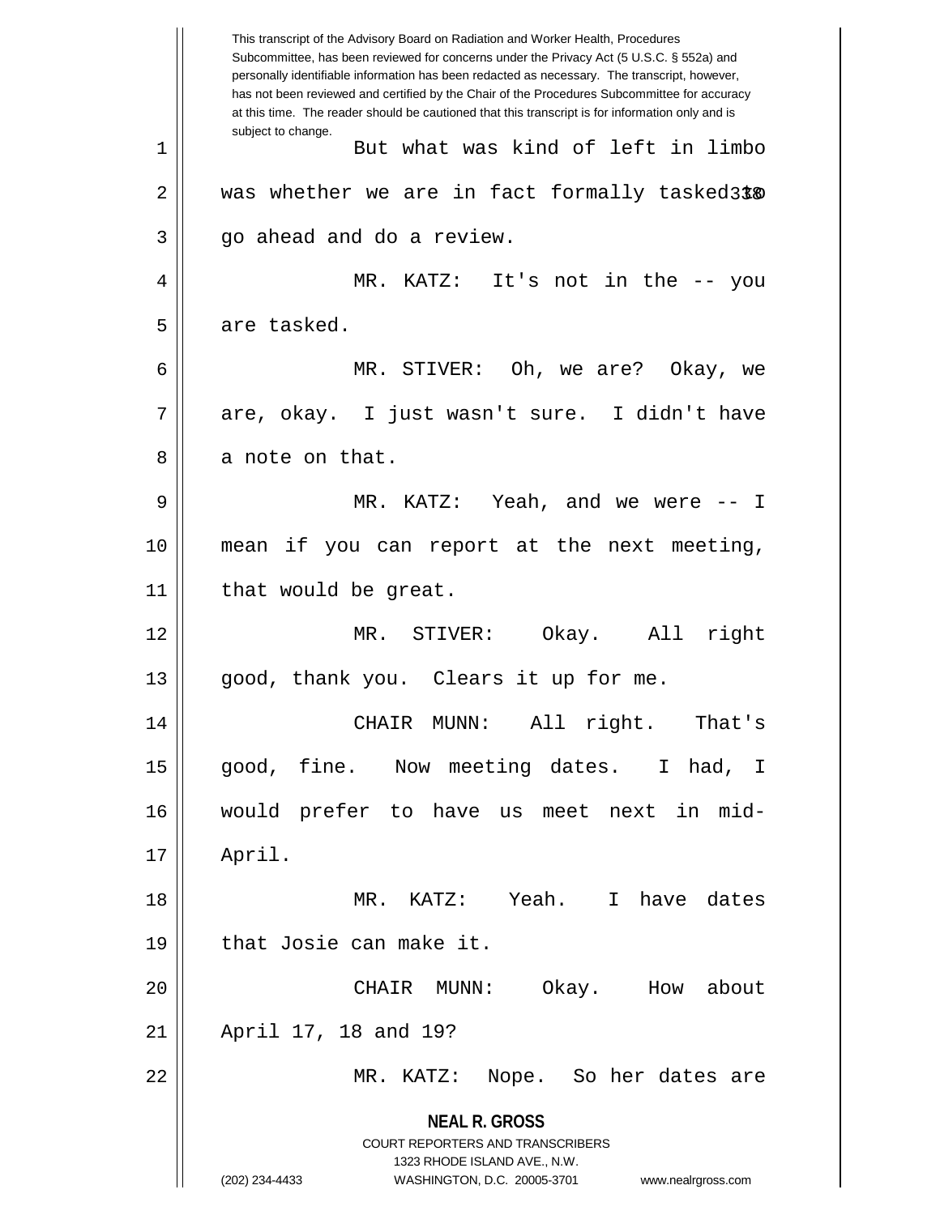This transcript of the Advisory Board on Radiation and Worker Health, Procedures Subcommittee, has been reviewed for concerns under the Privacy Act (5 U.S.C. § 552a) and personally identifiable information has been redacted as necessary. The transcript, however, has not been reviewed and certified by the Chair of the Procedures Subcommittee for accuracy at this time. The reader should be cautioned that this transcript is for information only and is subject to change.

But what was kind of left in limbo was whether we are in fact formally tasked to go ahead and do a review.

MR. KATZ: It's not in the -- you are tasked.

MR. STIVER: Oh, we are? Okay, we are, okay. I just wasn't sure. I didn't have a note on that.

MR. KATZ: Yeah, and we were -- I mean if you can report at the next meeting, that would be great.

MR. STIVER: Okay. All right good, thank you. Clears it up for me.

CHAIR MUNN: All right. That's good, fine. Now meeting dates. I had, I would prefer to have us meet next in mid-April.

MR. KATZ: Yeah. I have dates that Josie can make it.

CHAIR MUNN: Okay. How about April 17, 18 and 19?

MR. KATZ: Nope. So her dates are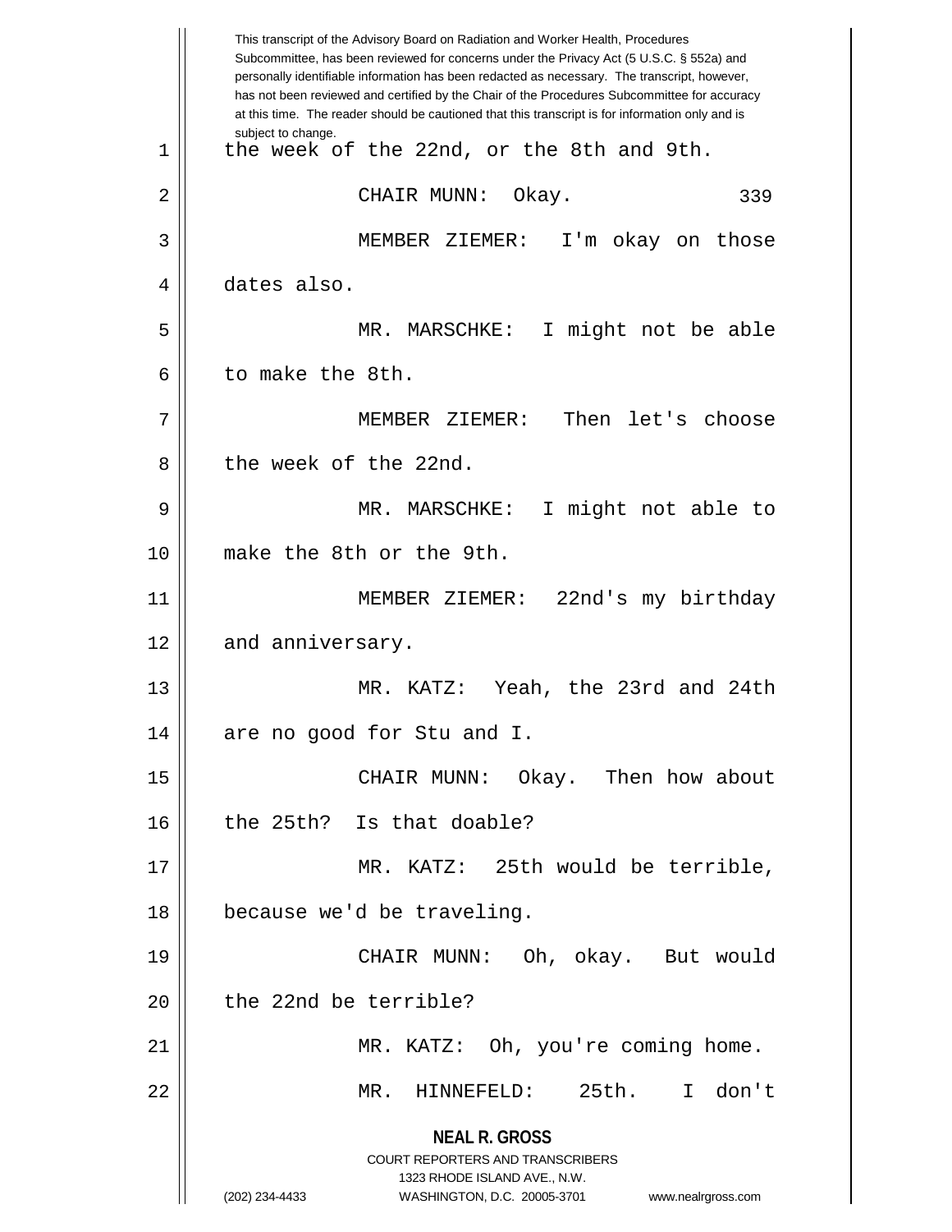This transcript of the Advisory Board on Radiation and Worker Health, Procedures Subcommittee, has been reviewed for concerns under the Privacy Act (5 U.S.C. § 552a) and personally identifiable information has been redacted as necessary. The transcript, however, has not been reviewed and certified by the Chair of the Procedures Subcommittee for accuracy at this time. The reader should be cautioned that this transcript is for information only and is subject to change.

the week of the 22nd, or the 8th and 9th.

CHAIR MUNN: Okay.

MEMBER ZIEMER: I'm okay on those dates also.

MR. MARSCHKE: I might not be able to make the 8th.

MEMBER ZIEMER: Then let's choose the week of the 22nd.

MR. MARSCHKE: I might not able to make the 8th or the 9th.

MEMBER ZIEMER: 22nd's my birthday and anniversary.

MR. KATZ: Yeah, the 23rd and 24th are no good for Stu and I.

CHAIR MUNN: Okay. Then how about the 25th? Is that doable?

MR. KATZ: 25th would be terrible, because we'd be traveling.

CHAIR MUNN: Oh, okay. But would the 22nd be terrible?

MR. KATZ: Oh, you're coming home.

MR. HINNEFELD: 25th. I don't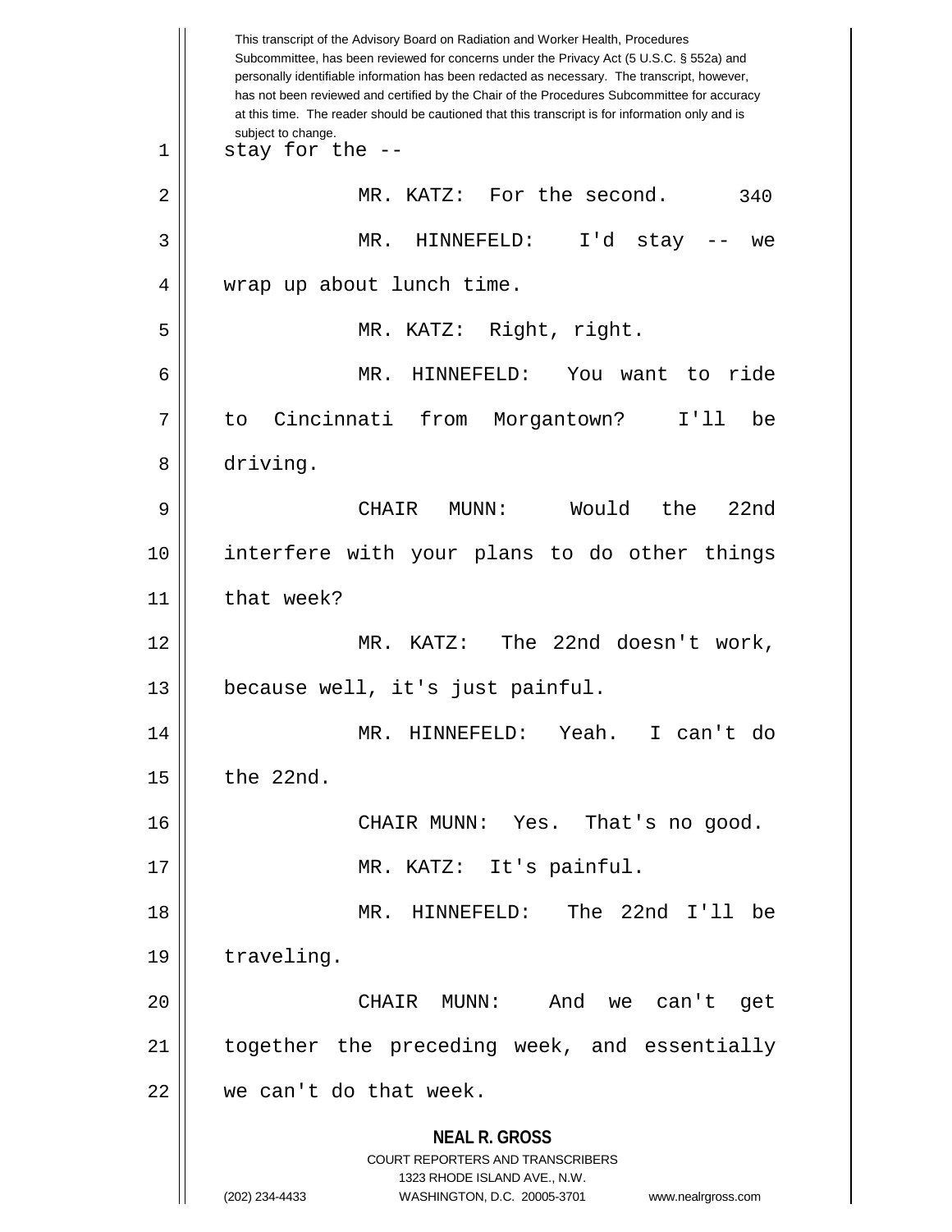stay for the --

MR. KATZ: For the second.

MR. HINNEFELD: I'd stay -- we wrap up about lunch time.

MR. KATZ: Right, right.

MR. HINNEFELD: You want to ride to Cincinnati from Morgantown? I'll be driving.

CHAIR MUNN: Would the 22nd interfere with your plans to do other things that week?

MR. KATZ: The 22nd doesn't work, because well, it's just painful.

MR. HINNEFELD: Yeah. I can't do the 22nd.

CHAIR MUNN: Yes. That's no good.

MR. KATZ: It's painful.

MR. HINNEFELD: The 22nd I'll be traveling.

CHAIR MUNN: And we can't get together the preceding week, and essentially we can't do that week.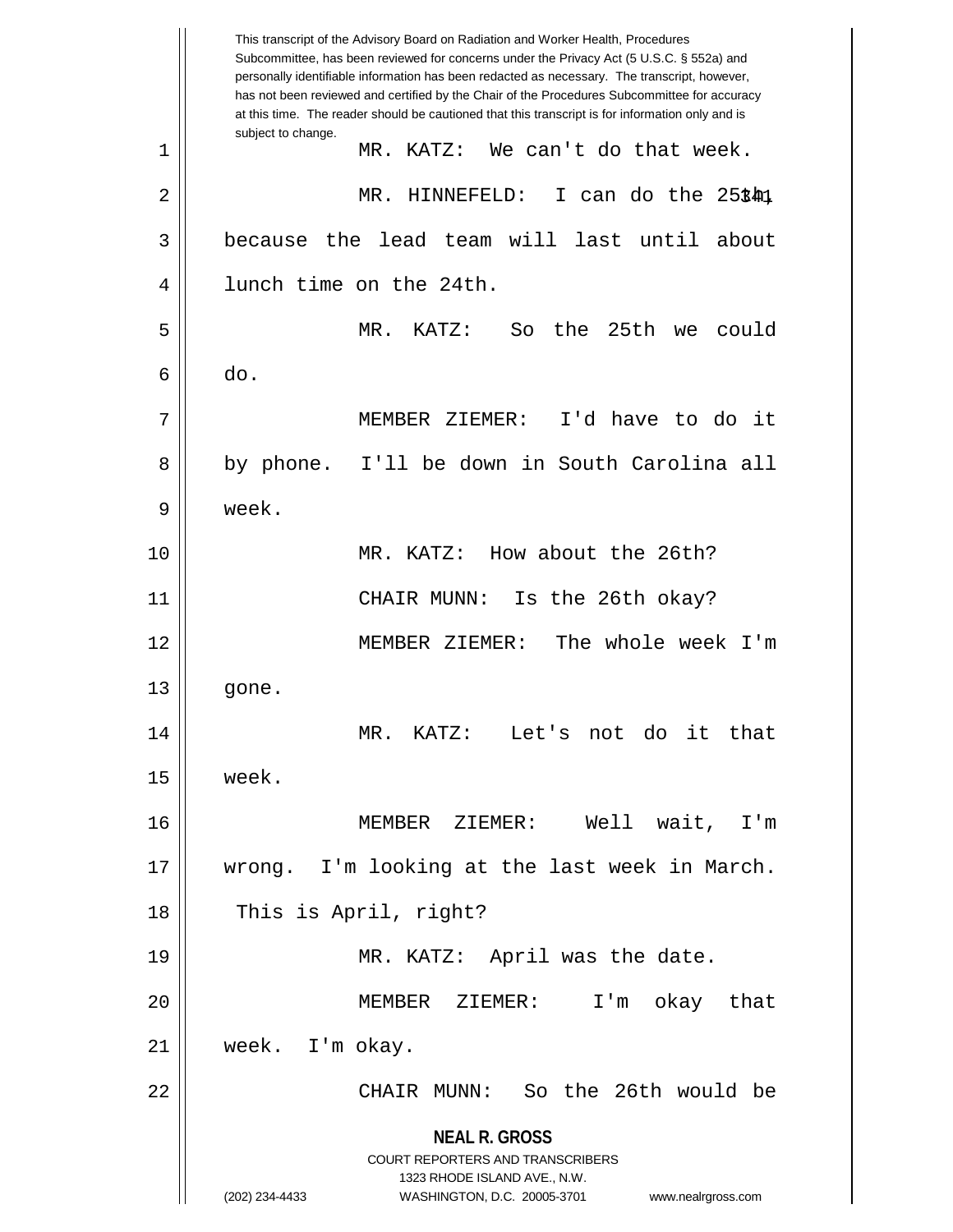This transcript of the Advisory Board on Radiation and Worker Health, Procedures Subcommittee, has been reviewed for concerns under the Privacy Act (5 U.S.C. § 552a) and personally identifiable information has been redacted as necessary. The transcript, however, has not been reviewed and certified by the Chair of the Procedures Subcommittee for accuracy at this time. The reader should be cautioned that this transcript is for information only and is subject to change.

1 MR. KATZ: We can't do that week.

2 MR. HINNEFELD: I can do the 25th,

3 because the lead team will last until about

4 lunch time on the 24th.

5 MR. KATZ: So the 25th we could

6 do.

7 MEMBER ZIEMER: I'd have to do it

8 by phone. I'll be down in South Carolina all

9 week.

10 MR. KATZ: How about the 26th?

11 CHAIR MUNN: Is the 26th okay?

12 MEMBER ZIEMER: The whole week I'm

13 gone.

14 MR. KATZ: Let's not do it that

15 week.

16 MEMBER ZIEMER: Well wait, I'm

17 wrong. I'm looking at the last week in March.

18 This is April, right?

19 MR. KATZ: April was the date.

20 MEMBER ZIEMER: I'm okay that

21 week. I'm okay.

22 CHAIR MUNN: So the 26th would be

**NEAL R. GROSS**
COURT REPORTERS AND TRANSCRIBERS
1323 RHODE ISLAND AVE., N.W.
(202) 234-4433 WASHINGTON, D.C. 20005-3701 www.nealrgross.com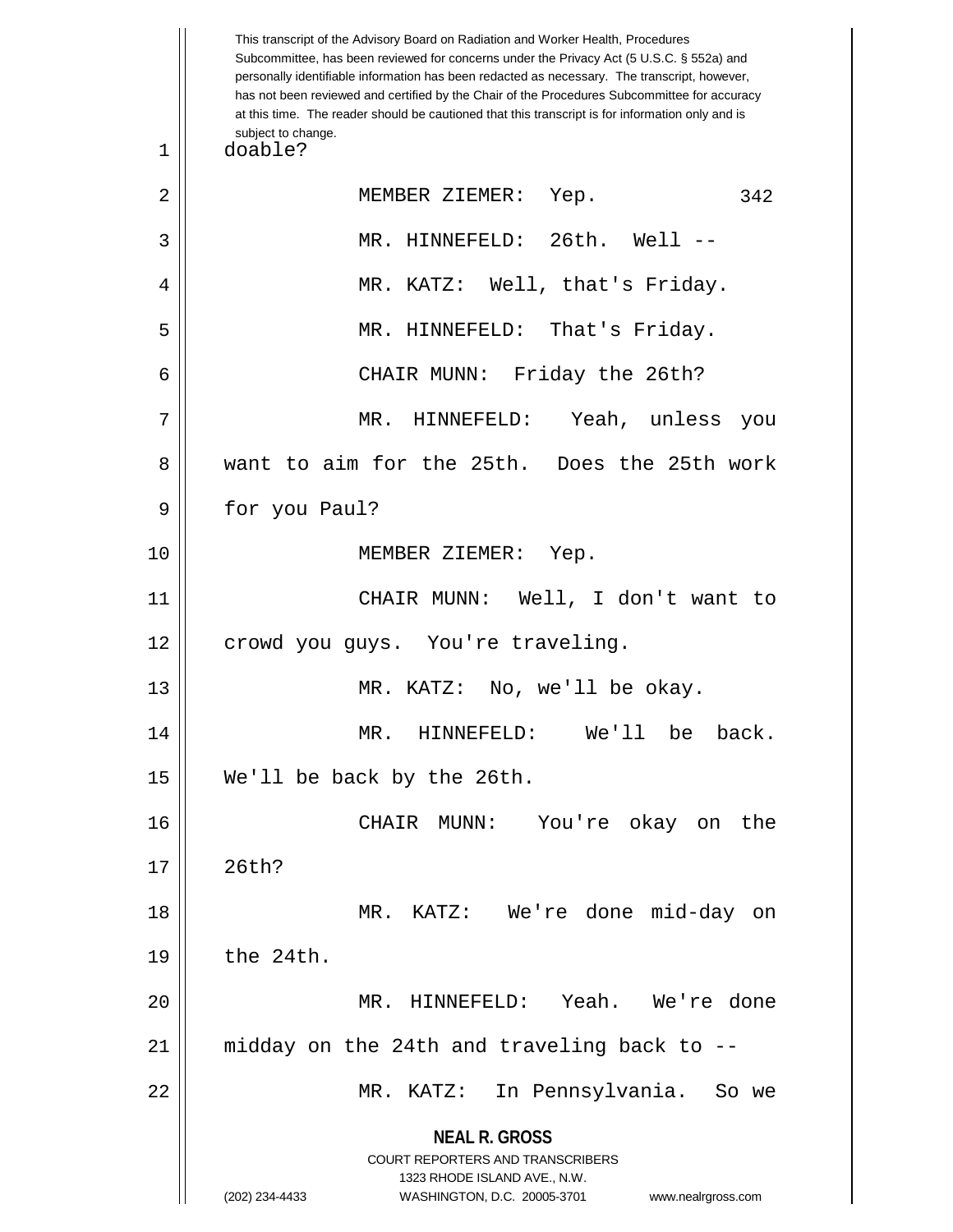doable?

MEMBER ZIEMER: Yep.

MR. HINNEFELD: 26th. Well --

MR. KATZ: Well, that's Friday.

MR. HINNEFELD: That's Friday.

CHAIR MUNN: Friday the 26th?

MR. HINNEFELD: Yeah, unless you want to aim for the 25th. Does the 25th work for you Paul?

MEMBER ZIEMER: Yep.

CHAIR MUNN: Well, I don't want to crowd you guys. You're traveling.

MR. KATZ: No, we'll be okay.

MR. HINNEFELD: We'll be back. We'll be back by the 26th.

CHAIR MUNN: You're okay on the 26th?

MR. KATZ: We're done mid-day on the 24th.

MR. HINNEFELD: Yeah. We're done midday on the 24th and traveling back to --

MR. KATZ: In Pennsylvania. So we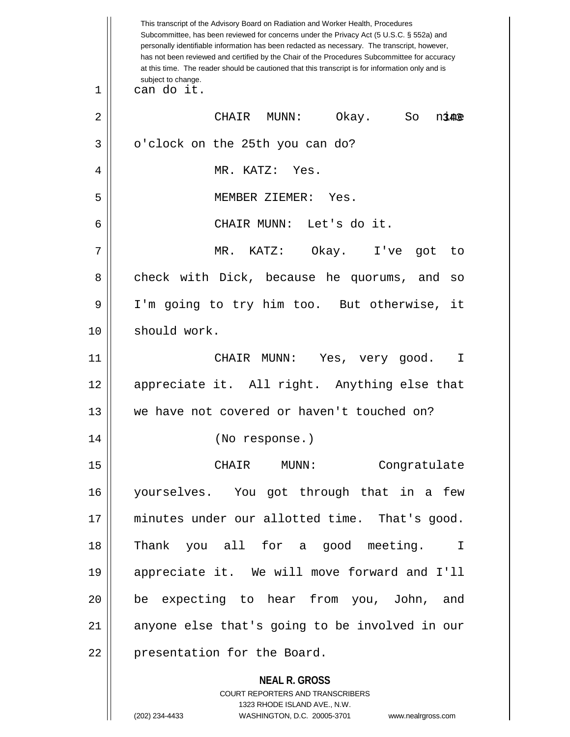can do it.

CHAIR MUNN: Okay. So nine o'clock on the 25th you can do?

MR. KATZ: Yes.

MEMBER ZIEMER: Yes.

CHAIR MUNN: Let's do it.

MR. KATZ: Okay. I've got to check with Dick, because he quorums, and so I'm going to try him too. But otherwise, it should work.

CHAIR MUNN: Yes, very good. I appreciate it. All right. Anything else that we have not covered or haven't touched on?

(No response.)

CHAIR MUNN: Congratulate yourselves. You got through that in a few minutes under our allotted time. That's good. Thank you all for a good meeting. I appreciate it. We will move forward and I'll be expecting to hear from you, John, and anyone else that's going to be involved in our presentation for the Board.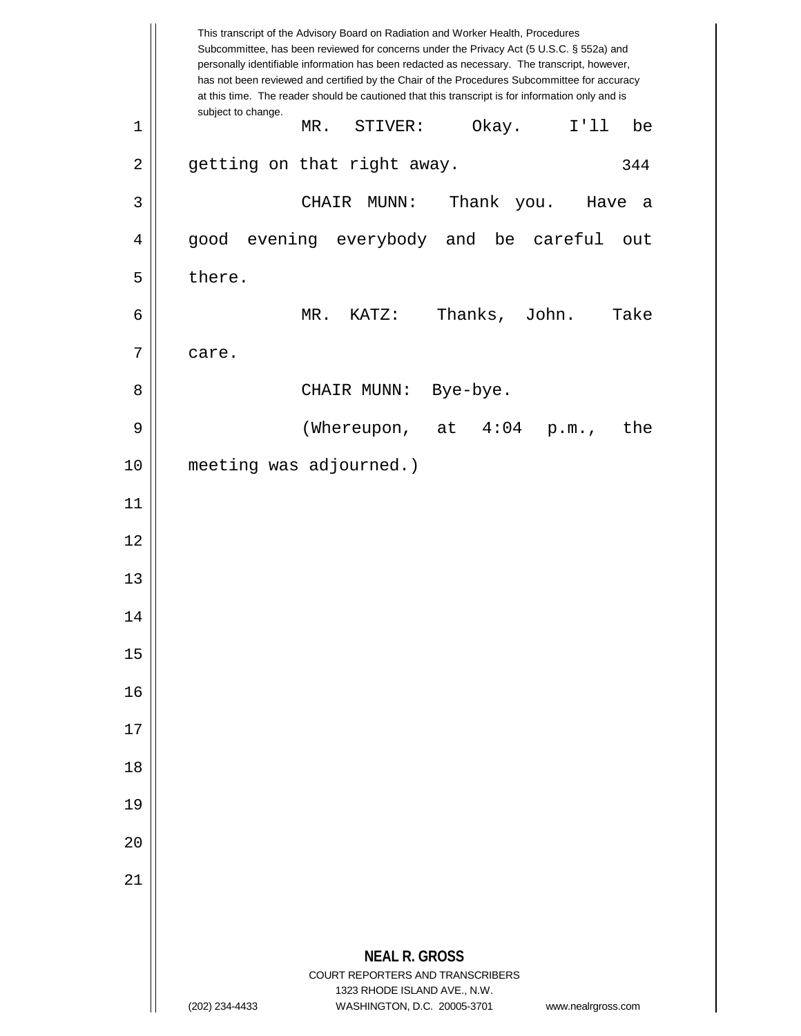This transcript of the Advisory Board on Radiation and Worker Health, Procedures Subcommittee, has been reviewed for concerns under the Privacy Act (5 U.S.C. § 552a) and personally identifiable information has been redacted as necessary. The transcript, however, has not been reviewed and certified by the Chair of the Procedures Subcommittee for accuracy at this time. The reader should be cautioned that this transcript is for information only and is subject to change.

MR. STIVER: Okay. I'll be getting on that right away.

CHAIR MUNN: Thank you. Have a good evening everybody and be careful out there.

MR. KATZ: Thanks, John. Take care.

CHAIR MUNN: Bye-bye.

(Whereupon, at 4:04 p.m., the meeting was adjourned.)